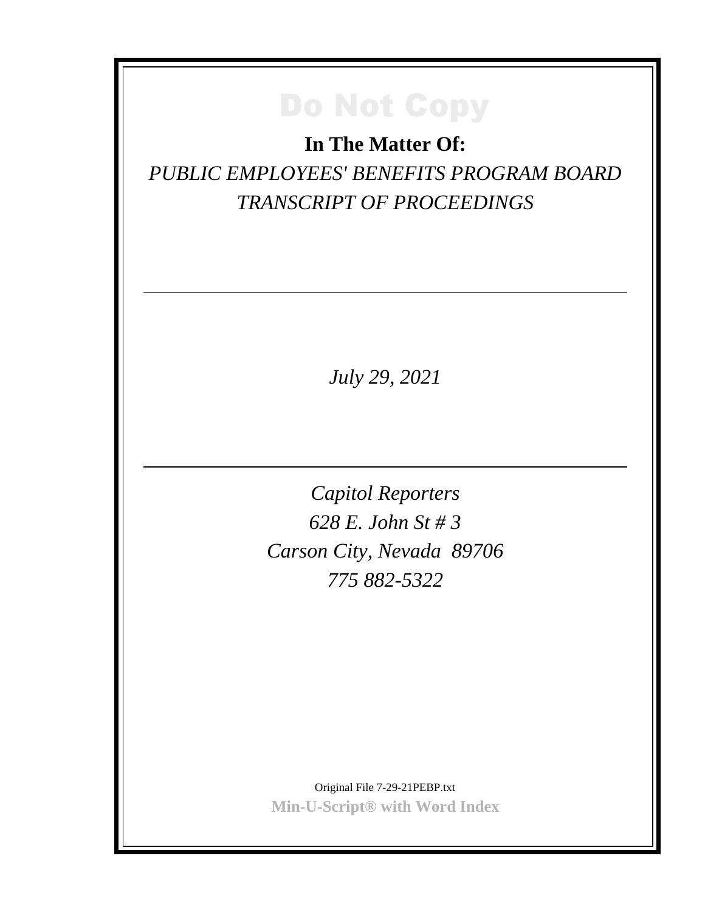Do Not Copy

**In The Matter Of:**

*PUBLIC EMPLOYEES' BENEFITS PROGRAM BOARD*

*TRANSCRIPT OF PROCEEDINGS*

---

*July 29, 2021*

---

*Capitol Reporters*

*628 E. John St # 3*

*Carson City, Nevada 89706*

*775 882-5322*

Original File 7-29-21PEBP.txt

**Min-U-Script® with Word Index**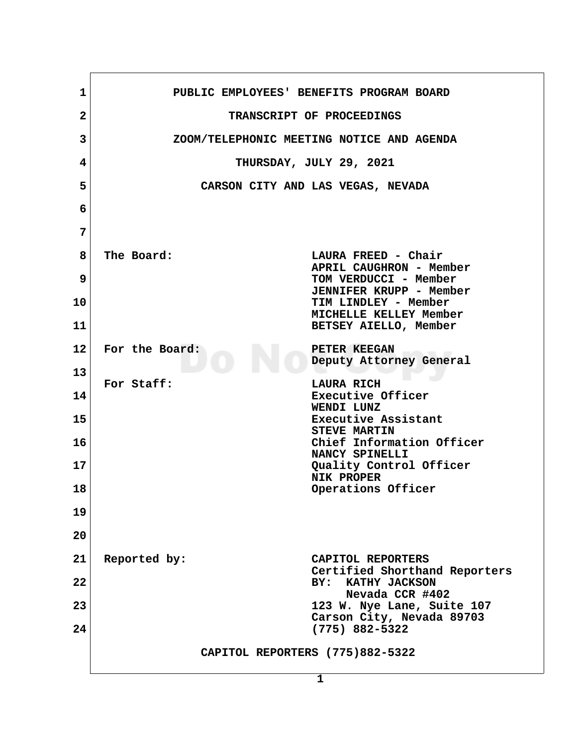PUBLIC EMPLOYEES' BENEFITS PROGRAM BOARD

TRANSCRIPT OF PROCEEDINGS

ZOOM/TELEPHONIC MEETING NOTICE AND AGENDA

THURSDAY, JULY 29, 2021

CARSON CITY AND LAS VEGAS, NEVADA

| | |
|---|---|
| The Board: | LAURA FREED - Chair<br>APRIL CAUGHRON - Member<br>TOM VERDUCCI - Member<br>JENNIFER KRUPP - Member<br>TIM LINDLEY - Member<br>MICHELLE KELLEY Member<br>BETSEY AIELLO, Member |
| For the Board: | PETER KEEGAN<br>Deputy Attorney General |
| For Staff: | LAURA RICH<br>Executive Officer<br>WENDI LUNZ<br>Executive Assistant<br>STEVE MARTIN<br>Chief Information Officer<br>NANCY SPINELLI<br>Quality Control Officer<br>NIK PROPER<br>Operations Officer |
| Reported by: | CAPITOL REPORTERS<br>Certified Shorthand Reporters<br>BY: KATHY JACKSON<br>Nevada CCR #402<br>123 W. Nye Lane, Suite 107<br>Carson City, Nevada 89703<br>(775) 882-5322 |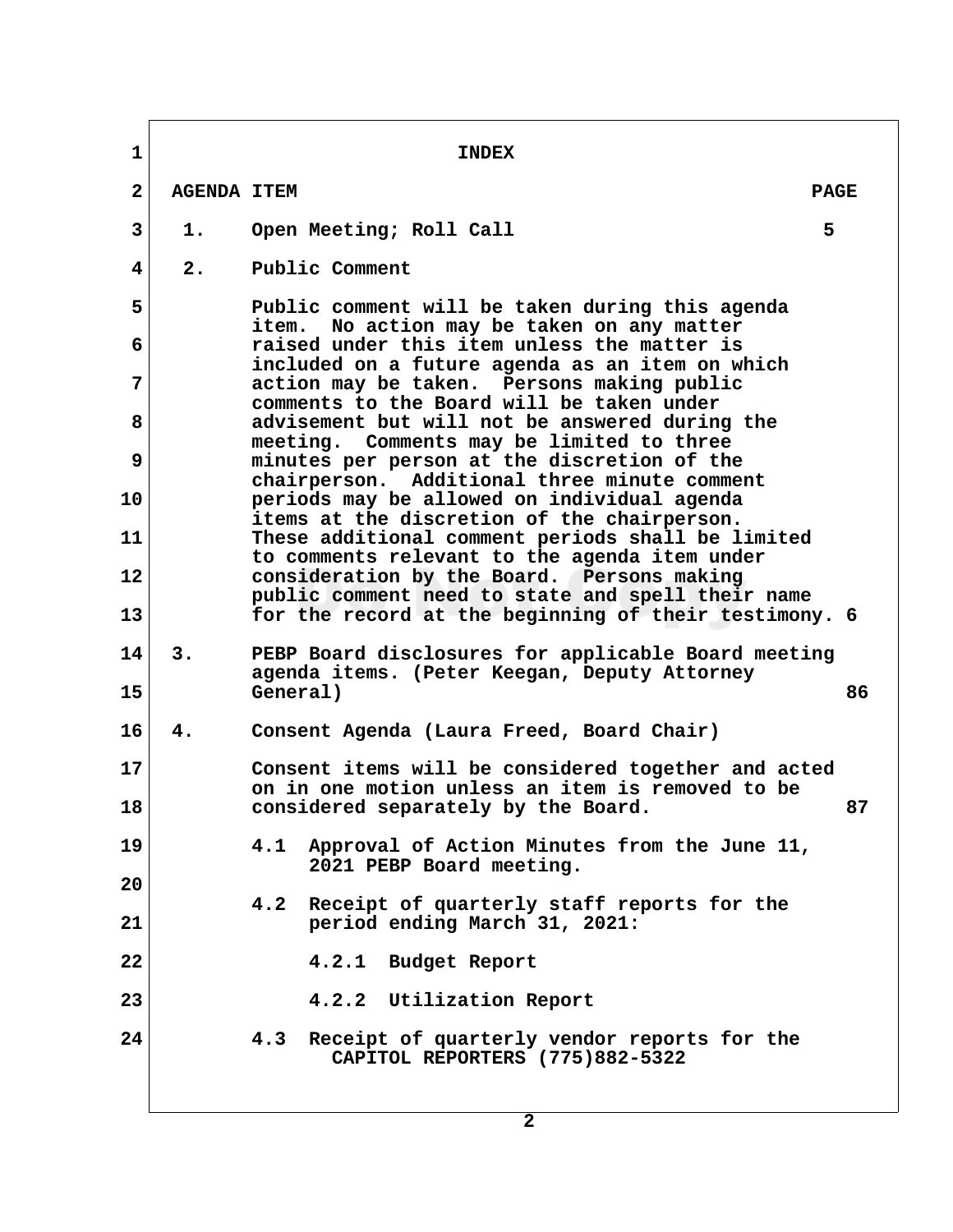# INDEX

| AGENDA ITEM | | PAGE |
|---|---|---|
| 1. | Open Meeting; Roll Call | 5 |
| 2. | Public Comment<br><br>Public comment will be taken during this agenda item. No action may be taken on any matter raised under this item unless the matter is included on a future agenda as an item on which action may be taken. Persons making public comments to the Board will be taken under advisement but will not be answered during the meeting. Comments may be limited to three minutes per person at the discretion of the chairperson. Additional three minute comment periods may be allowed on individual agenda items at the discretion of the chairperson. These additional comment periods shall be limited to comments relevant to the agenda item under consideration by the Board. Persons making public comment need to state and spell their name for the record at the beginning of their testimony. | 6 |
| 3. | PEBP Board disclosures for applicable Board meeting agenda items. (Peter Keegan, Deputy Attorney General) | 86 |
| 4. | Consent Agenda (Laura Freed, Board Chair)<br><br>Consent items will be considered together and acted on in one motion unless an item is removed to be considered separately by the Board. | 87 |
| | 4.1 Approval of Action Minutes from the June 11, 2021 PEBP Board meeting. | |
| | 4.2 Receipt of quarterly staff reports for the period ending March 31, 2021: | |
| | 4.2.1 Budget Report | |
| | 4.2.2 Utilization Report | |
| | 4.3 Receipt of quarterly vendor reports for the | |

CAPITOL REPORTERS (775)882-5322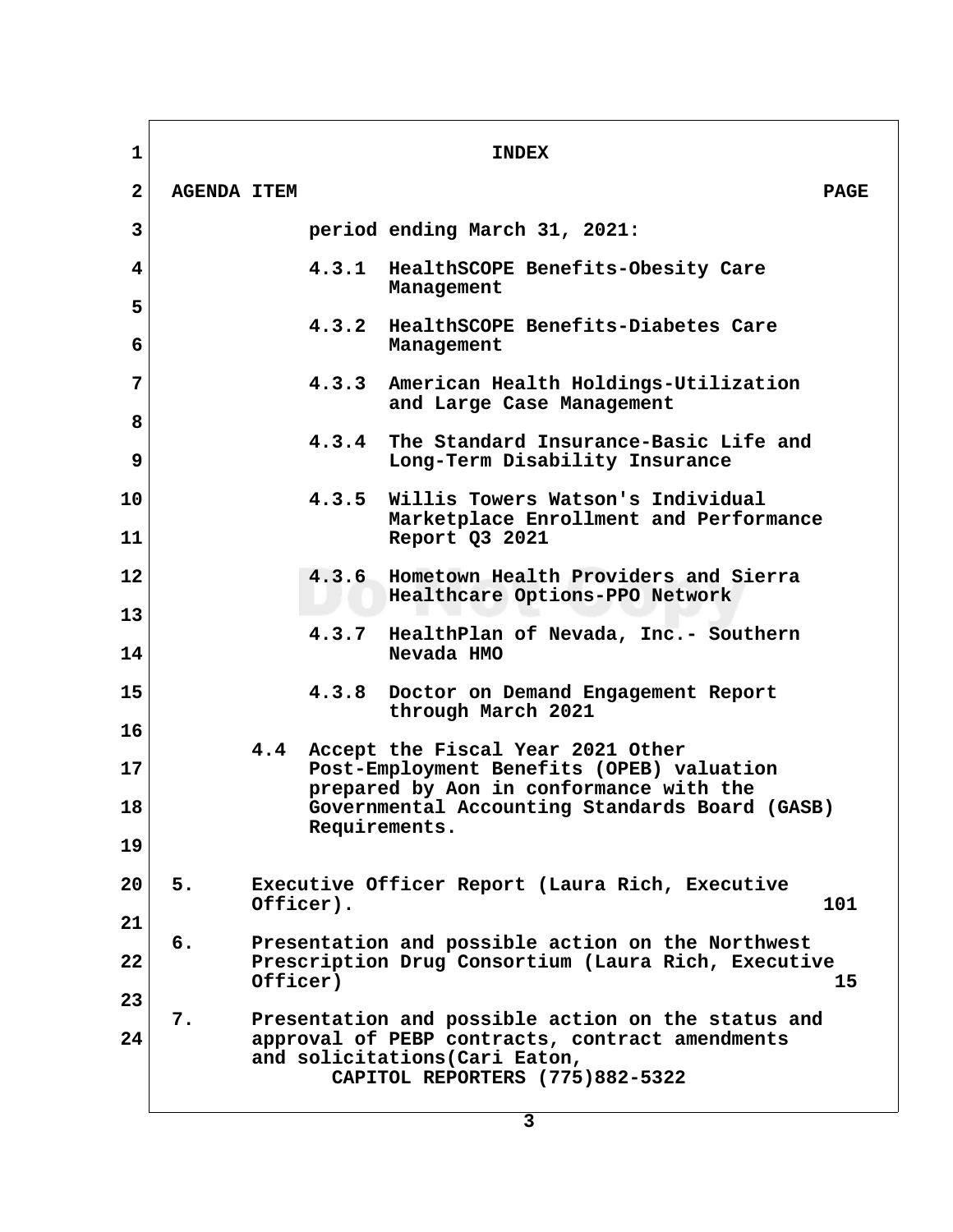# INDEX

AGENDA ITEM PAGE

period ending March 31, 2021:

4.3.1 HealthSCOPE Benefits-Obesity Care Management

4.3.2 HealthSCOPE Benefits-Diabetes Care Management

4.3.3 American Health Holdings-Utilization and Large Case Management

4.3.4 The Standard Insurance-Basic Life and Long-Term Disability Insurance

4.3.5 Willis Towers Watson's Individual Marketplace Enrollment and Performance Report Q3 2021

4.3.6 Hometown Health Providers and Sierra Healthcare Options-PPO Network

4.3.7 HealthPlan of Nevada, Inc.- Southern Nevada HMO

4.3.8 Doctor on Demand Engagement Report through March 2021

4.4 Accept the Fiscal Year 2021 Other Post-Employment Benefits (OPEB) valuation prepared by Aon in conformance with the Governmental Accounting Standards Board (GASB) Requirements.

5. Executive Officer Report (Laura Rich, Executive Officer). 101

6. Presentation and possible action on the Northwest Prescription Drug Consortium (Laura Rich, Executive Officer) 15

7. Presentation and possible action on the status and approval of PEBP contracts, contract amendments and solicitations(Cari Eaton,

CAPITOL REPORTERS (775)882-5322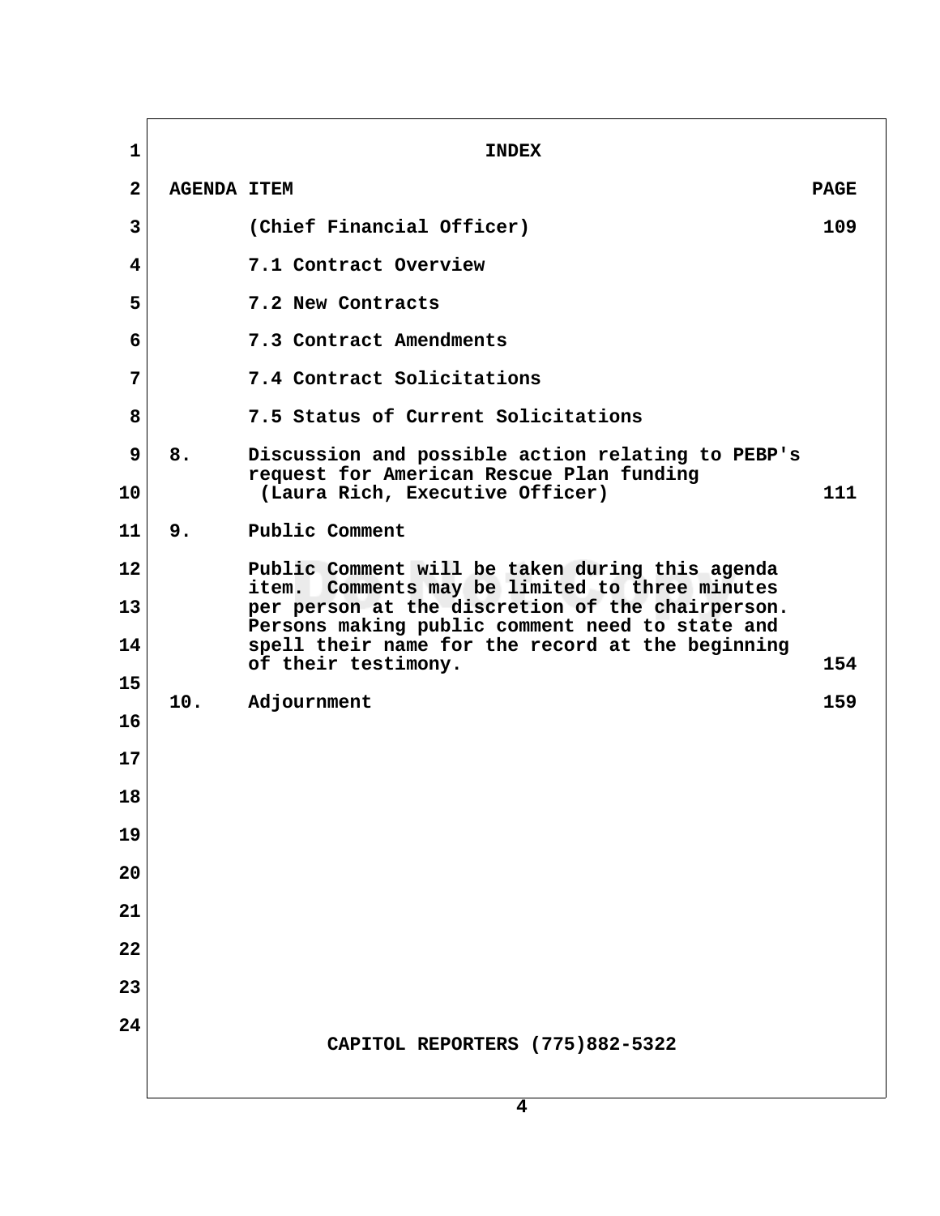# INDEX

| AGENDA ITEM | | PAGE |
|---|---|---|
| | (Chief Financial Officer) | 109 |
| | 7.1 Contract Overview | |
| | 7.2 New Contracts | |
| | 7.3 Contract Amendments | |
| | 7.4 Contract Solicitations | |
| | 7.5 Status of Current Solicitations | |
| 8. | Discussion and possible action relating to PEBP's request for American Rescue Plan funding (Laura Rich, Executive Officer) | 111 |
| 9. | Public Comment | |
| | Public Comment will be taken during this agenda item. Comments may be limited to three minutes per person at the discretion of the chairperson. Persons making public comment need to state and spell their name for the record at the beginning of their testimony. | 154 |
| 10. | Adjournment | 159 |

CAPITOL REPORTERS (775)882-5322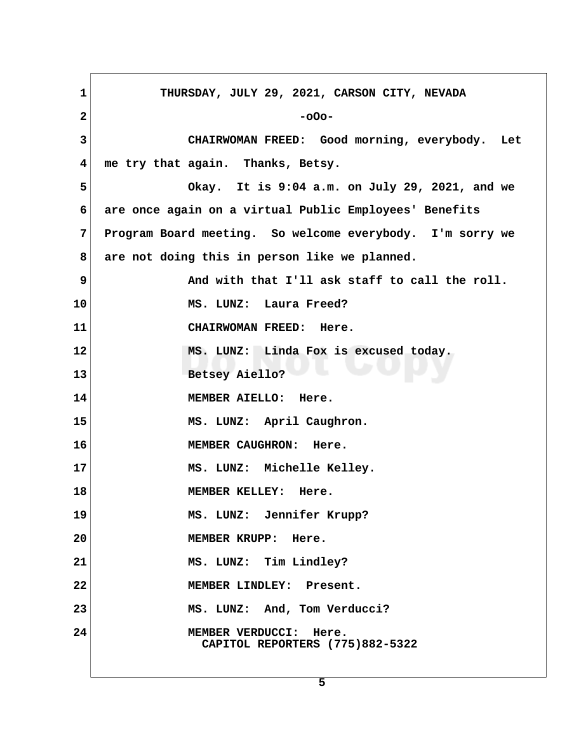THURSDAY, JULY 29, 2021, CARSON CITY, NEVADA

-oOo-

CHAIRWOMAN FREED: Good morning, everybody. Let me try that again. Thanks, Betsy.

Okay. It is 9:04 a.m. on July 29, 2021, and we are once again on a virtual Public Employees' Benefits Program Board meeting. So welcome everybody. I'm sorry we are not doing this in person like we planned.

And with that I'll ask staff to call the roll.

MS. LUNZ: Laura Freed?

CHAIRWOMAN FREED: Here.

MS. LUNZ: Linda Fox is excused today. Betsey Aiello?

MEMBER AIELLO: Here.

MS. LUNZ: April Caughron.

MEMBER CAUGHRON: Here.

MS. LUNZ: Michelle Kelley.

MEMBER KELLEY: Here.

MS. LUNZ: Jennifer Krupp?

MEMBER KRUPP: Here.

MS. LUNZ: Tim Lindley?

MEMBER LINDLEY: Present.

MS. LUNZ: And, Tom Verducci?

MEMBER VERDUCCI: Here.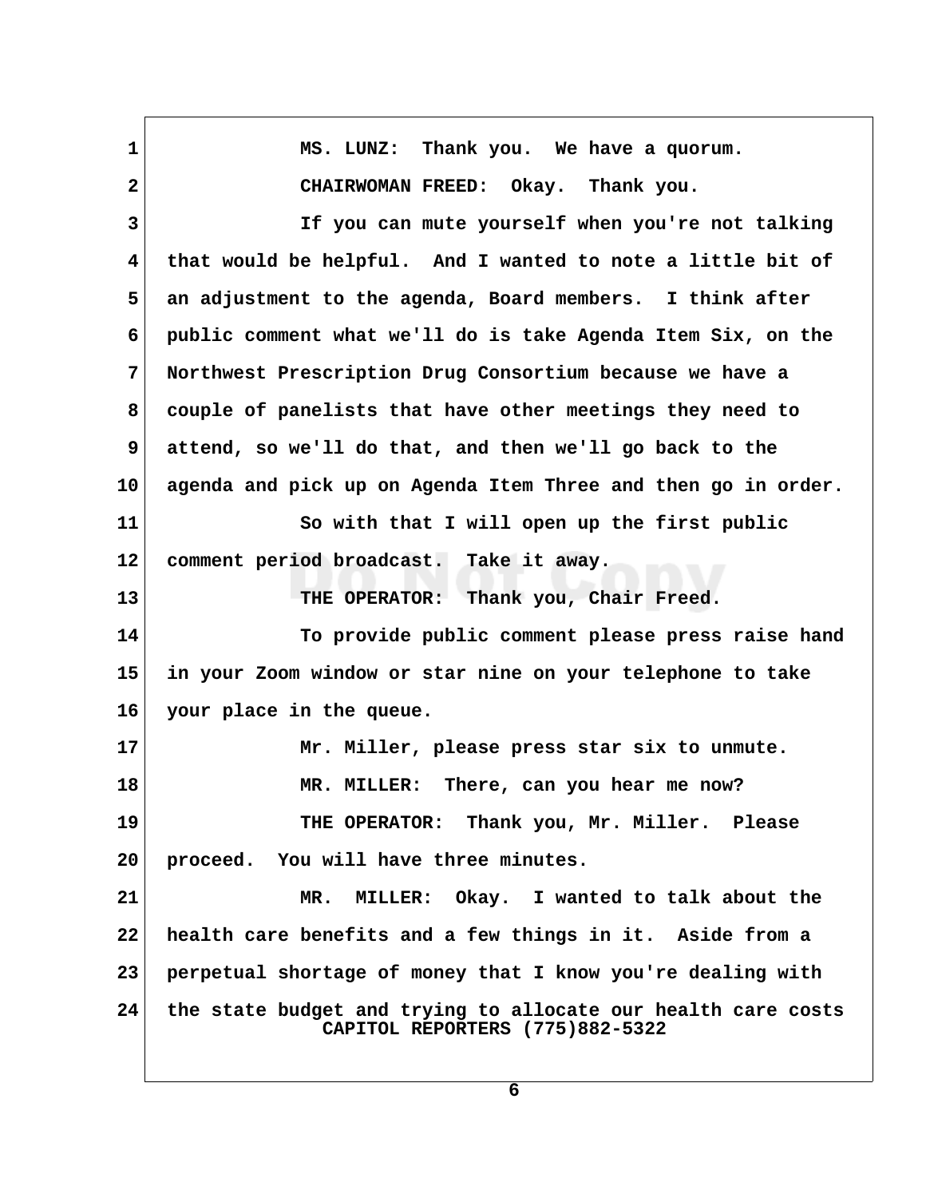MS. LUNZ: Thank you. We have a quorum.

CHAIRWOMAN FREED: Okay. Thank you.

If you can mute yourself when you're not talking that would be helpful. And I wanted to note a little bit of an adjustment to the agenda, Board members. I think after public comment what we'll do is take Agenda Item Six, on the Northwest Prescription Drug Consortium because we have a couple of panelists that have other meetings they need to attend, so we'll do that, and then we'll go back to the agenda and pick up on Agenda Item Three and then go in order.

So with that I will open up the first public comment period broadcast. Take it away.

THE OPERATOR: Thank you, Chair Freed.

To provide public comment please press raise hand in your Zoom window or star nine on your telephone to take your place in the queue.

Mr. Miller, please press star six to unmute.

MR. MILLER: There, can you hear me now?

THE OPERATOR: Thank you, Mr. Miller. Please proceed. You will have three minutes.

MR. MILLER: Okay. I wanted to talk about the health care benefits and a few things in it. Aside from a perpetual shortage of money that I know you're dealing with the state budget and trying to allocate our health care costs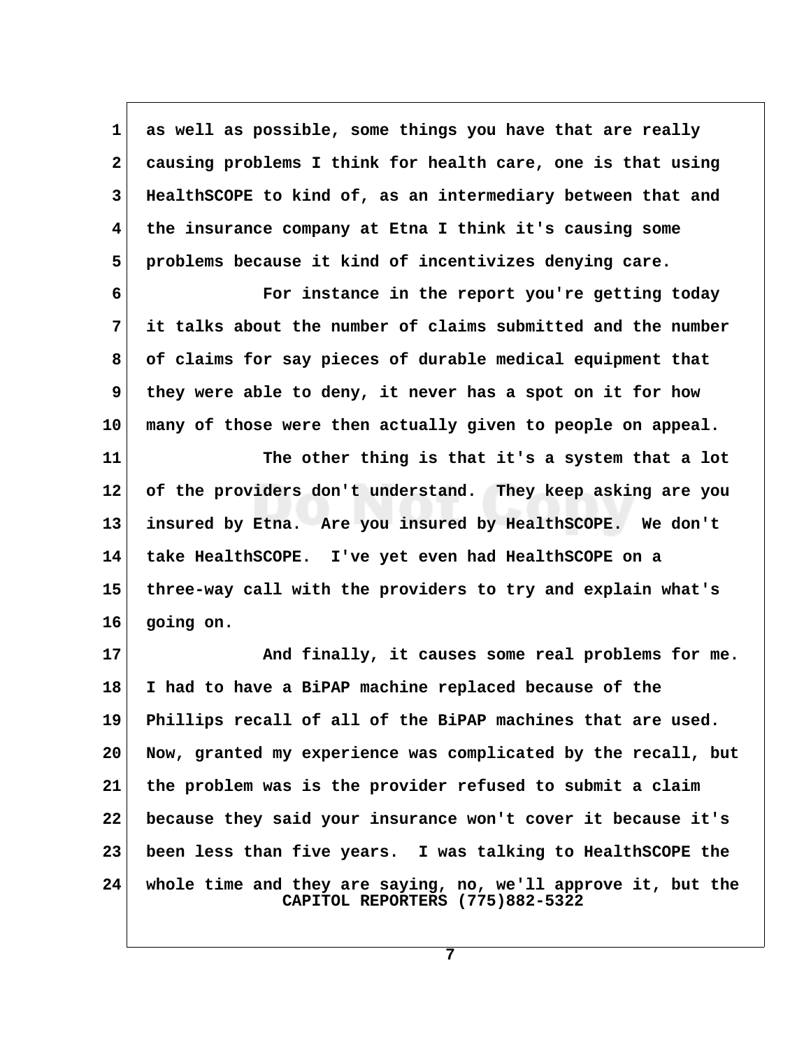as well as possible, some things you have that are really causing problems I think for health care, one is that using HealthSCOPE to kind of, as an intermediary between that and the insurance company at Etna I think it's causing some problems because it kind of incentivizes denying care.

For instance in the report you're getting today it talks about the number of claims submitted and the number of claims for say pieces of durable medical equipment that they were able to deny, it never has a spot on it for how many of those were then actually given to people on appeal.

The other thing is that it's a system that a lot of the providers don't understand. They keep asking are you insured by Etna. Are you insured by HealthSCOPE. We don't take HealthSCOPE. I've yet even had HealthSCOPE on a three-way call with the providers to try and explain what's going on.

And finally, it causes some real problems for me. I had to have a BiPAP machine replaced because of the Phillips recall of all of the BiPAP machines that are used. Now, granted my experience was complicated by the recall, but the problem was is the provider refused to submit a claim because they said your insurance won't cover it because it's been less than five years. I was talking to HealthSCOPE the whole time and they are saying, no, we'll approve it, but the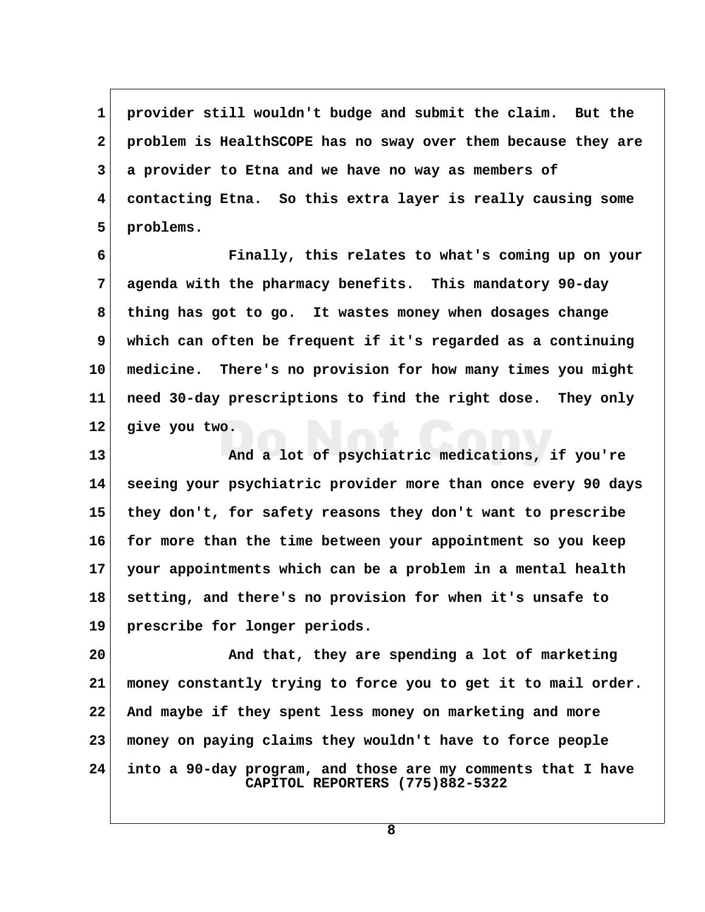provider still wouldn't budge and submit the claim. But the problem is HealthSCOPE has no sway over them because they are a provider to Etna and we have no way as members of contacting Etna. So this extra layer is really causing some problems.

Finally, this relates to what's coming up on your agenda with the pharmacy benefits. This mandatory 90-day thing has got to go. It wastes money when dosages change which can often be frequent if it's regarded as a continuing medicine. There's no provision for how many times you might need 30-day prescriptions to find the right dose. They only give you two.

And a lot of psychiatric medications, if you're seeing your psychiatric provider more than once every 90 days they don't, for safety reasons they don't want to prescribe for more than the time between your appointment so you keep your appointments which can be a problem in a mental health setting, and there's no provision for when it's unsafe to prescribe for longer periods.

And that, they are spending a lot of marketing money constantly trying to force you to get it to mail order. And maybe if they spent less money on marketing and more money on paying claims they wouldn't have to force people into a 90-day program, and those are my comments that I have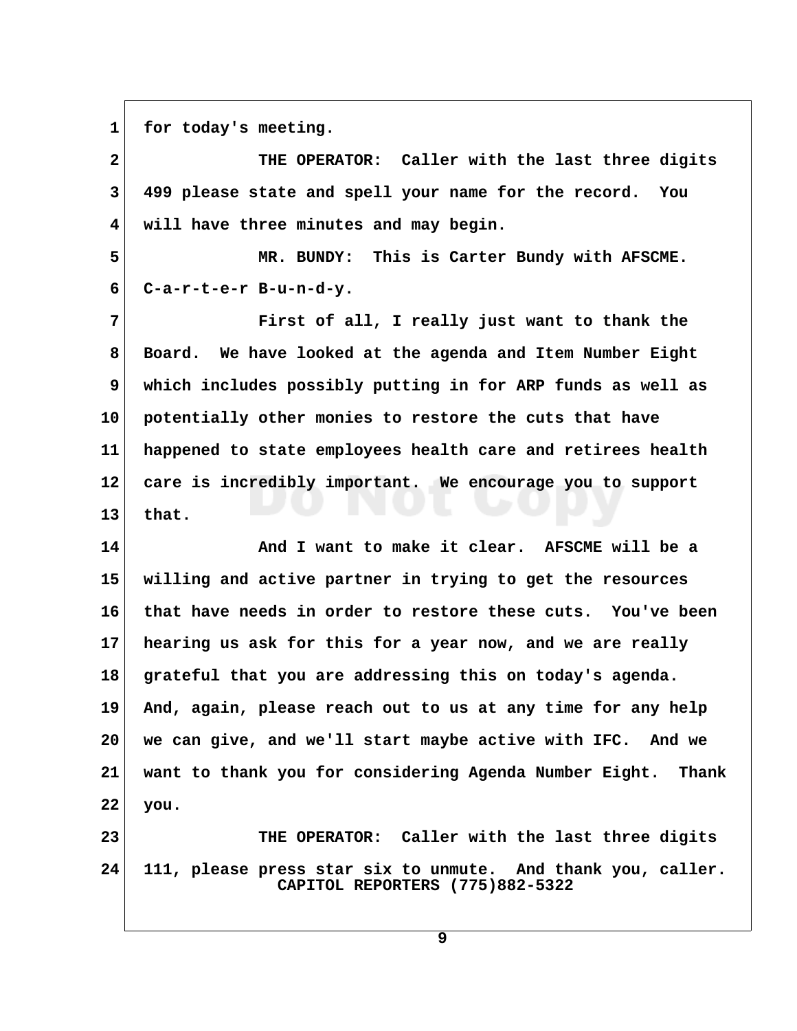for today's meeting.

THE OPERATOR: Caller with the last three digits 499 please state and spell your name for the record. You will have three minutes and may begin.

MR. BUNDY: This is Carter Bundy with AFSCME. C-a-r-t-e-r B-u-n-d-y.

First of all, I really just want to thank the Board. We have looked at the agenda and Item Number Eight which includes possibly putting in for ARP funds as well as potentially other monies to restore the cuts that have happened to state employees health care and retirees health care is incredibly important. We encourage you to support that.

And I want to make it clear. AFSCME will be a willing and active partner in trying to get the resources that have needs in order to restore these cuts. You've been hearing us ask for this for a year now, and we are really grateful that you are addressing this on today's agenda. And, again, please reach out to us at any time for any help we can give, and we'll start maybe active with IFC. And we want to thank you for considering Agenda Number Eight. Thank you.

THE OPERATOR: Caller with the last three digits 111, please press star six to unmute. And thank you, caller.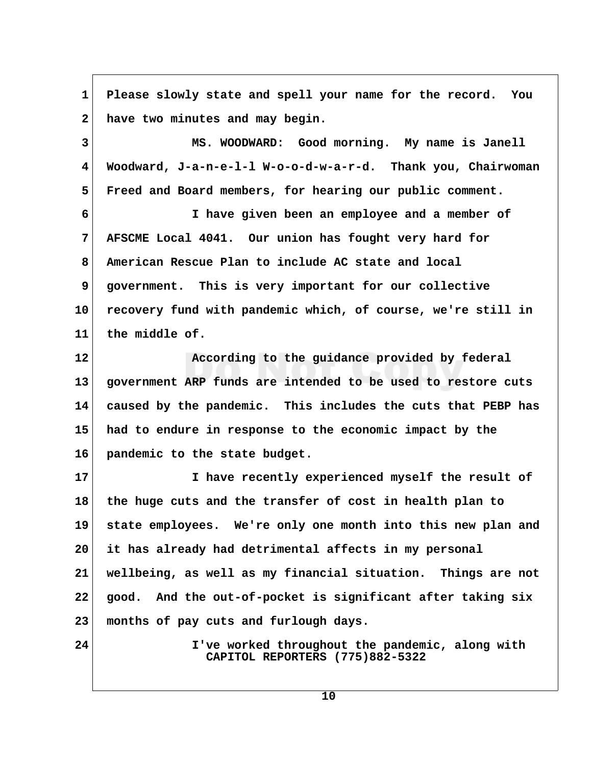Please slowly state and spell your name for the record. You have two minutes and may begin.

MS. WOODWARD: Good morning. My name is Janell Woodward, J-a-n-e-l-l W-o-o-d-w-a-r-d. Thank you, Chairwoman Freed and Board members, for hearing our public comment.

I have given been an employee and a member of AFSCME Local 4041. Our union has fought very hard for American Rescue Plan to include AC state and local government. This is very important for our collective recovery fund with pandemic which, of course, we're still in the middle of.

According to the guidance provided by federal government ARP funds are intended to be used to restore cuts caused by the pandemic. This includes the cuts that PEBP has had to endure in response to the economic impact by the pandemic to the state budget.

I have recently experienced myself the result of the huge cuts and the transfer of cost in health plan to state employees. We're only one month into this new plan and it has already had detrimental affects in my personal wellbeing, as well as my financial situation. Things are not good. And the out-of-pocket is significant after taking six months of pay cuts and furlough days.

I've worked throughout the pandemic, along with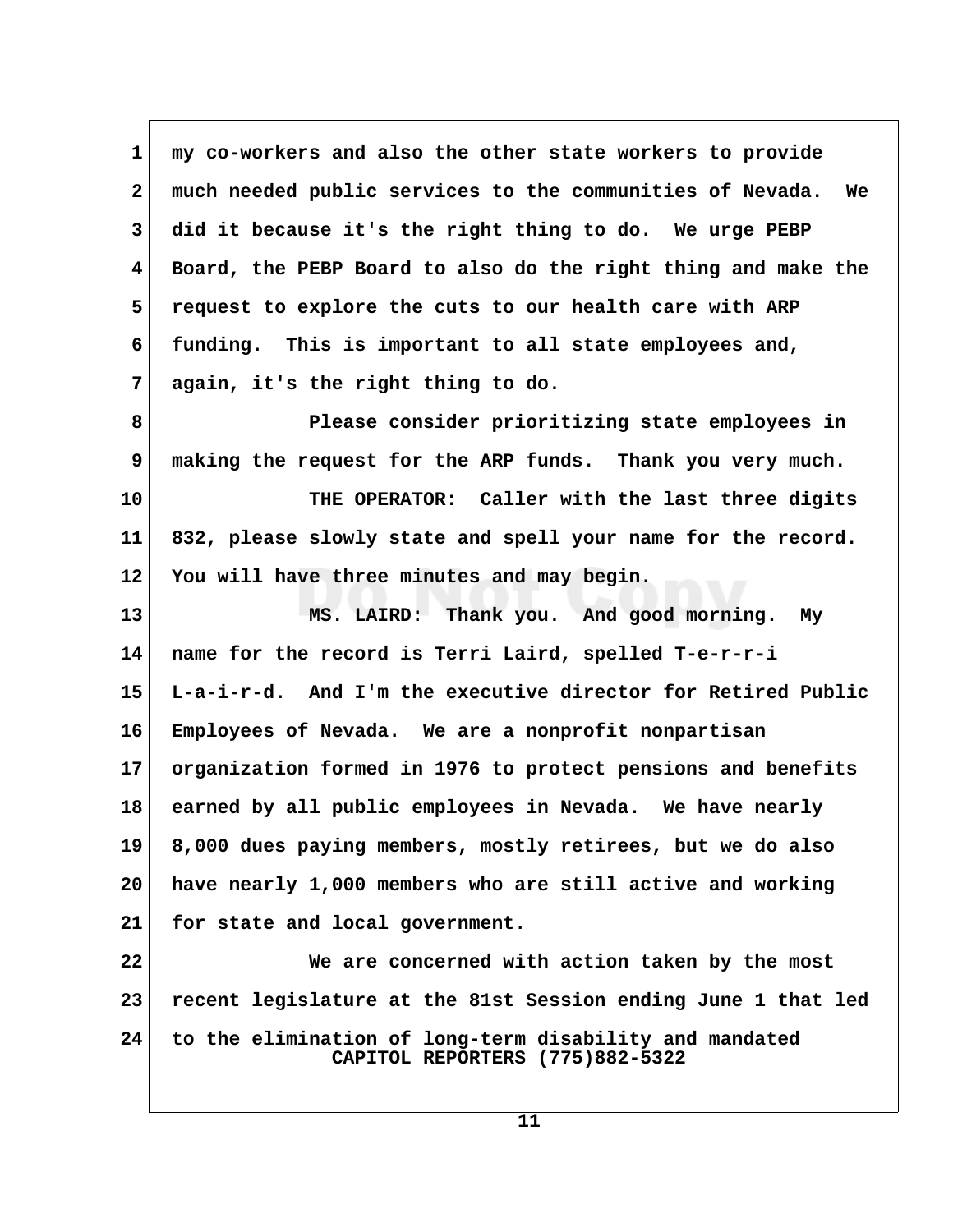my co-workers and also the other state workers to provide much needed public services to the communities of Nevada. We did it because it's the right thing to do. We urge PEBP Board, the PEBP Board to also do the right thing and make the request to explore the cuts to our health care with ARP funding. This is important to all state employees and, again, it's the right thing to do.

Please consider prioritizing state employees in making the request for the ARP funds. Thank you very much.

THE OPERATOR: Caller with the last three digits 832, please slowly state and spell your name for the record. You will have three minutes and may begin.

MS. LAIRD: Thank you. And good morning. My name for the record is Terri Laird, spelled T-e-r-r-i L-a-i-r-d. And I'm the executive director for Retired Public Employees of Nevada. We are a nonprofit nonpartisan organization formed in 1976 to protect pensions and benefits earned by all public employees in Nevada. We have nearly 8,000 dues paying members, mostly retirees, but we do also have nearly 1,000 members who are still active and working for state and local government.

We are concerned with action taken by the most recent legislature at the 81st Session ending June 1 that led to the elimination of long-term disability and mandated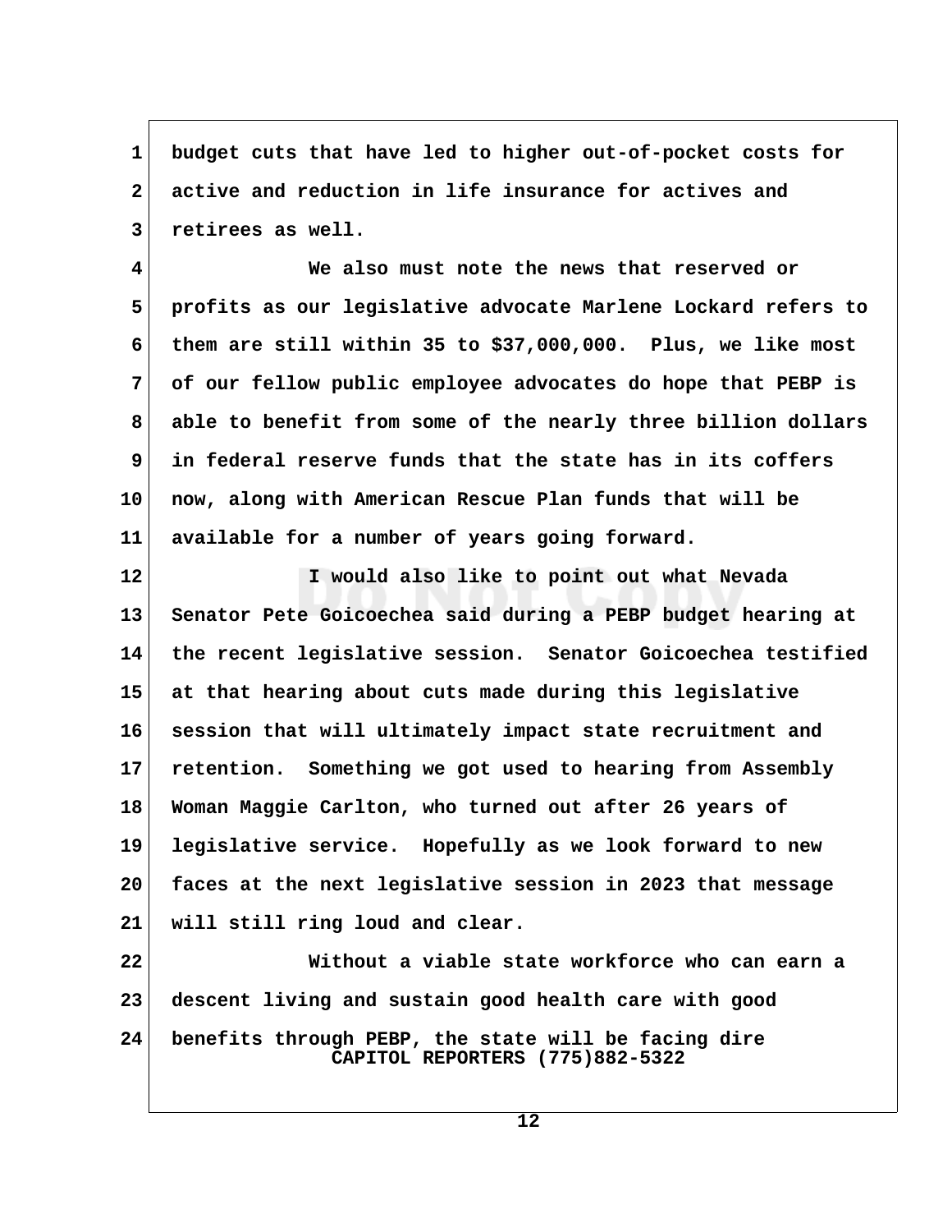budget cuts that have led to higher out-of-pocket costs for active and reduction in life insurance for actives and retirees as well.

We also must note the news that reserved or profits as our legislative advocate Marlene Lockard refers to them are still within 35 to $37,000,000. Plus, we like most of our fellow public employee advocates do hope that PEBP is able to benefit from some of the nearly three billion dollars in federal reserve funds that the state has in its coffers now, along with American Rescue Plan funds that will be available for a number of years going forward.

I would also like to point out what Nevada Senator Pete Goicoechea said during a PEBP budget hearing at the recent legislative session. Senator Goicoechea testified at that hearing about cuts made during this legislative session that will ultimately impact state recruitment and retention. Something we got used to hearing from Assembly Woman Maggie Carlton, who turned out after 26 years of legislative service. Hopefully as we look forward to new faces at the next legislative session in 2023 that message will still ring loud and clear.

Without a viable state workforce who can earn a descent living and sustain good health care with good benefits through PEBP, the state will be facing dire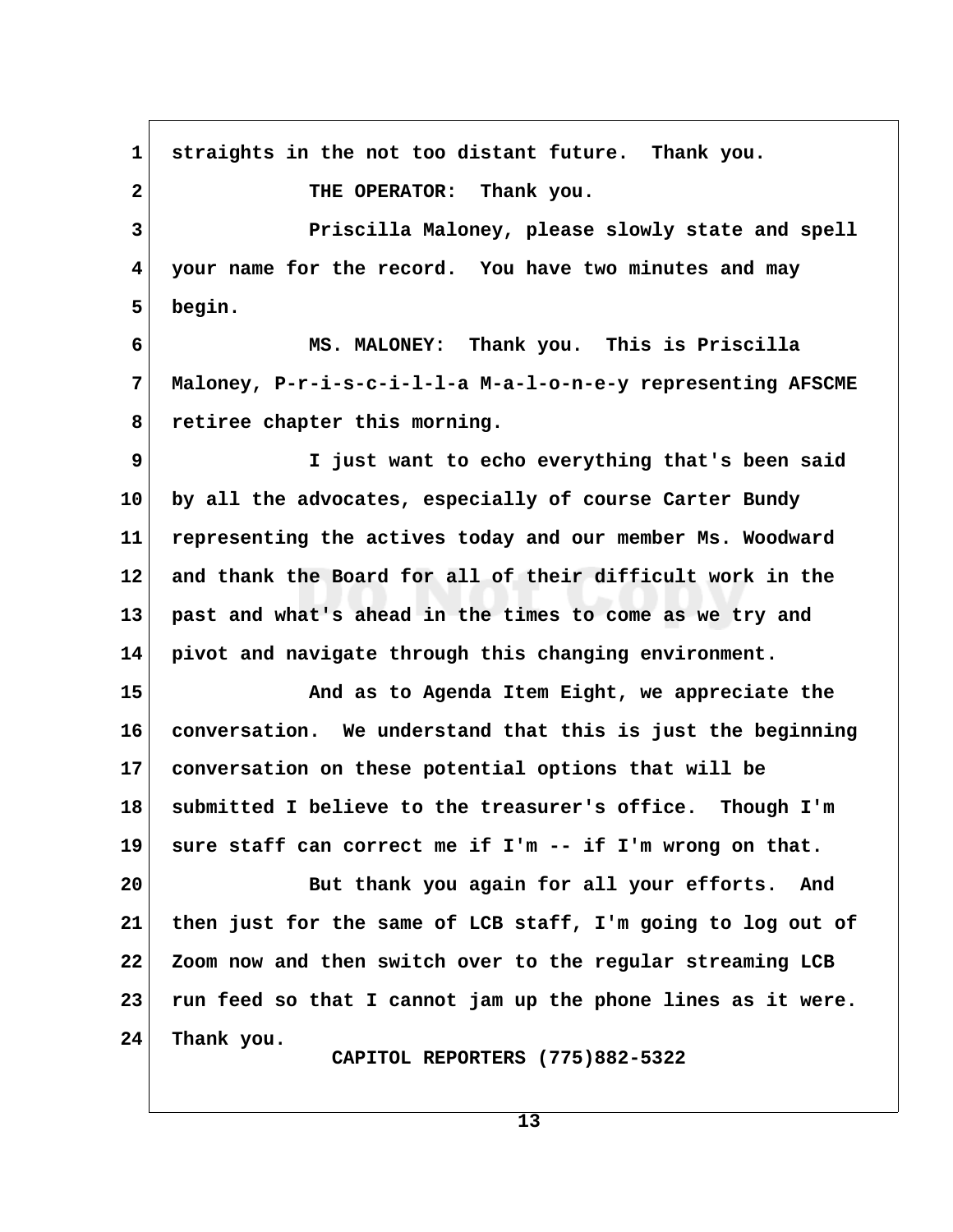straights in the not too distant future. Thank you.

THE OPERATOR: Thank you.

Priscilla Maloney, please slowly state and spell your name for the record. You have two minutes and may begin.

MS. MALONEY: Thank you. This is Priscilla Maloney, P-r-i-s-c-i-l-l-a M-a-l-o-n-e-y representing AFSCME retiree chapter this morning.

I just want to echo everything that's been said by all the advocates, especially of course Carter Bundy representing the actives today and our member Ms. Woodward and thank the Board for all of their difficult work in the past and what's ahead in the times to come as we try and pivot and navigate through this changing environment.

And as to Agenda Item Eight, we appreciate the conversation. We understand that this is just the beginning conversation on these potential options that will be submitted I believe to the treasurer's office. Though I'm sure staff can correct me if I'm -- if I'm wrong on that.

But thank you again for all your efforts. And then just for the same of LCB staff, I'm going to log out of Zoom now and then switch over to the regular streaming LCB run feed so that I cannot jam up the phone lines as it were. Thank you.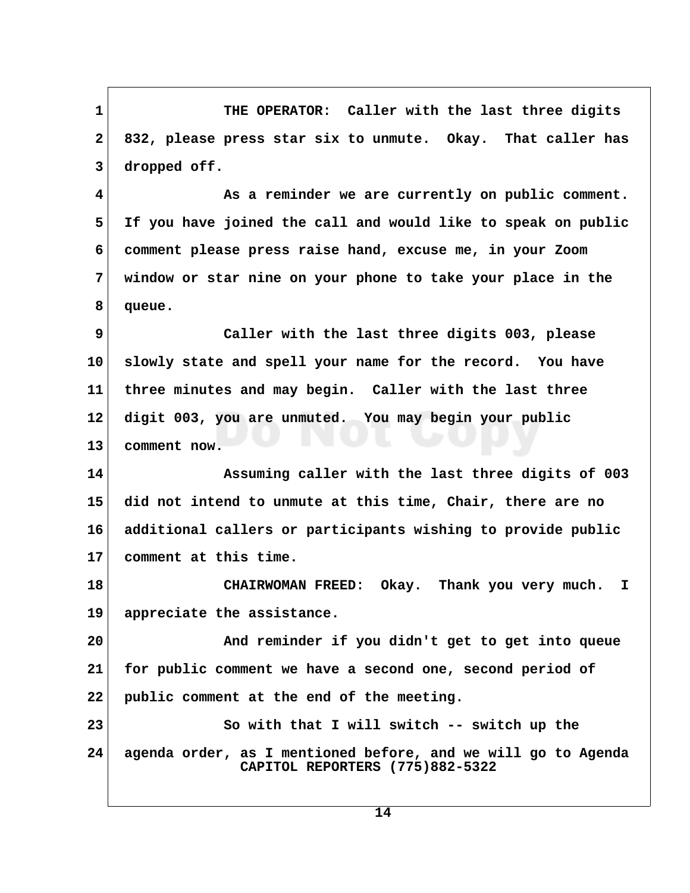1 THE OPERATOR: Caller with the last three digits
2 832, please press star six to unmute. Okay. That caller has
3 dropped off.

4 As a reminder we are currently on public comment.
5 If you have joined the call and would like to speak on public
6 comment please press raise hand, excuse me, in your Zoom
7 window or star nine on your phone to take your place in the
8 queue.

9 Caller with the last three digits 003, please
10 slowly state and spell your name for the record. You have
11 three minutes and may begin. Caller with the last three
12 digit 003, you are unmuted. You may begin your public
13 comment now.

14 Assuming caller with the last three digits of 003
15 did not intend to unmute at this time, Chair, there are no
16 additional callers or participants wishing to provide public
17 comment at this time.

18 CHAIRWOMAN FREED: Okay. Thank you very much. I
19 appreciate the assistance.

20 And reminder if you didn't get to get into queue
21 for public comment we have a second one, second period of
22 public comment at the end of the meeting.

23 So with that I will switch -- switch up the
24 agenda order, as I mentioned before, and we will go to Agenda

CAPITOL REPORTERS (775)882-5322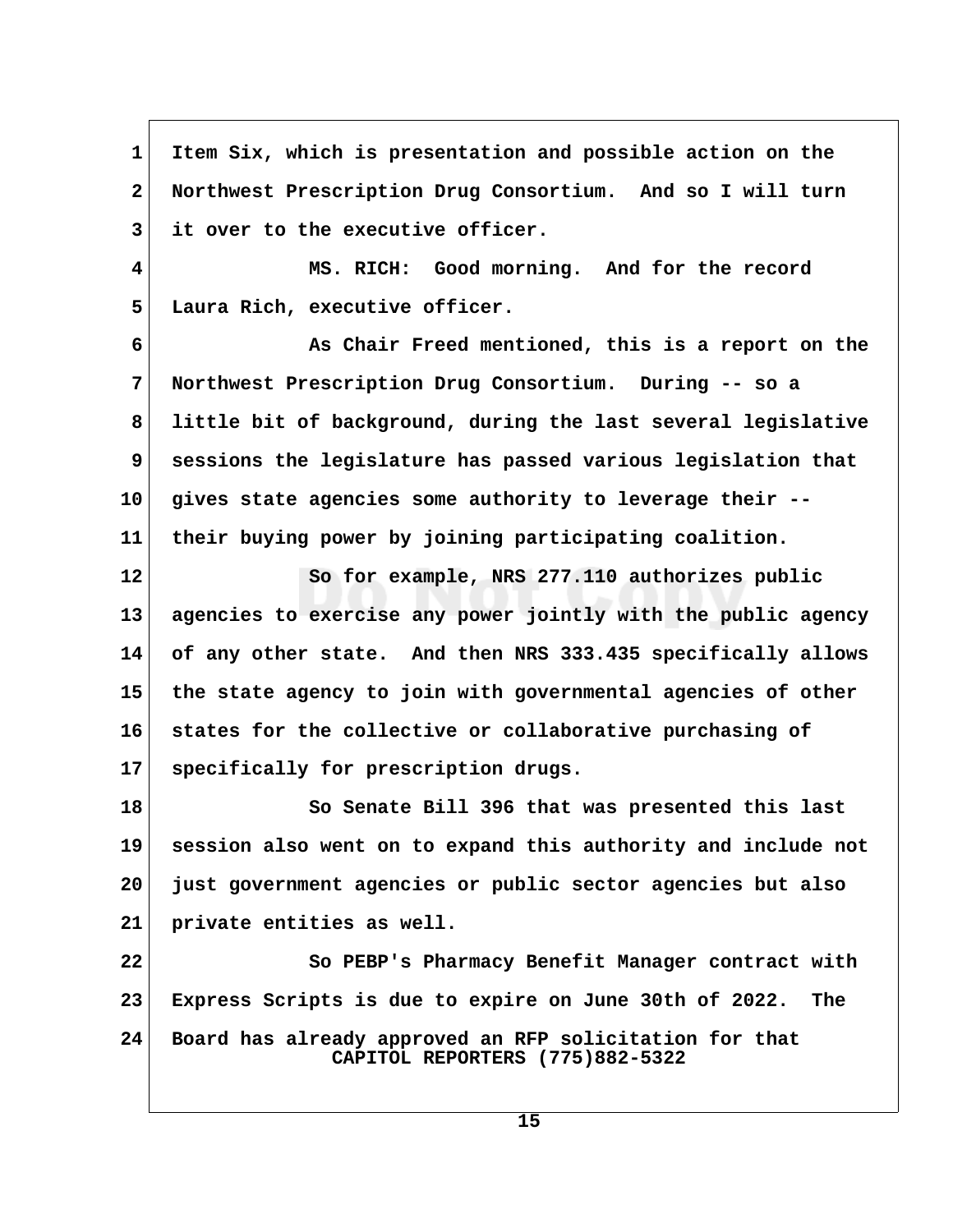Item Six, which is presentation and possible action on the Northwest Prescription Drug Consortium. And so I will turn it over to the executive officer.

MS. RICH: Good morning. And for the record Laura Rich, executive officer.

As Chair Freed mentioned, this is a report on the Northwest Prescription Drug Consortium. During -- so a little bit of background, during the last several legislative sessions the legislature has passed various legislation that gives state agencies some authority to leverage their -- their buying power by joining participating coalition.

So for example, NRS 277.110 authorizes public agencies to exercise any power jointly with the public agency of any other state. And then NRS 333.435 specifically allows the state agency to join with governmental agencies of other states for the collective or collaborative purchasing of specifically for prescription drugs.

So Senate Bill 396 that was presented this last session also went on to expand this authority and include not just government agencies or public sector agencies but also private entities as well.

So PEBP's Pharmacy Benefit Manager contract with Express Scripts is due to expire on June 30th of 2022. The Board has already approved an RFP solicitation for that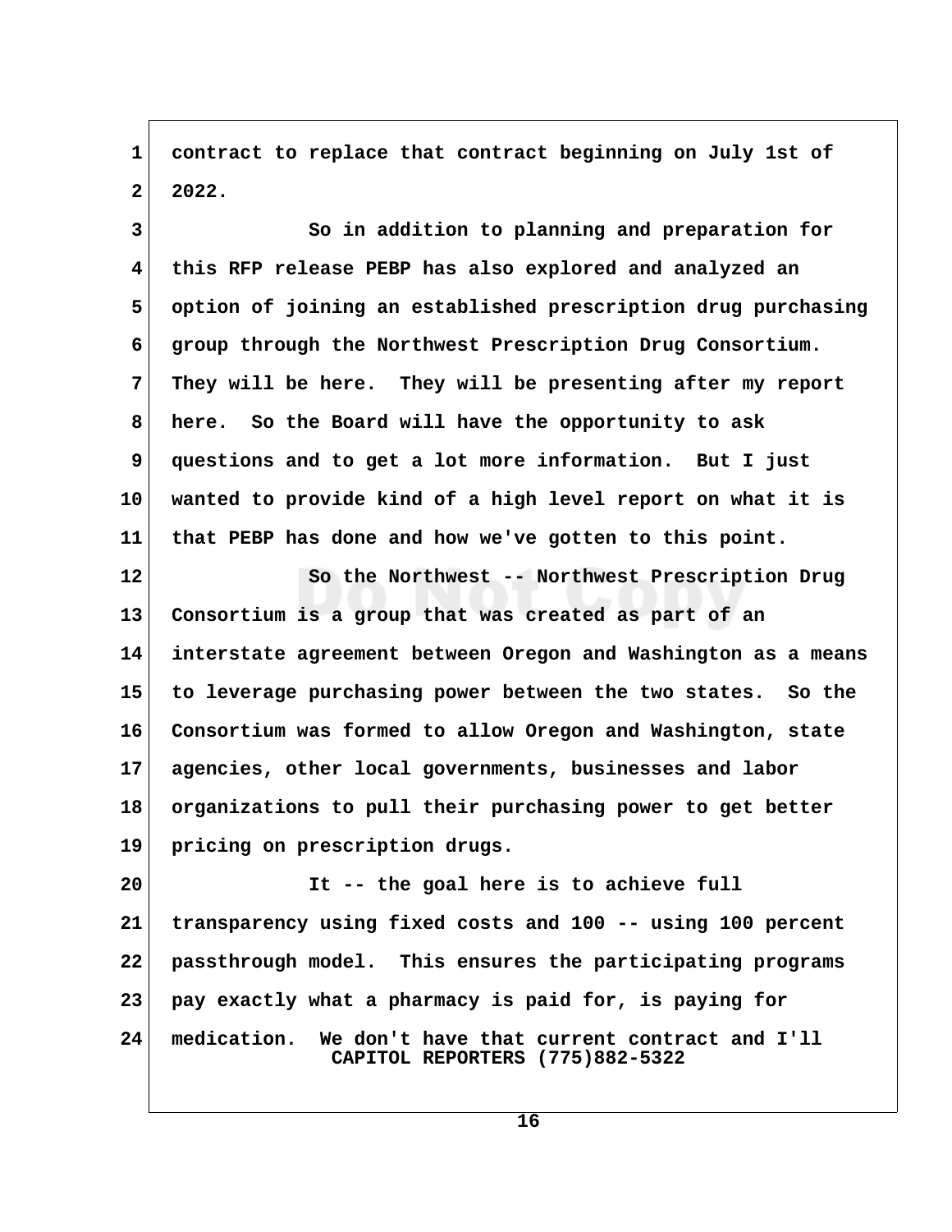contract to replace that contract beginning on July 1st of 2022.

So in addition to planning and preparation for this RFP release PEBP has also explored and analyzed an option of joining an established prescription drug purchasing group through the Northwest Prescription Drug Consortium. They will be here. They will be presenting after my report here. So the Board will have the opportunity to ask questions and to get a lot more information. But I just wanted to provide kind of a high level report on what it is that PEBP has done and how we've gotten to this point.

So the Northwest -- Northwest Prescription Drug Consortium is a group that was created as part of an interstate agreement between Oregon and Washington as a means to leverage purchasing power between the two states. So the Consortium was formed to allow Oregon and Washington, state agencies, other local governments, businesses and labor organizations to pull their purchasing power to get better pricing on prescription drugs.

It -- the goal here is to achieve full transparency using fixed costs and 100 -- using 100 percent passthrough model. This ensures the participating programs pay exactly what a pharmacy is paid for, is paying for medication. We don't have that current contract and I'll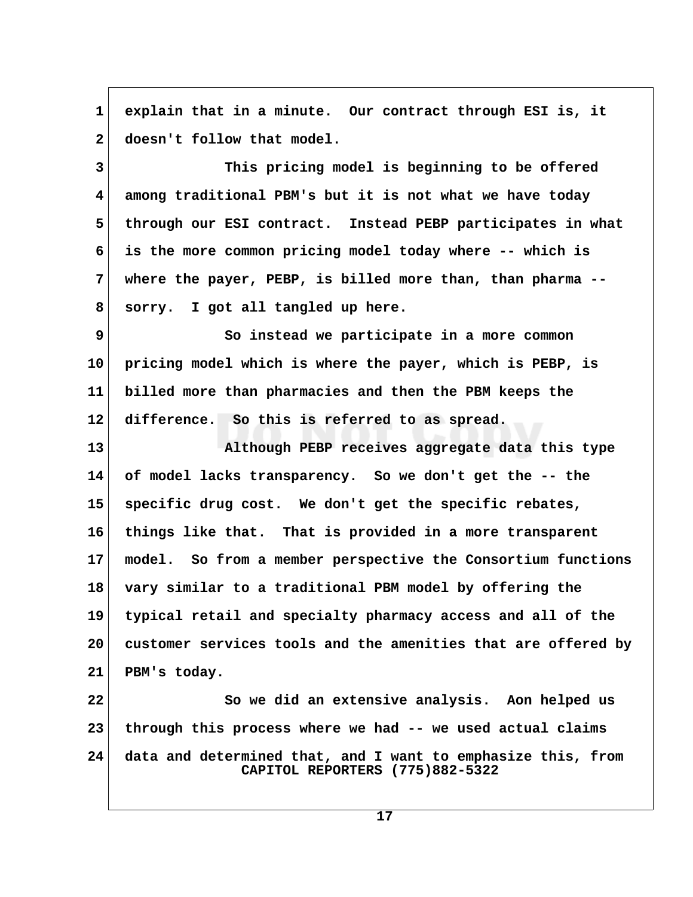explain that in a minute. Our contract through ESI is, it doesn't follow that model.

This pricing model is beginning to be offered among traditional PBM's but it is not what we have today through our ESI contract. Instead PEBP participates in what is the more common pricing model today where -- which is where the payer, PEBP, is billed more than, than pharma -- sorry. I got all tangled up here.

So instead we participate in a more common pricing model which is where the payer, which is PEBP, is billed more than pharmacies and then the PBM keeps the difference. So this is referred to as spread.

Although PEBP receives aggregate data this type of model lacks transparency. So we don't get the -- the specific drug cost. We don't get the specific rebates, things like that. That is provided in a more transparent model. So from a member perspective the Consortium functions vary similar to a traditional PBM model by offering the typical retail and specialty pharmacy access and all of the customer services tools and the amenities that are offered by PBM's today.

So we did an extensive analysis. Aon helped us through this process where we had -- we used actual claims data and determined that, and I want to emphasize this, from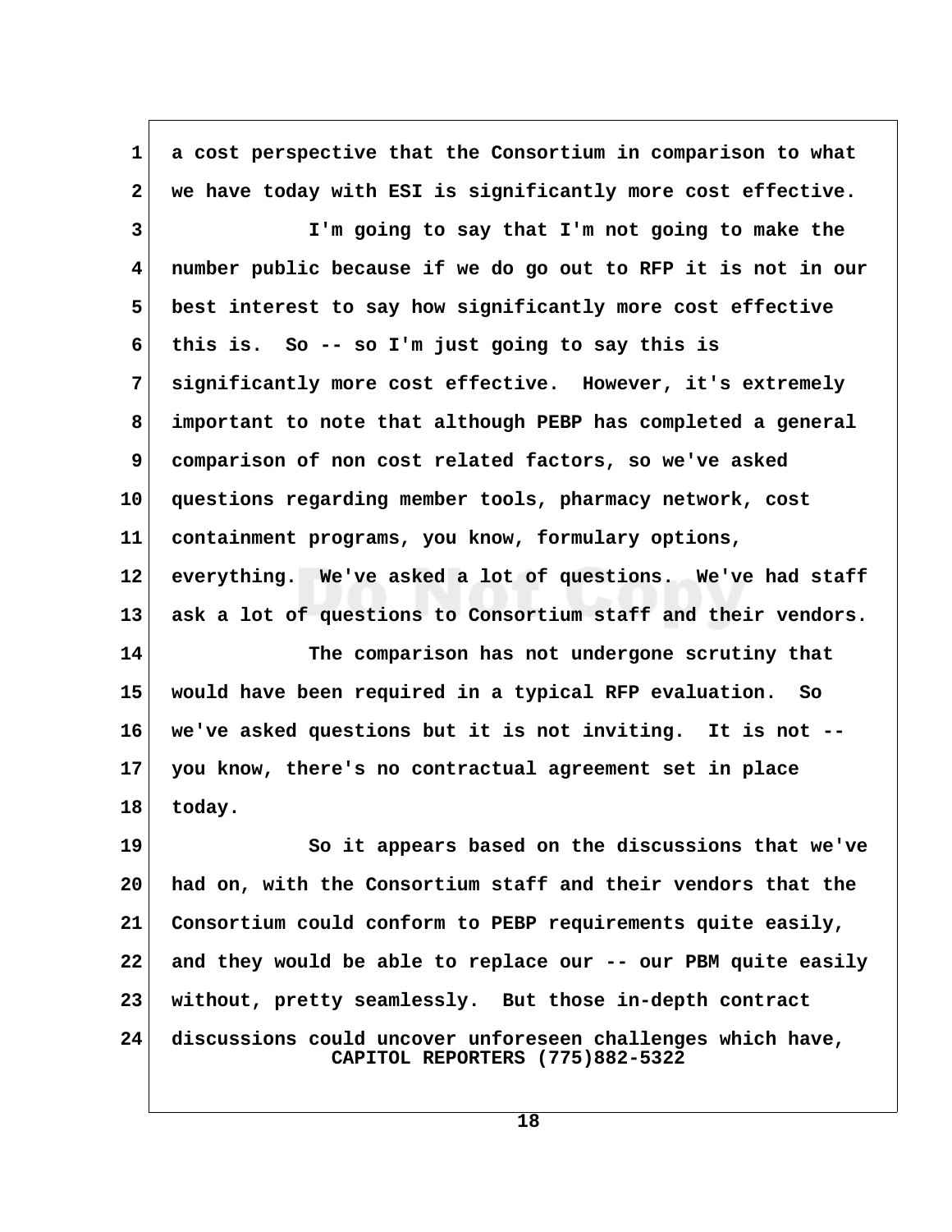a cost perspective that the Consortium in comparison to what we have today with ESI is significantly more cost effective.

I'm going to say that I'm not going to make the number public because if we do go out to RFP it is not in our best interest to say how significantly more cost effective this is. So -- so I'm just going to say this is significantly more cost effective. However, it's extremely important to note that although PEBP has completed a general comparison of non cost related factors, so we've asked questions regarding member tools, pharmacy network, cost containment programs, you know, formulary options, everything. We've asked a lot of questions. We've had staff ask a lot of questions to Consortium staff and their vendors.

The comparison has not undergone scrutiny that would have been required in a typical RFP evaluation. So we've asked questions but it is not inviting. It is not -- you know, there's no contractual agreement set in place today.

So it appears based on the discussions that we've had on, with the Consortium staff and their vendors that the Consortium could conform to PEBP requirements quite easily, and they would be able to replace our -- our PBM quite easily without, pretty seamlessly. But those in-depth contract discussions could uncover unforeseen challenges which have,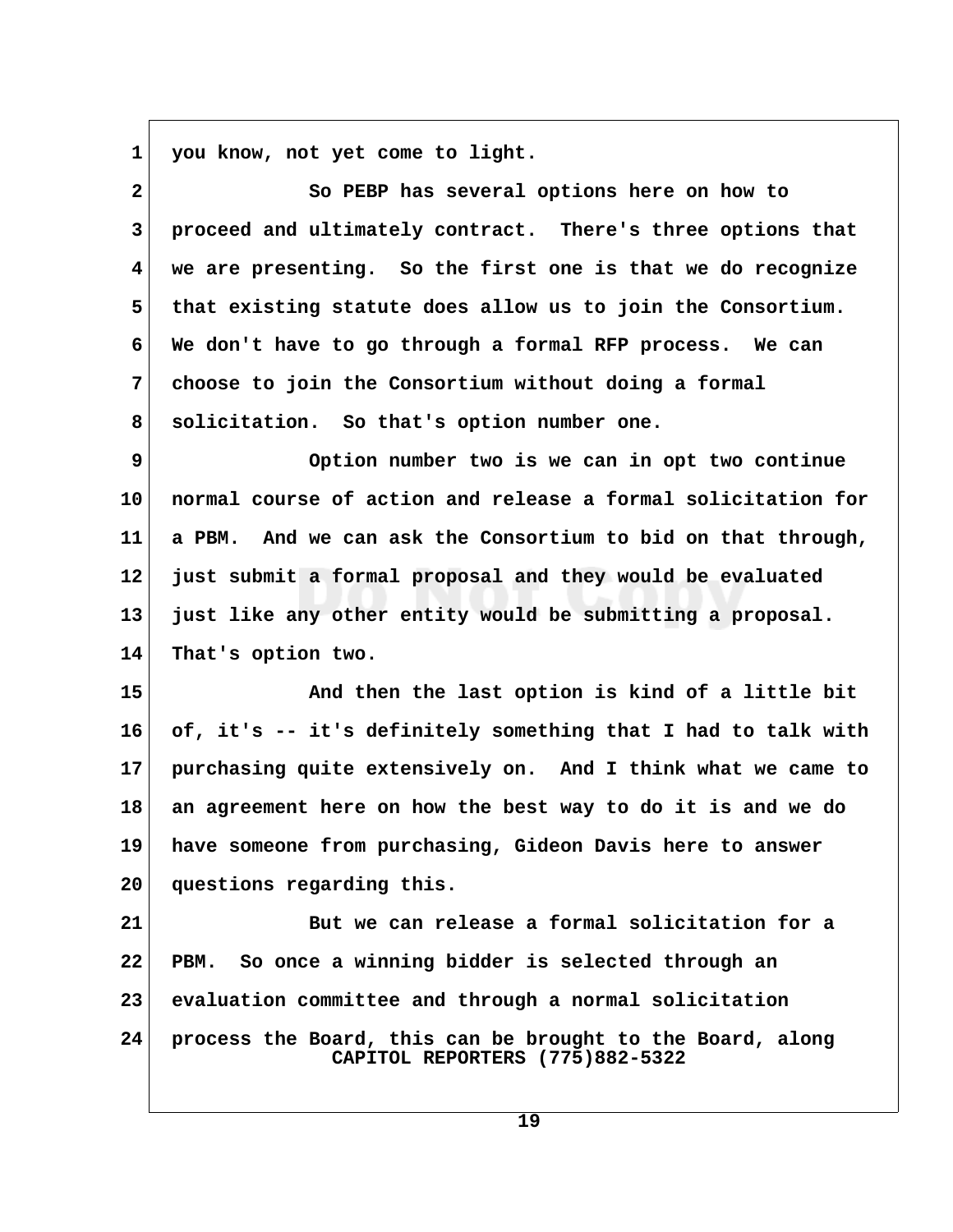you know, not yet come to light.

So PEBP has several options here on how to proceed and ultimately contract. There's three options that we are presenting. So the first one is that we do recognize that existing statute does allow us to join the Consortium. We don't have to go through a formal RFP process. We can choose to join the Consortium without doing a formal solicitation. So that's option number one.

Option number two is we can in opt two continue normal course of action and release a formal solicitation for a PBM. And we can ask the Consortium to bid on that through, just submit a formal proposal and they would be evaluated just like any other entity would be submitting a proposal. That's option two.

And then the last option is kind of a little bit of, it's -- it's definitely something that I had to talk with purchasing quite extensively on. And I think what we came to an agreement here on how the best way to do it is and we do have someone from purchasing, Gideon Davis here to answer questions regarding this.

But we can release a formal solicitation for a PBM. So once a winning bidder is selected through an evaluation committee and through a normal solicitation process the Board, this can be brought to the Board, along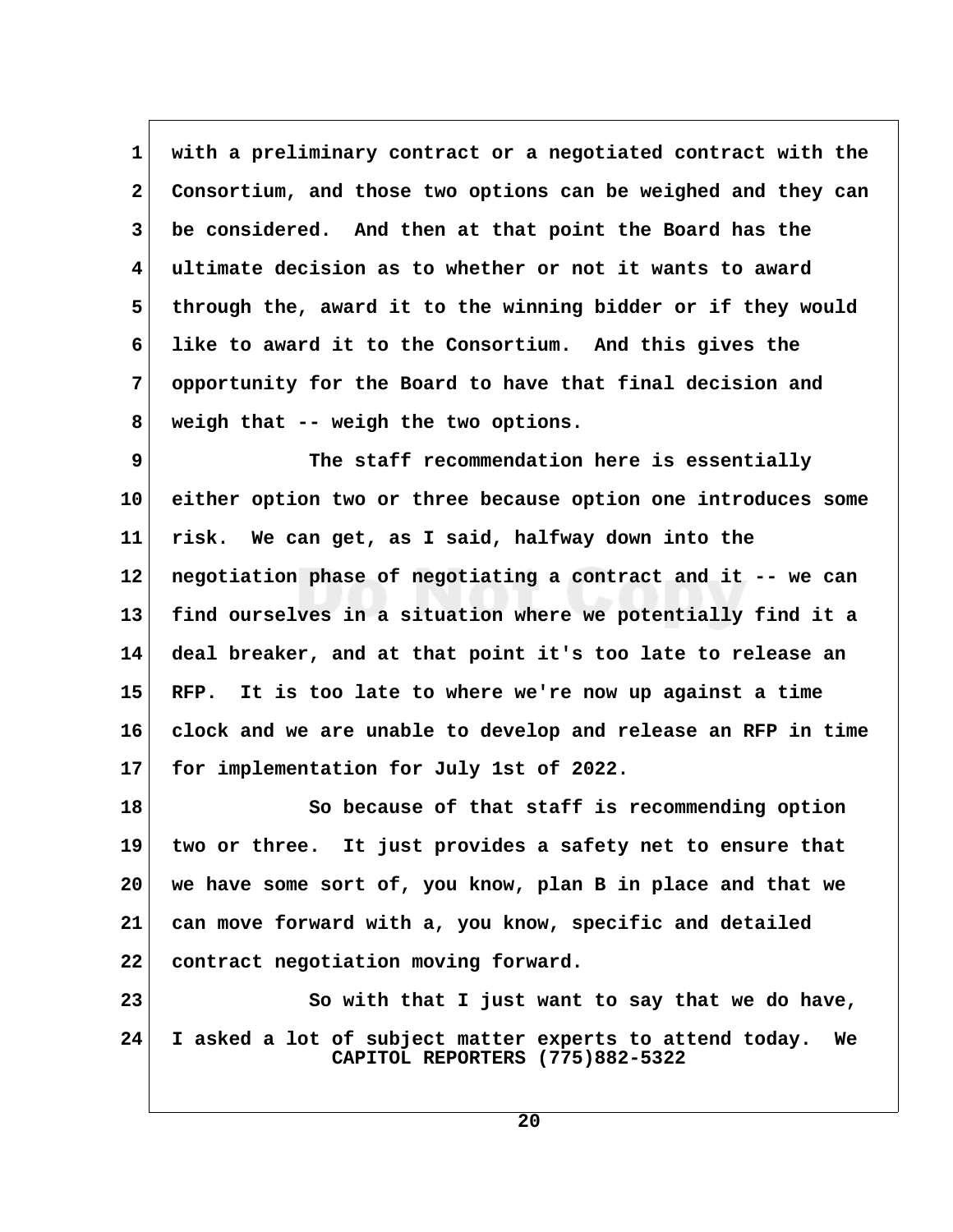with a preliminary contract or a negotiated contract with the Consortium, and those two options can be weighed and they can be considered. And then at that point the Board has the ultimate decision as to whether or not it wants to award through the, award it to the winning bidder or if they would like to award it to the Consortium. And this gives the opportunity for the Board to have that final decision and weigh that -- weigh the two options.

The staff recommendation here is essentially either option two or three because option one introduces some risk. We can get, as I said, halfway down into the negotiation phase of negotiating a contract and it -- we can find ourselves in a situation where we potentially find it a deal breaker, and at that point it's too late to release an RFP. It is too late to where we're now up against a time clock and we are unable to develop and release an RFP in time for implementation for July 1st of 2022.

So because of that staff is recommending option two or three. It just provides a safety net to ensure that we have some sort of, you know, plan B in place and that we can move forward with a, you know, specific and detailed contract negotiation moving forward.

So with that I just want to say that we do have, I asked a lot of subject matter experts to attend today. We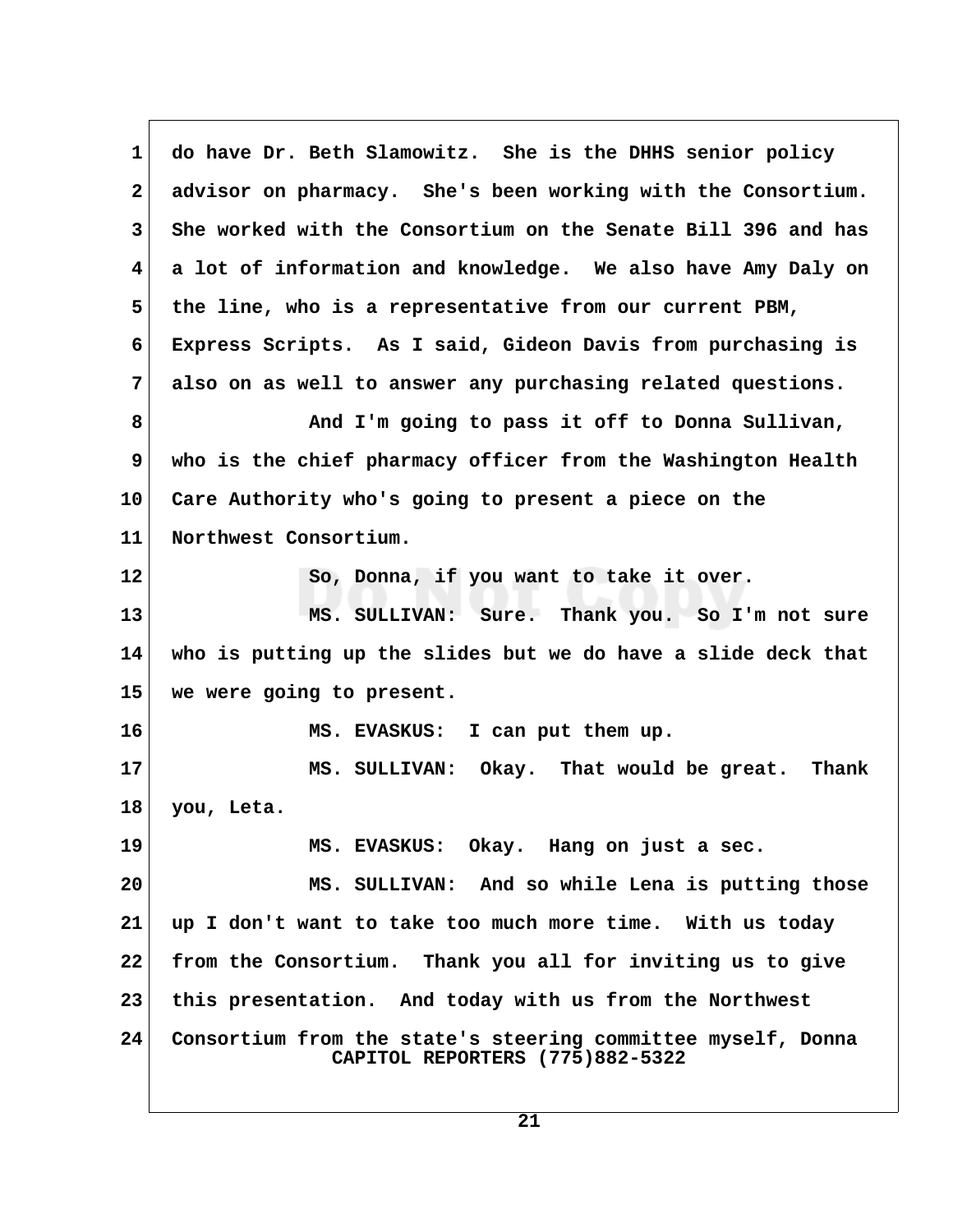1 do have Dr. Beth Slamowitz. She is the DHHS senior policy
2 advisor on pharmacy. She's been working with the Consortium.
3 She worked with the Consortium on the Senate Bill 396 and has
4 a lot of information and knowledge. We also have Amy Daly on
5 the line, who is a representative from our current PBM,
6 Express Scripts. As I said, Gideon Davis from purchasing is
7 also on as well to answer any purchasing related questions.
8 And I'm going to pass it off to Donna Sullivan,
9 who is the chief pharmacy officer from the Washington Health
10 Care Authority who's going to present a piece on the
11 Northwest Consortium.
12 So, Donna, if you want to take it over.
13 MS. SULLIVAN: Sure. Thank you. So I'm not sure
14 who is putting up the slides but we do have a slide deck that
15 we were going to present.
16 MS. EVASKUS: I can put them up.
17 MS. SULLIVAN: Okay. That would be great. Thank
18 you, Leta.
19 MS. EVASKUS: Okay. Hang on just a sec.
20 MS. SULLIVAN: And so while Lena is putting those
21 up I don't want to take too much more time. With us today
22 from the Consortium. Thank you all for inviting us to give
23 this presentation. And today with us from the Northwest
24 Consortium from the state's steering committee myself, Donna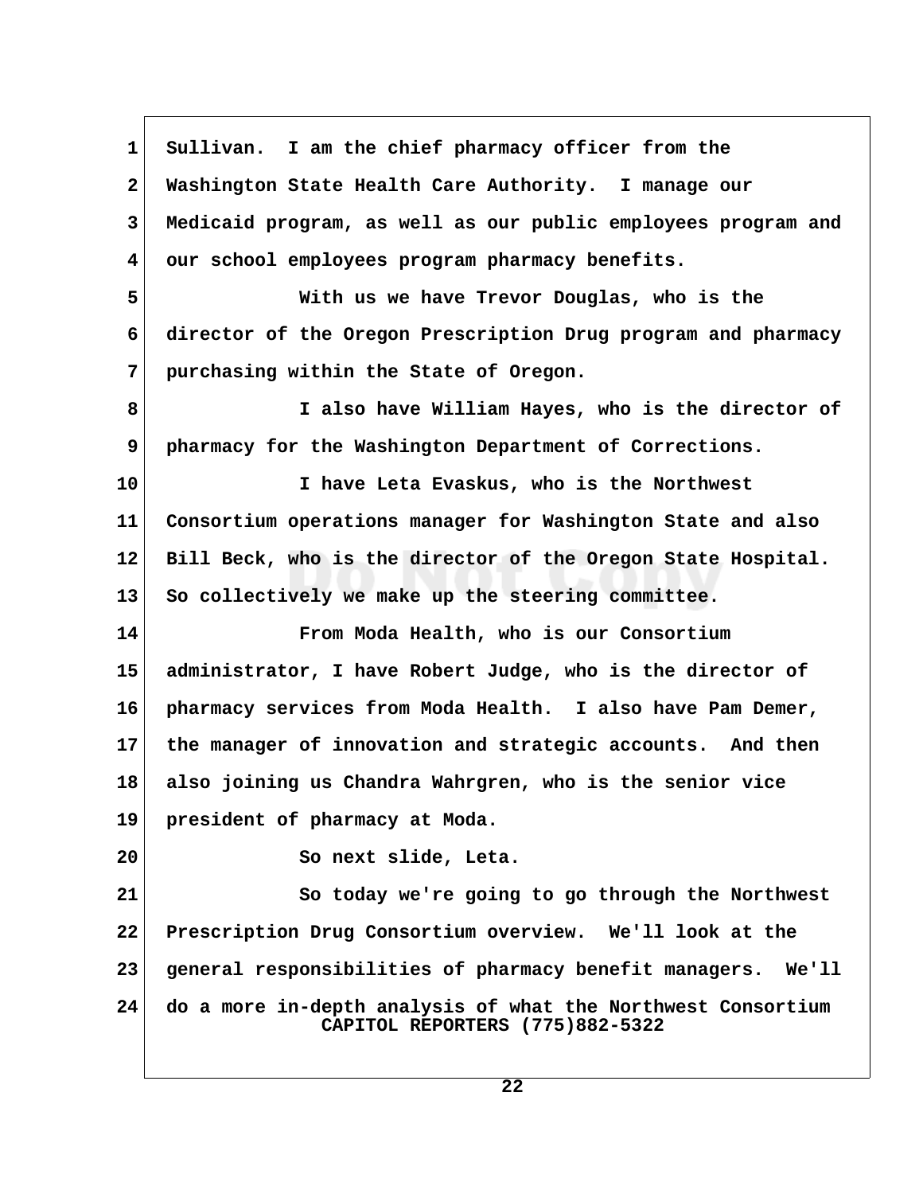Sullivan. I am the chief pharmacy officer from the Washington State Health Care Authority. I manage our Medicaid program, as well as our public employees program and our school employees program pharmacy benefits.

With us we have Trevor Douglas, who is the director of the Oregon Prescription Drug program and pharmacy purchasing within the State of Oregon.

I also have William Hayes, who is the director of pharmacy for the Washington Department of Corrections.

I have Leta Evaskus, who is the Northwest Consortium operations manager for Washington State and also Bill Beck, who is the director of the Oregon State Hospital. So collectively we make up the steering committee.

From Moda Health, who is our Consortium administrator, I have Robert Judge, who is the director of pharmacy services from Moda Health. I also have Pam Demer, the manager of innovation and strategic accounts. And then also joining us Chandra Wahrgren, who is the senior vice president of pharmacy at Moda.

So next slide, Leta.

So today we're going to go through the Northwest Prescription Drug Consortium overview. We'll look at the general responsibilities of pharmacy benefit managers. We'll do a more in-depth analysis of what the Northwest Consortium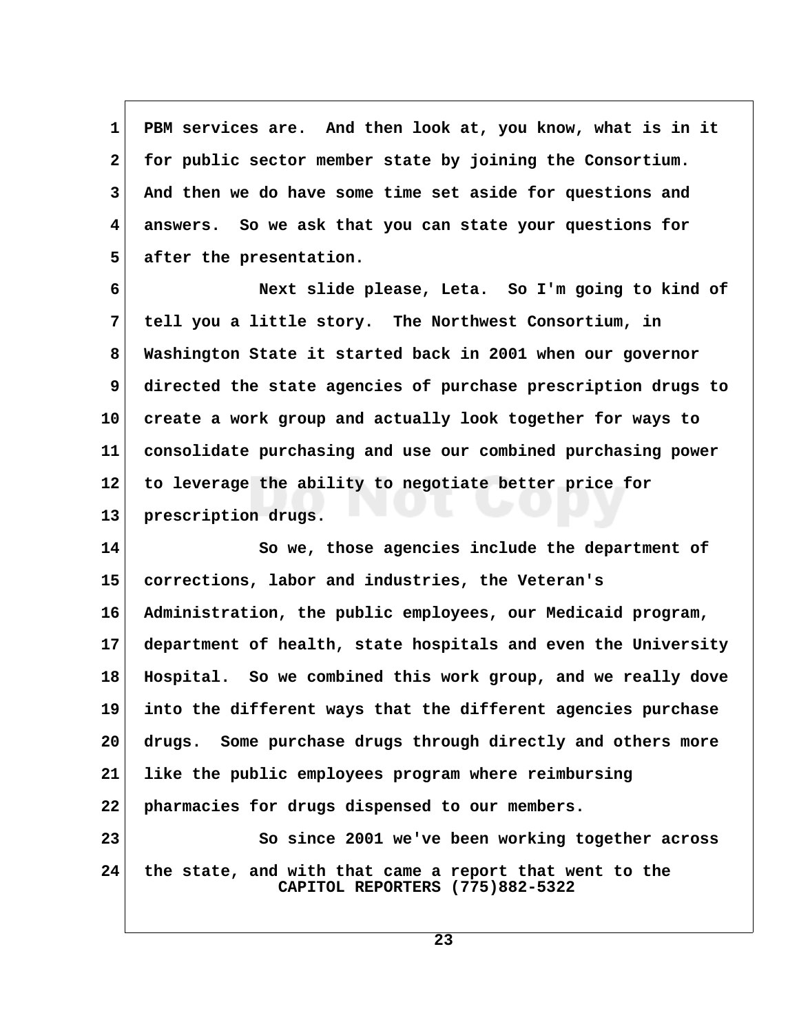PBM services are. And then look at, you know, what is in it for public sector member state by joining the Consortium. And then we do have some time set aside for questions and answers. So we ask that you can state your questions for after the presentation.

Next slide please, Leta. So I'm going to kind of tell you a little story. The Northwest Consortium, in Washington State it started back in 2001 when our governor directed the state agencies of purchase prescription drugs to create a work group and actually look together for ways to consolidate purchasing and use our combined purchasing power to leverage the ability to negotiate better price for prescription drugs.

So we, those agencies include the department of corrections, labor and industries, the Veteran's Administration, the public employees, our Medicaid program, department of health, state hospitals and even the University Hospital. So we combined this work group, and we really dove into the different ways that the different agencies purchase drugs. Some purchase drugs through directly and others more like the public employees program where reimbursing pharmacies for drugs dispensed to our members.

So since 2001 we've been working together across the state, and with that came a report that went to the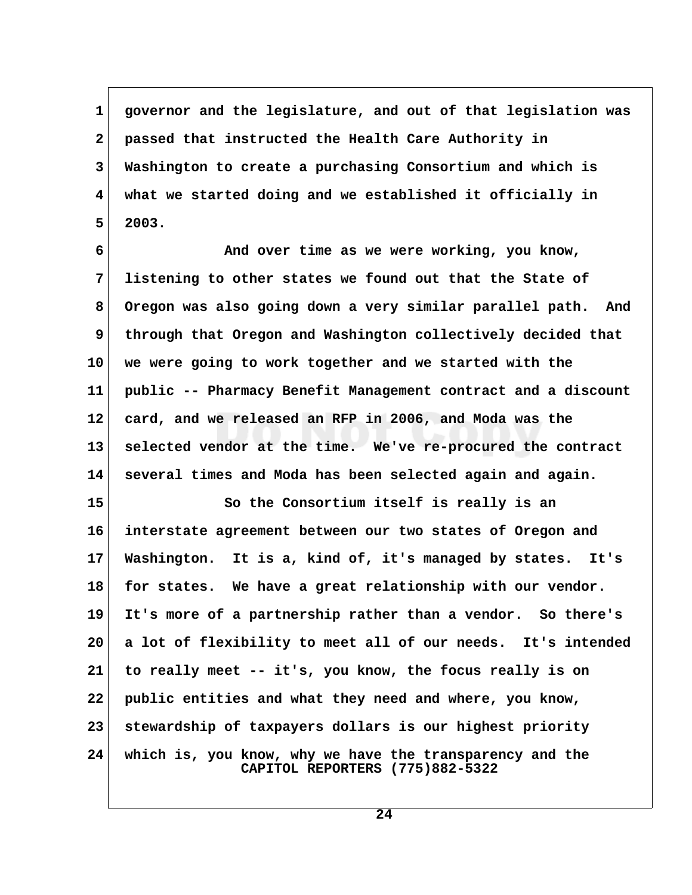governor and the legislature, and out of that legislation was passed that instructed the Health Care Authority in Washington to create a purchasing Consortium and which is what we started doing and we established it officially in 2003.

And over time as we were working, you know, listening to other states we found out that the State of Oregon was also going down a very similar parallel path. And through that Oregon and Washington collectively decided that we were going to work together and we started with the public -- Pharmacy Benefit Management contract and a discount card, and we released an RFP in 2006, and Moda was the selected vendor at the time. We've re-procured the contract several times and Moda has been selected again and again.

So the Consortium itself is really is an interstate agreement between our two states of Oregon and Washington. It is a, kind of, it's managed by states. It's for states. We have a great relationship with our vendor. It's more of a partnership rather than a vendor. So there's a lot of flexibility to meet all of our needs. It's intended to really meet -- it's, you know, the focus really is on public entities and what they need and where, you know, stewardship of taxpayers dollars is our highest priority which is, you know, why we have the transparency and the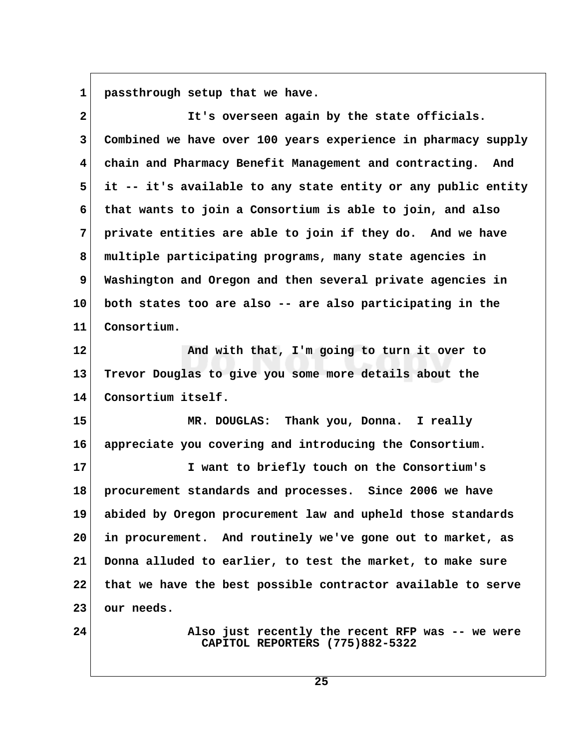passthrough setup that we have.

It's overseen again by the state officials. Combined we have over 100 years experience in pharmacy supply chain and Pharmacy Benefit Management and contracting. And it -- it's available to any state entity or any public entity that wants to join a Consortium is able to join, and also private entities are able to join if they do. And we have multiple participating programs, many state agencies in Washington and Oregon and then several private agencies in both states too are also -- are also participating in the Consortium.

And with that, I'm going to turn it over to Trevor Douglas to give you some more details about the Consortium itself.

MR. DOUGLAS: Thank you, Donna. I really appreciate you covering and introducing the Consortium.

I want to briefly touch on the Consortium's procurement standards and processes. Since 2006 we have abided by Oregon procurement law and upheld those standards in procurement. And routinely we've gone out to market, as Donna alluded to earlier, to test the market, to make sure that we have the best possible contractor available to serve our needs.

Also just recently the recent RFP was -- we were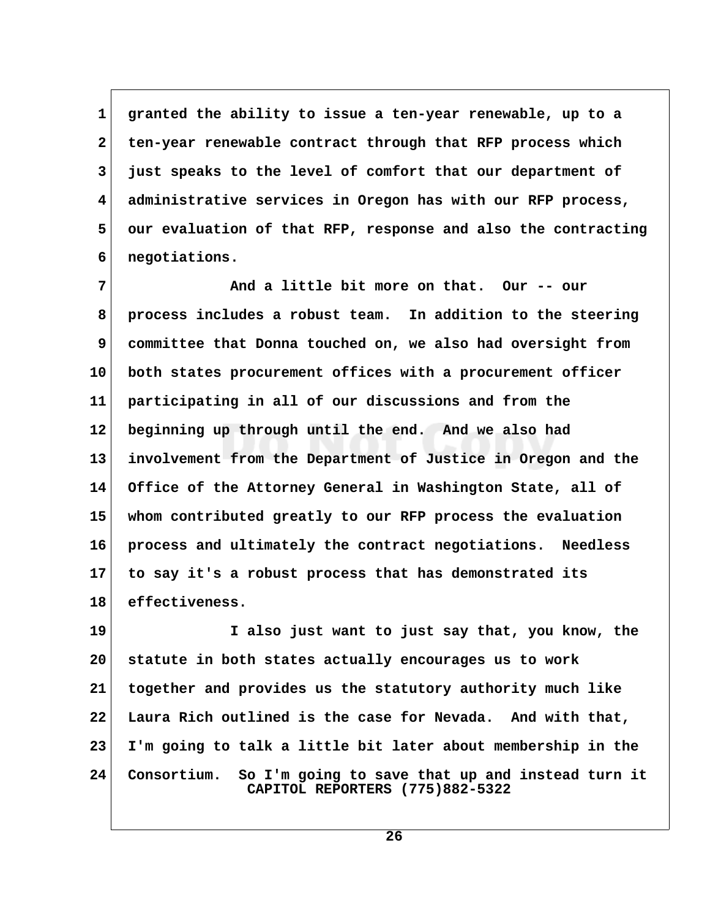granted the ability to issue a ten-year renewable, up to a ten-year renewable contract through that RFP process which just speaks to the level of comfort that our department of administrative services in Oregon has with our RFP process, our evaluation of that RFP, response and also the contracting negotiations.

And a little bit more on that. Our -- our process includes a robust team. In addition to the steering committee that Donna touched on, we also had oversight from both states procurement offices with a procurement officer participating in all of our discussions and from the beginning up through until the end. And we also had involvement from the Department of Justice in Oregon and the Office of the Attorney General in Washington State, all of whom contributed greatly to our RFP process the evaluation process and ultimately the contract negotiations. Needless to say it's a robust process that has demonstrated its effectiveness.

I also just want to just say that, you know, the statute in both states actually encourages us to work together and provides us the statutory authority much like Laura Rich outlined is the case for Nevada. And with that, I'm going to talk a little bit later about membership in the Consortium. So I'm going to save that up and instead turn it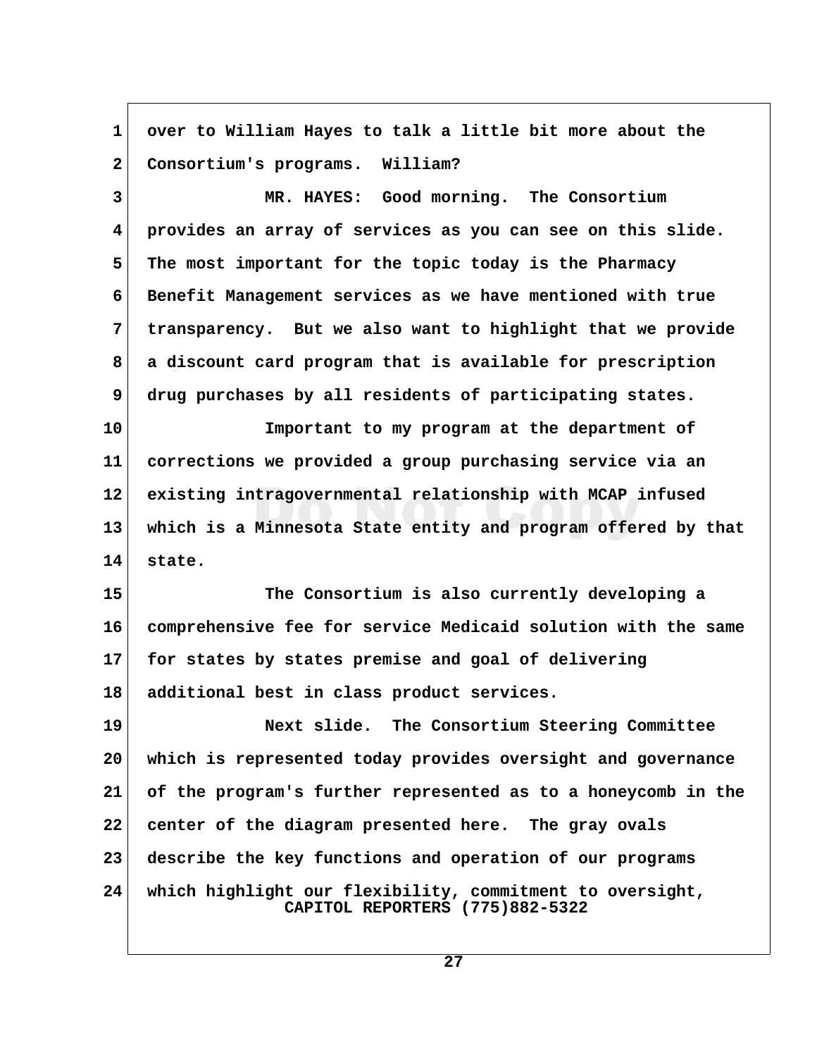over to William Hayes to talk a little bit more about the Consortium's programs. William?

MR. HAYES: Good morning. The Consortium provides an array of services as you can see on this slide. The most important for the topic today is the Pharmacy Benefit Management services as we have mentioned with true transparency. But we also want to highlight that we provide a discount card program that is available for prescription drug purchases by all residents of participating states.

Important to my program at the department of corrections we provided a group purchasing service via an existing intragovernmental relationship with MCAP infused which is a Minnesota State entity and program offered by that state.

The Consortium is also currently developing a comprehensive fee for service Medicaid solution with the same for states by states premise and goal of delivering additional best in class product services.

Next slide. The Consortium Steering Committee which is represented today provides oversight and governance of the program's further represented as to a honeycomb in the center of the diagram presented here. The gray ovals describe the key functions and operation of our programs which highlight our flexibility, commitment to oversight,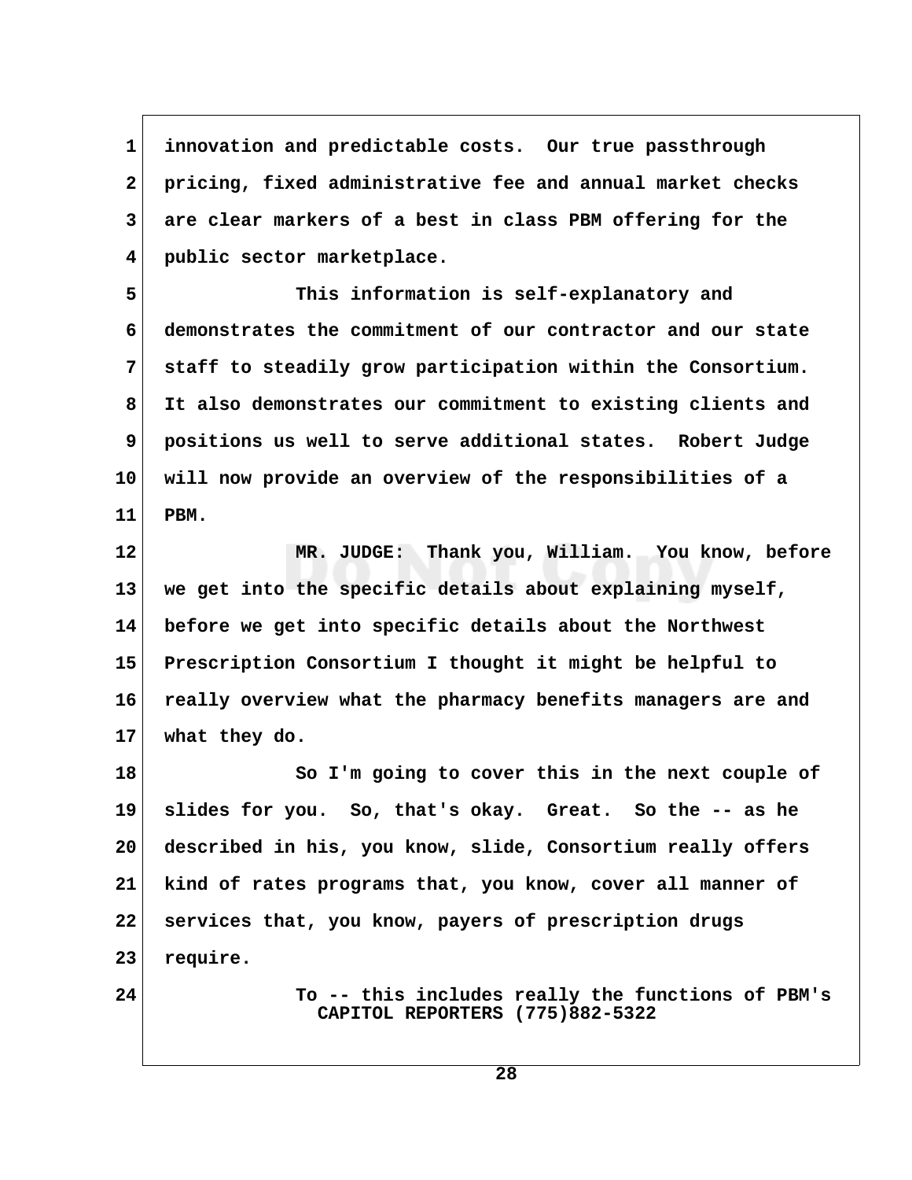innovation and predictable costs. Our true passthrough pricing, fixed administrative fee and annual market checks are clear markers of a best in class PBM offering for the public sector marketplace.

This information is self-explanatory and demonstrates the commitment of our contractor and our state staff to steadily grow participation within the Consortium. It also demonstrates our commitment to existing clients and positions us well to serve additional states. Robert Judge will now provide an overview of the responsibilities of a PBM.

MR. JUDGE: Thank you, William. You know, before we get into the specific details about explaining myself, before we get into specific details about the Northwest Prescription Consortium I thought it might be helpful to really overview what the pharmacy benefits managers are and what they do.

So I'm going to cover this in the next couple of slides for you. So, that's okay. Great. So the -- as he described in his, you know, slide, Consortium really offers kind of rates programs that, you know, cover all manner of services that, you know, payers of prescription drugs require.

To -- this includes really the functions of PBM's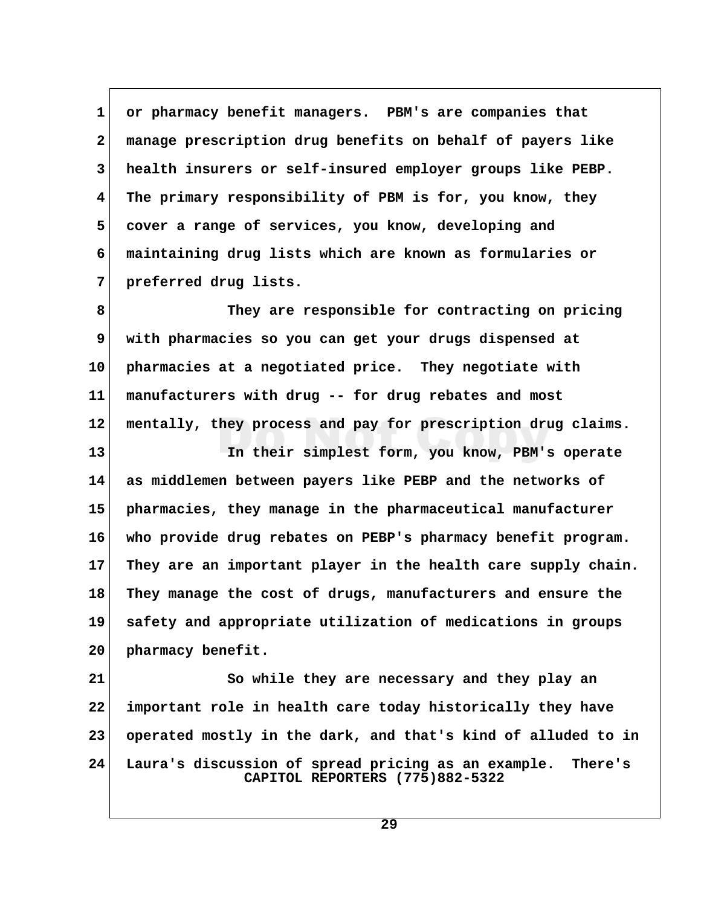or pharmacy benefit managers. PBM's are companies that manage prescription drug benefits on behalf of payers like health insurers or self-insured employer groups like PEBP. The primary responsibility of PBM is for, you know, they cover a range of services, you know, developing and maintaining drug lists which are known as formularies or preferred drug lists.

They are responsible for contracting on pricing with pharmacies so you can get your drugs dispensed at pharmacies at a negotiated price. They negotiate with manufacturers with drug -- for drug rebates and most mentally, they process and pay for prescription drug claims.

In their simplest form, you know, PBM's operate as middlemen between payers like PEBP and the networks of pharmacies, they manage in the pharmaceutical manufacturer who provide drug rebates on PEBP's pharmacy benefit program. They are an important player in the health care supply chain. They manage the cost of drugs, manufacturers and ensure the safety and appropriate utilization of medications in groups pharmacy benefit.

So while they are necessary and they play an important role in health care today historically they have operated mostly in the dark, and that's kind of alluded to in Laura's discussion of spread pricing as an example. There's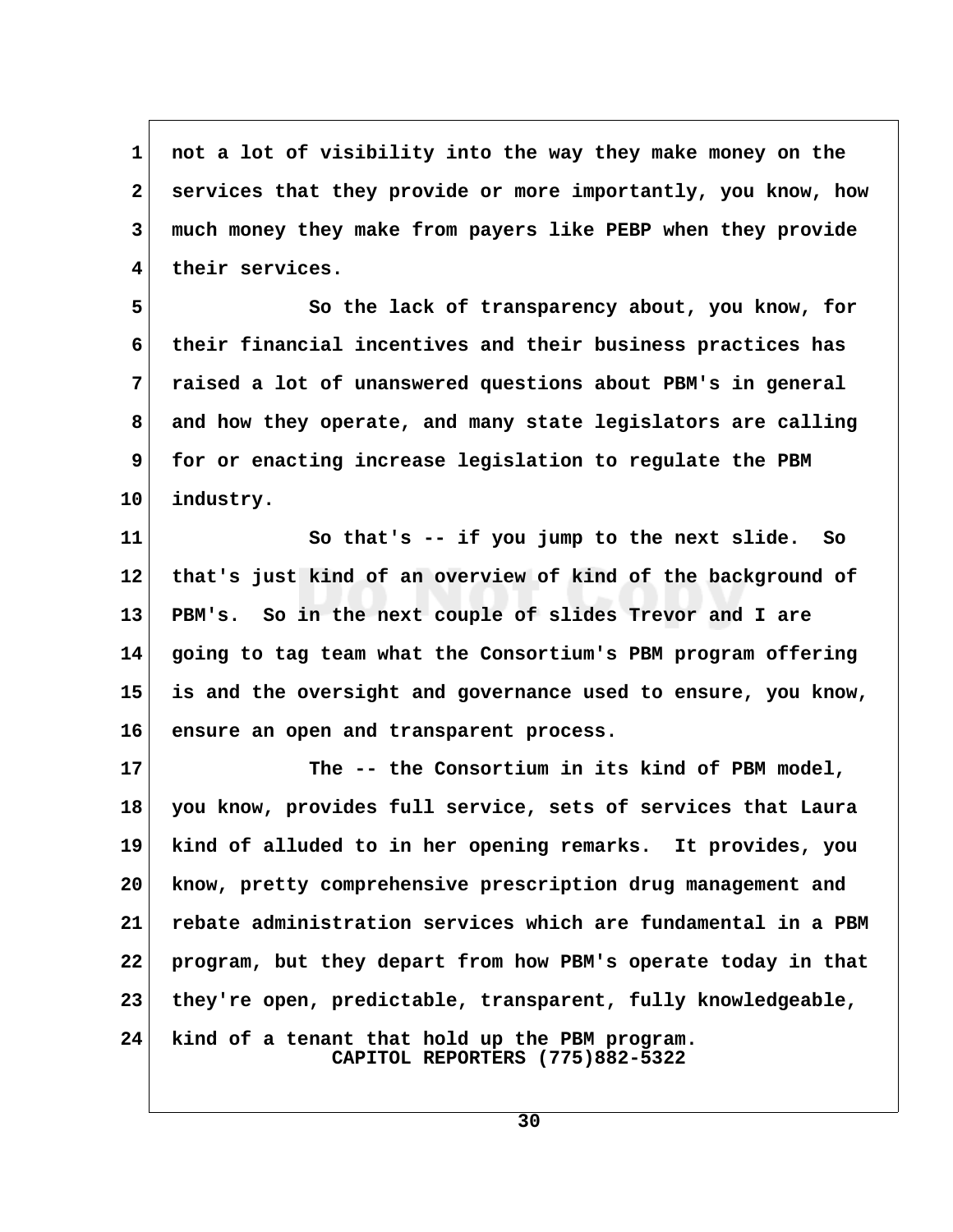not a lot of visibility into the way they make money on the services that they provide or more importantly, you know, how much money they make from payers like PEBP when they provide their services.

So the lack of transparency about, you know, for their financial incentives and their business practices has raised a lot of unanswered questions about PBM's in general and how they operate, and many state legislators are calling for or enacting increase legislation to regulate the PBM industry.

So that's -- if you jump to the next slide. So that's just kind of an overview of kind of the background of PBM's. So in the next couple of slides Trevor and I are going to tag team what the Consortium's PBM program offering is and the oversight and governance used to ensure, you know, ensure an open and transparent process.

The -- the Consortium in its kind of PBM model, you know, provides full service, sets of services that Laura kind of alluded to in her opening remarks. It provides, you know, pretty comprehensive prescription drug management and rebate administration services which are fundamental in a PBM program, but they depart from how PBM's operate today in that they're open, predictable, transparent, fully knowledgeable, kind of a tenant that hold up the PBM program.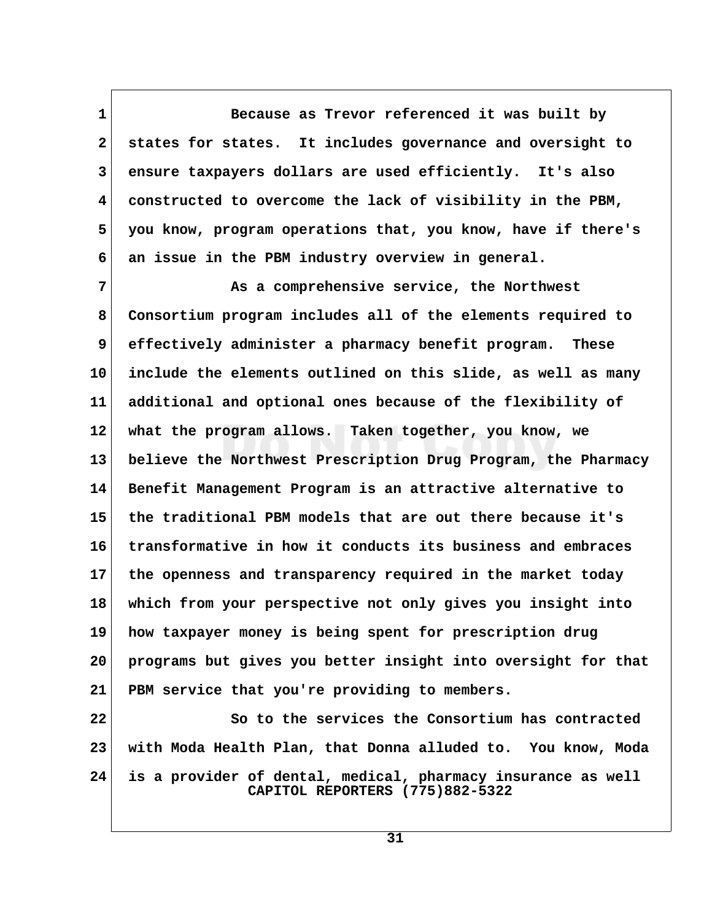Because as Trevor referenced it was built by states for states. It includes governance and oversight to ensure taxpayers dollars are used efficiently. It's also constructed to overcome the lack of visibility in the PBM, you know, program operations that, you know, have if there's an issue in the PBM industry overview in general.

As a comprehensive service, the Northwest Consortium program includes all of the elements required to effectively administer a pharmacy benefit program. These include the elements outlined on this slide, as well as many additional and optional ones because of the flexibility of what the program allows. Taken together, you know, we believe the Northwest Prescription Drug Program, the Pharmacy Benefit Management Program is an attractive alternative to the traditional PBM models that are out there because it's transformative in how it conducts its business and embraces the openness and transparency required in the market today which from your perspective not only gives you insight into how taxpayer money is being spent for prescription drug programs but gives you better insight into oversight for that PBM service that you're providing to members.

So to the services the Consortium has contracted with Moda Health Plan, that Donna alluded to. You know, Moda is a provider of dental, medical, pharmacy insurance as well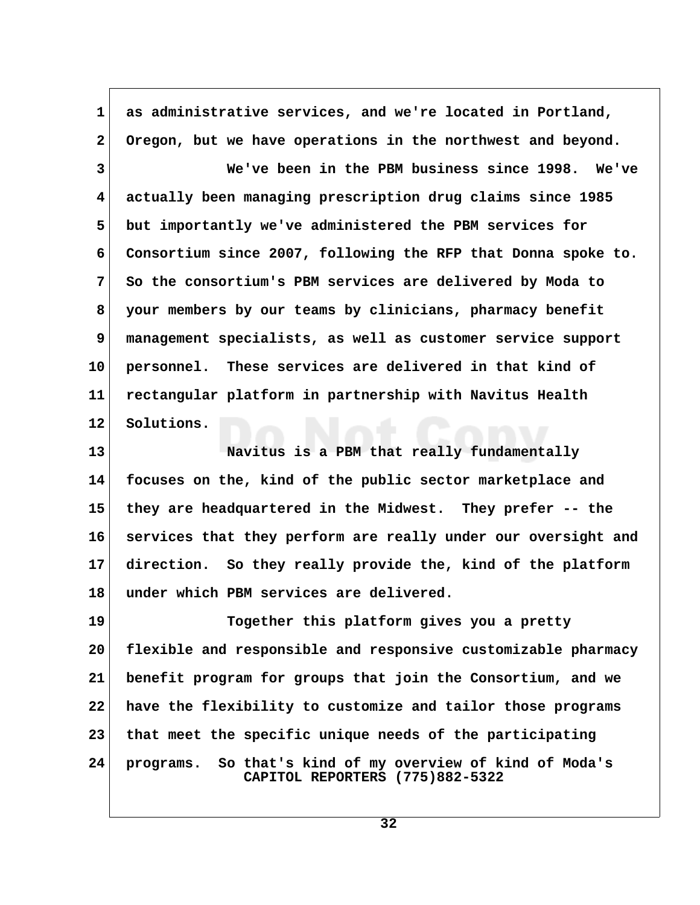1 as administrative services, and we're located in Portland,
2 Oregon, but we have operations in the northwest and beyond.
3 We've been in the PBM business since 1998. We've
4 actually been managing prescription drug claims since 1985
5 but importantly we've administered the PBM services for
6 Consortium since 2007, following the RFP that Donna spoke to.
7 So the consortium's PBM services are delivered by Moda to
8 your members by our teams by clinicians, pharmacy benefit
9 management specialists, as well as customer service support
10 personnel. These services are delivered in that kind of
11 rectangular platform in partnership with Navitus Health
12 Solutions.
13 Navitus is a PBM that really fundamentally
14 focuses on the, kind of the public sector marketplace and
15 they are headquartered in the Midwest. They prefer -- the
16 services that they perform are really under our oversight and
17 direction. So they really provide the, kind of the platform
18 under which PBM services are delivered.
19 Together this platform gives you a pretty
20 flexible and responsible and responsive customizable pharmacy
21 benefit program for groups that join the Consortium, and we
22 have the flexibility to customize and tailor those programs
23 that meet the specific unique needs of the participating
24 programs. So that's kind of my overview of kind of Moda's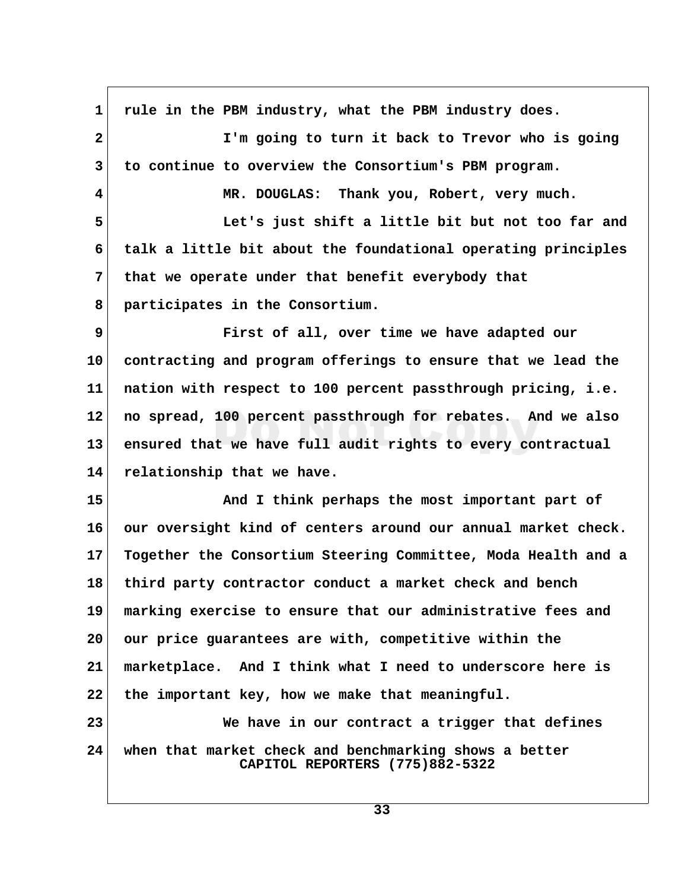rule in the PBM industry, what the PBM industry does.

I'm going to turn it back to Trevor who is going to continue to overview the Consortium's PBM program.

MR. DOUGLAS: Thank you, Robert, very much.

Let's just shift a little bit but not too far and talk a little bit about the foundational operating principles that we operate under that benefit everybody that participates in the Consortium.

First of all, over time we have adapted our contracting and program offerings to ensure that we lead the nation with respect to 100 percent passthrough pricing, i.e. no spread, 100 percent passthrough for rebates. And we also ensured that we have full audit rights to every contractual relationship that we have.

And I think perhaps the most important part of our oversight kind of centers around our annual market check. Together the Consortium Steering Committee, Moda Health and a third party contractor conduct a market check and bench marking exercise to ensure that our administrative fees and our price guarantees are with, competitive within the marketplace. And I think what I need to underscore here is the important key, how we make that meaningful.

We have in our contract a trigger that defines when that market check and benchmarking shows a better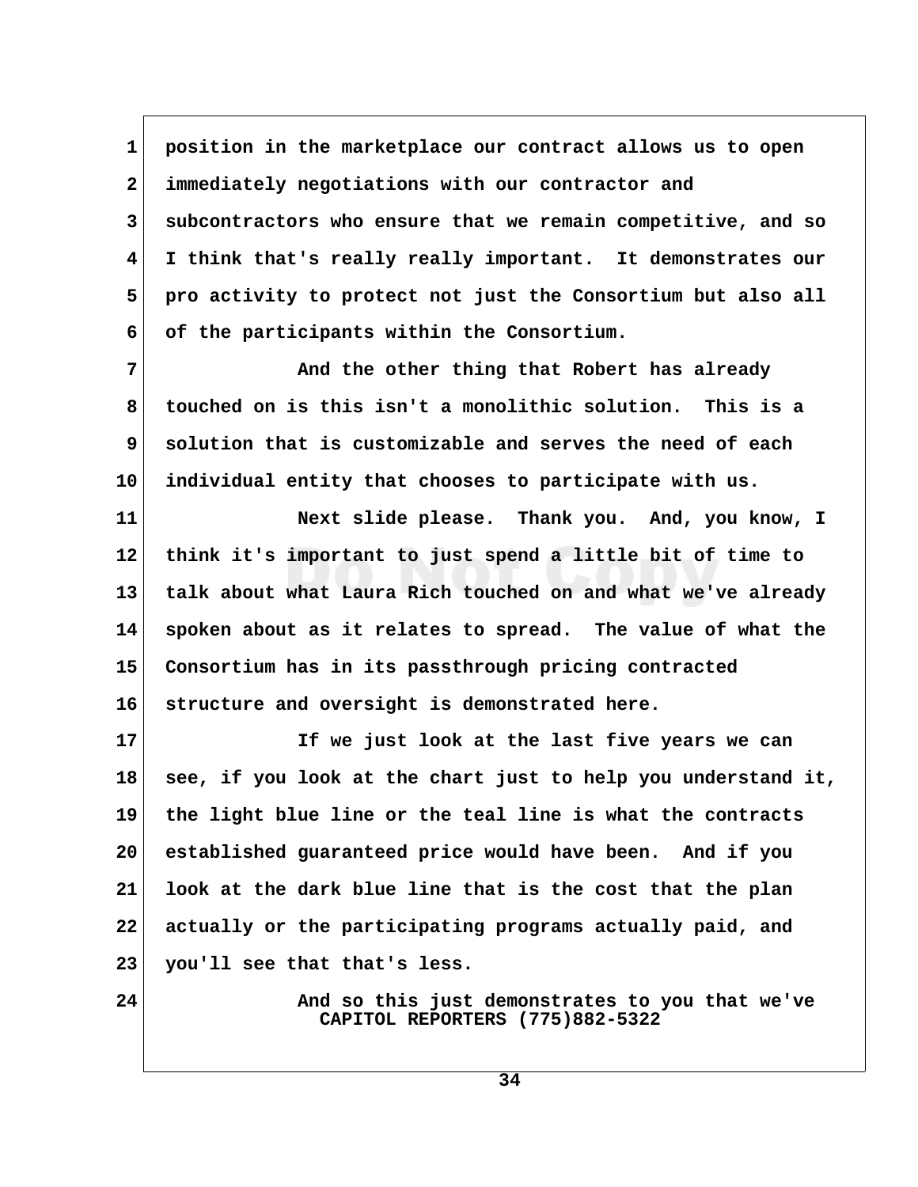position in the marketplace our contract allows us to open immediately negotiations with our contractor and subcontractors who ensure that we remain competitive, and so I think that's really really important. It demonstrates our pro activity to protect not just the Consortium but also all of the participants within the Consortium.

And the other thing that Robert has already touched on is this isn't a monolithic solution. This is a solution that is customizable and serves the need of each individual entity that chooses to participate with us.

Next slide please. Thank you. And, you know, I think it's important to just spend a little bit of time to talk about what Laura Rich touched on and what we've already spoken about as it relates to spread. The value of what the Consortium has in its passthrough pricing contracted structure and oversight is demonstrated here.

If we just look at the last five years we can see, if you look at the chart just to help you understand it, the light blue line or the teal line is what the contracts established guaranteed price would have been. And if you look at the dark blue line that is the cost that the plan actually or the participating programs actually paid, and you'll see that that's less.

And so this just demonstrates to you that we've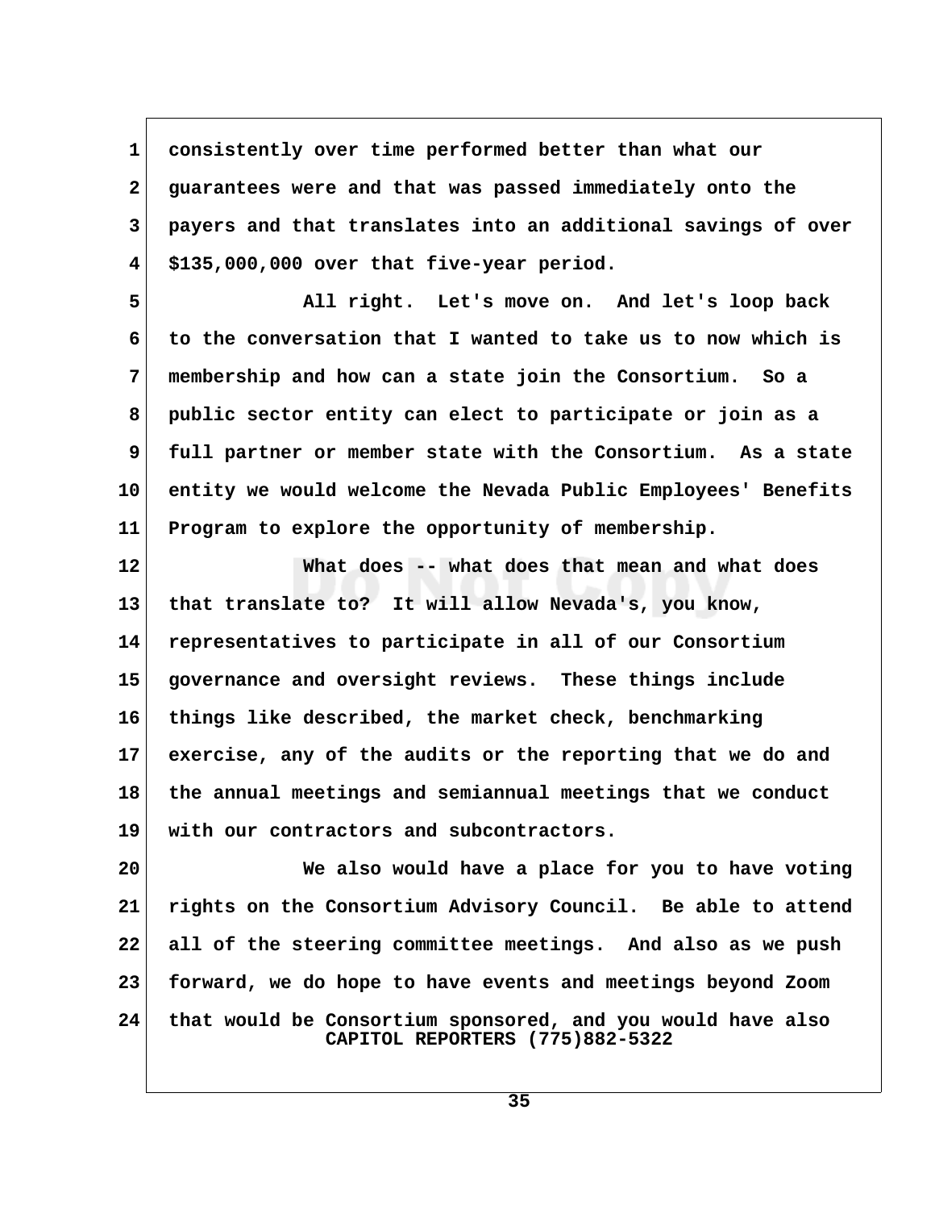consistently over time performed better than what our guarantees were and that was passed immediately onto the payers and that translates into an additional savings of over $135,000,000 over that five-year period.

All right. Let's move on. And let's loop back to the conversation that I wanted to take us to now which is membership and how can a state join the Consortium. So a public sector entity can elect to participate or join as a full partner or member state with the Consortium. As a state entity we would welcome the Nevada Public Employees' Benefits Program to explore the opportunity of membership.

What does -- what does that mean and what does that translate to? It will allow Nevada's, you know, representatives to participate in all of our Consortium governance and oversight reviews. These things include things like described, the market check, benchmarking exercise, any of the audits or the reporting that we do and the annual meetings and semiannual meetings that we conduct with our contractors and subcontractors.

We also would have a place for you to have voting rights on the Consortium Advisory Council. Be able to attend all of the steering committee meetings. And also as we push forward, we do hope to have events and meetings beyond Zoom that would be Consortium sponsored, and you would have also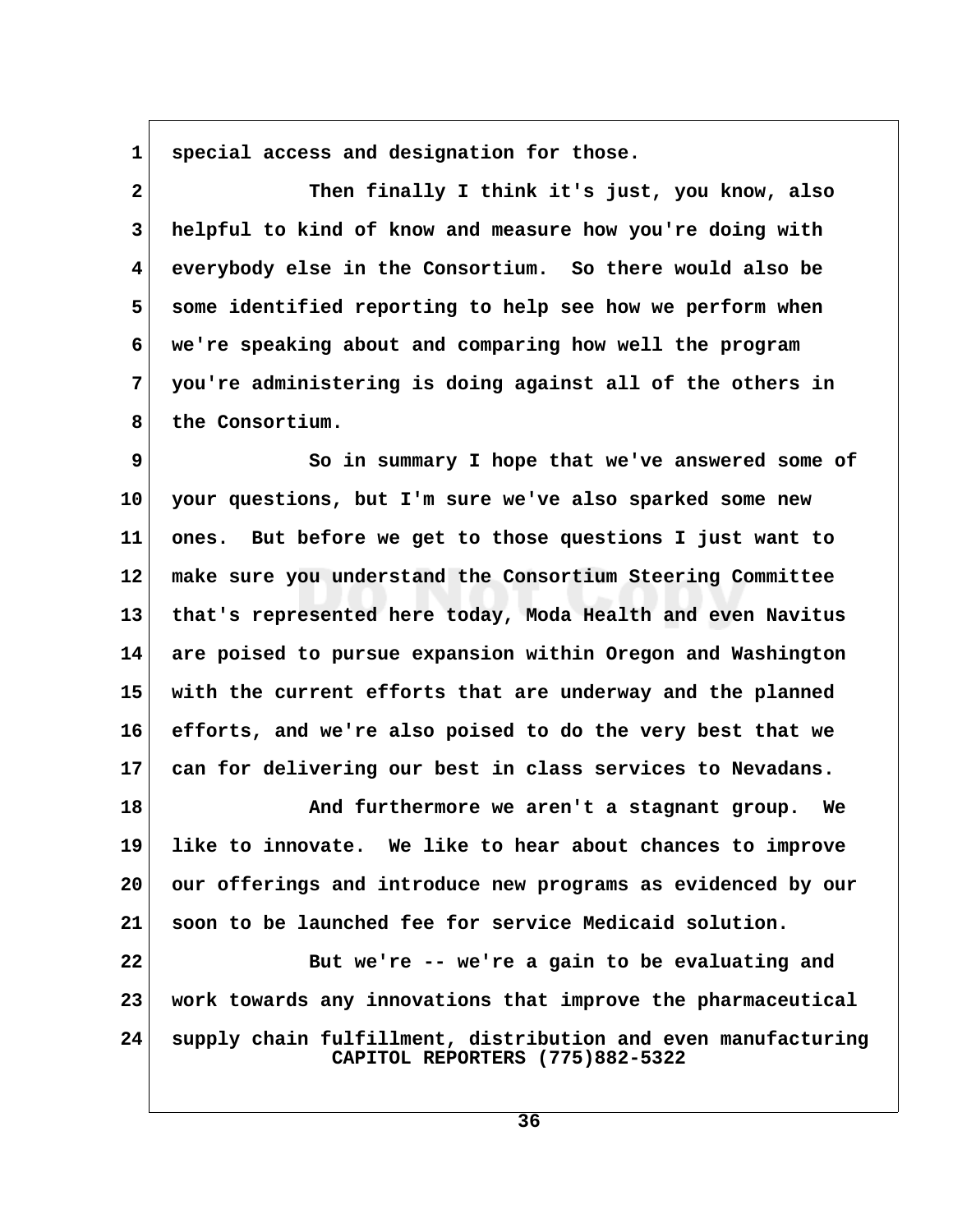special access and designation for those.

Then finally I think it's just, you know, also helpful to kind of know and measure how you're doing with everybody else in the Consortium. So there would also be some identified reporting to help see how we perform when we're speaking about and comparing how well the program you're administering is doing against all of the others in the Consortium.

So in summary I hope that we've answered some of your questions, but I'm sure we've also sparked some new ones. But before we get to those questions I just want to make sure you understand the Consortium Steering Committee that's represented here today, Moda Health and even Navitus are poised to pursue expansion within Oregon and Washington with the current efforts that are underway and the planned efforts, and we're also poised to do the very best that we can for delivering our best in class services to Nevadans.

And furthermore we aren't a stagnant group. We like to innovate. We like to hear about chances to improve our offerings and introduce new programs as evidenced by our soon to be launched fee for service Medicaid solution.

But we're -- we're a gain to be evaluating and work towards any innovations that improve the pharmaceutical supply chain fulfillment, distribution and even manufacturing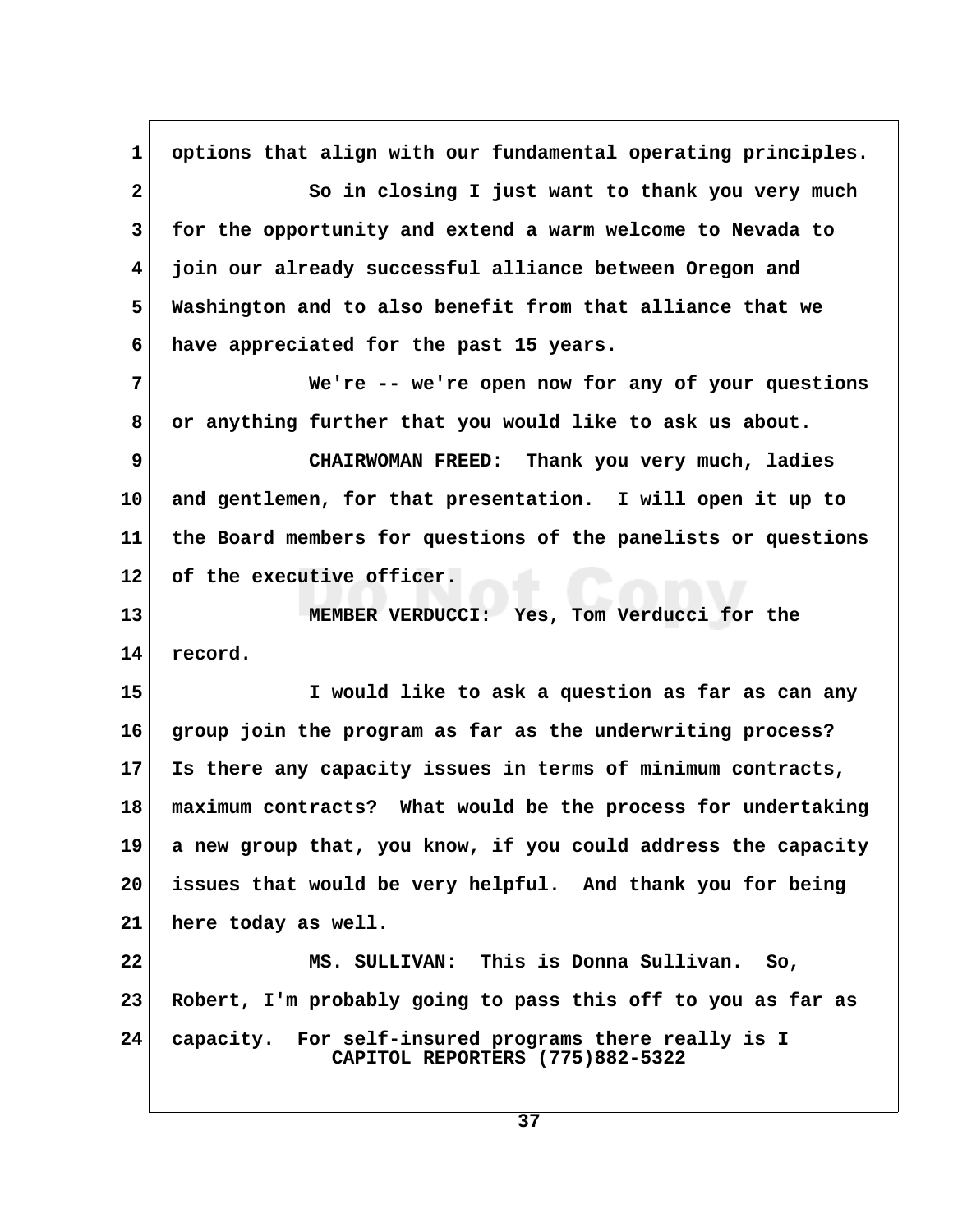options that align with our fundamental operating principles.

So in closing I just want to thank you very much for the opportunity and extend a warm welcome to Nevada to join our already successful alliance between Oregon and Washington and to also benefit from that alliance that we have appreciated for the past 15 years.

We're -- we're open now for any of your questions or anything further that you would like to ask us about.

CHAIRWOMAN FREED: Thank you very much, ladies and gentlemen, for that presentation. I will open it up to the Board members for questions of the panelists or questions of the executive officer.

MEMBER VERDUCCI: Yes, Tom Verducci for the record.

I would like to ask a question as far as can any group join the program as far as the underwriting process? Is there any capacity issues in terms of minimum contracts, maximum contracts? What would be the process for undertaking a new group that, you know, if you could address the capacity issues that would be very helpful. And thank you for being here today as well.

MS. SULLIVAN: This is Donna Sullivan. So, Robert, I'm probably going to pass this off to you as far as capacity. For self-insured programs there really is I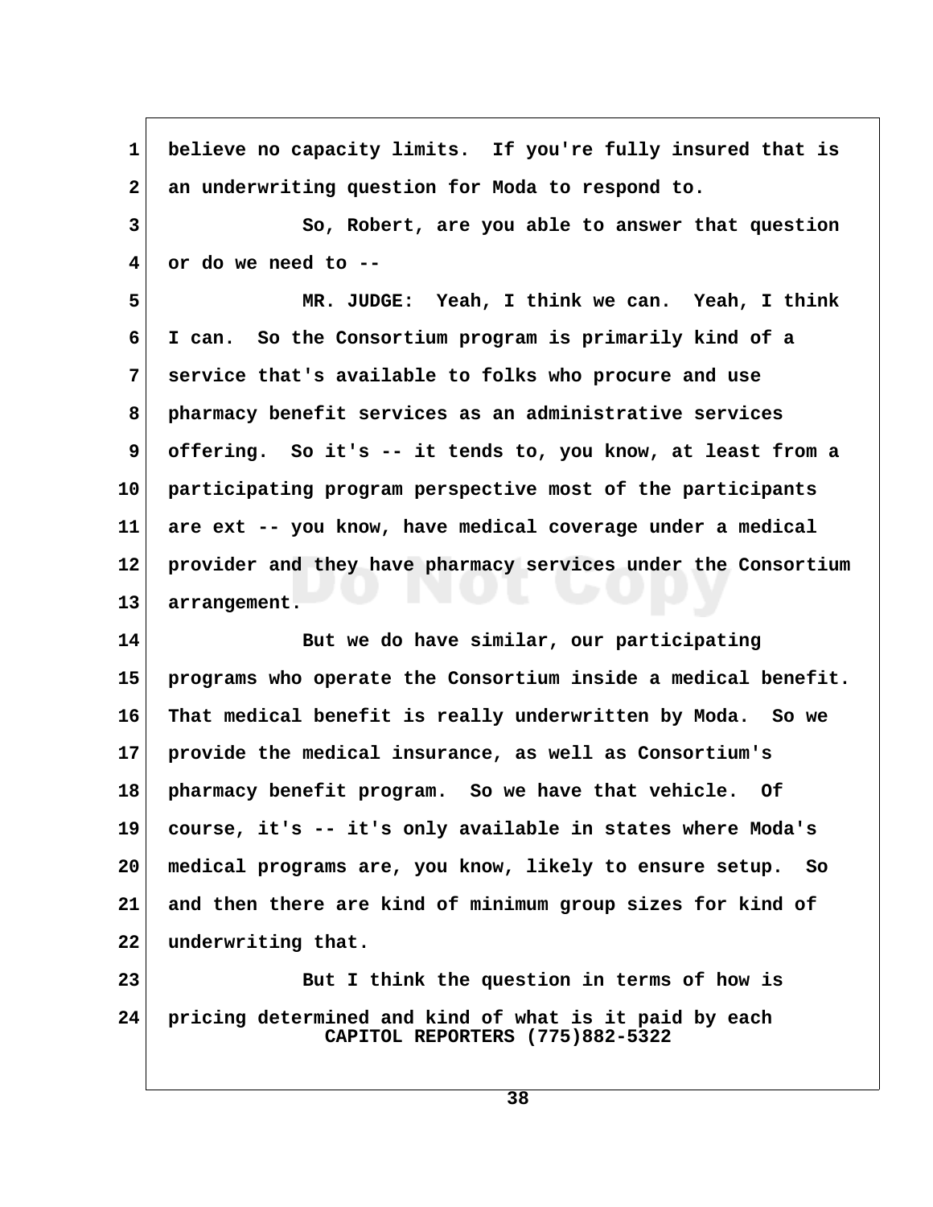believe no capacity limits. If you're fully insured that is an underwriting question for Moda to respond to.

So, Robert, are you able to answer that question or do we need to --

MR. JUDGE: Yeah, I think we can. Yeah, I think I can. So the Consortium program is primarily kind of a service that's available to folks who procure and use pharmacy benefit services as an administrative services offering. So it's -- it tends to, you know, at least from a participating program perspective most of the participants are ext -- you know, have medical coverage under a medical provider and they have pharmacy services under the Consortium arrangement.

But we do have similar, our participating programs who operate the Consortium inside a medical benefit. That medical benefit is really underwritten by Moda. So we provide the medical insurance, as well as Consortium's pharmacy benefit program. So we have that vehicle. Of course, it's -- it's only available in states where Moda's medical programs are, you know, likely to ensure setup. So and then there are kind of minimum group sizes for kind of underwriting that.

But I think the question in terms of how is pricing determined and kind of what is it paid by each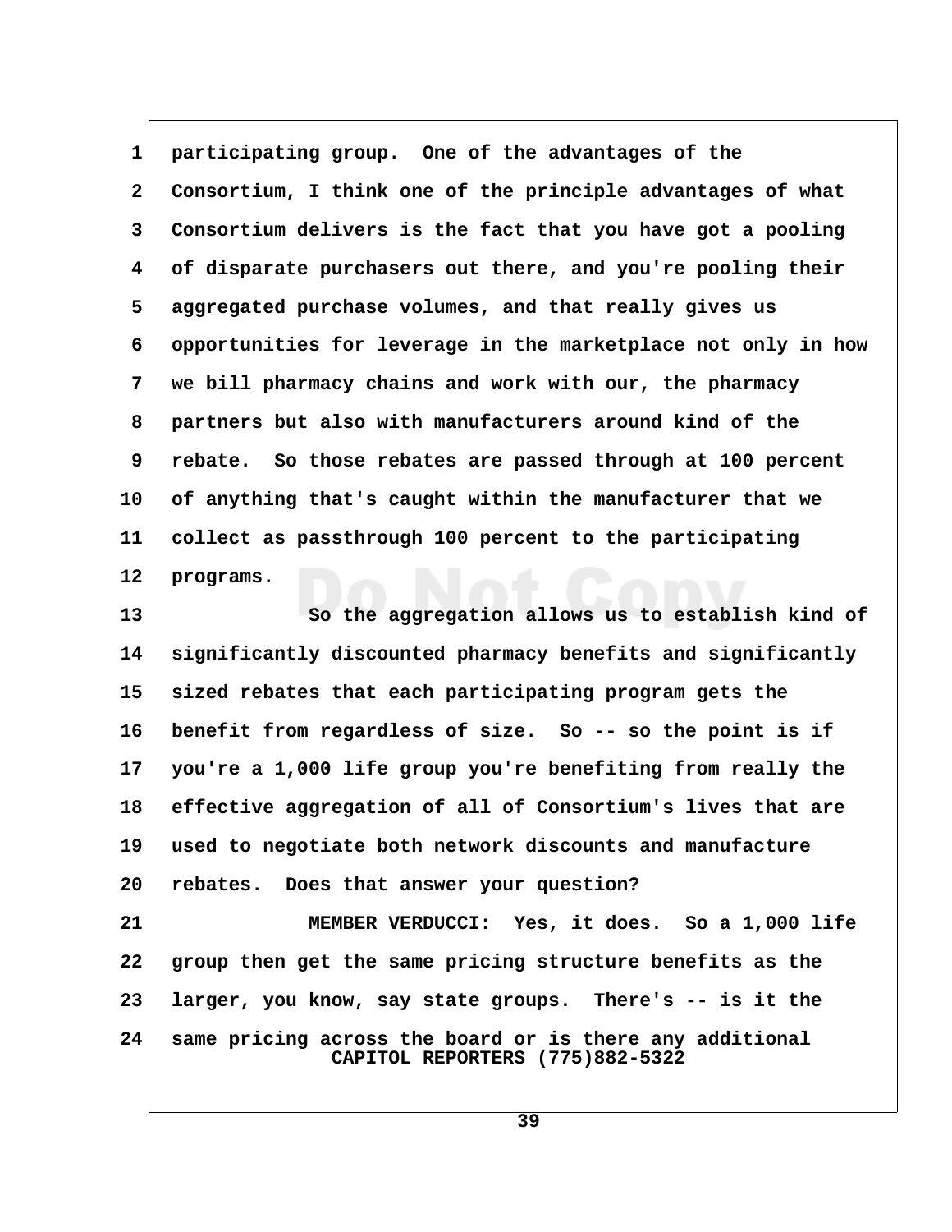participating group. One of the advantages of the Consortium, I think one of the principle advantages of what Consortium delivers is the fact that you have got a pooling of disparate purchasers out there, and you're pooling their aggregated purchase volumes, and that really gives us opportunities for leverage in the marketplace not only in how we bill pharmacy chains and work with our, the pharmacy partners but also with manufacturers around kind of the rebate. So those rebates are passed through at 100 percent of anything that's caught within the manufacturer that we collect as passthrough 100 percent to the participating programs.

So the aggregation allows us to establish kind of significantly discounted pharmacy benefits and significantly sized rebates that each participating program gets the benefit from regardless of size. So -- so the point is if you're a 1,000 life group you're benefiting from really the effective aggregation of all of Consortium's lives that are used to negotiate both network discounts and manufacture rebates. Does that answer your question?

MEMBER VERDUCCI: Yes, it does. So a 1,000 life group then get the same pricing structure benefits as the larger, you know, say state groups. There's -- is it the same pricing across the board or is there any additional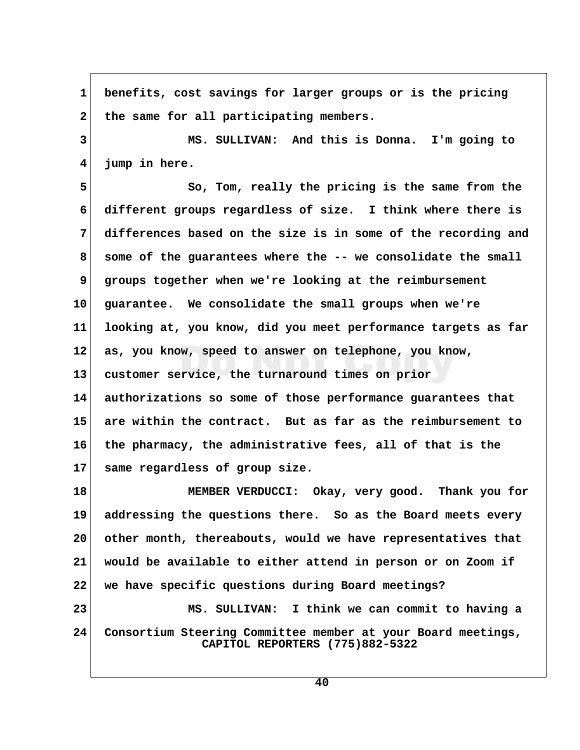benefits, cost savings for larger groups or is the pricing the same for all participating members.

MS. SULLIVAN: And this is Donna. I'm going to jump in here.

So, Tom, really the pricing is the same from the different groups regardless of size. I think where there is differences based on the size is in some of the recording and some of the guarantees where the -- we consolidate the small groups together when we're looking at the reimbursement guarantee. We consolidate the small groups when we're looking at, you know, did you meet performance targets as far as, you know, speed to answer on telephone, you know, customer service, the turnaround times on prior authorizations so some of those performance guarantees that are within the contract. But as far as the reimbursement to the pharmacy, the administrative fees, all of that is the same regardless of group size.

MEMBER VERDUCCI: Okay, very good. Thank you for addressing the questions there. So as the Board meets every other month, thereabouts, would we have representatives that would be available to either attend in person or on Zoom if we have specific questions during Board meetings?

MS. SULLIVAN: I think we can commit to having a Consortium Steering Committee member at your Board meetings,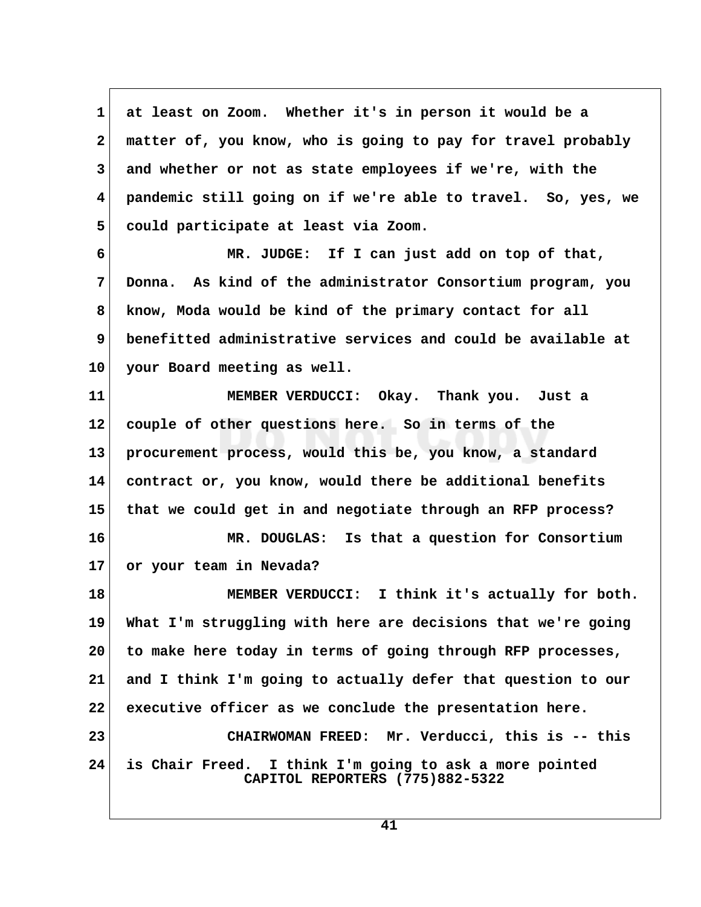at least on Zoom. Whether it's in person it would be a matter of, you know, who is going to pay for travel probably and whether or not as state employees if we're, with the pandemic still going on if we're able to travel. So, yes, we could participate at least via Zoom.

MR. JUDGE: If I can just add on top of that, Donna. As kind of the administrator Consortium program, you know, Moda would be kind of the primary contact for all benefitted administrative services and could be available at your Board meeting as well.

MEMBER VERDUCCI: Okay. Thank you. Just a couple of other questions here. So in terms of the procurement process, would this be, you know, a standard contract or, you know, would there be additional benefits that we could get in and negotiate through an RFP process?

MR. DOUGLAS: Is that a question for Consortium or your team in Nevada?

MEMBER VERDUCCI: I think it's actually for both. What I'm struggling with here are decisions that we're going to make here today in terms of going through RFP processes, and I think I'm going to actually defer that question to our executive officer as we conclude the presentation here.

CHAIRWOMAN FREED: Mr. Verducci, this is -- this is Chair Freed. I think I'm going to ask a more pointed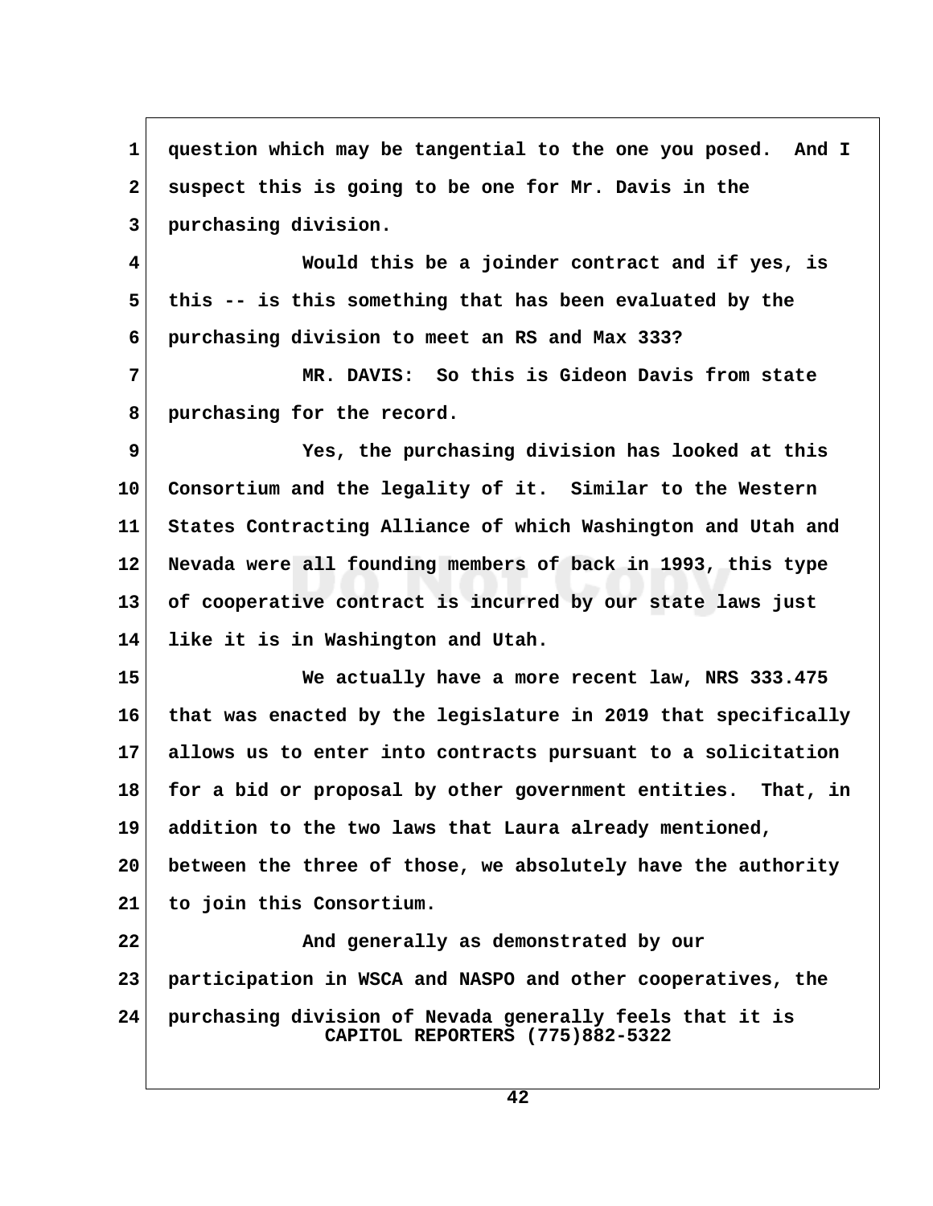question which may be tangential to the one you posed. And I suspect this is going to be one for Mr. Davis in the purchasing division.

Would this be a joinder contract and if yes, is this -- is this something that has been evaluated by the purchasing division to meet an RS and Max 333?

MR. DAVIS: So this is Gideon Davis from state purchasing for the record.

Yes, the purchasing division has looked at this Consortium and the legality of it. Similar to the Western States Contracting Alliance of which Washington and Utah and Nevada were all founding members of back in 1993, this type of cooperative contract is incurred by our state laws just like it is in Washington and Utah.

We actually have a more recent law, NRS 333.475 that was enacted by the legislature in 2019 that specifically allows us to enter into contracts pursuant to a solicitation for a bid or proposal by other government entities. That, in addition to the two laws that Laura already mentioned, between the three of those, we absolutely have the authority to join this Consortium.

And generally as demonstrated by our participation in WSCA and NASPO and other cooperatives, the purchasing division of Nevada generally feels that it is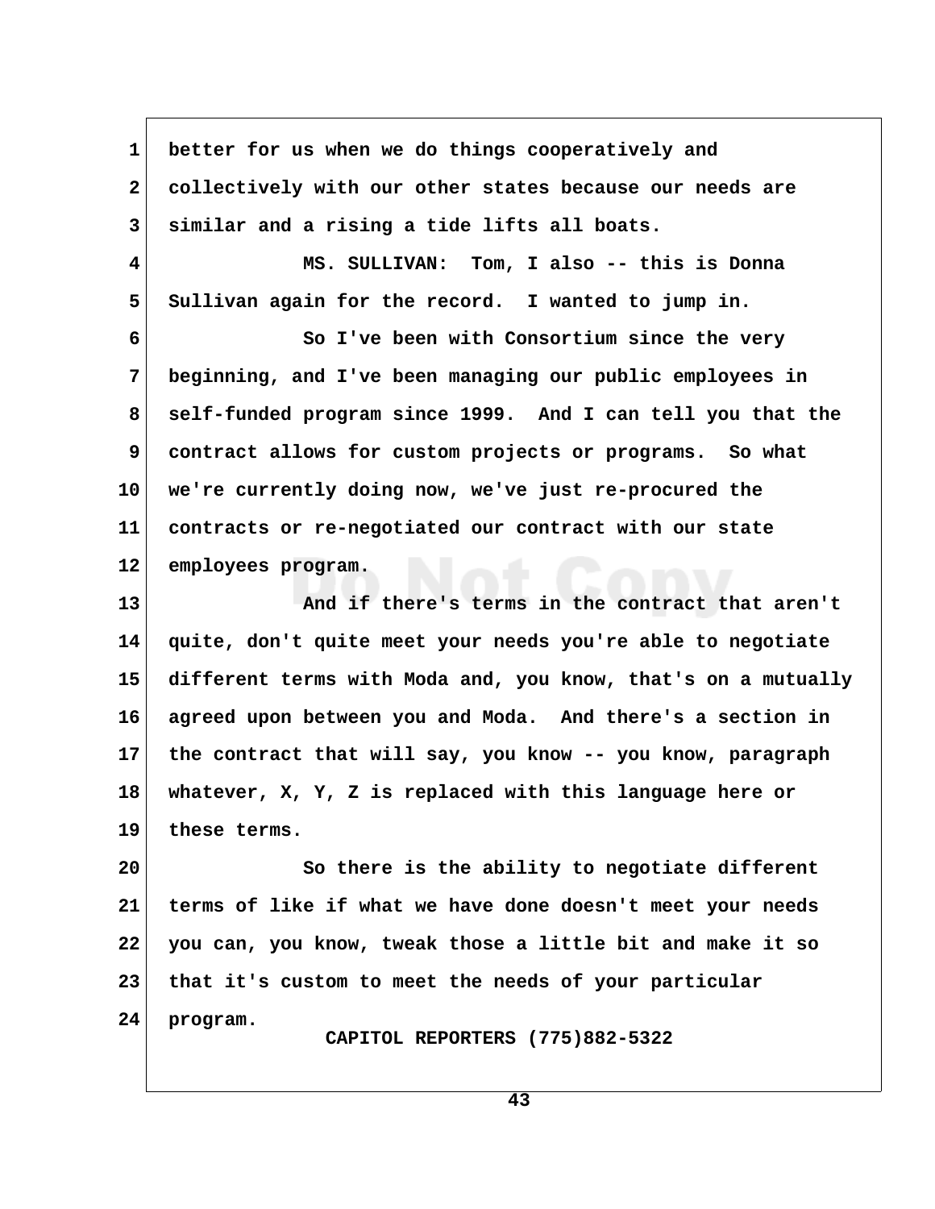better for us when we do things cooperatively and collectively with our other states because our needs are similar and a rising a tide lifts all boats.

MS. SULLIVAN: Tom, I also -- this is Donna Sullivan again for the record. I wanted to jump in.

So I've been with Consortium since the very beginning, and I've been managing our public employees in self-funded program since 1999. And I can tell you that the contract allows for custom projects or programs. So what we're currently doing now, we've just re-procured the contracts or re-negotiated our contract with our state employees program.

And if there's terms in the contract that aren't quite, don't quite meet your needs you're able to negotiate different terms with Moda and, you know, that's on a mutually agreed upon between you and Moda. And there's a section in the contract that will say, you know -- you know, paragraph whatever, X, Y, Z is replaced with this language here or these terms.

So there is the ability to negotiate different terms of like if what we have done doesn't meet your needs you can, you know, tweak those a little bit and make it so that it's custom to meet the needs of your particular program.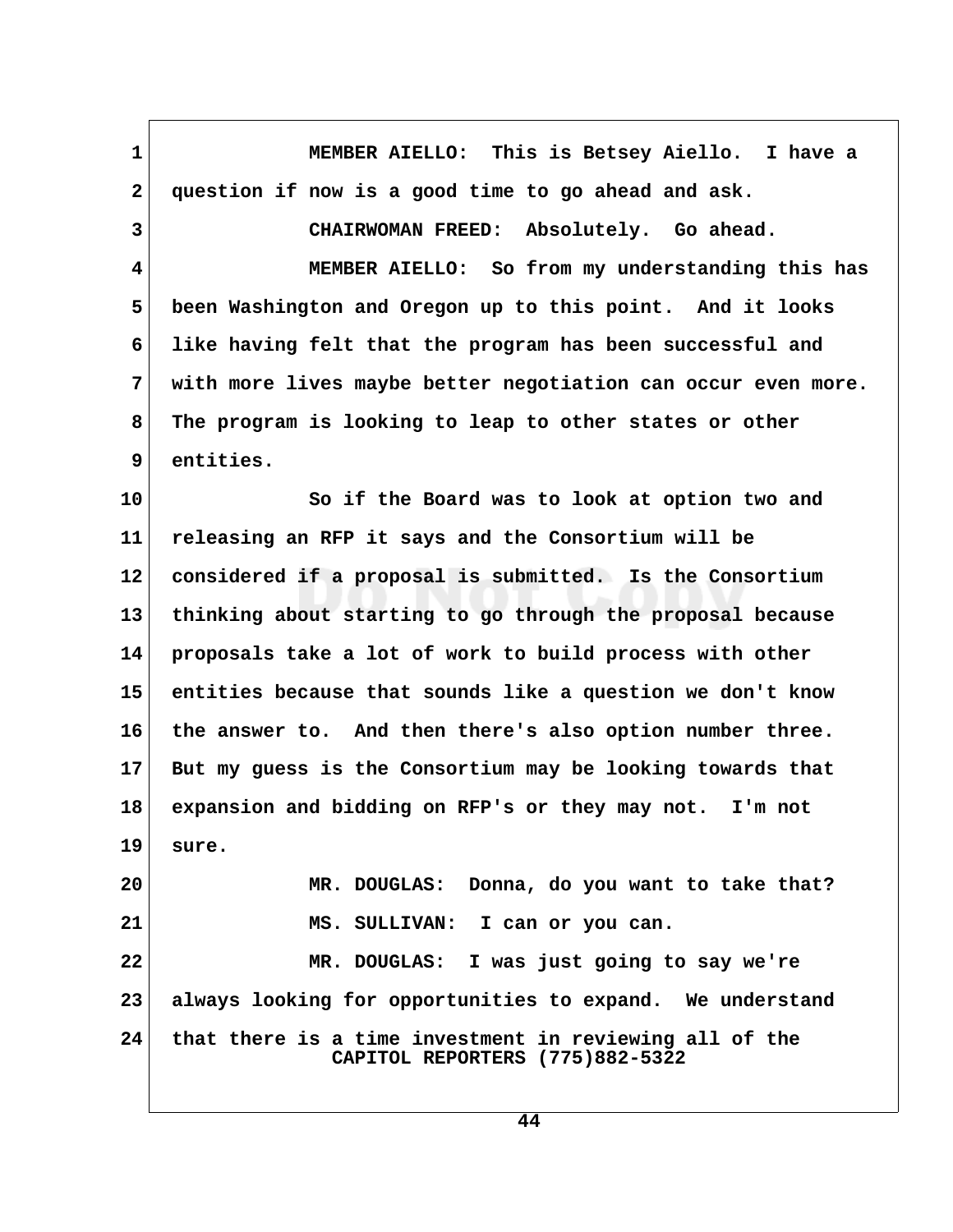MEMBER AIELLO: This is Betsey Aiello. I have a question if now is a good time to go ahead and ask.

CHAIRWOMAN FREED: Absolutely. Go ahead.

MEMBER AIELLO: So from my understanding this has been Washington and Oregon up to this point. And it looks like having felt that the program has been successful and with more lives maybe better negotiation can occur even more. The program is looking to leap to other states or other entities.

So if the Board was to look at option two and releasing an RFP it says and the Consortium will be considered if a proposal is submitted. Is the Consortium thinking about starting to go through the proposal because proposals take a lot of work to build process with other entities because that sounds like a question we don't know the answer to. And then there's also option number three. But my guess is the Consortium may be looking towards that expansion and bidding on RFP's or they may not. I'm not sure.

MR. DOUGLAS: Donna, do you want to take that?

MS. SULLIVAN: I can or you can.

MR. DOUGLAS: I was just going to say we're always looking for opportunities to expand. We understand that there is a time investment in reviewing all of the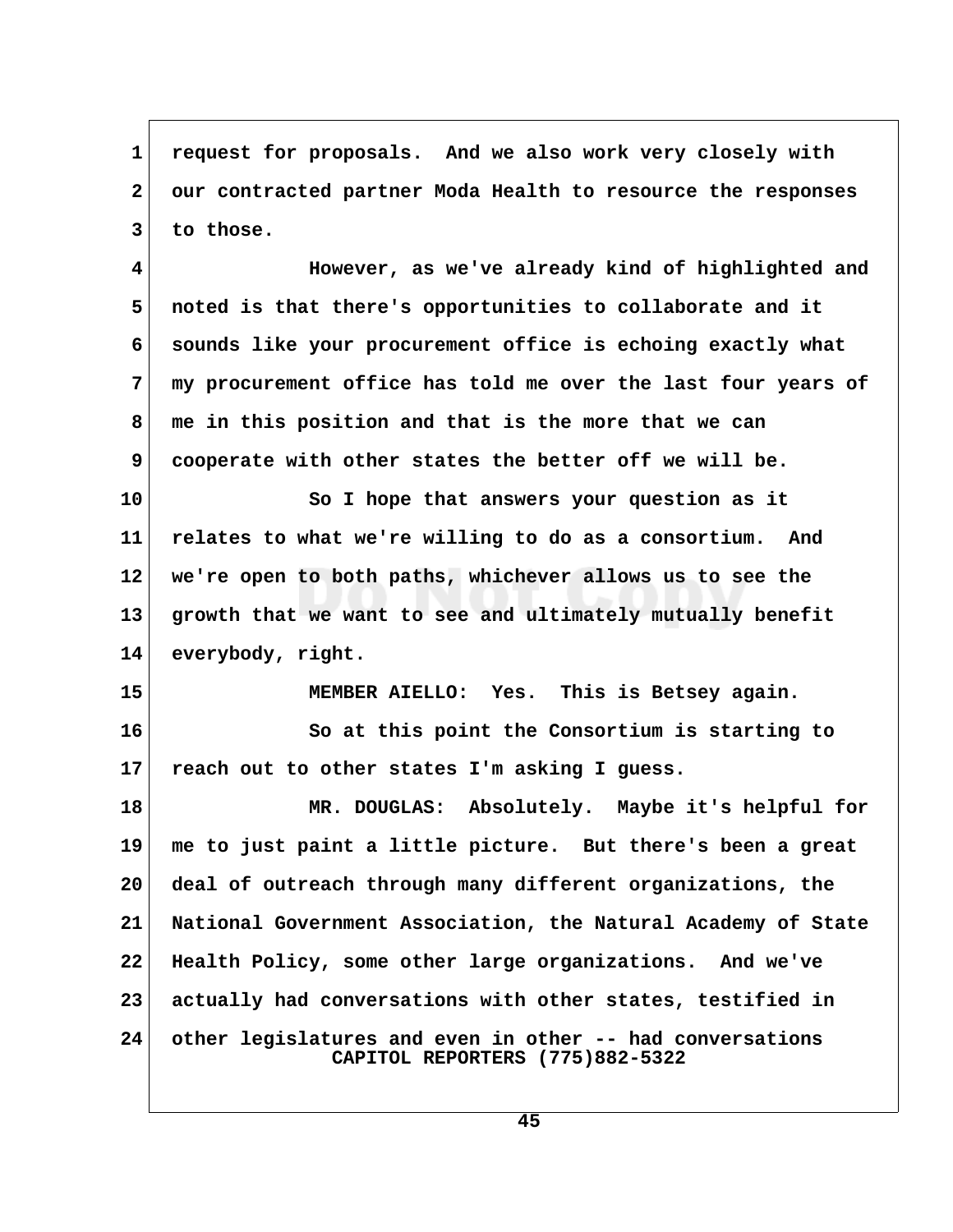request for proposals. And we also work very closely with our contracted partner Moda Health to resource the responses to those.

However, as we've already kind of highlighted and noted is that there's opportunities to collaborate and it sounds like your procurement office is echoing exactly what my procurement office has told me over the last four years of me in this position and that is the more that we can cooperate with other states the better off we will be.

So I hope that answers your question as it relates to what we're willing to do as a consortium. And we're open to both paths, whichever allows us to see the growth that we want to see and ultimately mutually benefit everybody, right.

MEMBER AIELLO: Yes. This is Betsey again.

So at this point the Consortium is starting to reach out to other states I'm asking I guess.

MR. DOUGLAS: Absolutely. Maybe it's helpful for me to just paint a little picture. But there's been a great deal of outreach through many different organizations, the National Government Association, the Natural Academy of State Health Policy, some other large organizations. And we've actually had conversations with other states, testified in other legislatures and even in other -- had conversations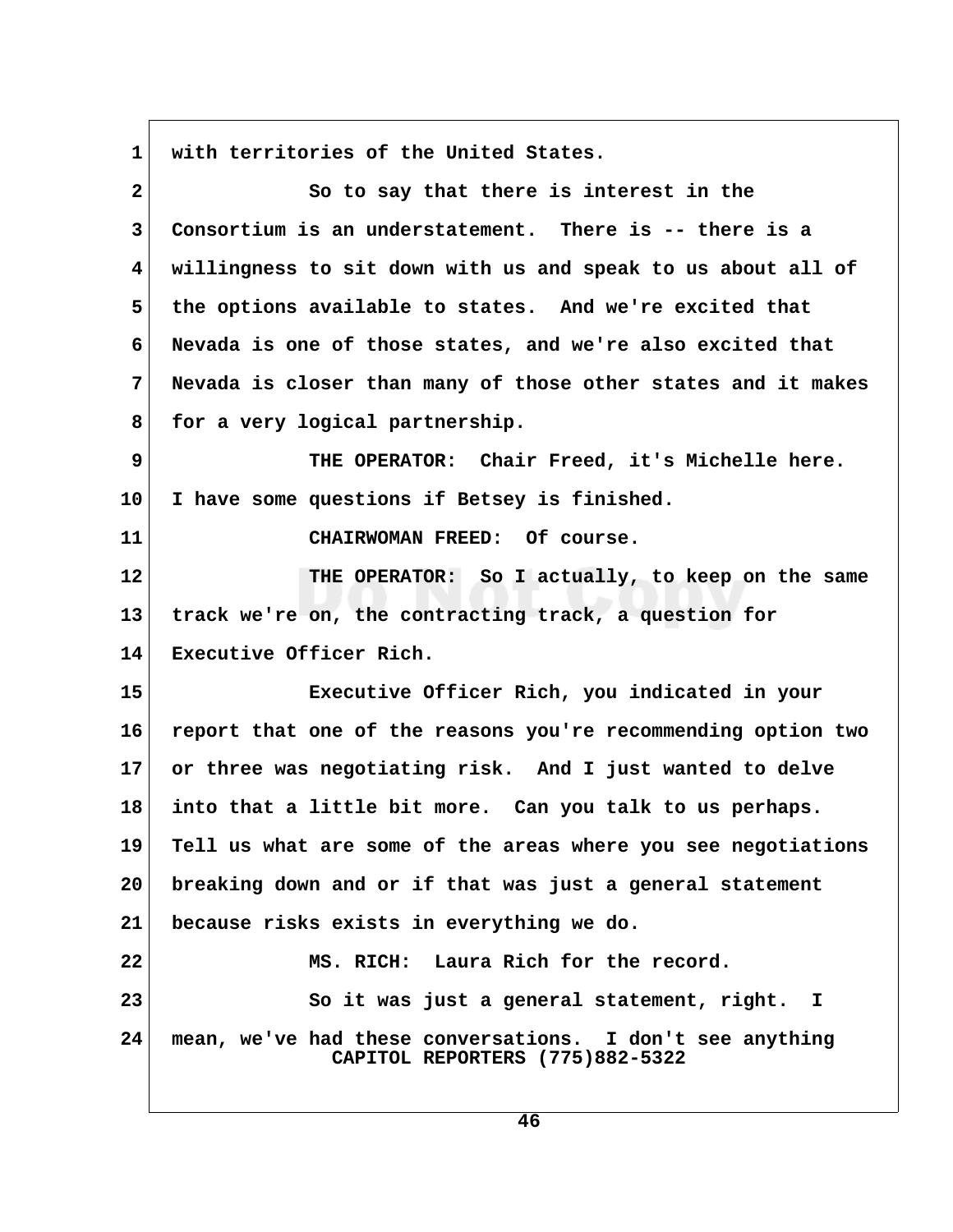with territories of the United States.

So to say that there is interest in the Consortium is an understatement. There is -- there is a willingness to sit down with us and speak to us about all of the options available to states. And we're excited that Nevada is one of those states, and we're also excited that Nevada is closer than many of those other states and it makes for a very logical partnership.

THE OPERATOR: Chair Freed, it's Michelle here. I have some questions if Betsey is finished.

CHAIRWOMAN FREED: Of course.

THE OPERATOR: So I actually, to keep on the same track we're on, the contracting track, a question for Executive Officer Rich.

Executive Officer Rich, you indicated in your report that one of the reasons you're recommending option two or three was negotiating risk. And I just wanted to delve into that a little bit more. Can you talk to us perhaps. Tell us what are some of the areas where you see negotiations breaking down and or if that was just a general statement because risks exists in everything we do.

MS. RICH: Laura Rich for the record.

So it was just a general statement, right. I mean, we've had these conversations. I don't see anything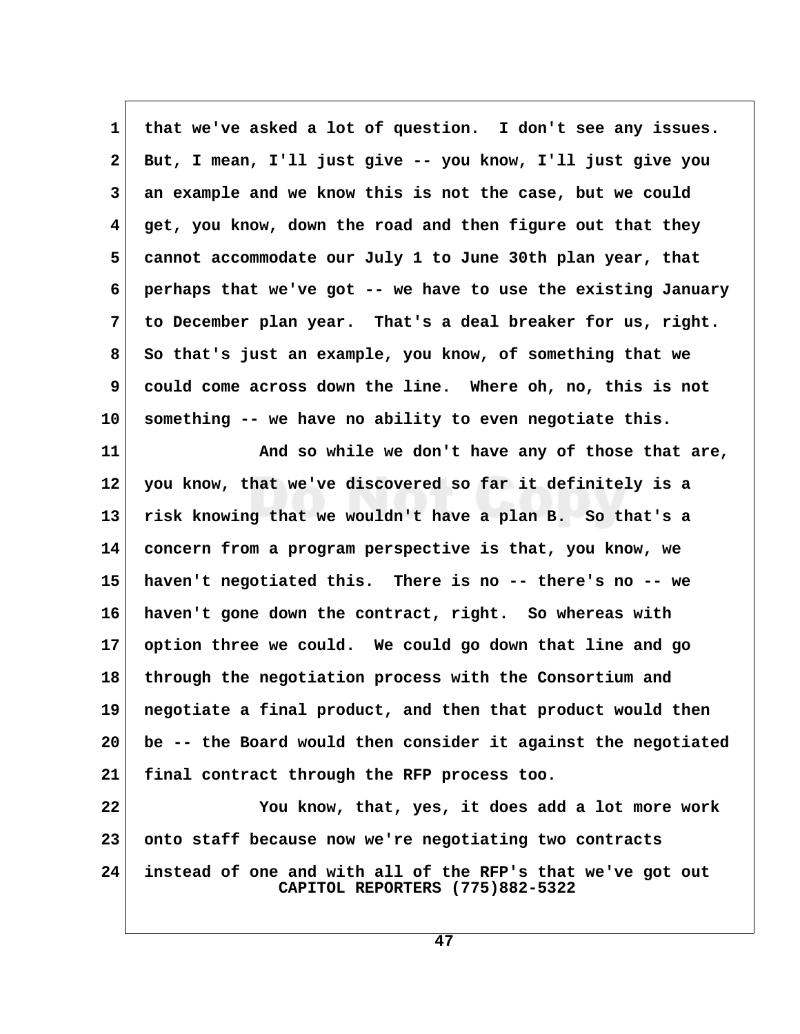that we've asked a lot of question. I don't see any issues. But, I mean, I'll just give -- you know, I'll just give you an example and we know this is not the case, but we could get, you know, down the road and then figure out that they cannot accommodate our July 1 to June 30th plan year, that perhaps that we've got -- we have to use the existing January to December plan year. That's a deal breaker for us, right. So that's just an example, you know, of something that we could come across down the line. Where oh, no, this is not something -- we have no ability to even negotiate this.

And so while we don't have any of those that are, you know, that we've discovered so far it definitely is a risk knowing that we wouldn't have a plan B. So that's a concern from a program perspective is that, you know, we haven't negotiated this. There is no -- there's no -- we haven't gone down the contract, right. So whereas with option three we could. We could go down that line and go through the negotiation process with the Consortium and negotiate a final product, and then that product would then be -- the Board would then consider it against the negotiated final contract through the RFP process too.

You know, that, yes, it does add a lot more work onto staff because now we're negotiating two contracts instead of one and with all of the RFP's that we've got out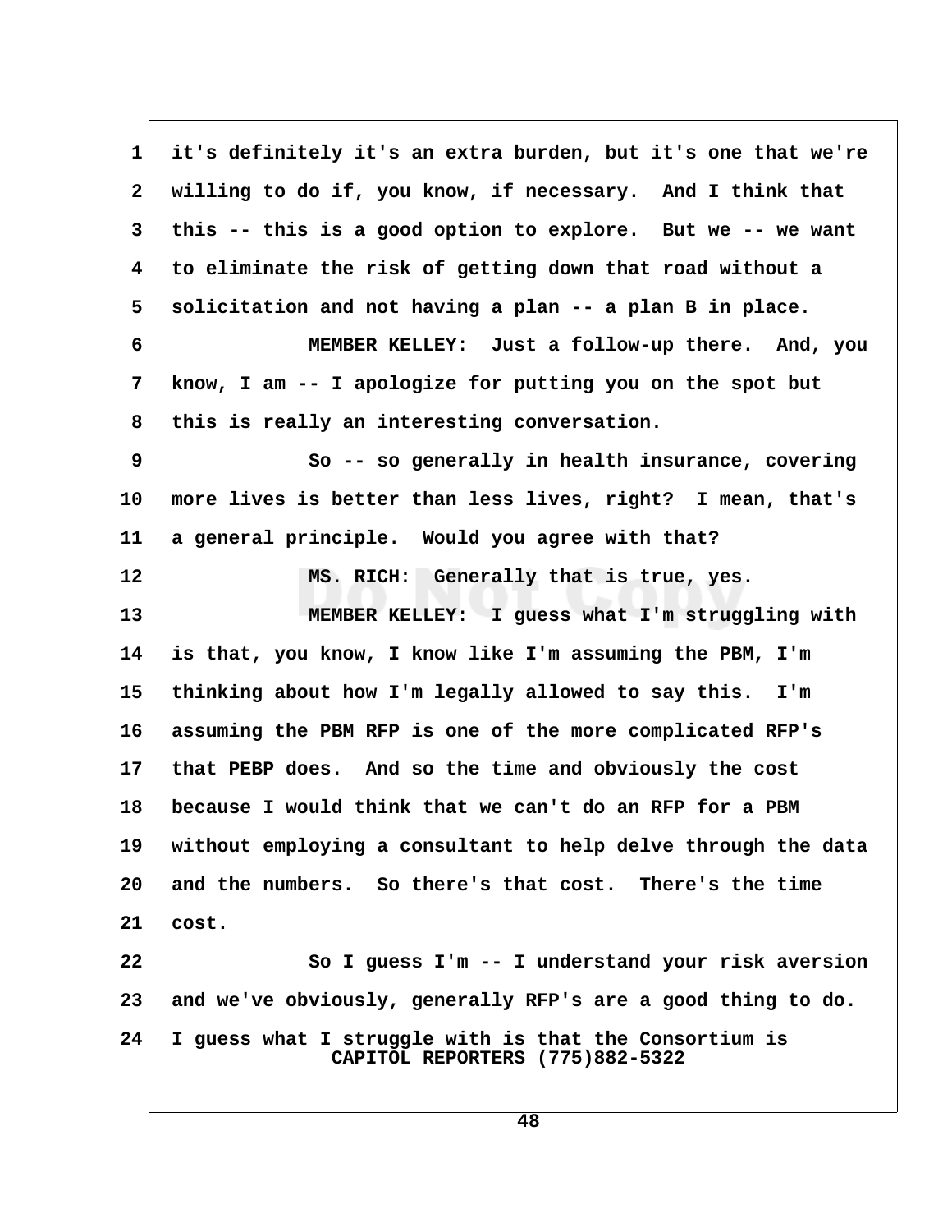it's definitely it's an extra burden, but it's one that we're willing to do if, you know, if necessary. And I think that this -- this is a good option to explore. But we -- we want to eliminate the risk of getting down that road without a solicitation and not having a plan -- a plan B in place.

MEMBER KELLEY: Just a follow-up there. And, you know, I am -- I apologize for putting you on the spot but this is really an interesting conversation.

So -- so generally in health insurance, covering more lives is better than less lives, right? I mean, that's a general principle. Would you agree with that?

MS. RICH: Generally that is true, yes.

MEMBER KELLEY: I guess what I'm struggling with is that, you know, I know like I'm assuming the PBM, I'm thinking about how I'm legally allowed to say this. I'm assuming the PBM RFP is one of the more complicated RFP's that PEBP does. And so the time and obviously the cost because I would think that we can't do an RFP for a PBM without employing a consultant to help delve through the data and the numbers. So there's that cost. There's the time cost.

So I guess I'm -- I understand your risk aversion and we've obviously, generally RFP's are a good thing to do. I guess what I struggle with is that the Consortium is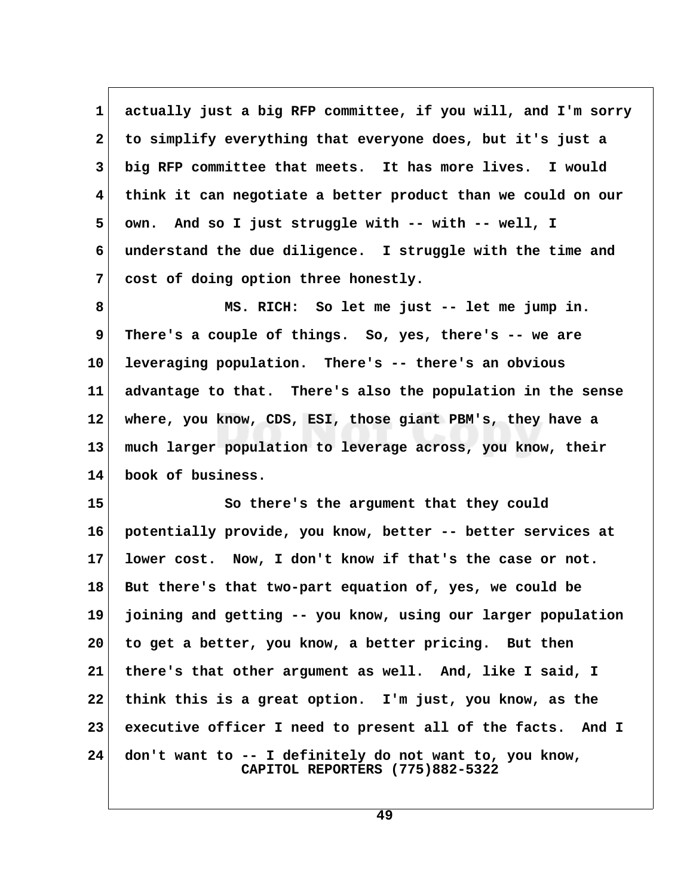actually just a big RFP committee, if you will, and I'm sorry to simplify everything that everyone does, but it's just a big RFP committee that meets. It has more lives. I would think it can negotiate a better product than we could on our own. And so I just struggle with -- with -- well, I understand the due diligence. I struggle with the time and cost of doing option three honestly.

MS. RICH: So let me just -- let me jump in. There's a couple of things. So, yes, there's -- we are leveraging population. There's -- there's an obvious advantage to that. There's also the population in the sense where, you know, CDS, ESI, those giant PBM's, they have a much larger population to leverage across, you know, their book of business.

So there's the argument that they could potentially provide, you know, better -- better services at lower cost. Now, I don't know if that's the case or not. But there's that two-part equation of, yes, we could be joining and getting -- you know, using our larger population to get a better, you know, a better pricing. But then there's that other argument as well. And, like I said, I think this is a great option. I'm just, you know, as the executive officer I need to present all of the facts. And I don't want to -- I definitely do not want to, you know,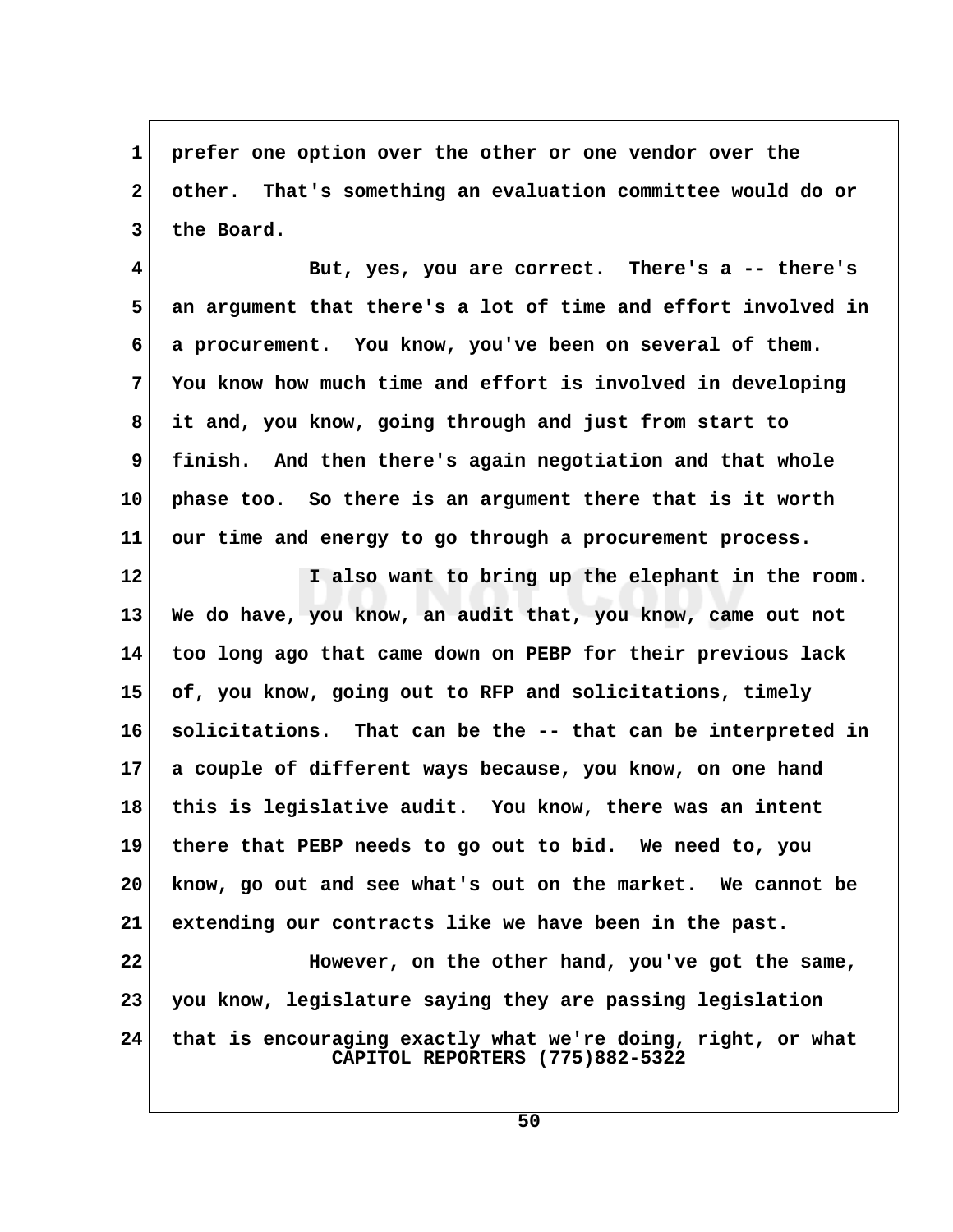prefer one option over the other or one vendor over the other. That's something an evaluation committee would do or the Board.

But, yes, you are correct. There's a -- there's an argument that there's a lot of time and effort involved in a procurement. You know, you've been on several of them. You know how much time and effort is involved in developing it and, you know, going through and just from start to finish. And then there's again negotiation and that whole phase too. So there is an argument there that is it worth our time and energy to go through a procurement process.

I also want to bring up the elephant in the room. We do have, you know, an audit that, you know, came out not too long ago that came down on PEBP for their previous lack of, you know, going out to RFP and solicitations, timely solicitations. That can be the -- that can be interpreted in a couple of different ways because, you know, on one hand this is legislative audit. You know, there was an intent there that PEBP needs to go out to bid. We need to, you know, go out and see what's out on the market. We cannot be extending our contracts like we have been in the past.

However, on the other hand, you've got the same, you know, legislature saying they are passing legislation that is encouraging exactly what we're doing, right, or what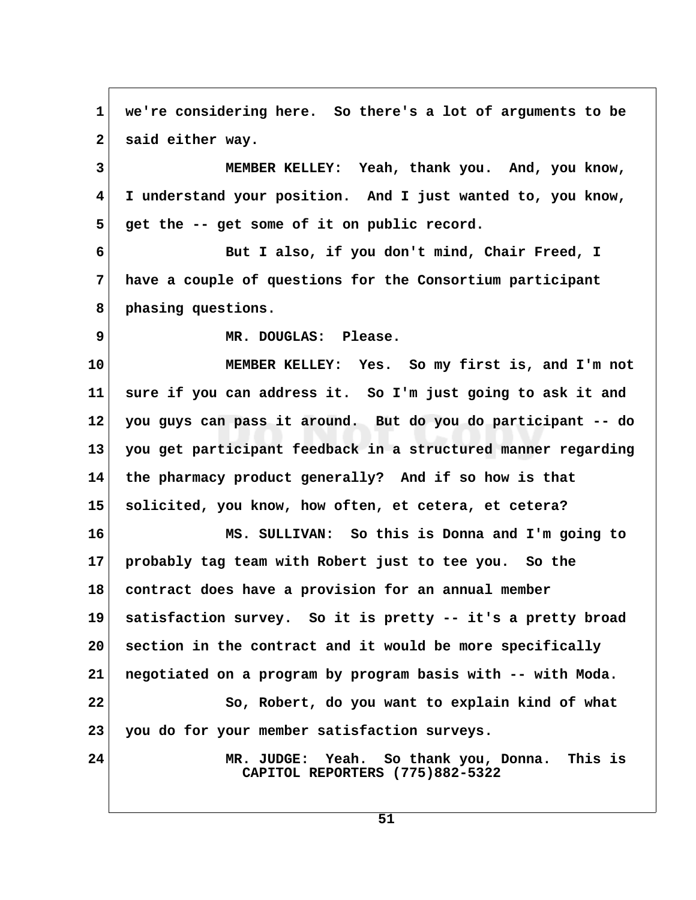we're considering here. So there's a lot of arguments to be said either way.

MEMBER KELLEY: Yeah, thank you. And, you know, I understand your position. And I just wanted to, you know, get the -- get some of it on public record.

But I also, if you don't mind, Chair Freed, I have a couple of questions for the Consortium participant phasing questions.

MR. DOUGLAS: Please.

MEMBER KELLEY: Yes. So my first is, and I'm not sure if you can address it. So I'm just going to ask it and you guys can pass it around. But do you do participant -- do you get participant feedback in a structured manner regarding the pharmacy product generally? And if so how is that solicited, you know, how often, et cetera, et cetera?

MS. SULLIVAN: So this is Donna and I'm going to probably tag team with Robert just to tee you. So the contract does have a provision for an annual member satisfaction survey. So it is pretty -- it's a pretty broad section in the contract and it would be more specifically negotiated on a program by program basis with -- with Moda.

So, Robert, do you want to explain kind of what you do for your member satisfaction surveys.

MR. JUDGE: Yeah. So thank you, Donna. This is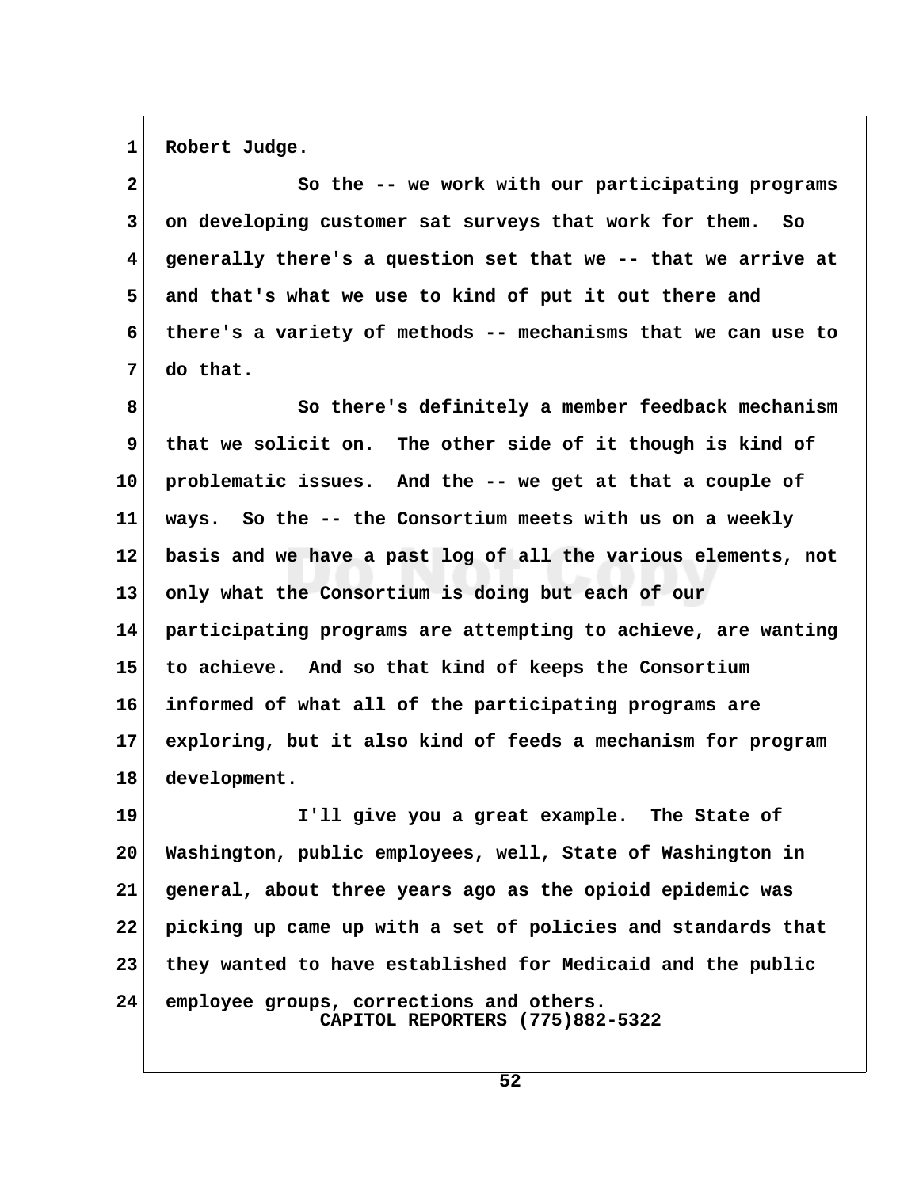Robert Judge.

So the -- we work with our participating programs on developing customer sat surveys that work for them. So generally there's a question set that we -- that we arrive at and that's what we use to kind of put it out there and there's a variety of methods -- mechanisms that we can use to do that.

So there's definitely a member feedback mechanism that we solicit on. The other side of it though is kind of problematic issues. And the -- we get at that a couple of ways. So the -- the Consortium meets with us on a weekly basis and we have a past log of all the various elements, not only what the Consortium is doing but each of our participating programs are attempting to achieve, are wanting to achieve. And so that kind of keeps the Consortium informed of what all of the participating programs are exploring, but it also kind of feeds a mechanism for program development.

I'll give you a great example. The State of Washington, public employees, well, State of Washington in general, about three years ago as the opioid epidemic was picking up came up with a set of policies and standards that they wanted to have established for Medicaid and the public employee groups, corrections and others.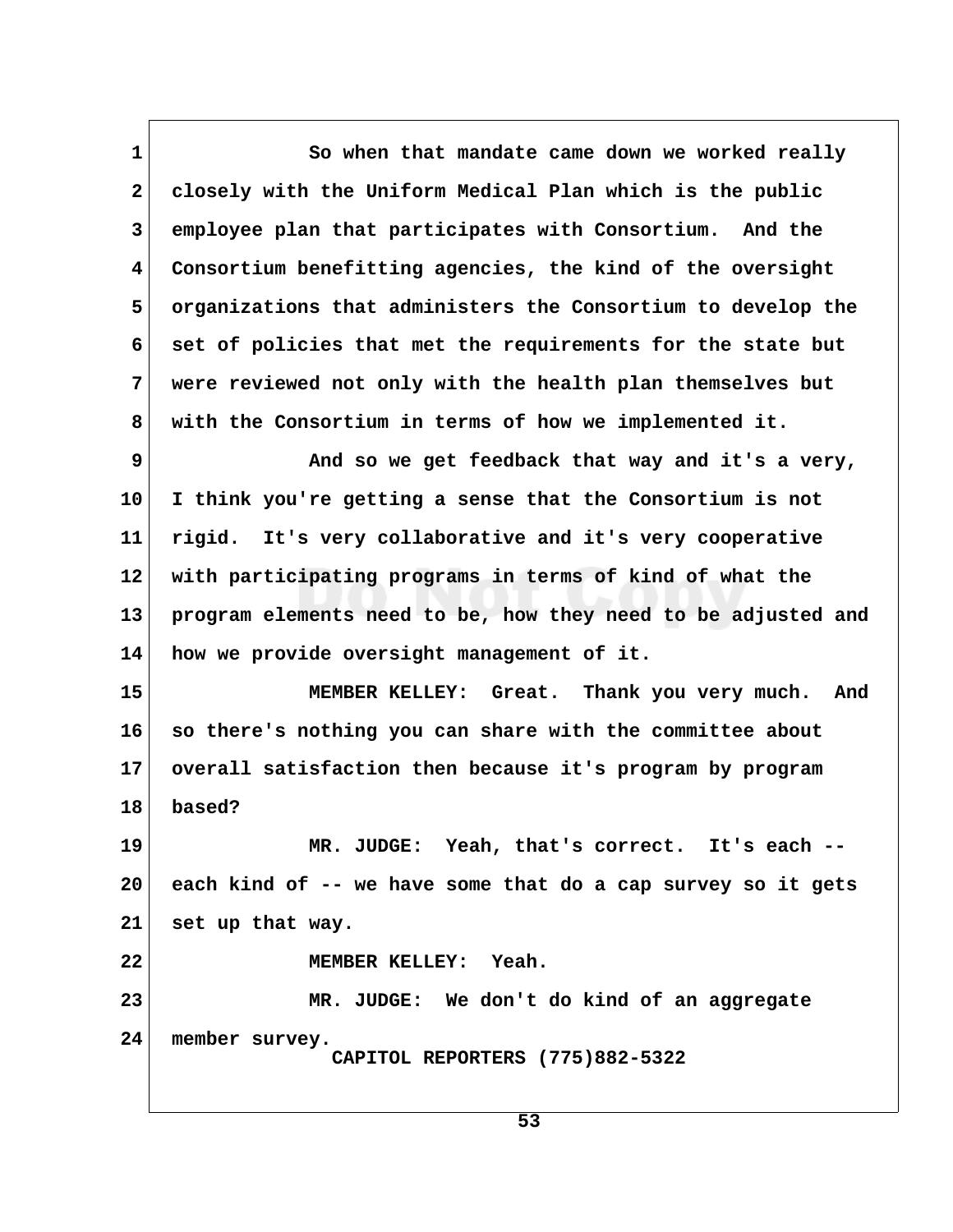So when that mandate came down we worked really closely with the Uniform Medical Plan which is the public employee plan that participates with Consortium. And the Consortium benefitting agencies, the kind of the oversight organizations that administers the Consortium to develop the set of policies that met the requirements for the state but were reviewed not only with the health plan themselves but with the Consortium in terms of how we implemented it.

And so we get feedback that way and it's a very, I think you're getting a sense that the Consortium is not rigid. It's very collaborative and it's very cooperative with participating programs in terms of kind of what the program elements need to be, how they need to be adjusted and how we provide oversight management of it.

MEMBER KELLEY: Great. Thank you very much. And so there's nothing you can share with the committee about overall satisfaction then because it's program by program based?

MR. JUDGE: Yeah, that's correct. It's each -- each kind of -- we have some that do a cap survey so it gets set up that way.

MEMBER KELLEY: Yeah.

MR. JUDGE: We don't do kind of an aggregate member survey.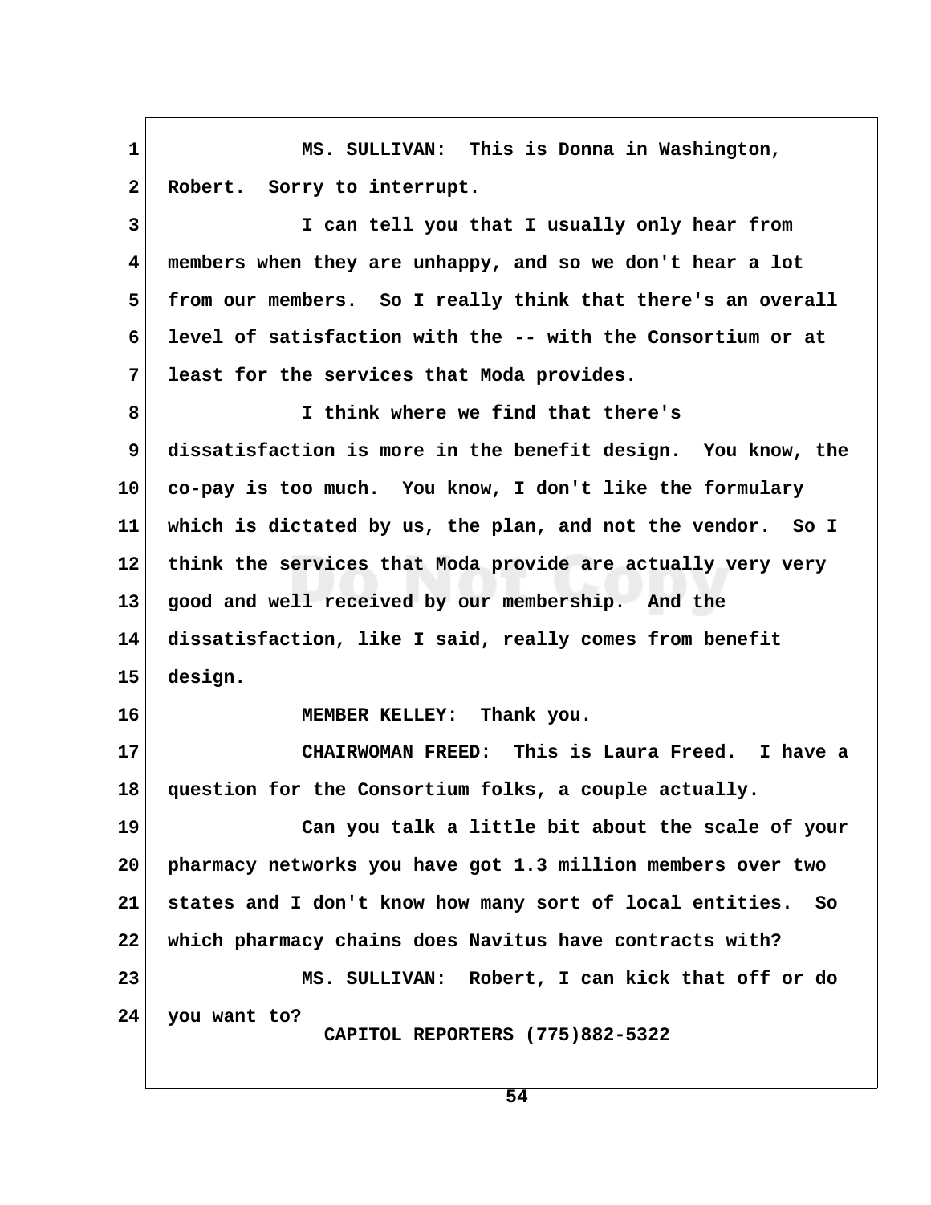MS. SULLIVAN: This is Donna in Washington, Robert. Sorry to interrupt.

I can tell you that I usually only hear from members when they are unhappy, and so we don't hear a lot from our members. So I really think that there's an overall level of satisfaction with the -- with the Consortium or at least for the services that Moda provides.

I think where we find that there's dissatisfaction is more in the benefit design. You know, the co-pay is too much. You know, I don't like the formulary which is dictated by us, the plan, and not the vendor. So I think the services that Moda provide are actually very very good and well received by our membership. And the dissatisfaction, like I said, really comes from benefit design.

MEMBER KELLEY: Thank you.

CHAIRWOMAN FREED: This is Laura Freed. I have a question for the Consortium folks, a couple actually.

Can you talk a little bit about the scale of your pharmacy networks you have got 1.3 million members over two states and I don't know how many sort of local entities. So which pharmacy chains does Navitus have contracts with?

MS. SULLIVAN: Robert, I can kick that off or do you want to?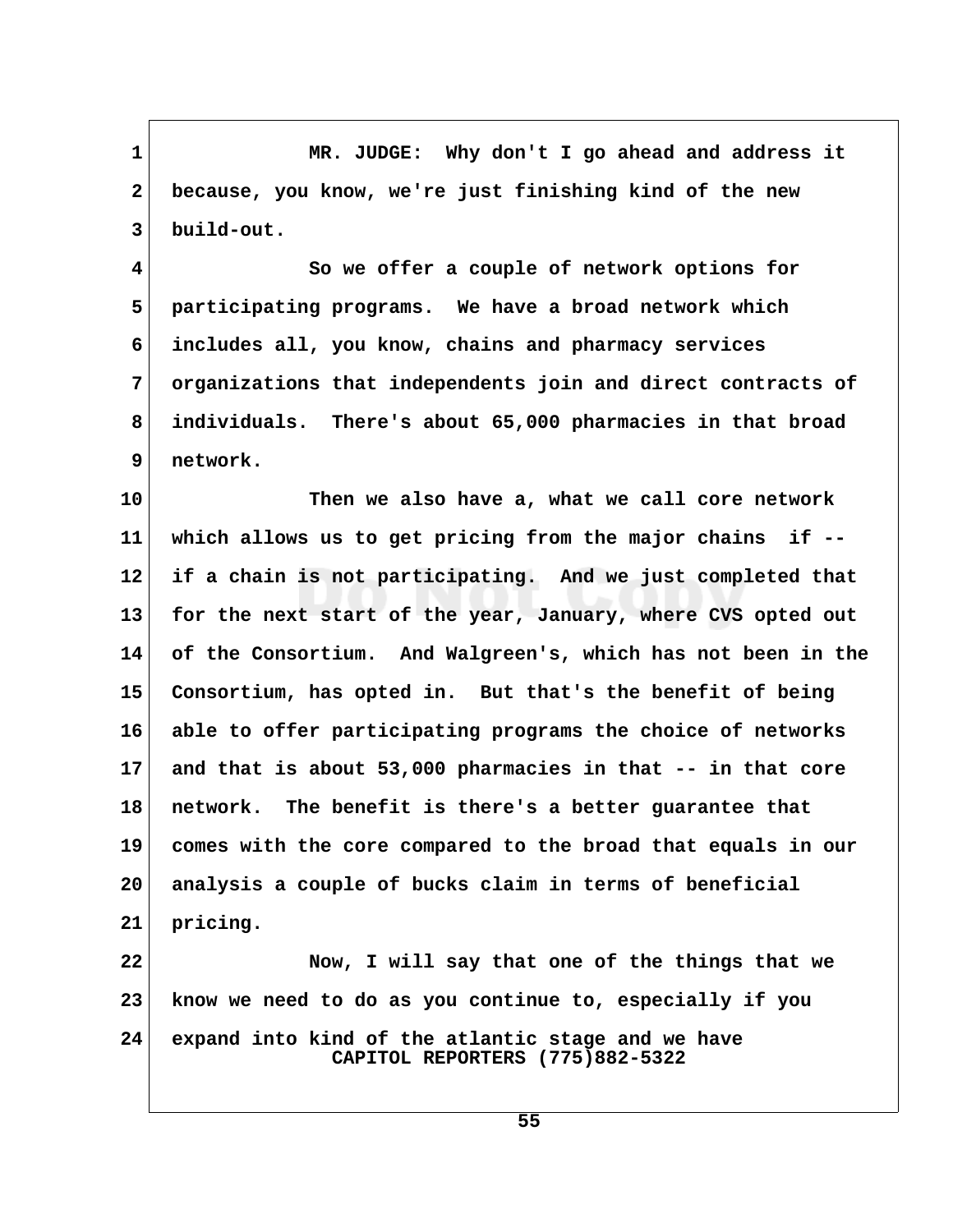MR. JUDGE: Why don't I go ahead and address it because, you know, we're just finishing kind of the new build-out.

So we offer a couple of network options for participating programs. We have a broad network which includes all, you know, chains and pharmacy services organizations that independents join and direct contracts of individuals. There's about 65,000 pharmacies in that broad network.

Then we also have a, what we call core network which allows us to get pricing from the major chains if -- if a chain is not participating. And we just completed that for the next start of the year, January, where CVS opted out of the Consortium. And Walgreen's, which has not been in the Consortium, has opted in. But that's the benefit of being able to offer participating programs the choice of networks and that is about 53,000 pharmacies in that -- in that core network. The benefit is there's a better guarantee that comes with the core compared to the broad that equals in our analysis a couple of bucks claim in terms of beneficial pricing.

Now, I will say that one of the things that we know we need to do as you continue to, especially if you expand into kind of the atlantic stage and we have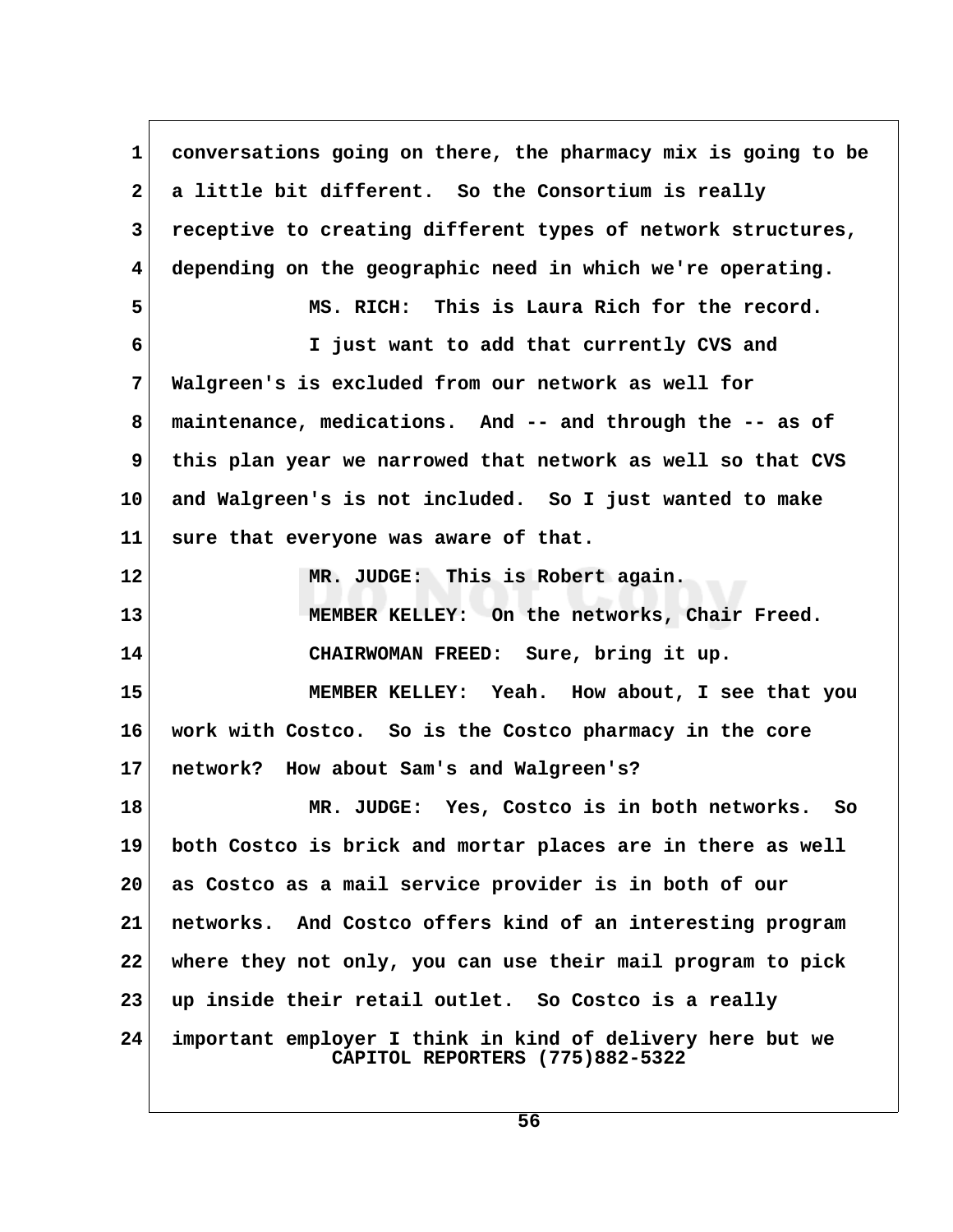conversations going on there, the pharmacy mix is going to be a little bit different. So the Consortium is really receptive to creating different types of network structures, depending on the geographic need in which we're operating.

MS. RICH: This is Laura Rich for the record.

I just want to add that currently CVS and Walgreen's is excluded from our network as well for maintenance, medications. And -- and through the -- as of this plan year we narrowed that network as well so that CVS and Walgreen's is not included. So I just wanted to make sure that everyone was aware of that.

MR. JUDGE: This is Robert again.

MEMBER KELLEY: On the networks, Chair Freed.

CHAIRWOMAN FREED: Sure, bring it up.

MEMBER KELLEY: Yeah. How about, I see that you work with Costco. So is the Costco pharmacy in the core network? How about Sam's and Walgreen's?

MR. JUDGE: Yes, Costco is in both networks. So both Costco is brick and mortar places are in there as well as Costco as a mail service provider is in both of our networks. And Costco offers kind of an interesting program where they not only, you can use their mail program to pick up inside their retail outlet. So Costco is a really important employer I think in kind of delivery here but we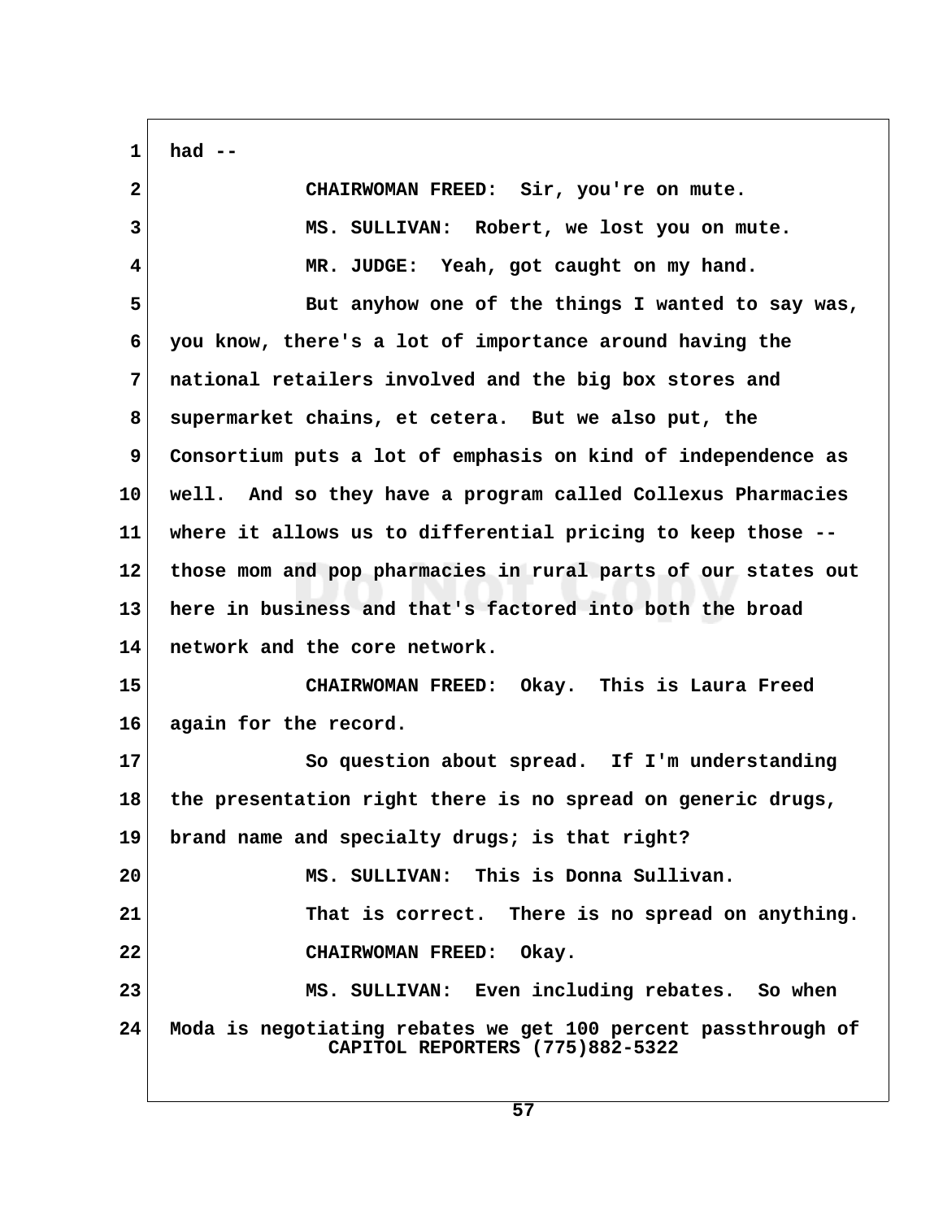had --

CHAIRWOMAN FREED: Sir, you're on mute.

MS. SULLIVAN: Robert, we lost you on mute.

MR. JUDGE: Yeah, got caught on my hand.

But anyhow one of the things I wanted to say was, you know, there's a lot of importance around having the national retailers involved and the big box stores and supermarket chains, et cetera. But we also put, the Consortium puts a lot of emphasis on kind of independence as well. And so they have a program called Collexus Pharmacies where it allows us to differential pricing to keep those -- those mom and pop pharmacies in rural parts of our states out here in business and that's factored into both the broad network and the core network.

CHAIRWOMAN FREED: Okay. This is Laura Freed again for the record.

So question about spread. If I'm understanding the presentation right there is no spread on generic drugs, brand name and specialty drugs; is that right?

MS. SULLIVAN: This is Donna Sullivan.

That is correct. There is no spread on anything.

CHAIRWOMAN FREED: Okay.

MS. SULLIVAN: Even including rebates. So when Moda is negotiating rebates we get 100 percent passthrough of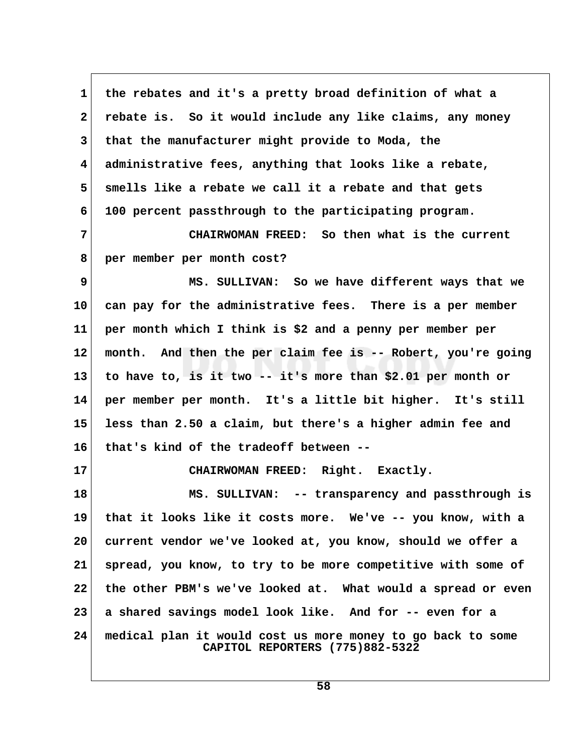1 the rebates and it's a pretty broad definition of what a
2 rebate is. So it would include any like claims, any money
3 that the manufacturer might provide to Moda, the
4 administrative fees, anything that looks like a rebate,
5 smells like a rebate we call it a rebate and that gets
6 100 percent passthrough to the participating program.

7 CHAIRWOMAN FREED: So then what is the current
8 per member per month cost?

9 MS. SULLIVAN: So we have different ways that we
10 can pay for the administrative fees. There is a per member
11 per month which I think is $2 and a penny per member per
12 month. And then the per claim fee is -- Robert, you're going
13 to have to, is it two -- it's more than $2.01 per month or
14 per member per month. It's a little bit higher. It's still
15 less than 2.50 a claim, but there's a higher admin fee and
16 that's kind of the tradeoff between --

17 CHAIRWOMAN FREED: Right. Exactly.

18 MS. SULLIVAN: -- transparency and passthrough is
19 that it looks like it costs more. We've -- you know, with a
20 current vendor we've looked at, you know, should we offer a
21 spread, you know, to try to be more competitive with some of
22 the other PBM's we've looked at. What would a spread or even
23 a shared savings model look like. And for -- even for a
24 medical plan it would cost us more money to go back to some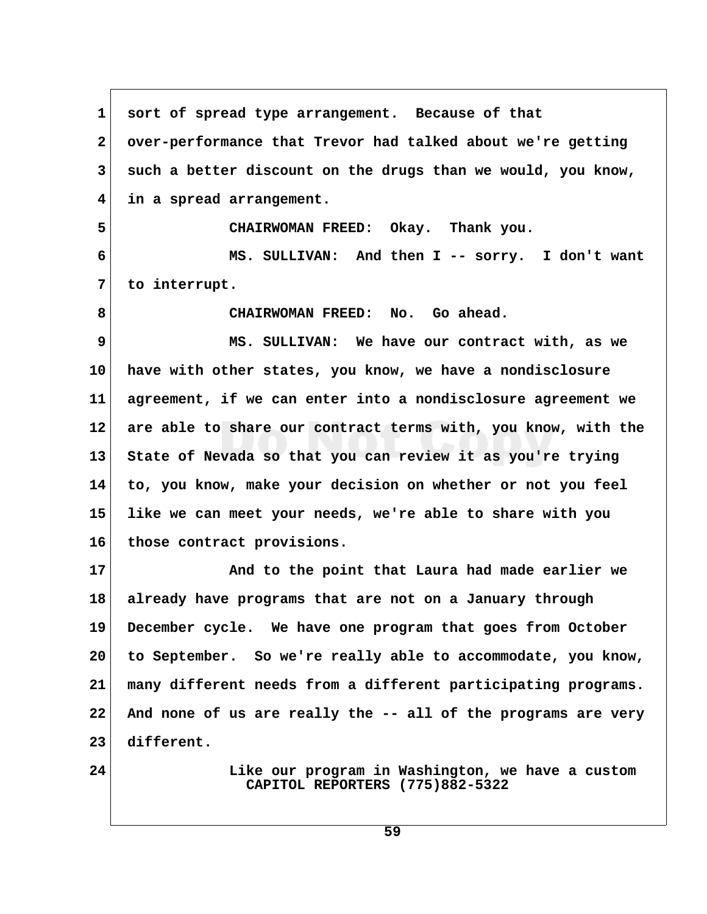sort of spread type arrangement. Because of that over-performance that Trevor had talked about we're getting such a better discount on the drugs than we would, you know, in a spread arrangement.

CHAIRWOMAN FREED: Okay. Thank you.

MS. SULLIVAN: And then I -- sorry. I don't want to interrupt.

CHAIRWOMAN FREED: No. Go ahead.

MS. SULLIVAN: We have our contract with, as we have with other states, you know, we have a nondisclosure agreement, if we can enter into a nondisclosure agreement we are able to share our contract terms with, you know, with the State of Nevada so that you can review it as you're trying to, you know, make your decision on whether or not you feel like we can meet your needs, we're able to share with you those contract provisions.

And to the point that Laura had made earlier we already have programs that are not on a January through December cycle. We have one program that goes from October to September. So we're really able to accommodate, you know, many different needs from a different participating programs. And none of us are really the -- all of the programs are very different.

Like our program in Washington, we have a custom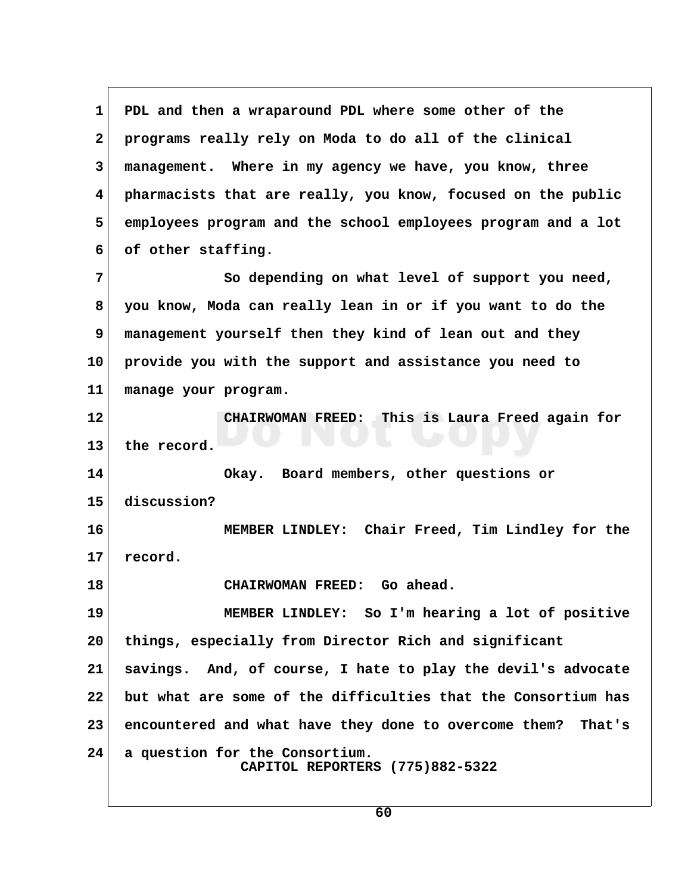PDL and then a wraparound PDL where some other of the programs really rely on Moda to do all of the clinical management. Where in my agency we have, you know, three pharmacists that are really, you know, focused on the public employees program and the school employees program and a lot of other staffing.

So depending on what level of support you need, you know, Moda can really lean in or if you want to do the management yourself then they kind of lean out and they provide you with the support and assistance you need to manage your program.

CHAIRWOMAN FREED: This is Laura Freed again for the record.

Okay. Board members, other questions or discussion?

MEMBER LINDLEY: Chair Freed, Tim Lindley for the record.

CHAIRWOMAN FREED: Go ahead.

MEMBER LINDLEY: So I'm hearing a lot of positive things, especially from Director Rich and significant savings. And, of course, I hate to play the devil's advocate but what are some of the difficulties that the Consortium has encountered and what have they done to overcome them? That's a question for the Consortium.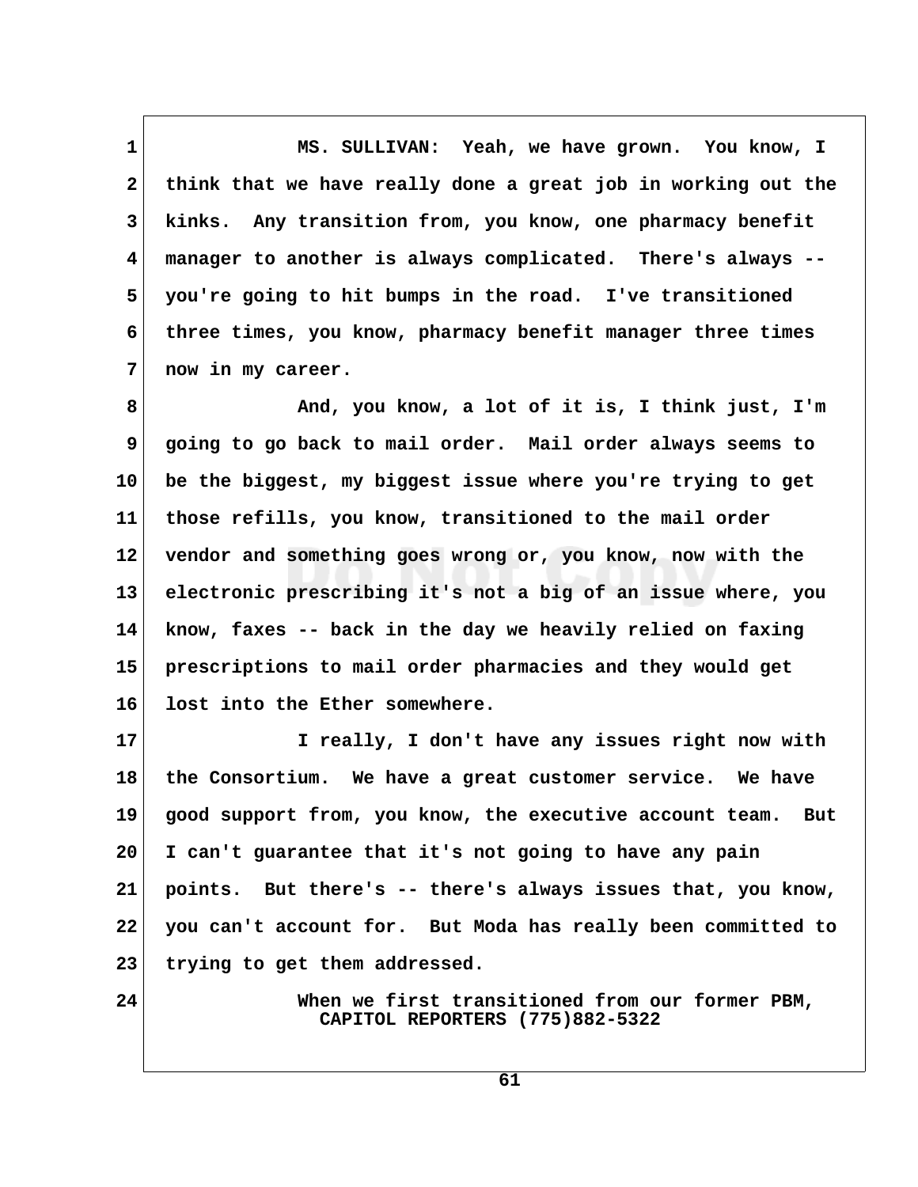MS. SULLIVAN: Yeah, we have grown. You know, I think that we have really done a great job in working out the kinks. Any transition from, you know, one pharmacy benefit manager to another is always complicated. There's always -- you're going to hit bumps in the road. I've transitioned three times, you know, pharmacy benefit manager three times now in my career.

And, you know, a lot of it is, I think just, I'm going to go back to mail order. Mail order always seems to be the biggest, my biggest issue where you're trying to get those refills, you know, transitioned to the mail order vendor and something goes wrong or, you know, now with the electronic prescribing it's not a big of an issue where, you know, faxes -- back in the day we heavily relied on faxing prescriptions to mail order pharmacies and they would get lost into the Ether somewhere.

I really, I don't have any issues right now with the Consortium. We have a great customer service. We have good support from, you know, the executive account team. But I can't guarantee that it's not going to have any pain points. But there's -- there's always issues that, you know, you can't account for. But Moda has really been committed to trying to get them addressed.

When we first transitioned from our former PBM,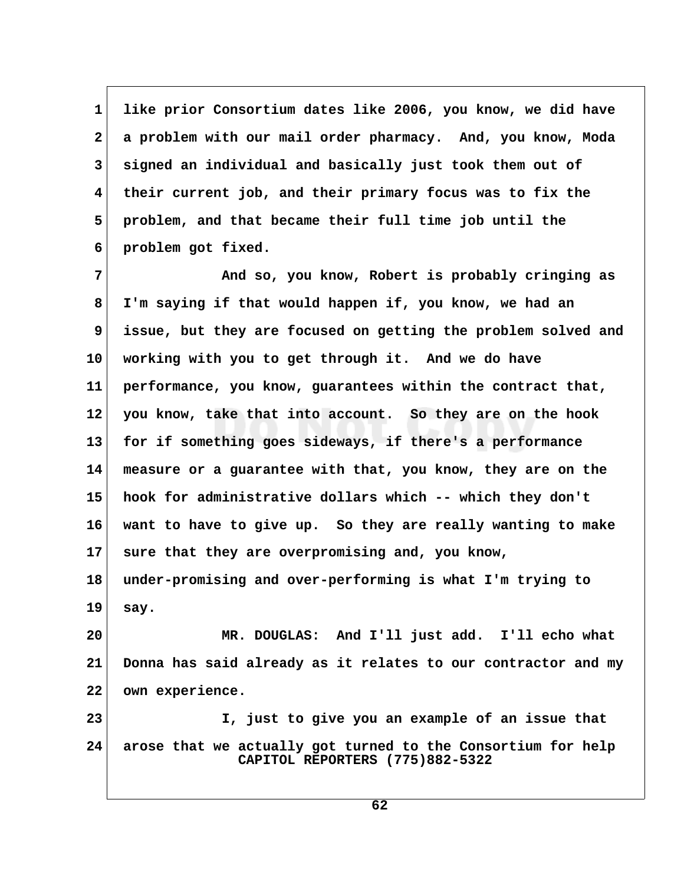like prior Consortium dates like 2006, you know, we did have a problem with our mail order pharmacy. And, you know, Moda signed an individual and basically just took them out of their current job, and their primary focus was to fix the problem, and that became their full time job until the problem got fixed.

And so, you know, Robert is probably cringing as I'm saying if that would happen if, you know, we had an issue, but they are focused on getting the problem solved and working with you to get through it. And we do have performance, you know, guarantees within the contract that, you know, take that into account. So they are on the hook for if something goes sideways, if there's a performance measure or a guarantee with that, you know, they are on the hook for administrative dollars which -- which they don't want to have to give up. So they are really wanting to make sure that they are overpromising and, you know, under-promising and over-performing is what I'm trying to say.

MR. DOUGLAS: And I'll just add. I'll echo what Donna has said already as it relates to our contractor and my own experience.

I, just to give you an example of an issue that arose that we actually got turned to the Consortium for help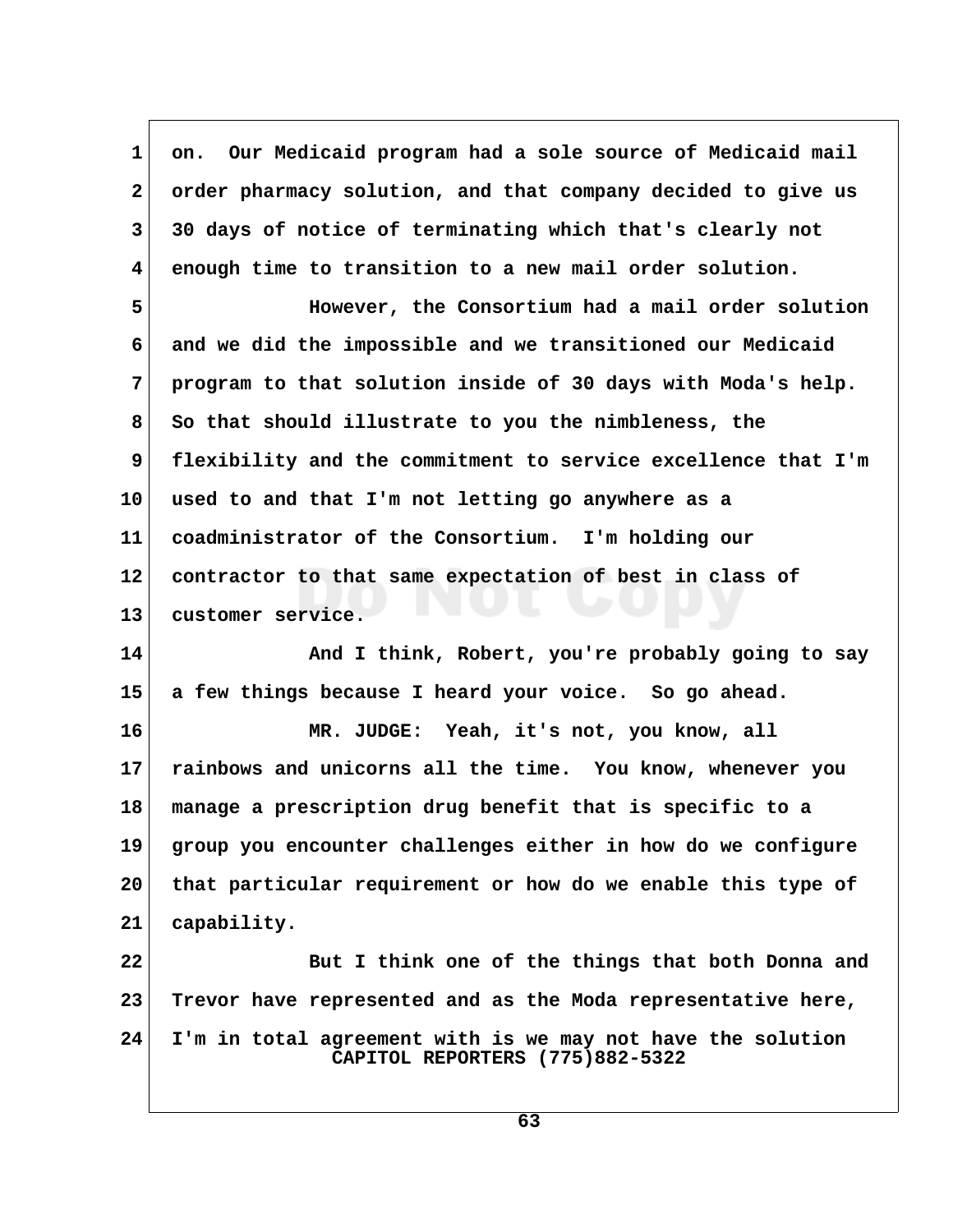on. Our Medicaid program had a sole source of Medicaid mail order pharmacy solution, and that company decided to give us 30 days of notice of terminating which that's clearly not enough time to transition to a new mail order solution.

However, the Consortium had a mail order solution and we did the impossible and we transitioned our Medicaid program to that solution inside of 30 days with Moda's help. So that should illustrate to you the nimbleness, the flexibility and the commitment to service excellence that I'm used to and that I'm not letting go anywhere as a coadministrator of the Consortium. I'm holding our contractor to that same expectation of best in class of customer service.

And I think, Robert, you're probably going to say a few things because I heard your voice. So go ahead.

MR. JUDGE: Yeah, it's not, you know, all rainbows and unicorns all the time. You know, whenever you manage a prescription drug benefit that is specific to a group you encounter challenges either in how do we configure that particular requirement or how do we enable this type of capability.

But I think one of the things that both Donna and Trevor have represented and as the Moda representative here, I'm in total agreement with is we may not have the solution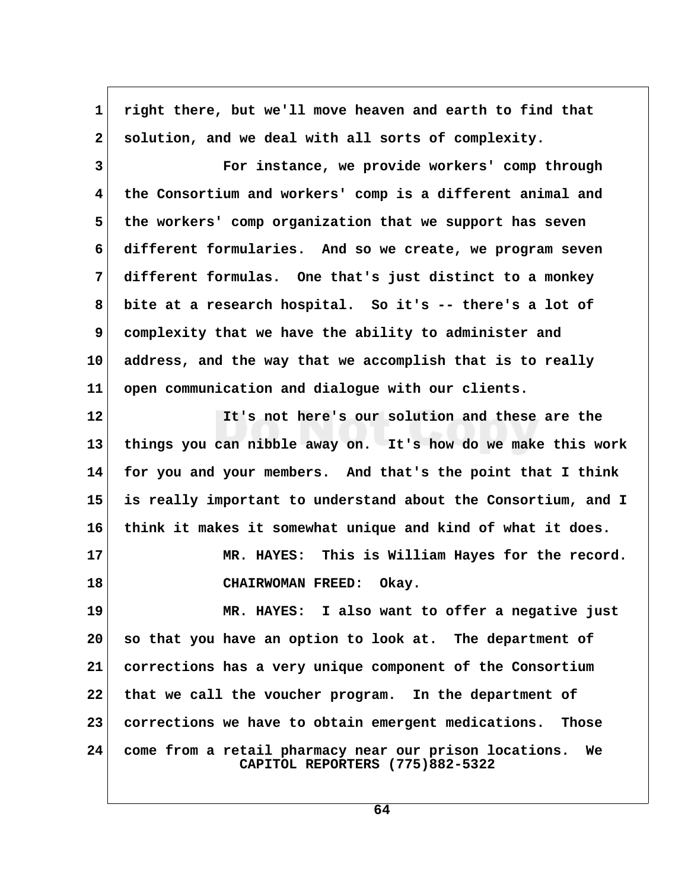right there, but we'll move heaven and earth to find that solution, and we deal with all sorts of complexity.

For instance, we provide workers' comp through the Consortium and workers' comp is a different animal and the workers' comp organization that we support has seven different formularies. And so we create, we program seven different formulas. One that's just distinct to a monkey bite at a research hospital. So it's -- there's a lot of complexity that we have the ability to administer and address, and the way that we accomplish that is to really open communication and dialogue with our clients.

It's not here's our solution and these are the things you can nibble away on. It's how do we make this work for you and your members. And that's the point that I think is really important to understand about the Consortium, and I think it makes it somewhat unique and kind of what it does.

MR. HAYES: This is William Hayes for the record.

CHAIRWOMAN FREED: Okay.

MR. HAYES: I also want to offer a negative just so that you have an option to look at. The department of corrections has a very unique component of the Consortium that we call the voucher program. In the department of corrections we have to obtain emergent medications. Those come from a retail pharmacy near our prison locations. We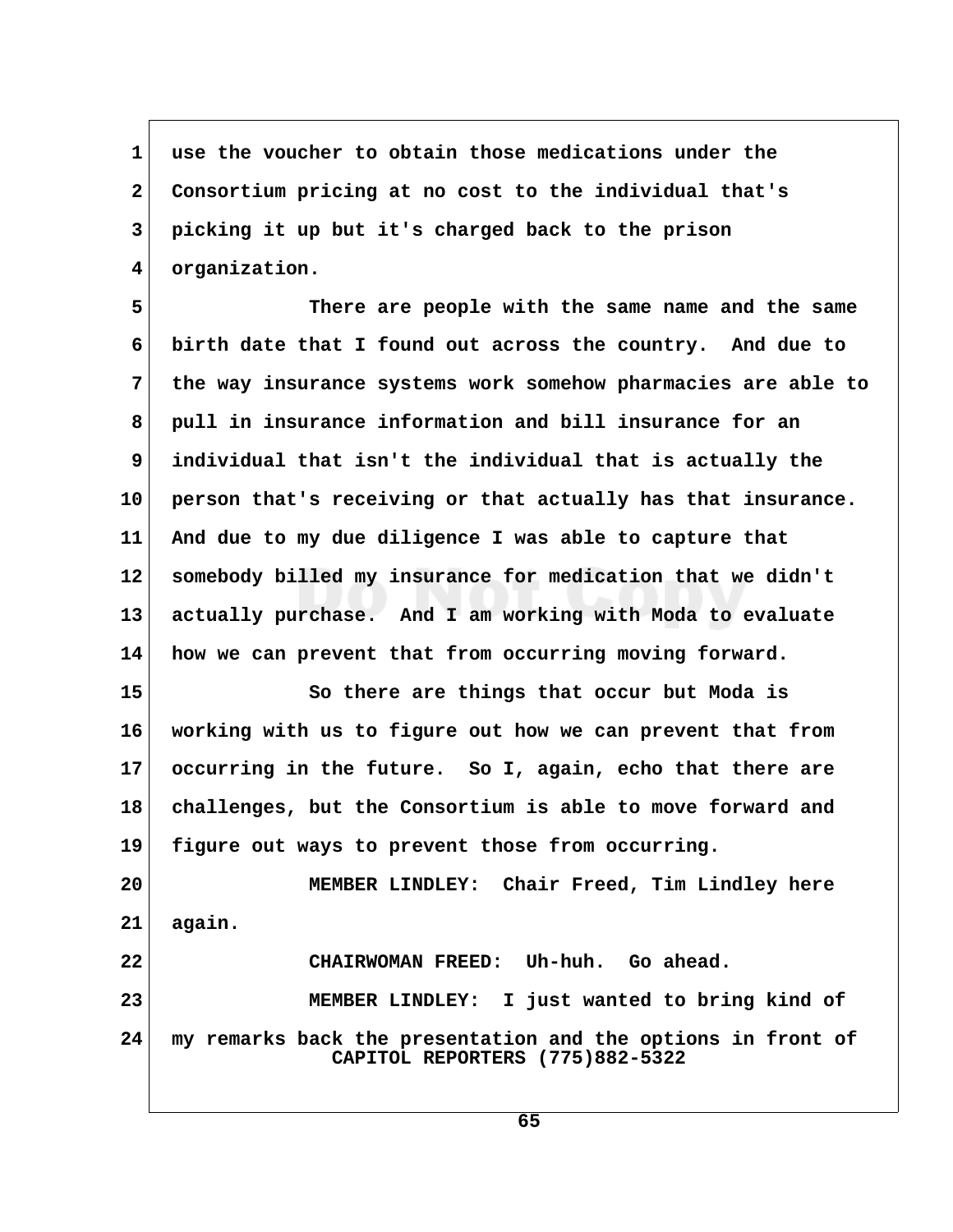use the voucher to obtain those medications under the Consortium pricing at no cost to the individual that's picking it up but it's charged back to the prison organization.

There are people with the same name and the same birth date that I found out across the country. And due to the way insurance systems work somehow pharmacies are able to pull in insurance information and bill insurance for an individual that isn't the individual that is actually the person that's receiving or that actually has that insurance. And due to my due diligence I was able to capture that somebody billed my insurance for medication that we didn't actually purchase. And I am working with Moda to evaluate how we can prevent that from occurring moving forward.

So there are things that occur but Moda is working with us to figure out how we can prevent that from occurring in the future. So I, again, echo that there are challenges, but the Consortium is able to move forward and figure out ways to prevent those from occurring.

MEMBER LINDLEY: Chair Freed, Tim Lindley here again.

CHAIRWOMAN FREED: Uh-huh. Go ahead.

MEMBER LINDLEY: I just wanted to bring kind of my remarks back the presentation and the options in front of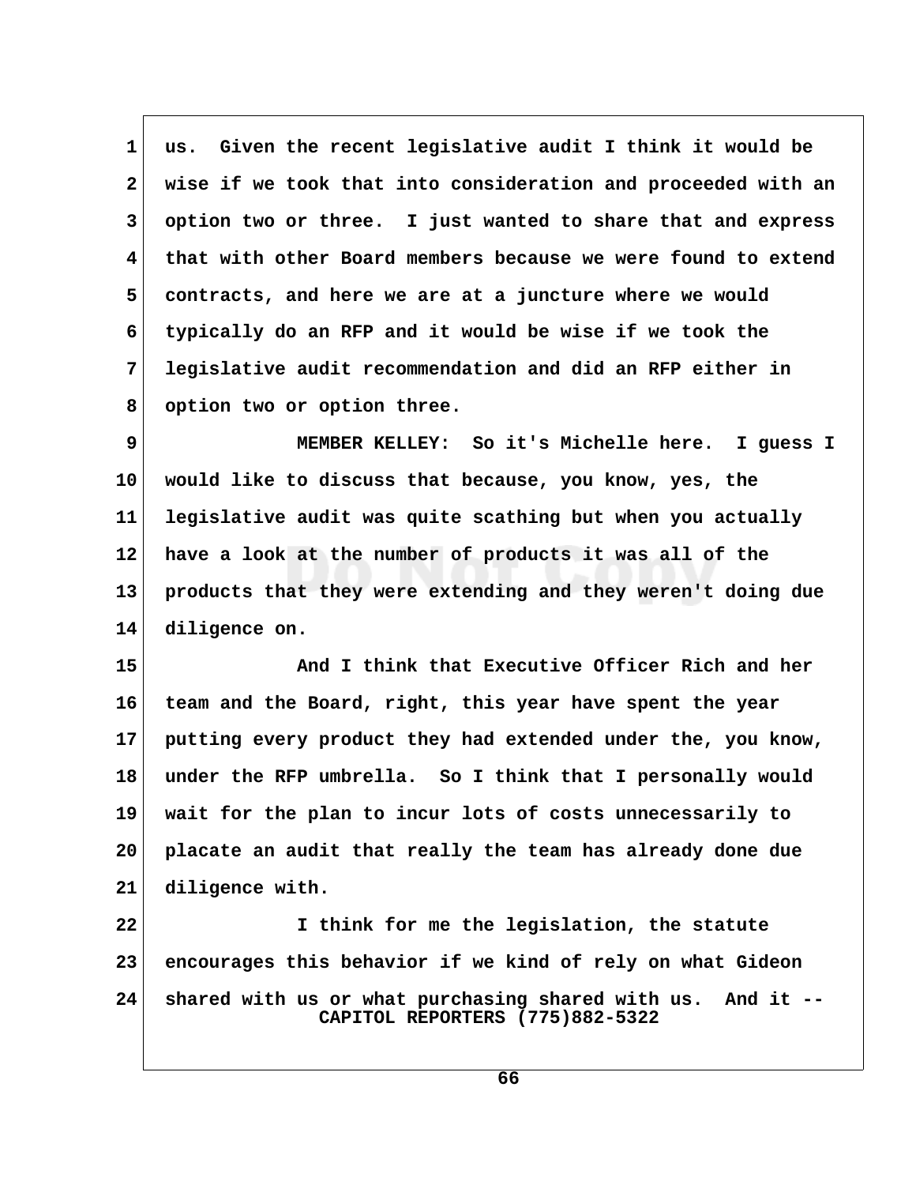us. Given the recent legislative audit I think it would be wise if we took that into consideration and proceeded with an option two or three. I just wanted to share that and express that with other Board members because we were found to extend contracts, and here we are at a juncture where we would typically do an RFP and it would be wise if we took the legislative audit recommendation and did an RFP either in option two or option three.

MEMBER KELLEY: So it's Michelle here. I guess I would like to discuss that because, you know, yes, the legislative audit was quite scathing but when you actually have a look at the number of products it was all of the products that they were extending and they weren't doing due diligence on.

And I think that Executive Officer Rich and her team and the Board, right, this year have spent the year putting every product they had extended under the, you know, under the RFP umbrella. So I think that I personally would wait for the plan to incur lots of costs unnecessarily to placate an audit that really the team has already done due diligence with.

I think for me the legislation, the statute encourages this behavior if we kind of rely on what Gideon shared with us or what purchasing shared with us. And it --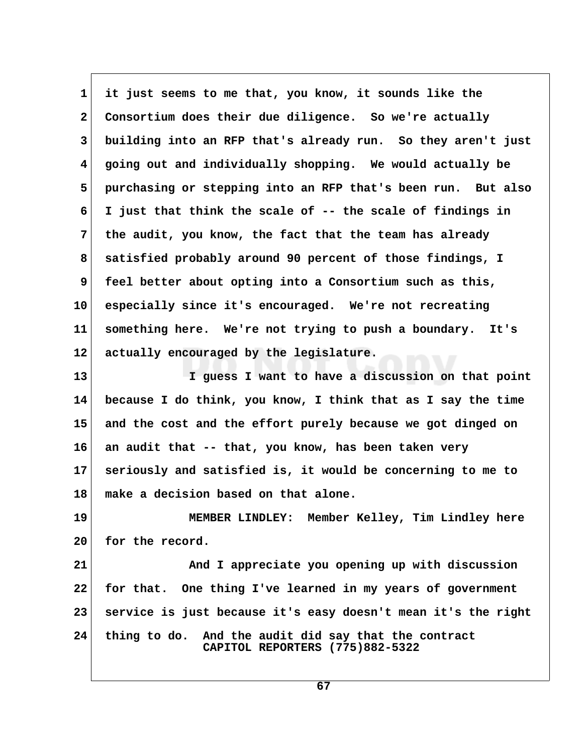it just seems to me that, you know, it sounds like the Consortium does their due diligence. So we're actually building into an RFP that's already run. So they aren't just going out and individually shopping. We would actually be purchasing or stepping into an RFP that's been run. But also I just that think the scale of -- the scale of findings in the audit, you know, the fact that the team has already satisfied probably around 90 percent of those findings, I feel better about opting into a Consortium such as this, especially since it's encouraged. We're not recreating something here. We're not trying to push a boundary. It's actually encouraged by the legislature.

I guess I want to have a discussion on that point because I do think, you know, I think that as I say the time and the cost and the effort purely because we got dinged on an audit that -- that, you know, has been taken very seriously and satisfied is, it would be concerning to me to make a decision based on that alone.

**MEMBER LINDLEY:** Member Kelley, Tim Lindley here for the record.

And I appreciate you opening up with discussion for that. One thing I've learned in my years of government service is just because it's easy doesn't mean it's the right thing to do. And the audit did say that the contract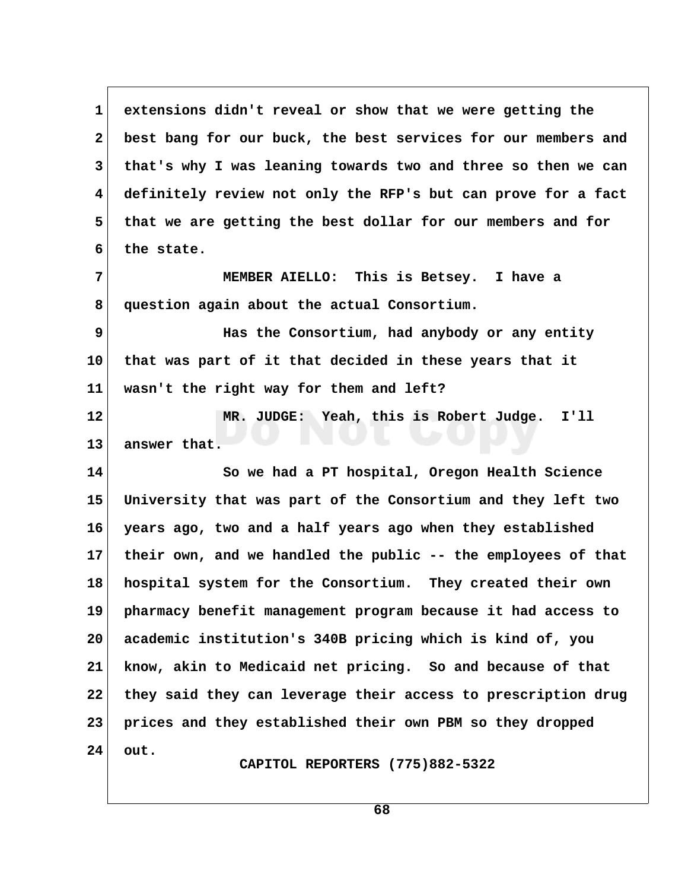extensions didn't reveal or show that we were getting the best bang for our buck, the best services for our members and that's why I was leaning towards two and three so then we can definitely review not only the RFP's but can prove for a fact that we are getting the best dollar for our members and for the state.

MEMBER AIELLO: This is Betsey. I have a question again about the actual Consortium.

Has the Consortium, had anybody or any entity that was part of it that decided in these years that it wasn't the right way for them and left?

MR. JUDGE: Yeah, this is Robert Judge. I'll answer that.

So we had a PT hospital, Oregon Health Science University that was part of the Consortium and they left two years ago, two and a half years ago when they established their own, and we handled the public -- the employees of that hospital system for the Consortium. They created their own pharmacy benefit management program because it had access to academic institution's 340B pricing which is kind of, you know, akin to Medicaid net pricing. So and because of that they said they can leverage their access to prescription drug prices and they established their own PBM so they dropped out.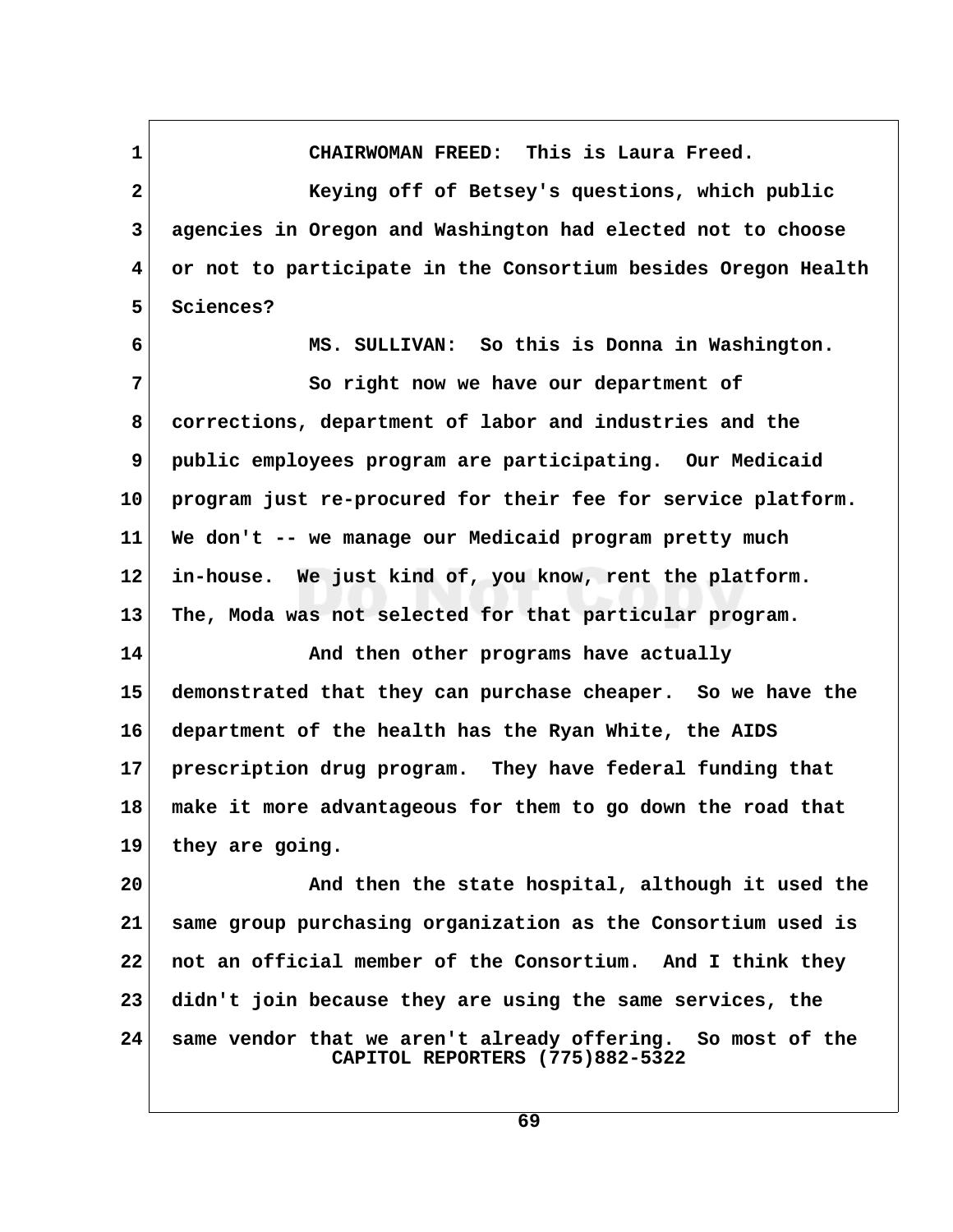CHAIRWOMAN FREED: This is Laura Freed.

Keying off of Betsey's questions, which public agencies in Oregon and Washington had elected not to choose or not to participate in the Consortium besides Oregon Health Sciences?

MS. SULLIVAN: So this is Donna in Washington.

So right now we have our department of corrections, department of labor and industries and the public employees program are participating. Our Medicaid program just re-procured for their fee for service platform. We don't -- we manage our Medicaid program pretty much in-house. We just kind of, you know, rent the platform. The, Moda was not selected for that particular program.

And then other programs have actually demonstrated that they can purchase cheaper. So we have the department of the health has the Ryan White, the AIDS prescription drug program. They have federal funding that make it more advantageous for them to go down the road that they are going.

And then the state hospital, although it used the same group purchasing organization as the Consortium used is not an official member of the Consortium. And I think they didn't join because they are using the same services, the same vendor that we aren't already offering. So most of the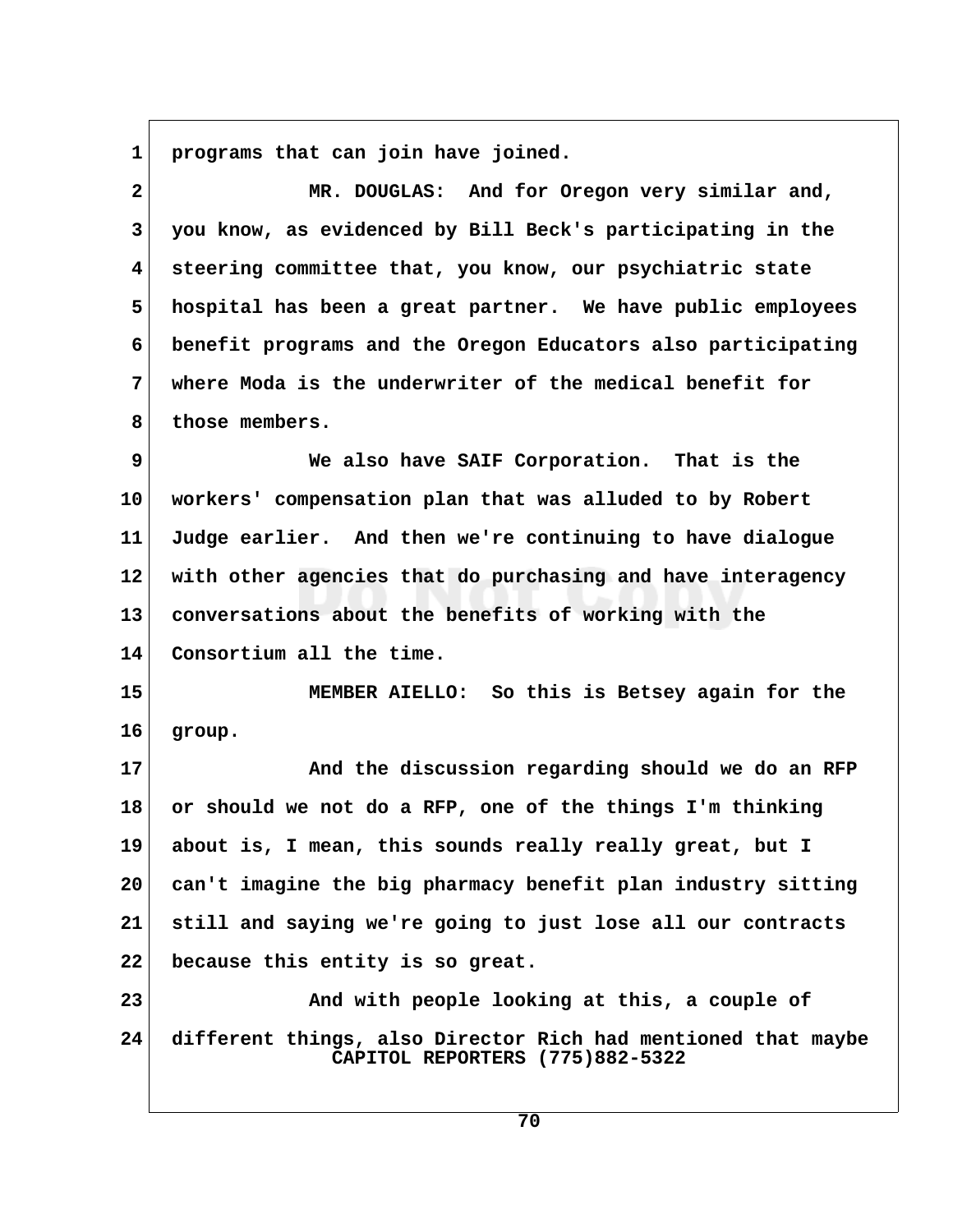programs that can join have joined.

MR. DOUGLAS: And for Oregon very similar and, you know, as evidenced by Bill Beck's participating in the steering committee that, you know, our psychiatric state hospital has been a great partner. We have public employees benefit programs and the Oregon Educators also participating where Moda is the underwriter of the medical benefit for those members.

We also have SAIF Corporation. That is the workers' compensation plan that was alluded to by Robert Judge earlier. And then we're continuing to have dialogue with other agencies that do purchasing and have interagency conversations about the benefits of working with the Consortium all the time.

MEMBER AIELLO: So this is Betsey again for the group.

And the discussion regarding should we do an RFP or should we not do a RFP, one of the things I'm thinking about is, I mean, this sounds really really great, but I can't imagine the big pharmacy benefit plan industry sitting still and saying we're going to just lose all our contracts because this entity is so great.

And with people looking at this, a couple of different things, also Director Rich had mentioned that maybe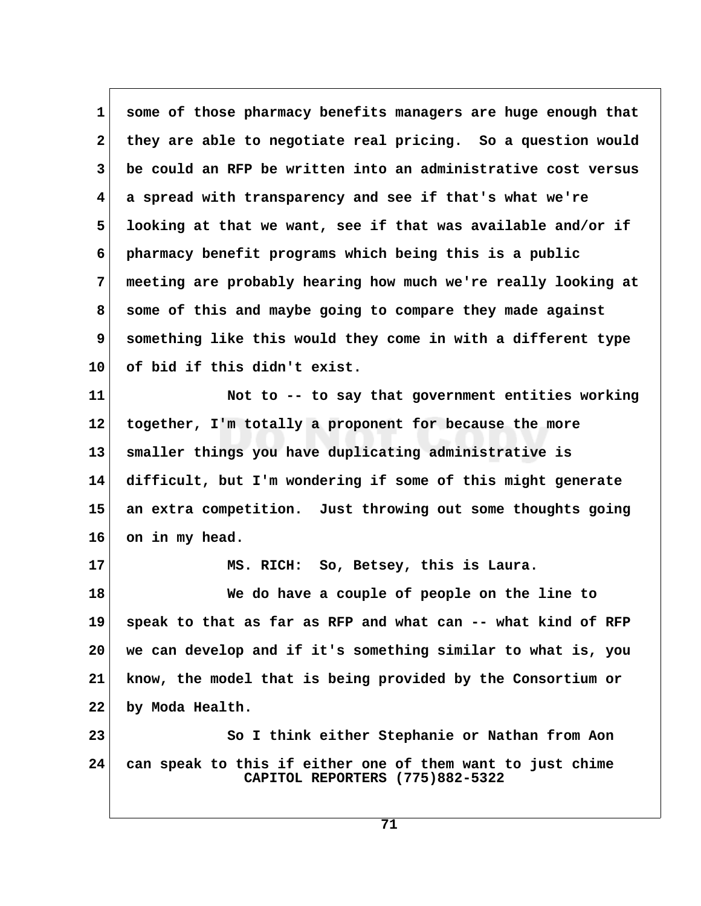some of those pharmacy benefits managers are huge enough that they are able to negotiate real pricing. So a question would be could an RFP be written into an administrative cost versus a spread with transparency and see if that's what we're looking at that we want, see if that was available and/or if pharmacy benefit programs which being this is a public meeting are probably hearing how much we're really looking at some of this and maybe going to compare they made against something like this would they come in with a different type of bid if this didn't exist.

Not to -- to say that government entities working together, I'm totally a proponent for because the more smaller things you have duplicating administrative is difficult, but I'm wondering if some of this might generate an extra competition. Just throwing out some thoughts going on in my head.

MS. RICH: So, Betsey, this is Laura.

We do have a couple of people on the line to speak to that as far as RFP and what can -- what kind of RFP we can develop and if it's something similar to what is, you know, the model that is being provided by the Consortium or by Moda Health.

So I think either Stephanie or Nathan from Aon can speak to this if either one of them want to just chime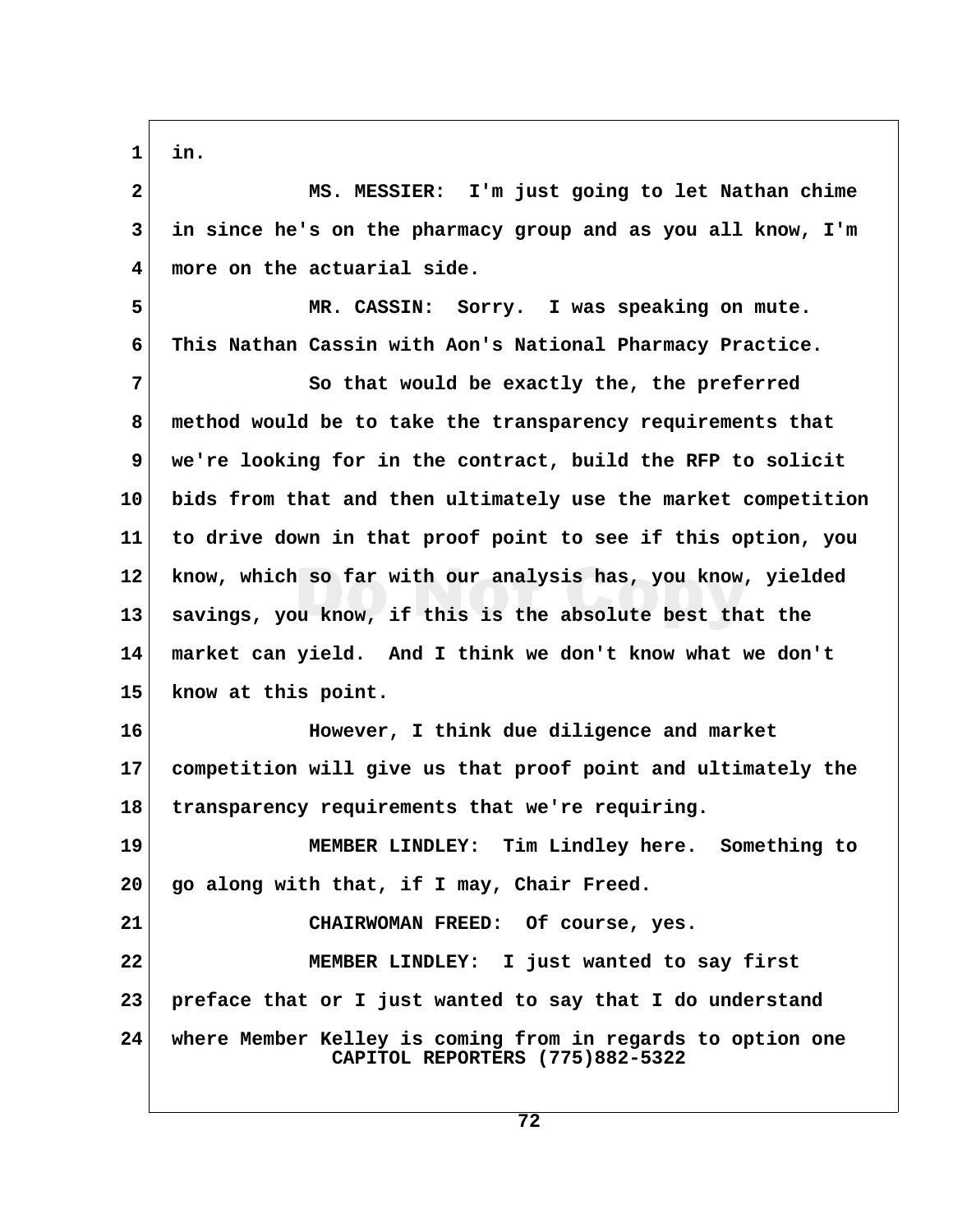in.

MS. MESSIER: I'm just going to let Nathan chime in since he's on the pharmacy group and as you all know, I'm more on the actuarial side.

MR. CASSIN: Sorry. I was speaking on mute. This Nathan Cassin with Aon's National Pharmacy Practice.

So that would be exactly the, the preferred method would be to take the transparency requirements that we're looking for in the contract, build the RFP to solicit bids from that and then ultimately use the market competition to drive down in that proof point to see if this option, you know, which so far with our analysis has, you know, yielded savings, you know, if this is the absolute best that the market can yield. And I think we don't know what we don't know at this point.

However, I think due diligence and market competition will give us that proof point and ultimately the transparency requirements that we're requiring.

MEMBER LINDLEY: Tim Lindley here. Something to go along with that, if I may, Chair Freed.

CHAIRWOMAN FREED: Of course, yes.

MEMBER LINDLEY: I just wanted to say first preface that or I just wanted to say that I do understand where Member Kelley is coming from in regards to option one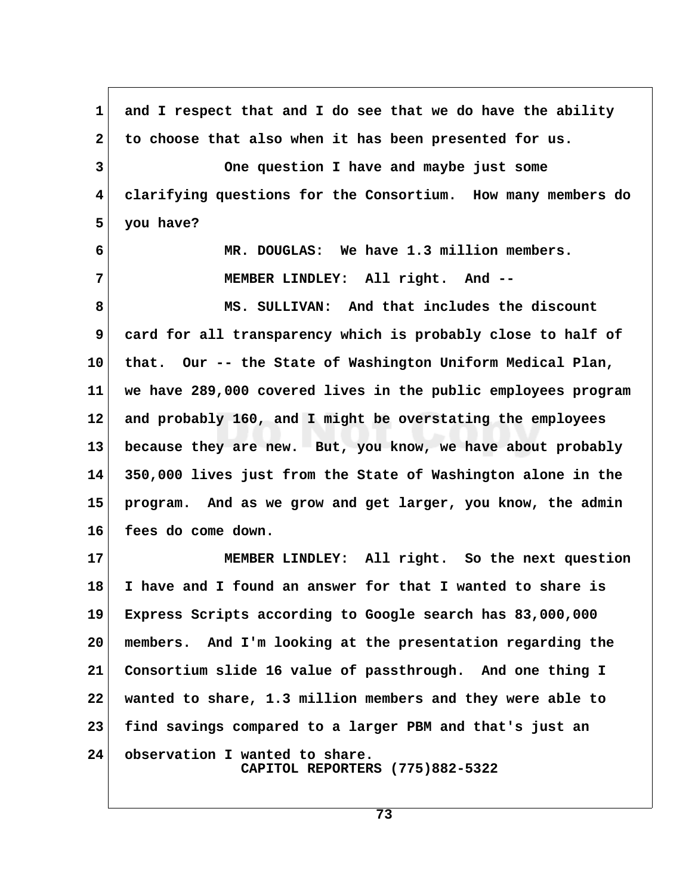and I respect that and I do see that we do have the ability to choose that also when it has been presented for us.

One question I have and maybe just some clarifying questions for the Consortium. How many members do you have?

MR. DOUGLAS: We have 1.3 million members.

MEMBER LINDLEY: All right. And --

MS. SULLIVAN: And that includes the discount card for all transparency which is probably close to half of that. Our -- the State of Washington Uniform Medical Plan, we have 289,000 covered lives in the public employees program and probably 160, and I might be overstating the employees because they are new. But, you know, we have about probably 350,000 lives just from the State of Washington alone in the program. And as we grow and get larger, you know, the admin fees do come down.

MEMBER LINDLEY: All right. So the next question I have and I found an answer for that I wanted to share is Express Scripts according to Google search has 83,000,000 members. And I'm looking at the presentation regarding the Consortium slide 16 value of passthrough. And one thing I wanted to share, 1.3 million members and they were able to find savings compared to a larger PBM and that's just an observation I wanted to share.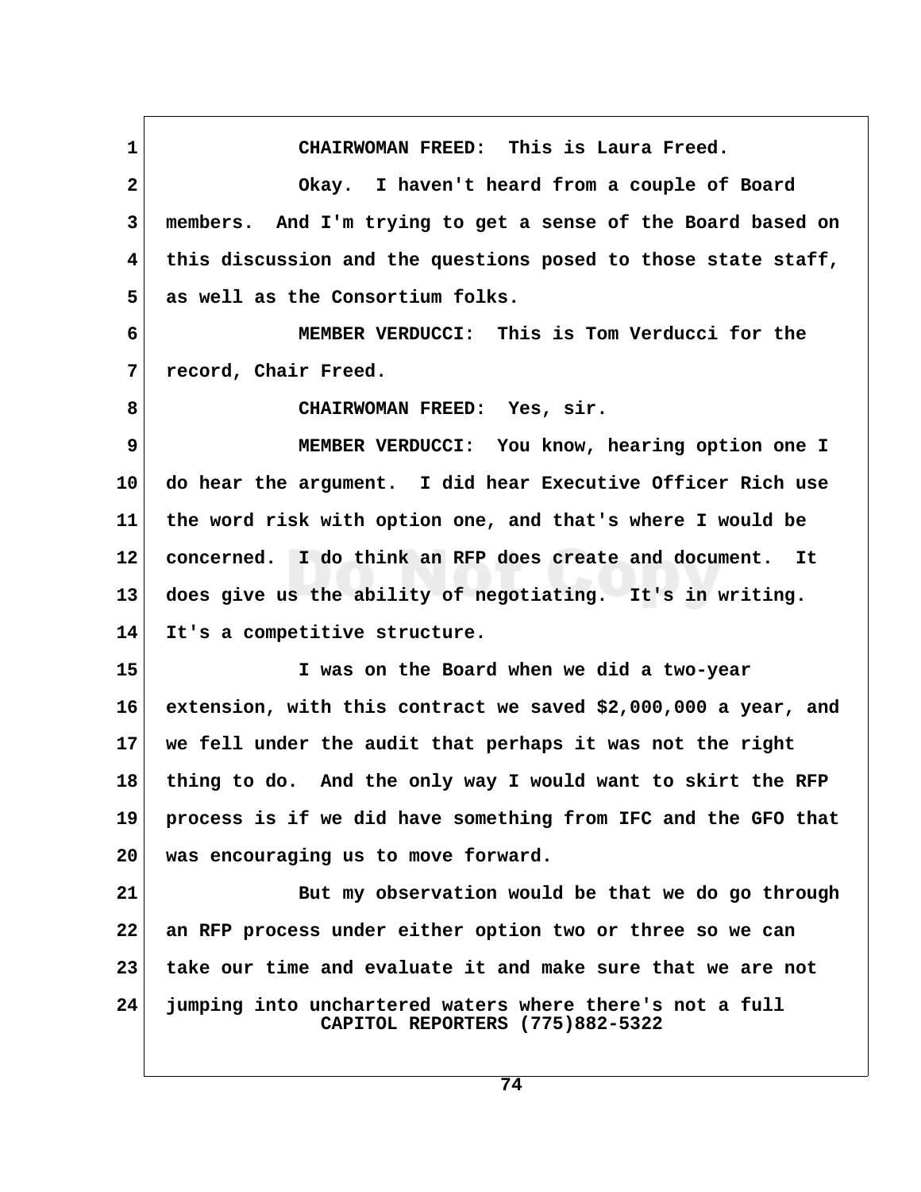CHAIRWOMAN FREED: This is Laura Freed.

Okay. I haven't heard from a couple of Board members. And I'm trying to get a sense of the Board based on this discussion and the questions posed to those state staff, as well as the Consortium folks.

MEMBER VERDUCCI: This is Tom Verducci for the record, Chair Freed.

CHAIRWOMAN FREED: Yes, sir.

MEMBER VERDUCCI: You know, hearing option one I do hear the argument. I did hear Executive Officer Rich use the word risk with option one, and that's where I would be concerned. I do think an RFP does create and document. It does give us the ability of negotiating. It's in writing. It's a competitive structure.

I was on the Board when we did a two-year extension, with this contract we saved $2,000,000 a year, and we fell under the audit that perhaps it was not the right thing to do. And the only way I would want to skirt the RFP process is if we did have something from IFC and the GFO that was encouraging us to move forward.

But my observation would be that we do go through an RFP process under either option two or three so we can take our time and evaluate it and make sure that we are not jumping into unchartered waters where there's not a full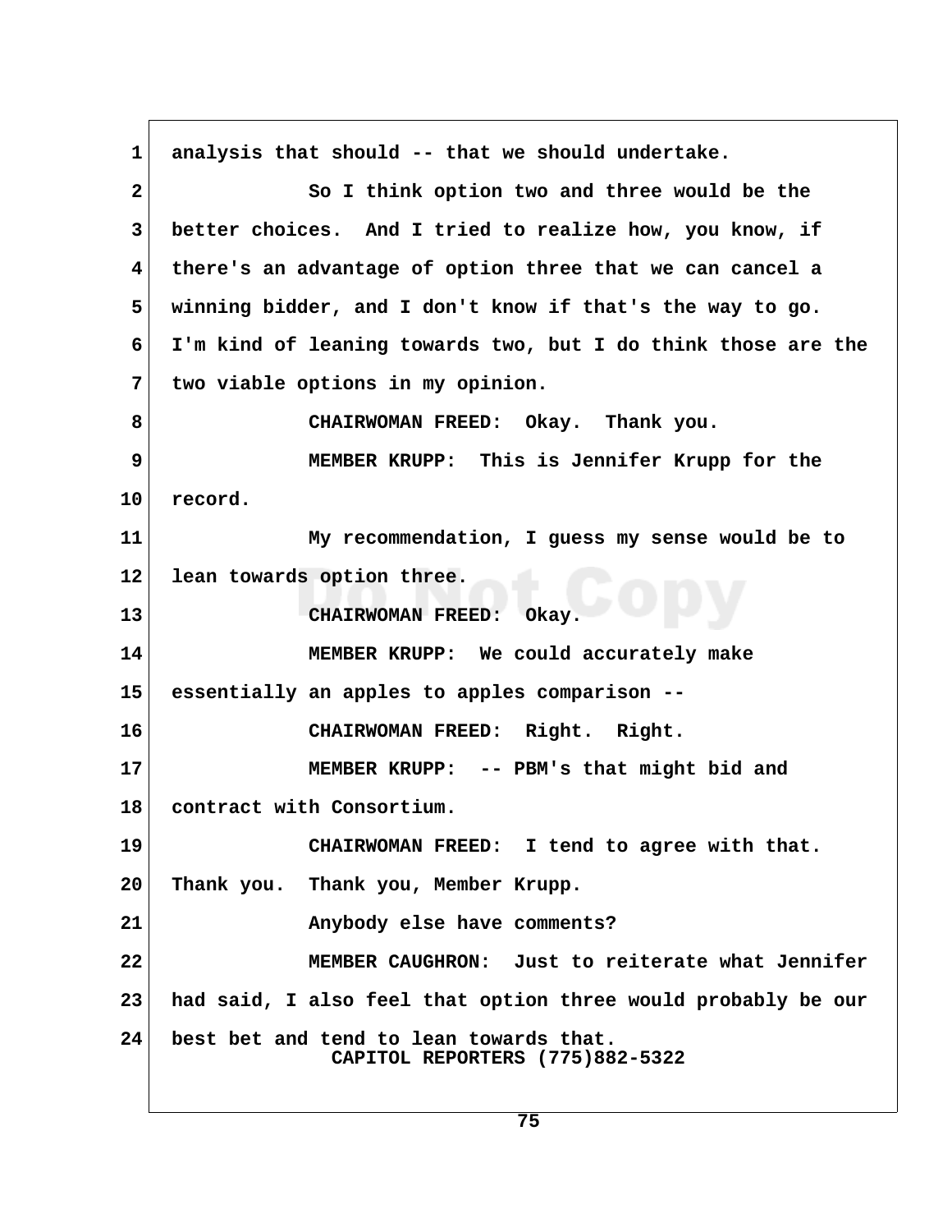1 analysis that should -- that we should undertake.

2 So I think option two and three would be the

3 better choices. And I tried to realize how, you know, if

4 there's an advantage of option three that we can cancel a

5 winning bidder, and I don't know if that's the way to go.

6 I'm kind of leaning towards two, but I do think those are the

7 two viable options in my opinion.

8 CHAIRWOMAN FREED: Okay. Thank you.

9 MEMBER KRUPP: This is Jennifer Krupp for the

10 record.

11 My recommendation, I guess my sense would be to

12 lean towards option three.

13 CHAIRWOMAN FREED: Okay.

14 MEMBER KRUPP: We could accurately make

15 essentially an apples to apples comparison --

16 CHAIRWOMAN FREED: Right. Right.

17 MEMBER KRUPP: -- PBM's that might bid and

18 contract with Consortium.

19 CHAIRWOMAN FREED: I tend to agree with that.

20 Thank you. Thank you, Member Krupp.

21 Anybody else have comments?

22 MEMBER CAUGHRON: Just to reiterate what Jennifer

23 had said, I also feel that option three would probably be our

24 best bet and tend to lean towards that.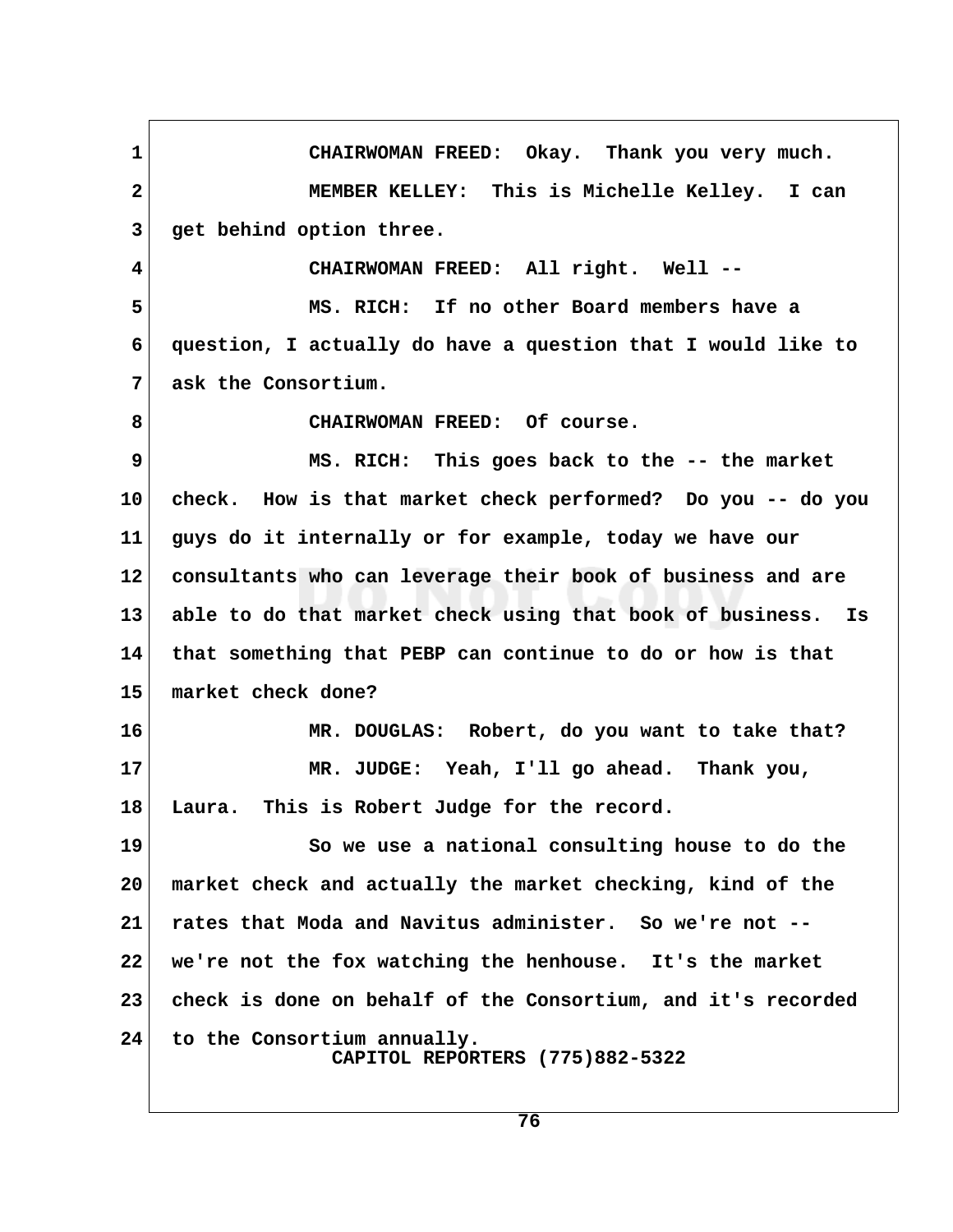CHAIRWOMAN FREED: Okay. Thank you very much.

MEMBER KELLEY: This is Michelle Kelley. I can get behind option three.

CHAIRWOMAN FREED: All right. Well --

MS. RICH: If no other Board members have a question, I actually do have a question that I would like to ask the Consortium.

CHAIRWOMAN FREED: Of course.

MS. RICH: This goes back to the -- the market check. How is that market check performed? Do you -- do you guys do it internally or for example, today we have our consultants who can leverage their book of business and are able to do that market check using that book of business. Is that something that PEBP can continue to do or how is that market check done?

MR. DOUGLAS: Robert, do you want to take that?

MR. JUDGE: Yeah, I'll go ahead. Thank you, Laura. This is Robert Judge for the record.

So we use a national consulting house to do the market check and actually the market checking, kind of the rates that Moda and Navitus administer. So we're not -- we're not the fox watching the henhouse. It's the market check is done on behalf of the Consortium, and it's recorded to the Consortium annually.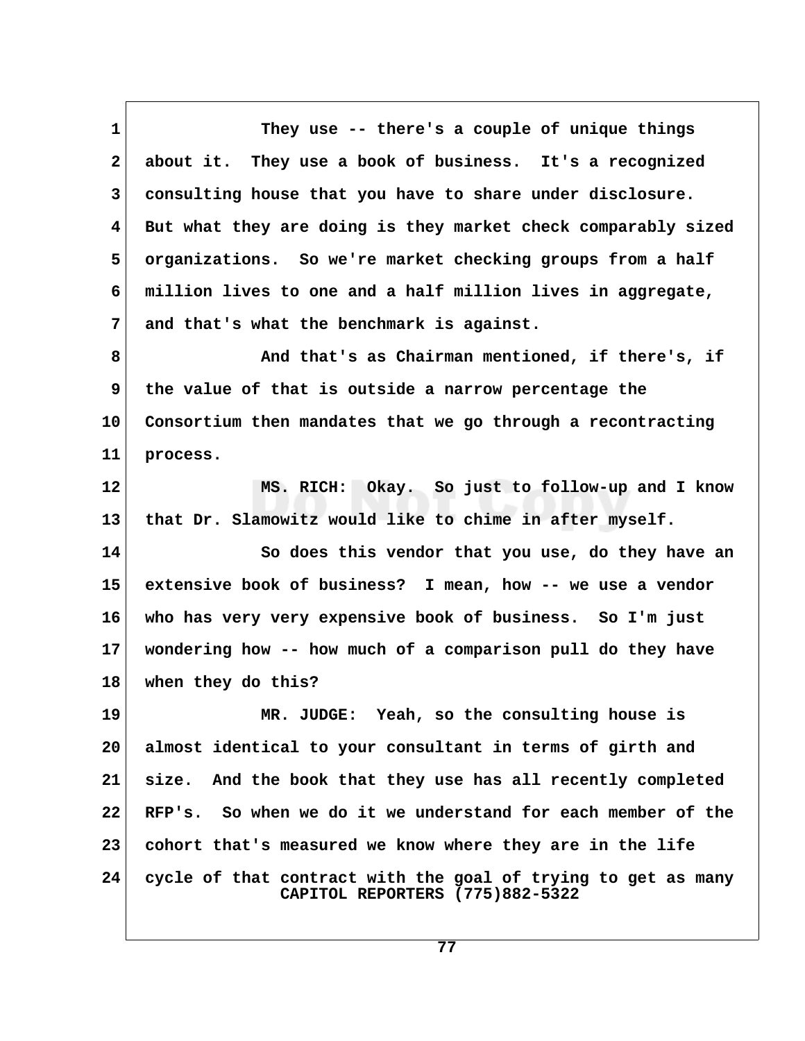They use -- there's a couple of unique things about it. They use a book of business. It's a recognized consulting house that you have to share under disclosure. But what they are doing is they market check comparably sized organizations. So we're market checking groups from a half million lives to one and a half million lives in aggregate, and that's what the benchmark is against.

And that's as Chairman mentioned, if there's, if the value of that is outside a narrow percentage the Consortium then mandates that we go through a recontracting process.

MS. RICH: Okay. So just to follow-up and I know that Dr. Slamowitz would like to chime in after myself.

So does this vendor that you use, do they have an extensive book of business? I mean, how -- we use a vendor who has very very expensive book of business. So I'm just wondering how -- how much of a comparison pull do they have when they do this?

MR. JUDGE: Yeah, so the consulting house is almost identical to your consultant in terms of girth and size. And the book that they use has all recently completed RFP's. So when we do it we understand for each member of the cohort that's measured we know where they are in the life cycle of that contract with the goal of trying to get as many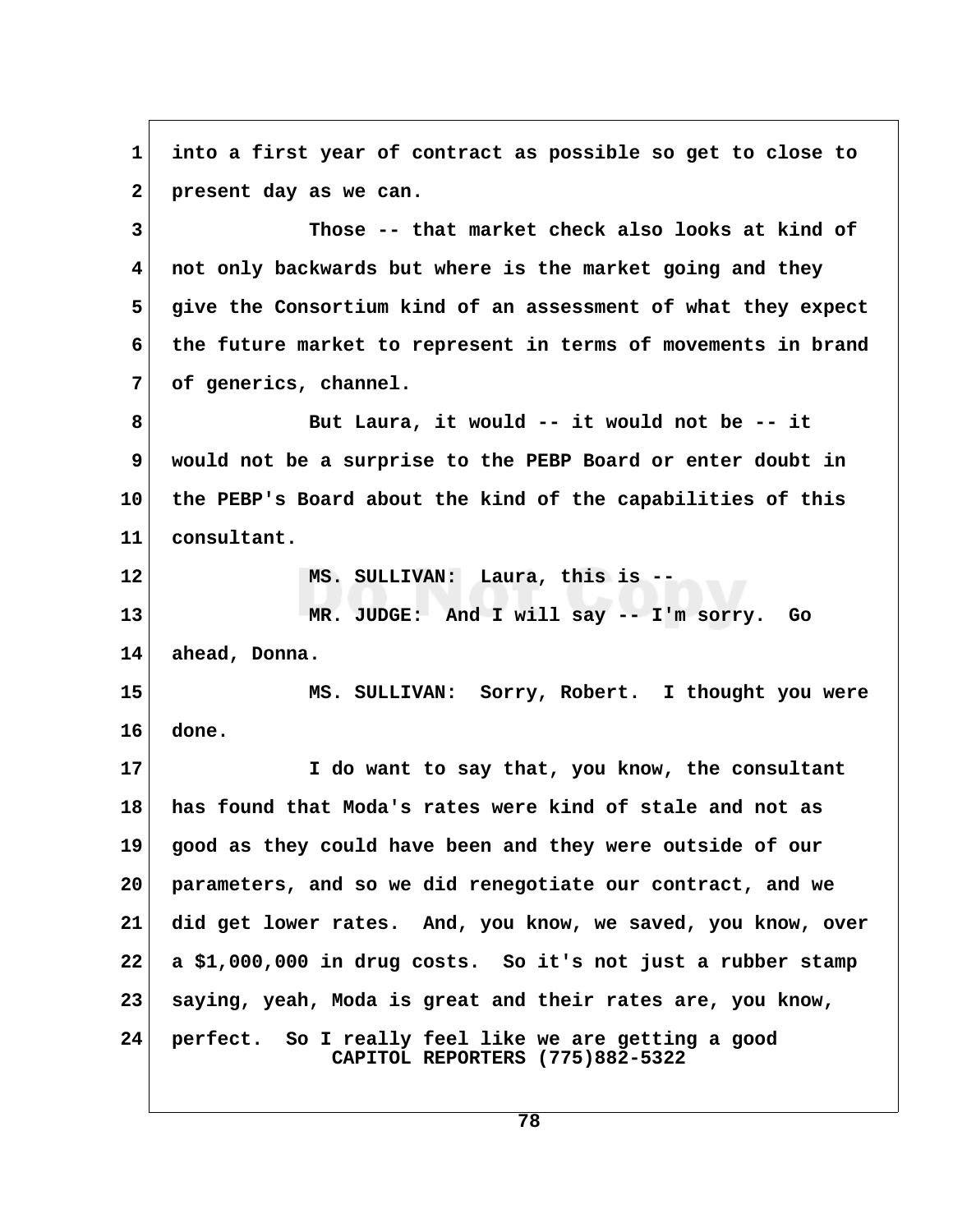into a first year of contract as possible so get to close to present day as we can.

Those -- that market check also looks at kind of not only backwards but where is the market going and they give the Consortium kind of an assessment of what they expect the future market to represent in terms of movements in brand of generics, channel.

But Laura, it would -- it would not be -- it would not be a surprise to the PEBP Board or enter doubt in the PEBP's Board about the kind of the capabilities of this consultant.

MS. SULLIVAN: Laura, this is --

MR. JUDGE: And I will say -- I'm sorry. Go ahead, Donna.

MS. SULLIVAN: Sorry, Robert. I thought you were done.

I do want to say that, you know, the consultant has found that Moda's rates were kind of stale and not as good as they could have been and they were outside of our parameters, and so we did renegotiate our contract, and we did get lower rates. And, you know, we saved, you know, over a $1,000,000 in drug costs. So it's not just a rubber stamp saying, yeah, Moda is great and their rates are, you know, perfect. So I really feel like we are getting a good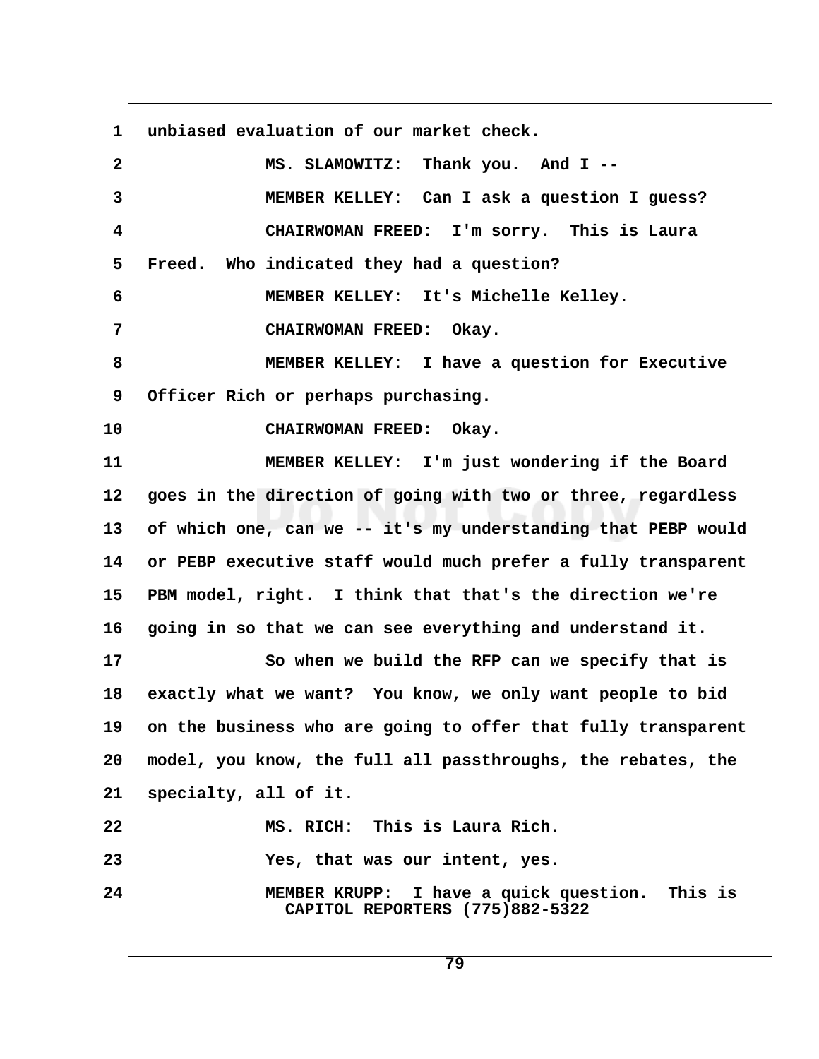unbiased evaluation of our market check.

MS. SLAMOWITZ: Thank you. And I --

MEMBER KELLEY: Can I ask a question I guess?

CHAIRWOMAN FREED: I'm sorry. This is Laura Freed. Who indicated they had a question?

MEMBER KELLEY: It's Michelle Kelley.

CHAIRWOMAN FREED: Okay.

MEMBER KELLEY: I have a question for Executive Officer Rich or perhaps purchasing.

CHAIRWOMAN FREED: Okay.

MEMBER KELLEY: I'm just wondering if the Board goes in the direction of going with two or three, regardless of which one, can we -- it's my understanding that PEBP would or PEBP executive staff would much prefer a fully transparent PBM model, right. I think that that's the direction we're going in so that we can see everything and understand it.

So when we build the RFP can we specify that is exactly what we want? You know, we only want people to bid on the business who are going to offer that fully transparent model, you know, the full all passthroughs, the rebates, the specialty, all of it.

MS. RICH: This is Laura Rich.

Yes, that was our intent, yes.

MEMBER KRUPP: I have a quick question. This is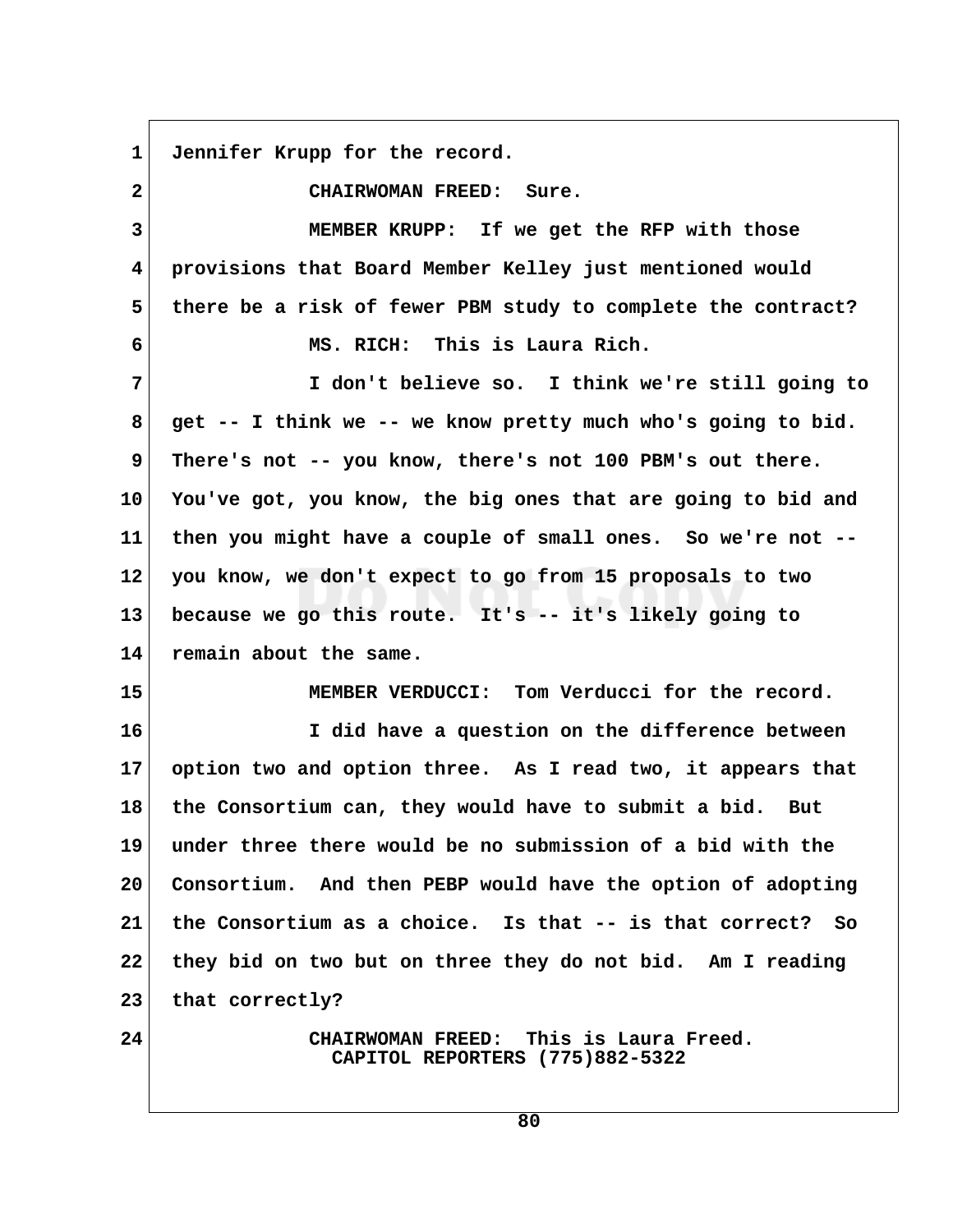Jennifer Krupp for the record.

CHAIRWOMAN FREED: Sure.

MEMBER KRUPP: If we get the RFP with those provisions that Board Member Kelley just mentioned would there be a risk of fewer PBM study to complete the contract?

MS. RICH: This is Laura Rich.

I don't believe so. I think we're still going to get -- I think we -- we know pretty much who's going to bid. There's not -- you know, there's not 100 PBM's out there. You've got, you know, the big ones that are going to bid and then you might have a couple of small ones. So we're not -- you know, we don't expect to go from 15 proposals to two because we go this route. It's -- it's likely going to remain about the same.

MEMBER VERDUCCI: Tom Verducci for the record.

I did have a question on the difference between option two and option three. As I read two, it appears that the Consortium can, they would have to submit a bid. But under three there would be no submission of a bid with the Consortium. And then PEBP would have the option of adopting the Consortium as a choice. Is that -- is that correct? So they bid on two but on three they do not bid. Am I reading that correctly?

CHAIRWOMAN FREED: This is Laura Freed.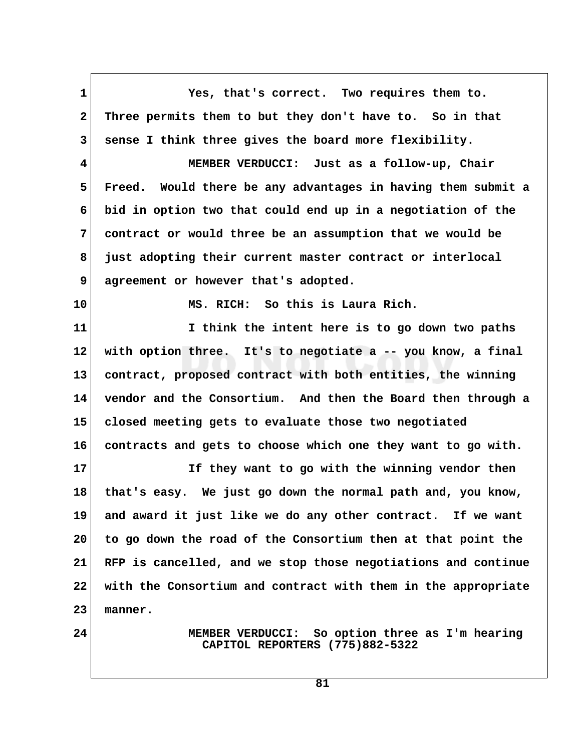1 Yes, that's correct. Two requires them to.
2 Three permits them to but they don't have to. So in that
3 sense I think three gives the board more flexibility.
4 MEMBER VERDUCCI: Just as a follow-up, Chair
5 Freed. Would there be any advantages in having them submit a
6 bid in option two that could end up in a negotiation of the
7 contract or would three be an assumption that we would be
8 just adopting their current master contract or interlocal
9 agreement or however that's adopted.
10 MS. RICH: So this is Laura Rich.
11 I think the intent here is to go down two paths
12 with option three. It's to negotiate a -- you know, a final
13 contract, proposed contract with both entities, the winning
14 vendor and the Consortium. And then the Board then through a
15 closed meeting gets to evaluate those two negotiated
16 contracts and gets to choose which one they want to go with.
17 If they want to go with the winning vendor then
18 that's easy. We just go down the normal path and, you know,
19 and award it just like we do any other contract. If we want
20 to go down the road of the Consortium then at that point the
21 RFP is cancelled, and we stop those negotiations and continue
22 with the Consortium and contract with them in the appropriate
23 manner.
24 MEMBER VERDUCCI: So option three as I'm hearing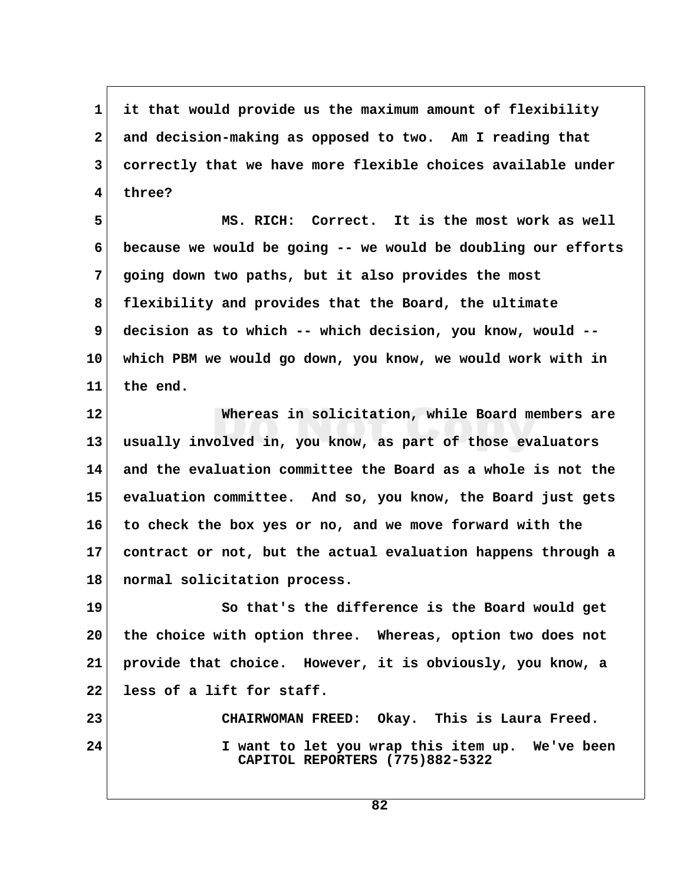it that would provide us the maximum amount of flexibility and decision-making as opposed to two. Am I reading that correctly that we have more flexible choices available under three?

MS. RICH: Correct. It is the most work as well because we would be going -- we would be doubling our efforts going down two paths, but it also provides the most flexibility and provides that the Board, the ultimate decision as to which -- which decision, you know, would -- which PBM we would go down, you know, we would work with in the end.

Whereas in solicitation, while Board members are usually involved in, you know, as part of those evaluators and the evaluation committee the Board as a whole is not the evaluation committee. And so, you know, the Board just gets to check the box yes or no, and we move forward with the contract or not, but the actual evaluation happens through a normal solicitation process.

So that's the difference is the Board would get the choice with option three. Whereas, option two does not provide that choice. However, it is obviously, you know, a less of a lift for staff.

CHAIRWOMAN FREED: Okay. This is Laura Freed.

I want to let you wrap this item up. We've been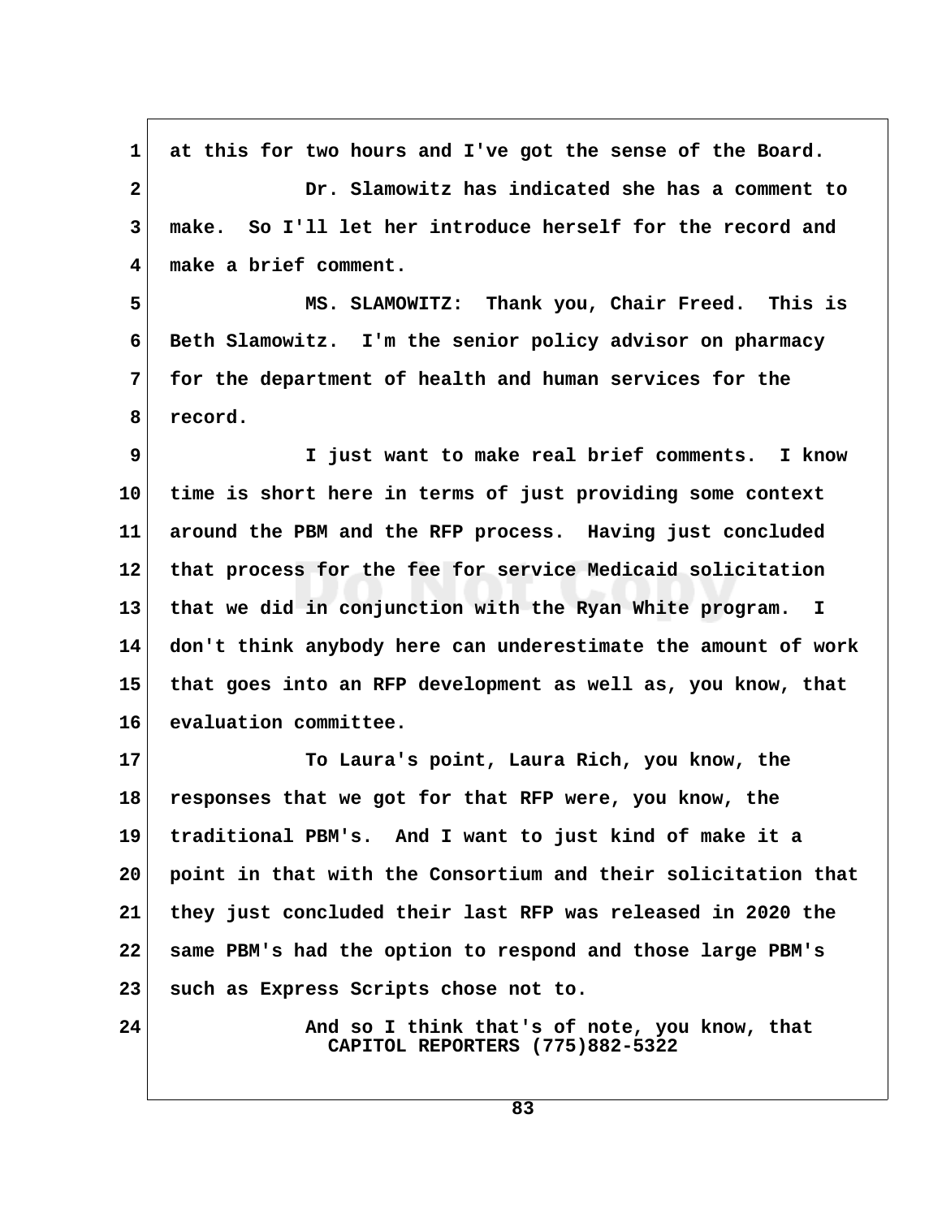at this for two hours and I've got the sense of the Board.

Dr. Slamowitz has indicated she has a comment to make. So I'll let her introduce herself for the record and make a brief comment.

MS. SLAMOWITZ: Thank you, Chair Freed. This is Beth Slamowitz. I'm the senior policy advisor on pharmacy for the department of health and human services for the record.

I just want to make real brief comments. I know time is short here in terms of just providing some context around the PBM and the RFP process. Having just concluded that process for the fee for service Medicaid solicitation that we did in conjunction with the Ryan White program. I don't think anybody here can underestimate the amount of work that goes into an RFP development as well as, you know, that evaluation committee.

To Laura's point, Laura Rich, you know, the responses that we got for that RFP were, you know, the traditional PBM's. And I want to just kind of make it a point in that with the Consortium and their solicitation that they just concluded their last RFP was released in 2020 the same PBM's had the option to respond and those large PBM's such as Express Scripts chose not to.

And so I think that's of note, you know, that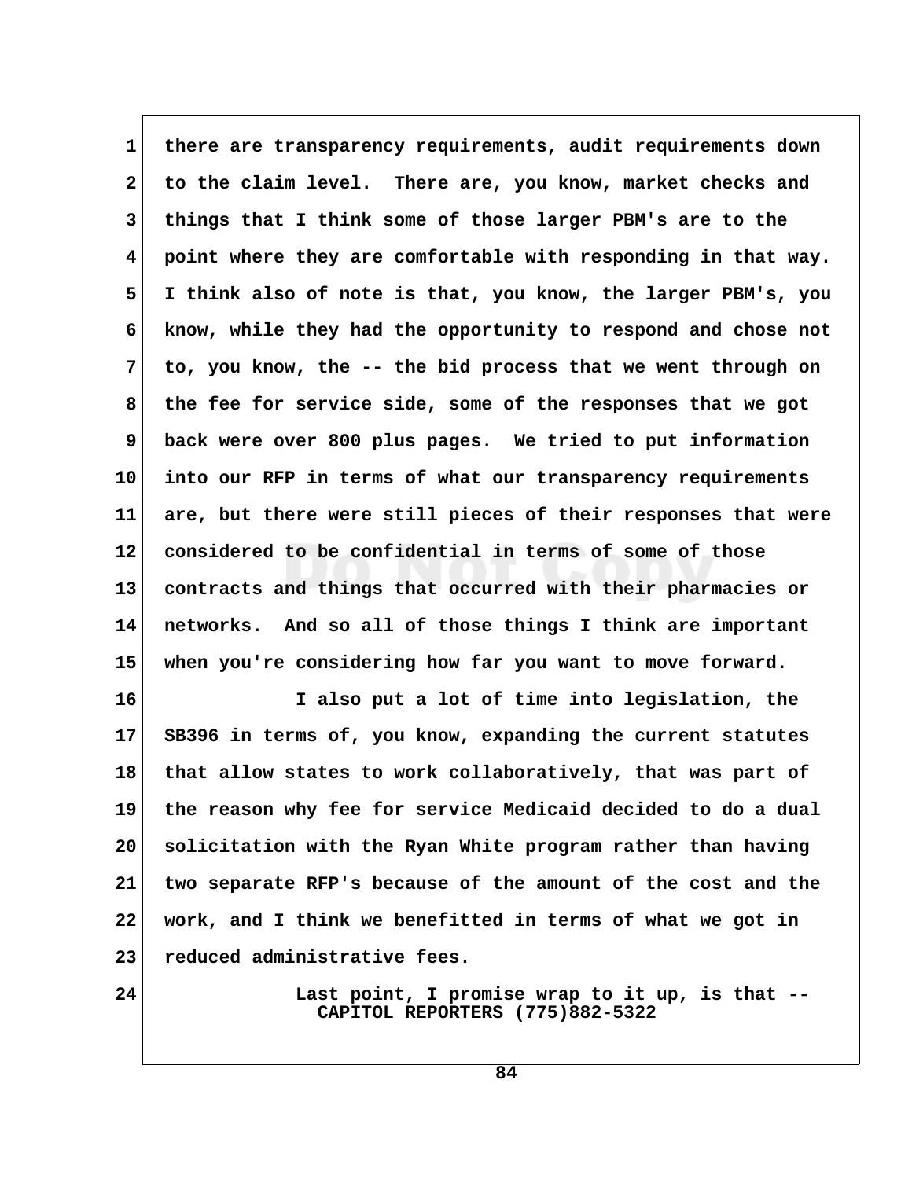there are transparency requirements, audit requirements down to the claim level. There are, you know, market checks and things that I think some of those larger PBM's are to the point where they are comfortable with responding in that way. I think also of note is that, you know, the larger PBM's, you know, while they had the opportunity to respond and chose not to, you know, the -- the bid process that we went through on the fee for service side, some of the responses that we got back were over 800 plus pages. We tried to put information into our RFP in terms of what our transparency requirements are, but there were still pieces of their responses that were considered to be confidential in terms of some of those contracts and things that occurred with their pharmacies or networks. And so all of those things I think are important when you're considering how far you want to move forward.

I also put a lot of time into legislation, the SB396 in terms of, you know, expanding the current statutes that allow states to work collaboratively, that was part of the reason why fee for service Medicaid decided to do a dual solicitation with the Ryan White program rather than having two separate RFP's because of the amount of the cost and the work, and I think we benefitted in terms of what we got in reduced administrative fees.

Last point, I promise wrap to it up, is that --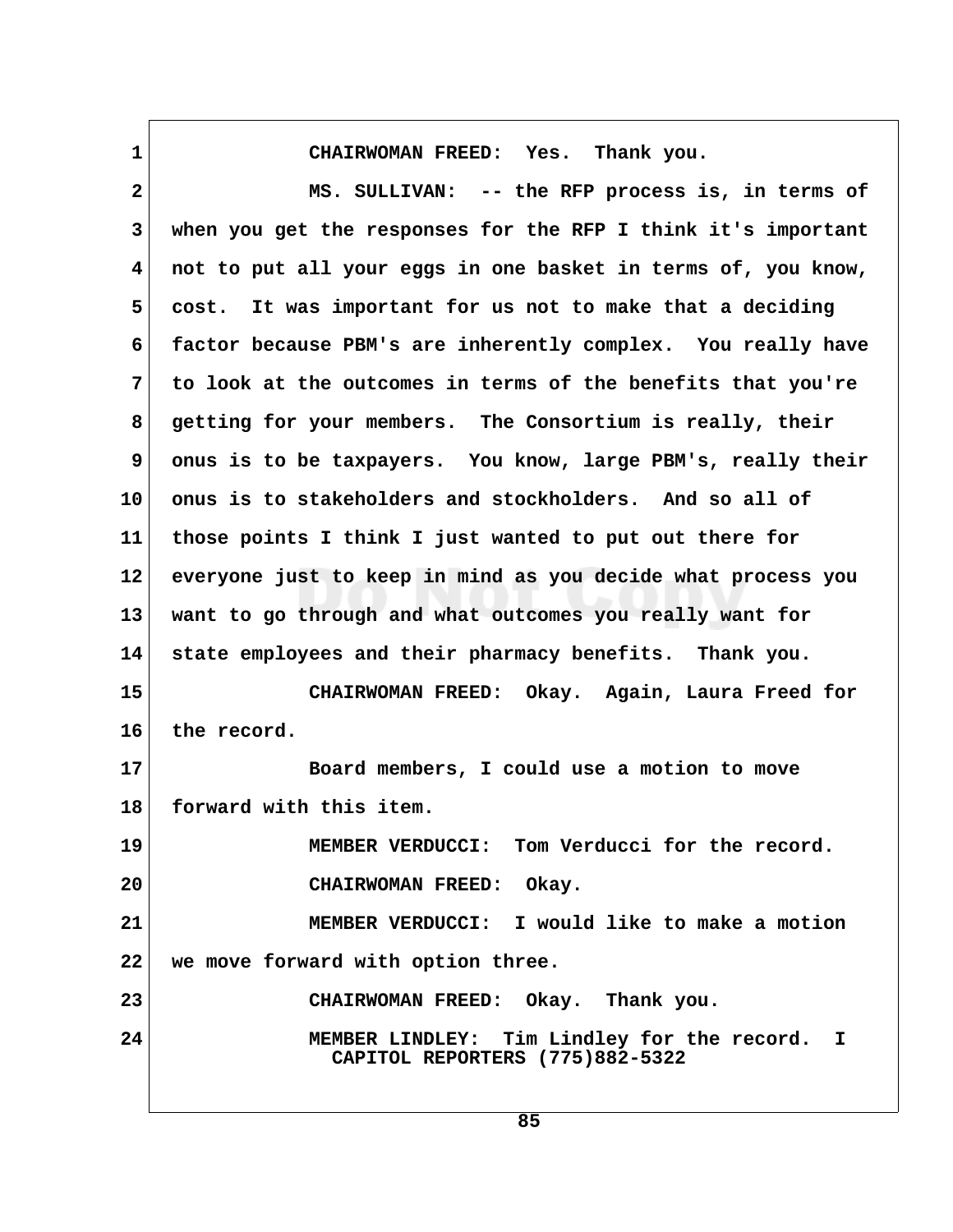CHAIRWOMAN FREED: Yes. Thank you.

MS. SULLIVAN: -- the RFP process is, in terms of when you get the responses for the RFP I think it's important not to put all your eggs in one basket in terms of, you know, cost. It was important for us not to make that a deciding factor because PBM's are inherently complex. You really have to look at the outcomes in terms of the benefits that you're getting for your members. The Consortium is really, their onus is to be taxpayers. You know, large PBM's, really their onus is to stakeholders and stockholders. And so all of those points I think I just wanted to put out there for everyone just to keep in mind as you decide what process you want to go through and what outcomes you really want for state employees and their pharmacy benefits. Thank you.

CHAIRWOMAN FREED: Okay. Again, Laura Freed for the record.

Board members, I could use a motion to move forward with this item.

MEMBER VERDUCCI: Tom Verducci for the record.

CHAIRWOMAN FREED: Okay.

MEMBER VERDUCCI: I would like to make a motion we move forward with option three.

CHAIRWOMAN FREED: Okay. Thank you.

MEMBER LINDLEY: Tim Lindley for the record. I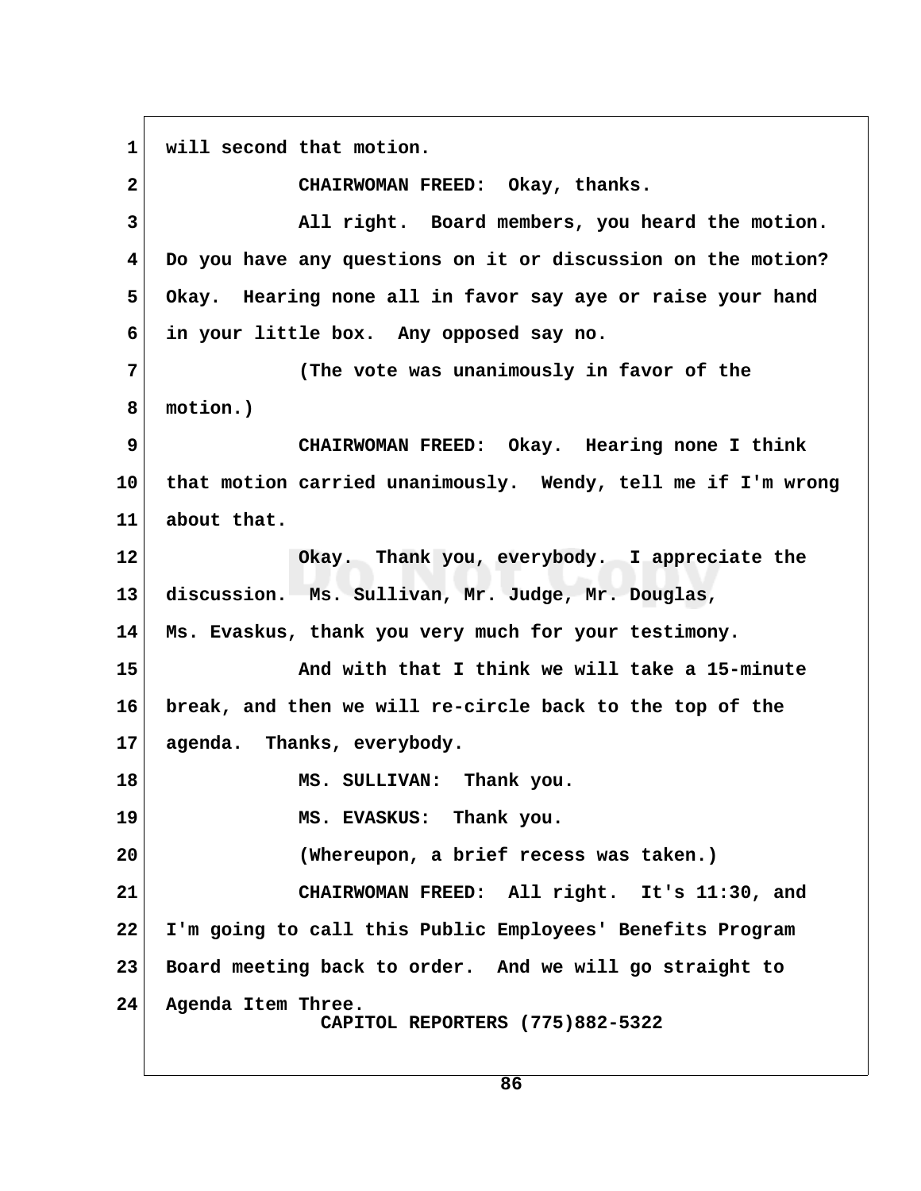1 will second that motion.

2 CHAIRWOMAN FREED: Okay, thanks.

3 All right. Board members, you heard the motion.
4 Do you have any questions on it or discussion on the motion?
5 Okay. Hearing none all in favor say aye or raise your hand
6 in your little box. Any opposed say no.

7 (The vote was unanimously in favor of the
8 motion.)

9 CHAIRWOMAN FREED: Okay. Hearing none I think
10 that motion carried unanimously. Wendy, tell me if I'm wrong
11 about that.

12 Okay. Thank you, everybody. I appreciate the
13 discussion. Ms. Sullivan, Mr. Judge, Mr. Douglas,
14 Ms. Evaskus, thank you very much for your testimony.

15 And with that I think we will take a 15-minute
16 break, and then we will re-circle back to the top of the
17 agenda. Thanks, everybody.

18 MS. SULLIVAN: Thank you.

19 MS. EVASKUS: Thank you.

20 (Whereupon, a brief recess was taken.)

21 CHAIRWOMAN FREED: All right. It's 11:30, and
22 I'm going to call this Public Employees' Benefits Program
23 Board meeting back to order. And we will go straight to
24 Agenda Item Three.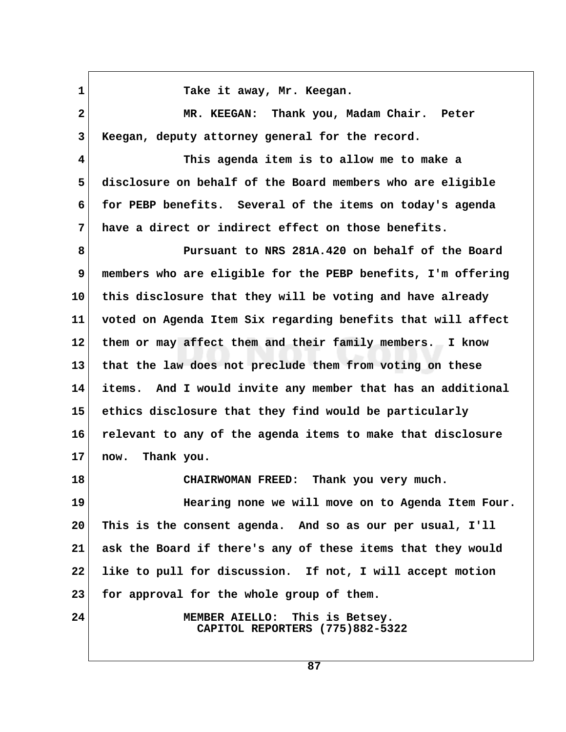Take it away, Mr. Keegan.

MR. KEEGAN: Thank you, Madam Chair. Peter Keegan, deputy attorney general for the record.

This agenda item is to allow me to make a disclosure on behalf of the Board members who are eligible for PEBP benefits. Several of the items on today's agenda have a direct or indirect effect on those benefits.

Pursuant to NRS 281A.420 on behalf of the Board members who are eligible for the PEBP benefits, I'm offering this disclosure that they will be voting and have already voted on Agenda Item Six regarding benefits that will affect them or may affect them and their family members. I know that the law does not preclude them from voting on these items. And I would invite any member that has an additional ethics disclosure that they find would be particularly relevant to any of the agenda items to make that disclosure now. Thank you.

CHAIRWOMAN FREED: Thank you very much.

Hearing none we will move on to Agenda Item Four. This is the consent agenda. And so as our per usual, I'll ask the Board if there's any of these items that they would like to pull for discussion. If not, I will accept motion for approval for the whole group of them.

MEMBER AIELLO: This is Betsey.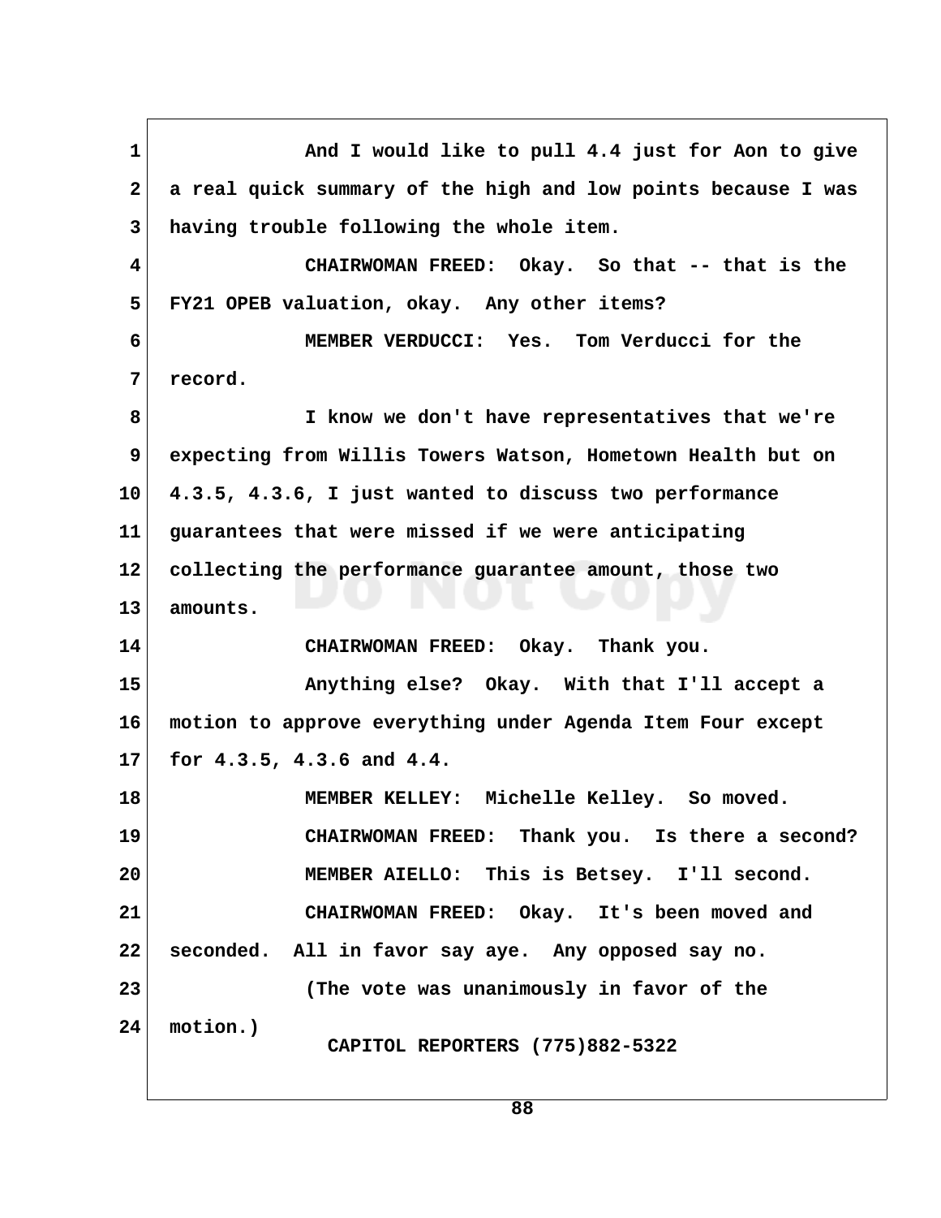And I would like to pull 4.4 just for Aon to give a real quick summary of the high and low points because I was having trouble following the whole item.

CHAIRWOMAN FREED: Okay. So that -- that is the FY21 OPEB valuation, okay. Any other items?

MEMBER VERDUCCI: Yes. Tom Verducci for the record.

I know we don't have representatives that we're expecting from Willis Towers Watson, Hometown Health but on 4.3.5, 4.3.6, I just wanted to discuss two performance guarantees that were missed if we were anticipating collecting the performance guarantee amount, those two amounts.

CHAIRWOMAN FREED: Okay. Thank you.

Anything else? Okay. With that I'll accept a motion to approve everything under Agenda Item Four except for 4.3.5, 4.3.6 and 4.4.

MEMBER KELLEY: Michelle Kelley. So moved.

CHAIRWOMAN FREED: Thank you. Is there a second?

MEMBER AIELLO: This is Betsey. I'll second.

CHAIRWOMAN FREED: Okay. It's been moved and seconded. All in favor say aye. Any opposed say no.

(The vote was unanimously in favor of the motion.)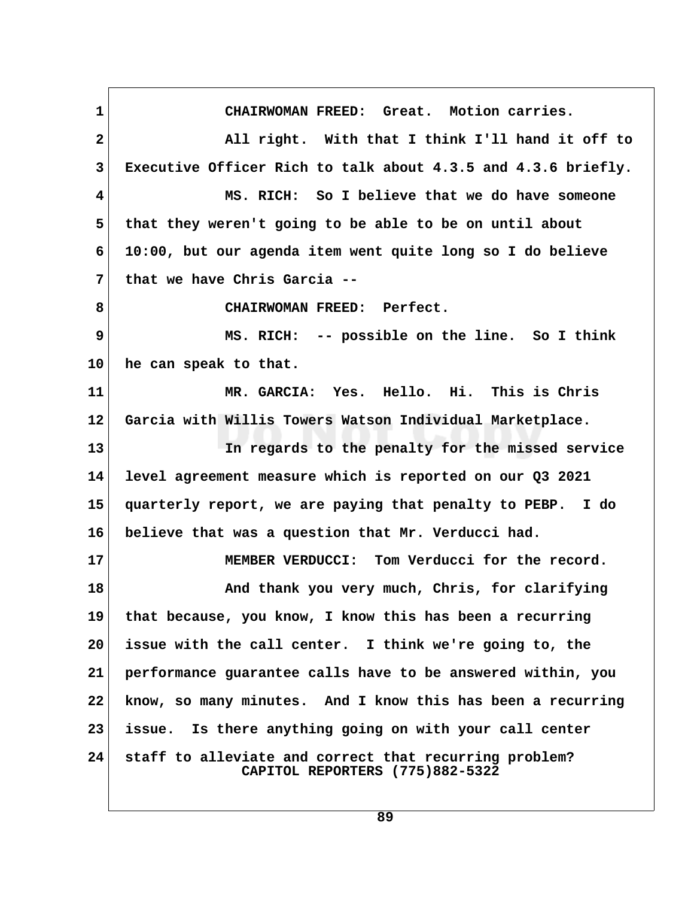1 CHAIRWOMAN FREED: Great. Motion carries.

2 All right. With that I think I'll hand it off to

3 Executive Officer Rich to talk about 4.3.5 and 4.3.6 briefly.

4 MS. RICH: So I believe that we do have someone

5 that they weren't going to be able to be on until about

6 10:00, but our agenda item went quite long so I do believe

7 that we have Chris Garcia --

8 CHAIRWOMAN FREED: Perfect.

9 MS. RICH: -- possible on the line. So I think

10 he can speak to that.

11 MR. GARCIA: Yes. Hello. Hi. This is Chris

12 Garcia with Willis Towers Watson Individual Marketplace.

13 In regards to the penalty for the missed service

14 level agreement measure which is reported on our Q3 2021

15 quarterly report, we are paying that penalty to PEBP. I do

16 believe that was a question that Mr. Verducci had.

17 MEMBER VERDUCCI: Tom Verducci for the record.

18 And thank you very much, Chris, for clarifying

19 that because, you know, I know this has been a recurring

20 issue with the call center. I think we're going to, the

21 performance guarantee calls have to be answered within, you

22 know, so many minutes. And I know this has been a recurring

23 issue. Is there anything going on with your call center

24 staff to alleviate and correct that recurring problem?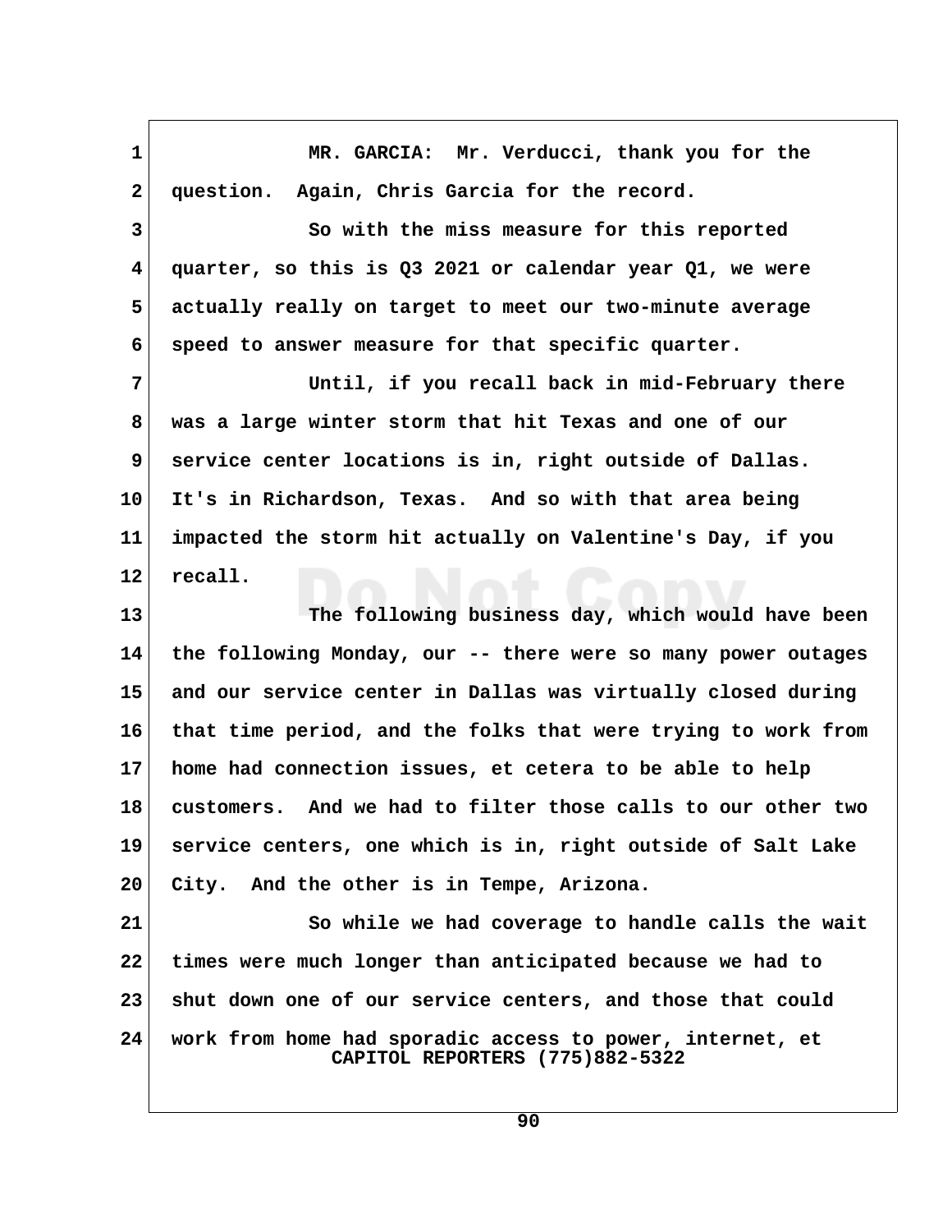MR. GARCIA: Mr. Verducci, thank you for the question. Again, Chris Garcia for the record.

So with the miss measure for this reported quarter, so this is Q3 2021 or calendar year Q1, we were actually really on target to meet our two-minute average speed to answer measure for that specific quarter.

Until, if you recall back in mid-February there was a large winter storm that hit Texas and one of our service center locations is in, right outside of Dallas. It's in Richardson, Texas. And so with that area being impacted the storm hit actually on Valentine's Day, if you recall.

The following business day, which would have been the following Monday, our -- there were so many power outages and our service center in Dallas was virtually closed during that time period, and the folks that were trying to work from home had connection issues, et cetera to be able to help customers. And we had to filter those calls to our other two service centers, one which is in, right outside of Salt Lake City. And the other is in Tempe, Arizona.

So while we had coverage to handle calls the wait times were much longer than anticipated because we had to shut down one of our service centers, and those that could work from home had sporadic access to power, internet, et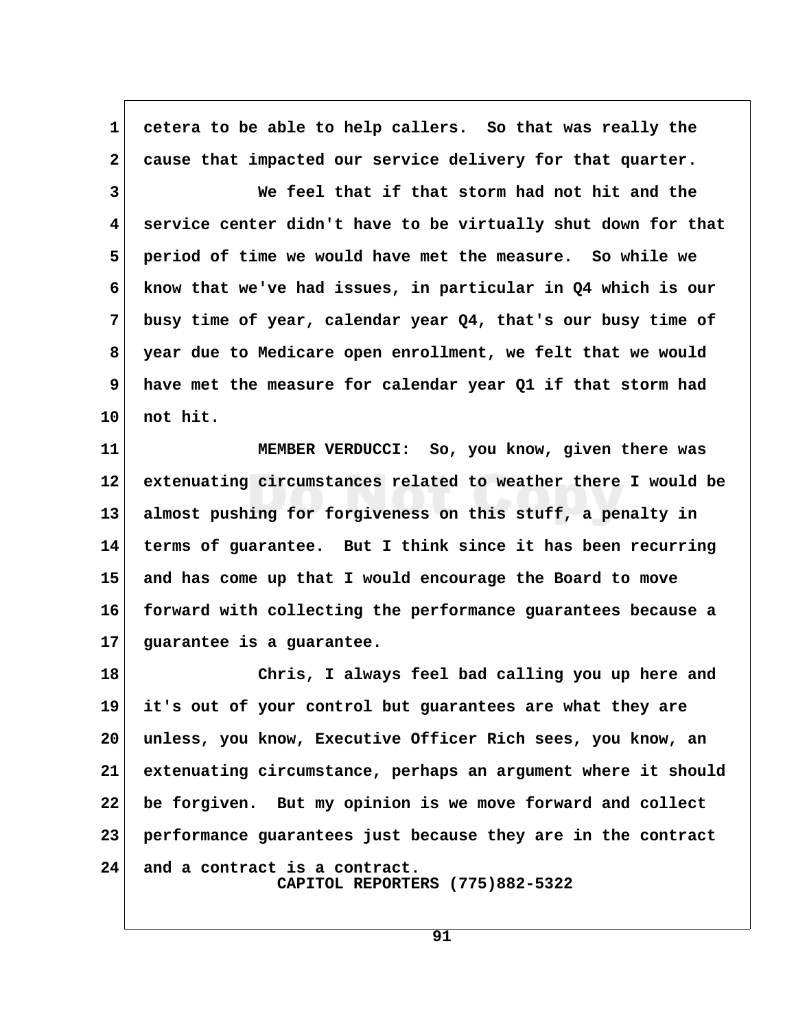cetera to be able to help callers. So that was really the cause that impacted our service delivery for that quarter.

We feel that if that storm had not hit and the service center didn't have to be virtually shut down for that period of time we would have met the measure. So while we know that we've had issues, in particular in Q4 which is our busy time of year, calendar year Q4, that's our busy time of year due to Medicare open enrollment, we felt that we would have met the measure for calendar year Q1 if that storm had not hit.

MEMBER VERDUCCI: So, you know, given there was extenuating circumstances related to weather there I would be almost pushing for forgiveness on this stuff, a penalty in terms of guarantee. But I think since it has been recurring and has come up that I would encourage the Board to move forward with collecting the performance guarantees because a guarantee is a guarantee.

Chris, I always feel bad calling you up here and it's out of your control but guarantees are what they are unless, you know, Executive Officer Rich sees, you know, an extenuating circumstance, perhaps an argument where it should be forgiven. But my opinion is we move forward and collect performance guarantees just because they are in the contract and a contract is a contract.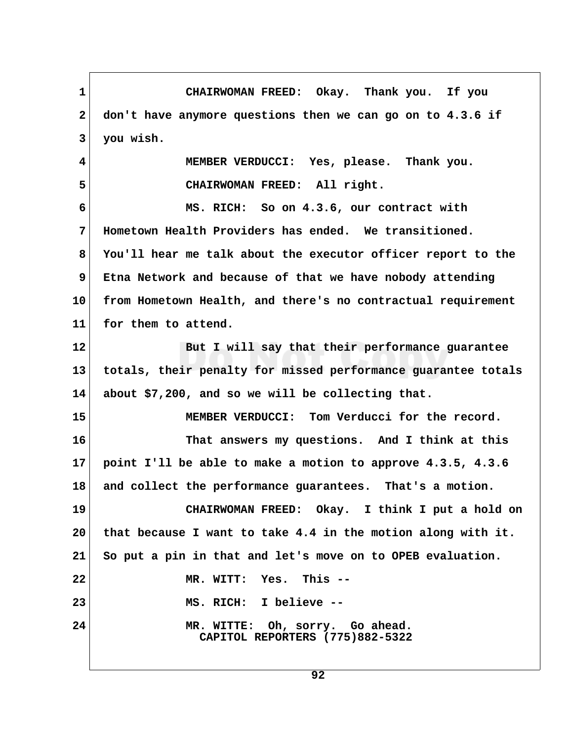CHAIRWOMAN FREED: Okay. Thank you. If you don't have anymore questions then we can go on to 4.3.6 if you wish.

MEMBER VERDUCCI: Yes, please. Thank you.

CHAIRWOMAN FREED: All right.

MS. RICH: So on 4.3.6, our contract with Hometown Health Providers has ended. We transitioned. You'll hear me talk about the executor officer report to the Etna Network and because of that we have nobody attending from Hometown Health, and there's no contractual requirement for them to attend.

But I will say that their performance guarantee totals, their penalty for missed performance guarantee totals about $7,200, and so we will be collecting that.

MEMBER VERDUCCI: Tom Verducci for the record.

That answers my questions. And I think at this point I'll be able to make a motion to approve 4.3.5, 4.3.6 and collect the performance guarantees. That's a motion.

CHAIRWOMAN FREED: Okay. I think I put a hold on that because I want to take 4.4 in the motion along with it. So put a pin in that and let's move on to OPEB evaluation.

MR. WITT: Yes. This --

MS. RICH: I believe --

MR. WITTE: Oh, sorry. Go ahead.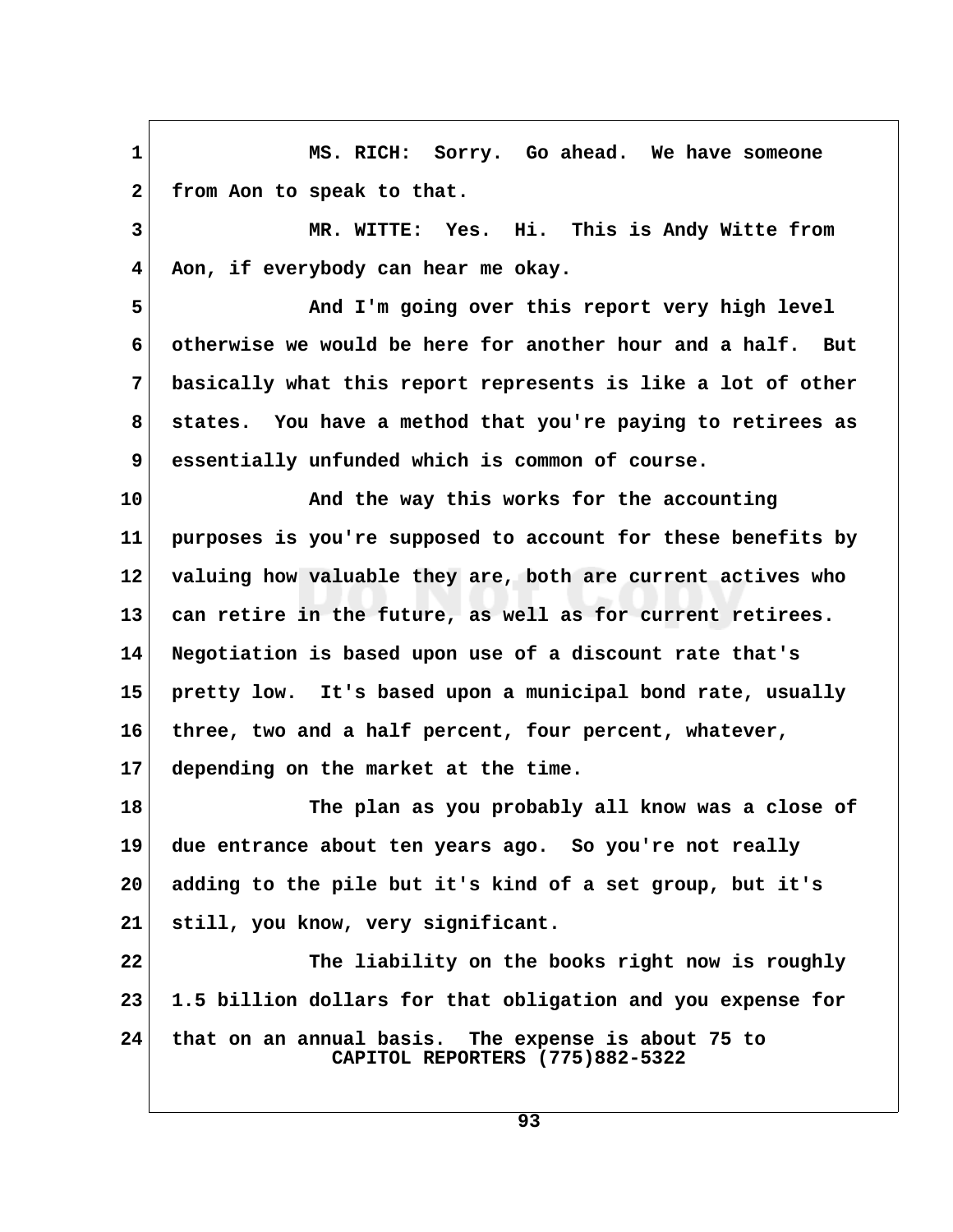MS. RICH: Sorry. Go ahead. We have someone from Aon to speak to that.

MR. WITTE: Yes. Hi. This is Andy Witte from Aon, if everybody can hear me okay.

And I'm going over this report very high level otherwise we would be here for another hour and a half. But basically what this report represents is like a lot of other states. You have a method that you're paying to retirees as essentially unfunded which is common of course.

And the way this works for the accounting purposes is you're supposed to account for these benefits by valuing how valuable they are, both are current actives who can retire in the future, as well as for current retirees. Negotiation is based upon use of a discount rate that's pretty low. It's based upon a municipal bond rate, usually three, two and a half percent, four percent, whatever, depending on the market at the time.

The plan as you probably all know was a close of due entrance about ten years ago. So you're not really adding to the pile but it's kind of a set group, but it's still, you know, very significant.

The liability on the books right now is roughly 1.5 billion dollars for that obligation and you expense for that on an annual basis. The expense is about 75 to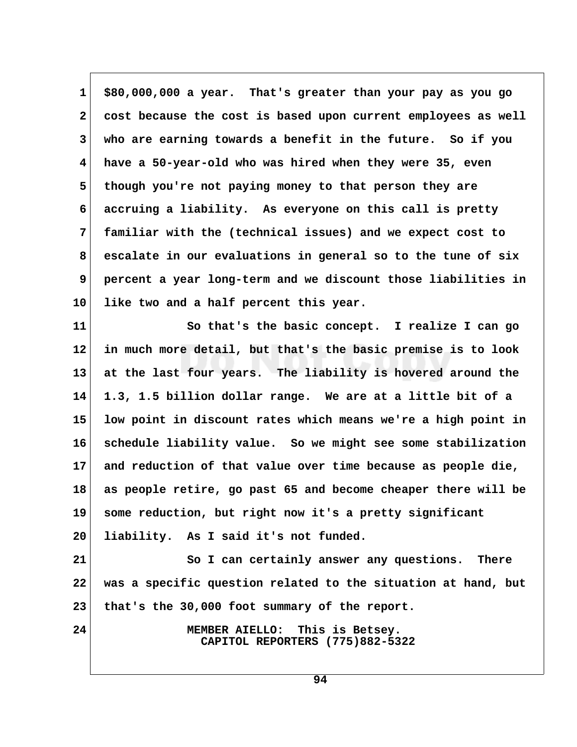$80,000,000 a year. That's greater than your pay as you go cost because the cost is based upon current employees as well who are earning towards a benefit in the future. So if you have a 50-year-old who was hired when they were 35, even though you're not paying money to that person they are accruing a liability. As everyone on this call is pretty familiar with the (technical issues) and we expect cost to escalate in our evaluations in general so to the tune of six percent a year long-term and we discount those liabilities in like two and a half percent this year.

So that's the basic concept. I realize I can go in much more detail, but that's the basic premise is to look at the last four years. The liability is hovered around the 1.3, 1.5 billion dollar range. We are at a little bit of a low point in discount rates which means we're a high point in schedule liability value. So we might see some stabilization and reduction of that value over time because as people die, as people retire, go past 65 and become cheaper there will be some reduction, but right now it's a pretty significant liability. As I said it's not funded.

So I can certainly answer any questions. There was a specific question related to the situation at hand, but that's the 30,000 foot summary of the report.

MEMBER AIELLO: This is Betsey.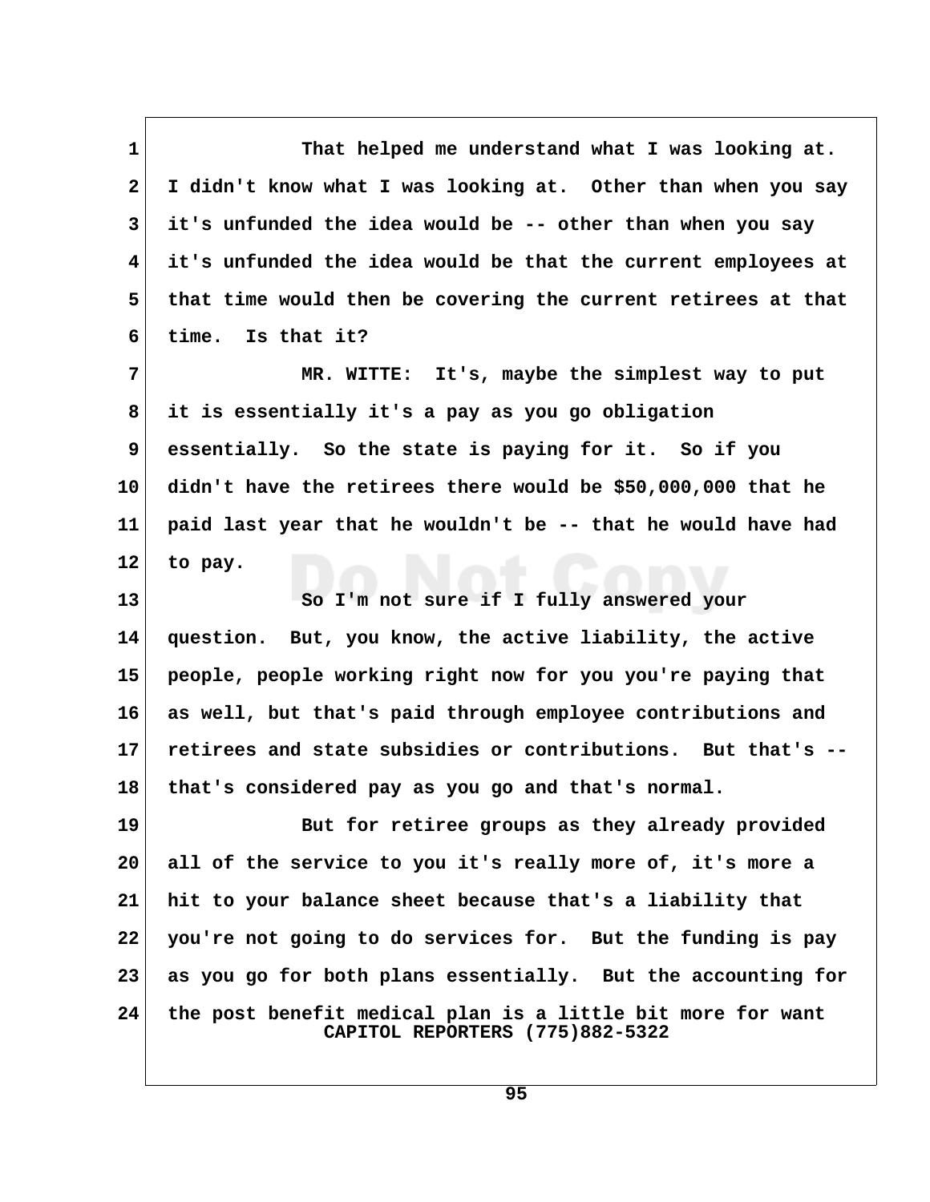That helped me understand what I was looking at. I didn't know what I was looking at. Other than when you say it's unfunded the idea would be -- other than when you say it's unfunded the idea would be that the current employees at that time would then be covering the current retirees at that time. Is that it?

MR. WITTE: It's, maybe the simplest way to put it is essentially it's a pay as you go obligation essentially. So the state is paying for it. So if you didn't have the retirees there would be $50,000,000 that he paid last year that he wouldn't be -- that he would have had to pay.

So I'm not sure if I fully answered your question. But, you know, the active liability, the active people, people working right now for you you're paying that as well, but that's paid through employee contributions and retirees and state subsidies or contributions. But that's -- that's considered pay as you go and that's normal.

But for retiree groups as they already provided all of the service to you it's really more of, it's more a hit to your balance sheet because that's a liability that you're not going to do services for. But the funding is pay as you go for both plans essentially. But the accounting for the post benefit medical plan is a little bit more for want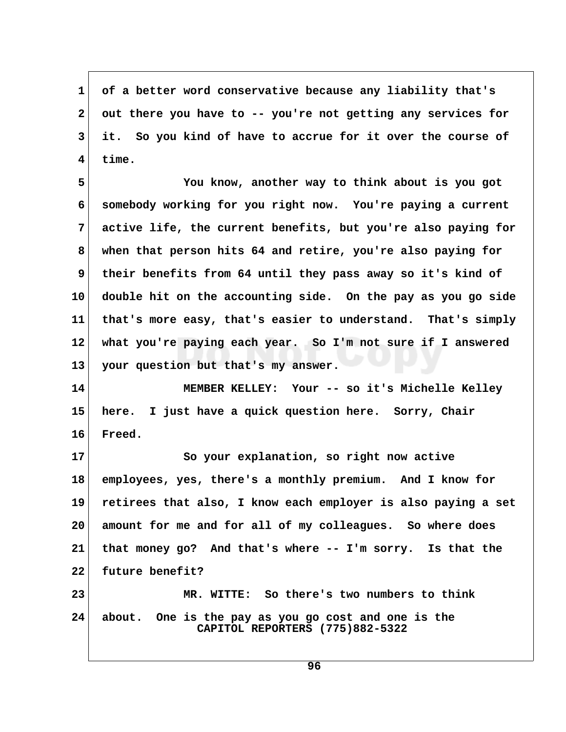of a better word conservative because any liability that's out there you have to -- you're not getting any services for it. So you kind of have to accrue for it over the course of time.

You know, another way to think about is you got somebody working for you right now. You're paying a current active life, the current benefits, but you're also paying for when that person hits 64 and retire, you're also paying for their benefits from 64 until they pass away so it's kind of double hit on the accounting side. On the pay as you go side that's more easy, that's easier to understand. That's simply what you're paying each year. So I'm not sure if I answered your question but that's my answer.

MEMBER KELLEY: Your -- so it's Michelle Kelley here. I just have a quick question here. Sorry, Chair Freed.

So your explanation, so right now active employees, yes, there's a monthly premium. And I know for retirees that also, I know each employer is also paying a set amount for me and for all of my colleagues. So where does that money go? And that's where -- I'm sorry. Is that the future benefit?

MR. WITTE: So there's two numbers to think about. One is the pay as you go cost and one is the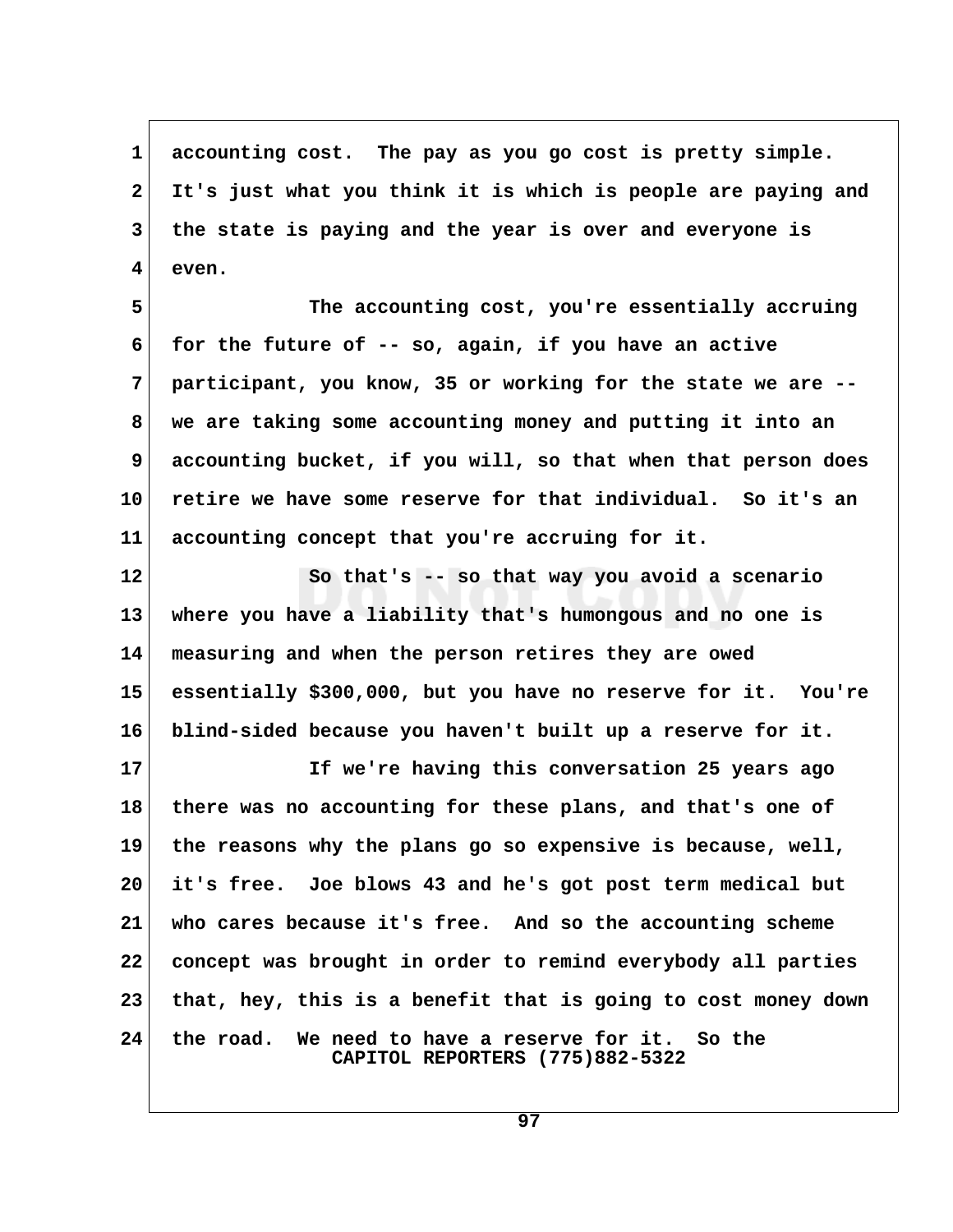accounting cost. The pay as you go cost is pretty simple. It's just what you think it is which is people are paying and the state is paying and the year is over and everyone is even.

The accounting cost, you're essentially accruing for the future of -- so, again, if you have an active participant, you know, 35 or working for the state we are -- we are taking some accounting money and putting it into an accounting bucket, if you will, so that when that person does retire we have some reserve for that individual. So it's an accounting concept that you're accruing for it.

So that's -- so that way you avoid a scenario where you have a liability that's humongous and no one is measuring and when the person retires they are owed essentially $300,000, but you have no reserve for it. You're blind-sided because you haven't built up a reserve for it.

If we're having this conversation 25 years ago there was no accounting for these plans, and that's one of the reasons why the plans go so expensive is because, well, it's free. Joe blows 43 and he's got post term medical but who cares because it's free. And so the accounting scheme concept was brought in order to remind everybody all parties that, hey, this is a benefit that is going to cost money down the road. We need to have a reserve for it. So the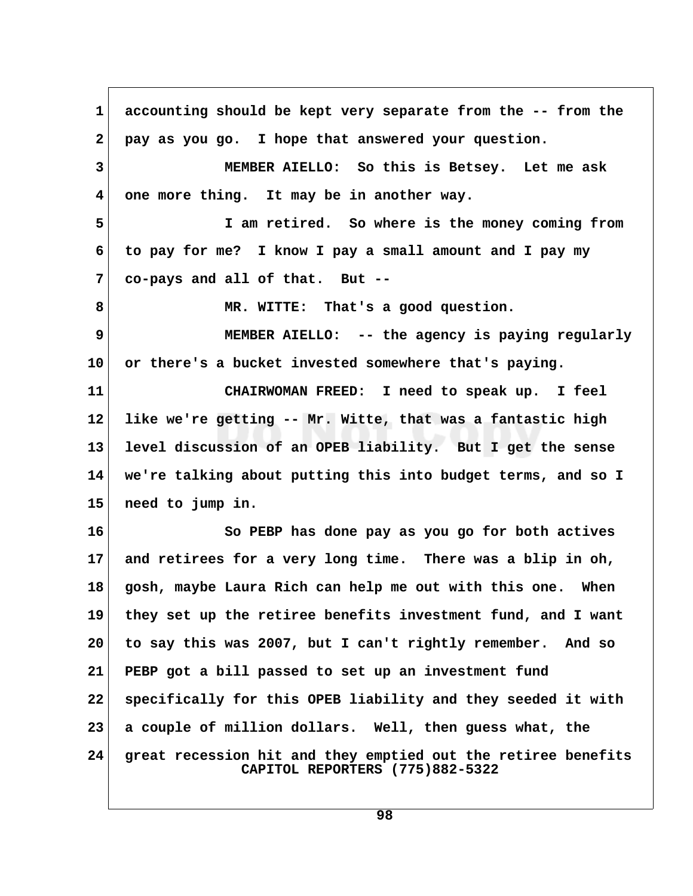accounting should be kept very separate from the -- from the pay as you go. I hope that answered your question.

MEMBER AIELLO: So this is Betsey. Let me ask one more thing. It may be in another way.

I am retired. So where is the money coming from to pay for me? I know I pay a small amount and I pay my co-pays and all of that. But --

MR. WITTE: That's a good question.

MEMBER AIELLO: -- the agency is paying regularly or there's a bucket invested somewhere that's paying.

CHAIRWOMAN FREED: I need to speak up. I feel like we're getting -- Mr. Witte, that was a fantastic high level discussion of an OPEB liability. But I get the sense we're talking about putting this into budget terms, and so I need to jump in.

So PEBP has done pay as you go for both actives and retirees for a very long time. There was a blip in oh, gosh, maybe Laura Rich can help me out with this one. When they set up the retiree benefits investment fund, and I want to say this was 2007, but I can't rightly remember. And so PEBP got a bill passed to set up an investment fund specifically for this OPEB liability and they seeded it with a couple of million dollars. Well, then guess what, the great recession hit and they emptied out the retiree benefits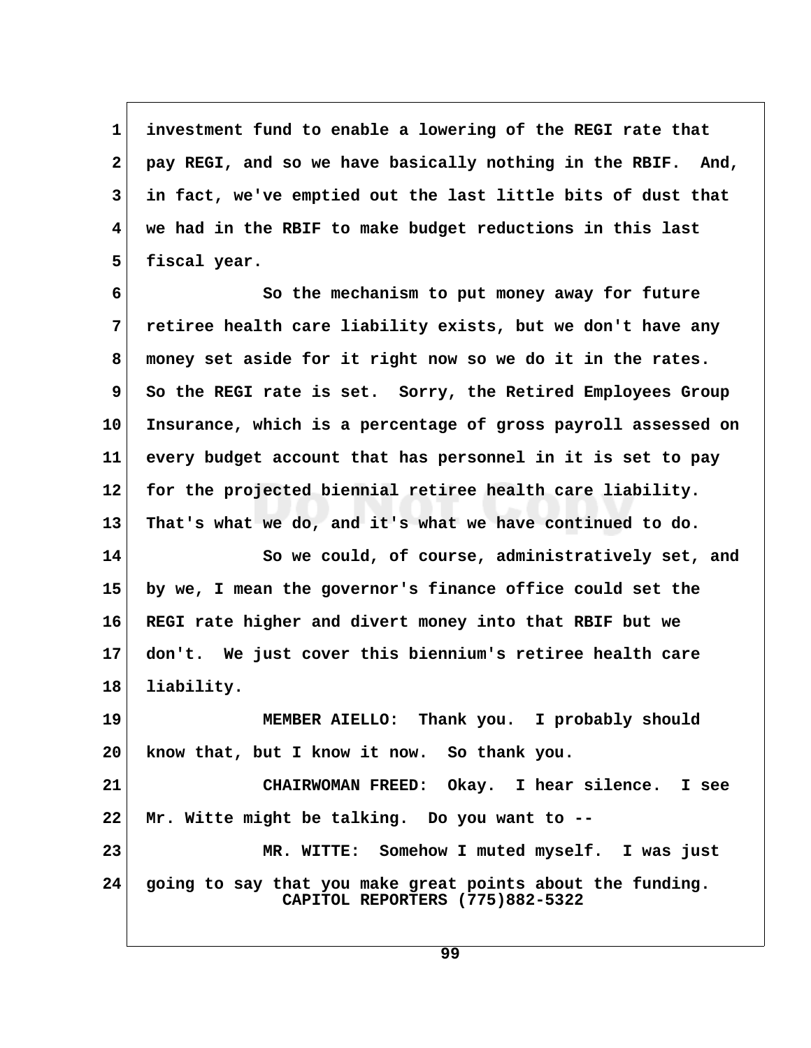investment fund to enable a lowering of the REGI rate that pay REGI, and so we have basically nothing in the RBIF. And, in fact, we've emptied out the last little bits of dust that we had in the RBIF to make budget reductions in this last fiscal year.

So the mechanism to put money away for future retiree health care liability exists, but we don't have any money set aside for it right now so we do it in the rates. So the REGI rate is set. Sorry, the Retired Employees Group Insurance, which is a percentage of gross payroll assessed on every budget account that has personnel in it is set to pay for the projected biennial retiree health care liability. That's what we do, and it's what we have continued to do.

So we could, of course, administratively set, and by we, I mean the governor's finance office could set the REGI rate higher and divert money into that RBIF but we don't. We just cover this biennium's retiree health care liability.

MEMBER AIELLO: Thank you. I probably should know that, but I know it now. So thank you.

CHAIRWOMAN FREED: Okay. I hear silence. I see Mr. Witte might be talking. Do you want to --

MR. WITTE: Somehow I muted myself. I was just going to say that you make great points about the funding.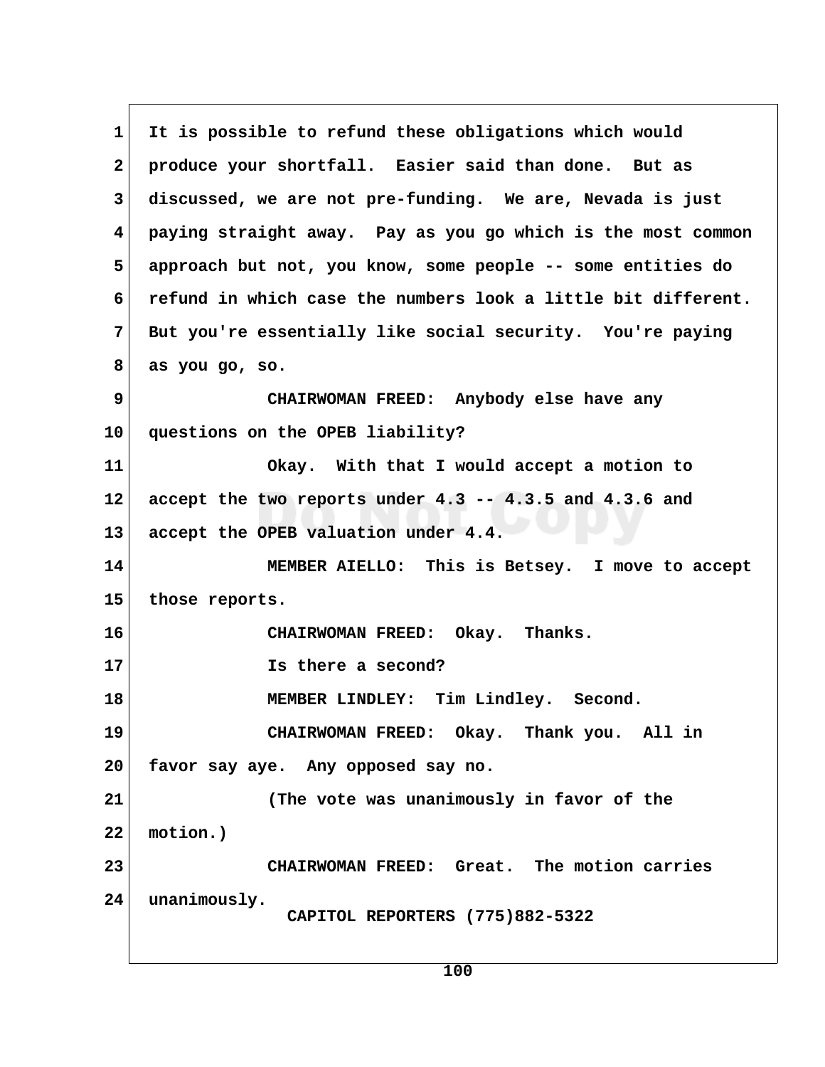It is possible to refund these obligations which would produce your shortfall. Easier said than done. But as discussed, we are not pre-funding. We are, Nevada is just paying straight away. Pay as you go which is the most common approach but not, you know, some people -- some entities do refund in which case the numbers look a little bit different. But you're essentially like social security. You're paying as you go, so.

CHAIRWOMAN FREED: Anybody else have any questions on the OPEB liability?

Okay. With that I would accept a motion to accept the two reports under 4.3 -- 4.3.5 and 4.3.6 and accept the OPEB valuation under 4.4.

MEMBER AIELLO: This is Betsey. I move to accept those reports.

CHAIRWOMAN FREED: Okay. Thanks.

Is there a second?

MEMBER LINDLEY: Tim Lindley. Second.

CHAIRWOMAN FREED: Okay. Thank you. All in favor say aye. Any opposed say no.

(The vote was unanimously in favor of the motion.)

CHAIRWOMAN FREED: Great. The motion carries unanimously.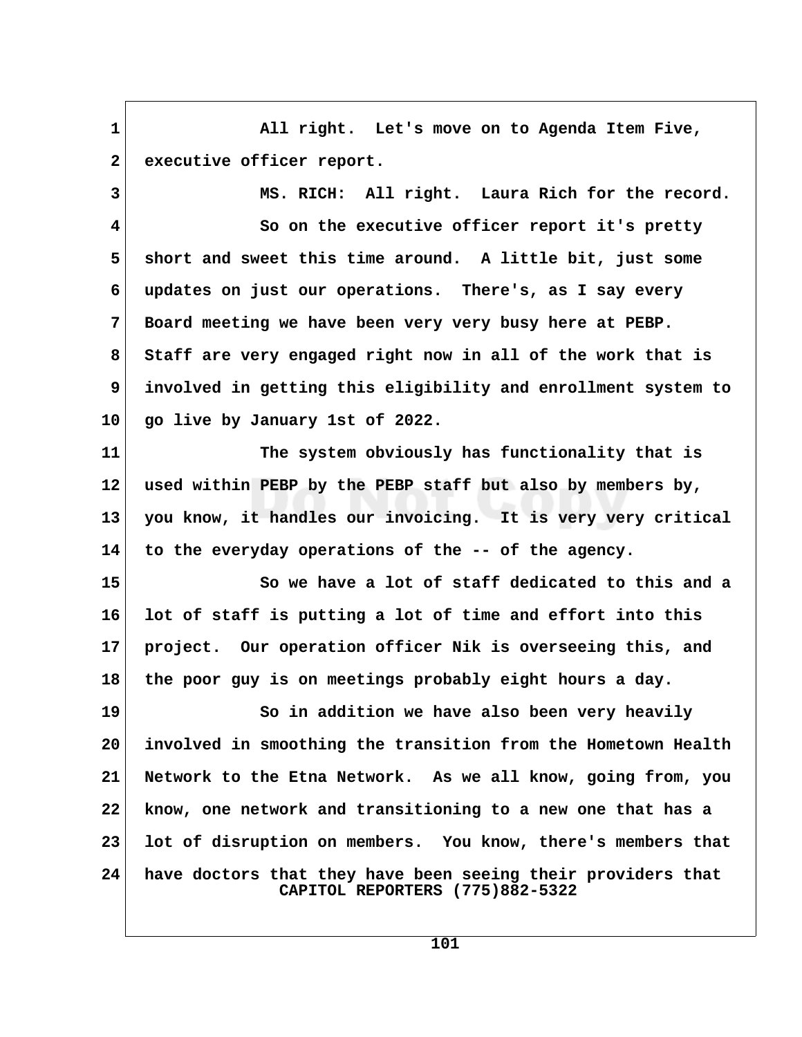1 All right. Let's move on to Agenda Item Five,
2 executive officer report.
3 MS. RICH: All right. Laura Rich for the record.
4 So on the executive officer report it's pretty
5 short and sweet this time around. A little bit, just some
6 updates on just our operations. There's, as I say every
7 Board meeting we have been very very busy here at PEBP.
8 Staff are very engaged right now in all of the work that is
9 involved in getting this eligibility and enrollment system to
10 go live by January 1st of 2022.
11 The system obviously has functionality that is
12 used within PEBP by the PEBP staff but also by members by,
13 you know, it handles our invoicing. It is very very critical
14 to the everyday operations of the -- of the agency.
15 So we have a lot of staff dedicated to this and a
16 lot of staff is putting a lot of time and effort into this
17 project. Our operation officer Nik is overseeing this, and
18 the poor guy is on meetings probably eight hours a day.
19 So in addition we have also been very heavily
20 involved in smoothing the transition from the Hometown Health
21 Network to the Etna Network. As we all know, going from, you
22 know, one network and transitioning to a new one that has a
23 lot of disruption on members. You know, there's members that
24 have doctors that they have been seeing their providers that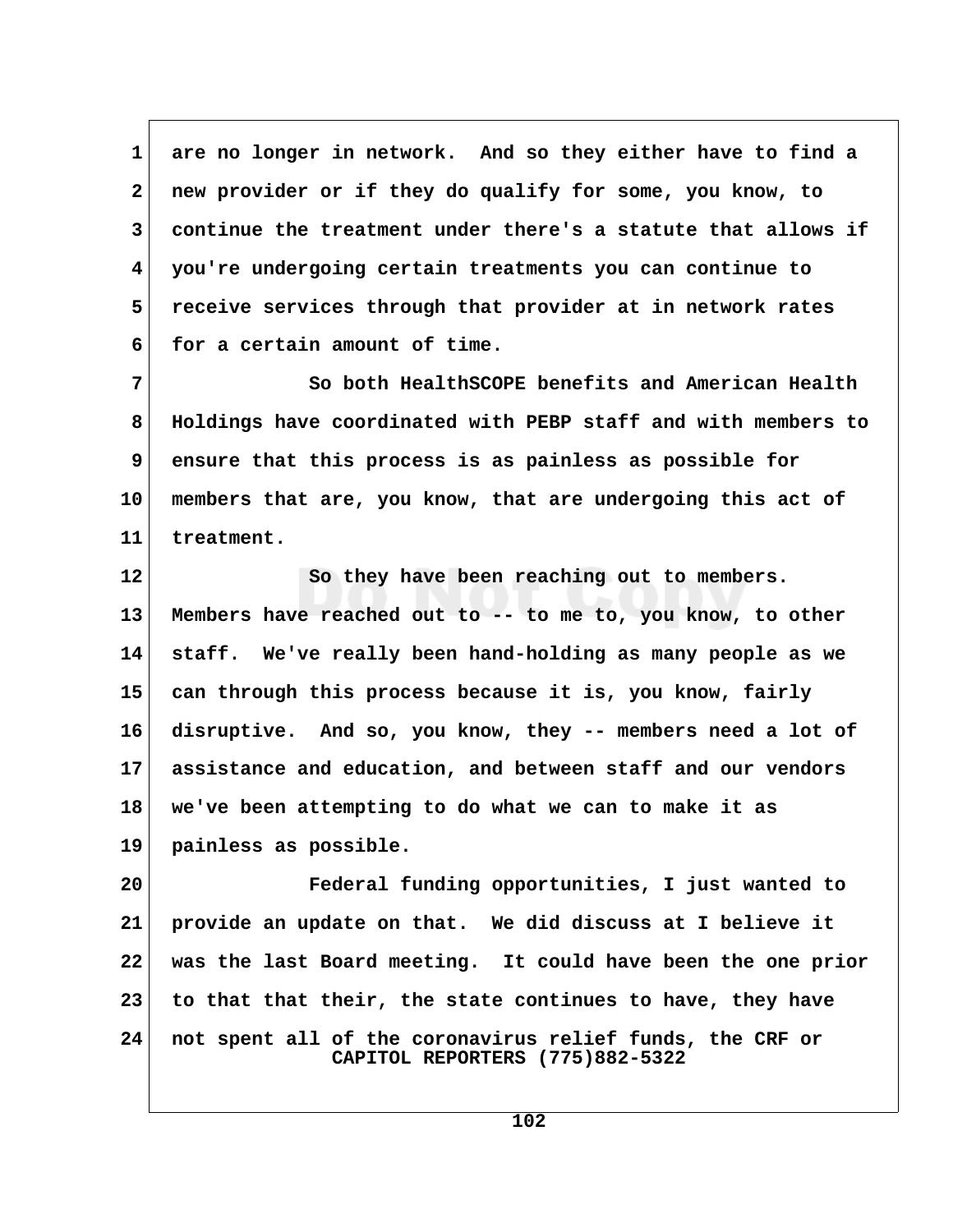1 are no longer in network. And so they either have to find a
2 new provider or if they do qualify for some, you know, to
3 continue the treatment under there's a statute that allows if
4 you're undergoing certain treatments you can continue to
5 receive services through that provider at in network rates
6 for a certain amount of time.

7 So both HealthSCOPE benefits and American Health
8 Holdings have coordinated with PEBP staff and with members to
9 ensure that this process is as painless as possible for
10 members that are, you know, that are undergoing this act of
11 treatment.

12 So they have been reaching out to members.
13 Members have reached out to -- to me to, you know, to other
14 staff. We've really been hand-holding as many people as we
15 can through this process because it is, you know, fairly
16 disruptive. And so, you know, they -- members need a lot of
17 assistance and education, and between staff and our vendors
18 we've been attempting to do what we can to make it as
19 painless as possible.

20 Federal funding opportunities, I just wanted to
21 provide an update on that. We did discuss at I believe it
22 was the last Board meeting. It could have been the one prior
23 to that that their, the state continues to have, they have
24 not spent all of the coronavirus relief funds, the CRF or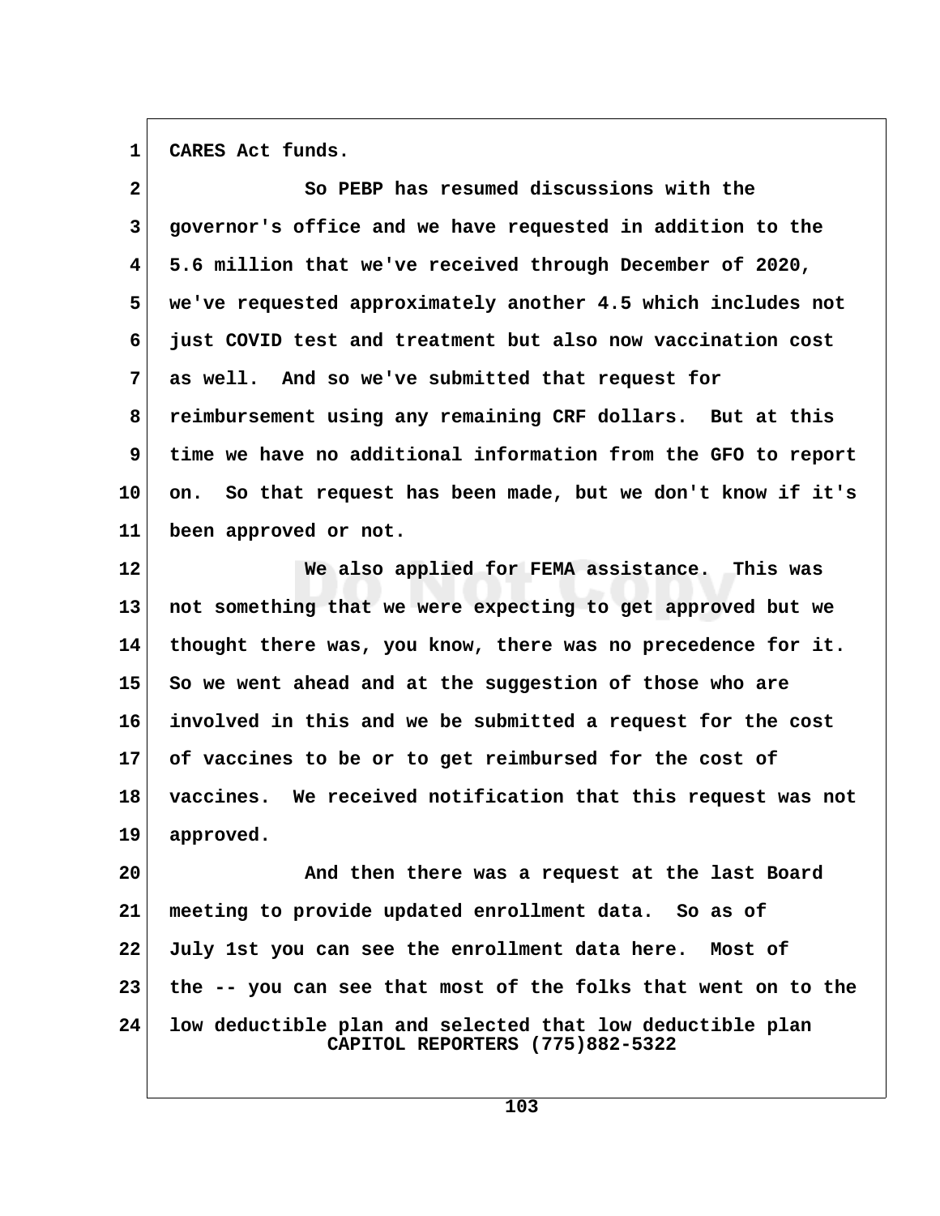CARES Act funds.

So PEBP has resumed discussions with the governor's office and we have requested in addition to the 5.6 million that we've received through December of 2020, we've requested approximately another 4.5 which includes not just COVID test and treatment but also now vaccination cost as well. And so we've submitted that request for reimbursement using any remaining CRF dollars. But at this time we have no additional information from the GFO to report on. So that request has been made, but we don't know if it's been approved or not.

We also applied for FEMA assistance. This was not something that we were expecting to get approved but we thought there was, you know, there was no precedence for it. So we went ahead and at the suggestion of those who are involved in this and we be submitted a request for the cost of vaccines to be or to get reimbursed for the cost of vaccines. We received notification that this request was not approved.

And then there was a request at the last Board meeting to provide updated enrollment data. So as of July 1st you can see the enrollment data here. Most of the -- you can see that most of the folks that went on to the low deductible plan and selected that low deductible plan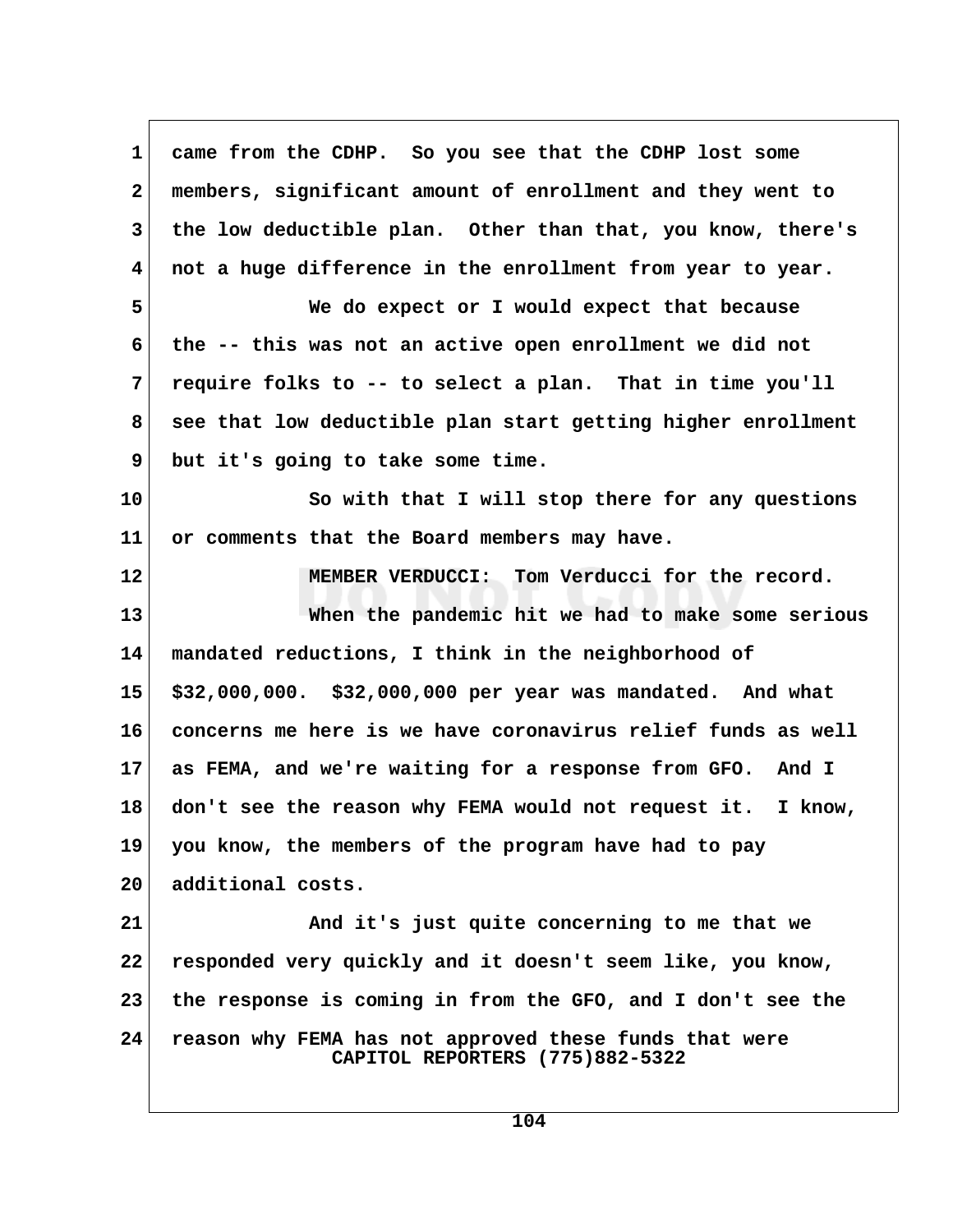came from the CDHP. So you see that the CDHP lost some members, significant amount of enrollment and they went to the low deductible plan. Other than that, you know, there's not a huge difference in the enrollment from year to year.

We do expect or I would expect that because the -- this was not an active open enrollment we did not require folks to -- to select a plan. That in time you'll see that low deductible plan start getting higher enrollment but it's going to take some time.

So with that I will stop there for any questions or comments that the Board members may have.

MEMBER VERDUCCI: Tom Verducci for the record.

When the pandemic hit we had to make some serious mandated reductions, I think in the neighborhood of $32,000,000. $32,000,000 per year was mandated. And what concerns me here is we have coronavirus relief funds as well as FEMA, and we're waiting for a response from GFO. And I don't see the reason why FEMA would not request it. I know, you know, the members of the program have had to pay additional costs.

And it's just quite concerning to me that we responded very quickly and it doesn't seem like, you know, the response is coming in from the GFO, and I don't see the reason why FEMA has not approved these funds that were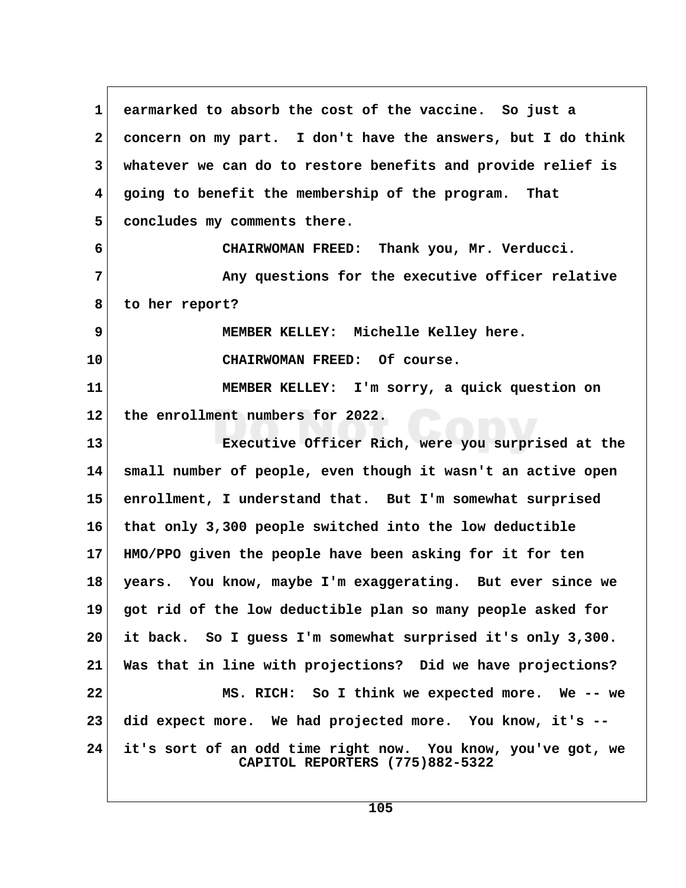earmarked to absorb the cost of the vaccine. So just a concern on my part. I don't have the answers, but I do think whatever we can do to restore benefits and provide relief is going to benefit the membership of the program. That concludes my comments there.

CHAIRWOMAN FREED: Thank you, Mr. Verducci.

Any questions for the executive officer relative to her report?

MEMBER KELLEY: Michelle Kelley here.

CHAIRWOMAN FREED: Of course.

MEMBER KELLEY: I'm sorry, a quick question on the enrollment numbers for 2022.

Executive Officer Rich, were you surprised at the small number of people, even though it wasn't an active open enrollment, I understand that. But I'm somewhat surprised that only 3,300 people switched into the low deductible HMO/PPO given the people have been asking for it for ten years. You know, maybe I'm exaggerating. But ever since we got rid of the low deductible plan so many people asked for it back. So I guess I'm somewhat surprised it's only 3,300. Was that in line with projections? Did we have projections?

MS. RICH: So I think we expected more. We -- we did expect more. We had projected more. You know, it's -- it's sort of an odd time right now. You know, you've got, we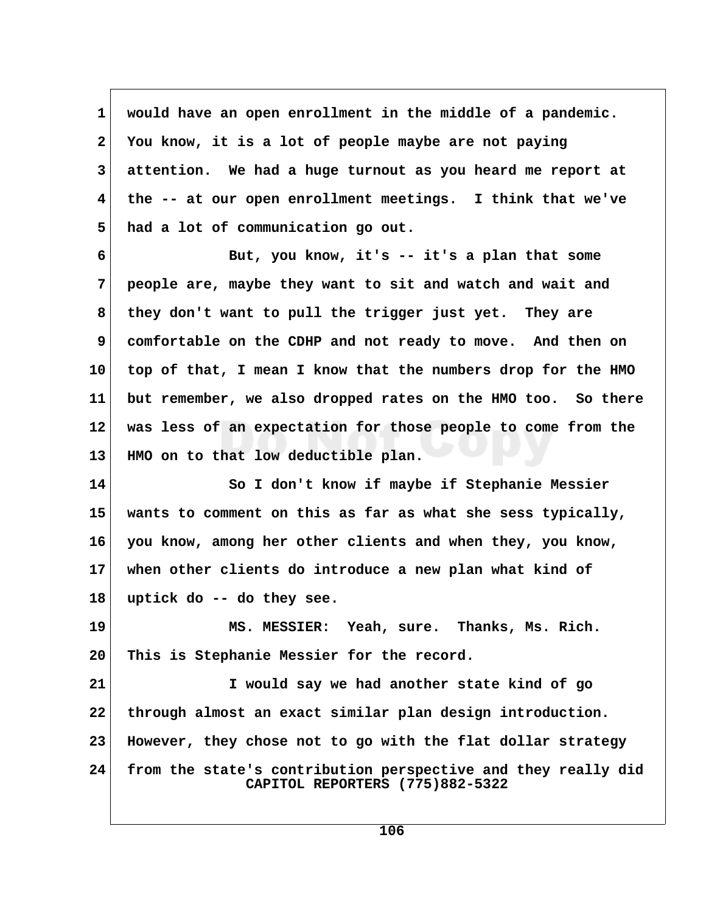would have an open enrollment in the middle of a pandemic. You know, it is a lot of people maybe are not paying attention. We had a huge turnout as you heard me report at the -- at our open enrollment meetings. I think that we've had a lot of communication go out.

But, you know, it's -- it's a plan that some people are, maybe they want to sit and watch and wait and they don't want to pull the trigger just yet. They are comfortable on the CDHP and not ready to move. And then on top of that, I mean I know that the numbers drop for the HMO but remember, we also dropped rates on the HMO too. So there was less of an expectation for those people to come from the HMO on to that low deductible plan.

So I don't know if maybe if Stephanie Messier wants to comment on this as far as what she sess typically, you know, among her other clients and when they, you know, when other clients do introduce a new plan what kind of uptick do -- do they see.

MS. MESSIER: Yeah, sure. Thanks, Ms. Rich. This is Stephanie Messier for the record.

I would say we had another state kind of go through almost an exact similar plan design introduction. However, they chose not to go with the flat dollar strategy from the state's contribution perspective and they really did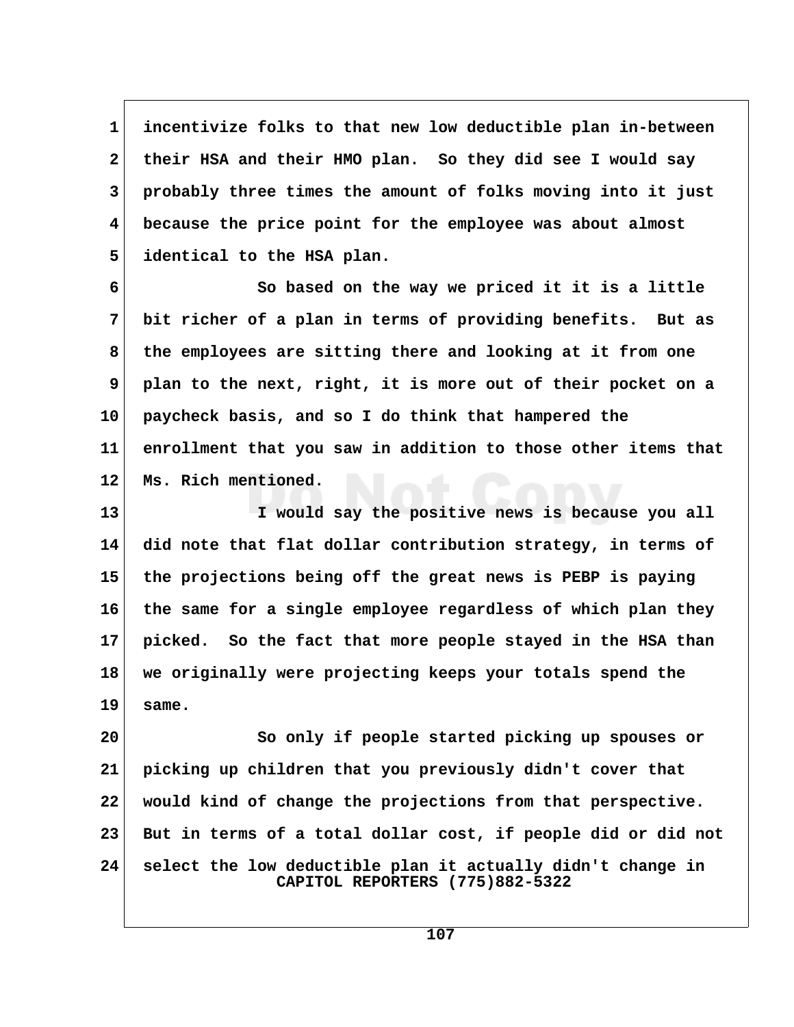incentivize folks to that new low deductible plan in-between their HSA and their HMO plan. So they did see I would say probably three times the amount of folks moving into it just because the price point for the employee was about almost identical to the HSA plan.

So based on the way we priced it it is a little bit richer of a plan in terms of providing benefits. But as the employees are sitting there and looking at it from one plan to the next, right, it is more out of their pocket on a paycheck basis, and so I do think that hampered the enrollment that you saw in addition to those other items that Ms. Rich mentioned.

I would say the positive news is because you all did note that flat dollar contribution strategy, in terms of the projections being off the great news is PEBP is paying the same for a single employee regardless of which plan they picked. So the fact that more people stayed in the HSA than we originally were projecting keeps your totals spend the same.

So only if people started picking up spouses or picking up children that you previously didn't cover that would kind of change the projections from that perspective. But in terms of a total dollar cost, if people did or did not select the low deductible plan it actually didn't change in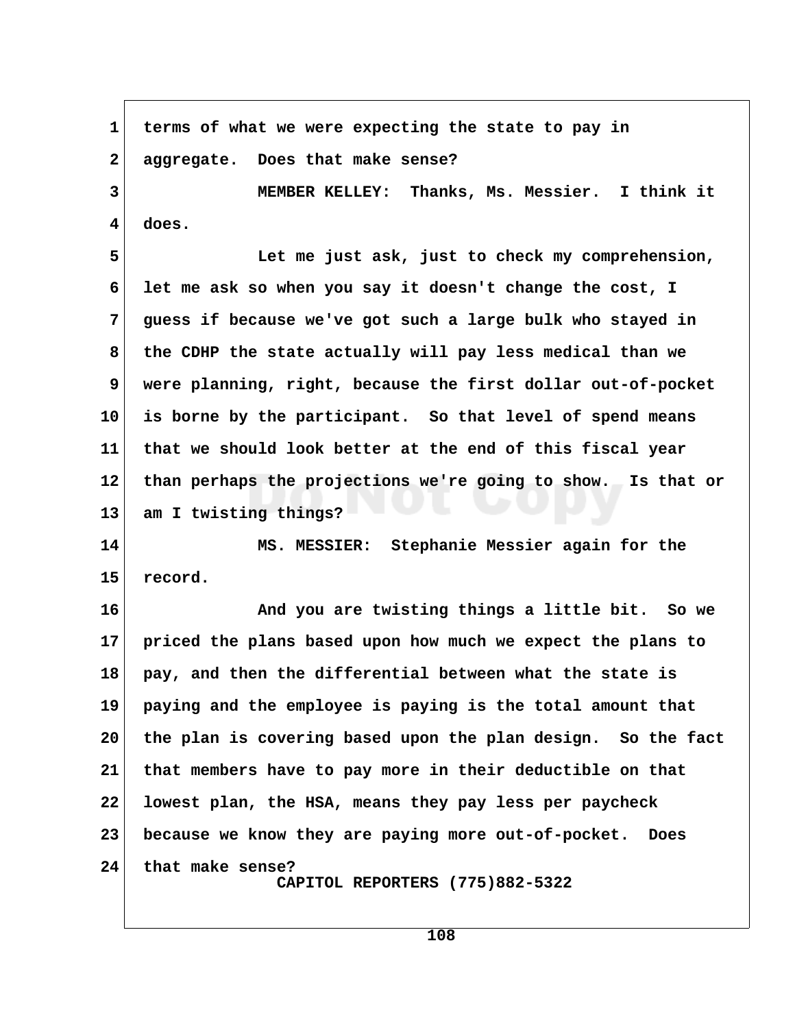terms of what we were expecting the state to pay in aggregate. Does that make sense?

MEMBER KELLEY: Thanks, Ms. Messier. I think it does.

Let me just ask, just to check my comprehension, let me ask so when you say it doesn't change the cost, I guess if because we've got such a large bulk who stayed in the CDHP the state actually will pay less medical than we were planning, right, because the first dollar out-of-pocket is borne by the participant. So that level of spend means that we should look better at the end of this fiscal year than perhaps the projections we're going to show. Is that or am I twisting things?

MS. MESSIER: Stephanie Messier again for the record.

And you are twisting things a little bit. So we priced the plans based upon how much we expect the plans to pay, and then the differential between what the state is paying and the employee is paying is the total amount that the plan is covering based upon the plan design. So the fact that members have to pay more in their deductible on that lowest plan, the HSA, means they pay less per paycheck because we know they are paying more out-of-pocket. Does that make sense?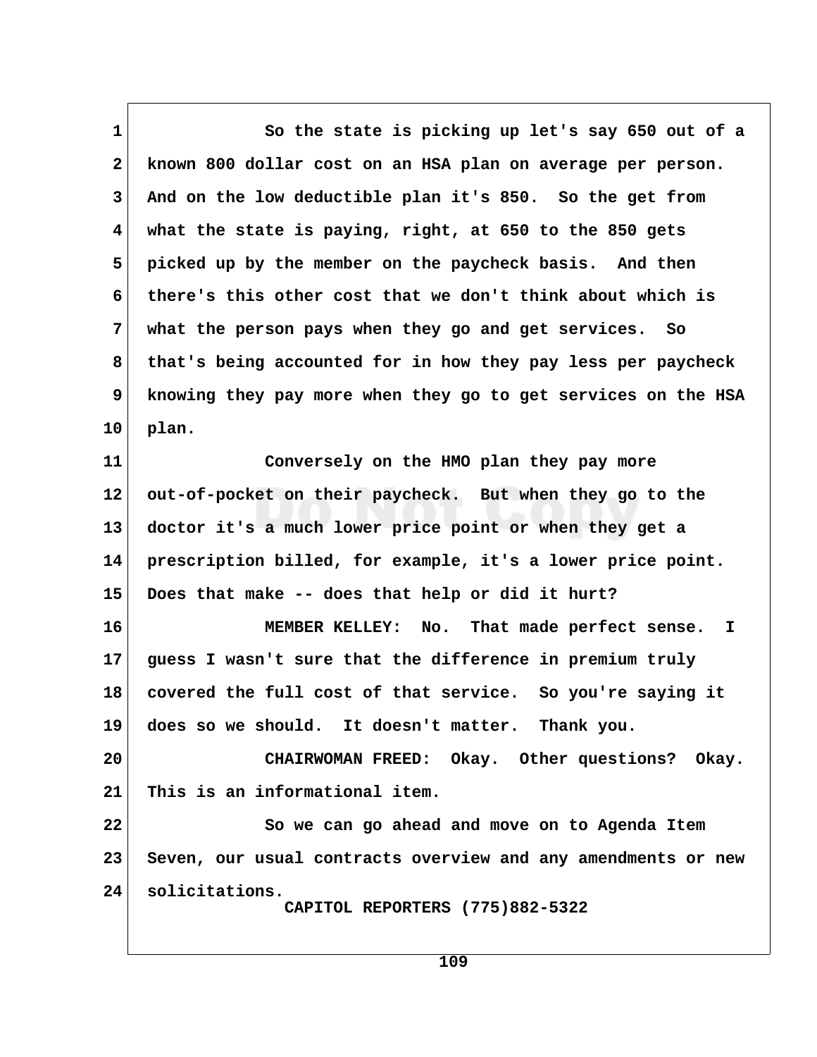So the state is picking up let's say 650 out of a known 800 dollar cost on an HSA plan on average per person. And on the low deductible plan it's 850. So the get from what the state is paying, right, at 650 to the 850 gets picked up by the member on the paycheck basis. And then there's this other cost that we don't think about which is what the person pays when they go and get services. So that's being accounted for in how they pay less per paycheck knowing they pay more when they go to get services on the HSA plan.

Conversely on the HMO plan they pay more out-of-pocket on their paycheck. But when they go to the doctor it's a much lower price point or when they get a prescription billed, for example, it's a lower price point. Does that make -- does that help or did it hurt?

MEMBER KELLEY: No. That made perfect sense. I guess I wasn't sure that the difference in premium truly covered the full cost of that service. So you're saying it does so we should. It doesn't matter. Thank you.

CHAIRWOMAN FREED: Okay. Other questions? Okay. This is an informational item.

So we can go ahead and move on to Agenda Item Seven, our usual contracts overview and any amendments or new solicitations.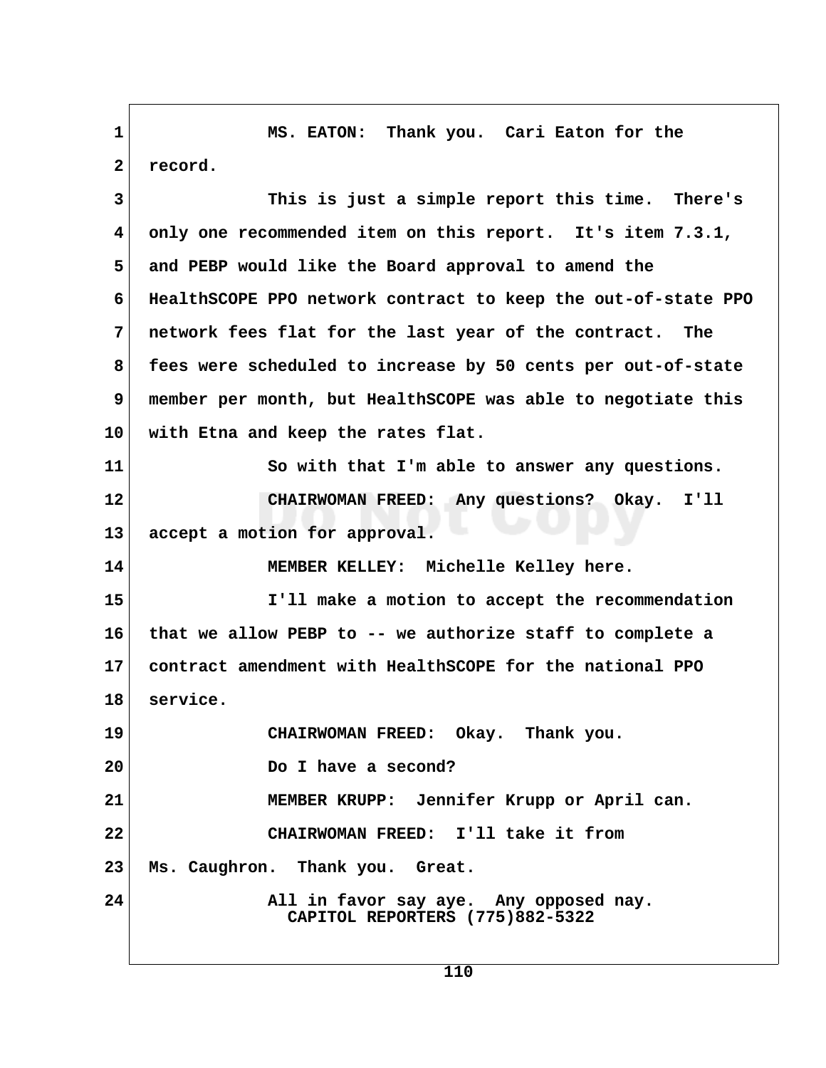MS. EATON: Thank you. Cari Eaton for the record.

This is just a simple report this time. There's only one recommended item on this report. It's item 7.3.1, and PEBP would like the Board approval to amend the HealthSCOPE PPO network contract to keep the out-of-state PPO network fees flat for the last year of the contract. The fees were scheduled to increase by 50 cents per out-of-state member per month, but HealthSCOPE was able to negotiate this with Etna and keep the rates flat.

So with that I'm able to answer any questions.

CHAIRWOMAN FREED: Any questions? Okay. I'll accept a motion for approval.

MEMBER KELLEY: Michelle Kelley here.

I'll make a motion to accept the recommendation that we allow PEBP to -- we authorize staff to complete a contract amendment with HealthSCOPE for the national PPO service.

CHAIRWOMAN FREED: Okay. Thank you.

Do I have a second?

MEMBER KRUPP: Jennifer Krupp or April can.

CHAIRWOMAN FREED: I'll take it from Ms. Caughron. Thank you. Great.

All in favor say aye. Any opposed nay.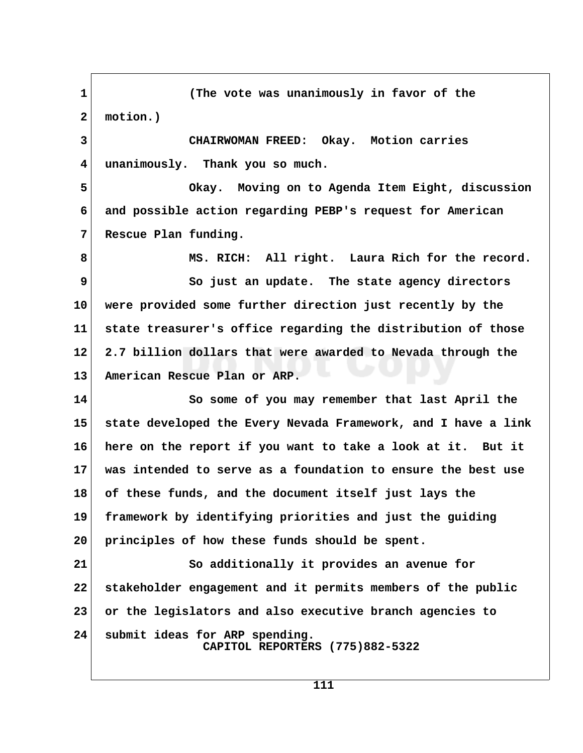(The vote was unanimously in favor of the motion.)

CHAIRWOMAN FREED: Okay. Motion carries unanimously. Thank you so much.

Okay. Moving on to Agenda Item Eight, discussion and possible action regarding PEBP's request for American Rescue Plan funding.

MS. RICH: All right. Laura Rich for the record.

So just an update. The state agency directors were provided some further direction just recently by the state treasurer's office regarding the distribution of those 2.7 billion dollars that were awarded to Nevada through the American Rescue Plan or ARP.

So some of you may remember that last April the state developed the Every Nevada Framework, and I have a link here on the report if you want to take a look at it. But it was intended to serve as a foundation to ensure the best use of these funds, and the document itself just lays the framework by identifying priorities and just the guiding principles of how these funds should be spent.

So additionally it provides an avenue for stakeholder engagement and it permits members of the public or the legislators and also executive branch agencies to submit ideas for ARP spending.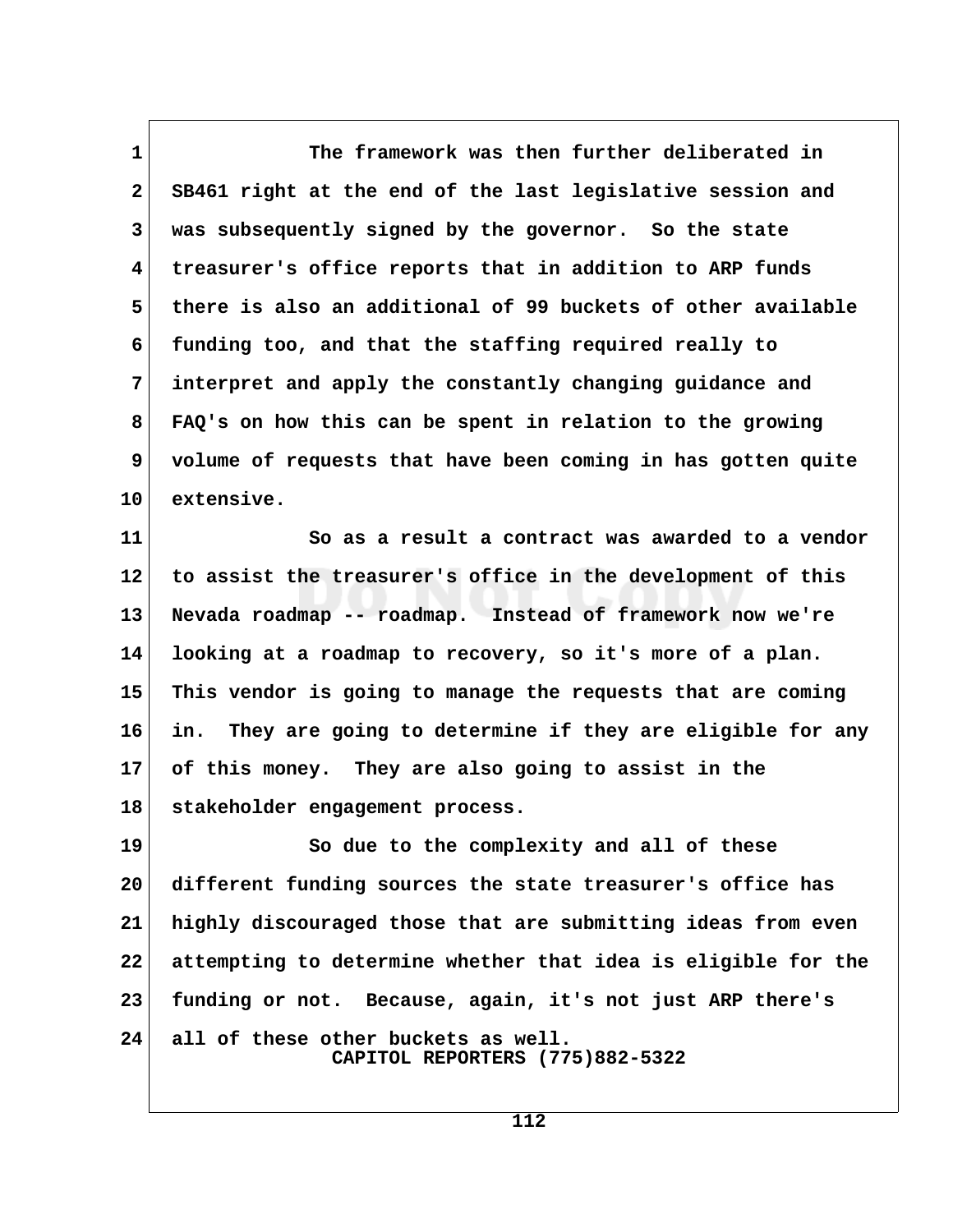The framework was then further deliberated in SB461 right at the end of the last legislative session and was subsequently signed by the governor. So the state treasurer's office reports that in addition to ARP funds there is also an additional of 99 buckets of other available funding too, and that the staffing required really to interpret and apply the constantly changing guidance and FAQ's on how this can be spent in relation to the growing volume of requests that have been coming in has gotten quite extensive.

So as a result a contract was awarded to a vendor to assist the treasurer's office in the development of this Nevada roadmap -- roadmap. Instead of framework now we're looking at a roadmap to recovery, so it's more of a plan. This vendor is going to manage the requests that are coming in. They are going to determine if they are eligible for any of this money. They are also going to assist in the stakeholder engagement process.

So due to the complexity and all of these different funding sources the state treasurer's office has highly discouraged those that are submitting ideas from even attempting to determine whether that idea is eligible for the funding or not. Because, again, it's not just ARP there's all of these other buckets as well.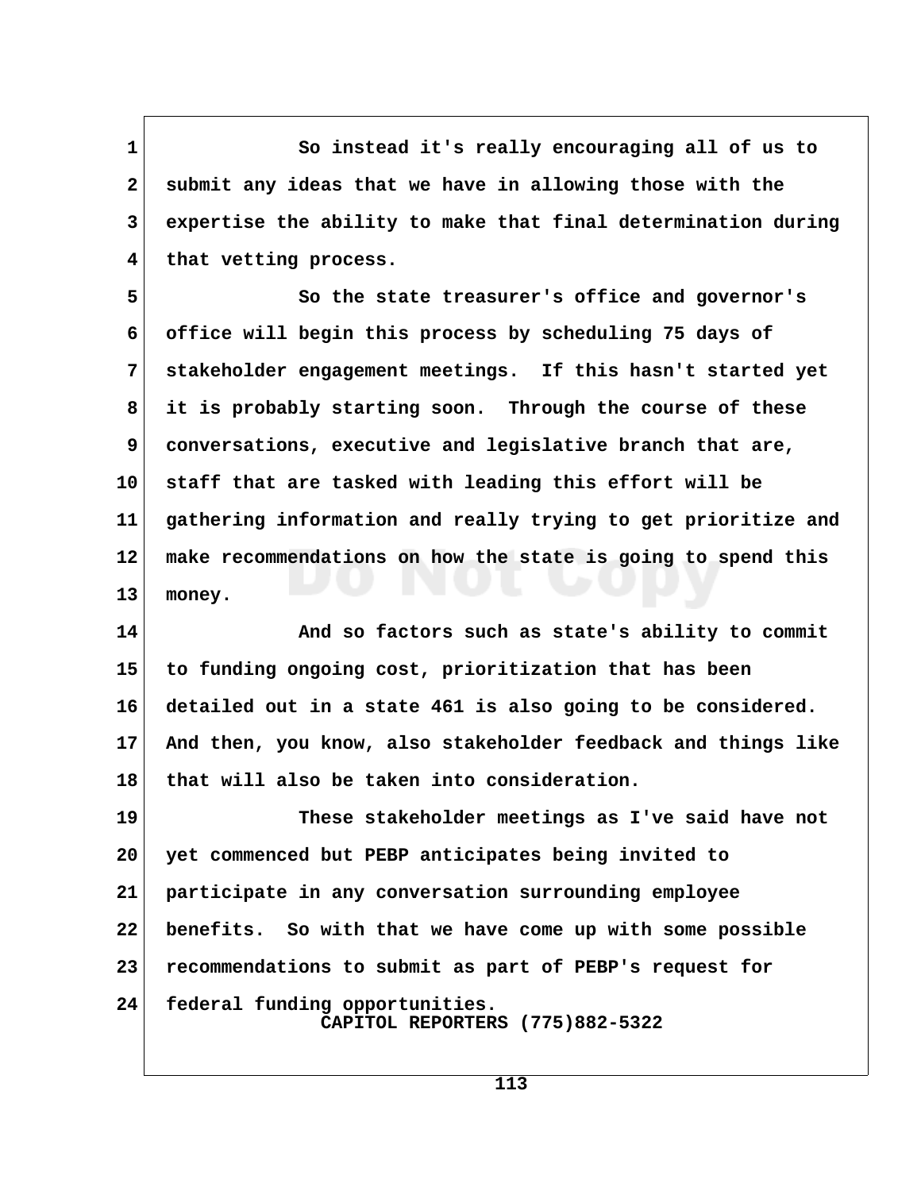So instead it's really encouraging all of us to submit any ideas that we have in allowing those with the expertise the ability to make that final determination during that vetting process.

So the state treasurer's office and governor's office will begin this process by scheduling 75 days of stakeholder engagement meetings. If this hasn't started yet it is probably starting soon. Through the course of these conversations, executive and legislative branch that are, staff that are tasked with leading this effort will be gathering information and really trying to get prioritize and make recommendations on how the state is going to spend this money.

And so factors such as state's ability to commit to funding ongoing cost, prioritization that has been detailed out in a state 461 is also going to be considered. And then, you know, also stakeholder feedback and things like that will also be taken into consideration.

These stakeholder meetings as I've said have not yet commenced but PEBP anticipates being invited to participate in any conversation surrounding employee benefits. So with that we have come up with some possible recommendations to submit as part of PEBP's request for federal funding opportunities.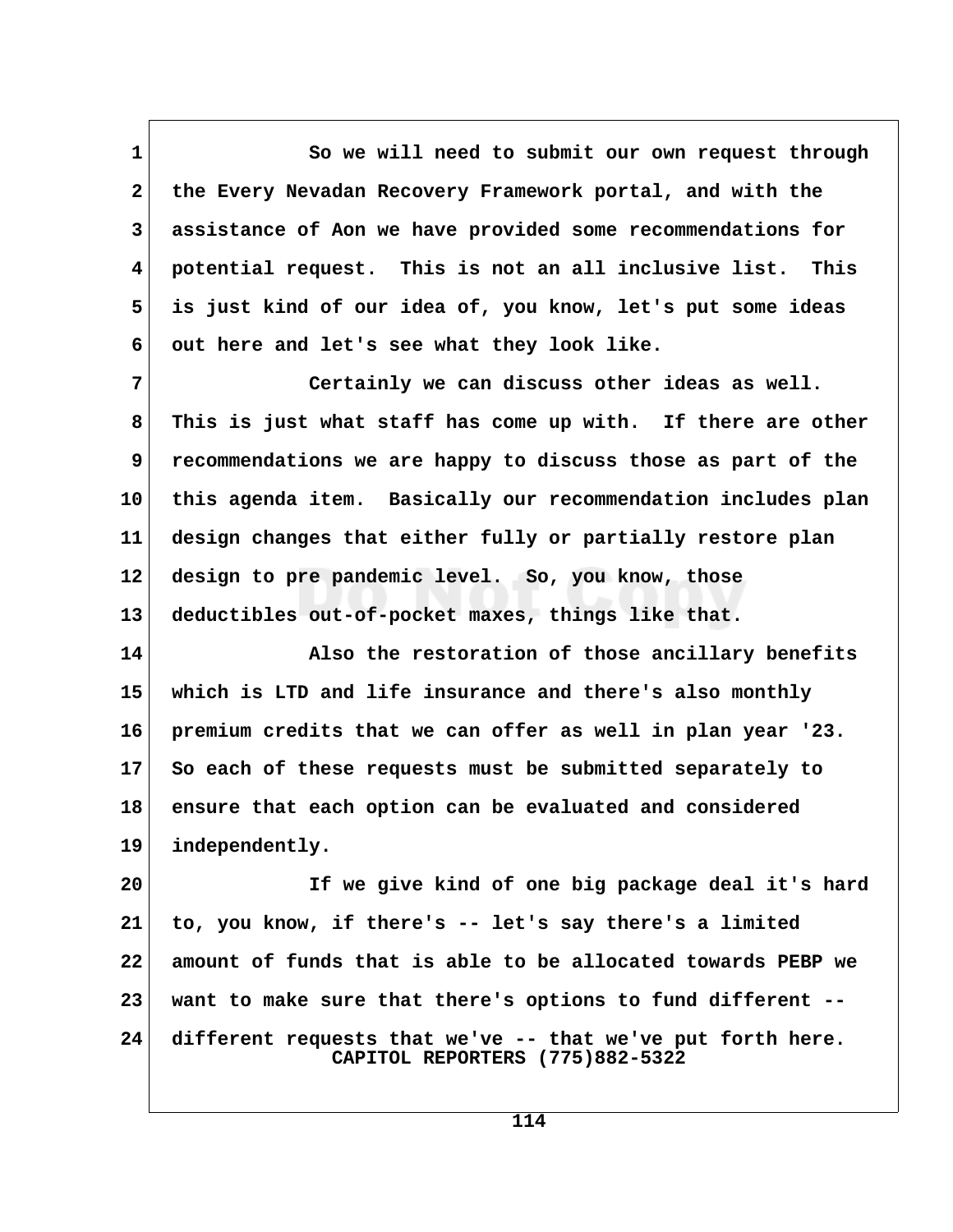So we will need to submit our own request through the Every Nevadan Recovery Framework portal, and with the assistance of Aon we have provided some recommendations for potential request. This is not an all inclusive list. This is just kind of our idea of, you know, let's put some ideas out here and let's see what they look like.

Certainly we can discuss other ideas as well. This is just what staff has come up with. If there are other recommendations we are happy to discuss those as part of the this agenda item. Basically our recommendation includes plan design changes that either fully or partially restore plan design to pre pandemic level. So, you know, those deductibles out-of-pocket maxes, things like that.

Also the restoration of those ancillary benefits which is LTD and life insurance and there's also monthly premium credits that we can offer as well in plan year '23. So each of these requests must be submitted separately to ensure that each option can be evaluated and considered independently.

If we give kind of one big package deal it's hard to, you know, if there's -- let's say there's a limited amount of funds that is able to be allocated towards PEBP we want to make sure that there's options to fund different -- different requests that we've -- that we've put forth here.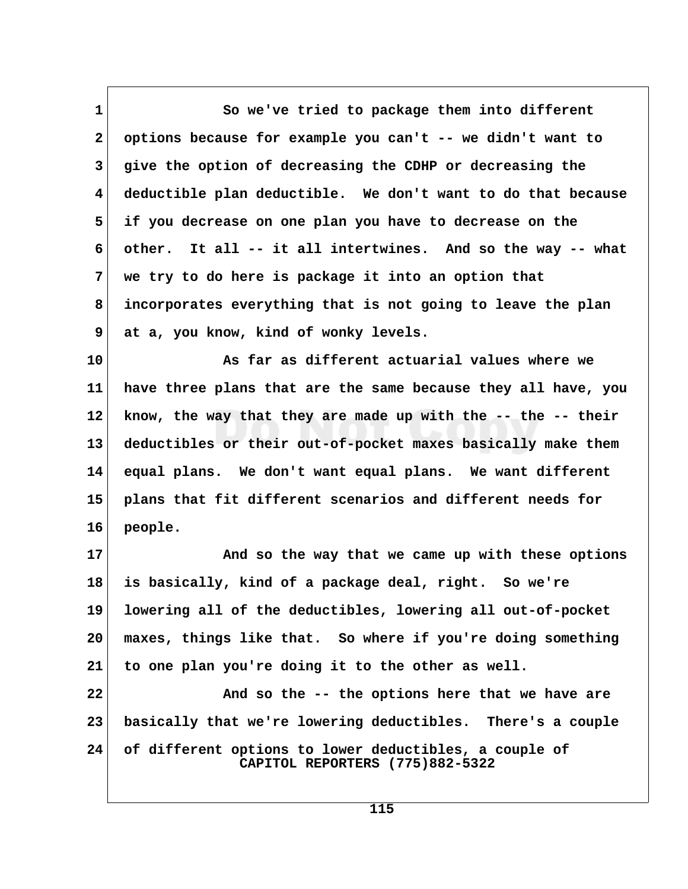So we've tried to package them into different options because for example you can't -- we didn't want to give the option of decreasing the CDHP or decreasing the deductible plan deductible. We don't want to do that because if you decrease on one plan you have to decrease on the other. It all -- it all intertwines. And so the way -- what we try to do here is package it into an option that incorporates everything that is not going to leave the plan at a, you know, kind of wonky levels.

As far as different actuarial values where we have three plans that are the same because they all have, you know, the way that they are made up with the -- the -- their deductibles or their out-of-pocket maxes basically make them equal plans. We don't want equal plans. We want different plans that fit different scenarios and different needs for people.

And so the way that we came up with these options is basically, kind of a package deal, right. So we're lowering all of the deductibles, lowering all out-of-pocket maxes, things like that. So where if you're doing something to one plan you're doing it to the other as well.

And so the -- the options here that we have are basically that we're lowering deductibles. There's a couple of different options to lower deductibles, a couple of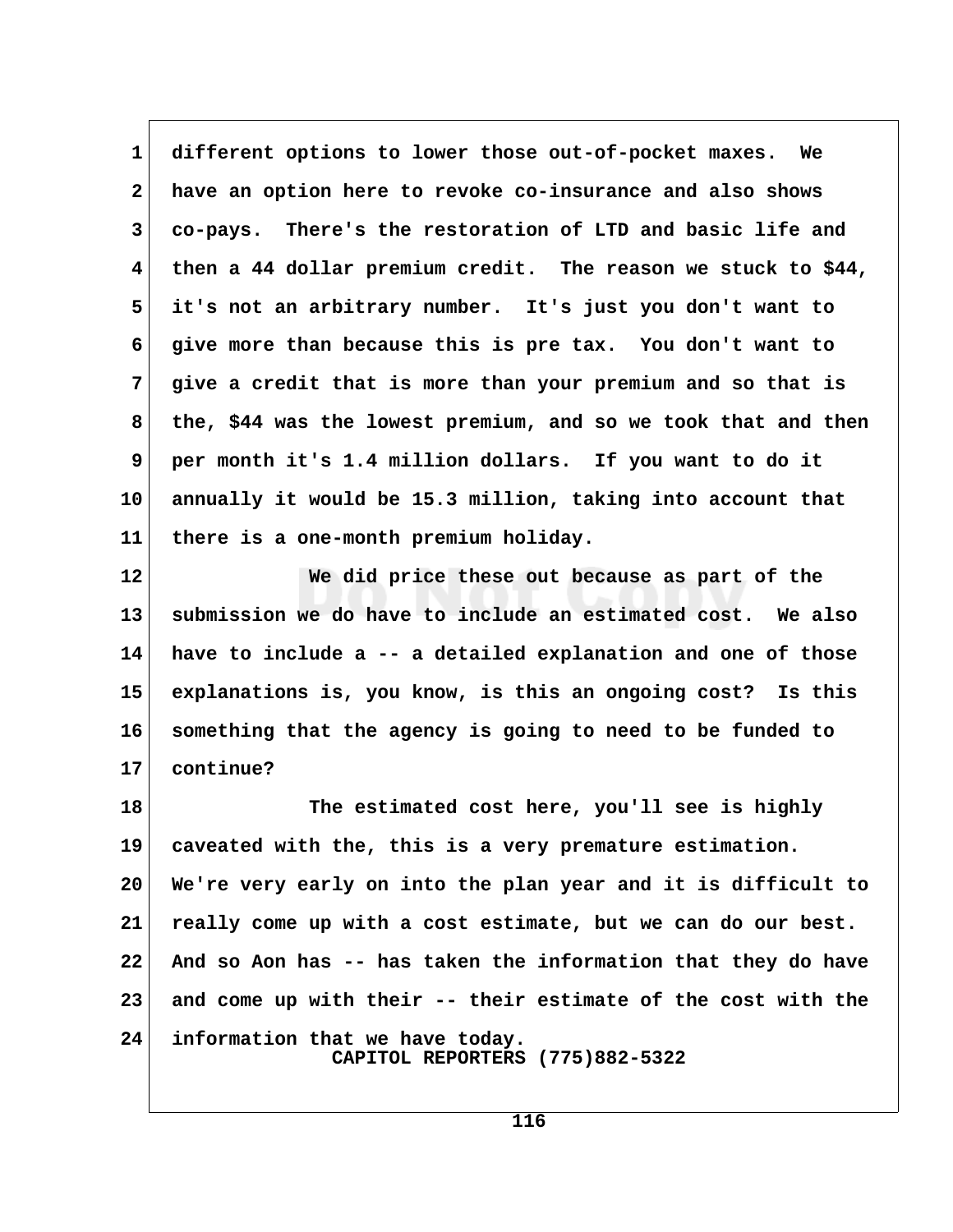different options to lower those out-of-pocket maxes. We have an option here to revoke co-insurance and also shows co-pays. There's the restoration of LTD and basic life and then a 44 dollar premium credit. The reason we stuck to $44, it's not an arbitrary number. It's just you don't want to give more than because this is pre tax. You don't want to give a credit that is more than your premium and so that is the, $44 was the lowest premium, and so we took that and then per month it's 1.4 million dollars. If you want to do it annually it would be 15.3 million, taking into account that there is a one-month premium holiday.

We did price these out because as part of the submission we do have to include an estimated cost. We also have to include a -- a detailed explanation and one of those explanations is, you know, is this an ongoing cost? Is this something that the agency is going to need to be funded to continue?

The estimated cost here, you'll see is highly caveated with the, this is a very premature estimation. We're very early on into the plan year and it is difficult to really come up with a cost estimate, but we can do our best. And so Aon has -- has taken the information that they do have and come up with their -- their estimate of the cost with the information that we have today.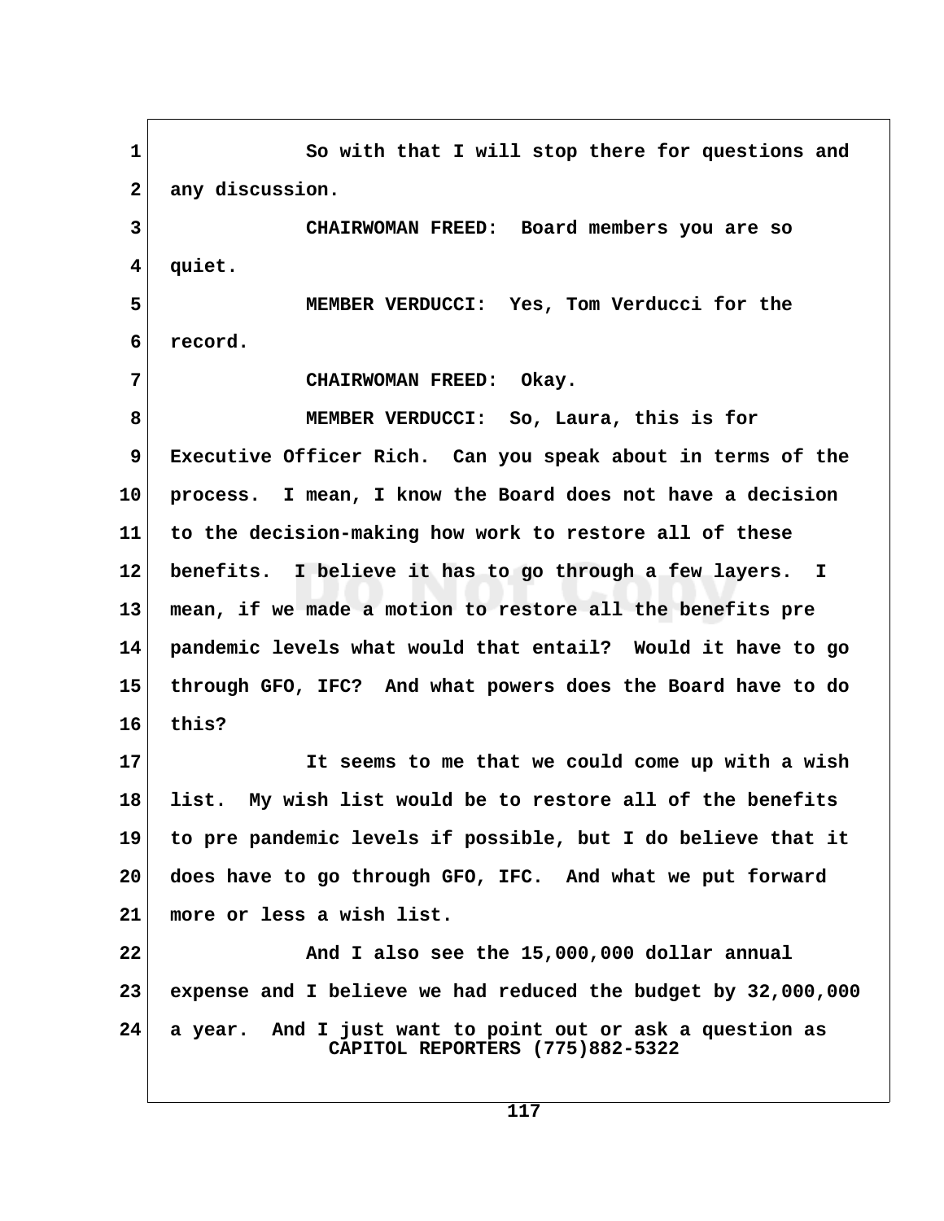So with that I will stop there for questions and any discussion.

CHAIRWOMAN FREED: Board members you are so quiet.

MEMBER VERDUCCI: Yes, Tom Verducci for the record.

CHAIRWOMAN FREED: Okay.

MEMBER VERDUCCI: So, Laura, this is for Executive Officer Rich. Can you speak about in terms of the process. I mean, I know the Board does not have a decision to the decision-making how work to restore all of these benefits. I believe it has to go through a few layers. I mean, if we made a motion to restore all the benefits pre pandemic levels what would that entail? Would it have to go through GFO, IFC? And what powers does the Board have to do this?

It seems to me that we could come up with a wish list. My wish list would be to restore all of the benefits to pre pandemic levels if possible, but I do believe that it does have to go through GFO, IFC. And what we put forward more or less a wish list.

And I also see the 15,000,000 dollar annual expense and I believe we had reduced the budget by 32,000,000 a year. And I just want to point out or ask a question as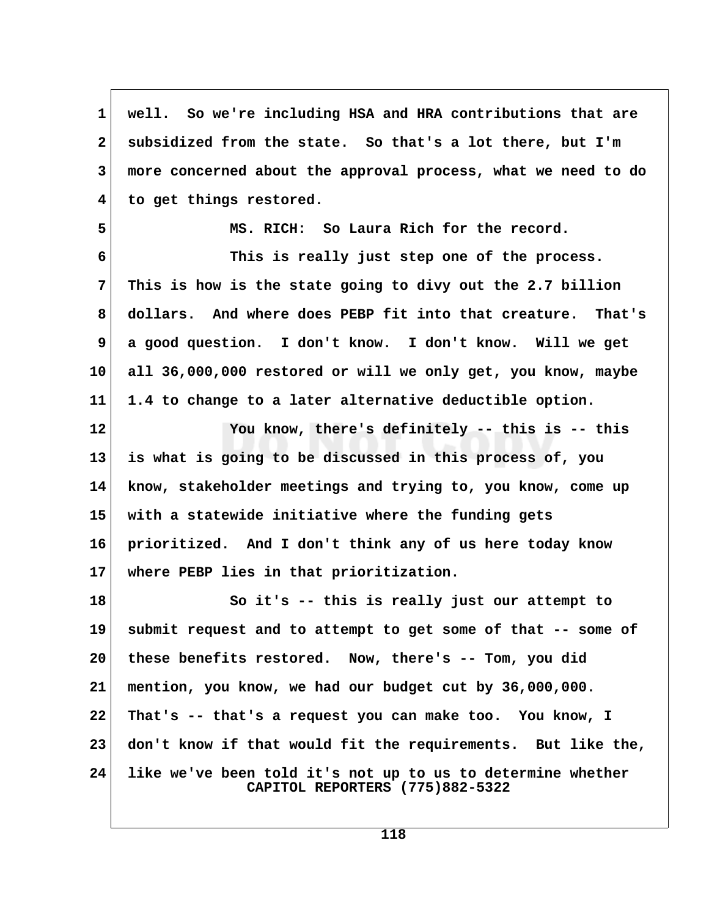well. So we're including HSA and HRA contributions that are subsidized from the state. So that's a lot there, but I'm more concerned about the approval process, what we need to do to get things restored.

MS. RICH: So Laura Rich for the record.

This is really just step one of the process. This is how is the state going to divy out the 2.7 billion dollars. And where does PEBP fit into that creature. That's a good question. I don't know. I don't know. Will we get all 36,000,000 restored or will we only get, you know, maybe 1.4 to change to a later alternative deductible option.

You know, there's definitely -- this is -- this is what is going to be discussed in this process of, you know, stakeholder meetings and trying to, you know, come up with a statewide initiative where the funding gets prioritized. And I don't think any of us here today know where PEBP lies in that prioritization.

So it's -- this is really just our attempt to submit request and to attempt to get some of that -- some of these benefits restored. Now, there's -- Tom, you did mention, you know, we had our budget cut by 36,000,000. That's -- that's a request you can make too. You know, I don't know if that would fit the requirements. But like the, like we've been told it's not up to us to determine whether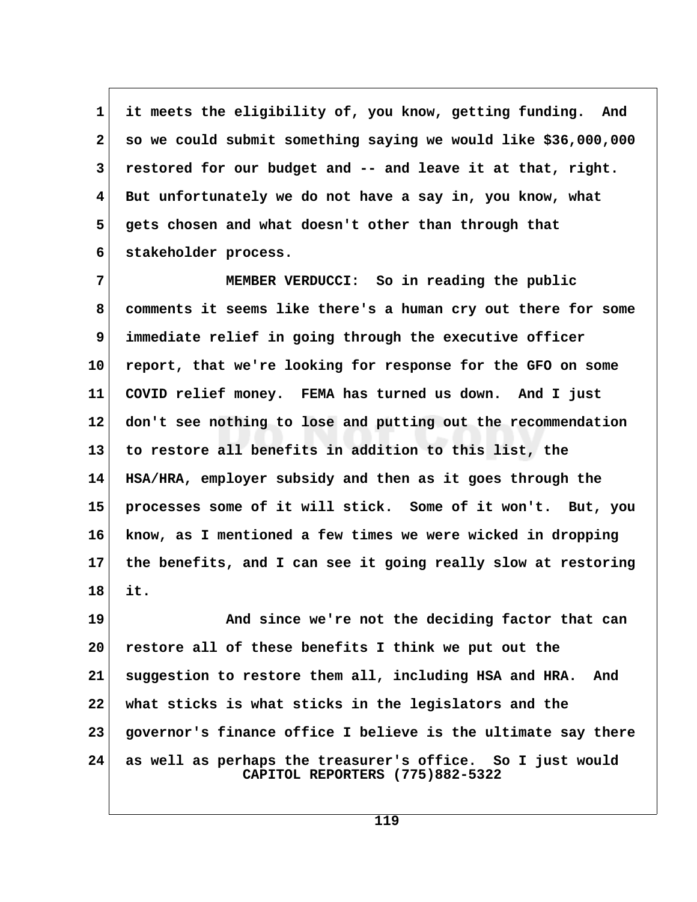it meets the eligibility of, you know, getting funding. And so we could submit something saying we would like $36,000,000 restored for our budget and -- and leave it at that, right. But unfortunately we do not have a say in, you know, what gets chosen and what doesn't other than through that stakeholder process.

MEMBER VERDUCCI: So in reading the public comments it seems like there's a human cry out there for some immediate relief in going through the executive officer report, that we're looking for response for the GFO on some COVID relief money. FEMA has turned us down. And I just don't see nothing to lose and putting out the recommendation to restore all benefits in addition to this list, the HSA/HRA, employer subsidy and then as it goes through the processes some of it will stick. Some of it won't. But, you know, as I mentioned a few times we were wicked in dropping the benefits, and I can see it going really slow at restoring it.

And since we're not the deciding factor that can restore all of these benefits I think we put out the suggestion to restore them all, including HSA and HRA. And what sticks is what sticks in the legislators and the governor's finance office I believe is the ultimate say there as well as perhaps the treasurer's office. So I just would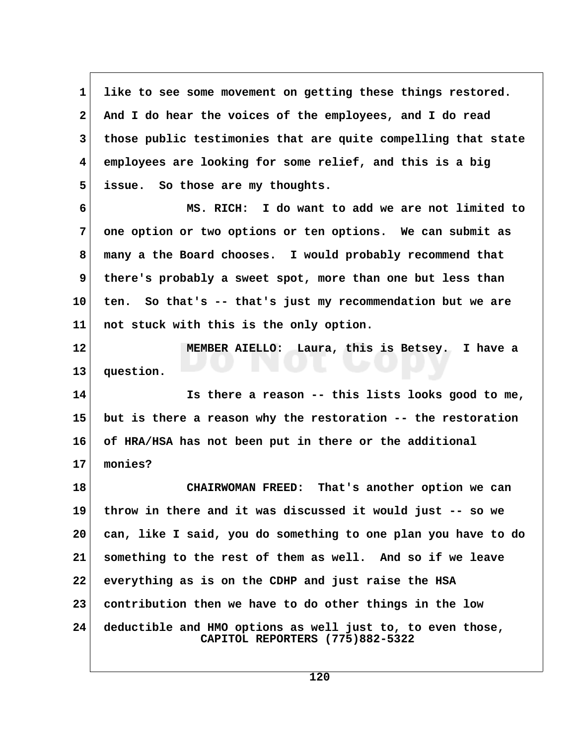like to see some movement on getting these things restored. And I do hear the voices of the employees, and I do read those public testimonies that are quite compelling that state employees are looking for some relief, and this is a big issue. So those are my thoughts.

MS. RICH: I do want to add we are not limited to one option or two options or ten options. We can submit as many a the Board chooses. I would probably recommend that there's probably a sweet spot, more than one but less than ten. So that's -- that's just my recommendation but we are not stuck with this is the only option.

MEMBER AIELLO: Laura, this is Betsey. I have a question.

Is there a reason -- this lists looks good to me, but is there a reason why the restoration -- the restoration of HRA/HSA has not been put in there or the additional monies?

CHAIRWOMAN FREED: That's another option we can throw in there and it was discussed it would just -- so we can, like I said, you do something to one plan you have to do something to the rest of them as well. And so if we leave everything as is on the CDHP and just raise the HSA contribution then we have to do other things in the low deductible and HMO options as well just to, to even those,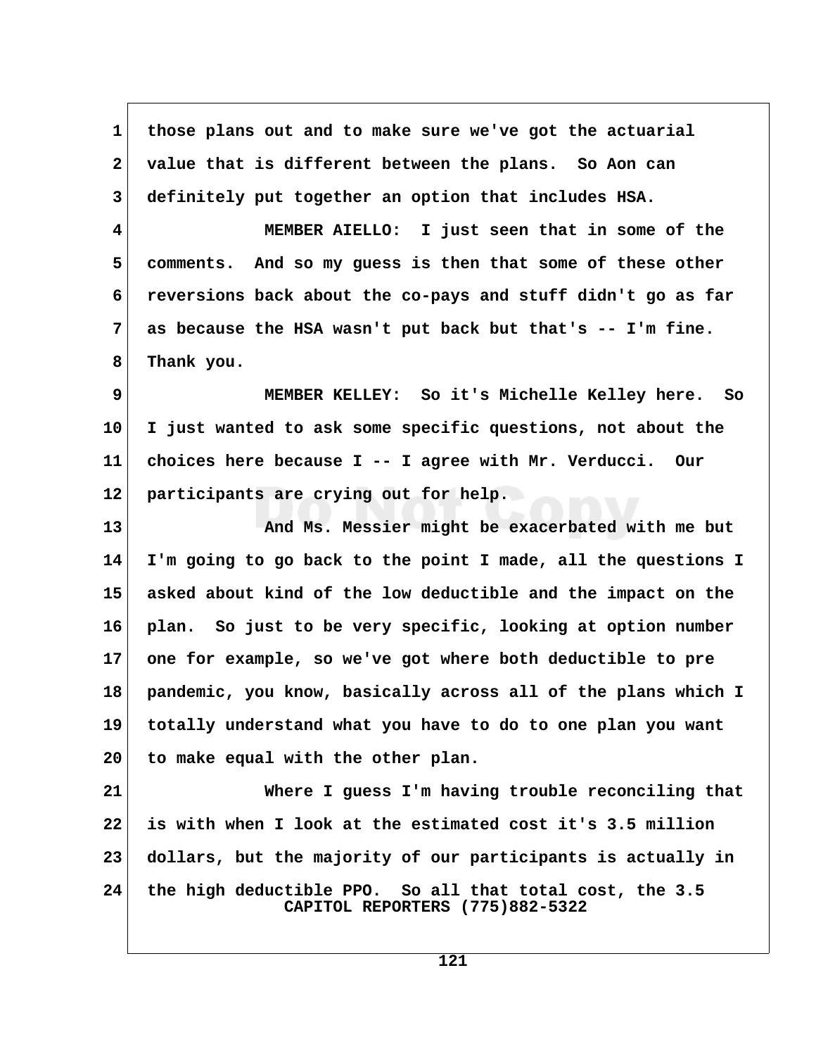those plans out and to make sure we've got the actuarial value that is different between the plans. So Aon can definitely put together an option that includes HSA.

MEMBER AIELLO: I just seen that in some of the comments. And so my guess is then that some of these other reversions back about the co-pays and stuff didn't go as far as because the HSA wasn't put back but that's -- I'm fine. Thank you.

MEMBER KELLEY: So it's Michelle Kelley here. So I just wanted to ask some specific questions, not about the choices here because I -- I agree with Mr. Verducci. Our participants are crying out for help.

And Ms. Messier might be exacerbated with me but I'm going to go back to the point I made, all the questions I asked about kind of the low deductible and the impact on the plan. So just to be very specific, looking at option number one for example, so we've got where both deductible to pre pandemic, you know, basically across all of the plans which I totally understand what you have to do to one plan you want to make equal with the other plan.

Where I guess I'm having trouble reconciling that is with when I look at the estimated cost it's 3.5 million dollars, but the majority of our participants is actually in the high deductible PPO. So all that total cost, the 3.5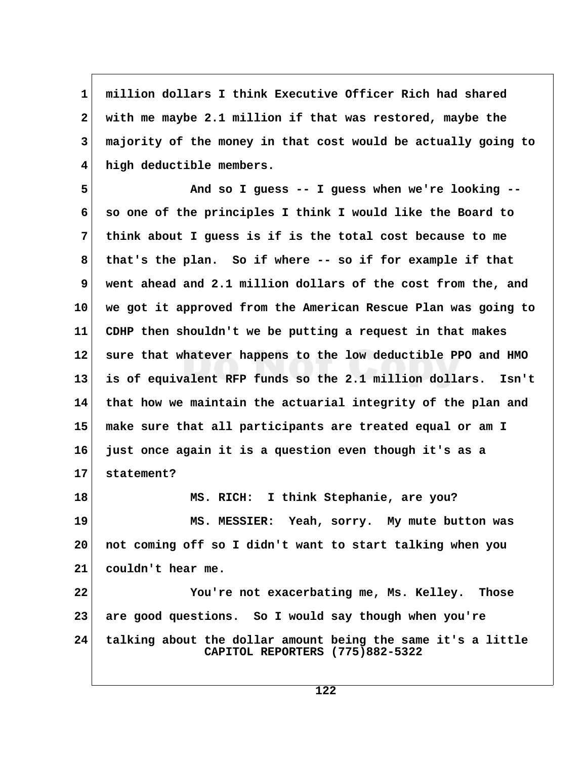million dollars I think Executive Officer Rich had shared with me maybe 2.1 million if that was restored, maybe the majority of the money in that cost would be actually going to high deductible members.

And so I guess -- I guess when we're looking -- so one of the principles I think I would like the Board to think about I guess is if is the total cost because to me that's the plan. So if where -- so if for example if that went ahead and 2.1 million dollars of the cost from the, and we got it approved from the American Rescue Plan was going to CDHP then shouldn't we be putting a request in that makes sure that whatever happens to the low deductible PPO and HMO is of equivalent RFP funds so the 2.1 million dollars. Isn't that how we maintain the actuarial integrity of the plan and make sure that all participants are treated equal or am I just once again it is a question even though it's as a statement?

MS. RICH: I think Stephanie, are you?

MS. MESSIER: Yeah, sorry. My mute button was not coming off so I didn't want to start talking when you couldn't hear me.

You're not exacerbating me, Ms. Kelley. Those are good questions. So I would say though when you're talking about the dollar amount being the same it's a little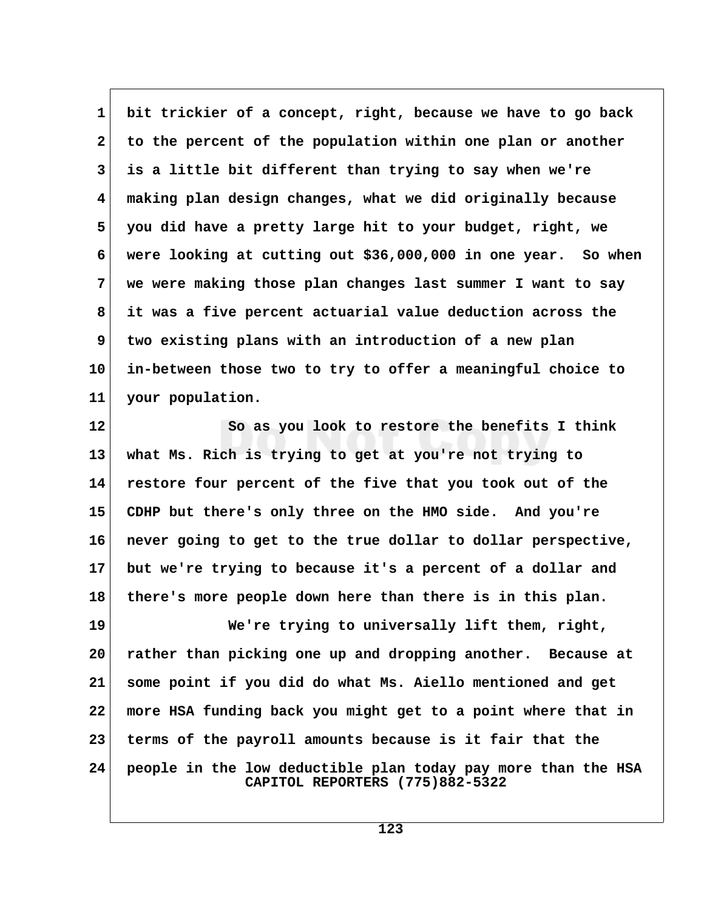bit trickier of a concept, right, because we have to go back to the percent of the population within one plan or another is a little bit different than trying to say when we're making plan design changes, what we did originally because you did have a pretty large hit to your budget, right, we were looking at cutting out $36,000,000 in one year. So when we were making those plan changes last summer I want to say it was a five percent actuarial value deduction across the two existing plans with an introduction of a new plan in-between those two to try to offer a meaningful choice to your population.

So as you look to restore the benefits I think what Ms. Rich is trying to get at you're not trying to restore four percent of the five that you took out of the CDHP but there's only three on the HMO side. And you're never going to get to the true dollar to dollar perspective, but we're trying to because it's a percent of a dollar and there's more people down here than there is in this plan.

We're trying to universally lift them, right, rather than picking one up and dropping another. Because at some point if you did do what Ms. Aiello mentioned and get more HSA funding back you might get to a point where that in terms of the payroll amounts because is it fair that the people in the low deductible plan today pay more than the HSA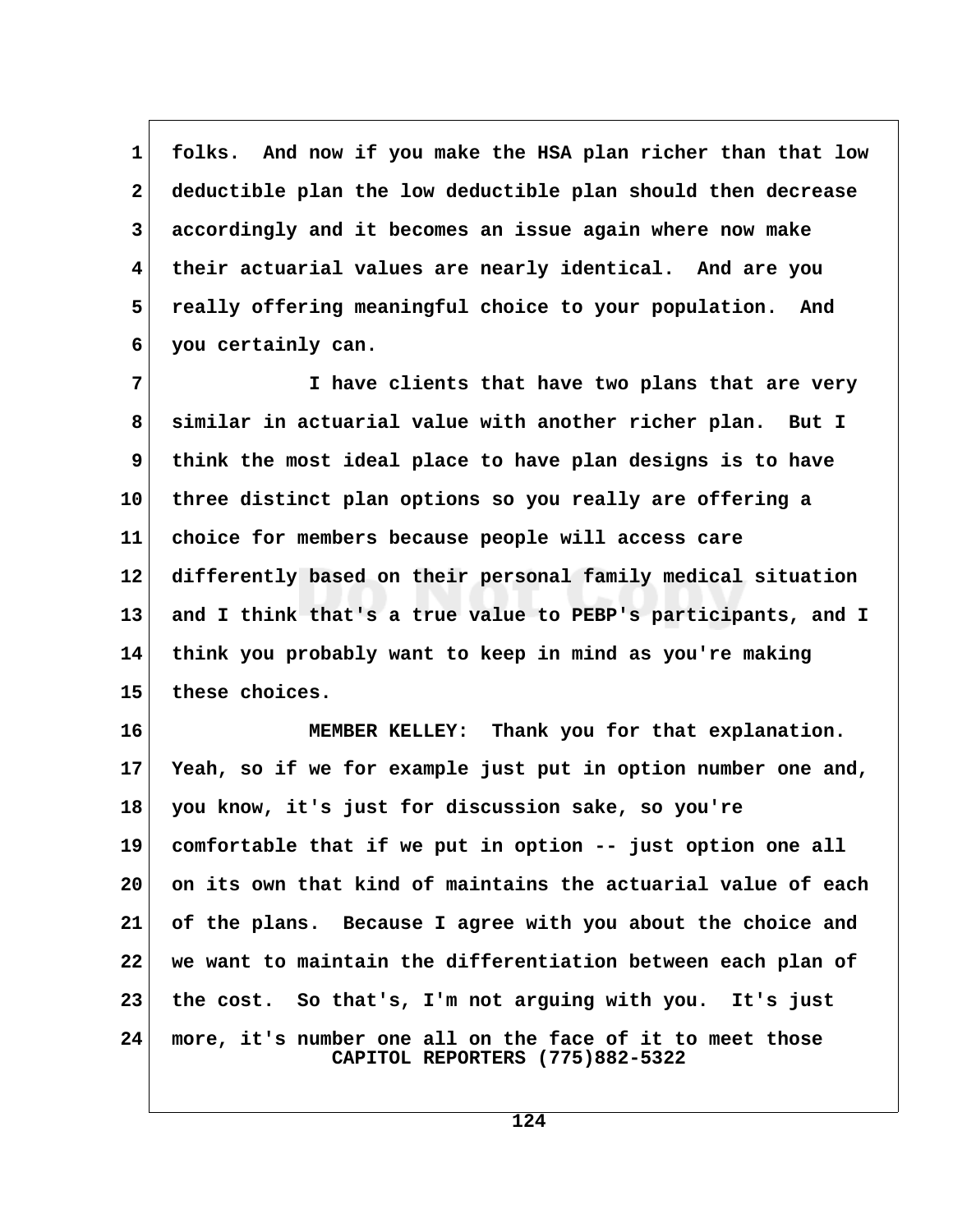folks. And now if you make the HSA plan richer than that low deductible plan the low deductible plan should then decrease accordingly and it becomes an issue again where now make their actuarial values are nearly identical. And are you really offering meaningful choice to your population. And you certainly can.

I have clients that have two plans that are very similar in actuarial value with another richer plan. But I think the most ideal place to have plan designs is to have three distinct plan options so you really are offering a choice for members because people will access care differently based on their personal family medical situation and I think that's a true value to PEBP's participants, and I think you probably want to keep in mind as you're making these choices.

MEMBER KELLEY: Thank you for that explanation. Yeah, so if we for example just put in option number one and, you know, it's just for discussion sake, so you're comfortable that if we put in option -- just option one all on its own that kind of maintains the actuarial value of each of the plans. Because I agree with you about the choice and we want to maintain the differentiation between each plan of the cost. So that's, I'm not arguing with you. It's just more, it's number one all on the face of it to meet those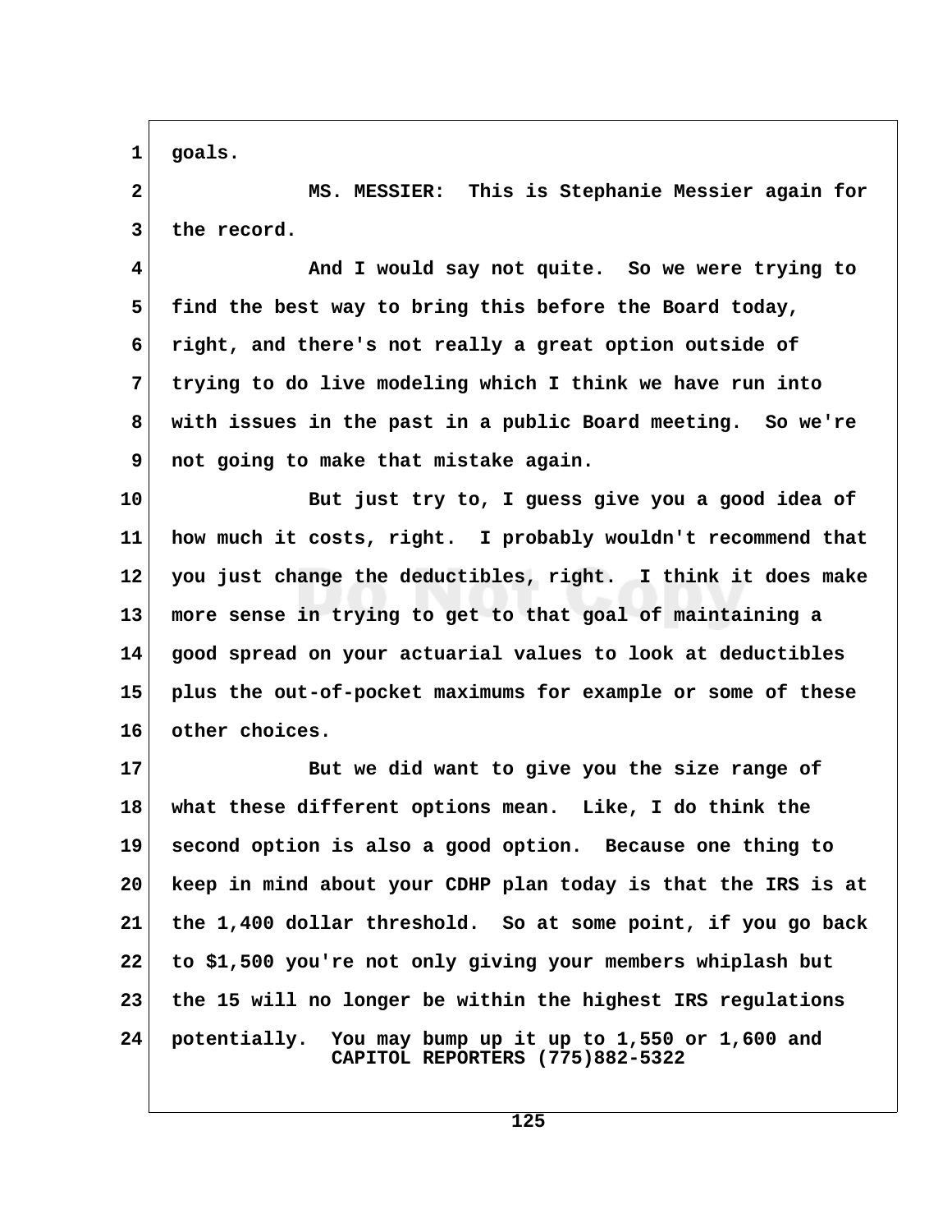goals.

MS. MESSIER: This is Stephanie Messier again for the record.

And I would say not quite. So we were trying to find the best way to bring this before the Board today, right, and there's not really a great option outside of trying to do live modeling which I think we have run into with issues in the past in a public Board meeting. So we're not going to make that mistake again.

But just try to, I guess give you a good idea of how much it costs, right. I probably wouldn't recommend that you just change the deductibles, right. I think it does make more sense in trying to get to that goal of maintaining a good spread on your actuarial values to look at deductibles plus the out-of-pocket maximums for example or some of these other choices.

But we did want to give you the size range of what these different options mean. Like, I do think the second option is also a good option. Because one thing to keep in mind about your CDHP plan today is that the IRS is at the 1,400 dollar threshold. So at some point, if you go back to $1,500 you're not only giving your members whiplash but the 15 will no longer be within the highest IRS regulations potentially. You may bump up it up to 1,550 or 1,600 and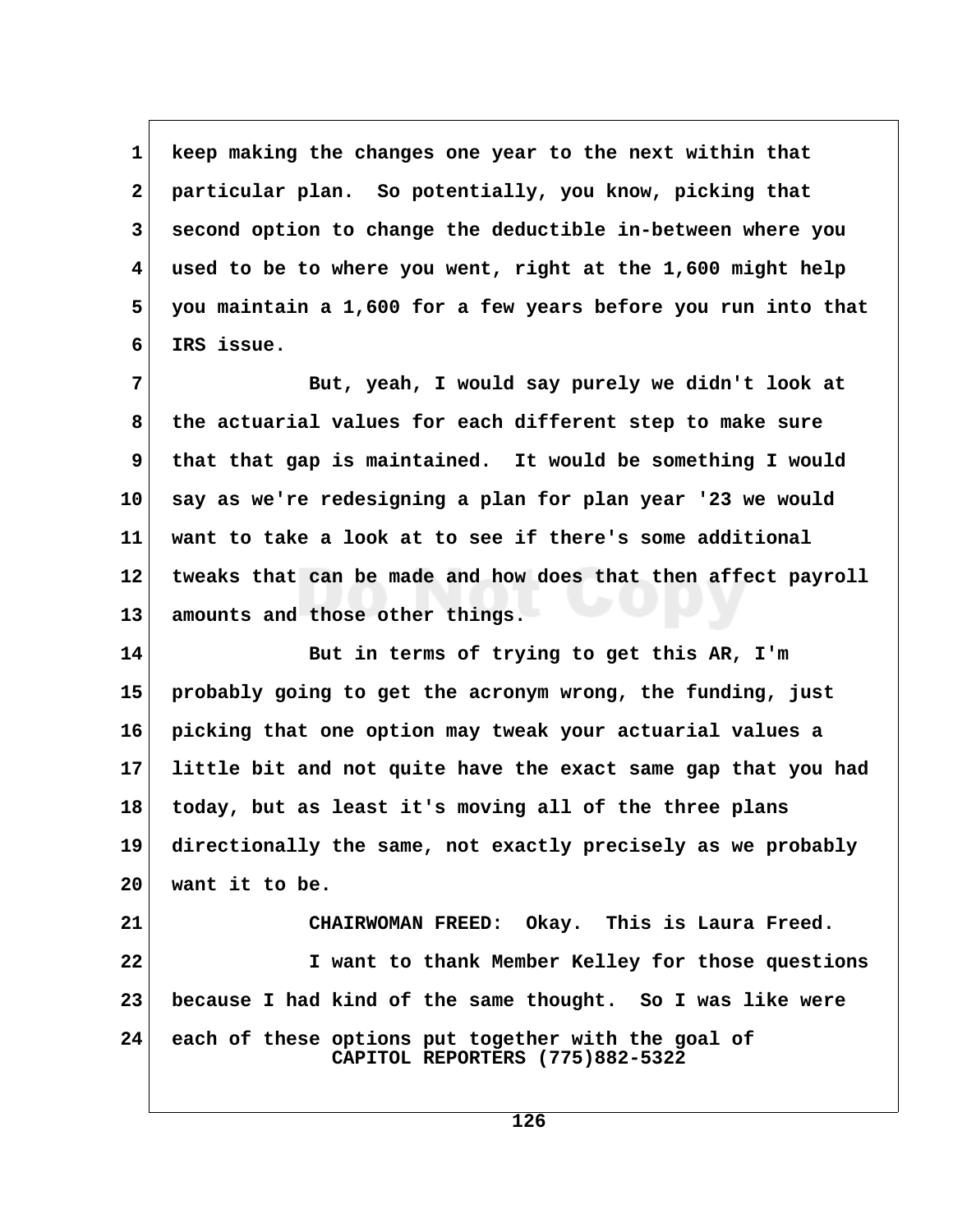keep making the changes one year to the next within that particular plan. So potentially, you know, picking that second option to change the deductible in-between where you used to be to where you went, right at the 1,600 might help you maintain a 1,600 for a few years before you run into that IRS issue.

But, yeah, I would say purely we didn't look at the actuarial values for each different step to make sure that that gap is maintained. It would be something I would say as we're redesigning a plan for plan year '23 we would want to take a look at to see if there's some additional tweaks that can be made and how does that then affect payroll amounts and those other things.

But in terms of trying to get this AR, I'm probably going to get the acronym wrong, the funding, just picking that one option may tweak your actuarial values a little bit and not quite have the exact same gap that you had today, but as least it's moving all of the three plans directionally the same, not exactly precisely as we probably want it to be.

CHAIRWOMAN FREED: Okay. This is Laura Freed.

I want to thank Member Kelley for those questions because I had kind of the same thought. So I was like were each of these options put together with the goal of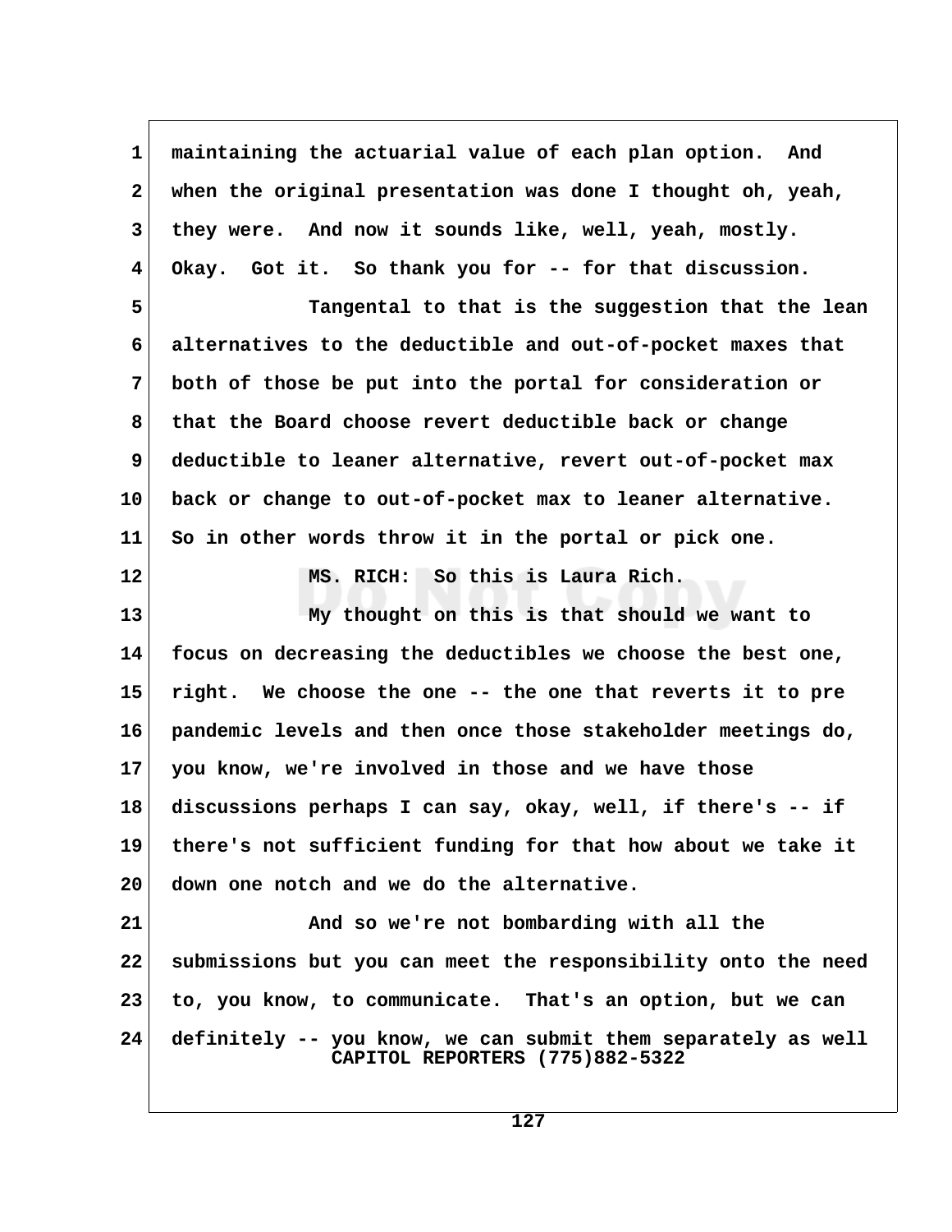maintaining the actuarial value of each plan option. And when the original presentation was done I thought oh, yeah, they were. And now it sounds like, well, yeah, mostly. Okay. Got it. So thank you for -- for that discussion.

Tangental to that is the suggestion that the lean alternatives to the deductible and out-of-pocket maxes that both of those be put into the portal for consideration or that the Board choose revert deductible back or change deductible to leaner alternative, revert out-of-pocket max back or change to out-of-pocket max to leaner alternative. So in other words throw it in the portal or pick one.

MS. RICH: So this is Laura Rich.

My thought on this is that should we want to focus on decreasing the deductibles we choose the best one, right. We choose the one -- the one that reverts it to pre pandemic levels and then once those stakeholder meetings do, you know, we're involved in those and we have those discussions perhaps I can say, okay, well, if there's -- if there's not sufficient funding for that how about we take it down one notch and we do the alternative.

And so we're not bombarding with all the submissions but you can meet the responsibility onto the need to, you know, to communicate. That's an option, but we can definitely -- you know, we can submit them separately as well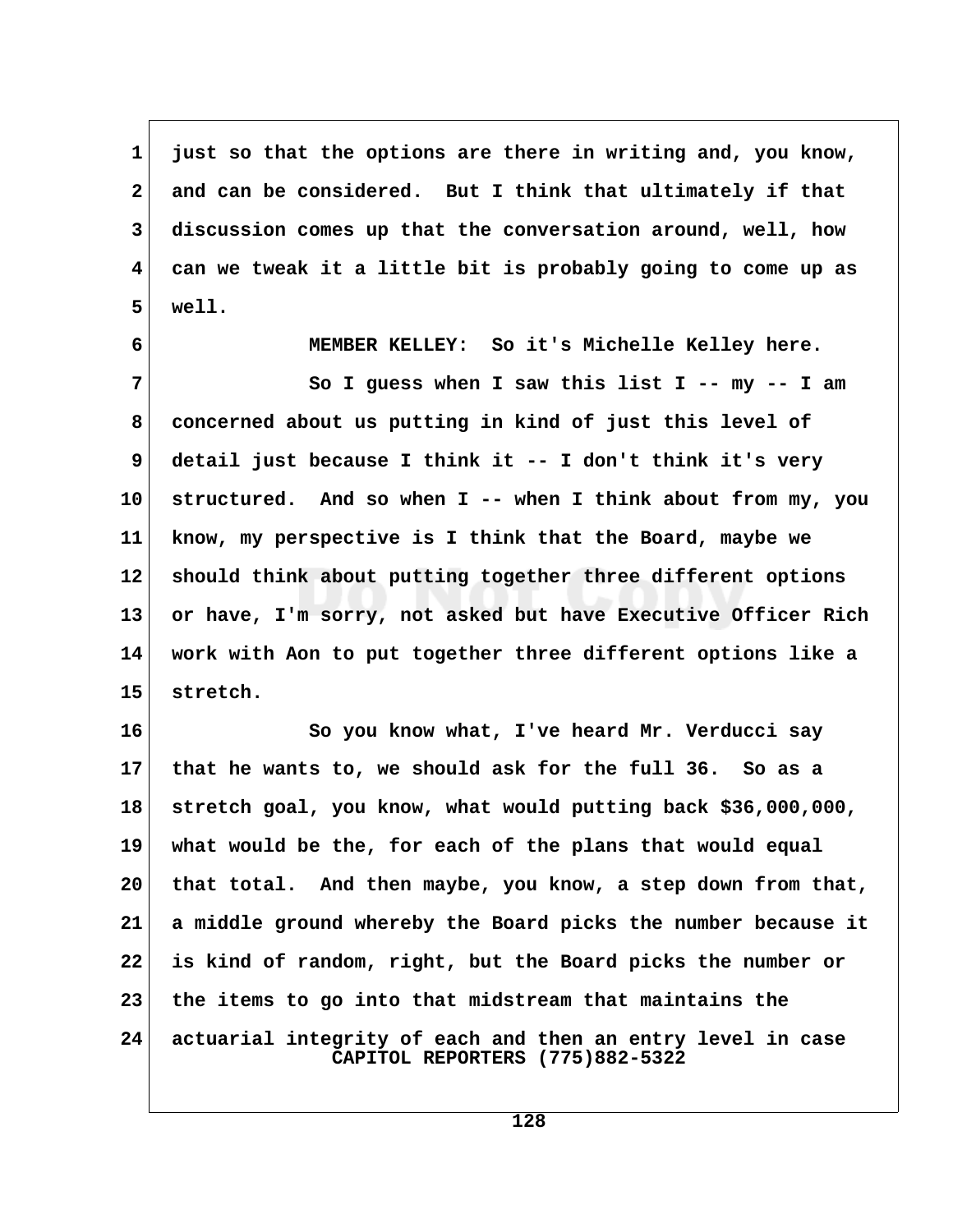just so that the options are there in writing and, you know, and can be considered. But I think that ultimately if that discussion comes up that the conversation around, well, how can we tweak it a little bit is probably going to come up as well.

MEMBER KELLEY: So it's Michelle Kelley here.

So I guess when I saw this list I -- my -- I am concerned about us putting in kind of just this level of detail just because I think it -- I don't think it's very structured. And so when I -- when I think about from my, you know, my perspective is I think that the Board, maybe we should think about putting together three different options or have, I'm sorry, not asked but have Executive Officer Rich work with Aon to put together three different options like a stretch.

So you know what, I've heard Mr. Verducci say that he wants to, we should ask for the full 36. So as a stretch goal, you know, what would putting back $36,000,000, what would be the, for each of the plans that would equal that total. And then maybe, you know, a step down from that, a middle ground whereby the Board picks the number because it is kind of random, right, but the Board picks the number or the items to go into that midstream that maintains the actuarial integrity of each and then an entry level in case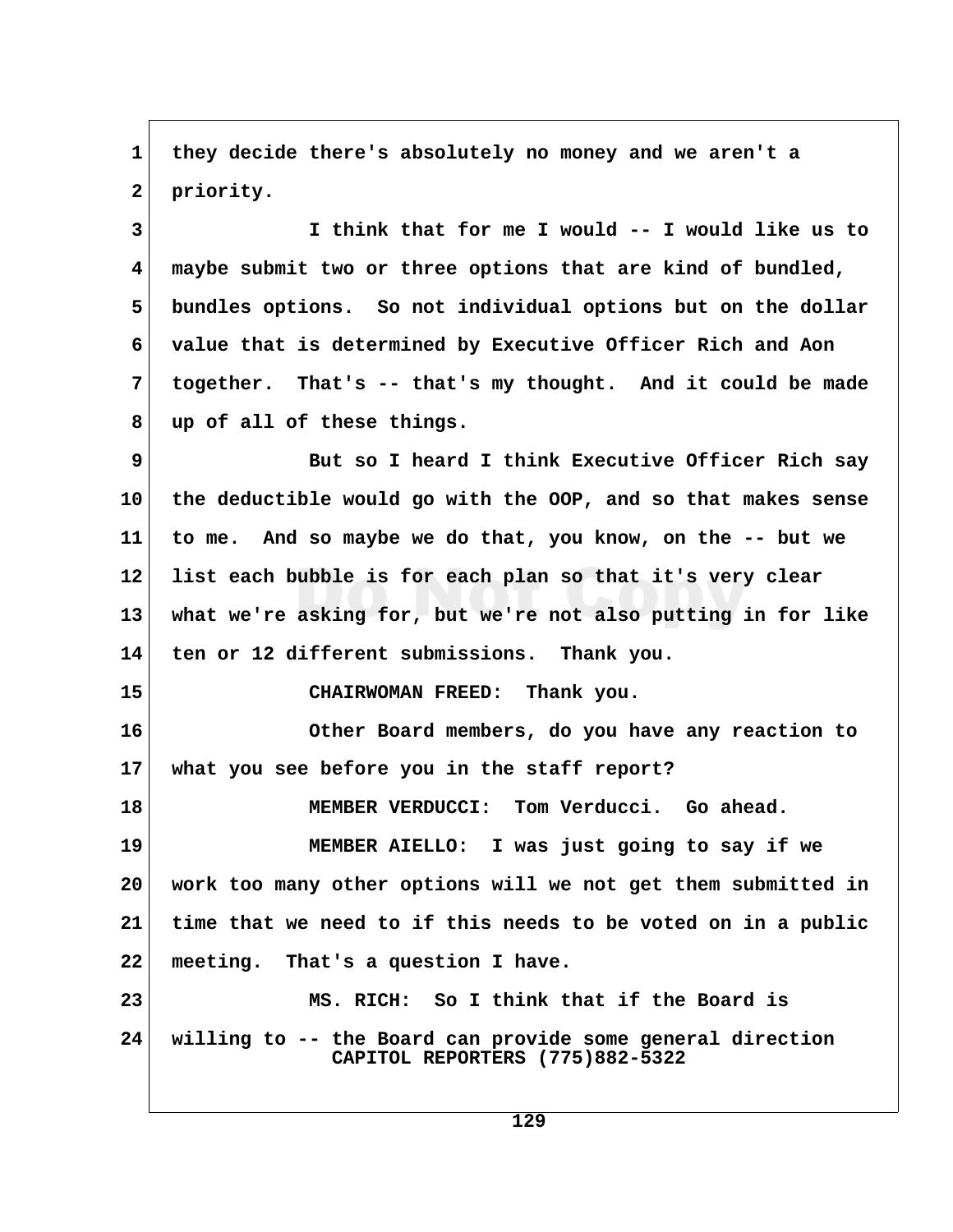they decide there's absolutely no money and we aren't a priority.

I think that for me I would -- I would like us to maybe submit two or three options that are kind of bundled, bundles options. So not individual options but on the dollar value that is determined by Executive Officer Rich and Aon together. That's -- that's my thought. And it could be made up of all of these things.

But so I heard I think Executive Officer Rich say the deductible would go with the OOP, and so that makes sense to me. And so maybe we do that, you know, on the -- but we list each bubble is for each plan so that it's very clear what we're asking for, but we're not also putting in for like ten or 12 different submissions. Thank you.

CHAIRWOMAN FREED: Thank you.

Other Board members, do you have any reaction to what you see before you in the staff report?

MEMBER VERDUCCI: Tom Verducci. Go ahead.

MEMBER AIELLO: I was just going to say if we work too many other options will we not get them submitted in time that we need to if this needs to be voted on in a public meeting. That's a question I have.

MS. RICH: So I think that if the Board is willing to -- the Board can provide some general direction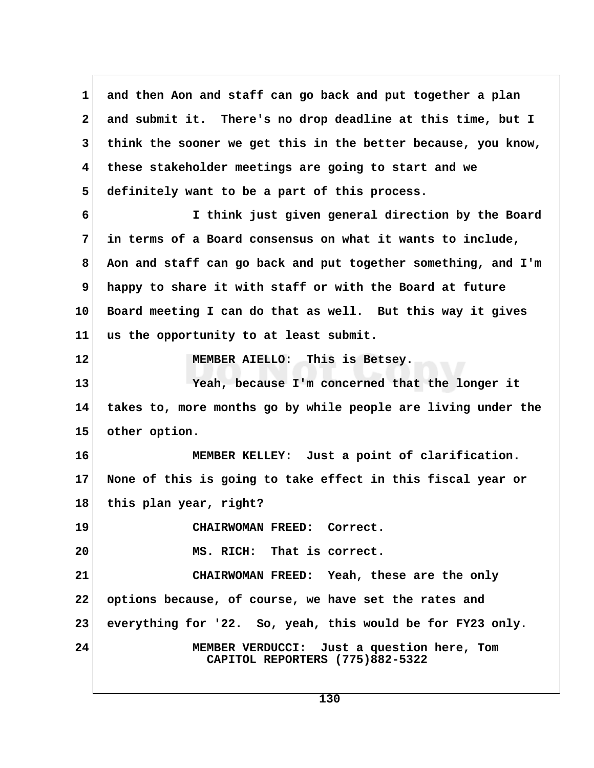and then Aon and staff can go back and put together a plan and submit it. There's no drop deadline at this time, but I think the sooner we get this in the better because, you know, these stakeholder meetings are going to start and we definitely want to be a part of this process.

I think just given general direction by the Board in terms of a Board consensus on what it wants to include, Aon and staff can go back and put together something, and I'm happy to share it with staff or with the Board at future Board meeting I can do that as well. But this way it gives us the opportunity to at least submit.

MEMBER AIELLO: This is Betsey.

Yeah, because I'm concerned that the longer it takes to, more months go by while people are living under the other option.

MEMBER KELLEY: Just a point of clarification. None of this is going to take effect in this fiscal year or this plan year, right?

CHAIRWOMAN FREED: Correct.

MS. RICH: That is correct.

CHAIRWOMAN FREED: Yeah, these are the only options because, of course, we have set the rates and everything for '22. So, yeah, this would be for FY23 only.

MEMBER VERDUCCI: Just a question here, Tom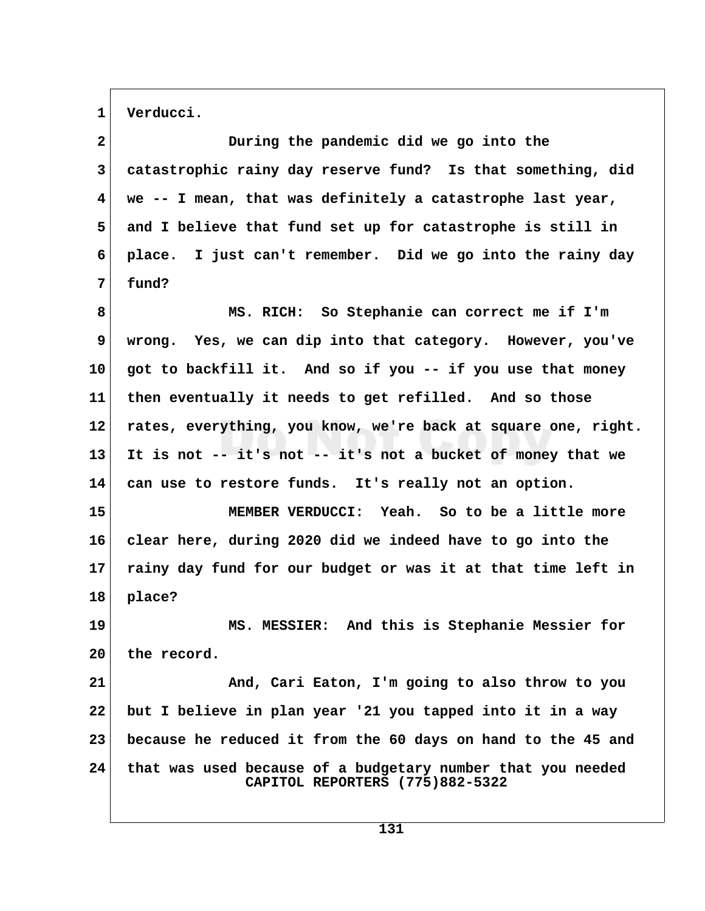Verducci.

During the pandemic did we go into the catastrophic rainy day reserve fund? Is that something, did we -- I mean, that was definitely a catastrophe last year, and I believe that fund set up for catastrophe is still in place. I just can't remember. Did we go into the rainy day fund?

MS. RICH: So Stephanie can correct me if I'm wrong. Yes, we can dip into that category. However, you've got to backfill it. And so if you -- if you use that money then eventually it needs to get refilled. And so those rates, everything, you know, we're back at square one, right. It is not -- it's not -- it's not a bucket of money that we can use to restore funds. It's really not an option.

MEMBER VERDUCCI: Yeah. So to be a little more clear here, during 2020 did we indeed have to go into the rainy day fund for our budget or was it at that time left in place?

MS. MESSIER: And this is Stephanie Messier for the record.

And, Cari Eaton, I'm going to also throw to you but I believe in plan year '21 you tapped into it in a way because he reduced it from the 60 days on hand to the 45 and that was used because of a budgetary number that you needed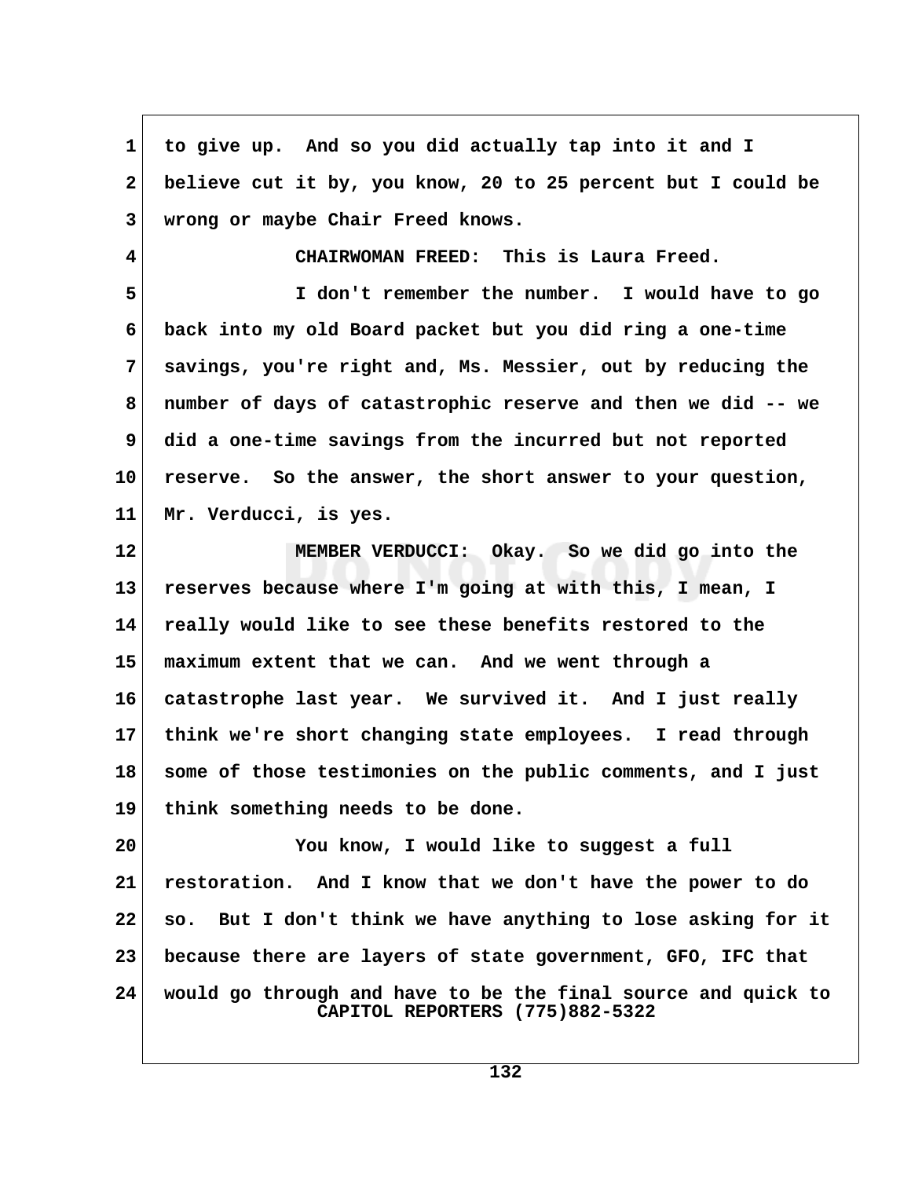to give up. And so you did actually tap into it and I believe cut it by, you know, 20 to 25 percent but I could be wrong or maybe Chair Freed knows.

CHAIRWOMAN FREED: This is Laura Freed.

I don't remember the number. I would have to go back into my old Board packet but you did ring a one-time savings, you're right and, Ms. Messier, out by reducing the number of days of catastrophic reserve and then we did -- we did a one-time savings from the incurred but not reported reserve. So the answer, the short answer to your question, Mr. Verducci, is yes.

MEMBER VERDUCCI: Okay. So we did go into the reserves because where I'm going at with this, I mean, I really would like to see these benefits restored to the maximum extent that we can. And we went through a catastrophe last year. We survived it. And I just really think we're short changing state employees. I read through some of those testimonies on the public comments, and I just think something needs to be done.

You know, I would like to suggest a full restoration. And I know that we don't have the power to do so. But I don't think we have anything to lose asking for it because there are layers of state government, GFO, IFC that would go through and have to be the final source and quick to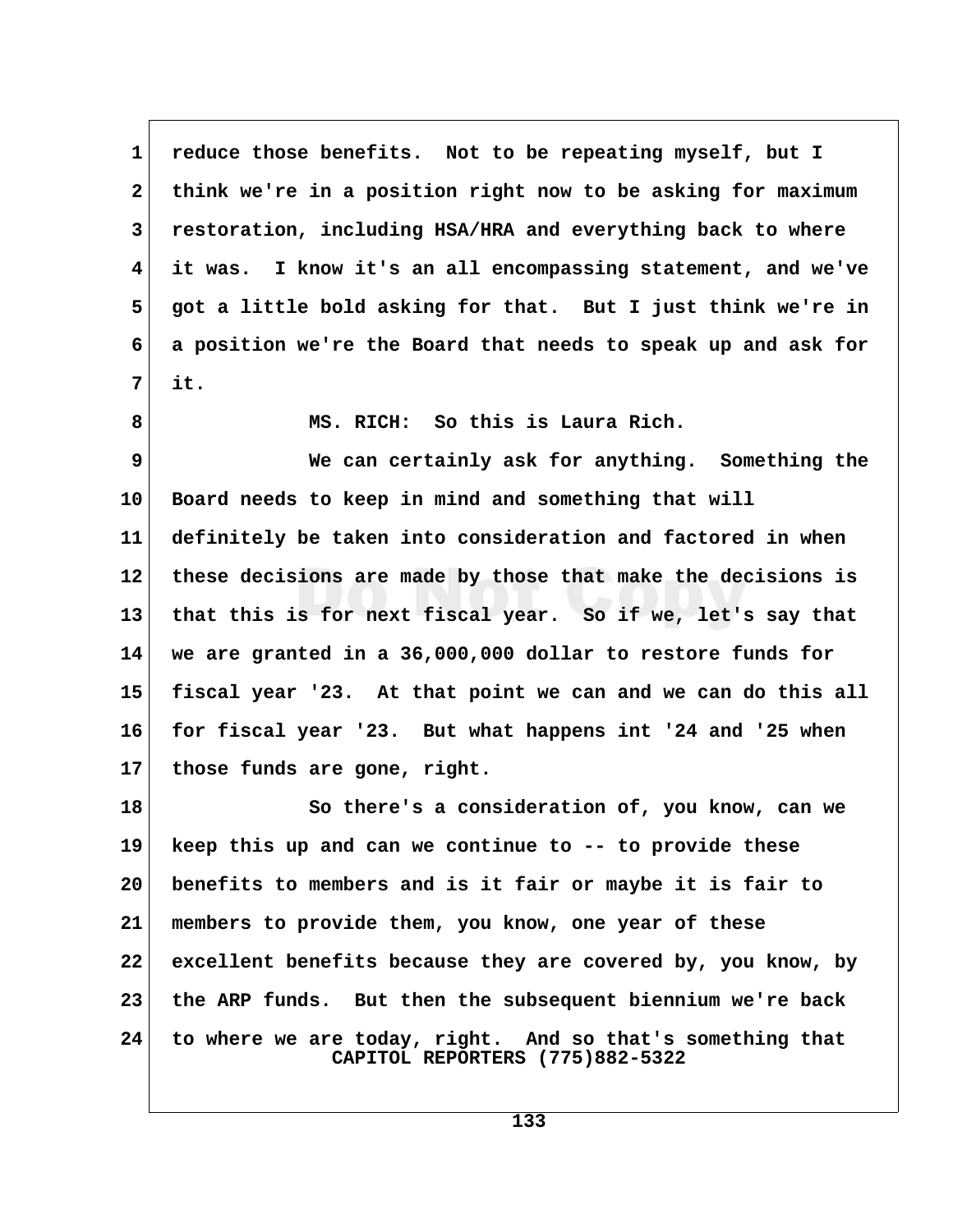reduce those benefits.  Not to be repeating myself, but I think we're in a position right now to be asking for maximum restoration, including HSA/HRA and everything back to where it was.  I know it's an all encompassing statement, and we've got a little bold asking for that.  But I just think we're in a position we're the Board that needs to speak up and ask for it.

MS. RICH:  So this is Laura Rich.

We can certainly ask for anything.  Something the Board needs to keep in mind and something that will definitely be taken into consideration and factored in when these decisions are made by those that make the decisions is that this is for next fiscal year.  So if we, let's say that we are granted in a 36,000,000 dollar to restore funds for fiscal year '23.  At that point we can and we can do this all for fiscal year '23.  But what happens int '24 and '25 when those funds are gone, right.

So there's a consideration of, you know, can we keep this up and can we continue to -- to provide these benefits to members and is it fair or maybe it is fair to members to provide them, you know, one year of these excellent benefits because they are covered by, you know, by the ARP funds.  But then the subsequent biennium we're back to where we are today, right.  And so that's something that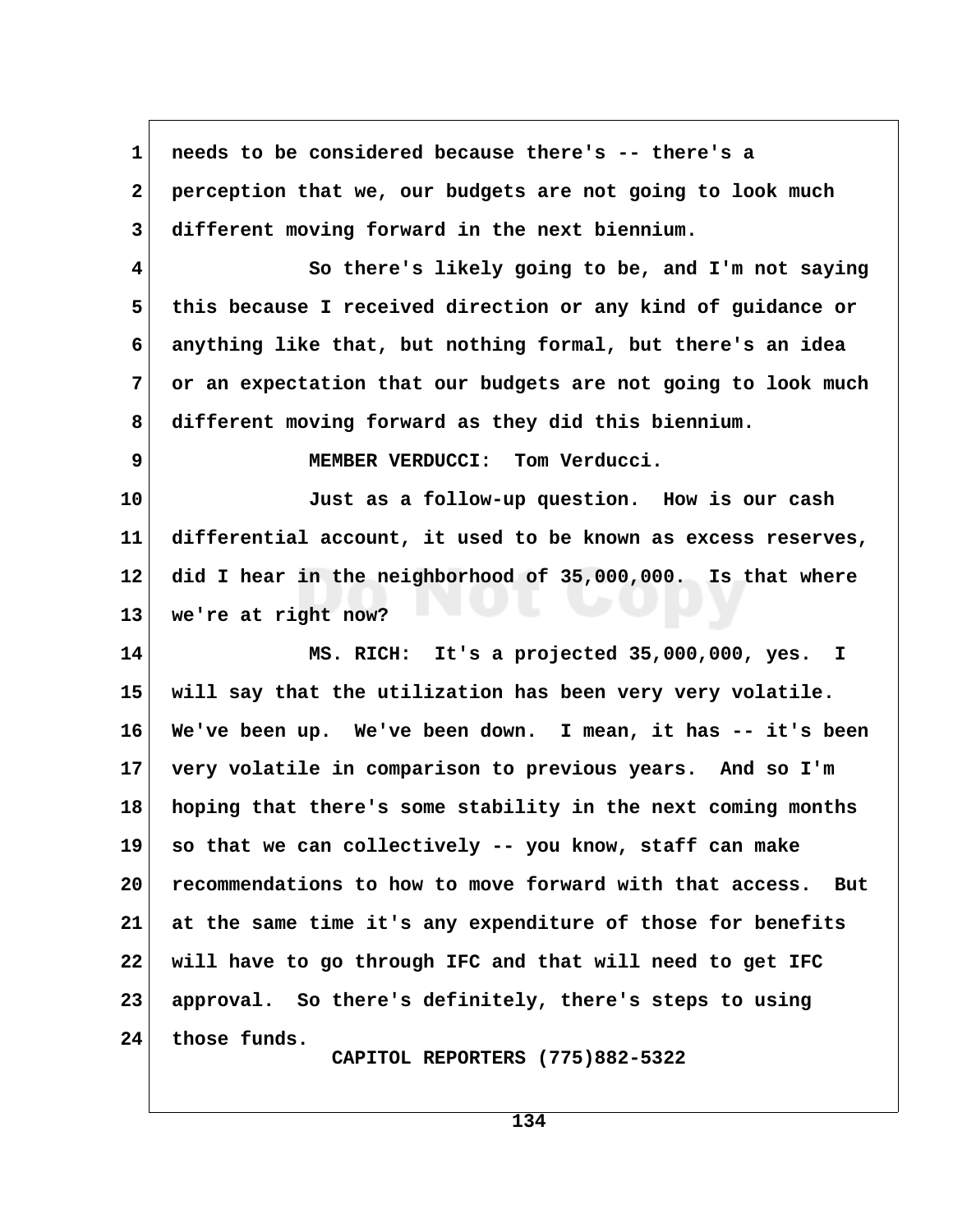needs to be considered because there's -- there's a perception that we, our budgets are not going to look much different moving forward in the next biennium.

So there's likely going to be, and I'm not saying this because I received direction or any kind of guidance or anything like that, but nothing formal, but there's an idea or an expectation that our budgets are not going to look much different moving forward as they did this biennium.

MEMBER VERDUCCI: Tom Verducci.

Just as a follow-up question. How is our cash differential account, it used to be known as excess reserves, did I hear in the neighborhood of 35,000,000. Is that where we're at right now?

MS. RICH: It's a projected 35,000,000, yes. I will say that the utilization has been very very volatile. We've been up. We've been down. I mean, it has -- it's been very volatile in comparison to previous years. And so I'm hoping that there's some stability in the next coming months so that we can collectively -- you know, staff can make recommendations to how to move forward with that access. But at the same time it's any expenditure of those for benefits will have to go through IFC and that will need to get IFC approval. So there's definitely, there's steps to using those funds.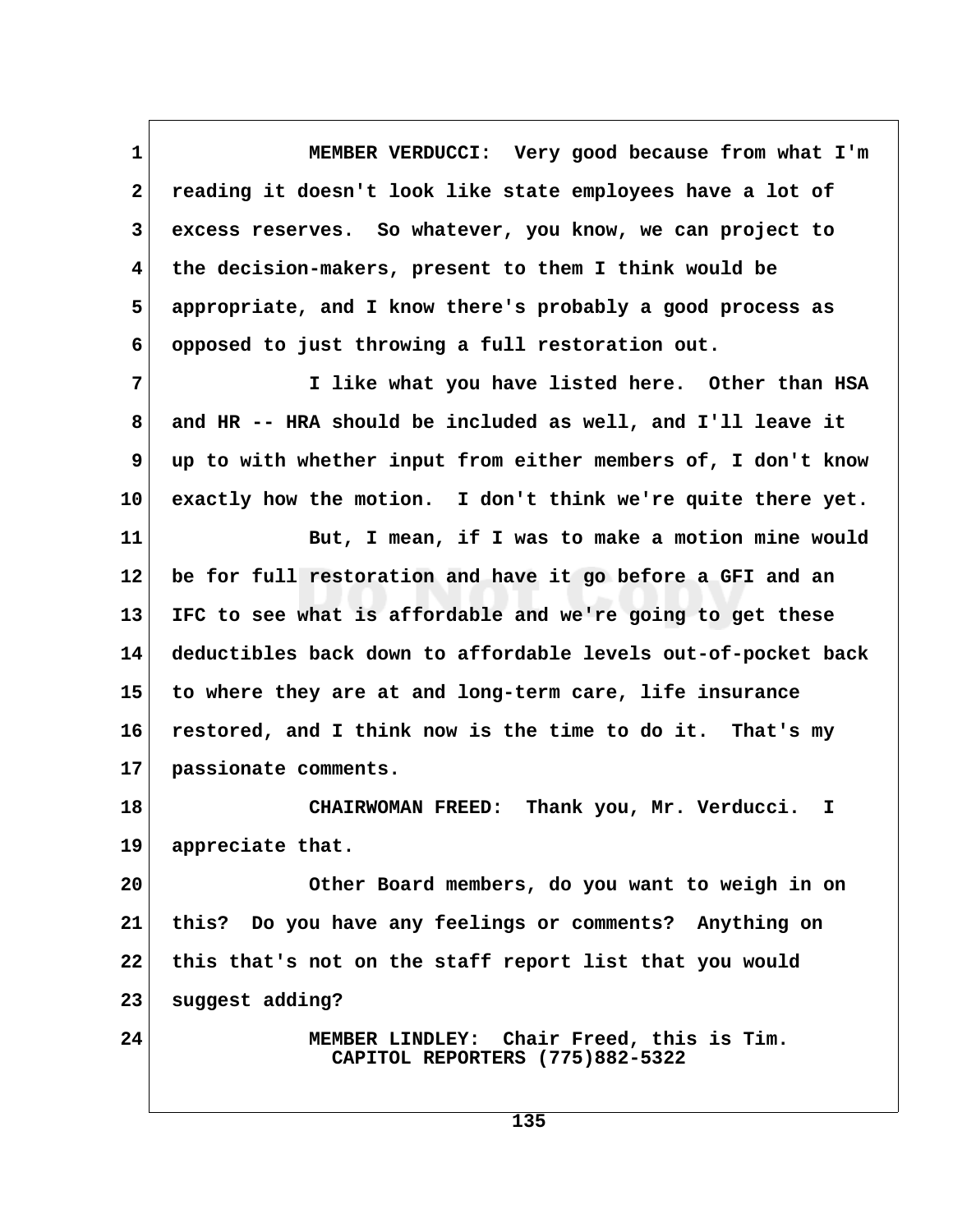MEMBER VERDUCCI: Very good because from what I'm reading it doesn't look like state employees have a lot of excess reserves. So whatever, you know, we can project to the decision-makers, present to them I think would be appropriate, and I know there's probably a good process as opposed to just throwing a full restoration out.

I like what you have listed here. Other than HSA and HR -- HRA should be included as well, and I'll leave it up to with whether input from either members of, I don't know exactly how the motion. I don't think we're quite there yet.

But, I mean, if I was to make a motion mine would be for full restoration and have it go before a GFI and an IFC to see what is affordable and we're going to get these deductibles back down to affordable levels out-of-pocket back to where they are at and long-term care, life insurance restored, and I think now is the time to do it. That's my passionate comments.

CHAIRWOMAN FREED: Thank you, Mr. Verducci. I appreciate that.

Other Board members, do you want to weigh in on this? Do you have any feelings or comments? Anything on this that's not on the staff report list that you would suggest adding?

MEMBER LINDLEY: Chair Freed, this is Tim.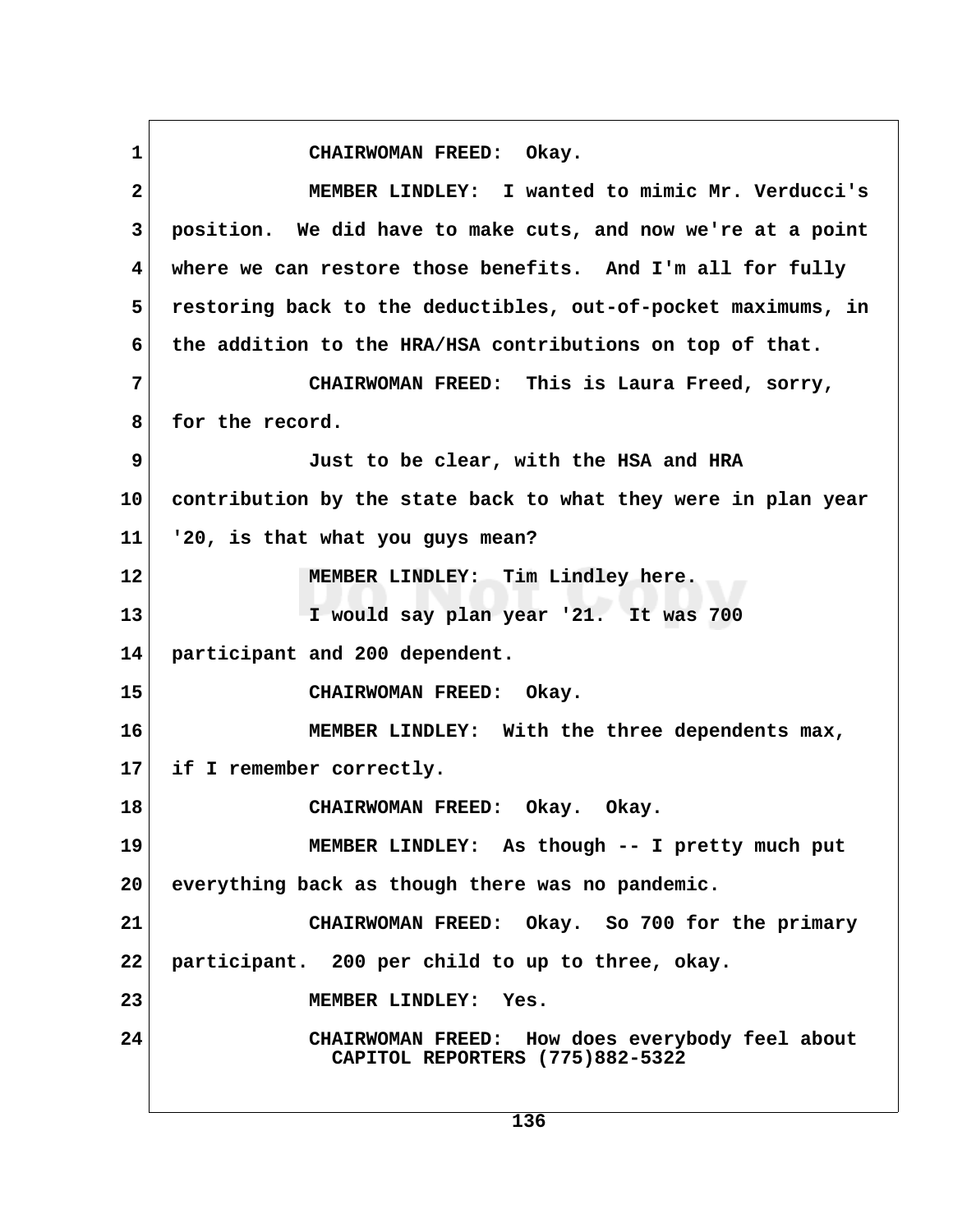1 CHAIRWOMAN FREED: Okay.

2 MEMBER LINDLEY: I wanted to mimic Mr. Verducci's
3 position. We did have to make cuts, and now we're at a point
4 where we can restore those benefits. And I'm all for fully
5 restoring back to the deductibles, out-of-pocket maximums, in
6 the addition to the HRA/HSA contributions on top of that.

7 CHAIRWOMAN FREED: This is Laura Freed, sorry,
8 for the record.

9 Just to be clear, with the HSA and HRA
10 contribution by the state back to what they were in plan year
11 '20, is that what you guys mean?

12 MEMBER LINDLEY: Tim Lindley here.

13 I would say plan year '21. It was 700
14 participant and 200 dependent.

15 CHAIRWOMAN FREED: Okay.

16 MEMBER LINDLEY: With the three dependents max,
17 if I remember correctly.

18 CHAIRWOMAN FREED: Okay. Okay.

19 MEMBER LINDLEY: As though -- I pretty much put
20 everything back as though there was no pandemic.

21 CHAIRWOMAN FREED: Okay. So 700 for the primary
22 participant. 200 per child to up to three, okay.

23 MEMBER LINDLEY: Yes.

24 CHAIRWOMAN FREED: How does everybody feel about

CAPITOL REPORTERS (775)882-5322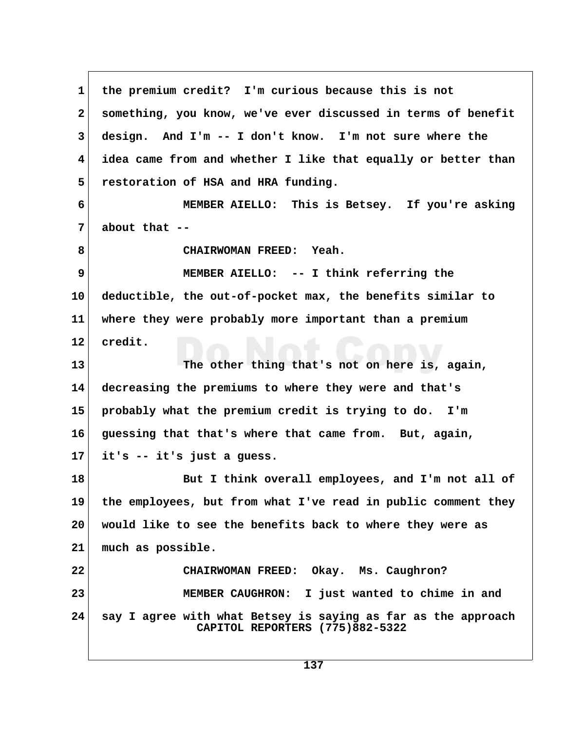the premium credit? I'm curious because this is not something, you know, we've ever discussed in terms of benefit design. And I'm -- I don't know. I'm not sure where the idea came from and whether I like that equally or better than restoration of HSA and HRA funding.

MEMBER AIELLO: This is Betsey. If you're asking about that --

CHAIRWOMAN FREED: Yeah.

MEMBER AIELLO: -- I think referring the deductible, the out-of-pocket max, the benefits similar to where they were probably more important than a premium credit.

The other thing that's not on here is, again, decreasing the premiums to where they were and that's probably what the premium credit is trying to do. I'm guessing that that's where that came from. But, again, it's -- it's just a guess.

But I think overall employees, and I'm not all of the employees, but from what I've read in public comment they would like to see the benefits back to where they were as much as possible.

CHAIRWOMAN FREED: Okay. Ms. Caughron?

MEMBER CAUGHRON: I just wanted to chime in and say I agree with what Betsey is saying as far as the approach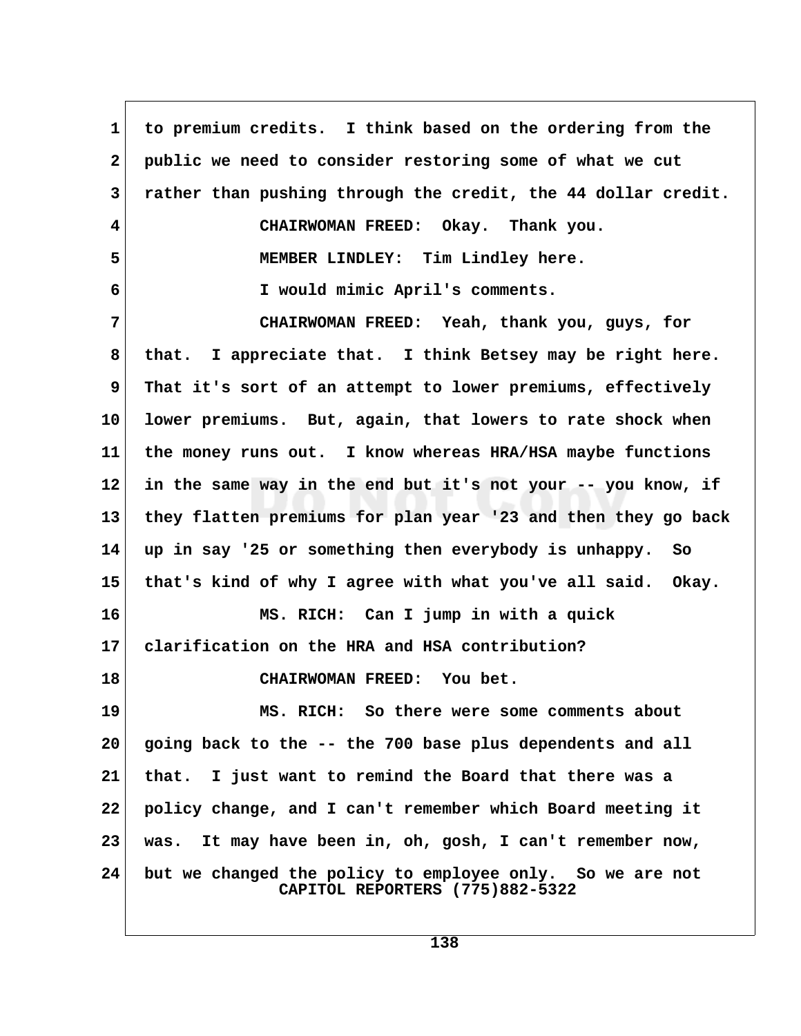1 to premium credits. I think based on the ordering from the
2 public we need to consider restoring some of what we cut
3 rather than pushing through the credit, the 44 dollar credit.
4 CHAIRWOMAN FREED: Okay. Thank you.
5 MEMBER LINDLEY: Tim Lindley here.
6 I would mimic April's comments.
7 CHAIRWOMAN FREED: Yeah, thank you, guys, for
8 that. I appreciate that. I think Betsey may be right here.
9 That it's sort of an attempt to lower premiums, effectively
10 lower premiums. But, again, that lowers to rate shock when
11 the money runs out. I know whereas HRA/HSA maybe functions
12 in the same way in the end but it's not your -- you know, if
13 they flatten premiums for plan year '23 and then they go back
14 up in say '25 or something then everybody is unhappy. So
15 that's kind of why I agree with what you've all said. Okay.
16 MS. RICH: Can I jump in with a quick
17 clarification on the HRA and HSA contribution?
18 CHAIRWOMAN FREED: You bet.
19 MS. RICH: So there were some comments about
20 going back to the -- the 700 base plus dependents and all
21 that. I just want to remind the Board that there was a
22 policy change, and I can't remember which Board meeting it
23 was. It may have been in, oh, gosh, I can't remember now,
24 but we changed the policy to employee only. So we are not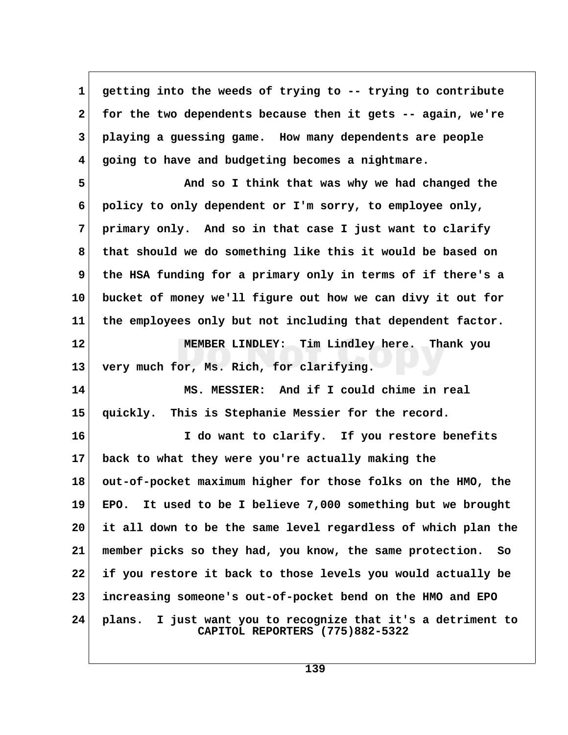getting into the weeds of trying to -- trying to contribute for the two dependents because then it gets -- again, we're playing a guessing game. How many dependents are people going to have and budgeting becomes a nightmare.

And so I think that was why we had changed the policy to only dependent or I'm sorry, to employee only, primary only. And so in that case I just want to clarify that should we do something like this it would be based on the HSA funding for a primary only in terms of if there's a bucket of money we'll figure out how we can divy it out for the employees only but not including that dependent factor.

MEMBER LINDLEY: Tim Lindley here. Thank you very much for, Ms. Rich, for clarifying.

MS. MESSIER: And if I could chime in real quickly. This is Stephanie Messier for the record.

I do want to clarify. If you restore benefits back to what they were you're actually making the out-of-pocket maximum higher for those folks on the HMO, the EPO. It used to be I believe 7,000 something but we brought it all down to be the same level regardless of which plan the member picks so they had, you know, the same protection. So if you restore it back to those levels you would actually be increasing someone's out-of-pocket bend on the HMO and EPO plans. I just want you to recognize that it's a detriment to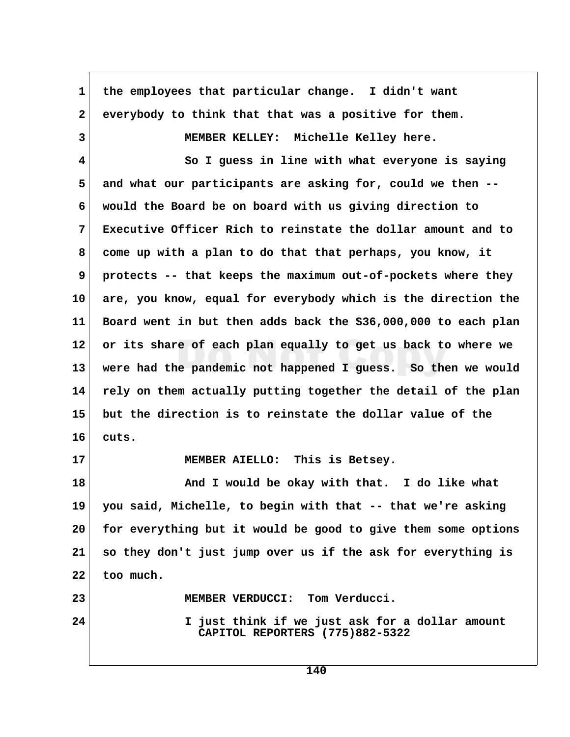the employees that particular change. I didn't want everybody to think that that was a positive for them.

MEMBER KELLEY: Michelle Kelley here.

So I guess in line with what everyone is saying and what our participants are asking for, could we then -- would the Board be on board with us giving direction to Executive Officer Rich to reinstate the dollar amount and to come up with a plan to do that that perhaps, you know, it protects -- that keeps the maximum out-of-pockets where they are, you know, equal for everybody which is the direction the Board went in but then adds back the $36,000,000 to each plan or its share of each plan equally to get us back to where we were had the pandemic not happened I guess. So then we would rely on them actually putting together the detail of the plan but the direction is to reinstate the dollar value of the cuts.

MEMBER AIELLO: This is Betsey.

And I would be okay with that. I do like what you said, Michelle, to begin with that -- that we're asking for everything but it would be good to give them some options so they don't just jump over us if the ask for everything is too much.

MEMBER VERDUCCI: Tom Verducci.

I just think if we just ask for a dollar amount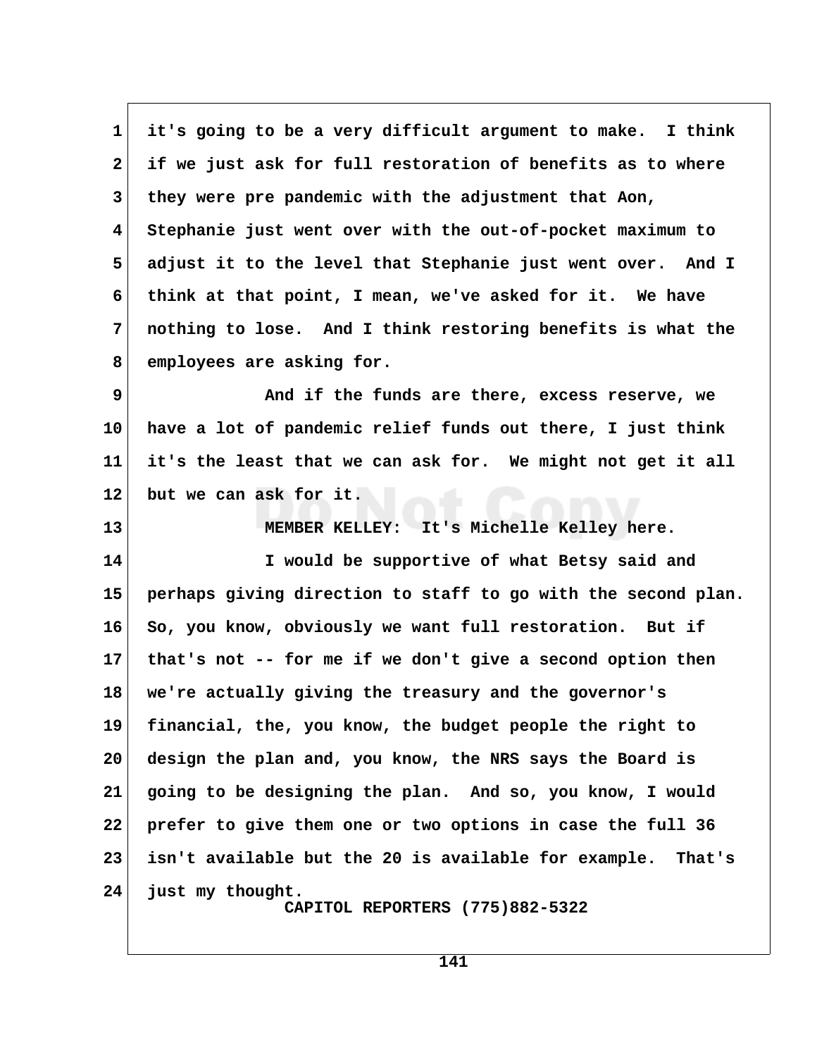it's going to be a very difficult argument to make. I think if we just ask for full restoration of benefits as to where they were pre pandemic with the adjustment that Aon, Stephanie just went over with the out-of-pocket maximum to adjust it to the level that Stephanie just went over. And I think at that point, I mean, we've asked for it. We have nothing to lose. And I think restoring benefits is what the employees are asking for.

And if the funds are there, excess reserve, we have a lot of pandemic relief funds out there, I just think it's the least that we can ask for. We might not get it all but we can ask for it.

MEMBER KELLEY: It's Michelle Kelley here.

I would be supportive of what Betsy said and perhaps giving direction to staff to go with the second plan. So, you know, obviously we want full restoration. But if that's not -- for me if we don't give a second option then we're actually giving the treasury and the governor's financial, the, you know, the budget people the right to design the plan and, you know, the NRS says the Board is going to be designing the plan. And so, you know, I would prefer to give them one or two options in case the full 36 isn't available but the 20 is available for example. That's just my thought.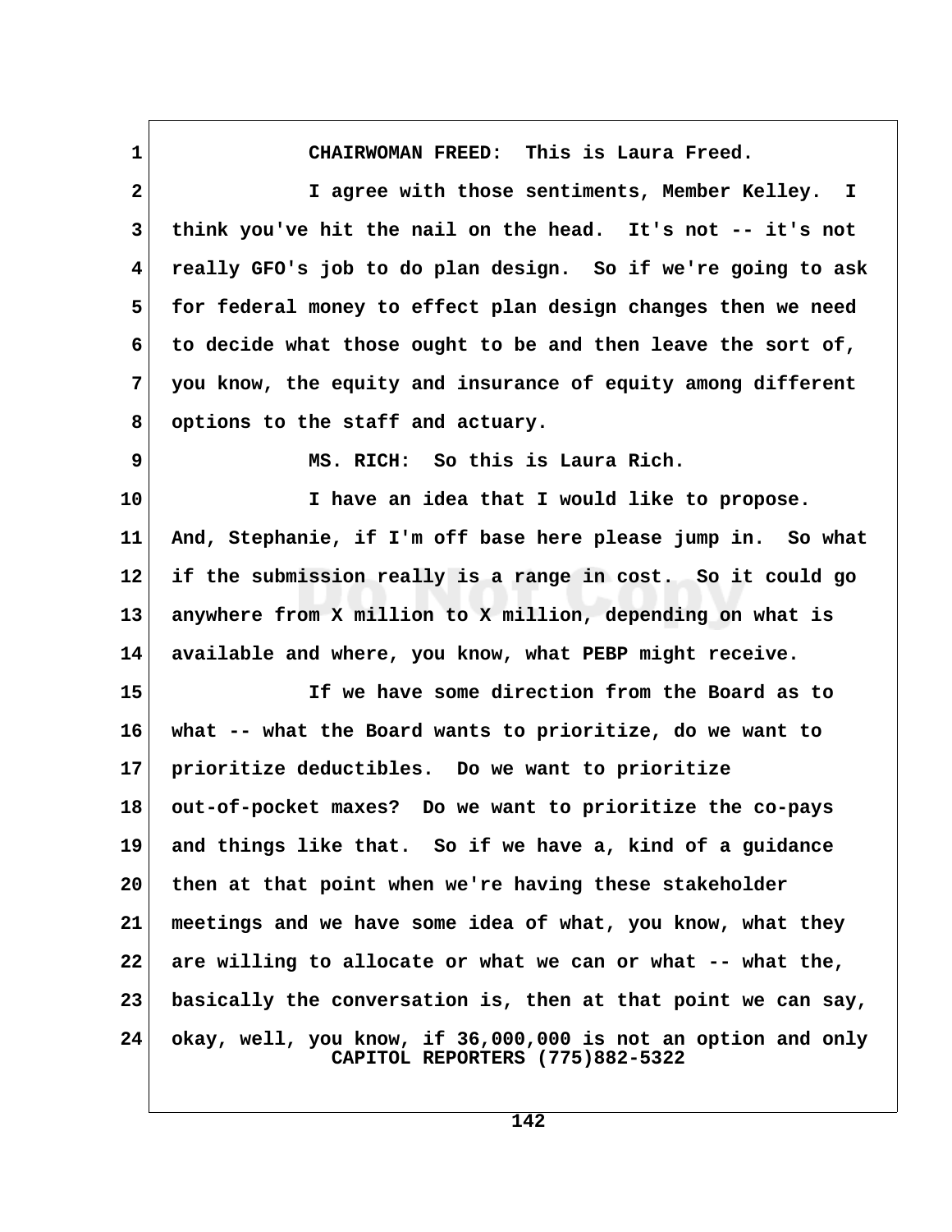CHAIRWOMAN FREED: This is Laura Freed.

I agree with those sentiments, Member Kelley. I think you've hit the nail on the head. It's not -- it's not really GFO's job to do plan design. So if we're going to ask for federal money to effect plan design changes then we need to decide what those ought to be and then leave the sort of, you know, the equity and insurance of equity among different options to the staff and actuary.

MS. RICH: So this is Laura Rich.

I have an idea that I would like to propose. And, Stephanie, if I'm off base here please jump in. So what if the submission really is a range in cost. So it could go anywhere from X million to X million, depending on what is available and where, you know, what PEBP might receive.

If we have some direction from the Board as to what -- what the Board wants to prioritize, do we want to prioritize deductibles. Do we want to prioritize out-of-pocket maxes? Do we want to prioritize the co-pays and things like that. So if we have a, kind of a guidance then at that point when we're having these stakeholder meetings and we have some idea of what, you know, what they are willing to allocate or what we can or what -- what the, basically the conversation is, then at that point we can say, okay, well, you know, if 36,000,000 is not an option and only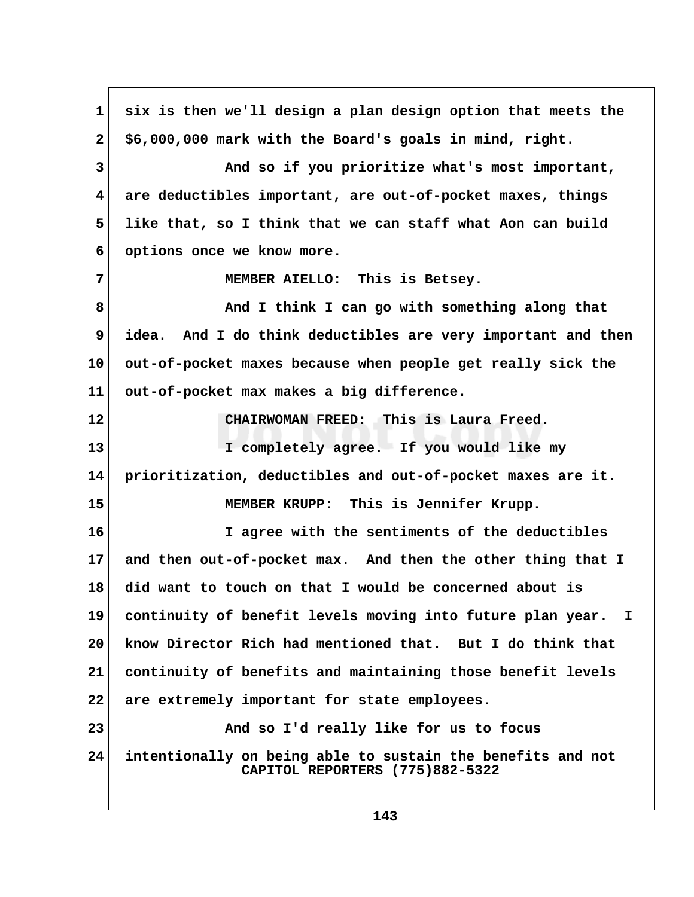six is then we'll design a plan design option that meets the $6,000,000 mark with the Board's goals in mind, right.

And so if you prioritize what's most important, are deductibles important, are out-of-pocket maxes, things like that, so I think that we can staff what Aon can build options once we know more.

MEMBER AIELLO: This is Betsey.

And I think I can go with something along that idea. And I do think deductibles are very important and then out-of-pocket maxes because when people get really sick the out-of-pocket max makes a big difference.

CHAIRWOMAN FREED: This is Laura Freed.

I completely agree. If you would like my prioritization, deductibles and out-of-pocket maxes are it.

MEMBER KRUPP: This is Jennifer Krupp.

I agree with the sentiments of the deductibles and then out-of-pocket max. And then the other thing that I did want to touch on that I would be concerned about is continuity of benefit levels moving into future plan year. I know Director Rich had mentioned that. But I do think that continuity of benefits and maintaining those benefit levels are extremely important for state employees.

And so I'd really like for us to focus intentionally on being able to sustain the benefits and not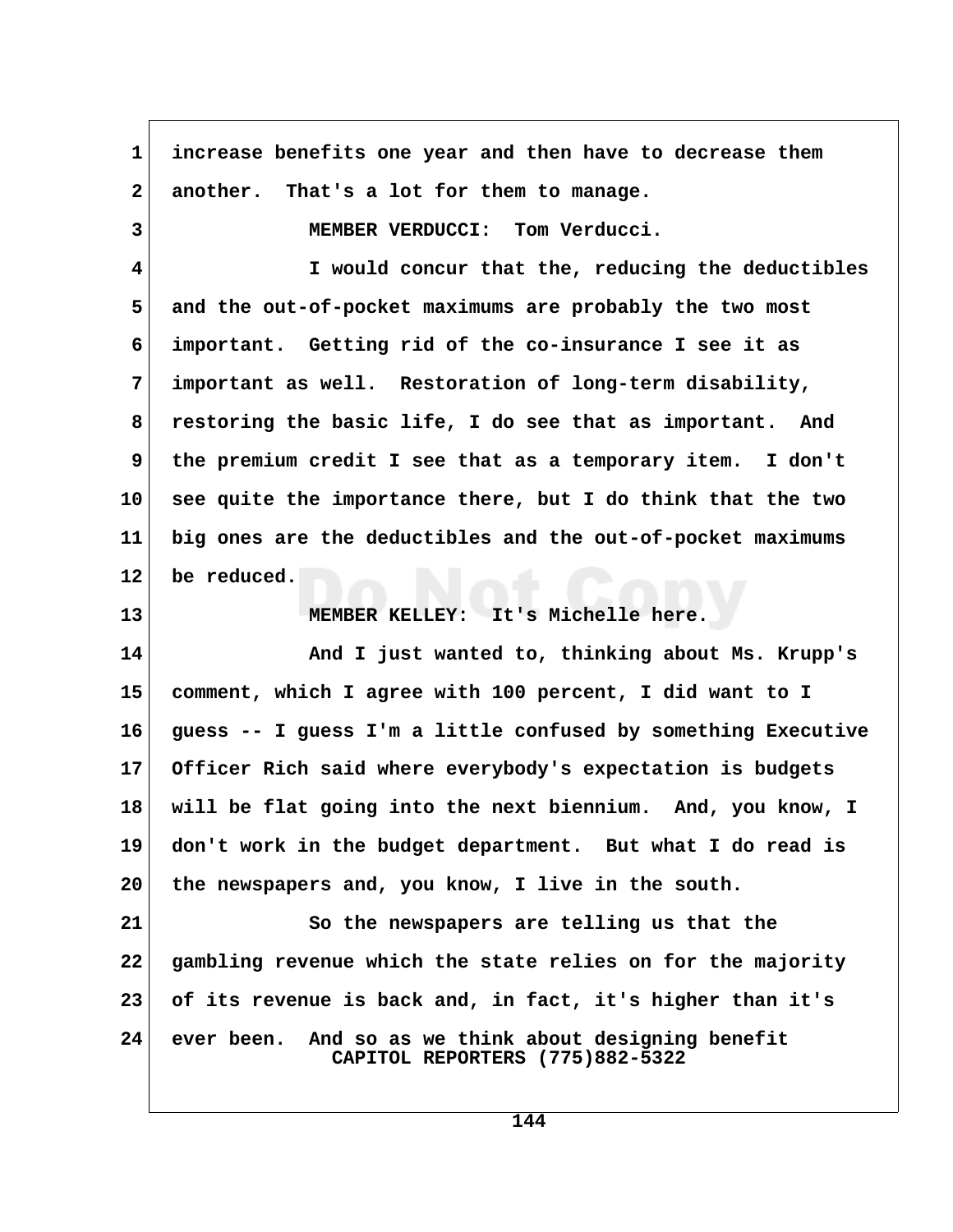increase benefits one year and then have to decrease them another. That's a lot for them to manage.

MEMBER VERDUCCI: Tom Verducci.

I would concur that the, reducing the deductibles and the out-of-pocket maximums are probably the two most important. Getting rid of the co-insurance I see it as important as well. Restoration of long-term disability, restoring the basic life, I do see that as important. And the premium credit I see that as a temporary item. I don't see quite the importance there, but I do think that the two big ones are the deductibles and the out-of-pocket maximums be reduced.

MEMBER KELLEY: It's Michelle here.

And I just wanted to, thinking about Ms. Krupp's comment, which I agree with 100 percent, I did want to I guess -- I guess I'm a little confused by something Executive Officer Rich said where everybody's expectation is budgets will be flat going into the next biennium. And, you know, I don't work in the budget department. But what I do read is the newspapers and, you know, I live in the south.

So the newspapers are telling us that the gambling revenue which the state relies on for the majority of its revenue is back and, in fact, it's higher than it's ever been. And so as we think about designing benefit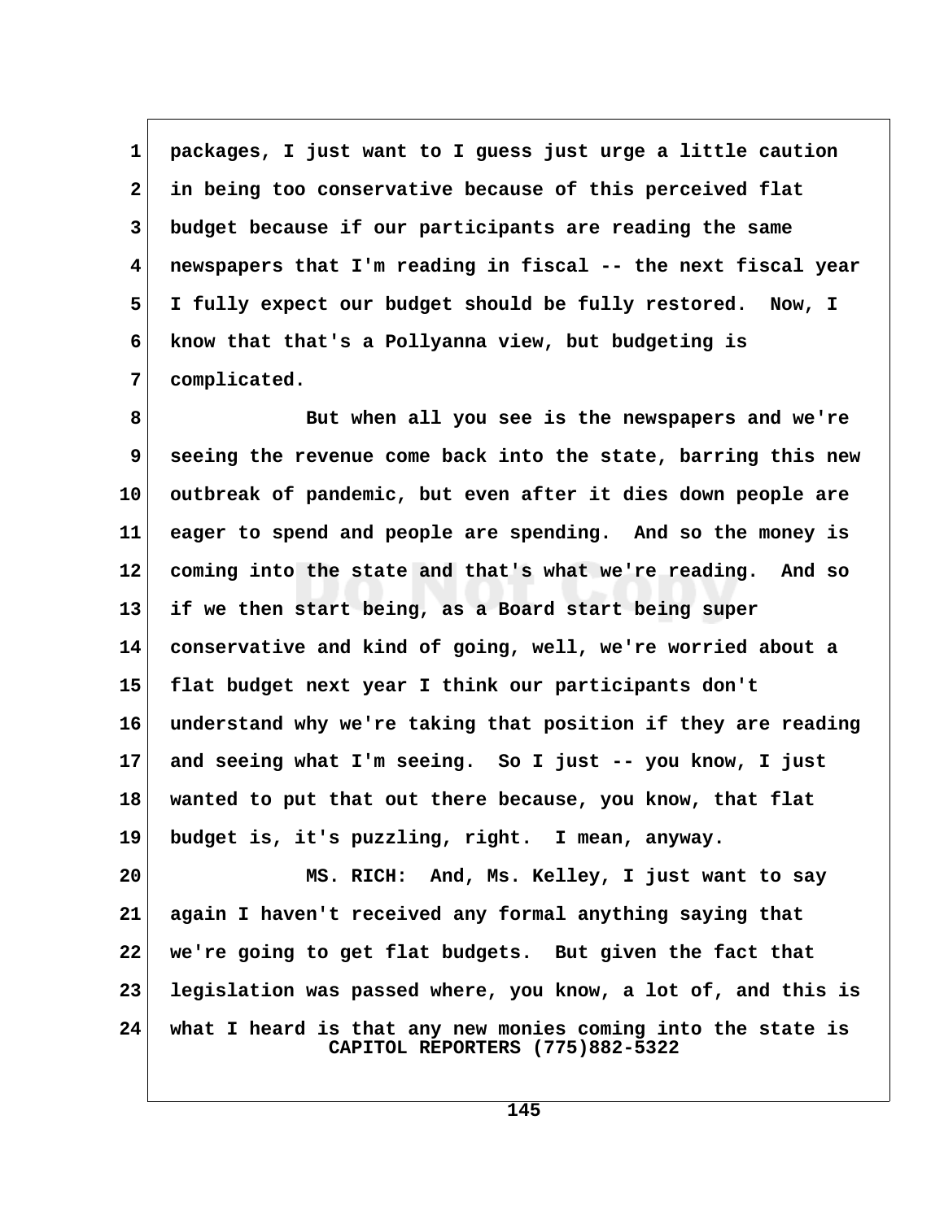packages, I just want to I guess just urge a little caution in being too conservative because of this perceived flat budget because if our participants are reading the same newspapers that I'm reading in fiscal -- the next fiscal year I fully expect our budget should be fully restored. Now, I know that that's a Pollyanna view, but budgeting is complicated.

But when all you see is the newspapers and we're seeing the revenue come back into the state, barring this new outbreak of pandemic, but even after it dies down people are eager to spend and people are spending. And so the money is coming into the state and that's what we're reading. And so if we then start being, as a Board start being super conservative and kind of going, well, we're worried about a flat budget next year I think our participants don't understand why we're taking that position if they are reading and seeing what I'm seeing. So I just -- you know, I just wanted to put that out there because, you know, that flat budget is, it's puzzling, right. I mean, anyway.

MS. RICH: And, Ms. Kelley, I just want to say again I haven't received any formal anything saying that we're going to get flat budgets. But given the fact that legislation was passed where, you know, a lot of, and this is what I heard is that any new monies coming into the state is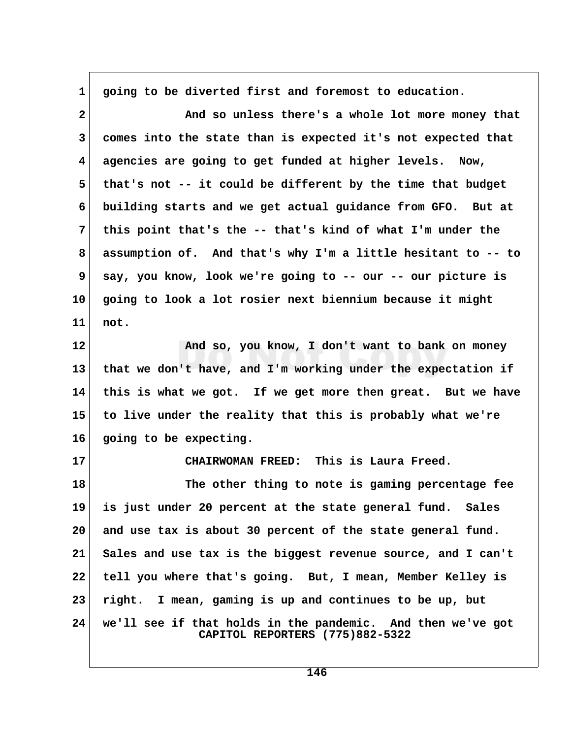going to be diverted first and foremost to education.

And so unless there's a whole lot more money that comes into the state than is expected it's not expected that agencies are going to get funded at higher levels. Now, that's not -- it could be different by the time that budget building starts and we get actual guidance from GFO. But at this point that's the -- that's kind of what I'm under the assumption of. And that's why I'm a little hesitant to -- to say, you know, look we're going to -- our -- our picture is going to look a lot rosier next biennium because it might not.

And so, you know, I don't want to bank on money that we don't have, and I'm working under the expectation if this is what we got. If we get more then great. But we have to live under the reality that this is probably what we're going to be expecting.

CHAIRWOMAN FREED: This is Laura Freed.

The other thing to note is gaming percentage fee is just under 20 percent at the state general fund. Sales and use tax is about 30 percent of the state general fund. Sales and use tax is the biggest revenue source, and I can't tell you where that's going. But, I mean, Member Kelley is right. I mean, gaming is up and continues to be up, but we'll see if that holds in the pandemic. And then we've got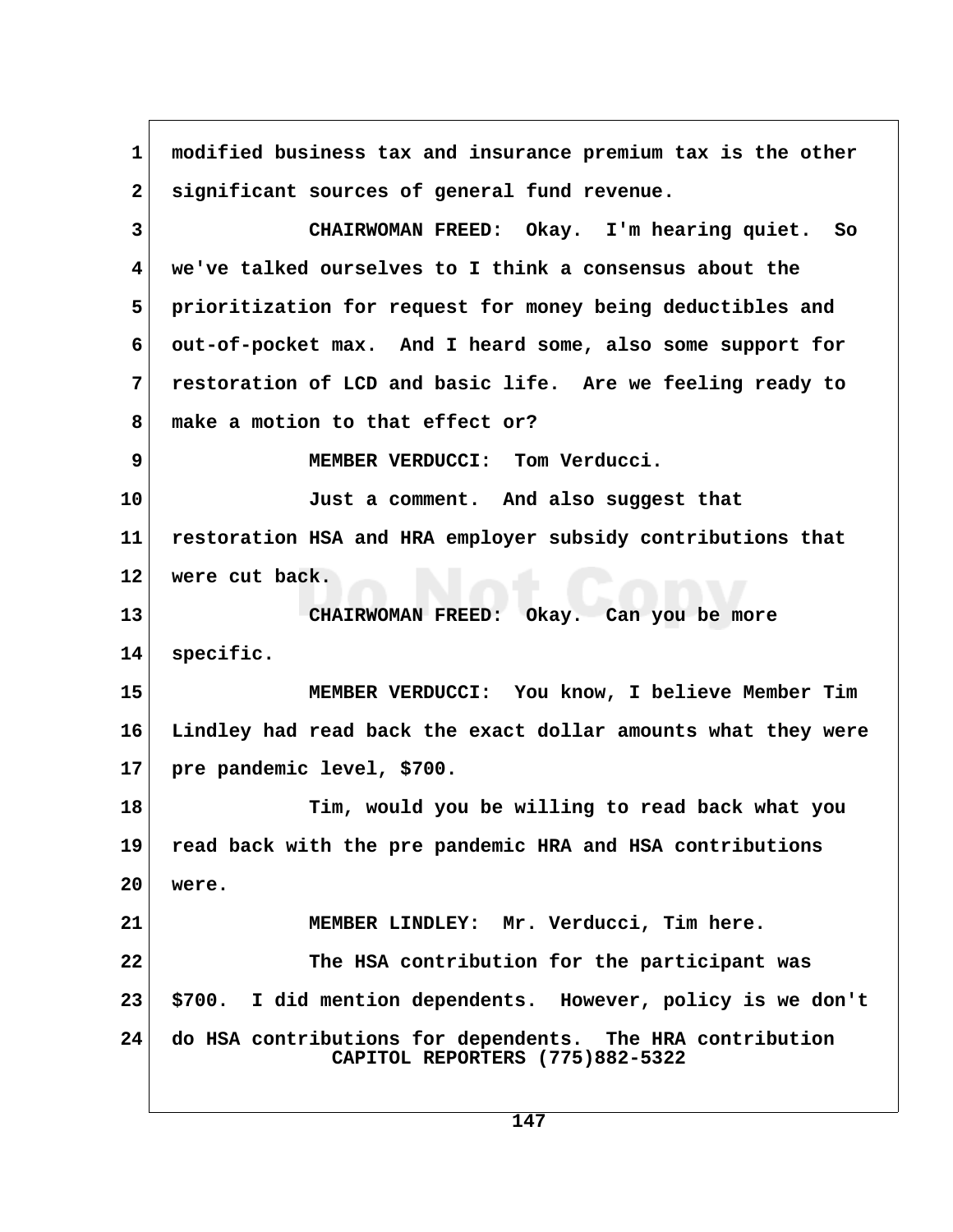modified business tax and insurance premium tax is the other significant sources of general fund revenue.

CHAIRWOMAN FREED: Okay. I'm hearing quiet. So we've talked ourselves to I think a consensus about the prioritization for request for money being deductibles and out-of-pocket max. And I heard some, also some support for restoration of LCD and basic life. Are we feeling ready to make a motion to that effect or?

MEMBER VERDUCCI: Tom Verducci.

Just a comment. And also suggest that restoration HSA and HRA employer subsidy contributions that were cut back.

CHAIRWOMAN FREED: Okay. Can you be more specific.

MEMBER VERDUCCI: You know, I believe Member Tim Lindley had read back the exact dollar amounts what they were pre pandemic level, $700.

Tim, would you be willing to read back what you read back with the pre pandemic HRA and HSA contributions were.

MEMBER LINDLEY: Mr. Verducci, Tim here.

The HSA contribution for the participant was $700. I did mention dependents. However, policy is we don't do HSA contributions for dependents. The HRA contribution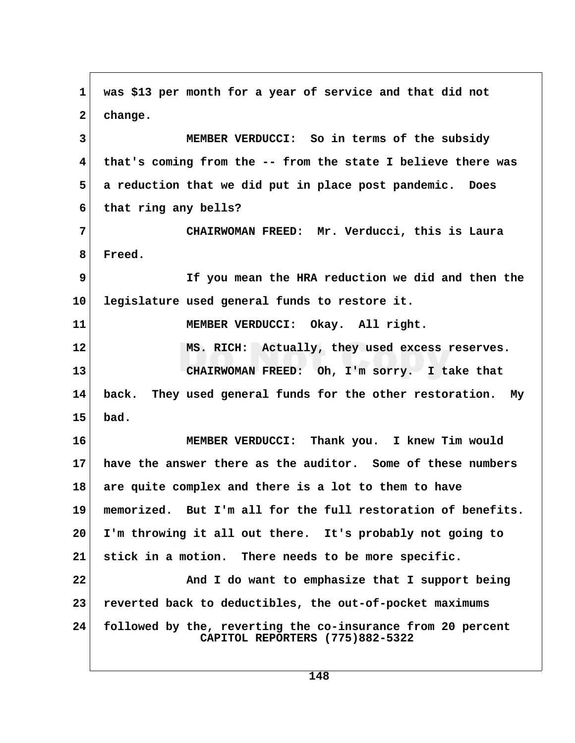was $13 per month for a year of service and that did not change.

MEMBER VERDUCCI: So in terms of the subsidy that's coming from the -- from the state I believe there was a reduction that we did put in place post pandemic. Does that ring any bells?

CHAIRWOMAN FREED: Mr. Verducci, this is Laura Freed.

If you mean the HRA reduction we did and then the legislature used general funds to restore it.

MEMBER VERDUCCI: Okay. All right.

MS. RICH: Actually, they used excess reserves.

CHAIRWOMAN FREED: Oh, I'm sorry. I take that back. They used general funds for the other restoration. My bad.

MEMBER VERDUCCI: Thank you. I knew Tim would have the answer there as the auditor. Some of these numbers are quite complex and there is a lot to them to have memorized. But I'm all for the full restoration of benefits. I'm throwing it all out there. It's probably not going to stick in a motion. There needs to be more specific.

And I do want to emphasize that I support being reverted back to deductibles, the out-of-pocket maximums followed by the, reverting the co-insurance from 20 percent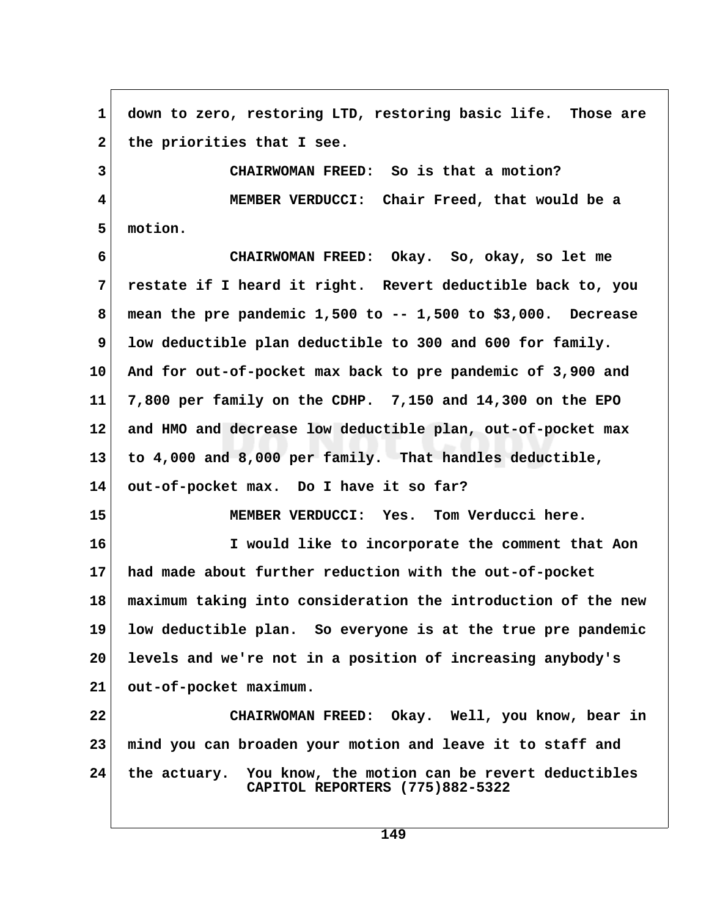down to zero, restoring LTD, restoring basic life. Those are the priorities that I see.

CHAIRWOMAN FREED: So is that a motion?

MEMBER VERDUCCI: Chair Freed, that would be a motion.

CHAIRWOMAN FREED: Okay. So, okay, so let me restate if I heard it right. Revert deductible back to, you mean the pre pandemic 1,500 to -- 1,500 to $3,000. Decrease low deductible plan deductible to 300 and 600 for family. And for out-of-pocket max back to pre pandemic of 3,900 and 7,800 per family on the CDHP. 7,150 and 14,300 on the EPO and HMO and decrease low deductible plan, out-of-pocket max to 4,000 and 8,000 per family. That handles deductible, out-of-pocket max. Do I have it so far?

MEMBER VERDUCCI: Yes. Tom Verducci here.

I would like to incorporate the comment that Aon had made about further reduction with the out-of-pocket maximum taking into consideration the introduction of the new low deductible plan. So everyone is at the true pre pandemic levels and we're not in a position of increasing anybody's out-of-pocket maximum.

CHAIRWOMAN FREED: Okay. Well, you know, bear in mind you can broaden your motion and leave it to staff and the actuary. You know, the motion can be revert deductibles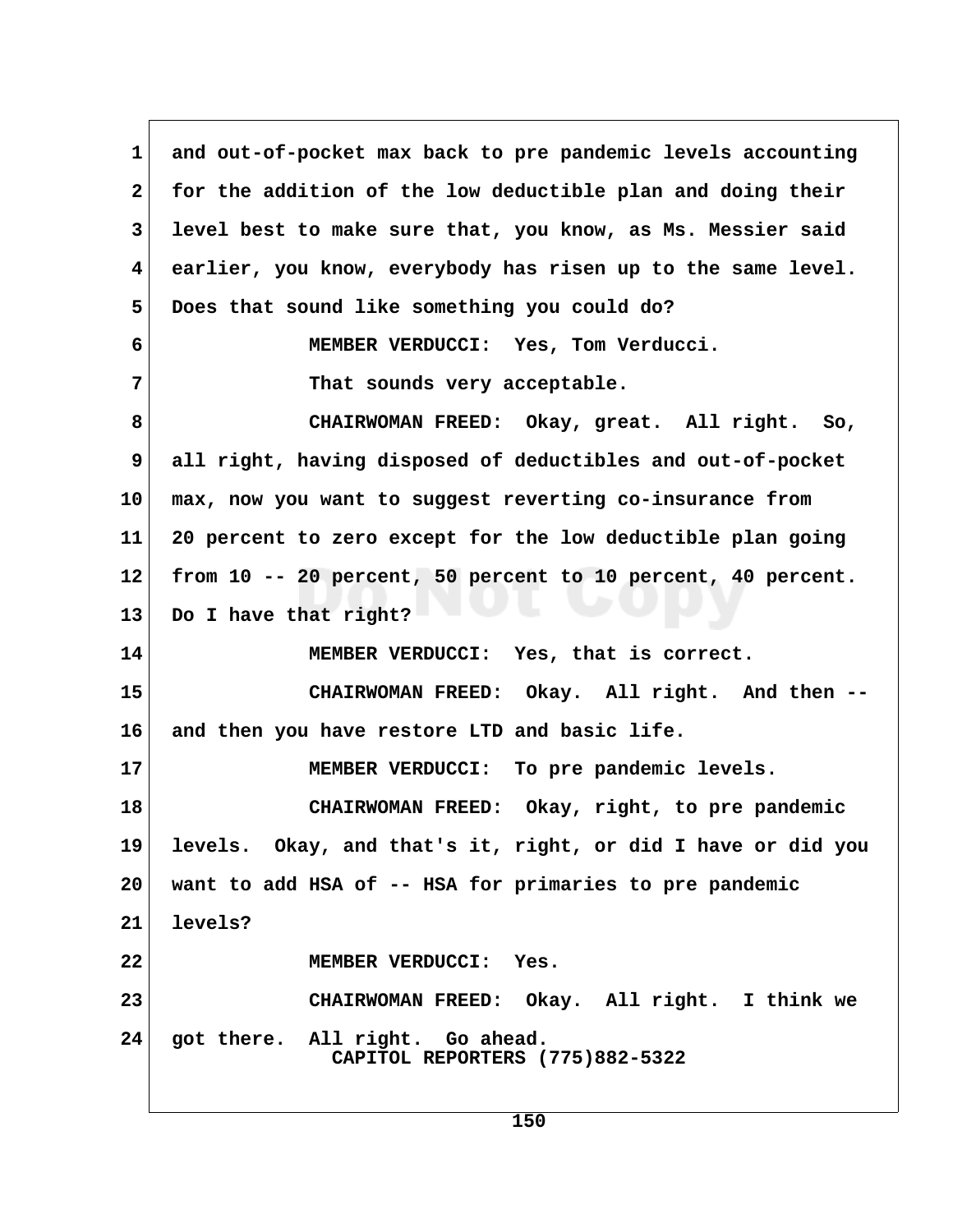and out-of-pocket max back to pre pandemic levels accounting for the addition of the low deductible plan and doing their level best to make sure that, you know, as Ms. Messier said earlier, you know, everybody has risen up to the same level. Does that sound like something you could do?

MEMBER VERDUCCI: Yes, Tom Verducci.

That sounds very acceptable.

CHAIRWOMAN FREED: Okay, great. All right. So, all right, having disposed of deductibles and out-of-pocket max, now you want to suggest reverting co-insurance from 20 percent to zero except for the low deductible plan going from 10 -- 20 percent, 50 percent to 10 percent, 40 percent. Do I have that right?

MEMBER VERDUCCI: Yes, that is correct.

CHAIRWOMAN FREED: Okay. All right. And then -- and then you have restore LTD and basic life.

MEMBER VERDUCCI: To pre pandemic levels.

CHAIRWOMAN FREED: Okay, right, to pre pandemic levels. Okay, and that's it, right, or did I have or did you want to add HSA of -- HSA for primaries to pre pandemic levels?

MEMBER VERDUCCI: Yes.

CHAIRWOMAN FREED: Okay. All right. I think we got there. All right. Go ahead.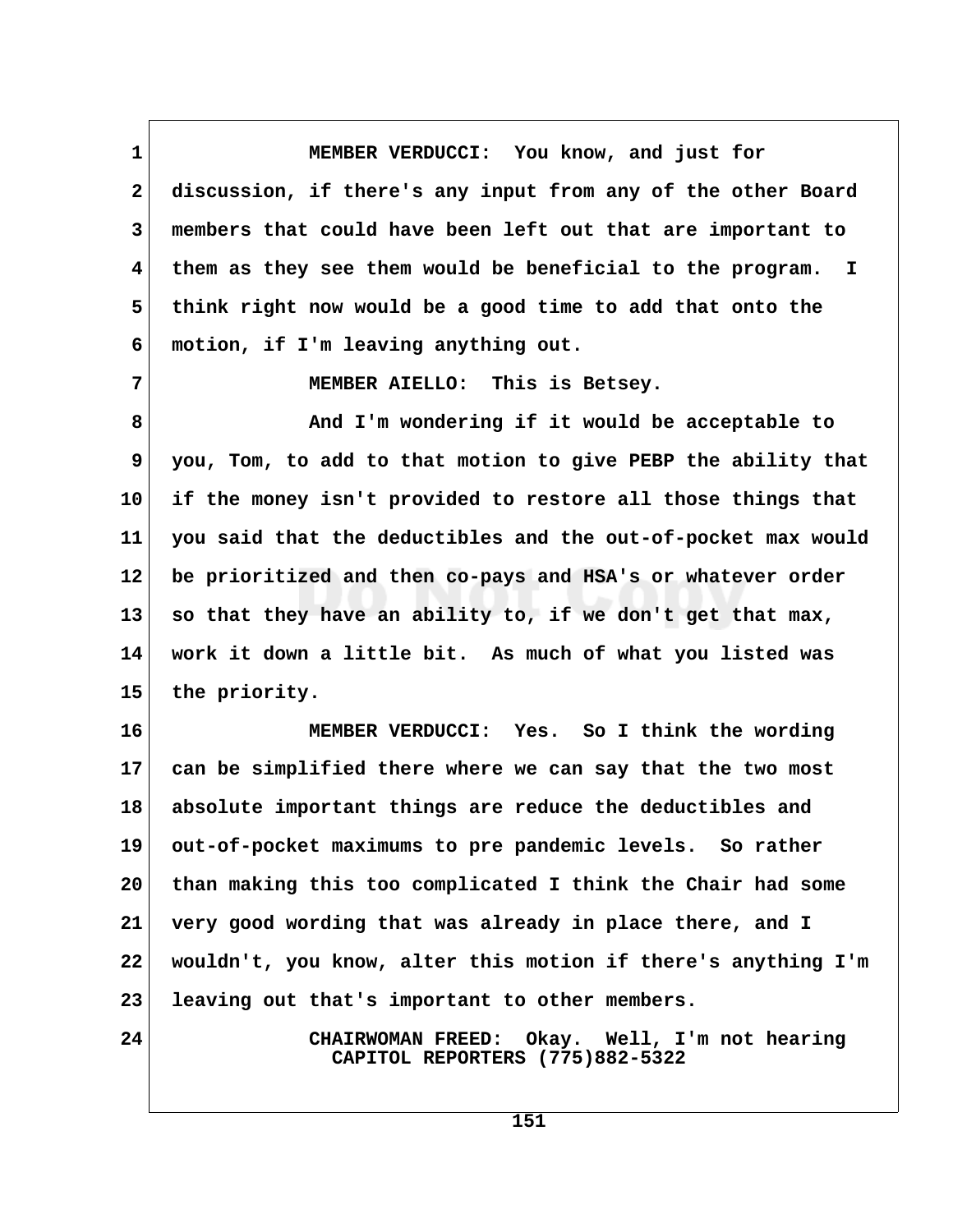MEMBER VERDUCCI: You know, and just for discussion, if there's any input from any of the other Board members that could have been left out that are important to them as they see them would be beneficial to the program. I think right now would be a good time to add that onto the motion, if I'm leaving anything out.

MEMBER AIELLO: This is Betsey.

And I'm wondering if it would be acceptable to you, Tom, to add to that motion to give PEBP the ability that if the money isn't provided to restore all those things that you said that the deductibles and the out-of-pocket max would be prioritized and then co-pays and HSA's or whatever order so that they have an ability to, if we don't get that max, work it down a little bit. As much of what you listed was the priority.

MEMBER VERDUCCI: Yes. So I think the wording can be simplified there where we can say that the two most absolute important things are reduce the deductibles and out-of-pocket maximums to pre pandemic levels. So rather than making this too complicated I think the Chair had some very good wording that was already in place there, and I wouldn't, you know, alter this motion if there's anything I'm leaving out that's important to other members.

CHAIRWOMAN FREED: Okay. Well, I'm not hearing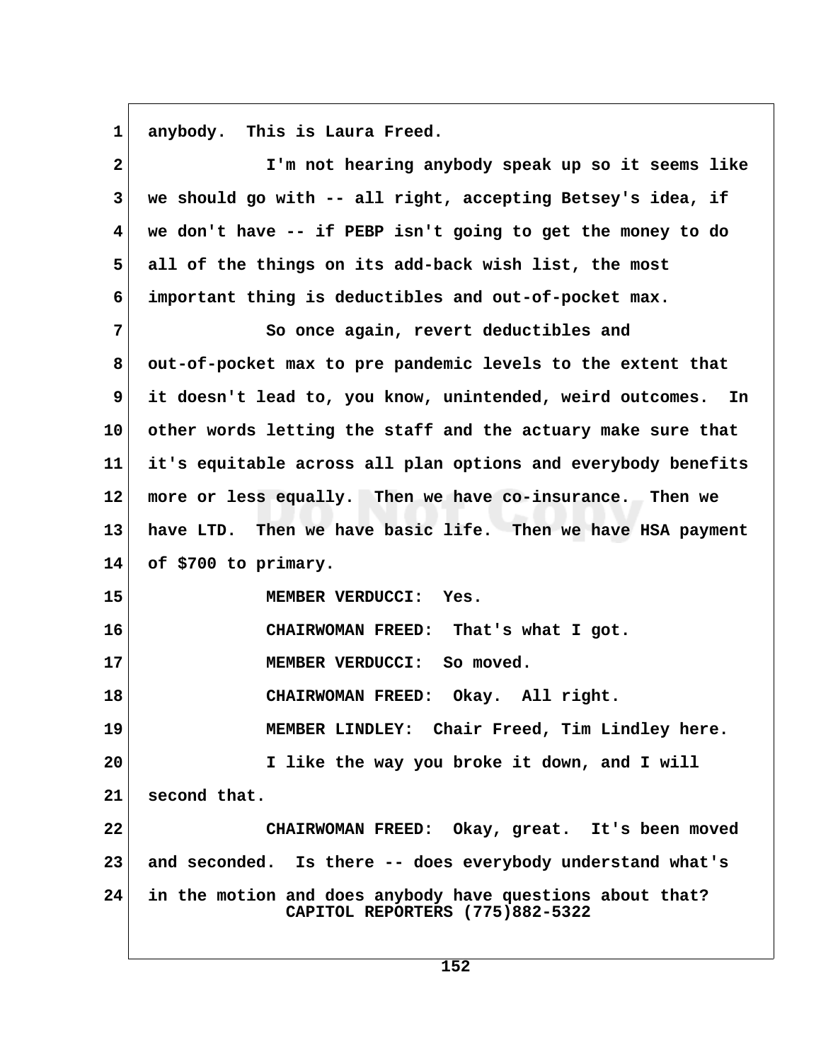anybody. This is Laura Freed.

I'm not hearing anybody speak up so it seems like we should go with -- all right, accepting Betsey's idea, if we don't have -- if PEBP isn't going to get the money to do all of the things on its add-back wish list, the most important thing is deductibles and out-of-pocket max.

So once again, revert deductibles and out-of-pocket max to pre pandemic levels to the extent that it doesn't lead to, you know, unintended, weird outcomes. In other words letting the staff and the actuary make sure that it's equitable across all plan options and everybody benefits more or less equally. Then we have co-insurance. Then we have LTD. Then we have basic life. Then we have HSA payment of $700 to primary.

MEMBER VERDUCCI: Yes.

CHAIRWOMAN FREED: That's what I got.

MEMBER VERDUCCI: So moved.

CHAIRWOMAN FREED: Okay. All right.

MEMBER LINDLEY: Chair Freed, Tim Lindley here.

I like the way you broke it down, and I will second that.

CHAIRWOMAN FREED: Okay, great. It's been moved and seconded. Is there -- does everybody understand what's in the motion and does anybody have questions about that?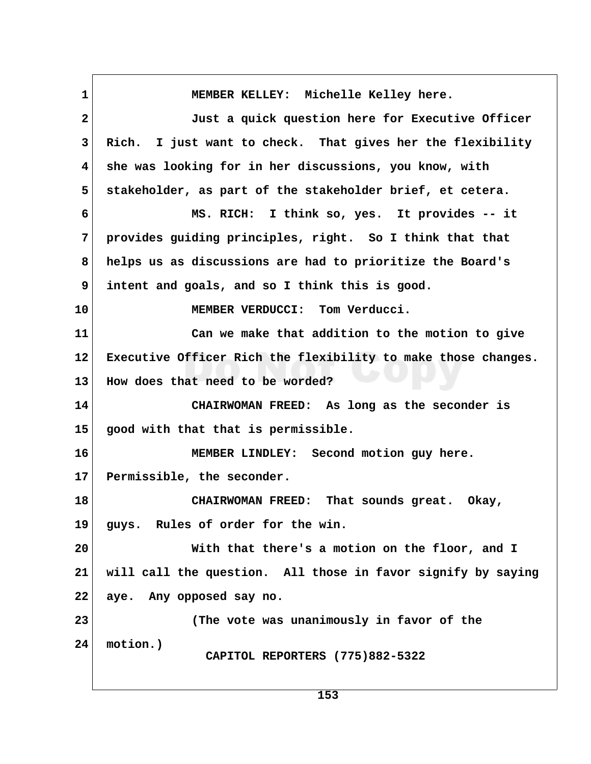MEMBER KELLEY: Michelle Kelley here.

Just a quick question here for Executive Officer Rich. I just want to check. That gives her the flexibility she was looking for in her discussions, you know, with stakeholder, as part of the stakeholder brief, et cetera.

MS. RICH: I think so, yes. It provides -- it provides guiding principles, right. So I think that that helps us as discussions are had to prioritize the Board's intent and goals, and so I think this is good.

MEMBER VERDUCCI: Tom Verducci.

Can we make that addition to the motion to give Executive Officer Rich the flexibility to make those changes. How does that need to be worded?

CHAIRWOMAN FREED: As long as the seconder is good with that that is permissible.

MEMBER LINDLEY: Second motion guy here. Permissible, the seconder.

CHAIRWOMAN FREED: That sounds great. Okay, guys. Rules of order for the win.

With that there's a motion on the floor, and I will call the question. All those in favor signify by saying aye. Any opposed say no.

(The vote was unanimously in favor of the motion.)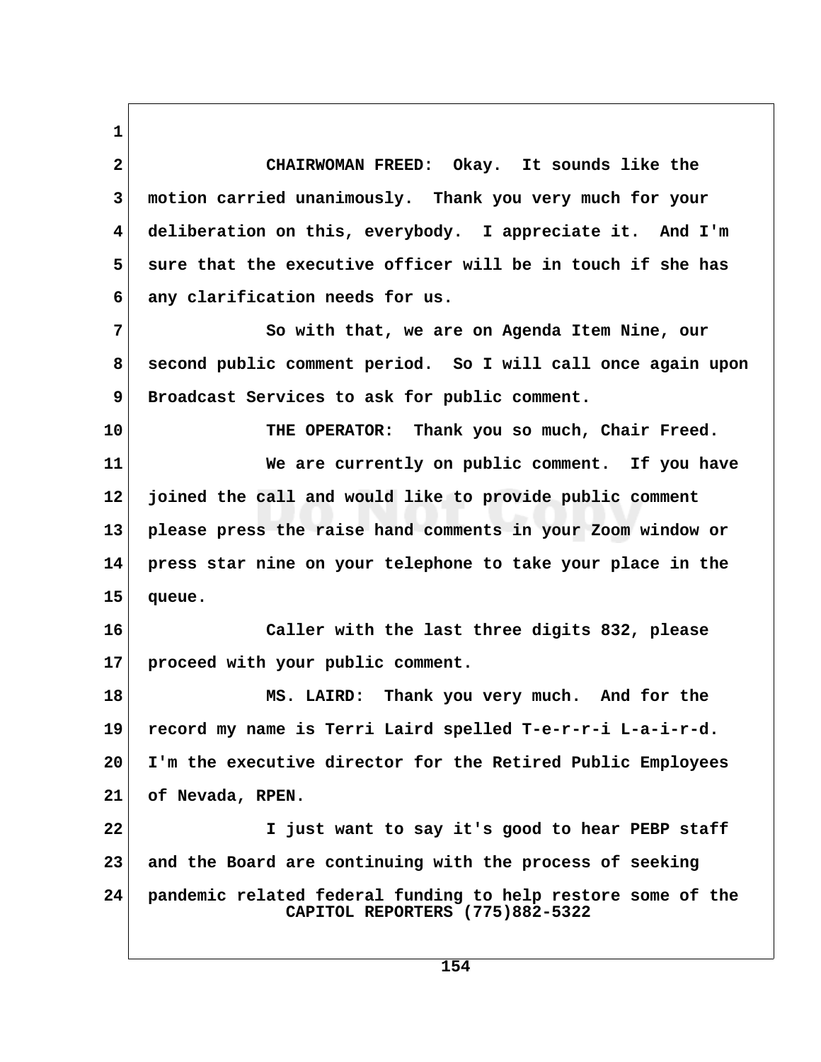CHAIRWOMAN FREED: Okay. It sounds like the motion carried unanimously. Thank you very much for your deliberation on this, everybody. I appreciate it. And I'm sure that the executive officer will be in touch if she has any clarification needs for us.

So with that, we are on Agenda Item Nine, our second public comment period. So I will call once again upon Broadcast Services to ask for public comment.

THE OPERATOR: Thank you so much, Chair Freed.

We are currently on public comment. If you have joined the call and would like to provide public comment please press the raise hand comments in your Zoom window or press star nine on your telephone to take your place in the queue.

Caller with the last three digits 832, please proceed with your public comment.

MS. LAIRD: Thank you very much. And for the record my name is Terri Laird spelled T-e-r-r-i L-a-i-r-d. I'm the executive director for the Retired Public Employees of Nevada, RPEN.

I just want to say it's good to hear PEBP staff and the Board are continuing with the process of seeking pandemic related federal funding to help restore some of the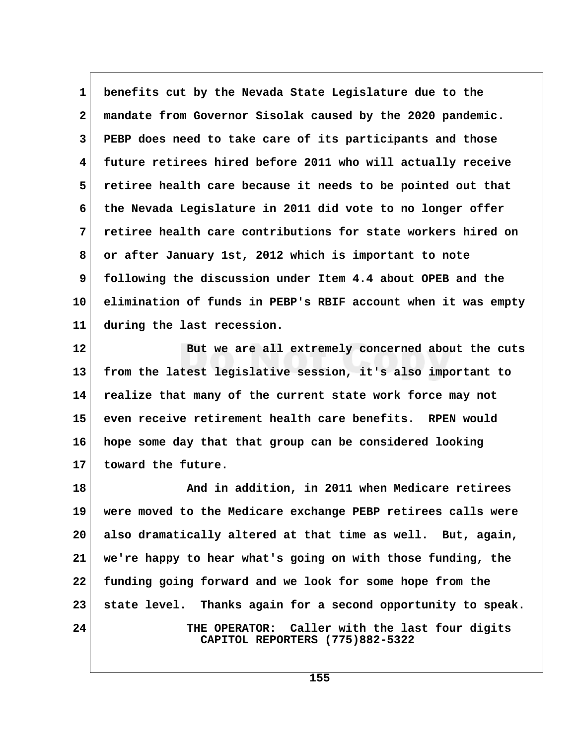benefits cut by the Nevada State Legislature due to the mandate from Governor Sisolak caused by the 2020 pandemic. PEBP does need to take care of its participants and those future retirees hired before 2011 who will actually receive retiree health care because it needs to be pointed out that the Nevada Legislature in 2011 did vote to no longer offer retiree health care contributions for state workers hired on or after January 1st, 2012 which is important to note following the discussion under Item 4.4 about OPEB and the elimination of funds in PEBP's RBIF account when it was empty during the last recession.

But we are all extremely concerned about the cuts from the latest legislative session, it's also important to realize that many of the current state work force may not even receive retirement health care benefits. RPEN would hope some day that that group can be considered looking toward the future.

And in addition, in 2011 when Medicare retirees were moved to the Medicare exchange PEBP retirees calls were also dramatically altered at that time as well. But, again, we're happy to hear what's going on with those funding, the funding going forward and we look for some hope from the state level. Thanks again for a second opportunity to speak.

THE OPERATOR: Caller with the last four digits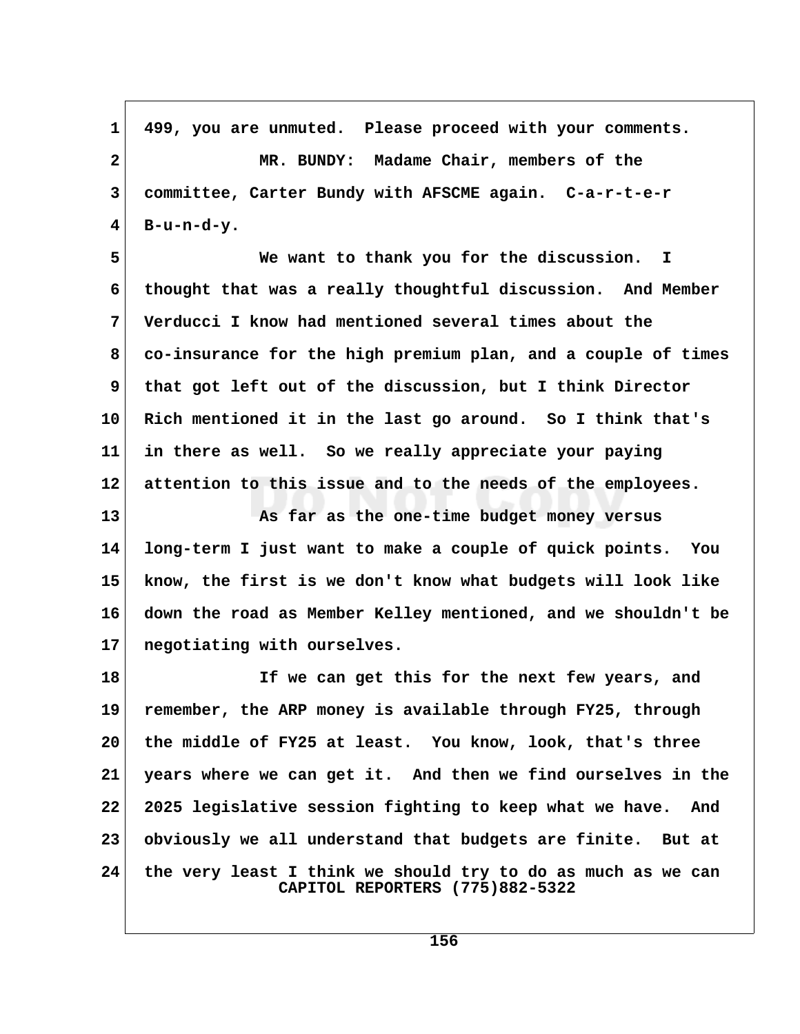499, you are unmuted. Please proceed with your comments.

MR. BUNDY: Madame Chair, members of the committee, Carter Bundy with AFSCME again. C-a-r-t-e-r B-u-n-d-y.

We want to thank you for the discussion. I thought that was a really thoughtful discussion. And Member Verducci I know had mentioned several times about the co-insurance for the high premium plan, and a couple of times that got left out of the discussion, but I think Director Rich mentioned it in the last go around. So I think that's in there as well. So we really appreciate your paying attention to this issue and to the needs of the employees.

As far as the one-time budget money versus long-term I just want to make a couple of quick points. You know, the first is we don't know what budgets will look like down the road as Member Kelley mentioned, and we shouldn't be negotiating with ourselves.

If we can get this for the next few years, and remember, the ARP money is available through FY25, through the middle of FY25 at least. You know, look, that's three years where we can get it. And then we find ourselves in the 2025 legislative session fighting to keep what we have. And obviously we all understand that budgets are finite. But at the very least I think we should try to do as much as we can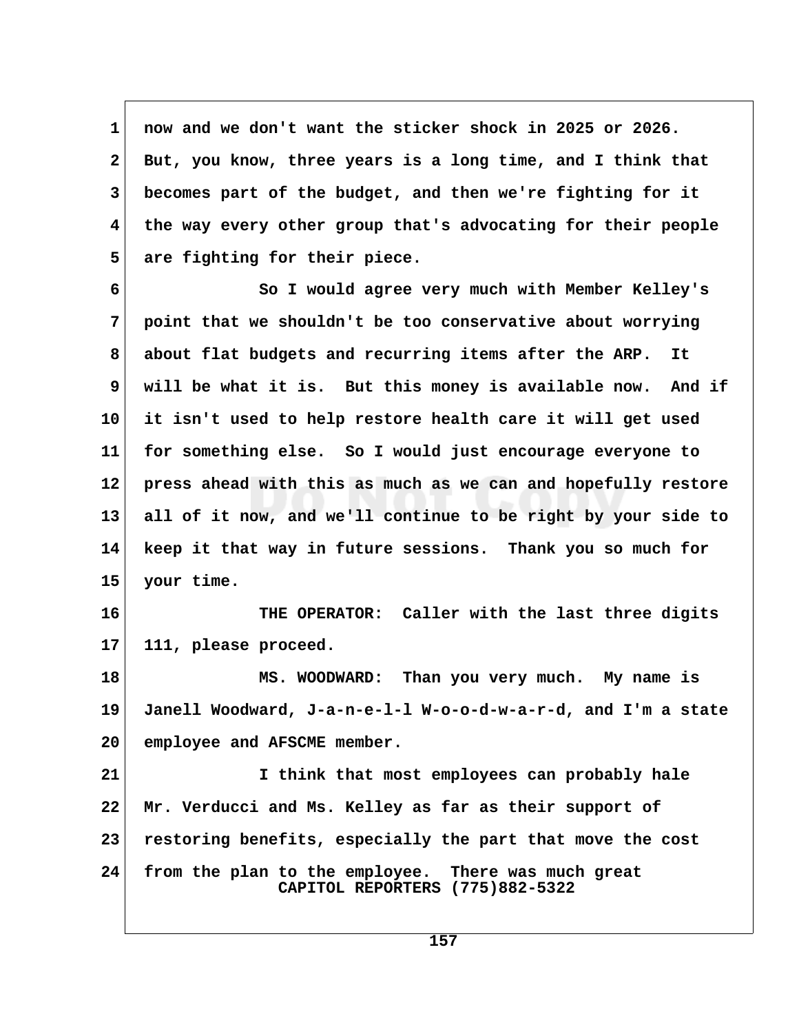now and we don't want the sticker shock in 2025 or 2026. But, you know, three years is a long time, and I think that becomes part of the budget, and then we're fighting for it the way every other group that's advocating for their people are fighting for their piece.

So I would agree very much with Member Kelley's point that we shouldn't be too conservative about worrying about flat budgets and recurring items after the ARP. It will be what it is. But this money is available now. And if it isn't used to help restore health care it will get used for something else. So I would just encourage everyone to press ahead with this as much as we can and hopefully restore all of it now, and we'll continue to be right by your side to keep it that way in future sessions. Thank you so much for your time.

THE OPERATOR: Caller with the last three digits 111, please proceed.

MS. WOODWARD: Than you very much. My name is Janell Woodward, J-a-n-e-l-l W-o-o-d-w-a-r-d, and I'm a state employee and AFSCME member.

I think that most employees can probably hale Mr. Verducci and Ms. Kelley as far as their support of restoring benefits, especially the part that move the cost from the plan to the employee. There was much great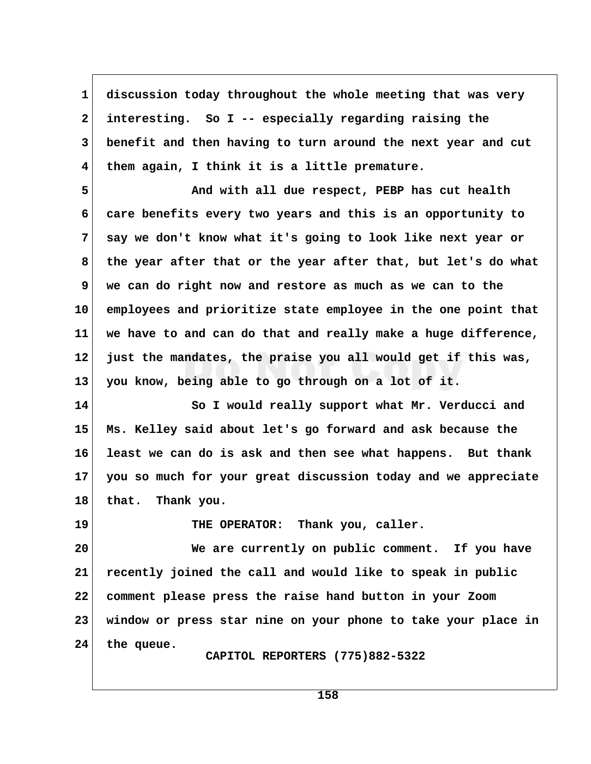discussion today throughout the whole meeting that was very interesting. So I -- especially regarding raising the benefit and then having to turn around the next year and cut them again, I think it is a little premature.

And with all due respect, PEBP has cut health care benefits every two years and this is an opportunity to say we don't know what it's going to look like next year or the year after that or the year after that, but let's do what we can do right now and restore as much as we can to the employees and prioritize state employee in the one point that we have to and can do that and really make a huge difference, just the mandates, the praise you all would get if this was, you know, being able to go through on a lot of it.

So I would really support what Mr. Verducci and Ms. Kelley said about let's go forward and ask because the least we can do is ask and then see what happens. But thank you so much for your great discussion today and we appreciate that. Thank you.

THE OPERATOR: Thank you, caller.

We are currently on public comment. If you have recently joined the call and would like to speak in public comment please press the raise hand button in your Zoom window or press star nine on your phone to take your place in the queue.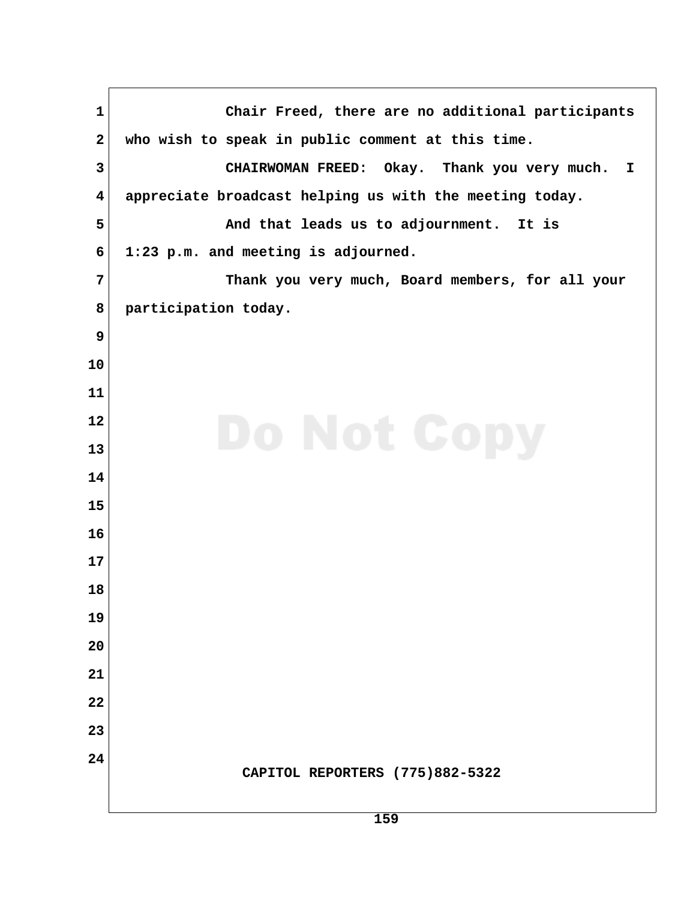Chair Freed, there are no additional participants who wish to speak in public comment at this time.

CHAIRWOMAN FREED: Okay. Thank you very much. I appreciate broadcast helping us with the meeting today.

And that leads us to adjournment. It is 1:23 p.m. and meeting is adjourned.

Thank you very much, Board members, for all your participation today.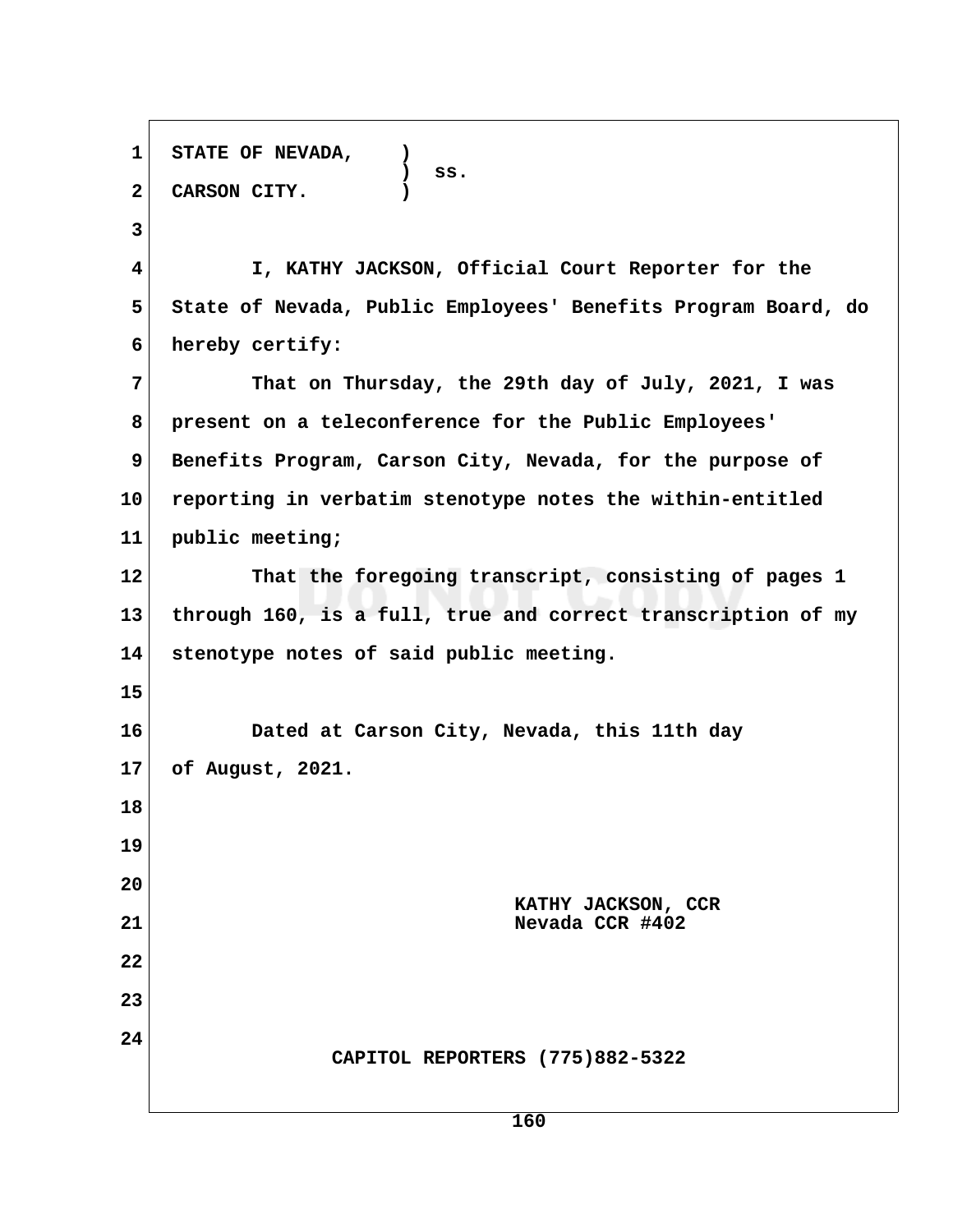STATE OF NEVADA, )
) ss.
CARSON CITY. )

I, KATHY JACKSON, Official Court Reporter for the State of Nevada, Public Employees' Benefits Program Board, do hereby certify:

That on Thursday, the 29th day of July, 2021, I was present on a teleconference for the Public Employees' Benefits Program, Carson City, Nevada, for the purpose of reporting in verbatim stenotype notes the within-entitled public meeting;

That the foregoing transcript, consisting of pages 1 through 160, is a full, true and correct transcription of my stenotype notes of said public meeting.

Dated at Carson City, Nevada, this 11th day of August, 2021.

KATHY JACKSON, CCR
Nevada CCR #402

CAPITOL REPORTERS (775)882-5322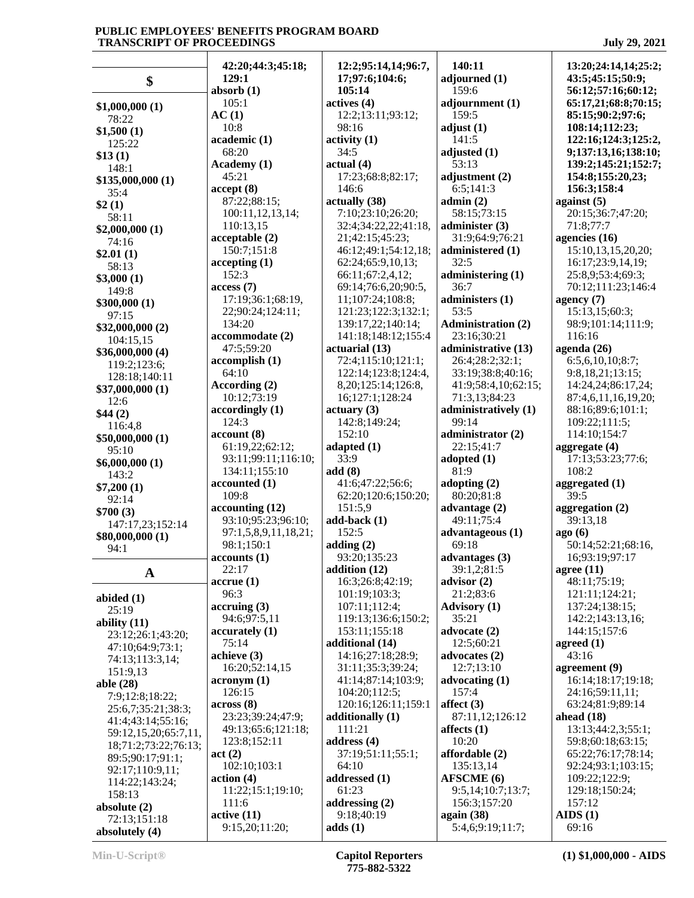## $

**$1,000,000 (1)**
78:22
**$1,500 (1)**
125:22
**$13 (1)**
148:1
**$135,000,000 (1)**
35:4
**$2 (1)**
58:11
**$2,000,000 (1)**
74:16
**$2.01 (1)**
58:13
**$3,000 (1)**
149:8
**$300,000 (1)**
97:15
**$32,000,000 (2)**
104:15,15
**$36,000,000 (4)**
119:2;123:6;
128:18;140:11
**$37,000,000 (1)**
12:6
**$44 (2)**
116:4,8
**$50,000,000 (1)**
95:10
**$6,000,000 (1)**
143:2
**$7,200 (1)**
92:14
**$700 (3)**
147:17,23;152:14
**$80,000,000 (1)**
94:1

## A

**abided (1)**
25:19
**ability (11)**
23:12;26:1;43:20;
47:10;64:9;73:1;
74:13;113:3,14;
151:9,13
**able (28)**
7:9;12:8;18:22;
25:6,7;35:21;38:3;
41:4;43:14;55:16;
59:12,15,20;65:7,11,
18;71:2;73:22;76:13;
89:5;90:17;91:1;
92:17;110:9,11;
114:22;143:24;
158:13
**absolute (2)**
72:13;151:18
**absolutely (4)**
42:20;44:3;45:18;
129:1
**absorb (1)**
105:1
**AC (1)**
10:8
**academic (1)**
68:20
**Academy (1)**
45:21
**accept (8)**
87:22;88:15;
100:11,12,13,14;
110:13,15
**acceptable (2)**
150:7;151:8
**accepting (1)**
152:3
**access (7)**
17:19;36:1;68:19,
22;90:24;124:11;
134:20
**accommodate (2)**
47:5;59:20
**accomplish (1)**
64:10
**According (2)**
10:12;73:19
**accordingly (1)**
124:3
**account (8)**
61:19,22;62:12;
93:11;99:11;116:10;
134:11;155:10
**accounted (1)**
109:8
**accounting (12)**
93:10;95:23;96:10;
97:1,5,8,9,11,18,21;
98:1;150:1
**accounts (1)**
22:17
**accrue (1)**
96:3
**accruing (3)**
94:6;97:5,11
**accurately (1)**
75:14
**achieve (3)**
16:20;52:14,15
**acronym (1)**
126:15
**across (8)**
23:23;39:24;47:9;
49:13;65:6;121:18;
123:8;152:11
**act (2)**
102:10;103:1
**action (4)**
11:22;15:1;19:10;
111:6
**active (11)**
9:15,20;11:20;
12:2;95:14,14;96:7,
17;97:6;104:6;
105:14
**actives (4)**
12:2;13:11;93:12;
98:16
**activity (1)**
34:5
**actual (4)**
17:23;68:8;82:17;
146:6
**actually (38)**
7:10;23:10;26:20;
32:4;34:22,22;41:18,
21;42:15;45:23;
46:12;49:1;54:12,18;
62:24;65:9,10,13;
66:11;67:2,4,12;
69:14;76:6,20;90:5,
11;107:24;108:8;
121:23;122:3;132:1;
139:17,22;140:14;
141:18;148:12;155:4
**actuarial (13)**
72:4;115:10;121:1;
122:14;123:8;124:4,
8,20;125:14;126:8,
16;127:1;128:24
**actuary (3)**
142:8;149:24;
152:10
**adapted (1)**
33:9
**add (8)**
41:6;47:22;56:6;
62:20;120:6;150:20;
151:5,9
**add-back (1)**
152:5
**adding (2)**
93:20;135:23
**addition (12)**
16:3;26:8;42:19;
101:19;103:3;
107:11;112:4;
119:13;136:6;150:2;
153:11;155:18
**additional (14)**
14:16;27:18;28:9;
31:11;35:3;39:24;
41:14;87:14;103:9;
104:20;112:5;
120:16;126:11;159:1
**additionally (1)**
111:21
**address (4)**
37:19;51:11;55:1;
64:10
**addressed (1)**
61:23
**addressing (2)**
9:18;40:19
**adds (1)**
140:11
**adjourned (1)**
159:6
**adjournment (1)**
159:5
**adjust (1)**
141:5
**adjusted (1)**
53:13
**adjustment (2)**
6:5;141:3
**admin (2)**
58:15;73:15
**administer (3)**
31:9;64:9;76:21
**administered (1)**
32:5
**administering (1)**
36:7
**administers (1)**
53:5
**Administration (2)**
23:16;30:21
**administrative (13)**
26:4;28:2;32:1;
33:19;38:8;40:16;
41:9;58:4,10;62:15;
71:3,13;84:23
**administratively (1)**
99:14
**administrator (2)**
22:15;41:7
**adopted (1)**
81:9
**adopting (2)**
80:20;81:8
**advantage (2)**
49:11;75:4
**advantageous (1)**
69:18
**advantages (3)**
39:1,2;81:5
**advisor (2)**
21:2;83:6
**Advisory (1)**
35:21
**advocate (2)**
12:5;60:21
**advocates (2)**
12:7;13:10
**advocating (1)**
157:4
**affect (3)**
87:11,12;126:12
**affects (1)**
10:20
**affordable (2)**
135:13,14
**AFSCME (6)**
9:5,14;10:7;13:7;
156:3;157:20
**again (38)**
5:4,6;9:19;11:7;
13:20;24:14,14;25:2;
43:5;45:15;50:9;
56:12;57:16;60:12;
65:17,21;68:8;70:15;
85:15;90:2;97:6;
108:14;112:23;
122:16;124:3;125:2,
9;137:13,16;138:10;
139:2;145:21;152:7;
154:8;155:20,23;
156:3;158:4
**against (5)**
20:15;36:7;47:20;
71:8;77:7
**agencies (16)**
15:10,13,15,20,20;
16:17;23:9,14,19;
25:8,9;53:4;69:3;
70:12;111:23;146:4
**agency (7)**
15:13,15;60:3;
98:9;101:14;111:9;
116:16
**agenda (26)**
6:5,6,10,10;8:7;
9:8,18,21;13:15;
14:24,24;86:17,24;
87:4,6,11,16,19,20;
88:16;89:6;101:1;
109:22;111:5;
114:10;154:7
**aggregate (4)**
17:13;53:23;77:6;
108:2
**aggregated (1)**
39:5
**aggregation (2)**
39:13,18
**ago (6)**
50:14;52:21;68:16,
16;93:19;97:17
**agree (11)**
48:11;75:19;
121:11;124:21;
137:24;138:15;
142:2;143:13,16;
144:15;157:6
**agreed (1)**
43:16
**agreement (9)**
16:14;18:17;19:18;
24:16;59:11,11;
63:24;81:9;89:14
**ahead (18)**
13:13;44:2,3;55:1;
59:8;60:18;63:15;
65:22;76:17;78:14;
92:24;93:1;103:15;
109:22;122:9;
129:18;150:24;
157:12
**AIDS (1)**
69:16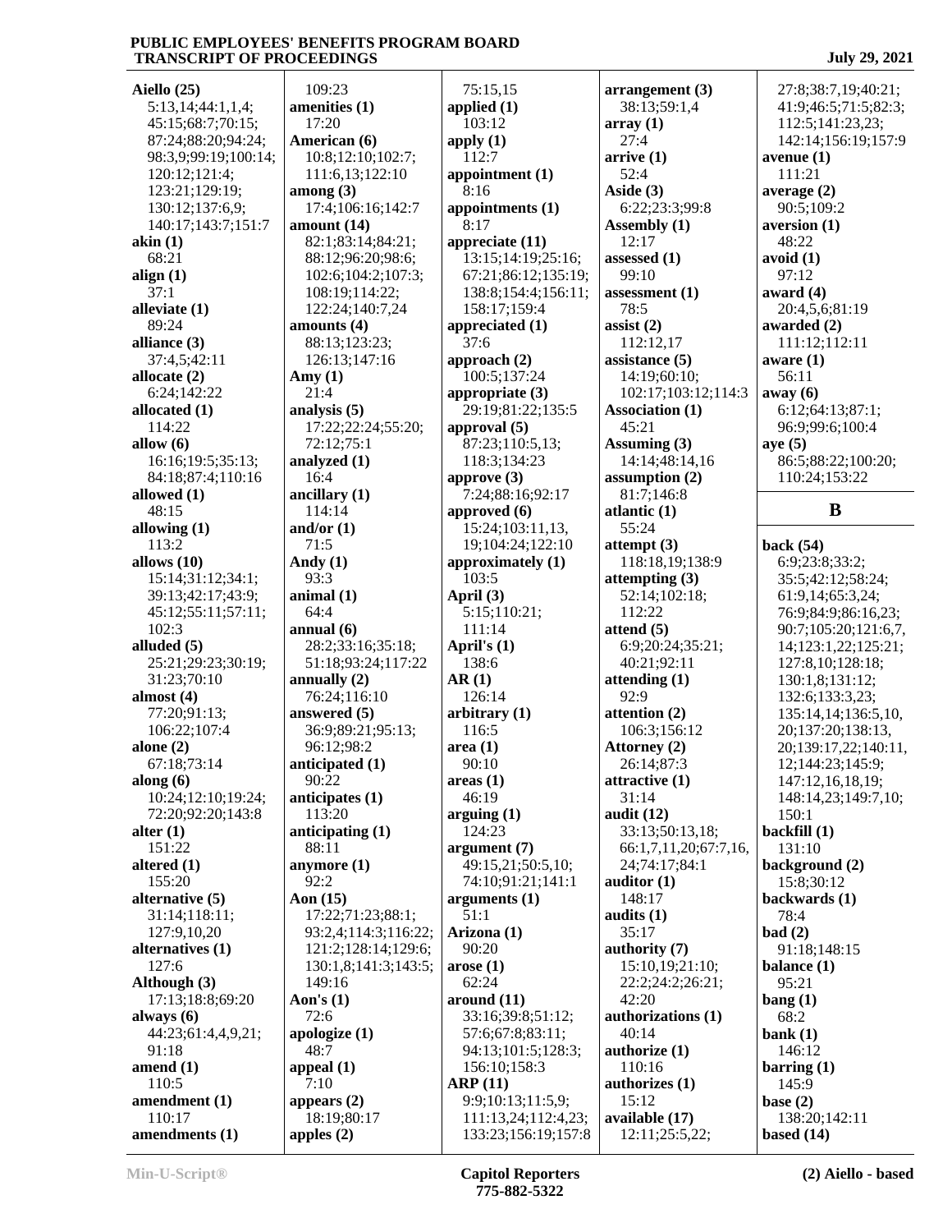**Aiello (25)**
5:13,14;44:1,1,4;
45:15;68:7;70:15;
87:24;88:20;94:24;
98:3,9;99:19;100:14;
120:12;121:4;
123:21;129:19;
130:12;137:6,9;
140:17;143:7;151:7
**akin (1)**
68:21
**align (1)**
37:1
**alleviate (1)**
89:24
**alliance (3)**
37:4,5;42:11
**allocate (2)**
6:24;142:22
**allocated (1)**
114:22
**allow (6)**
16:16;19:5;35:13;
84:18;87:4;110:16
**allowed (1)**
48:15
**allowing (1)**
113:2
**allows (10)**
15:14;31:12;34:1;
39:13;42:17;43:9;
45:12;55:11;57:11;
102:3
**alluded (5)**
25:21;29:23;30:19;
31:23;70:10
**almost (4)**
77:20;91:13;
106:22;107:4
**alone (2)**
67:18;73:14
**along (6)**
10:24;12:10;19:24;
72:20;92:20;143:8
**alter (1)**
151:22
**altered (1)**
155:20
**alternative (5)**
31:14;118:11;
127:9,10,20
**alternatives (1)**
127:6
**Although (3)**
17:13;18:8;69:20
**always (6)**
44:23;61:4,4,9,21;
91:18
**amend (1)**
110:5
**amendment (1)**
110:17
**amendments (1)**
109:23
**amenities (1)**
17:20
**American (6)**
10:8;12:10;102:7;
111:6,13;122:10
**among (3)**
17:4;106:16;142:7
**amount (14)**
82:1;83:14;84:21;
88:12;96:20;98:6;
102:6;104:2;107:3;
108:19;114:22;
122:24;140:7,24
**amounts (4)**
88:13;123:23;
126:13;147:16
**Amy (1)**
21:4
**analysis (5)**
17:22;22:24;55:20;
72:12;75:1
**analyzed (1)**
16:4
**ancillary (1)**
114:14
**and/or (1)**
71:5
**Andy (1)**
93:3
**animal (1)**
64:4
**annual (6)**
28:2;33:16;35:18;
51:18;93:24;117:22
**annually (2)**
76:24;116:10
**answered (5)**
36:9;89:21;95:13;
96:12;98:2
**anticipated (1)**
90:22
**anticipates (1)**
113:20
**anticipating (1)**
88:11
**anymore (1)**
92:2
**Aon (15)**
17:22;71:23;88:1;
93:2,4;114:3;116:22;
121:2;128:14;129:6;
130:1,8;141:3;143:5;
149:16
**Aon's (1)**
72:6
**apologize (1)**
48:7
**appeal (1)**
7:10
**appears (2)**
18:19;80:17
**apples (2)**
75:15,15
**applied (1)**
103:12
**apply (1)**
112:7
**appointment (1)**
8:16
**appointments (1)**
8:17
**appreciate (11)**
13:15;14:19;25:16;
67:21;86:12;135:19;
138:8;154:4;156:11;
158:17;159:4
**appreciated (1)**
37:6
**approach (2)**
100:5;137:24
**appropriate (3)**
29:19;81:22;135:5
**approval (5)**
87:23;110:5,13;
118:3;134:23
**approve (3)**
7:24;88:16;92:17
**approved (6)**
15:24;103:11,13,
19;104:24;122:10
**approximately (1)**
103:5
**April (3)**
5:15;110:21;
111:14
**April's (1)**
138:6
**AR (1)**
126:14
**arbitrary (1)**
116:5
**area (1)**
90:10
**areas (1)**
46:19
**arguing (1)**
124:23
**argument (7)**
49:15,21;50:5,10;
74:10;91:21;141:1
**arguments (1)**
51:1
**Arizona (1)**
90:20
**arose (1)**
62:24
**around (11)**
33:16;39:8;51:12;
57:6;67:8;83:11;
94:13;101:5;128:3;
156:10;158:3
**ARP (11)**
9:9;10:13;11:5,9;
111:13,24;112:4,23;
133:23;156:19;157:8
**arrangement (3)**
38:13;59:1,4
**array (1)**
27:4
**arrive (1)**
52:4
**Aside (3)**
6:22;23:3;99:8
**Assembly (1)**
12:17
**assessed (1)**
99:10
**assessment (1)**
78:5
**assist (2)**
112:12,17
**assistance (5)**
14:19;60:10;
102:17;103:12;114:3
**Association (1)**
45:21
**Assuming (3)**
14:14;48:14,16
**assumption (2)**
81:7;146:8
**atlantic (1)**
55:24
**attempt (3)**
118:18,19;138:9
**attempting (3)**
52:14;102:18;
112:22
**attend (5)**
6:9;20:24;35:21;
40:21;92:11
**attending (1)**
92:9
**attention (2)**
106:3;156:12
**Attorney (2)**
26:14;87:3
**attractive (1)**
31:14
**audit (12)**
33:13;50:13,18;
66:1,7,11,20;67:7,16,
24;74:17;84:1
**auditor (1)**
148:17
**audits (1)**
35:17
**authority (7)**
15:10,19;21:10;
22:2;24:2;26:21;
42:20
**authorizations (1)**
40:14
**authorize (1)**
110:16
**authorizes (1)**
15:12
**available (17)**
12:11;25:5,22;
27:8;38:7,19;40:21;
41:9;46:5;71:5;82:3;
112:5;141:23,23;
142:14;156:19;157:9
**avenue (1)**
111:21
**average (2)**
90:5;109:2
**aversion (1)**
48:22
**avoid (1)**
97:12
**award (4)**
20:4,5,6;81:19
**awarded (2)**
111:12;112:11
**aware (1)**
56:11
**away (6)**
6:12;64:13;87:1;
96:9;99:6;100:4
**aye (5)**
86:5;88:22;100:20;
110:24;153:22

## B

**back (54)**
6:9;23:8;33:2;
35:5;42:12;58:24;
61:9,14;65:3,24;
76:9;84:9;86:16,23;
90:7;105:20;121:6,7,
14;123:1,22;125:21;
127:8,10;128:18;
130:1,8;131:12;
132:6;133:3,23;
135:14,14;136:5,10,
20;137:20;138:13,
20;139:17,22;140:11,
12;144:23;145:9;
147:12,16,18,19;
148:14,23;149:7,10;
150:1
**backfill (1)**
131:10
**background (2)**
15:8;30:12
**backwards (1)**
78:4
**bad (2)**
91:18;148:15
**balance (1)**
95:21
**bang (1)**
68:2
**bank (1)**
146:12
**barring (1)**
145:9
**base (2)**
138:20;142:11
**based (14)**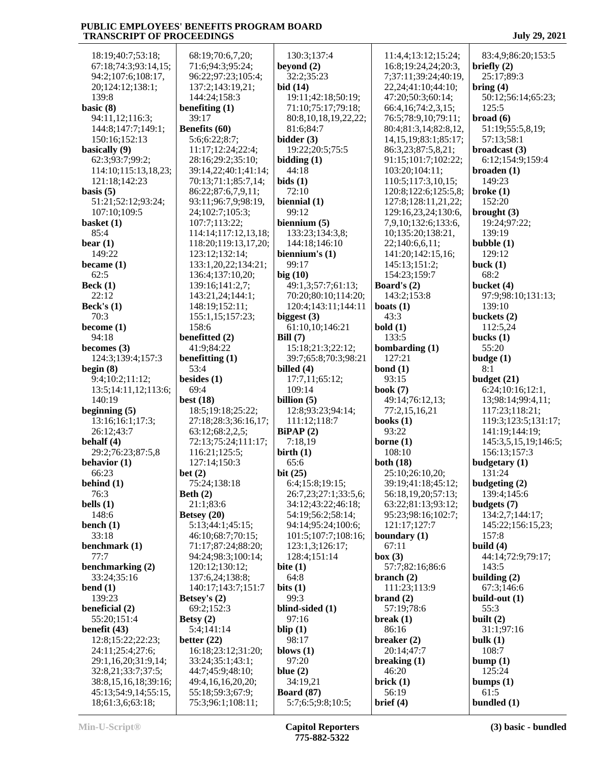18:19;40:7;53:18;
67:18;74:3;93:14,15;
94:2;107:6;108:17,
20;124:12;138:1;
139:8
**basic (8)**
94:11,12;116:3;
144:8;147:7;149:1;
150:16;152:13
**basically (9)**
62:3;93:7;99:2;
114:10;115:13,18,23;
121:18;142:23
**basis (5)**
51:21;52:12;93:24;
107:10;109:5
**basket (1)**
85:4
**bear (1)**
149:22
**became (1)**
62:5
**Beck (1)**
22:12
**Beck's (1)**
70:3
**become (1)**
94:18
**becomes (3)**
124:3;139:4;157:3
**begin (8)**
9:4;10:2;11:12;
13:5;14:11,12;113:6;
140:19
**beginning (5)**
13:16;16:1;17:3;
26:12;43:7
**behalf (4)**
29:2;76:23;87:5,8
**behavior (1)**
66:23
**behind (1)**
76:3
**bells (1)**
148:6
**bench (1)**
33:18
**benchmark (1)**
77:7
**benchmarking (2)**
33:24;35:16
**bend (1)**
139:23
**beneficial (2)**
55:20;151:4
**benefit (43)**
12:8;15:22;22:23;
24:11;25:4;27:6;
29:1,16,20;31:9,14;
32:8,21;33:7;37:5;
38:8,15,16,18;39:16;
45:13;54:9,14;55:15,
18;61:3,6;63:18;
68:19;70:6,7,20;
71:6;94:3;95:24;
96:22;97:23;105:4;
137:2;143:19,21;
144:24;158:3
**benefiting (1)**
39:17
**Benefits (60)**
5:6;6:22;8:7;
11:17;12:24;22:4;
28:16;29:2;35:10;
39:14,22;40:1;41:14;
70:13;71:1;85:7,14;
86:22;87:6,7,9,11;
93:11;96:7,9;98:19,
24;102:7;105:3;
107:7;113:22;
114:14;117:12,13,18;
118:20;119:13,17,20;
123:12;132:14;
133:1,20,22;134:21;
136:4;137:10,20;
139:16;141:2,7;
143:21,24;144:1;
148:19;152:11;
155:1,15;157:23;
158:6
**benefitted (2)**
41:9;84:22
**benefitting (1)**
53:4
**besides (1)**
69:4
**best (18)**
18:5;19:18;25:22;
27:18;28:3;36:16,17;
63:12;68:2,2,5;
72:13;75:24;111:17;
116:21;125:5;
127:14;150:3
**bet (2)**
75:24;138:18
**Beth (2)**
21:1;83:6
**Betsey (20)**
5:13;44:1;45:15;
46:10;68:7;70:15;
71:17;87:24;88:20;
94:24;98:3;100:14;
120:12;130:12;
137:6,24;138:8;
140:17;143:7;151:7
**Betsey's (2)**
69:2;152:3
**Betsy (2)**
5:4;141:14
**better (22)**
16:18;23:12;31:20;
33:24;35:1;43:1;
44:7;45:9;48:10;
49:4,16,16,20,20;
55:18;59:3;67:9;
75:3;96:1;108:11;
130:3;137:4
**beyond (2)**
32:2;35:23
**bid (14)**
19:11;42:18;50:19;
71:10;75:17;79:18;
80:8,10,18,19,22,22;
81:6;84:7
**bidder (3)**
19:22;20:5;75:5
**bidding (1)**
44:18
**bids (1)**
72:10
**biennial (1)**
99:12
**biennium (5)**
133:23;134:3,8;
144:18;146:10
**biennium's (1)**
99:17
**big (10)**
49:1,3;57:7;61:13;
70:20;80:10;114:20;
120:4;143:11;144:11
**biggest (3)**
61:10,10;146:21
**Bill (7)**
15:18;21:3;22:12;
39:7;65:8;70:3;98:21
**billed (4)**
17:7,11;65:12;
109:14
**billion (5)**
12:8;93:23;94:14;
111:12;118:7
**BiPAP (2)**
7:18,19
**birth (1)**
65:6
**bit (25)**
6:4;15:8;19:15;
26:7,23;27:1;33:5,6;
34:12;43:22;46:18;
54:19;56:2;58:14;
94:14;95:24;100:6;
101:5;107:7;108:16;
123:1,3;126:17;
128:4;151:14
**bite (1)**
64:8
**bits (1)**
99:3
**blind-sided (1)**
97:16
**blip (1)**
98:17
**blows (1)**
97:20
**blue (2)**
34:19,21
**Board (87)**
5:7;6:5;9:8;10:5;
11:4,4;13:12;15:24;
16:8;19:24,24;20:3,
7;37:11;39:24;40:19,
22,24;41:10;44:10;
47:20;50:3;60:14;
66:4,16;74:2,3,15;
76:5;78:9,10;79:11;
80:4;81:3,14;82:8,12,
14,15,19;83:1;85:17;
86:3,23;87:5,8,21;
91:15;101:7;102:22;
103:20;104:11;
110:5;117:3,10,15;
120:8;122:6;125:5,8;
127:8;128:11,21,22;
129:16,23,24;130:6,
7,9,10;132:6;133:6,
10;135:20;138:21,
22;140:6,6,11;
141:20;142:15,16;
145:13;151:2;
154:23;159:7
**Board's (2)**
143:2;153:8
**boats (1)**
43:3
**bold (1)**
133:5
**bombarding (1)**
127:21
**bond (1)**
93:15
**book (7)**
49:14;76:12,13;
77:2,15,16,21
**books (1)**
93:22
**borne (1)**
108:10
**both (18)**
25:10;26:10,20;
39:19;41:18;45:12;
56:18,19,20;57:13;
63:22;81:13;93:12;
95:23;98:16;102:7;
121:17;127:7
**boundary (1)**
67:11
**box (3)**
57:7;82:16;86:6
**branch (2)**
111:23;113:9
**brand (2)**
57:19;78:6
**break (1)**
86:16
**breaker (2)**
20:14;47:7
**breaking (1)**
46:20
**brick (1)**
56:19
**brief (4)**
83:4,9;86:20;153:5
**briefly (2)**
25:17;89:3
**bring (4)**
50:12;56:14;65:23;
125:5
**broad (6)**
51:19;55:5,8,19;
57:13;58:1
**broadcast (3)**
6:12;154:9;159:4
**broaden (1)**
149:23
**broke (1)**
152:20
**brought (3)**
19:24;97:22;
139:19
**bubble (1)**
129:12
**buck (1)**
68:2
**bucket (4)**
97:9;98:10;131:13;
139:10
**buckets (2)**
112:5,24
**bucks (1)**
55:20
**budge (1)**
8:1
**budget (21)**
6:24;10:16;12:1,
13;98:14;99:4,11;
117:23;118:21;
119:3;123:5;131:17;
141:19;144:19;
145:3,5,15,19;146:5;
156:13;157:3
**budgetary (1)**
131:24
**budgeting (2)**
139:4;145:6
**budgets (7)**
134:2,7;144:17;
145:22;156:15,23;
157:8
**build (4)**
44:14;72:9;79:17;
143:5
**building (2)**
67:3;146:6
**build-out (1)**
55:3
**built (2)**
31:1;97:16
**bulk (1)**
108:7
**bump (1)**
125:24
**bumps (1)**
61:5
**bundled (1)**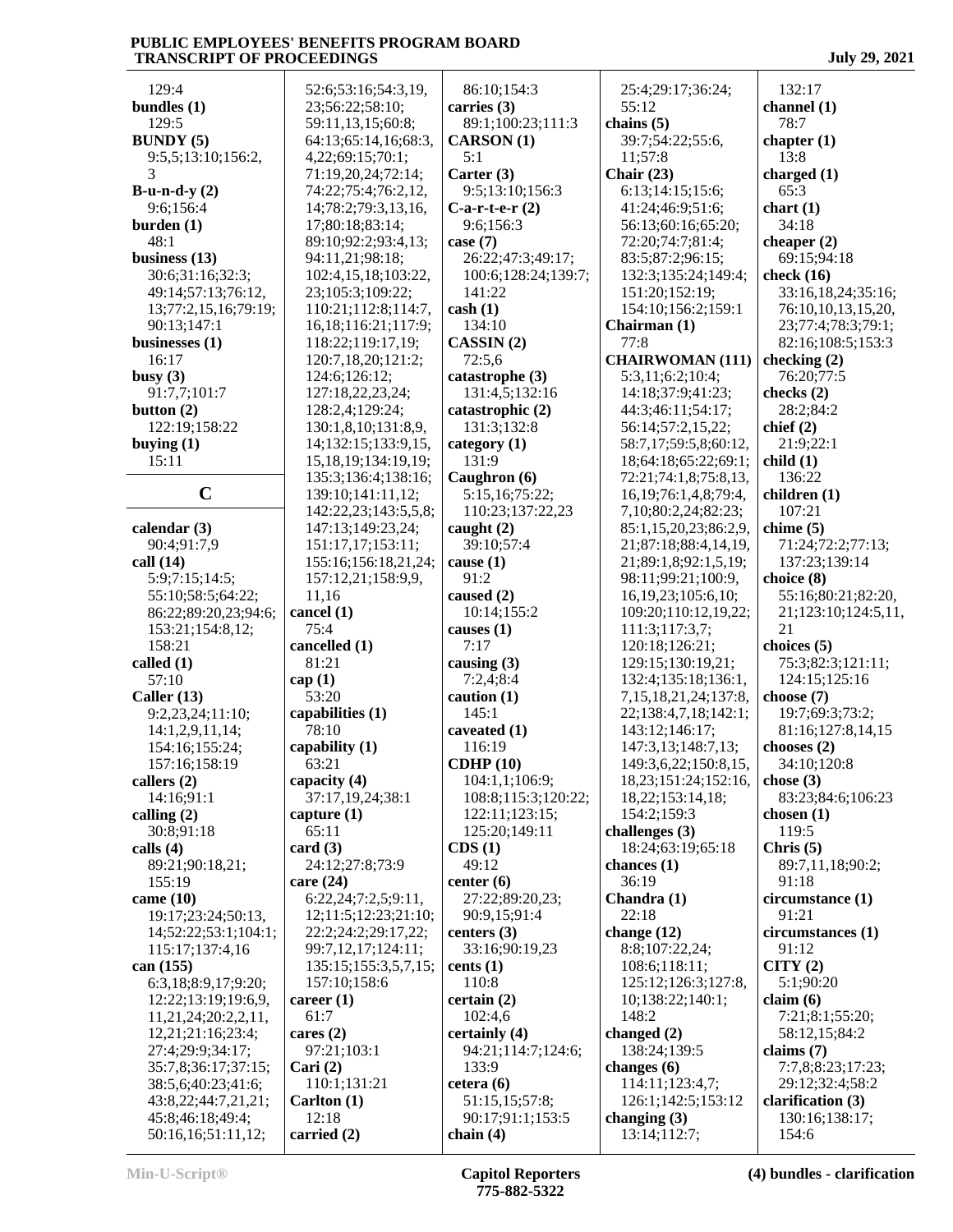129:4
**bundles (1)**
129:5
**BUNDY (5)**
9:5,5;13:10;156:2,3
**B-u-n-d-y (2)**
9:6;156:4
**burden (1)**
48:1
**business (13)**
30:6;31:16;32:3;49:14;57:13;76:12,13;77:2,15,16;79:19;90:13;147:1
**businesses (1)**
16:17
**busy (3)**
91:7,7;101:7
**button (2)**
122:19;158:22
**buying (1)**
15:11

## C

**calendar (3)**
90:4;91:7,9
**call (14)**
5:9;7:15;14:5;55:10;58:5;64:22;86:22;89:20,23;94:6;153:21;154:8,12;158:21
**called (1)**
57:10
**Caller (13)**
9:2,23,24;11:10;14:1,2,9,11,14;154:16;155:24;157:16;158:19
**callers (2)**
14:16;91:1
**calling (2)**
30:8;91:18
**calls (4)**
89:21;90:18,21;155:19
**came (10)**
19:17;23:24;50:13,14;52:22;53:1;104:1;115:17;137:4,16
**can (155)**
6:3,18;8:9,17;9:20;12:22;13:19;19:6,9,11,21,24;20:2,2,11,12,21;21:16;23:4;27:4;29:9;34:17;35:7,8;36:17;37:15;38:5,6;40:23;41:6;43:8,22;44:7,21,21;45:8;46:18;49:4;50:16,16;51:11,12;52:6;53:16;54:3,19,23;56:22;58:10;59:11,13,15;60:8;64:13;65:14,16;68:3,4,22;69:15;70:1;71:19,20,24;72:14;74:22;75:4;76:2,12,14;78:2;79:3,13,16,17;80:18;83:14;89:10;92:2;93:4,13;94:11,21;98:18;102:4,15,18;103:22,23;105:3;109:22;110:21;112:8;114:7,16,18;116:21;117:9;118:22;119:17,19;120:7,18,20;121:2;124:6;126:12;127:18,22,23,24;128:2,4;129:24;130:1,8,10;131:8,9,14;132:15;133:9,15,15,18,19;134:19,19;135:3;136:4;138:16;139:10;141:11,12;142:22,23;143:5,5,8;147:13;149:23,24;151:17,17;153:11;155:16;156:18,21,24;157:12,21;158:9,9,11,16
**cancel (1)**
75:4
**cancelled (1)**
81:21
**cap (1)**
53:20
**capabilities (1)**
78:10
**capability (1)**
63:21
**capacity (4)**
37:17,19,24;38:1
**capture (1)**
65:11
**card (3)**
24:12;27:8;73:9
**care (24)**
6:22,24;7:2,5;9:11,12;11:5;12:23;21:10;22:2;24:2;29:17,22;99:7,12,17;124:11;135:15;155:3,5,7,15;157:10;158:6
**career (1)**
61:7
**cares (2)**
97:21;103:1
**Cari (2)**
110:1;131:21
**Carlton (1)**
12:18
**carried (2)**
86:10;154:3
**carries (3)**
89:1;100:23;111:3
**CARSON (1)**
5:1
**Carter (3)**
9:5;13:10;156:3
**C-a-r-t-e-r (2)**
9:6;156:3
**case (7)**
26:22;47:3;49:17;100:6;128:24;139:7;141:22
**cash (1)**
134:10
**CASSIN (2)**
72:5,6
**catastrophe (3)**
131:4,5;132:16
**catastrophic (2)**
131:3;132:8
**category (1)**
131:9
**Caughron (6)**
5:15,16;75:22;110:23;137:22,23
**caught (2)**
39:10;57:4
**cause (1)**
91:2
**caused (2)**
10:14;155:2
**causes (1)**
7:17
**causing (3)**
7:2,4;8:4
**caution (1)**
145:1
**caveated (1)**
116:19
**CDHP (10)**
104:1,1;106:9;108:8;115:3;120:22;122:11;123:15;125:20;149:11
**CDS (1)**
49:12
**center (6)**
27:22;89:20,23;90:9,15;91:4
**centers (3)**
33:16;90:19,23
**cents (1)**
110:8
**certain (2)**
102:4,6
**certainly (4)**
94:21;114:7;124:6;133:9
**cetera (6)**
51:15,15;57:8;90:17;91:1;153:5
**chain (4)**
25:4;29:17;36:24;55:12
**chains (5)**
39:7;54:22;55:6,11;57:8
**Chair (23)**
6:13;14:15;15:6;41:24;46:9;51:6;56:13;60:16;65:20;72:20;74:7;81:4;83:5;87:2;96:15;132:3;135:24;149:4;151:20;152:19;154:10;156:2;159:1
**Chairman (1)**
77:8
**CHAIRWOMAN (111)**
5:3,11;6:2;10:4;14:18;37:9;41:23;44:3;46:11;54:17;56:14;57:2,15,22;58:7,17;59:5,8;60:12,18;64:18;65:22;69:1;72:21;74:1,8;75:8,13,16,19;76:1,4,8;79:4,7,10;80:2,24;82:23;85:1,15,20,23;86:2,9,21;87:18;88:4,14,19,21;89:1,8;92:1,5,19;98:11;99:21;100:9,16,19,23;105:6,10;109:20;110:12,19,22;111:3;117:3,7;120:18;126:21;129:15;130:19,21;132:4;135:18;136:1,7,15,18,21,24;137:8,22;138:4,7,18;142:1;143:12;146:17;147:3,13;148:7,13;149:3,6,22;150:8,15,18,23;151:24;152:16,18,22;153:14,18;154:2;159:3
**challenges (3)**
18:24;63:19;65:18
**chances (1)**
36:19
**Chandra (1)**
22:18
**change (12)**
8:8;107:22,24;108:6;118:11;125:12;126:3;127:8,10;138:22;140:1;148:2
**changed (2)**
138:24;139:5
**changes (6)**
114:11;123:4,7;126:1;142:5;153:12
**changing (3)**
13:14;112:7;132:17
**channel (1)**
78:7
**chapter (1)**
13:8
**charged (1)**
65:3
**chart (1)**
34:18
**cheaper (2)**
69:15;94:18
**check (16)**
33:16,18,24;35:16;76:10,10,13,15,20,23;77:4;78:3;79:1;82:16;108:5;153:3
**checking (2)**
76:20;77:5
**checks (2)**
28:2;84:2
**chief (2)**
21:9;22:1
**child (1)**
136:22
**children (1)**
107:21
**chime (5)**
71:24;72:2;77:13;137:23;139:14
**choice (8)**
55:16;80:21;82:20,21;123:10;124:5,11,21
**choices (5)**
75:3;82:3;121:11;124:15;125:16
**choose (7)**
19:7;69:3;73:2;81:16;127:8,14,15
**chooses (2)**
34:10;120:8
**chose (3)**
83:23;84:6;106:23
**chosen (1)**
119:5
**Chris (5)**
89:7,11,18;90:2;91:18
**circumstance (1)**
91:21
**circumstances (1)**
91:12
**CITY (2)**
5:1;90:20
**claim (6)**
7:21;8:1;55:20;58:12,15;84:2
**claims (7)**
7:7,8;8:23;17:23;29:12;32:4;58:2
**clarification (3)**
130:16;138:17;154:6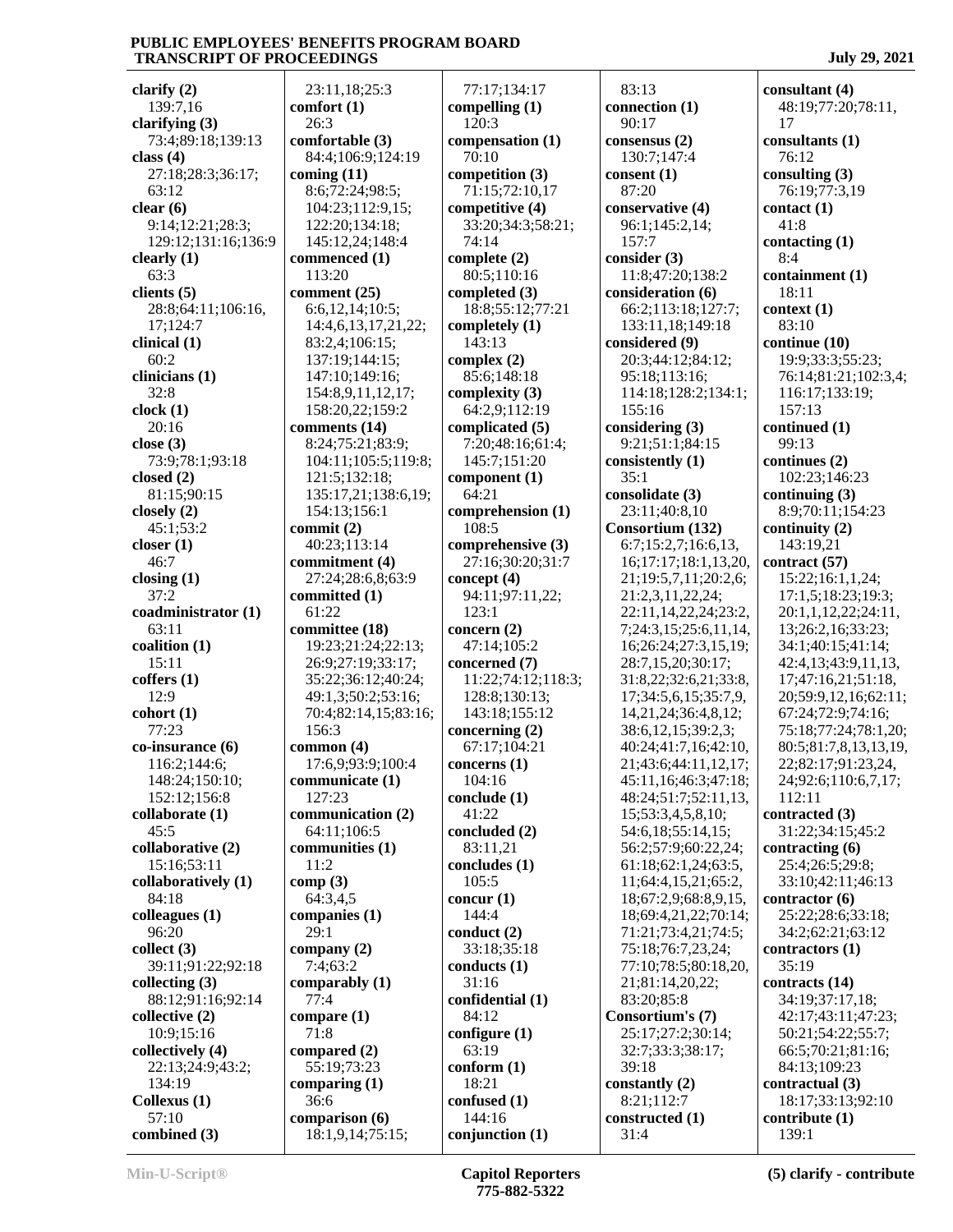**clarify (2)**
139:7,16
**clarifying (3)**
73:4;89:18;139:13
**class (4)**
27:18;28:3;36:17;
63:12
**clear (6)**
9:14;12:21;28:3;
129:12;131:16;136:9
**clearly (1)**
63:3
**clients (5)**
28:8;64:11;106:16,
17;124:7
**clinical (1)**
60:2
**clinicians (1)**
32:8
**clock (1)**
20:16
**close (3)**
73:9;78:1;93:18
**closed (2)**
81:15;90:15
**closely (2)**
45:1;53:2
**closer (1)**
46:7
**closing (1)**
37:2
**coadministrator (1)**
63:11
**coalition (1)**
15:11
**coffers (1)**
12:9
**cohort (1)**
77:23
**co-insurance (6)**
116:2;144:6;
148:24;150:10;
152:12;156:8
**collaborate (1)**
45:5
**collaborative (2)**
15:16;53:11
**collaboratively (1)**
84:18
**colleagues (1)**
96:20
**collect (3)**
39:11;91:22;92:18
**collecting (3)**
88:12;91:16;92:14
**collective (2)**
10:9;15:16
**collectively (4)**
22:13;24:9;43:2;
134:19
**Collexus (1)**
57:10
**combined (3)**
23:11,18;25:3
**comfort (1)**
26:3
**comfortable (3)**
84:4;106:9;124:19
**coming (11)**
8:6;72:24;98:5;
104:23;112:9,15;
122:20;134:18;
145:12,24;148:4
**commenced (1)**
113:20
**comment (25)**
6:6,12,14;10:5;
14:4,6,13,17,21,22;
83:2,4;106:15;
137:19;144:15;
147:10;149:16;
154:8,9,11,12,17;
158:20,22;159:2
**comments (14)**
8:24;75:21;83:9;
104:11;105:5;119:8;
121:5;132:18;
135:17,21;138:6,19;
154:13;156:1
**commit (2)**
40:23;113:14
**commitment (4)**
27:24;28:6,8;63:9
**committed (1)**
61:22
**committee (18)**
19:23;21:24;22:13;
26:9;27:19;33:17;
35:22;36:12;40:24;
49:1,3;50:2;53:16;
70:4;82:14,15;83:16;
156:3
**common (4)**
17:6,9;93:9;100:4
**communicate (1)**
127:23
**communication (2)**
64:11;106:5
**communities (1)**
11:2
**comp (3)**
64:3,4,5
**companies (1)**
29:1
**company (2)**
7:4;63:2
**comparably (1)**
77:4
**compare (1)**
71:8
**compared (2)**
55:19;73:23
**comparing (1)**
36:6
**comparison (6)**
18:1,9,14;75:15;
77:17;134:17
**compelling (1)**
120:3
**compensation (1)**
70:10
**competition (3)**
71:15;72:10,17
**competitive (4)**
33:20;34:3;58:21;
74:14
**complete (2)**
80:5;110:16
**completed (3)**
18:8;55:12;77:21
**completely (1)**
143:13
**complex (2)**
85:6;148:18
**complexity (3)**
64:2,9;112:19
**complicated (5)**
7:20;48:16;61:4;
145:7;151:20
**component (1)**
64:21
**comprehension (1)**
108:5
**comprehensive (3)**
27:16;30:20;31:7
**concept (4)**
94:11;97:11,22;
123:1
**concern (2)**
47:14;105:2
**concerned (7)**
11:22;74:12;118:3;
128:8;130:13;
143:18;155:12
**concerning (2)**
67:17;104:21
**concerns (1)**
104:16
**conclude (1)**
41:22
**concluded (2)**
83:11,21
**concludes (1)**
105:5
**concur (1)**
144:4
**conduct (2)**
33:18;35:18
**conducts (1)**
31:16
**confidential (1)**
84:12
**configure (1)**
63:19
**conform (1)**
18:21
**confused (1)**
144:16
**conjunction (1)**
83:13
**connection (1)**
90:17
**consensus (2)**
130:7;147:4
**consent (1)**
87:20
**conservative (4)**
96:1;145:2,14;
157:7
**consider (3)**
11:8;47:20;138:2
**consideration (6)**
66:2;113:18;127:7;
133:11,18;149:18
**considered (9)**
20:3;44:12;84:12;
95:18;113:16;
114:18;128:2;134:1;
155:16
**considering (3)**
9:21;51:1;84:15
**consistently (1)**
35:1
**consolidate (3)**
23:11;40:8,10
**Consortium (132)**
6:7;15:2,7;16:6,13,
16;17:17;18:1,13,20,
21;19:5,7,11;20:2,6;
21:2,3,11,22,24;
22:11,14,22,24;23:2,
7;24:3,15;25:6,11,14,
16;26:24;27:3,15,19;
28:7,15,20;30:17;
31:8,22;32:6,21;33:8,
17;34:5,6,15;35:7,9,
14,21,24;36:4,8,12;
38:6,12,15;39:2,3;
40:24;41:7,16;42:10,
21;43:6;44:11,12,17;
45:11,16;46:3;47:18;
48:24;51:7;52:11,13,
15;53:3,4,5,8,10;
54:6,18;55:14,15;
56:2;57:9;60:22,24;
61:18;62:1,24;63:5,
11;64:4,15,21;65:2,
18;67:2,9;68:8,9,15,
18;69:4,21,22;70:14;
71:21;73:4,21;74:5;
75:18;76:7,23,24;
77:10;78:5;80:18,20,
21;81:14,20,22;
83:20;85:8
**Consortium's (7)**
25:17;27:2;30:14;
32:7;33:3;38:17;
39:18
**constantly (2)**
8:21;112:7
**constructed (1)**
31:4
**consultant (4)**
48:19;77:20;78:11,
17
**consultants (1)**
76:12
**consulting (3)**
76:19;77:3,19
**contact (1)**
41:8
**contacting (1)**
8:4
**containment (1)**
18:11
**context (1)**
83:10
**continue (10)**
19:9;33:3;55:23;
76:14;81:21;102:3,4;
116:17;133:19;
157:13
**continued (1)**
99:13
**continues (2)**
102:23;146:23
**continuing (3)**
8:9;70:11;154:23
**continuity (2)**
143:19,21
**contract (57)**
15:22;16:1,1,24;
17:1,5;18:23;19:3;
20:1,1,12,22;24:11,
13;26:2,16;33:23;
34:1;40:15;41:14;
42:4,13;43:9,11,13,
17;47:16,21;51:18,
20;59:9,12,16;62:11;
67:24;72:9;74:16;
75:18;77:24;78:1,20;
80:5;81:7,8,13,13,19,
22;82:17;91:23,24,
24;92:6;110:6,7,17;
112:11
**contracted (3)**
31:22;34:15;45:2
**contracting (6)**
25:4;26:5;29:8;
33:10;42:11;46:13
**contractor (6)**
25:22;28:6;33:18;
34:2;62:21;63:12
**contractors (1)**
35:19
**contracts (14)**
34:19;37:17,18;
42:17;43:11;47:23;
50:21;54:22;55:7;
66:5;70:21;81:16;
84:13;109:23
**contractual (3)**
18:17;33:13;92:10
**contribute (1)**
139:1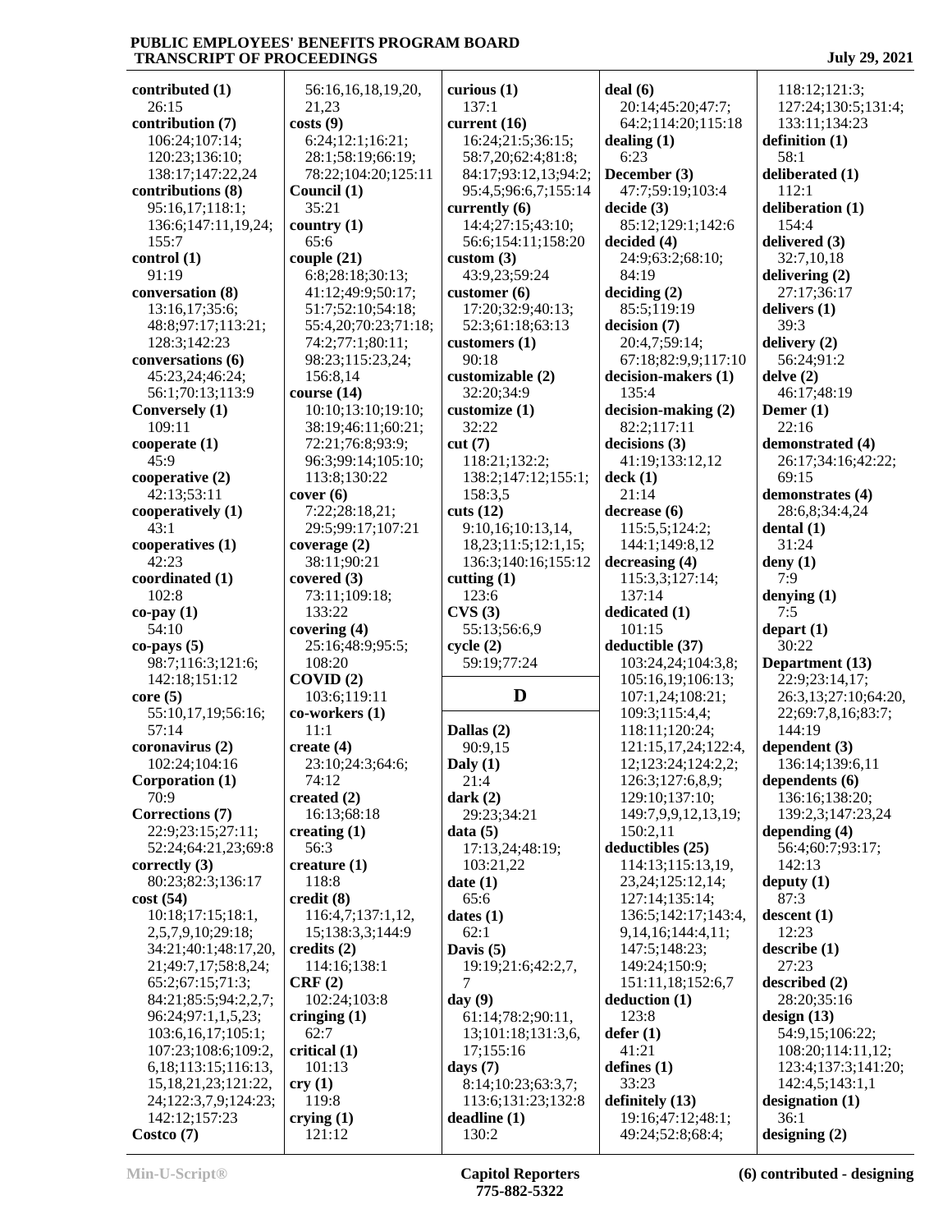**contributed (1)**
26:15
**contribution (7)**
106:24;107:14;
120:23;136:10;
138:17;147:22,24
**contributions (8)**
95:16,17;118:1;
136:6;147:11,19,24;
155:7
**control (1)**
91:19
**conversation (8)**
13:16,17;35:6;
48:8;97:17;113:21;
128:3;142:23
**conversations (6)**
45:23,24;46:24;
56:1;70:13;113:9
**Conversely (1)**
109:11
**cooperate (1)**
45:9
**cooperative (2)**
42:13;53:11
**cooperatively (1)**
43:1
**cooperatives (1)**
42:23
**coordinated (1)**
102:8
**co-pay (1)**
54:10
**co-pays (5)**
98:7;116:3;121:6;
142:18;151:12
**core (5)**
55:10,17,19;56:16;
57:14
**coronavirus (2)**
102:24;104:16
**Corporation (1)**
70:9
**Corrections (7)**
22:9;23:15;27:11;
52:24;64:21,23;69:8
**correctly (3)**
80:23;82:3;136:17
**cost (54)**
10:18;17:15;18:1,
2,5,7,9,10;29:18;
34:21;40:1;48:17,20,
21;49:7,17;58:8,24;
65:2;67:15;71:3;
84:21;85:5;94:2,2,7;
96:24;97:1,1,5,23;
103:6,16,17;105:1;
107:23;108:6;109:2,
6,18;113:15;116:13,
15,18,21,23;121:22,
24;122:3,7,9;124:23;
142:12;157:23
**Costco (7)**
56:16,16,18,19,20,
21,23
**costs (9)**
6:24;12:1;16:21;
28:1;58:19;66:19;
78:22;104:20;125:11
**Council (1)**
35:21
**country (1)**
65:6
**couple (21)**
6:8;28:18;30:13;
41:12;49:9;50:17;
51:7;52:10;54:18;
55:4,20;70:23;71:18;
74:2;77:1;80:11;
98:23;115:23,24;
156:8,14
**course (14)**
10:10;13:10;19:10;
38:19;46:11;60:21;
72:21;76:8;93:9;
96:3;99:14;105:10;
113:8;130:22
**cover (6)**
7:22;28:18,21;
29:5;99:17;107:21
**coverage (2)**
38:11;90:21
**covered (3)**
73:11;109:18;
133:22
**covering (4)**
25:16;48:9;95:5;
108:20
**COVID (2)**
103:6;119:11
**co-workers (1)**
11:1
**create (4)**
23:10;24:3;64:6;
74:12
**created (2)**
16:13;68:18
**creating (1)**
56:3
**creature (1)**
118:8
**credit (8)**
116:4,7;137:1,12,
15;138:3,3;144:9
**credits (2)**
114:16;138:1
**CRF (2)**
102:24;103:8
**cringing (1)**
62:7
**critical (1)**
101:13
**cry (1)**
119:8
**crying (1)**
121:12
**curious (1)**
137:1
**current (16)**
16:24;21:5;36:15;
58:7,20;62:4;81:8;
84:17;93:12,13;94:2;
95:4,5;96:6,7;155:14
**currently (6)**
14:4;27:15;43:10;
56:6;154:11;158:20
**custom (3)**
43:9,23;59:24
**customer (6)**
17:20;32:9;40:13;
52:3;61:18;63:13
**customers (1)**
90:18
**customizable (2)**
32:20;34:9
**customize (1)**
32:22
**cut (7)**
118:21;132:2;
138:2;147:12;155:1;
158:3,5
**cuts (12)**
9:10,16;10:13,14,
18,23;11:5;12:1,15;
136:3;140:16;155:12
**cutting (1)**
123:6
**CVS (3)**
55:13;56:6,9
**cycle (2)**
59:19;77:24

## D

**Dallas (2)**
90:9,15
**Daly (1)**
21:4
**dark (2)**
29:23;34:21
**data (5)**
17:13,24;48:19;
103:21,22
**date (1)**
65:6
**dates (1)**
62:1
**Davis (5)**
19:19;21:6;42:2,7,
7
**day (9)**
61:14;78:2;90:11,
13;101:18;131:3,6,
17;155:16
**days (7)**
8:14;10:23;63:3,7;
113:6;131:23;132:8
**deadline (1)**
130:2
**deal (6)**
20:14;45:20;47:7;
64:2;114:20;115:18
**dealing (1)**
6:23
**December (3)**
47:7;59:19;103:4
**decide (3)**
85:12;129:1;142:6
**decided (4)**
24:9;63:2;68:10;
84:19
**deciding (2)**
85:5;119:19
**decision (7)**
20:4,7;59:14;
67:18;82:9,9;117:10
**decision-makers (1)**
135:4
**decision-making (2)**
82:2;117:11
**decisions (3)**
41:19;133:12,12
**deck (1)**
21:14
**decrease (6)**
115:5,5;124:2;
144:1;149:8,12
**decreasing (4)**
115:3,3;127:14;
137:14
**dedicated (1)**
101:15
**deductible (37)**
103:24,24;104:3,8;
105:16,19;106:13;
107:1,24;108:21;
109:3;115:4,4;
118:11;120:24;
121:15,17,24;122:4,
12;123:24;124:2,2;
126:3;127:6,8,9;
129:10;137:10;
149:7,9,9,12,13,19;
150:2,11
**deductibles (25)**
114:13;115:13,19,
23,24;125:12,14;
127:14;135:14;
136:5;142:17;143:4,
9,14,16;144:4,11;
147:5;148:23;
149:24;150:9;
151:11,18;152:6,7
**deduction (1)**
123:8
**defer (1)**
41:21
**defines (1)**
33:23
**definitely (13)**
19:16;47:12;48:1;
49:24;52:8;68:4;
118:12;121:3;
127:24;130:5;131:4;
133:11;134:23
**definition (1)**
58:1
**deliberated (1)**
112:1
**deliberation (1)**
154:4
**delivered (3)**
32:7,10,18
**delivering (2)**
27:17;36:17
**delivers (1)**
39:3
**delivery (2)**
56:24;91:2
**delve (2)**
46:17;48:19
**Demer (1)**
22:16
**demonstrated (4)**
26:17;34:16;42:22;
69:15
**demonstrates (4)**
28:6,8;34:4,24
**dental (1)**
31:24
**deny (1)**
7:9
**denying (1)**
7:5
**depart (1)**
30:22
**Department (13)**
22:9;23:14,17;
26:3,13;27:10;64:20,
22;69:7,8,16;83:7;
144:19
**dependent (3)**
136:14;139:6,11
**dependents (6)**
136:16;138:20;
139:2,3;147:23,24
**depending (4)**
56:4;60:7;93:17;
142:13
**deputy (1)**
87:3
**descent (1)**
12:23
**describe (1)**
27:23
**described (2)**
28:20;35:16
**design (13)**
54:9,15;106:22;
108:20;114:11,12;
123:4;137:3;141:20;
142:4,5;143:1,1
**designation (1)**
36:1
**designing (2)**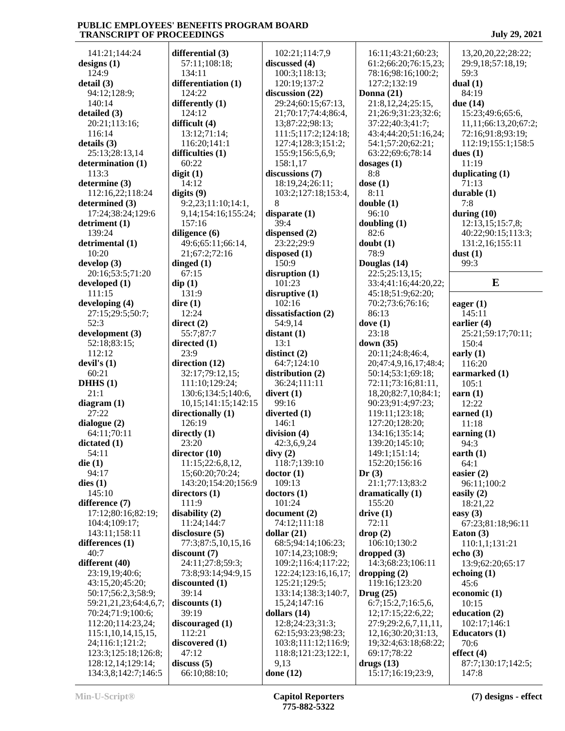141:21;144:24
**designs (1)**
124:9
**detail (3)**
94:12;128:9;
140:14
**detailed (3)**
20:21;113:16;
116:14
**details (3)**
25:13;28:13,14
**determination (1)**
113:3
**determine (3)**
112:16,22;118:24
**determined (3)**
17:24;38:24;129:6
**detriment (1)**
139:24
**detrimental (1)**
10:20
**develop (3)**
20:16;53:5;71:20
**developed (1)**
111:15
**developing (4)**
27:15;29:5;50:7;
52:3
**development (3)**
52:18;83:15;
112:12
**devil's (1)**
60:21
**DHHS (1)**
21:1
**diagram (1)**
27:22
**dialogue (2)**
64:11;70:11
**dictated (1)**
54:11
**die (1)**
94:17
**dies (1)**
145:10
**difference (7)**
17:12;80:16;82:19;
104:4;109:17;
143:11;158:11
**differences (1)**
40:7
**different (40)**
23:19,19;40:6;
43:15,20;45:20;
50:17;56:2,3;58:9;
59:21,21,23;64:4,6,7;
70:24;71:9;100:6;
112:20;114:23,24;
115:1,10,14,15,15,
24;116:1;121:2;
123:3;125:18;126:8;
128:12,14;129:14;
134:3,8;142:7;146:5

**differential (3)**
57:11;108:18;
134:11
**differentiation (1)**
124:22
**differently (1)**
124:12
**difficult (4)**
13:12;71:14;
116:20;141:1
**difficulties (1)**
60:22
**digit (1)**
14:12
**digits (9)**
9:2,23;11:10;14:1,
9,14;154:16;155:24;
157:16
**diligence (6)**
49:6;65:11;66:14,
21;67:2;72:16
**dinged (1)**
67:15
**dip (1)**
131:9
**dire (1)**
12:24
**direct (2)**
55:7;87:7
**directed (1)**
23:9
**direction (12)**
32:17;79:12,15;
111:10;129:24;
130:6;134:5;140:6,
10,15;141:15;142:15
**directionally (1)**
126:19
**directly (1)**
23:20
**director (10)**
11:15;22:6,8,12,
15;60:20;70:24;
143:20;154:20;156:9
**directors (1)**
111:9
**disability (2)**
11:24;144:7
**disclosure (5)**
77:3;87:5,10,15,16
**discount (7)**
24:11;27:8;59:3;
73:8;93:14;94:9,15
**discounted (1)**
39:14
**discounts (1)**
39:19
**discouraged (1)**
112:21
**discovered (1)**
47:12
**discuss (5)**
66:10;88:10;

102:21;114:7,9
**discussed (4)**
100:3;118:13;
120:19;137:2
**discussion (22)**
29:24;60:15;67:13,
21;70:17;74:4;86:4,
13;87:22;98:13;
111:5;117:2;124:18;
127:4;128:3;151:2;
155:9;156:5,6,9;
158:1,17
**discussions (7)**
18:19,24;26:11;
103:2;127:18;153:4,
8
**disparate (1)**
39:4
**dispensed (2)**
23:22;29:9
**disposed (1)**
150:9
**disruption (1)**
101:23
**disruptive (1)**
102:16
**dissatisfaction (2)**
54:9,14
**distant (1)**
13:1
**distinct (2)**
64:7;124:10
**distribution (2)**
36:24;111:11
**divert (1)**
99:16
**diverted (1)**
146:1
**division (4)**
42:3,6,9,24
**divy (2)**
118:7;139:10
**doctor (1)**
109:13
**doctors (1)**
101:24
**document (2)**
74:12;111:18
**dollar (21)**
68:5;94:14;106:23;
107:14,23;108:9;
109:2;116:4;117:22;
122:24;123:16,16,17;
125:21;129:5;
133:14;138:3;140:7,
15,24;147:16
**dollars (14)**
12:8;24:23;31:3;
62:15;93:23;98:23;
103:8;111:12;116:9;
118:8;121:23;122:1,
9,13
**done (12)**

16:11;43:21;60:23;
61:2;66:20;76:15,23;
78:16;98:16;100:2;
127:2;132:19
**Donna (21)**
21:8,12,24;25:15,
21;26:9;31:23;32:6;
37:22;40:3;41:7;
43:4;44:20;51:16,24;
54:1;57:20;62:21;
63:22;69:6;78:14
**dosages (1)**
8:8
**dose (1)**
8:11
**double (1)**
96:10
**doubling (1)**
82:6
**doubt (1)**
78:9
**Douglas (14)**
22:5;25:13,15;
33:4;41:16;44:20,22;
45:18;51:9;62:20;
70:2;73:6;76:16;
86:13
**dove (1)**
23:18
**down (35)**
20:11;24:8;46:4,
20;47:4,9,16,17;48:4;
50:14;53:1;69:18;
72:11;73:16;81:11,
18,20;82:7,10;84:1;
90:23;91:4;97:23;
119:11;123:18;
127:20;128:20;
134:16;135:14;
139:20;145:10;
149:1;151:14;
152:20;156:16
**Dr (3)**
21:1;77:13;83:2
**dramatically (1)**
155:20
**drive (1)**
72:11
**drop (2)**
106:10;130:2
**dropped (3)**
14:3;68:23;106:11
**dropping (2)**
119:16;123:20
**Drug (25)**
6:7;15:2,7;16:5,6,
12;17:15;22:6,22;
27:9;29:2,6,7,11,11,
12,16;30:20;31:13,
19;32:4;63:18;68:22;
69:17;78:22
**drugs (13)**
15:17;16:19;23:9,

13,20,20,22;28:22;
29:9,18;57:18,19;
59:3
**dual (1)**
84:19
**due (14)**
15:23;49:6;65:6,
11,11;66:13,20;67:2;
72:16;91:8;93:19;
112:19;155:1;158:5
**dues (1)**
11:19
**duplicating (1)**
71:13
**durable (1)**
7:8
**during (10)**
12:13,15;15:7,8;
40:22;90:15;113:3;
131:2,16;155:11
**dust (1)**
99:3

## E

**eager (1)**
145:11
**earlier (4)**
25:21;59:17;70:11;
150:4
**early (1)**
116:20
**earmarked (1)**
105:1
**earn (1)**
12:22
**earned (1)**
11:18
**earning (1)**
94:3
**earth (1)**
64:1
**easier (2)**
96:11;100:2
**easily (2)**
18:21,22
**easy (3)**
67:23;81:18;96:11
**Eaton (3)**
110:1,1;131:21
**echo (3)**
13:9;62:20;65:17
**echoing (1)**
45:6
**economic (1)**
10:15
**education (2)**
102:17;146:1
**Educators (1)**
70:6
**effect (4)**
87:7;130:17;142:5;
147:8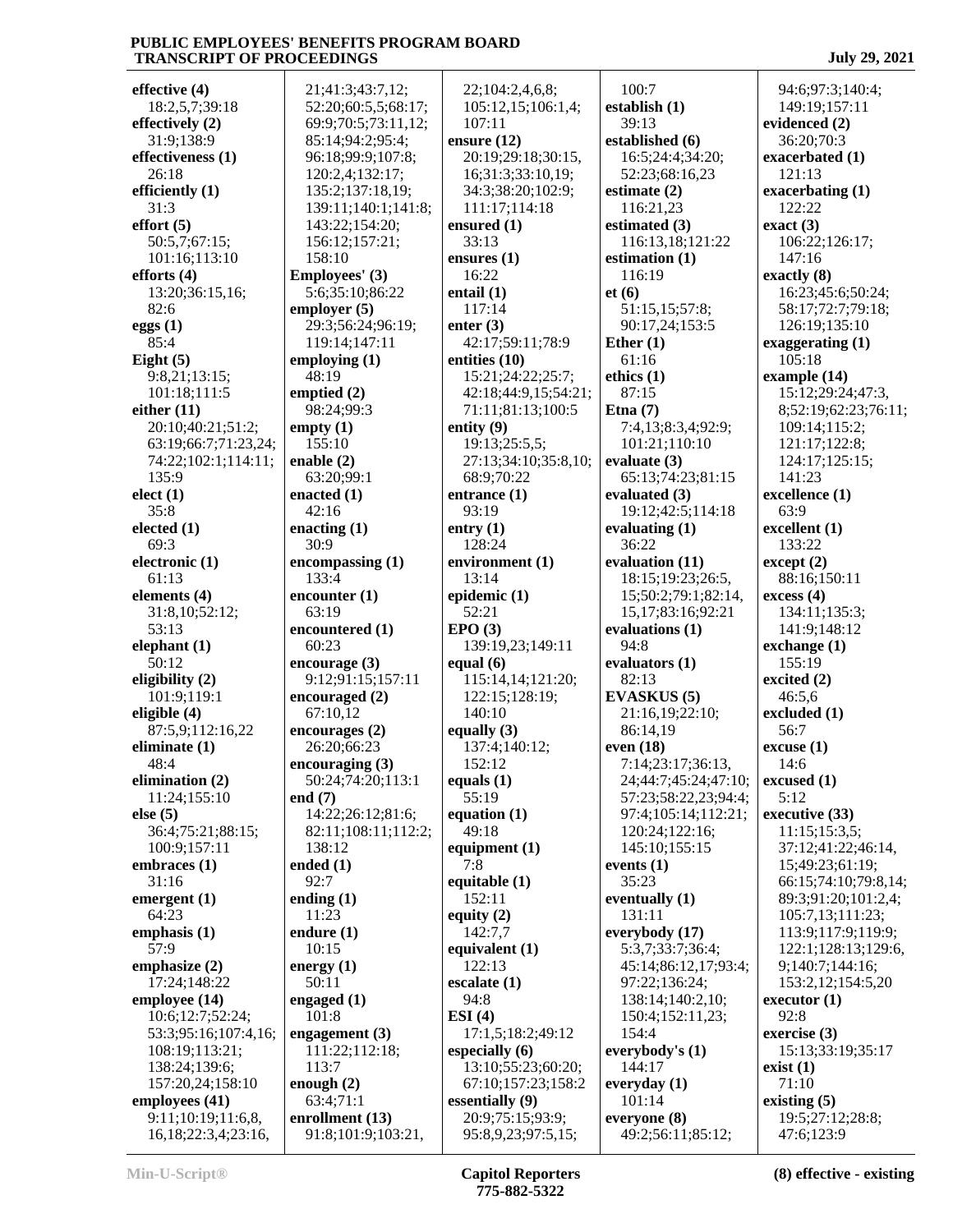**effective (4)**
18:2,5,7;39:18
**effectively (2)**
31:9;138:9
**effectiveness (1)**
26:18
**efficiently (1)**
31:3
**effort (5)**
50:5,7;67:15;
101:16;113:10
**efforts (4)**
13:20;36:15,16;
82:6
**eggs (1)**
85:4
**Eight (5)**
9:8,21;13:15;
101:18;111:5
**either (11)**
20:10;40:21;51:2;
63:19;66:7;71:23,24;
74:22;102:1;114:11;
135:9
**elect (1)**
35:8
**elected (1)**
69:3
**electronic (1)**
61:13
**elements (4)**
31:8,10;52:12;
53:13
**elephant (1)**
50:12
**eligibility (2)**
101:9;119:1
**eligible (4)**
87:5,9;112:16,22
**eliminate (1)**
48:4
**elimination (2)**
11:24;155:10
**else (5)**
36:4;75:21;88:15;
100:9;157:11
**embraces (1)**
31:16
**emergent (1)**
64:23
**emphasis (1)**
57:9
**emphasize (2)**
17:24;148:22
**employee (14)**
10:6;12:7;52:24;
53:3;95:16;107:4,16;
108:19;113:21;
138:24;139:6;
157:20,24;158:10
**employees (41)**
9:11;10:19;11:6,8,
16,18;22:3,4;23:16,
21;41:3;43:7,12;
52:20;60:5,5;68:17;
69:9;70:5;73:11,12;
85:14;94:2;95:4;
96:18;99:9;107:8;
120:2,4;132:17;
135:2;137:18,19;
139:11;140:1;141:8;
143:22;154:20;
156:12;157:21;
158:10
**Employees' (3)**
5:6;35:10;86:22
**employer (5)**
29:3;56:24;96:19;
119:14;147:11
**employing (1)**
48:19
**emptied (2)**
98:24;99:3
**empty (1)**
155:10
**enable (2)**
63:20;99:1
**enacted (1)**
42:16
**enacting (1)**
30:9
**encompassing (1)**
133:4
**encounter (1)**
63:19
**encountered (1)**
60:23
**encourage (3)**
9:12;91:15;157:11
**encouraged (2)**
67:10,12
**encourages (2)**
26:20;66:23
**encouraging (3)**
50:24;74:20;113:1
**end (7)**
14:22;26:12;81:6;
82:11;108:11;112:2;
138:12
**ended (1)**
92:7
**ending (1)**
11:23
**endure (1)**
10:15
**energy (1)**
50:11
**engaged (1)**
101:8
**engagement (3)**
111:22;112:18;
113:7
**enough (2)**
63:4;71:1
**enrollment (13)**
91:8;101:9;103:21,
22;104:2,4,6,8;
105:12,15;106:1,4;
107:11
**ensure (12)**
20:19;29:18;30:15,
16;31:3;33:10,19;
34:3;38:20;102:9;
111:17;114:18
**ensured (1)**
33:13
**ensures (1)**
16:22
**entail (1)**
117:14
**enter (3)**
42:17;59:11;78:9
**entities (10)**
15:21;24:22;25:7;
42:18;44:9,15;54:21;
71:11;81:13;100:5
**entity (9)**
19:13;25:5,5;
27:13;34:10;35:8,10;
68:9;70:22
**entrance (1)**
93:19
**entry (1)**
128:24
**environment (1)**
13:14
**epidemic (1)**
52:21
**EPO (3)**
139:19,23;149:11
**equal (6)**
115:14,14;121:20;
122:15;128:19;
140:10
**equally (3)**
137:4;140:12;
152:12
**equals (1)**
55:19
**equation (1)**
49:18
**equipment (1)**
7:8
**equitable (1)**
152:11
**equity (2)**
142:7,7
**equivalent (1)**
122:13
**escalate (1)**
94:8
**ESI (4)**
17:1,5;18:2;49:12
**especially (6)**
13:10;55:23;60:20;
67:10;157:23;158:2
**essentially (9)**
20:9;75:15;93:9;
95:8,9,23;97:5,15;
100:7
**establish (1)**
39:13
**established (6)**
16:5;24:4;34:20;
52:23;68:16,23
**estimate (2)**
116:21,23
**estimated (3)**
116:13,18;121:22
**estimation (1)**
116:19
**et (6)**
51:15,15;57:8;
90:17,24;153:5
**Ether (1)**
61:16
**ethics (1)**
87:15
**Etna (7)**
7:4,13;8:3,4;92:9;
101:21;110:10
**evaluate (3)**
65:13;74:23;81:15
**evaluated (3)**
19:12;42:5;114:18
**evaluating (1)**
36:22
**evaluation (11)**
18:15;19:23;26:5,
15;50:2;79:1;82:14,
15,17;83:16;92:21
**evaluations (1)**
94:8
**evaluators (1)**
82:13
**EVASKUS (5)**
21:16,19;22:10;
86:14,19
**even (18)**
7:14;23:17;36:13,
24;44:7;45:24;47:10;
57:23;58:22,23;94:4;
97:4;105:14;112:21;
120:24;122:16;
145:10;155:15
**events (1)**
35:23
**eventually (1)**
131:11
**everybody (17)**
5:3,7;33:7;36:4;
45:14;86:12,17;93:4;
97:22;136:24;
138:14;140:2,10;
150:4;152:11,23;
154:4
**everybody's (1)**
144:17
**everyday (1)**
101:14
**everyone (8)**
49:2;56:11;85:12;
94:6;97:3;140:4;
149:19;157:11
**evidenced (2)**
36:20;70:3
**exacerbated (1)**
121:13
**exacerbating (1)**
122:22
**exact (3)**
106:22;126:17;
147:16
**exactly (8)**
16:23;45:6;50:24;
58:17;72:7;79:18;
126:19;135:10
**exaggerating (1)**
105:18
**example (14)**
15:12;29:24;47:3,
8;52:19;62:23;76:11;
109:14;115:2;
121:17;122:8;
124:17;125:15;
141:23
**excellence (1)**
63:9
**excellent (1)**
133:22
**except (2)**
88:16;150:11
**excess (4)**
134:11;135:3;
141:9;148:12
**exchange (1)**
155:19
**excited (2)**
46:5,6
**excluded (1)**
56:7
**excuse (1)**
14:6
**excused (1)**
5:12
**executive (33)**
11:15;15:3,5;
37:12;41:22;46:14,
15;49:23;61:19;
66:15;74:10;79:8,14;
89:3;91:20;101:2,4;
105:7,13;111:23;
113:9;117:9;119:9;
122:1;128:13;129:6,
9;140:7;144:16;
153:2,12;154:5,20
**executor (1)**
92:8
**exercise (3)**
15:13;33:19;35:17
**exist (1)**
71:10
**existing (5)**
19:5;27:12;28:8;
47:6;123:9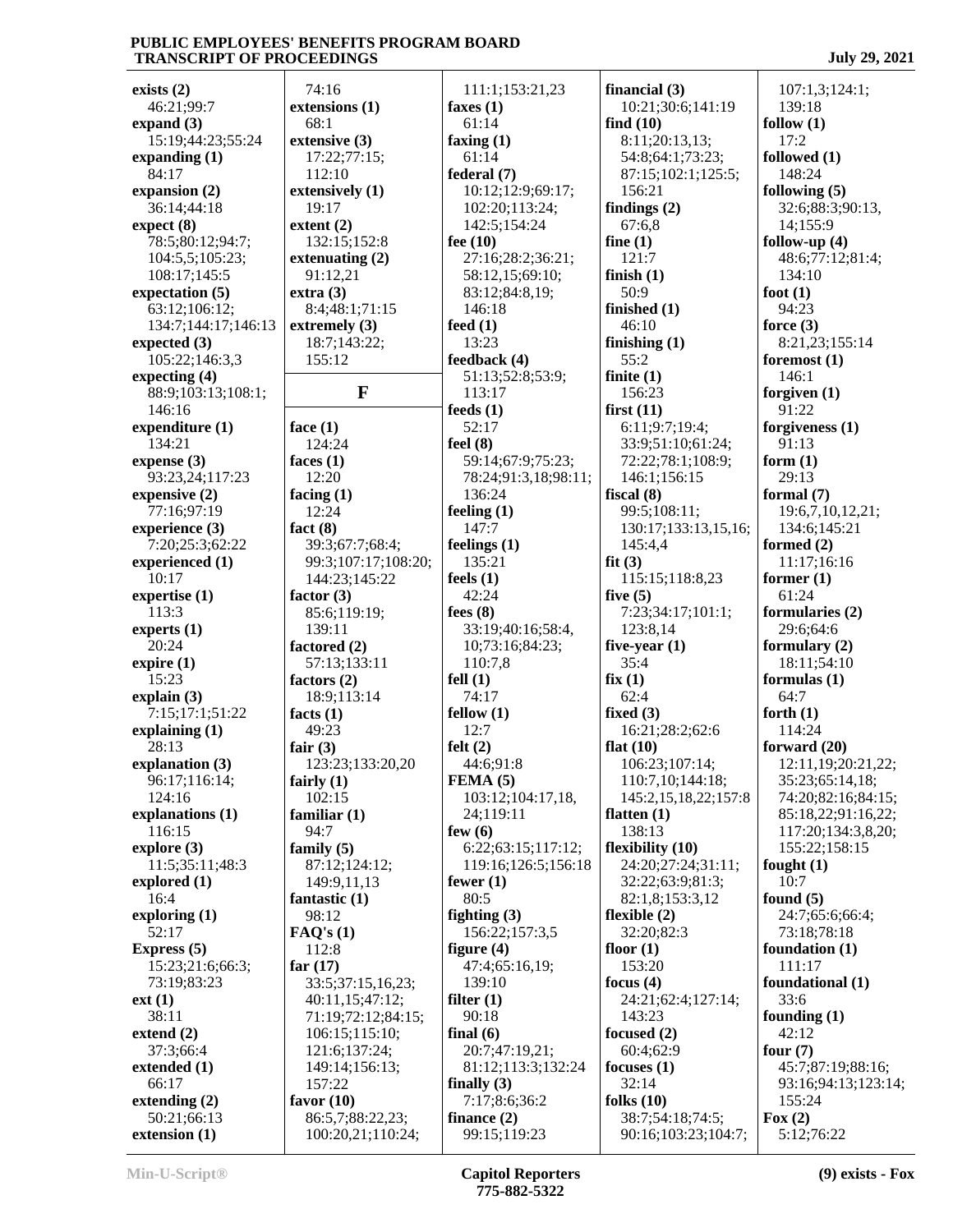**exists (2)**
46:21;99:7
**expand (3)**
15:19;44:23;55:24
**expanding (1)**
84:17
**expansion (2)**
36:14;44:18
**expect (8)**
78:5;80:12;94:7;104:5,5;105:23;108:17;145:5
**expectation (5)**
63:12;106:12;134:7;144:17;146:13
**expected (3)**
105:22;146:3,3
**expecting (4)**
88:9;103:13;108:1;146:16
**expenditure (1)**
134:21
**expense (3)**
93:23,24;117:23
**expensive (2)**
77:16;97:19
**experience (3)**
7:20;25:3;62:22
**experienced (1)**
10:17
**expertise (1)**
113:3
**experts (1)**
20:24
**expire (1)**
15:23
**explain (3)**
7:15;17:1;51:22
**explaining (1)**
28:13
**explanation (3)**
96:17;116:14;124:16
**explanations (1)**
116:15
**explore (3)**
11:5;35:11;48:3
**explored (1)**
16:4
**exploring (1)**
52:17
**Express (5)**
15:23;21:6;66:3;73:19;83:23
**ext (1)**
38:11
**extend (2)**
37:3;66:4
**extended (1)**
66:17
**extending (2)**
50:21;66:13
**extension (1)**
74:16
**extensions (1)**
68:1
**extensive (3)**
17:22;77:15;112:10
**extensively (1)**
19:17
**extent (2)**
132:15;152:8
**extenuating (2)**
91:12,21
**extra (3)**
8:4;48:1;71:15
**extremely (3)**
18:7;143:22;155:12

## F

**face (1)**
124:24
**faces (1)**
12:20
**facing (1)**
12:24
**fact (8)**
39:3;67:7;68:4;99:3;107:17;108:20;144:23;145:22
**factor (3)**
85:6;119:19;139:11
**factored (2)**
57:13;133:11
**factors (2)**
18:9;113:14
**facts (1)**
49:23
**fair (3)**
123:23;133:20,20
**fairly (1)**
102:15
**familiar (1)**
94:7
**family (5)**
87:12;124:12;149:9,11,13
**fantastic (1)**
98:12
**FAQ's (1)**
112:8
**far (17)**
33:5;37:15,16,23;40:11,15;47:12;71:19;72:12;84:15;106:15;115:10;121:6;137:24;149:14;156:13;157:22
**favor (10)**
86:5,7;88:22,23;100:20,21;110:24;111:1;153:21,23
**faxes (1)**
61:14
**faxing (1)**
61:14
**federal (7)**
10:12;12:9;69:17;102:20;113:24;142:5;154:24
**fee (10)**
27:16;28:2;36:21;58:12,15;69:10;83:12;84:8,19;146:18
**feed (1)**
13:23
**feedback (4)**
51:13;52:8;53:9;113:17
**feeds (1)**
52:17
**feel (8)**
59:14;67:9;75:23;78:24;91:3,18;98:11;136:24
**feeling (1)**
147:7
**feelings (1)**
135:21
**feels (1)**
42:24
**fees (8)**
33:19;40:16;58:4,10;73:16;84:23;110:7,8
**fell (1)**
74:17
**fellow (1)**
12:7
**felt (2)**
44:6;91:8
**FEMA (5)**
103:12;104:17,18,24;119:11
**few (6)**
6:22;63:15;117:12;119:16;126:5;156:18
**fewer (1)**
80:5
**fighting (3)**
156:22;157:3,5
**figure (4)**
47:4;65:16,19;139:10
**filter (1)**
90:18
**final (6)**
20:7;47:19,21;81:12;113:3;132:24
**finally (3)**
7:17;8:6;36:2
**finance (2)**
99:15;119:23
**financial (3)**
10:21;30:6;141:19
**find (10)**
8:11;20:13,13;54:8;64:1;73:23;87:15;102:1;125:5;156:21
**findings (2)**
67:6,8
**fine (1)**
121:7
**finish (1)**
50:9
**finished (1)**
46:10
**finishing (1)**
55:2
**finite (1)**
156:23
**first (11)**
6:11;9:7;19:4;33:9;51:10;61:24;72:22;78:1;108:9;146:1;156:15
**fiscal (8)**
99:5;108:11;130:17;133:13,15,16;145:4,4
**fit (3)**
115:15;118:8,23
**five (5)**
7:23;34:17;101:1;123:8,14
**five-year (1)**
35:4
**fix (1)**
62:4
**fixed (3)**
16:21;28:2;62:6
**flat (10)**
106:23;107:14;110:7,10;144:18;145:2,15,18,22;157:8
**flatten (1)**
138:13
**flexibility (10)**
24:20;27:24;31:11;32:22;63:9;81:3;82:1,8;153:3,12
**flexible (2)**
32:20;82:3
**floor (1)**
153:20
**focus (4)**
24:21;62:4;127:14;143:23
**focused (2)**
60:4;62:9
**focuses (1)**
32:14
**folks (10)**
38:7;54:18;74:5;90:16;103:23;104:7;107:1,3;124:1;139:18
**follow (1)**
17:2
**followed (1)**
148:24
**following (5)**
32:6;88:3;90:13,14;155:9
**follow-up (4)**
48:6;77:12;81:4;134:10
**foot (1)**
94:23
**force (3)**
8:21,23;155:14
**foremost (1)**
146:1
**forgiven (1)**
91:22
**forgiveness (1)**
91:13
**form (1)**
29:13
**formal (7)**
19:6,7,10,12,21;134:6;145:21
**formed (2)**
11:17;16:16
**former (1)**
61:24
**formularies (2)**
29:6;64:6
**formulary (2)**
18:11;54:10
**formulas (1)**
64:7
**forth (1)**
114:24
**forward (20)**
12:11,19;20:21,22;35:23;65:14,18;74:20;82:16;84:15;85:18,22;91:16,22;117:20;134:3,8,20;155:22;158:15
**fought (1)**
10:7
**found (5)**
24:7;65:6;66:4;73:18;78:18
**foundation (1)**
111:17
**foundational (1)**
33:6
**founding (1)**
42:12
**four (7)**
45:7;87:19;88:16;93:16;94:13;123:14;155:24
**Fox (2)**
5:12;76:22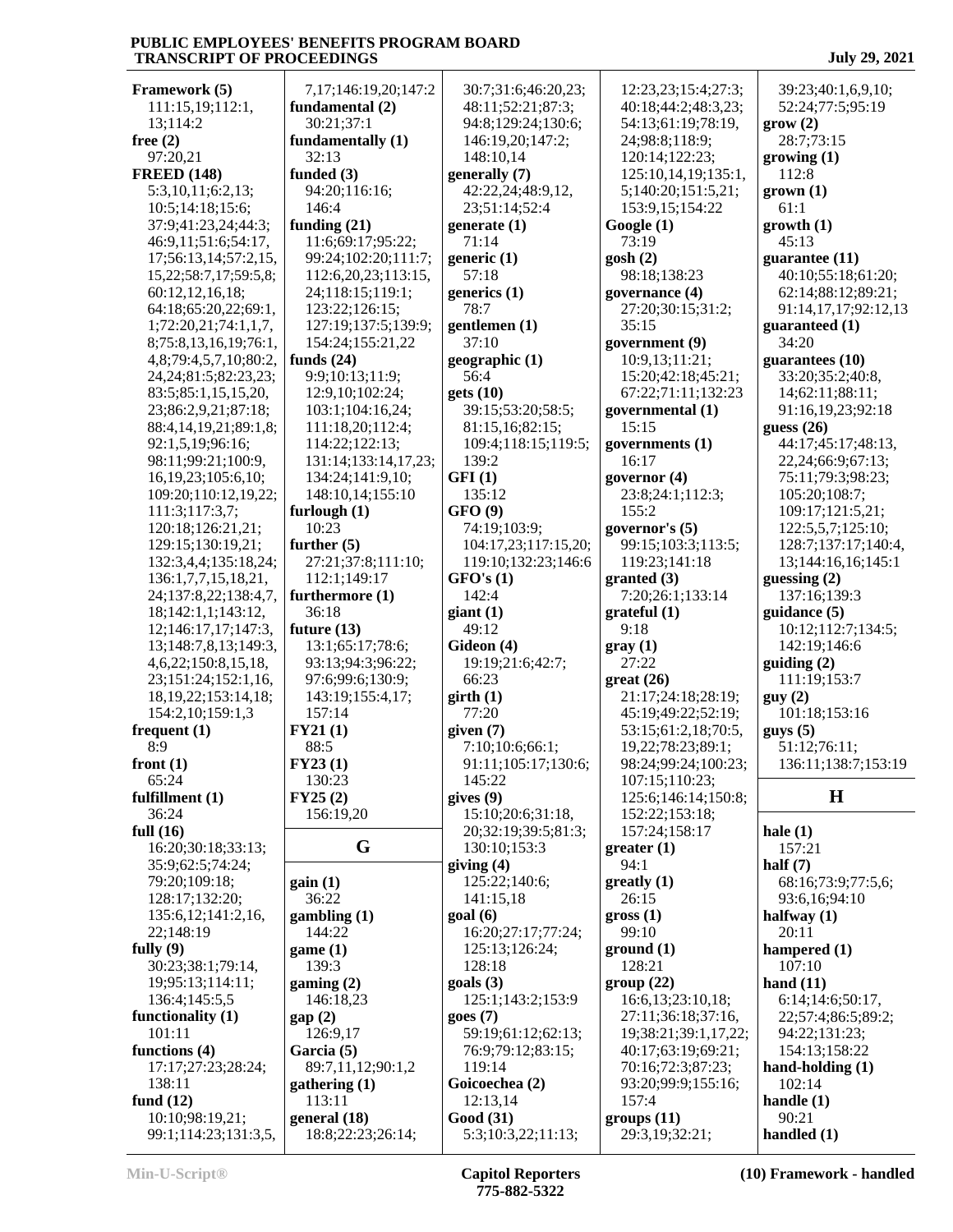**Framework (5)**
111:15,19;112:1,
13;114:2
**free (2)**
97:20,21
**FREED (148)**
5:3,10,11;6:2,13;
10:5;14:18;15:6;
37:9;41:23,24;44:3;
46:9,11;51:6;54:17,
17;56:13,14;57:2,15,
15,22;58:7,17;59:5,8;
60:12,12,16,18;
64:18;65:20,22;69:1,
1;72:20,21;74:1,1,7,
8;75:8,13,16,19;76:1,
4,8;79:4,5,7,10;80:2,
24,24;81:5;82:23,23;
83:5;85:1,15,15,20,
23;86:2,9,21;87:18;
88:4,14,19,21;89:1,8;
92:1,5,19;96:16;
98:11;99:21;100:9,
16,19,23;105:6,10;
109:20;110:12,19,22;
111:3;117:3,7;
120:18;126:21,21;
129:15;130:19,21;
132:3,4,4;135:18,24;
136:1,7,7,15,18,21,
24;137:8,22;138:4,7,
18;142:1,1;143:12,
12;146:17,17;147:3,
13;148:7,8,13;149:3,
4,6,22;150:8,15,18,
23;151:24;152:1,16,
18,19,22;153:14,18;
154:2,10;159:1,3
**frequent (1)**
8:9
**front (1)**
65:24
**fulfillment (1)**
36:24
**full (16)**
16:20;30:18;33:13;
35:9;62:5;74:24;
79:20;109:18;
128:17;132:20;
135:6,12;141:2,16,
22;148:19
**fully (9)**
30:23;38:1;79:14,
19;95:13;114:11;
136:4;145:5,5
**functionality (1)**
101:11
**functions (4)**
17:17;27:23;28:24;
138:11
**fund (12)**
10:10;98:19,21;
99:1;114:23;131:3,5,
7,17;146:19,20;147:2
**fundamental (2)**
30:21;37:1
**fundamentally (1)**
32:13
**funded (3)**
94:20;116:16;
146:4
**funding (21)**
11:6;69:17;95:22;
99:24;102:20;111:7;
112:6,20,23;113:15,
24;118:15;119:1;
123:22;126:15;
127:19;137:5;139:9;
154:24;155:21,22
**funds (24)**
9:9;10:13;11:9;
12:9,10;102:24;
103:1;104:16,24;
111:18,20;112:4;
114:22;122:13;
131:14;133:14,17,23;
134:24;141:9,10;
148:10,14;155:10
**furlough (1)**
10:23
**further (5)**
27:21;37:8;111:10;
112:1;149:17
**furthermore (1)**
36:18
**future (13)**
13:1;65:17;78:6;
93:13;94:3;96:22;
97:6;99:6;130:9;
143:19;155:4,17;
157:14
**FY21 (1)**
88:5
**FY23 (1)**
130:23
**FY25 (2)**
156:19,20

## G

**gain (1)**
36:22
**gambling (1)**
144:22
**game (1)**
139:3
**gaming (2)**
146:18,23
**gap (2)**
126:9,17
**Garcia (5)**
89:7,11,12;90:1,2
**gathering (1)**
113:11
**general (18)**
18:8;22:23;26:14;
30:7;31:6;46:20,23;
48:11;52:21;87:3;
94:8;129:24;130:6;
146:19,20;147:2;
148:10,14
**generally (7)**
42:22,24;48:9,12,
23;51:14;52:4
**generate (1)**
71:14
**generic (1)**
57:18
**generics (1)**
78:7
**gentlemen (1)**
37:10
**geographic (1)**
56:4
**gets (10)**
39:15;53:20;58:5;
81:15,16;82:15;
109:4;118:15;119:5;
139:2
**GFI (1)**
135:12
**GFO (9)**
74:19;103:9;
104:17,23;117:15,20;
119:10;132:23;146:6
**GFO's (1)**
142:4
**giant (1)**
49:12
**Gideon (4)**
19:19;21:6;42:7;
66:23
**girth (1)**
77:20
**given (7)**
7:10;10:6;66:1;
91:11;105:17;130:6;
145:22
**gives (9)**
15:10;20:6;31:18,
20;32:19;39:5;81:3;
130:10;153:3
**giving (4)**
125:22;140:6;
141:15,18
**goal (6)**
16:20;27:17;77:24;
125:13;126:24;
128:18
**goals (3)**
125:1;143:2;153:9
**goes (7)**
59:19;61:12;62:13;
76:9;79:12;83:15;
119:14
**Goicoechea (2)**
12:13,14
**Good (31)**
5:3;10:3,22;11:13;
12:23,23;15:4;27:3;
40:18;44:2;48:3,23;
54:13;61:19;78:19,
24;98:8;118:9;
120:14;122:23;
125:10,14,19;135:1,
5;140:20;151:5,21;
153:9,15;154:22
**Google (1)**
73:19
**gosh (2)**
98:18;138:23
**governance (4)**
27:20;30:15;31:2;
35:15
**government (9)**
10:9,13;11:21;
15:20;42:18;45:21;
67:22;71:11;132:23
**governmental (1)**
15:15
**governments (1)**
16:17
**governor (4)**
23:8;24:1;112:3;
155:2
**governor's (5)**
99:15;103:3;113:5;
119:23;141:18
**granted (3)**
7:20;26:1;133:14
**grateful (1)**
9:18
**gray (1)**
27:22
**great (26)**
21:17;24:18;28:19;
45:19;49:22;52:19;
53:15;61:2,18;70:5,
19,22;78:23;89:1;
98:24;99:24;100:23;
107:15;110:23;
125:6;146:14;150:8;
152:22;153:18;
157:24;158:17
**greater (1)**
94:1
**greatly (1)**
26:15
**gross (1)**
99:10
**ground (1)**
128:21
**group (22)**
16:6,13;23:10,18;
27:11;36:18;37:16,
19;38:21;39:1,17,22;
40:17;63:19;69:21;
70:16;72:3;87:23;
93:20;99:9;155:16;
157:4
**groups (11)**
29:3,19;32:21;
39:23;40:1,6,9,10;
52:24;77:5;95:19
**grow (2)**
28:7;73:15
**growing (1)**
112:8
**grown (1)**
61:1
**growth (1)**
45:13
**guarantee (11)**
40:10;55:18;61:20;
62:14;88:12;89:21;
91:14,17,17;92:12,13
**guaranteed (1)**
34:20
**guarantees (10)**
33:20;35:2;40:8,
14;62:11;88:11;
91:16,19,23;92:18
**guess (26)**
44:17;45:17;48:13,
22,24;66:9;67:13;
75:11;79:3;98:23;
105:20;108:7;
109:17;121:5,21;
122:5,5,7;125:10;
128:7;137:17;140:4,
13;144:16,16;145:1
**guessing (2)**
137:16;139:3
**guidance (5)**
10:12;112:7;134:5;
142:19;146:6
**guiding (2)**
111:19;153:7
**guy (2)**
101:18;153:16
**guys (5)**
51:12;76:11;
136:11;138:7;153:19

## H

**hale (1)**
157:21
**half (7)**
68:16;73:9;77:5,6;
93:6,16;94:10
**halfway (1)**
20:11
**hampered (1)**
107:10
**hand (11)**
6:14;14:6;50:17,
22;57:4;86:5;89:2;
94:22;131:23;
154:13;158:22
**hand-holding (1)**
102:14
**handle (1)**
90:21
**handled (1)**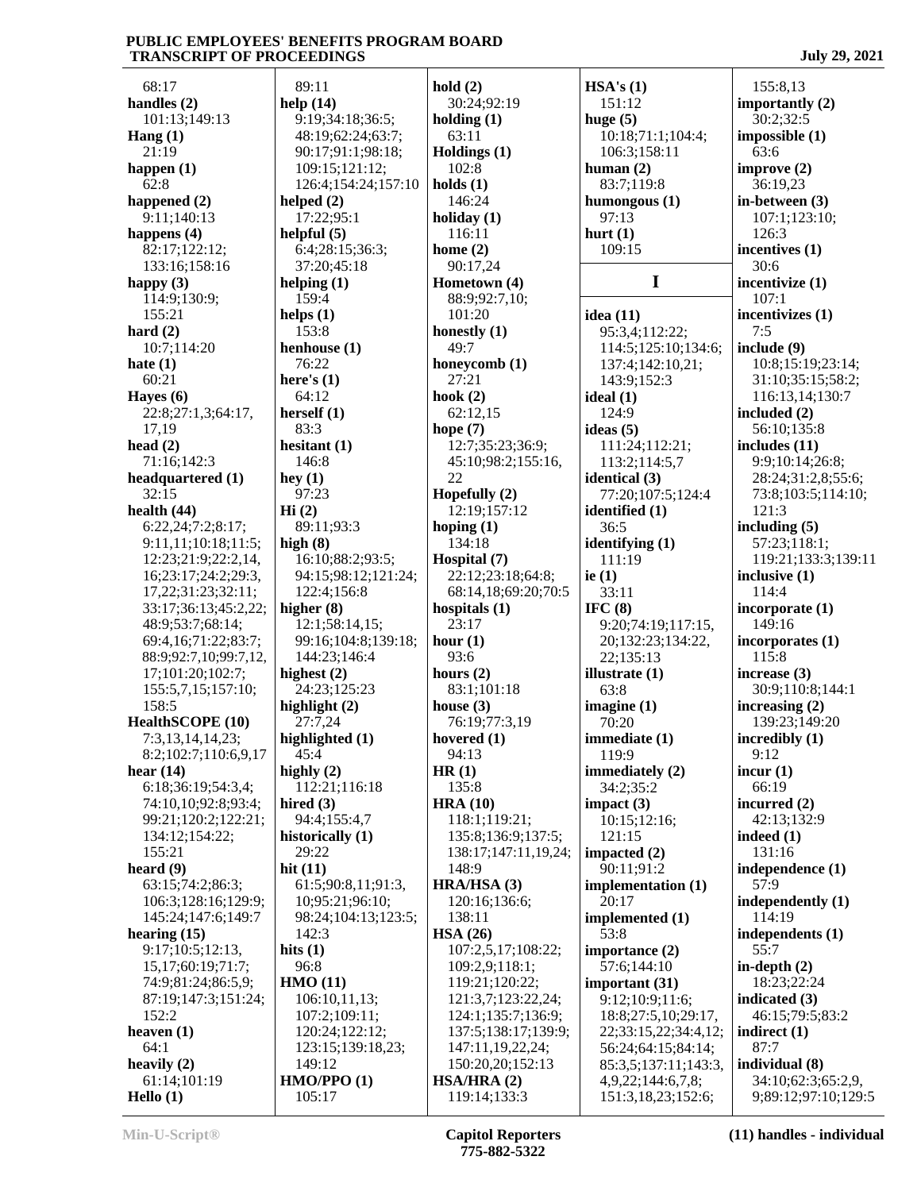68:17
**handles (2)**
101:13;149:13
**Hang (1)**
21:19
**happen (1)**
62:8
**happened (2)**
9:11;140:13
**happens (4)**
82:17;122:12;
133:16;158:16
**happy (3)**
114:9;130:9;
155:21
**hard (2)**
10:7;114:20
**hate (1)**
60:21
**Hayes (6)**
22:8;27:1,3;64:17,
17,19
**head (2)**
71:16;142:3
**headquartered (1)**
32:15
**health (44)**
6:22,24;7:2;8:17;
9:11,11;10:18;11:5;
12:23;21:9;22:2,14,
16;23:17;24:2;29:3,
17,22;31:23;32:11;
33:17;36:13;45:2,22;
48:9;53:7;68:14;
69:4,16;71:22;83:7;
88:9;92:7,10;99:7,12,
17;101:20;102:7;
155:5,7,15;157:10;
158:5
**HealthSCOPE (10)**
7:3,13,14,14,23;
8:2;102:7;110:6,9,17
**hear (14)**
6:18;36:19;54:3,4;
74:10,10;92:8;93:4;
99:21;120:2;122:21;
134:12;154:22;
155:21
**heard (9)**
63:15;74:2;86:3;
106:3;128:16;129:9;
145:24;147:6;149:7
**hearing (15)**
9:17;10:5;12:13,
15,17;60:19;71:7;
74:9;81:24;86:5,9;
87:19;147:3;151:24;
152:2
**heaven (1)**
64:1
**heavily (2)**
61:14;101:19
**Hello (1)**
89:11
**help (14)**
9:19;34:18;36:5;
48:19;62:24;63:7;
90:17;91:1;98:18;
109:15;121:12;
126:4;154:24;157:10
**helped (2)**
17:22;95:1
**helpful (5)**
6:4;28:15;36:3;
37:20;45:18
**helping (1)**
159:4
**helps (1)**
153:8
**henhouse (1)**
76:22
**here's (1)**
64:12
**herself (1)**
83:3
**hesitant (1)**
146:8
**hey (1)**
97:23
**Hi (2)**
89:11;93:3
**high (8)**
16:10;88:2;93:5;
94:15;98:12;121:24;
122:4;156:8
**higher (8)**
12:1;58:14,15;
99:16;104:8;139:18;
144:23;146:4
**highest (2)**
24:23;125:23
**highlight (2)**
27:7,24
**highlighted (1)**
45:4
**highly (2)**
112:21;116:18
**hired (3)**
94:4;155:4,7
**historically (1)**
29:22
**hit (11)**
61:5;90:8,11;91:3,
10;95:21;96:10;
98:24;104:13;123:5;
142:3
**hits (1)**
96:8
**HMO (11)**
106:10,11,13;
107:2;109:11;
120:24;122:12;
123:15;139:18,23;
149:12
**HMO/PPO (1)**
105:17
**hold (2)**
30:24;92:19
**holding (1)**
63:11
**Holdings (1)**
102:8
**holds (1)**
146:24
**holiday (1)**
116:11
**home (2)**
90:17,24
**Hometown (4)**
88:9;92:7,10;
101:20
**honestly (1)**
49:7
**honeycomb (1)**
27:21
**hook (2)**
62:12,15
**hope (7)**
12:7;35:23;36:9;
45:10;98:2;155:16,
22
**Hopefully (2)**
12:19;157:12
**hoping (1)**
134:18
**Hospital (7)**
22:12;23:18;64:8;
68:14,18;69:20;70:5
**hospitals (1)**
23:17
**hour (1)**
93:6
**hours (2)**
83:1;101:18
**house (3)**
76:19;77:3,19
**hovered (1)**
94:13
**HR (1)**
135:8
**HRA (10)**
118:1;119:21;
135:8;136:9;137:5;
138:17;147:11,19,24;
148:9
**HRA/HSA (3)**
120:16;136:6;
138:11
**HSA (26)**
107:2,5,17;108:22;
109:2,9;118:1;
119:21;120:22;
121:3,7;123:22,24;
124:1;135:7;136:9;
137:5;138:17;139:9;
147:11,19,22,24;
150:20,20;152:13
**HSA/HRA (2)**
119:14;133:3
**HSA's (1)**
151:12
**huge (5)**
10:18;71:1;104:4;
106:3;158:11
**human (2)**
83:7;119:8
**humongous (1)**
97:13
**hurt (1)**
109:15

## I

**idea (11)**
95:3,4;112:22;
114:5;125:10;134:6;
137:4;142:10,21;
143:9;152:3
**ideal (1)**
124:9
**ideas (5)**
111:24;112:21;
113:2;114:5,7
**identical (3)**
77:20;107:5;124:4
**identified (1)**
36:5
**identifying (1)**
111:19
**ie (1)**
33:11
**IFC (8)**
9:20;74:19;117:15,
20;132:23;134:22,
22;135:13
**illustrate (1)**
63:8
**imagine (1)**
70:20
**immediate (1)**
119:9
**immediately (2)**
34:2;35:2
**impact (3)**
10:15;12:16;
121:15
**impacted (2)**
90:11;91:2
**implementation (1)**
20:17
**implemented (1)**
53:8
**importance (2)**
57:6;144:10
**important (31)**
9:12;10:9;11:6;
18:8;27:5,10;29:17,
22;33:15,22;34:4,12;
56:24;64:15;84:14;
85:3,5;137:11;143:3,
4,9,22;144:6,7,8;
151:3,18,23;152:6;
155:8,13
**importantly (2)**
30:2;32:5
**impossible (1)**
63:6
**improve (2)**
36:19,23
**in-between (3)**
107:1;123:10;
126:3
**incentives (1)**
30:6
**incentivize (1)**
107:1
**incentivizes (1)**
7:5
**include (9)**
10:8;15:19;23:14;
31:10;35:15;58:2;
116:13,14;130:7
**included (2)**
56:10;135:8
**includes (11)**
9:9;10:14;26:8;
28:24;31:2,8;55:6;
73:8;103:5;114:10;
121:3
**including (5)**
57:23;118:1;
119:21;133:3;139:11
**inclusive (1)**
114:4
**incorporate (1)**
149:16
**incorporates (1)**
115:8
**increase (3)**
30:9;110:8;144:1
**increasing (2)**
139:23;149:20
**incredibly (1)**
9:12
**incur (1)**
66:19
**incurred (2)**
42:13;132:9
**indeed (1)**
131:16
**independence (1)**
57:9
**independently (1)**
114:19
**independents (1)**
55:7
**in-depth (2)**
18:23;22:24
**indicated (3)**
46:15;79:5;83:2
**indirect (1)**
87:7
**individual (8)**
34:10;62:3;65:2,9,
9;89:12;97:10;129:5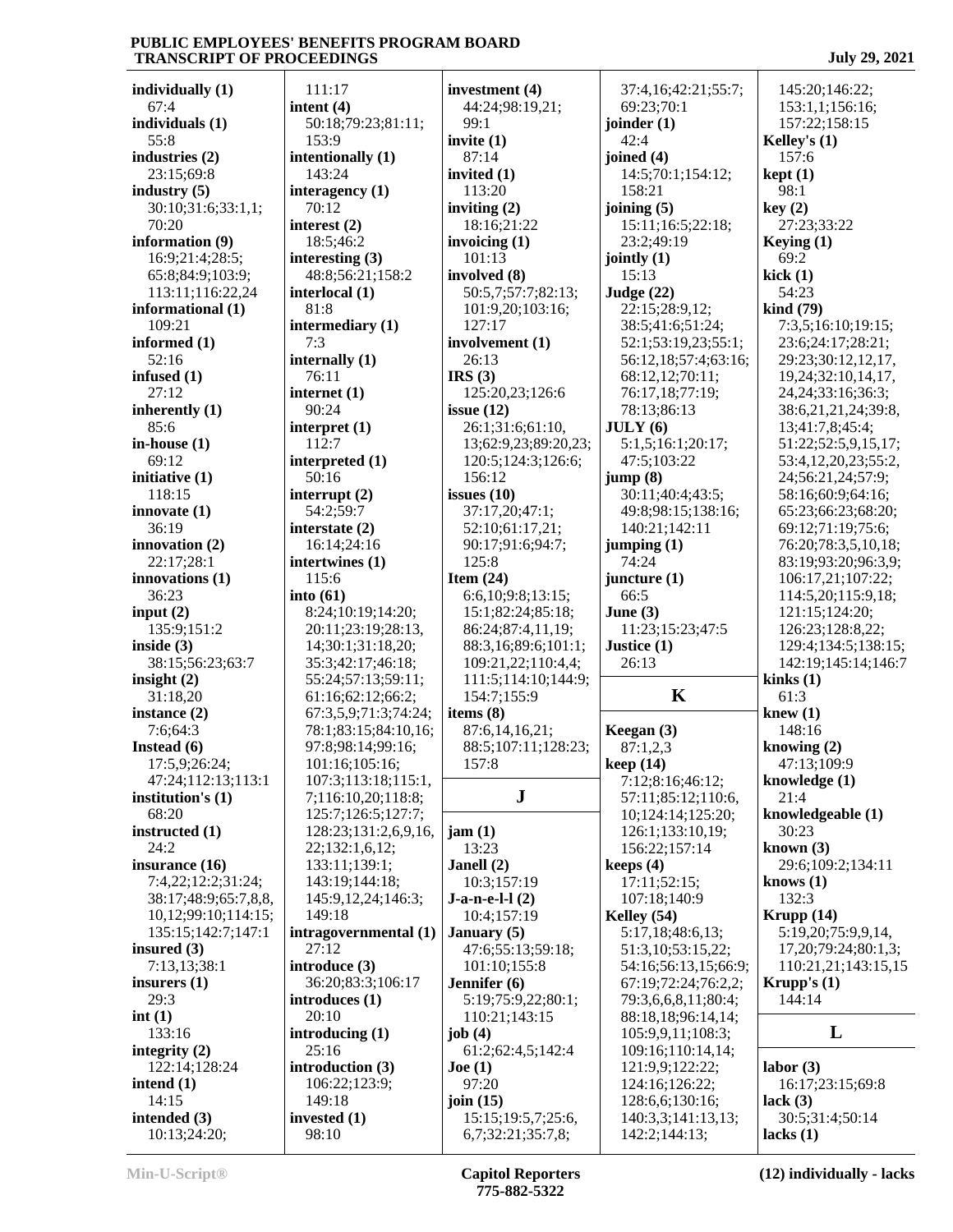**individually (1)**
67:4
**individuals (1)**
55:8
**industries (2)**
23:15;69:8
**industry (5)**
30:10;31:6;33:1,1;
70:20
**information (9)**
16:9;21:4;28:5;
65:8;84:9;103:9;
113:11;116:22,24
**informational (1)**
109:21
**informed (1)**
52:16
**infused (1)**
27:12
**inherently (1)**
85:6
**in-house (1)**
69:12
**initiative (1)**
118:15
**innovate (1)**
36:19
**innovation (2)**
22:17;28:1
**innovations (1)**
36:23
**input (2)**
135:9;151:2
**inside (3)**
38:15;56:23;63:7
**insight (2)**
31:18,20
**instance (2)**
7:6;64:3
**Instead (6)**
17:5,9;26:24;
47:24;112:13;113:1
**institution's (1)**
68:20
**instructed (1)**
24:2
**insurance (16)**
7:4,22;12:2;31:24;
38:17;48:9;65:7,8,8,
10,12;99:10;114:15;
135:15;142:7;147:1
**insured (3)**
7:13,13;38:1
**insurers (1)**
29:3
**int (1)**
133:16
**integrity (2)**
122:14;128:24
**intend (1)**
14:15
**intended (3)**
10:13;24:20;
111:17
**intent (4)**
50:18;79:23;81:11;
153:9
**intentionally (1)**
143:24
**interagency (1)**
70:12
**interest (2)**
18:5;46:2
**interesting (3)**
48:8;56:21;158:2
**interlocal (1)**
81:8
**intermediary (1)**
7:3
**internally (1)**
76:11
**internet (1)**
90:24
**interpret (1)**
112:7
**interpreted (1)**
50:16
**interrupt (2)**
54:2;59:7
**interstate (2)**
16:14;24:16
**intertwines (1)**
115:6
**into (61)**
8:24;10:19;14:20;
20:11;23:19;28:13,
14;30:1;31:18,20;
35:3;42:17;46:18;
55:24;57:13;59:11;
61:16;62:12;66:2;
67:3,5,9;71:3;74:24;
78:1;83:15;84:10,16;
97:8;98:14;99:16;
101:16;105:16;
107:3;113:18;115:1,
7;116:10,20;118:8;
125:7;126:5;127:7;
128:23;131:2,6,9,16,
22;132:1,6,12;
133:11;139:1;
143:19;144:18;
145:9,12,24;146:3;
149:18
**intragovernmental (1)**
27:12
**introduce (3)**
36:20;83:3;106:17
**introduces (1)**
20:10
**introducing (1)**
25:16
**introduction (3)**
106:22;123:9;
149:18
**invested (1)**
98:10
**investment (4)**
44:24;98:19,21;
99:1
**invite (1)**
87:14
**invited (1)**
113:20
**inviting (2)**
18:16;21:22
**invoicing (1)**
101:13
**involved (8)**
50:5,7;57:7;82:13;
101:9,20;103:16;
127:17
**involvement (1)**
26:13
**IRS (3)**
125:20,23;126:6
**issue (12)**
26:1;31:6;61:10,
13;62:9,23;89:20,23;
120:5;124:3;126:6;
156:12
**issues (10)**
37:17,20;47:1;
52:10;61:17,21;
90:17;91:6;94:7;
125:8
**Item (24)**
6:6,10;9:8;13:15;
15:1;82:24;85:18;
86:24;87:4,11,19;
88:3,16;89:6;101:1;
109:21,22;110:4,4;
111:5;114:10;144:9;
154:7;155:9
**items (8)**
87:6,14,16,21;
88:5;107:11;128:23;
157:8

## J

**jam (1)**
13:23
**Janell (2)**
10:3;157:19
**J-a-n-e-l-l (2)**
10:4;157:19
**January (5)**
47:6;55:13;59:18;
101:10;155:8
**Jennifer (6)**
5:19;75:9,22;80:1;
110:21;143:15
**job (4)**
61:2;62:4,5;142:4
**Joe (1)**
97:20
**join (15)**
15:15;19:5,7;25:6,
6,7;32:21;35:7,8;
37:4,16;42:21;55:7;
69:23;70:1
**joinder (1)**
42:4
**joined (4)**
14:5;70:1;154:12;
158:21
**joining (5)**
15:11;16:5;22:18;
23:2;49:19
**jointly (1)**
15:13
**Judge (22)**
22:15;28:9,12;
38:5;41:6;51:24;
52:1;53:19,23;55:1;
56:12,18;57:4;63:16;
68:12,12;70:11;
76:17,18;77:19;
78:13;86:13
**JULY (6)**
5:1,5;16:1;20:17;
47:5;103:22
**jump (8)**
30:11;40:4;43:5;
49:8;98:15;138:16;
140:21;142:11
**jumping (1)**
74:24
**juncture (1)**
66:5
**June (3)**
11:23;15:23;47:5
**Justice (1)**
26:13

## K

**Keegan (3)**
87:1,2,3
**keep (14)**
7:12;8:16;46:12;
57:11;85:12;110:6,
10;124:14;125:20;
126:1;133:10,19;
156:22;157:14
**keeps (4)**
17:11;52:15;
107:18;140:9
**Kelley (54)**
5:17,18;48:6,13;
51:3,10;53:15,22;
54:16;56:13,15;66:9;
67:19;72:24;76:2,2;
79:3,6,6,8,11;80:4;
88:18,18;96:14,14;
105:9,9,11;108:3;
109:16;110:14,14;
121:9,9;122:22;
124:16;126:22;
128:6,6;130:16;
140:3,3;141:13,13;
142:2;144:13;
145:20;146:22;
153:1,1;156:16;
157:22;158:15
**Kelley's (1)**
157:6
**kept (1)**
98:1
**key (2)**
27:23;33:22
**Keying (1)**
69:2
**kick (1)**
54:23
**kind (79)**
7:3,5;16:10;19:15;
23:6;24:17;28:21;
29:23;30:12,12,17,
19,24;32:10,14,17,
24,24;33:16;36:3;
38:6,21,21,24;39:8,
13;41:7,8;45:4;
51:22;52:5,9,15,17;
53:4,12,20,23;55:2,
24;56:21,24;57:9;
58:16;60:9;64:16;
65:23;66:23;68:20;
69:12;71:19;75:6;
76:20;78:3,5,10,18;
83:19;93:20;96:3,9;
106:17,21;107:22;
114:5,20;115:9,18;
121:15;124:20;
126:23;128:8,22;
129:4;134:5;138:15;
142:19;145:14;146:7
**kinks (1)**
61:3
**knew (1)**
148:16
**knowing (2)**
47:13;109:9
**knowledge (1)**
21:4
**knowledgeable (1)**
30:23
**known (3)**
29:6;109:2;134:11
**knows (1)**
132:3
**Krupp (14)**
5:19,20;75:9,9,14,
17,20;79:24;80:1,3;
110:21,21;143:15,15
**Krupp's (1)**
144:14

## L

**labor (3)**
16:17;23:15;69:8
**lack (3)**
30:5;31:4;50:14
**lacks (1)**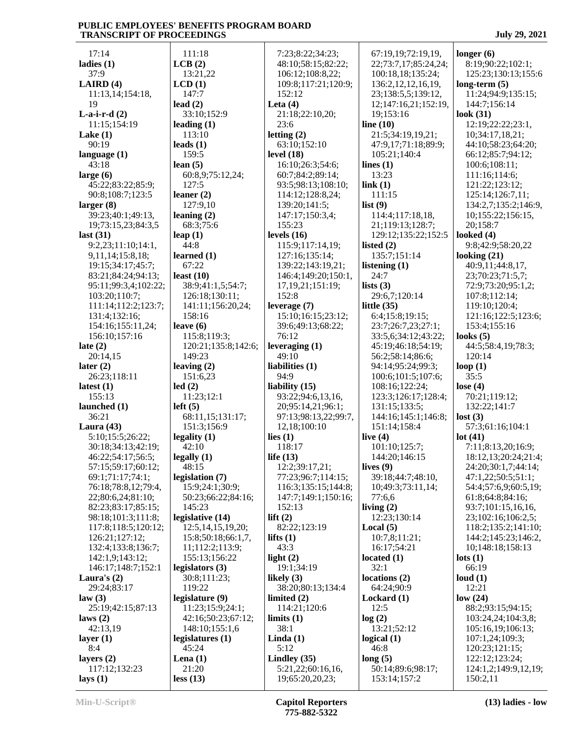17:14
**ladies (1)**
37:9
**LAIRD (4)**
11:13,14;154:18,
19
**L-a-i-r-d (2)**
11:15;154:19
**Lake (1)**
90:19
**language (1)**
43:18
**large (6)**
45:22;83:22;85:9;
90:8;108:7;123:5
**larger (8)**
39:23;40:1;49:13,
19;73:15,23;84:3,5
**last (31)**
9:2,23;11:10;14:1,
9,11,14;15:8,18;
19:15;34:17;45:7;
83:21;84:24;94:13;
95:11;99:3,4;102:22;
103:20;110:7;
111:14;112:2;123:7;
131:4;132:16;
154:16;155:11,24;
156:10;157:16
**late (2)**
20:14,15
**later (2)**
26:23;118:11
**latest (1)**
155:13
**launched (1)**
36:21
**Laura (43)**
5:10;15:5;26:22;
30:18;34:13;42:19;
46:22;54:17;56:5;
57:15;59:17;60:12;
69:1;71:17;74:1;
76:18;78:8,12;79:4,
22;80:6,24;81:10;
82:23;83:17;85:15;
98:18;101:3;111:8;
117:8;118:5;120:12;
126:21;127:12;
132:4;133:8;136:7;
142:1,9;143:12;
146:17;148:7;152:1
**Laura's (2)**
29:24;83:17
**law (3)**
25:19;42:15;87:13
**laws (2)**
42:13,19
**layer (1)**
8:4
**layers (2)**
117:12;132:23
**lays (1)**
111:18
**LCB (2)**
13:21,22
**LCD (1)**
147:7
**lead (2)**
33:10;152:9
**leading (1)**
113:10
**leads (1)**
159:5
**lean (5)**
60:8,9;75:12,24;
127:5
**leaner (2)**
127:9,10
**leaning (2)**
68:3;75:6
**leap (1)**
44:8
**learned (1)**
67:22
**least (10)**
38:9;41:1,5;54:7;
126:18;130:11;
141:11;156:20,24;
158:16
**leave (6)**
115:8;119:3;
120:21;135:8;142:6;
149:23
**leaving (2)**
151:6,23
**led (2)**
11:23;12:1
**left (5)**
68:11,15;131:17;
151:3;156:9
**legality (1)**
42:10
**legally (1)**
48:15
**legislation (7)**
15:9;24:1;30:9;
50:23;66:22;84:16;
145:23
**legislative (14)**
12:5,14,15,19,20;
15:8;50:18;66:1,7,
11;112:2;113:9;
155:13;156:22
**legislators (3)**
30:8;111:23;
119:22
**legislature (9)**
11:23;15:9;24:1;
42:16;50:23;67:12;
148:10;155:1,6
**legislatures (1)**
45:24
**Lena (1)**
21:20
**less (13)**
7:23;8:22;34:23;
48:10;58:15;82:22;
106:12;108:8,22;
109:8;117:21;120:9;
152:12
**Leta (4)**
21:18;22:10,20;
23:6
**letting (2)**
63:10;152:10
**level (18)**
16:10;26:3;54:6;
60:7;84:2;89:14;
93:5;98:13;108:10;
114:12;128:8,24;
139:20;141:5;
147:17;150:3,4;
155:23
**levels (16)**
115:9;117:14,19;
127:16;135:14;
139:22;143:19,21;
146:4;149:20;150:1,
17,19,21;151:19;
152:8
**leverage (7)**
15:10;16:15;23:12;
39:6;49:13;68:22;
76:12
**leveraging (1)**
49:10
**liabilities (1)**
94:9
**liability (15)**
93:22;94:6,13,16,
20;95:14,21;96:1;
97:13;98:13,22;99:7,
12,18;100:10
**lies (1)**
118:17
**life (13)**
12:2;39:17,21;
77:23;96:7;114:15;
116:3;135:15;144:8;
147:7;149:1;150:16;
152:13
**lift (2)**
82:22;123:19
**lifts (1)**
43:3
**light (2)**
19:1;34:19
**likely (3)**
38:20;80:13;134:4
**limited (2)**
114:21;120:6
**limits (1)**
38:1
**Linda (1)**
5:12
**Lindley (35)**
5:21,22;60:16,16,
19;65:20,20,23;
67:19,19;72:19,19,
22;73:7,17;85:24,24;
100:18,18;135:24;
136:2,12,12,16,19,
23;138:5,5;139:12,
12;147:16,21;152:19,
19;153:16
**line (10)**
21:5;34:19,19,21;
47:9,17;71:18;89:9;
105:21;140:4
**lines (1)**
13:23
**link (1)**
111:15
**list (9)**
114:4;117:18,18,
21;119:13;128:7;
129:12;135:22;152:5
**listed (2)**
135:7;151:14
**listening (1)**
24:7
**lists (3)**
29:6,7;120:14
**little (35)**
6:4;15:8;19:15;
23:7;26:7,23;27:1;
33:5,6;34:12;43:22;
45:19;46:18;54:19;
56:2;58:14;86:6;
94:14;95:24;99:3;
100:6;101:5;107:6;
108:16;122:24;
123:3;126:17;128:4;
131:15;133:5;
144:16;145:1;146:8;
151:14;158:4
**live (4)**
101:10;125:7;
144:20;146:15
**lives (9)**
39:18;44:7;48:10,
10;49:3;73:11,14;
77:6,6
**living (2)**
12:23;130:14
**Local (5)**
10:7,8;11:21;
16:17;54:21
**located (1)**
32:1
**locations (2)**
64:24;90:9
**Lockard (1)**
12:5
**log (2)**
13:21;52:12
**logical (1)**
46:8
**long (5)**
50:14;89:6;98:17;
153:14;157:2
**longer (6)**
8:19;90:22;102:1;
125:23;130:13;155:6
**long-term (5)**
11:24;94:9;135:15;
144:7;156:14
**look (31)**
12:19;22:22;23:1,
10;34:17,18,21;
44:10;58:23;64:20;
66:12;85:7;94:12;
100:6;108:11;
111:16;114:6;
121:22;123:12;
125:14;126:7,11;
134:2,7;135:2;146:9,
10;155:22;156:15,
20;158:7
**looked (4)**
9:8;42:9;58:20,22
**looking (21)**
40:9,11;44:8,17,
23;70:23;71:5,7;
72:9;73:20;95:1,2;
107:8;112:14;
119:10;120:4;
121:16;122:5;123:6;
153:4;155:16
**looks (5)**
44:5;58:4,19;78:3;
120:14
**loop (1)**
35:5
**lose (4)**
70:21;119:12;
132:22;141:7
**lost (3)**
57:3;61:16;104:1
**lot (41)**
7:11;8:13,20;16:9;
18:12,13;20:24;21:4;
24:20;30:1,7;44:14;
47:1,22;50:5;51:1;
54:4;57:6,9;60:5,19;
61:8;64:8;84:16;
93:7;101:15,16,16,
23;102:16;106:2,5;
118:2;135:2;141:10;
144:2;145:23;146:2,
10;148:18;158:13
**lots (1)**
66:19
**loud (1)**
12:21
**low (24)**
88:2;93:15;94:15;
103:24,24;104:3,8;
105:16,19;106:13;
107:1,24;109:3;
120:23;121:15;
122:12;123:24;
124:1,2;149:9,12,19;
150:2,11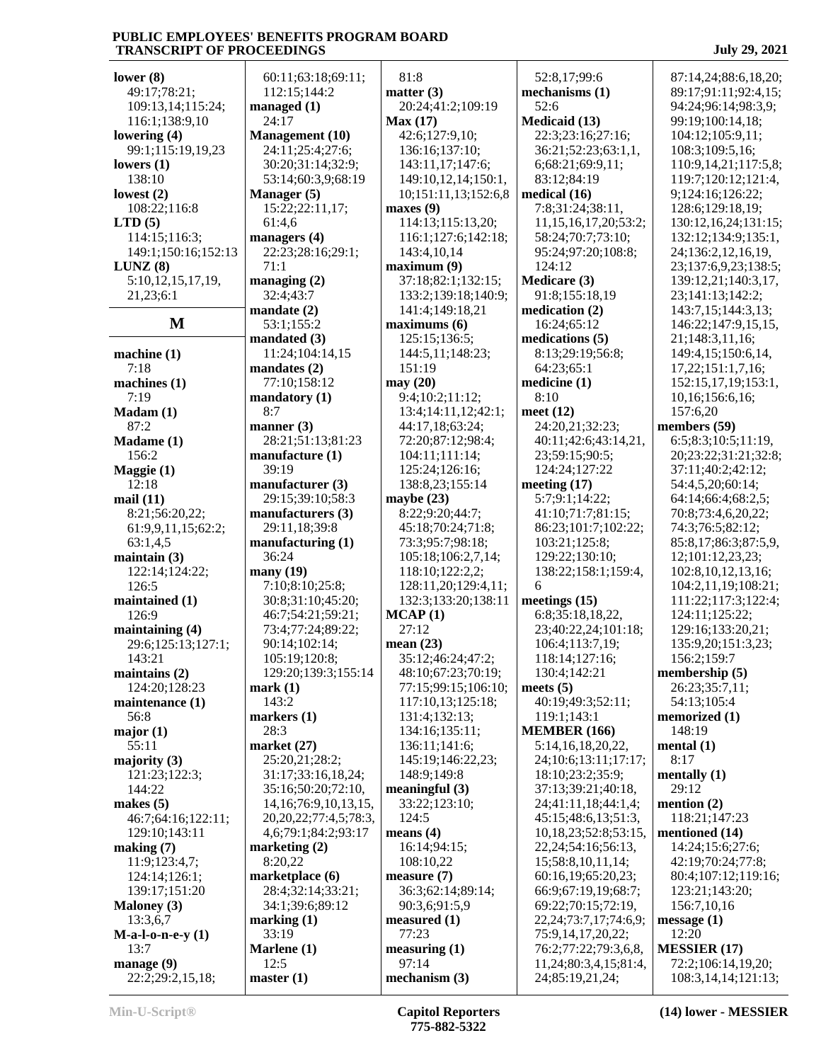**lower (8)**
49:17;78:21;
109:13,14;115:24;
116:1;138:9,10
**lowering (4)**
99:1;115:19,19,23
**lowers (1)**
138:10
**lowest (2)**
108:22;116:8
**LTD (5)**
114:15;116:3;
149:1;150:16;152:13
**LUNZ (8)**
5:10,12,15,17,19,
21,23;6:1

## M

**machine (1)**
7:18
**machines (1)**
7:19
**Madam (1)**
87:2
**Madame (1)**
156:2
**Maggie (1)**
12:18
**mail (11)**
8:21;56:20,22;
61:9,9,11,15;62:2;
63:1,4,5
**maintain (3)**
122:14;124:22;
126:5
**maintained (1)**
126:9
**maintaining (4)**
29:6;125:13;127:1;
143:21
**maintains (2)**
124:20;128:23
**maintenance (1)**
56:8
**major (1)**
55:11
**majority (3)**
121:23;122:3;
144:22
**makes (5)**
46:7;64:16;122:11;
129:10;143:11
**making (7)**
11:9;123:4,7;
124:14;126:1;
139:17;151:20
**Maloney (3)**
13:3,6,7
**M-a-l-o-n-e-y (1)**
13:7
**manage (9)**
22:2;29:2,15,18;
60:11;63:18;69:11;
112:15;144:2
**managed (1)**
24:17
**Management (10)**
24:11;25:4;27:6;
30:20;31:14;32:9;
53:14;60:3,9;68:19
**Manager (5)**
15:22;22:11,17;
61:4,6
**managers (4)**
22:23;28:16;29:1;
71:1
**managing (2)**
32:4;43:7
**mandate (2)**
53:1;155:2
**mandated (3)**
11:24;104:14,15
**mandates (2)**
77:10;158:12
**mandatory (1)**
8:7
**manner (3)**
28:21;51:13;81:23
**manufacture (1)**
39:19
**manufacturer (3)**
29:15;39:10;58:3
**manufacturers (3)**
29:11,18;39:8
**manufacturing (1)**
36:24
**many (19)**
7:10;8:10;25:8;
30:8;31:10;45:20;
46:7;54:21;59:21;
73:4;77:24;89:22;
90:14;102:14;
105:19;120:8;
129:20;139:3;155:14
**mark (1)**
143:2
**markers (1)**
28:3
**market (27)**
25:20,21;28:2;
31:17;33:16,18,24;
35:16;50:20;72:10,
14,16;76:9,10,13,15,
20,20,22;77:4,5;78:3,
4,6;79:1;84:2;93:17
**marketing (2)**
8:20,22
**marketplace (6)**
28:4;32:14;33:21;
34:1;39:6;89:12
**marking (1)**
33:19
**Marlene (1)**
12:5
**master (1)**
81:8
**matter (3)**
20:24;41:2;109:19
**Max (17)**
42:6;127:9,10;
136:16;137:10;
143:11,17;147:6;
149:10,12,14;150:1,
10;151:11,13;152:6,8
**maxes (9)**
114:13;115:13,20;
116:1;127:6;142:18;
143:4,10,14
**maximum (9)**
37:18;82:1;132:15;
133:2;139:18;140:9;
141:4;149:18,21
**maximums (6)**
125:15;136:5;
144:5,11;148:23;
151:19
**may (20)**
9:4;10:2;11:12;
13:4;14:11,12;42:1;
44:17,18;63:24;
72:20;87:12;98:4;
104:11;111:14;
125:24;126:16;
138:8,23;155:14
**maybe (23)**
8:22;9:20;44:7;
45:18;70:24;71:8;
73:3;95:7;98:18;
105:18;106:2,7,14;
118:10;122:2,2;
128:11,20;129:4,11;
132:3;133:20;138:11
**MCAP (1)**
27:12
**mean (23)**
35:12;46:24;47:2;
48:10;67:23;70:19;
77:15;99:15;106:10;
117:10,13;125:18;
131:4;132:13;
134:16;135:11;
136:11;141:6;
145:19;146:22,23;
148:9;149:8
**meaningful (3)**
33:22;123:10;
124:5
**means (4)**
16:14;94:15;
108:10,22
**measure (7)**
36:3;62:14;89:14;
90:3,6;91:5,9
**measured (1)**
77:23
**measuring (1)**
97:14
**mechanism (3)**
52:8,17;99:6
**mechanisms (1)**
52:6
**Medicaid (13)**
22:3;23:16;27:16;
36:21;52:23;63:1,1,
6;68:21;69:9,11;
83:12;84:19
**medical (16)**
7:8;31:24;38:11,
11,15,16,17,20;53:2;
58:24;70:7;73:10;
95:24;97:20;108:8;
124:12
**Medicare (3)**
91:8;155:18,19
**medication (2)**
16:24;65:12
**medications (5)**
8:13;29:19;56:8;
64:23;65:1
**medicine (1)**
8:10
**meet (12)**
24:20,21;32:23;
40:11;42:6;43:14,21,
23;59:15;90:5;
124:24;127:22
**meeting (17)**
5:7;9:1;14:22;
41:10;71:7;81:15;
86:23;101:7;102:22;
103:21;125:8;
129:22;130:10;
138:22;158:1;159:4,
6
**meetings (15)**
6:8;35:18,18,22,
23;40:22,24;101:18;
106:4;113:7,19;
118:14;127:16;
130:4;142:21
**meets (5)**
40:19;49:3;52:11;
119:1;143:1
**MEMBER (166)**
5:14,16,18,20,22,
24;10:6;13:11;17:17;
18:10;23:2;35:9;
37:13;39:21;40:18,
24;41:11,18;44:1,4;
45:15;48:6,13;51:3,
10,18,23;52:8;53:15,
22,24;54:16;56:13,
15;58:8,10,11,14;
60:16,19;65:20,23;
66:9;67:19,19;68:7;
69:22;70:15;72:19,
22,24;73:7,17;74:6,9;
75:9,14,17,20,22;
76:2;77:22;79:3,6,8,
11,24;80:3,4,15;81:4,
24;85:19,21,24;
87:14,24;88:6,18,20;
89:17;91:11;92:4,15;
94:24;96:14;98:3,9;
99:19;100:14,18;
104:12;105:9,11;
108:3;109:5,16;
110:9,14,21;117:5,8;
119:7;120:12;121:4,
9;124:16;126:22;
128:6;129:18,19;
130:12,16,24;131:15;
132:12;134:9;135:1,
24;136:2,12,16,19,
23;137:6,9,23;138:5;
139:12,21;140:3,17,
23;141:13;142:2;
143:7,15;144:3,13;
146:22;147:9,15,15,
21;148:3,11,16;
149:4,15;150:6,14,
17,22;151:1,7,16;
152:15,17,19;153:1,
10,16;156:6,16;
157:6,20
**members (59)**
6:5;8:3;10:5;11:19,
20;23:22;31:21;32:8;
37:11;40:2;42:12;
54:4,5,20;60:14;
64:14;66:4;68:2,5;
70:8;73:4,6,20,22;
74:3;76:5;82:12;
85:8,17;86:3;87:5,9,
12;101:12,23,23;
102:8,10,12,13,16;
104:2,11,19;108:21;
111:22;117:3;122:4;
124:11;125:22;
129:16;133:20,21;
135:9,20;151:3,23;
156:2;159:7
**membership (5)**
26:23;35:7,11;
54:13;105:4
**memorized (1)**
148:19
**mental (1)**
8:17
**mentally (1)**
29:12
**mention (2)**
118:21;147:23
**mentioned (14)**
14:24;15:6;27:6;
42:19;70:24;77:8;
80:4;107:12;119:16;
123:21;143:20;
156:7,10,16
**message (1)**
12:20
**MESSIER (17)**
72:2;106:14,19,20;
108:3,14,14;121:13;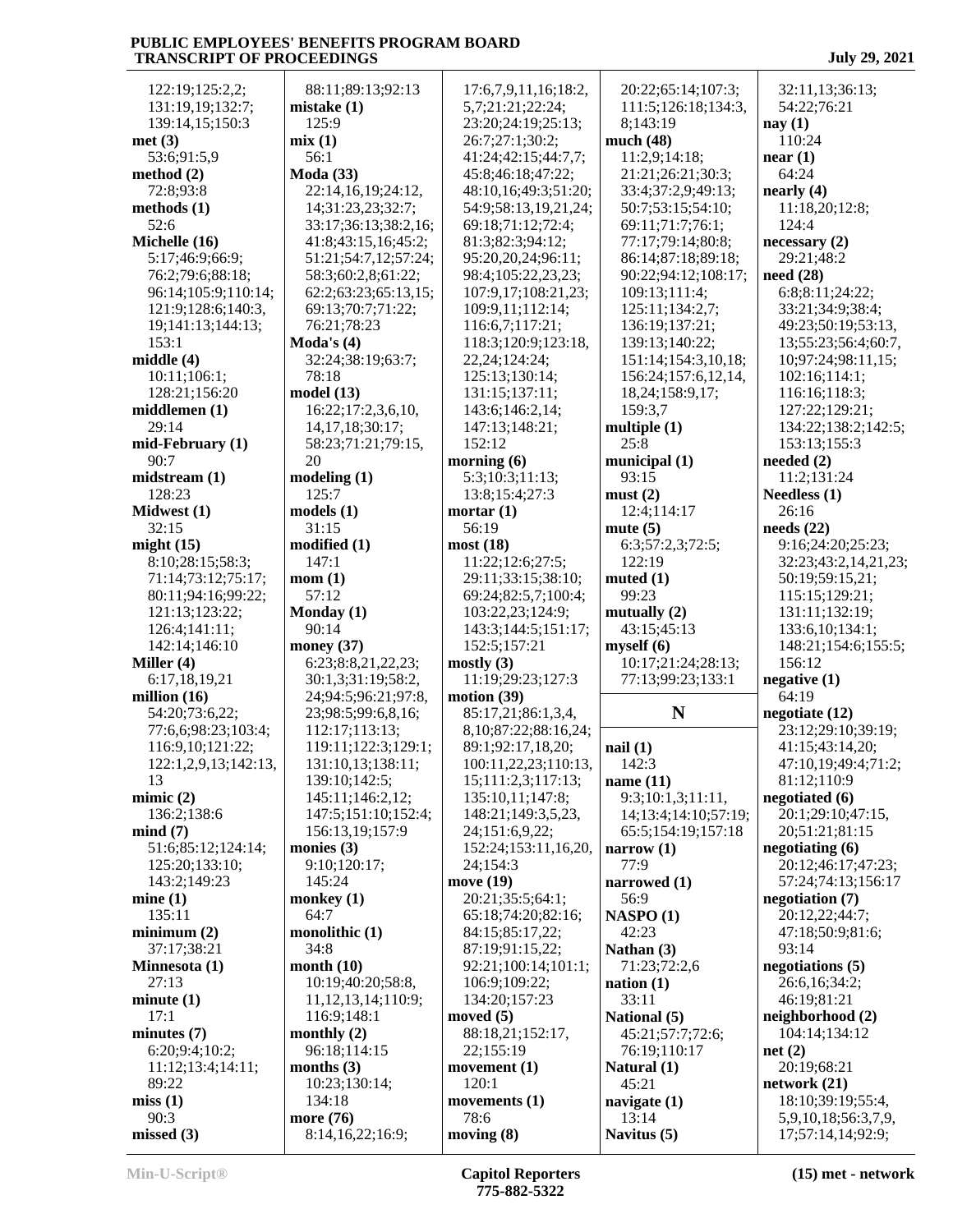122:19;125:2,2;
131:19,19;132:7;
139:14,15;150:3

**met (3)**
53:6;91:5,9

**method (2)**
72:8;93:8

**methods (1)**
52:6

**Michelle (16)**
5:17;46:9;66:9;
76:2;79:6;88:18;
96:14;105:9;110:14;
121:9;128:6;140:3,
19;141:13;144:13;
153:1

**middle (4)**
10:11;106:1;
128:21;156:20

**middlemen (1)**
29:14

**mid-February (1)**
90:7

**midstream (1)**
128:23

**Midwest (1)**
32:15

**might (15)**
8:10;28:15;58:3;
71:14;73:12;75:17;
80:11;94:16;99:22;
121:13;123:22;
126:4;141:11;
142:14;146:10

**Miller (4)**
6:17,18,19,21

**million (16)**
54:20;73:6,22;
77:6,6;98:23;103:4;
116:9,10;121:22;
122:1,2,9,13;142:13,
13

**mimic (2)**
136:2;138:6

**mind (7)**
51:6;85:12;124:14;
125:20;133:10;
143:2;149:23

**mine (1)**
135:11

**minimum (2)**
37:17;38:21

**Minnesota (1)**
27:13

**minute (1)**
17:1

**minutes (7)**
6:20;9:4;10:2;
11:12;13:4;14:11;
89:22

**miss (1)**
90:3

**missed (3)**
88:11;89:13;92:13

**mistake (1)**
125:9

**mix (1)**
56:1

**Moda (33)**
22:14,16,19;24:12,
14;31:23,23;32:7;
33:17;36:13;38:2,16;
41:8;43:15,16;45:2;
51:21;54:7,12;57:24;
58:3;60:2,8;61:22;
62:2;63:23;65:13,15;
69:13;70:7;71:22;
76:21;78:23

**Moda's (4)**
32:24;38:19;63:7;
78:18

**model (13)**
16:22;17:2,3,6,10,
14,17,18;30:17;
58:23;71:21;79:15,
20

**modeling (1)**
125:7

**models (1)**
31:15

**modified (1)**
147:1

**mom (1)**
57:12

**Monday (1)**
90:14

**money (37)**
6:23;8:8,21,22,23;
30:1,3;31:19;58:2,
24;94:5;96:21;97:8,
23;98:5;99:6,8,16;
112:17;113:13;
119:11;122:3;129:1;
131:10,13;138:11;
139:10;142:5;
145:11;146:2,12;
147:5;151:10;152:4;
156:13,19;157:9

**monies (3)**
9:10;120:17;
145:24

**monkey (1)**
64:7

**monolithic (1)**
34:8

**month (10)**
10:19;40:20;58:8,
11,12,13,14;110:9;
116:9;148:1

**monthly (2)**
96:18;114:15

**months (3)**
10:23;130:14;
134:18

**more (76)**
8:14,16,22;16:9;
17:6,7,9,11,16;18:2,
5,7;21:21;22:24;
23:20;24:19;25:13;
26:7;27:1;30:2;
41:24;42:15;44:7,7;
45:8;46:18;47:22;
48:10,16;49:3;51:20;
54:9;58:13,19,21,24;
69:18;71:12;72:4;
81:3;82:3;94:12;
95:20,20,24;96:11;
98:4;105:22,23,23;
107:9,17;108:21,23;
109:9,11;112:14;
116:6,7;117:21;
118:3;120:9;123:18,
22,24;124:24;
125:13;130:14;
131:15;137:11;
143:6;146:2,14;
147:13;148:21;
152:12

**morning (6)**
5:3;10:3;11:13;
13:8;15:4;27:3

**mortar (1)**
56:19

**most (18)**
11:22;12:6;27:5;
29:11;33:15;38:10;
69:24;82:5,7;100:4;
103:22,23;124:9;
143:3;144:5;151:17;
152:5;157:21

**mostly (3)**
11:19;29:23;127:3

**motion (39)**
85:17,21;86:1,3,4,
8,10;87:22;88:16,24;
89:1;92:17,18,20;
100:11,22,23;110:13,
15;111:2,3;117:13;
135:10,11;147:8;
148:21;149:3,5,23,
24;151:6,9,22;
152:24;153:11,16,20,
24;154:3

**move (19)**
20:21;35:5;64:1;
65:18;74:20;82:16;
84:15;85:17,22;
87:19;91:15,22;
92:21;100:14;101:1;
106:9;109:22;
134:20;157:23

**moved (5)**
88:18,21;152:17,
22;155:19

**movement (1)**
120:1

**movements (1)**
78:6

**moving (8)**
20:22;65:14;107:3;
111:5;126:18;134:3,
8;143:19

**much (48)**
11:2,9;14:18;
21:21;26:21;30:3;
33:4;37:2,9;49:13;
50:7;53:15;54:10;
69:11;71:7;76:1;
77:17;79:14;80:8;
86:14;87:18;89:18;
90:22;94:12;108:17;
109:13;111:4;
125:11;134:2,7;
136:19;137:21;
139:13;140:22;
151:14;154:3,10,18;
156:24;157:6,12,14,
18,24;158:9,17;
159:3,7

**multiple (1)**
25:8

**municipal (1)**
93:15

**must (2)**
12:4;114:17

**mute (5)**
6:3;57:2,3;72:5;
122:19

**muted (1)**
99:23

**mutually (2)**
43:15;45:13

**myself (6)**
10:17;21:24;28:13;
77:13;99:23;133:1

## N

**nail (1)**
142:3

**name (11)**
9:3;10:1,3;11:11,
14;13:4;14:10;57:19;
65:5;154:19;157:18

**narrow (1)**
77:9

**narrowed (1)**
56:9

**NASPO (1)**
42:23

**Nathan (3)**
71:23;72:2,6

**nation (1)**
33:11

**National (5)**
45:21;57:7;72:6;
76:19;110:17

**Natural (1)**
45:21

**navigate (1)**
13:14

**Navitus (5)**
32:11,13;36:13;
54:22;76:21

**nay (1)**
110:24

**near (1)**
64:24

**nearly (4)**
11:18,20;12:8;
124:4

**necessary (2)**
29:21;48:2

**need (28)**
6:8;8:11;24:22;
33:21;34:9;38:4;
49:23;50:19;53:13,
13;55:23;56:4;60:7,
10;97:24;98:11,15;
102:16;114:1;
116:16;118:3;
127:22;129:21;
134:22;138:2;142:5;
153:13;155:3

**needed (2)**
11:2;131:24

**Needless (1)**
26:16

**needs (22)**
9:16;24:20;25:23;
32:23;43:2,14,21,23;
50:19;59:15,21;
115:15;129:21;
131:11;132:19;
133:6,10;134:1;
148:21;154:6;155:5;
156:12

**negative (1)**
64:19

**negotiate (12)**
23:12;29:10;39:19;
41:15;43:14,20;
47:10,19;49:4;71:2;
81:12;110:9

**negotiated (6)**
20:1;29:10;47:15,
20;51:21;81:15

**negotiating (6)**
20:12;46:17;47:23;
57:24;74:13;156:17

**negotiation (7)**
20:12,22;44:7;
47:18;50:9;81:6;
93:14

**negotiations (5)**
26:6,16;34:2;
46:19;81:21

**neighborhood (2)**
104:14;134:12

**net (2)**
20:19;68:21

**network (21)**
18:10;39:19;55:4,
5,9,10,18;56:3,7,9,
17;57:14,14;92:9;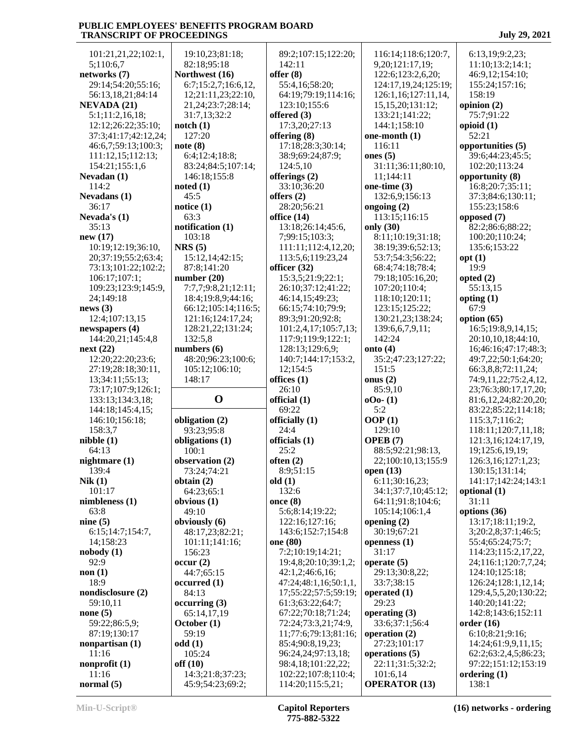101:21,21,22;102:1,
5;110:6,7
**networks (7)**
29:14;54:20;55:16;
56:13,18,21;84:14
**NEVADA (21)**
5:1;11:2,16,18;
12:12;26:22;35:10;
37:3;41:17;42:12,24;
46:6,7;59:13;100:3;
111:12,15;112:13;
154:21;155:1,6
**Nevadan (1)**
114:2
**Nevadans (1)**
36:17
**Nevada's (1)**
35:13
**new (17)**
10:19;12:19;36:10,
20;37:19;55:2;63:4;
73:13;101:22;102:2;
106:17;107:1;
109:23;123:9;145:9,
24;149:18
**news (3)**
12:4;107:13,15
**newspapers (4)**
144:20,21;145:4,8
**next (22)**
12:20;22:20;23:6;
27:19;28:18;30:11,
13;34:11;55:13;
73:17;107:9;126:1;
133:13;134:3,18;
144:18;145:4,15;
146:10;156:18;
158:3,7
**nibble (1)**
64:13
**nightmare (1)**
139:4
**Nik (1)**
101:17
**nimbleness (1)**
63:8
**nine (5)**
6:15;14:7;154:7,
14;158:23
**nobody (1)**
92:9
**non (1)**
18:9
**nondisclosure (2)**
59:10,11
**none (5)**
59:22;86:5,9;
87:19;130:17
**nonpartisan (1)**
11:16
**nonprofit (1)**
11:16
**normal (5)**
19:10,23;81:18;
82:18;95:18
**Northwest (16)**
6:7;15:2,7;16:6,12,
12;21:11,23;22:10,
21,24;23:7;28:14;
31:7,13;32:2
**notch (1)**
127:20
**note (8)**
6:4;12:4;18:8;
83:24;84:5;107:14;
146:18;155:8
**noted (1)**
45:5
**notice (1)**
63:3
**notification (1)**
103:18
**NRS (5)**
15:12,14;42:15;
87:8;141:20
**number (20)**
7:7,7;9:8,21;12:11;
18:4;19:8,9;44:16;
66:12;105:14;116:5;
121:16;124:17,24;
128:21,22;131:24;
132:5,8
**numbers (6)**
48:20;96:23;100:6;
105:12;106:10;
148:17

## O

**obligation (2)**
93:23;95:8
**obligations (1)**
100:1
**observation (2)**
73:24;74:21
**obtain (2)**
64:23;65:1
**obvious (1)**
49:10
**obviously (6)**
48:17,23;82:21;
101:11;141:16;
156:23
**occur (2)**
44:7;65:15
**occurred (1)**
84:13
**occurring (3)**
65:14,17,19
**October (1)**
59:19
**odd (1)**
105:24
**off (10)**
14:3;21:8;37:23;
45:9;54:23;69:2;
89:2;107:15;122:20;
142:11
**offer (8)**
55:4,16;58:20;
64:19;79:19;114:16;
123:10;155:6
**offered (3)**
17:3,20;27:13
**offering (8)**
17:18;28:3;30:14;
38:9;69:24;87:9;
124:5,10
**offerings (2)**
33:10;36:20
**offers (2)**
28:20;56:21
**office (14)**
13:18;26:14;45:6,
7;99:15;103:3;
111:11;112:4,12,20;
113:5,6;119:23,24
**officer (32)**
15:3,5;21:9;22:1;
26:10;37:12;41:22;
46:14,15;49:23;
66:15;74:10;79:9;
89:3;91:20;92:8;
101:2,4,17;105:7,13;
117:9;119:9;122:1;
128:13;129:6,9;
140:7;144:17;153:2,
12;154:5
**offices (1)**
26:10
**official (1)**
69:22
**officially (1)**
24:4
**officials (1)**
25:2
**often (2)**
8:9;51:15
**old (1)**
132:6
**once (8)**
5:6;8:14;19:22;
122:16;127:16;
143:6;152:7;154:8
**one (80)**
7:2;10:19;14:21;
19:4,8;20:10;39:1,2;
42:1,2;46:6,16;
47:24;48:1,16;50:1,1,
17;55:22;57:5;59:19;
61:3;63:22;64:7;
67:22;70:18;71:24;
72:24;73:3,21;74:9,
11;77:6;79:13;81:16;
85:4;90:8,19,23;
96:24,24;97:13,18;
98:4,18;101:22,22;
102:22;107:8;110:4;
114:20;115:5,21;
116:14;118:6;120:7,
9,20;121:17,19;
122:6;123:2,6,20;
124:17,19,24;125:19;
126:1,16;127:11,14,
15,15,20;131:12;
133:21;141:22;
144:1;158:10
**one-month (1)**
116:11
**ones (5)**
31:11;36:11;80:10,
11;144:11
**one-time (3)**
132:6,9;156:13
**ongoing (2)**
113:15;116:15
**only (30)**
8:11;10:19;31:18;
38:19;39:6;52:13;
53:7;54:3;56:22;
68:4;74:18;78:4;
79:18;105:16,20;
107:20;110:4;
118:10;120:11;
123:15;125:22;
130:21,23;138:24;
139:6,6,7,9,11;
142:24
**onto (4)**
35:2;47:23;127:22;
151:5
**onus (2)**
85:9,10
**oOo- (1)**
5:2
**OOP (1)**
129:10
**OPEB (7)**
88:5;92:21;98:13,
22;100:10,13;155:9
**open (13)**
6:11;30:16,23;
34:1;37:7,10;45:12;
64:11;91:8;104:6;
105:14;106:1,4
**opening (2)**
30:19;67:21
**openness (1)**
31:17
**operate (5)**
29:13;30:8,22;
33:7;38:15
**operated (1)**
29:23
**operating (3)**
33:6;37:1;56:4
**operation (2)**
27:23;101:17
**operations (5)**
22:11;31:5;32:2;
101:6,14
**OPERATOR (13)**
6:13,19;9:2,23;
11:10;13:2;14:1;
46:9,12;154:10;
155:24;157:16;
158:19
**opinion (2)**
75:7;91:22
**opioid (1)**
52:21
**opportunities (5)**
39:6;44:23;45:5;
102:20;113:24
**opportunity (8)**
16:8;20:7;35:11;
37:3;84:6;130:11;
155:23;158:6
**opposed (7)**
82:2;86:6;88:22;
100:20;110:24;
135:6;153:22
**opt (1)**
19:9
**opted (2)**
55:13,15
**opting (1)**
67:9
**option (65)**
16:5;19:8,9,14,15;
20:10,10,18;44:10,
16;46:16;47:16;48:3;
49:7,22;50:1;64:20;
66:3,8,8;72:11,24;
74:9,11,22;75:2,4,12,
23;76:3;80:17,17,20;
81:6,12,24;82:20,20;
83:22;85:22;114:18;
115:3,7;116:2;
118:11;120:7,11,18;
121:3,16;124:17,19,
19;125:6,19,19;
126:3,16;127:1,23;
130:15;131:14;
141:17;142:24;143:1
**optional (1)**
31:11
**options (36)**
13:17;18:11;19:2,
3;20:2,8;37:1;46:5;
55:4;65:24;75:7;
114:23;115:2,17,22,
24;116:1;120:7,7,24;
124:10;125:18;
126:24;128:1,12,14;
129:4,5,5,20;130:22;
140:20;141:22;
142:8;143:6;152:11
**order (16)**
6:10;8:21;9:16;
14:24;61:9,9,11,15;
62:2;63:2,4,5;86:23;
97:22;151:12;153:19
**ordering (1)**
138:1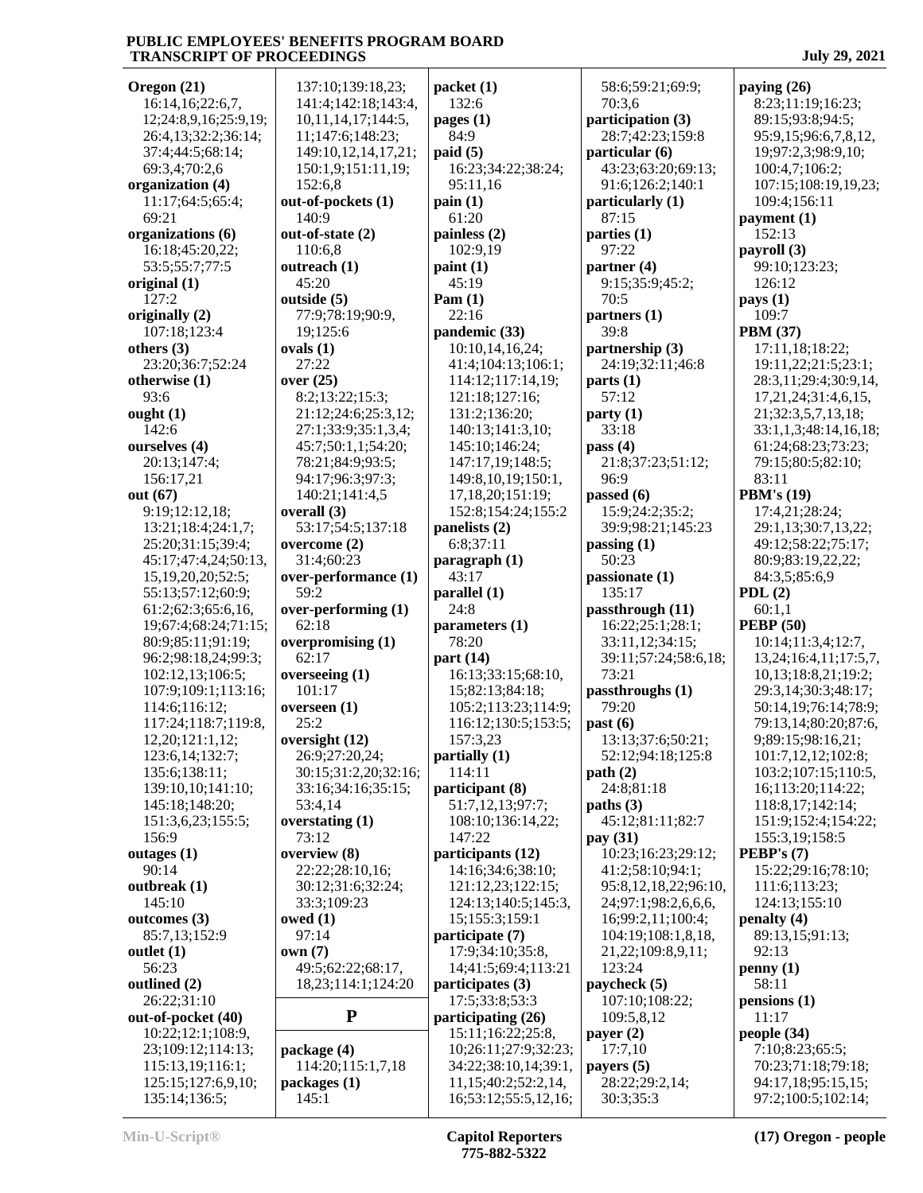**Oregon (21)**
16:14,16;22:6,7,12;24:8,9,16;25:9,19;26:4,13;32:2;36:14;37:4;44:5;68:14;69:3,4;70:2,6

**organization (4)**
11:17;64:5;65:4;69:21

**organizations (6)**
16:18;45:20,22;53:5;55:7;77:5

**original (1)**
127:2

**originally (2)**
107:18;123:4

**others (3)**
23:20;36:7;52:24

**otherwise (1)**
93:6

**ought (1)**
142:6

**ourselves (4)**
20:13;147:4;156:17,21

**out (67)**
9:19;12:12,18;13:21;18:4;24:1,7;25:20;31:15;39:4;45:17;47:4,24;50:13,15,19,20,20;52:5;55:13;57:12;60:9;61:2;62:3;65:6,16,19;67:4;68:24;71:15;80:9;85:11;91:19;96:2;98:18,24;99:3;102:12,13;106:5;107:9;109:1;113:16;114:6;116:12;117:24;118:7;119:8,12,20;121:1,12;123:6,14;132:7;135:6;138:11;139:10,10;141:10;145:18;148:20;151:3,6,23;155:5;156:9

**outages (1)**
90:14

**outbreak (1)**
145:10

**outcomes (3)**
85:7,13;152:9

**outlet (1)**
56:23

**outlined (2)**
26:22;31:10

**out-of-pocket (40)**
10:22;12:1;108:9,23;109:12;114:13;115:13,19;116:1;125:15;127:6,9,10;135:14;136:5;137:10;139:18,23;141:4;142:18;143:4,10,11,14,17;144:5,11;147:6;148:23;149:10,12,14,17,21;150:1,9;151:11,19;152:6,8

**out-of-pockets (1)**
140:9

**out-of-state (2)**
110:6,8

**outreach (1)**
45:20

**outside (5)**
77:9;78:19;90:9,19;125:6

**ovals (1)**
27:22

**over (25)**
8:2;13:22;15:3;21:12;24:6;25:3,12;27:1;33:9;35:1,3,4;45:7;50:1,1;54:20;78:21;84:9;93:5;94:17;96:3;97:3;140:21;141:4,5

**overall (3)**
53:17;54:5;137:18

**overcome (2)**
31:4;60:23

**over-performance (1)**
59:2

**over-performing (1)**
62:18

**overpromising (1)**
62:17

**overseeing (1)**
101:17

**overseen (1)**
25:2

**oversight (12)**
26:9;27:20,24;30:15;31:2,20;32:16;33:16;34:16;35:15;53:4,14

**overstating (1)**
73:12

**overview (8)**
22:22;28:10,16;30:12;31:6;32:24;33:3;109:23

**owed (1)**
97:14

**own (7)**
49:5;62:22;68:17,18,23;114:1;124:20

## P

**package (4)**
114:20;115:1,7,18

**packages (1)**
145:1

**packet (1)**
132:6

**pages (1)**
84:9

**paid (5)**
16:23;34:22;38:24;95:11,16

**pain (1)**
61:20

**painless (2)**
102:9,19

**paint (1)**
45:19

**Pam (1)**
22:16

**pandemic (33)**
10:10,14,16,24;41:4;104:13;106:1;114:12;117:14,19;121:18;127:16;131:2;136:20;140:13;141:3,10;145:10;146:24;147:17,19;148:5;149:8,10,19;150:1,17,18,20;151:19;152:8;154:24;155:2

**panelists (2)**
6:8;37:11

**paragraph (1)**
43:17

**parallel (1)**
24:8

**parameters (1)**
78:20

**part (14)**
16:13;33:15;68:10,15;82:13;84:18;105:2;113:23;114:9;116:12;130:5;153:5;157:3,23

**partially (1)**
114:11

**participant (8)**
51:7,12,13;97:7;108:10;136:14,22;147:22

**participants (12)**
14:16;34:6;38:10;121:12,23;122:15;124:13;140:5;145:3,15;155:3;159:1

**participate (7)**
17:9;34:10;35:8,14;41:5;69:4;113:21

**participates (3)**
17:5;33:8;53:3

**participating (26)**
15:11;16:22;25:8,10;26:11;27:9;32:23;34:22;38:10,14;39:1,11,15;40:2;52:2,14,16;53:12;55:5,12,16;58:6;59:21;69:9;70:3,6

**participation (3)**
28:7;42:23;159:8

**particular (6)**
43:23;63:20;69:13;91:6;126:2;140:1

**particularly (1)**
87:15

**parties (1)**
97:22

**partner (4)**
9:15;35:9;45:2;70:5

**partners (1)**
39:8

**partnership (3)**
24:19;32:11;46:8

**parts (1)**
57:12

**party (1)**
33:18

**pass (4)**
21:8;37:23;51:12;96:9

**passed (6)**
15:9;24:2;35:2;39:9;98:21;145:23

**passing (1)**
50:23

**passionate (1)**
135:17

**passthrough (11)**
16:22;25:1;28:1;33:11,12;34:15;39:11;57:24;58:6,18;73:21

**passthroughs (1)**
79:20

**past (6)**
13:13;37:6;50:21;52:12;94:18;125:8

**path (2)**
24:8;81:18

**paths (3)**
45:12;81:11;82:7

**pay (31)**
10:23;16:23;29:12;41:2;58:10;94:1;95:8,12,18,22;96:10,24;97:1;98:2,6,6,6,16;99:2,11;100:4;104:19;108:1,8,18,21,22;109:8,9,11;123:24

**paycheck (5)**
107:10;108:22;109:5,8,12

**payer (2)**
17:7,10

**payers (5)**
28:22;29:2,14;30:3;35:3

**paying (26)**
8:23;11:19;16:23;89:15;93:8;94:5;95:9,15;96:6,7,8,12,19;97:2,3;98:9,10;100:4,7;106:2;107:15;108:19,19,23;109:4;156:11

**payment (1)**
152:13

**payroll (3)**
99:10;123:23;126:12

**pays (1)**
109:7

**PBM (37)**
17:11,18;18:22;19:11,22;21:5;23:1;28:3,11;29:4;30:9,14,17,21,24;31:4,6,15,21;32:3,5,7,13,18;33:1,1,3;48:14,16,18;61:24;68:23;73:23;79:15;80:5;82:10;83:11

**PBM's (19)**
17:4,21;28:24;29:1,13;30:7,13,22;49:12;58:22;75:17;80:9;83:19,22,22;84:3,5;85:6,9

**PDL (2)**
60:1,1

**PEBP (50)**
10:14;11:3,4;12:7,13,24;16:4,11;17:5,7,10,13;18:8,21;19:2;29:3,14;30:3;48:17;50:14,19;76:14;78:9;79:13,14;80:20;87:6,9;89:15;98:16,21;101:7,12,12;102:8;103:2;107:15;110:5,16;113:20;114:22;118:8,17;142:14;151:9;152:4;154:22;155:3,19;158:5

**PEBP's (7)**
15:22;29:16;78:10;111:6;113:23;124:13;155:10

**penalty (4)**
89:13,15;91:13;92:13

**penny (1)**
58:11

**pensions (1)**
11:17

**people (34)**
7:10;8:23;65:5;70:23;71:18;79:18;94:17,18;95:15,15;97:2;100:5;102:14;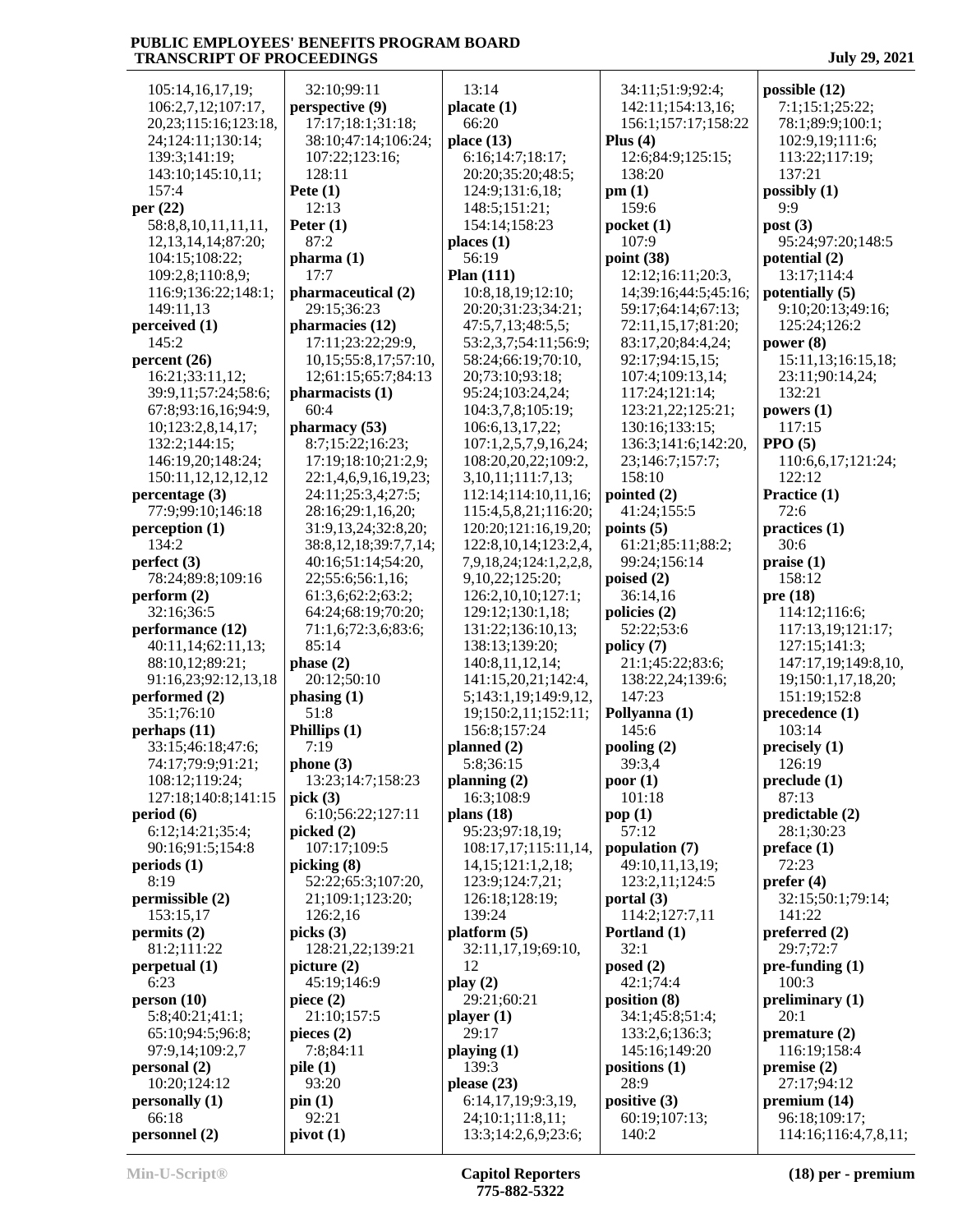105:14,16,17,19;
106:2,7,12;107:17,
20,23;115:16;123:18,
24;124:11;130:14;
139:3;141:19;
143:10;145:10,11;
157:4

**per (22)**
58:8,8,10,11,11,11,
12,13,14,14;87:20;
104:15;108:22;
109:2,8;110:8,9;
116:9;136:22;148:1;
149:11,13

**perceived (1)**
145:2

**percent (26)**
16:21;33:11,12;
39:9,11;57:24;58:6;
67:8;93:16,16;94:9,
10;123:2,8,14,17;
132:2;144:15;
146:19,20;148:24;
150:11,12,12,12,12

**percentage (3)**
77:9;99:10;146:18

**perception (1)**
134:2

**perfect (3)**
78:24;89:8;109:16

**perform (2)**
32:16;36:5

**performance (12)**
40:11,14;62:11,13;
88:10,12;89:21;
91:16,23;92:12,13,18

**performed (2)**
35:1;76:10

**perhaps (11)**
33:15;46:18;47:6;
74:17;79:9;91:21;
108:12;119:24;
127:18;140:8;141:15

**period (6)**
6:12;14:21;35:4;
90:16;91:5;154:8

**periods (1)**
8:19

**permissible (2)**
153:15,17

**permits (2)**
81:2;111:22

**perpetual (1)**
6:23

**person (10)**
5:8;40:21;41:1;
65:10;94:5;96:8;
97:9,14;109:2,7

**personal (2)**
10:20;124:12

**personally (1)**
66:18

**personnel (2)**
32:10;99:11

**perspective (9)**
17:17;18:1;31:18;
38:10;47:14;106:24;
107:22;123:16;
128:11

**Pete (1)**
12:13

**Peter (1)**
87:2

**pharma (1)**
17:7

**pharmaceutical (2)**
29:15;36:23

**pharmacies (12)**
17:11;23:22;29:9,
10,15;55:8,17;57:10,
12;61:15;65:7;84:13

**pharmacists (1)**
60:4

**pharmacy (53)**
8:7;15:22;16:23;
17:19;18:10;21:2,9;
22:1,4,6,9,16,19,23;
24:11;25:3,4;27:5;
28:16;29:1,16,20;
31:9,13,24;32:8,20;
38:8,12,18;39:7,7,14;
40:16;51:14;54:20,
22;55:6;56:1,16;
61:3,6;62:2;63:2;
64:24;68:19;70:20;
71:1,6;72:3,6;83:6;
85:14

**phase (2)**
20:12;50:10

**phasing (1)**
51:8

**Phillips (1)**
7:19

**phone (3)**
13:23;14:7;158:23

**pick (3)**
6:10;56:22;127:11

**picked (2)**
107:17;109:5

**picking (8)**
52:22;65:3;107:20,
21;109:1;123:20;
126:2,16

**picks (3)**
128:21,22;139:21

**picture (2)**
45:19;146:9

**piece (2)**
21:10;157:5

**pieces (2)**
7:8;84:11

**pile (1)**
93:20

**pin (1)**
92:21

**pivot (1)**
13:14

**placate (1)**
66:20

**place (13)**
6:16;14:7;18:17;
20:20;35:20;48:5;
124:9;131:6,18;
148:5;151:21;
154:14;158:23

**places (1)**
56:19

**Plan (111)**
10:8,18,19;12:10;
20:20;31:23;34:21;
47:5,7,13;48:5,5;
53:2,3,7;54:11;56:9;
58:24;66:19;70:10,
20;73:10;93:18;
95:24;103:24,24;
104:3,7,8;105:19;
106:6,13,17,22;
107:1,2,5,7,9,16,24;
108:20,20,22;109:2,
3,10,11;111:7,13;
112:14;114:10,11,16;
115:4,5,8,21;116:20;
120:20;121:16,19,20;
122:8,10,14;123:2,4,
7,9,18,24;124:1,2,2,8,
9,10,22;125:20;
126:2,10,10;127:1;
129:12;130:1,18;
131:22;136:10,13;
138:13;139:20;
140:8,11,12,14;
141:15,20,21;142:4,
5;143:1,19;149:9,12,
19;150:2,11;152:11;
156:8;157:24

**planned (2)**
5:8;36:15

**planning (2)**
16:3;108:9

**plans (18)**
95:23;97:18,19;
108:17,17;115:11,14,
14,15;121:1,2,18;
123:9;124:7,21;
126:18;128:19;
139:24

**platform (5)**
32:11,17,19;69:10,
12

**play (2)**
29:21;60:21

**player (1)**
29:17

**playing (1)**
139:3

**please (23)**
6:14,17,19;9:3,19,
24;10:1;11:8,11;
13:3;14:2,6,9;23:6;
34:11;51:9;92:4;
142:11;154:13,16;
156:1;157:17;158:22

**Plus (4)**
12:6;84:9;125:15;
138:20

**pm (1)**
159:6

**pocket (1)**
107:9

**point (38)**
12:12;16:11;20:3,
14;39:16;44:5;45:16;
59:17;64:14;67:13;
72:11,15,17;81:20;
83:17,20;84:4,24;
92:17;94:15,15;
107:4;109:13,14;
117:24;121:14;
123:21,22;125:21;
130:16;133:15;
136:3;141:6;142:20,
23;146:7;157:7;
158:10

**pointed (2)**
41:24;155:5

**points (5)**
61:21;85:11;88:2;
99:24;156:14

**poised (2)**
36:14,16

**policies (2)**
52:22;53:6

**policy (7)**
21:1;45:22;83:6;
138:22,24;139:6;
147:23

**Pollyanna (1)**
145:6

**pooling (2)**
39:3,4

**poor (1)**
101:18

**pop (1)**
57:12

**population (7)**
49:10,11,13,19;
123:2,11;124:5

**portal (3)**
114:2;127:7,11

**Portland (1)**
32:1

**posed (2)**
42:1;74:4

**position (8)**
34:1;45:8;51:4;
133:2,6;136:3;
145:16;149:20

**positions (1)**
28:9

**positive (3)**
60:19;107:13;
140:2

**possible (12)**
7:1;15:1;25:22;
78:1;89:9;100:1;
102:9,19;111:6;
113:22;117:19;
137:21

**possibly (1)**
9:9

**post (3)**
95:24;97:20;148:5

**potential (2)**
13:17;114:4

**potentially (5)**
9:10;20:13;49:16;
125:24;126:2

**power (8)**
15:11,13;16:15,18;
23:11;90:14,24;
132:21

**powers (1)**
117:15

**PPO (5)**
110:6,6,17;121:24;
122:12

**Practice (1)**
72:6

**practices (1)**
30:6

**praise (1)**
158:12

**pre (18)**
114:12;116:6;
117:13,19;121:17;
127:15;141:3;
147:17,19;149:8,10,
19;150:1,17,18,20;
151:19;152:8

**precedence (1)**
103:14

**precisely (1)**
126:19

**preclude (1)**
87:13

**predictable (2)**
28:1;30:23

**preface (1)**
72:23

**prefer (4)**
32:15;50:1;79:14;
141:22

**preferred (2)**
29:7;72:7

**pre-funding (1)**
100:3

**preliminary (1)**
20:1

**premature (2)**
116:19;158:4

**premise (2)**
27:17;94:12

**premium (14)**
96:18;109:17;
114:16;116:4,7,8,11;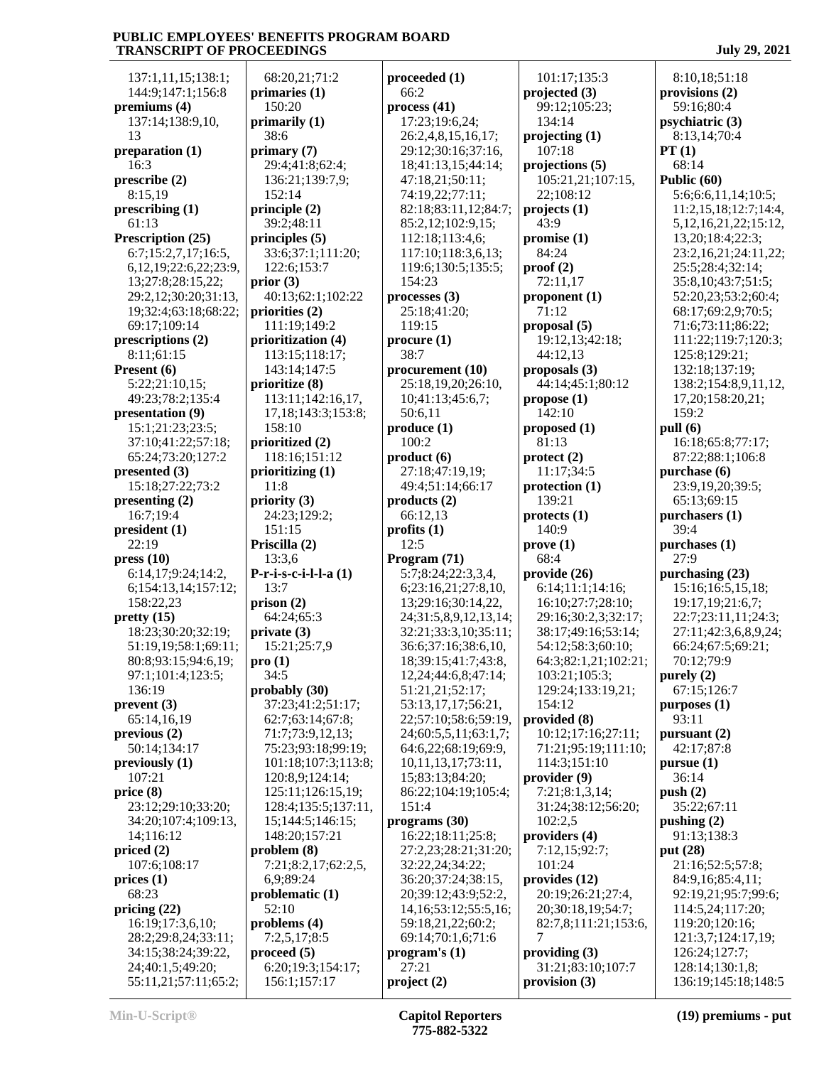137:1,11,15;138:1;
144:9;147:1;156:8
**premiums (4)**
137:14;138:9,10,
13
**preparation (1)**
16:3
**prescribe (2)**
8:15,19
**prescribing (1)**
61:13
**Prescription (25)**
6:7;15:2,7,17;16:5,
6,12,19;22:6,22;23:9,
13;27:8;28:15,22;
29:2,12;30:20;31:13,
19;32:4;63:18;68:22;
69:17;109:14
**prescriptions (2)**
8:11;61:15
**Present (6)**
5:22;21:10,15;
49:23;78:2;135:4
**presentation (9)**
15:1;21:23;23:5;
37:10;41:22;57:18;
65:24;73:20;127:2
**presented (3)**
15:18;27:22;73:2
**presenting (2)**
16:7;19:4
**president (1)**
22:19
**press (10)**
6:14,17;9:24;14:2,
6;154:13,14;157:12;
158:22,23
**pretty (15)**
18:23;30:20;32:19;
51:19,19;58:1;69:11;
80:8;93:15;94:6,19;
97:1;101:4;123:5;
136:19
**prevent (3)**
65:14,16,19
**previous (2)**
50:14;134:17
**previously (1)**
107:21
**price (8)**
23:12;29:10;33:20;
34:20;107:4;109:13,
14;116:12
**priced (2)**
107:6;108:17
**prices (1)**
68:23
**pricing (22)**
16:19;17:3,6,10;
28:2;29:8,24;33:11;
34:15;38:24;39:22,
24;40:1,5;49:20;
55:11,21;57:11;65:2;
68:20,21;71:2
**primaries (1)**
150:20
**primarily (1)**
38:6
**primary (7)**
29:4;41:8;62:4;
136:21;139:7,9;
152:14
**principle (2)**
39:2;48:11
**principles (5)**
33:6;37:1;111:20;
122:6;153:7
**prior (3)**
40:13;62:1;102:22
**priorities (2)**
111:19;149:2
**prioritization (4)**
113:15;118:17;
143:14;147:5
**prioritize (8)**
113:11;142:16,17,
17,18;143:3;153:8;
158:10
**prioritized (2)**
118:16;151:12
**prioritizing (1)**
11:8
**priority (3)**
24:23;129:2;
151:15
**Priscilla (2)**
13:3,6
**P-r-i-s-c-i-l-l-a (1)**
13:7
**prison (2)**
64:24;65:3
**private (3)**
15:21;25:7,9
**pro (1)**
34:5
**probably (30)**
37:23;41:2;51:17;
62:7;63:14;67:8;
71:7;73:9,12,13;
75:23;93:18;99:19;
101:18;107:3;113:8;
120:8,9;124:14;
125:11;126:15,19;
128:4;135:5;137:11,
15;144:5;146:15;
148:20;157:21
**problem (8)**
7:21;8:2,17;62:2,5,
6,9;89:24
**problematic (1)**
52:10
**problems (4)**
7:2,5,17;8:5
**proceed (5)**
6:20;19:3;154:17;
156:1;157:17
**proceeded (1)**
66:2
**process (41)**
17:23;19:6,24;
26:2,4,8,15,16,17;
29:12;30:16;37:16,
18;41:13,15;44:14;
47:18,21;50:11;
74:19,22;77:11;
82:18;83:11,12;84:7;
85:2,12;102:9,15;
112:18;113:4,6;
117:10;118:3,6,13;
119:6;130:5;135:5;
154:23
**processes (3)**
25:18;41:20;
119:15
**procure (1)**
38:7
**procurement (10)**
25:18,19,20;26:10,
10;41:13;45:6,7;
50:6,11
**produce (1)**
100:2
**product (6)**
27:18;47:19,19;
49:4;51:14;66:17
**products (2)**
66:12,13
**profits (1)**
12:5
**Program (71)**
5:7;8:24;22:3,3,4,
6;23:16,21;27:8,10,
13;29:16;30:14,22,
24;31:5,8,9,12,13,14;
32:21;33:3,10;35:11;
36:6;37:16;38:6,10,
18;39:15;41:7;43:8,
12,24;44:6,8;47:14;
51:21,21;52:17;
53:13,17,17;56:21,
22;57:10;58:6;59:19,
24;60:5,5,11;63:1,7;
64:6,22;68:19;69:9,
10,11,13,17;73:11,
15;83:13;84:20;
86:22;104:19;105:4;
151:4
**programs (30)**
16:22;18:11;25:8;
27:2,23;28:21;31:20;
32:22,24;34:22;
36:20;37:24;38:15,
20;39:12;43:9;52:2,
14,16;53:12;55:5,16;
59:18,21,22;60:2;
69:14;70:1,6;71:6
**program's (1)**
27:21
**project (2)**
101:17;135:3
**projected (3)**
99:12;105:23;
134:14
**projecting (1)**
107:18
**projections (5)**
105:21,21;107:15,
22;108:12
**projects (1)**
43:9
**promise (1)**
84:24
**proof (2)**
72:11,17
**proponent (1)**
71:12
**proposal (5)**
19:12,13;42:18;
44:12,13
**proposals (3)**
44:14;45:1;80:12
**propose (1)**
142:10
**proposed (1)**
81:13
**protect (2)**
11:17;34:5
**protection (1)**
139:21
**protects (1)**
140:9
**prove (1)**
68:4
**provide (26)**
6:14;11:1;14:16;
16:10;27:7;28:10;
29:16;30:2,3;32:17;
38:17;49:16;53:14;
54:12;58:3;60:10;
64:3;82:1,21;102:21;
103:21;105:3;
129:24;133:19,21;
154:12
**provided (8)**
10:12;17:16;27:11;
71:21;95:19;111:10;
114:3;151:10
**provider (9)**
7:21;8:1,3,14;
31:24;38:12;56:20;
102:2,5
**providers (4)**
7:12,15;92:7;
101:24
**provides (12)**
20:19;26:21;27:4,
20;30:18,19;54:7;
82:7,8;111:21;153:6,
7
**providing (3)**
31:21;83:10;107:7
**provision (3)**
8:10,18;51:18
**provisions (2)**
59:16;80:4
**psychiatric (3)**
8:13,14;70:4
**PT (1)**
68:14
**Public (60)**
5:6;6:6,11,14;10:5;
11:2,15,18;12:7;14:4,
5,12,16,21,22;15:12,
13,20;18:4;22:3;
23:2,16,21;24:11,22;
25:5;28:4;32:14;
35:8,10;43:7;51:5;
52:20,23;53:2;60:4;
68:17;69:2,9;70:5;
71:6;73:11;86:22;
111:22;119:7;120:3;
125:8;129:21;
132:18;137:19;
138:2;154:8,9,11,12,
17,20;158:20,21;
159:2
**pull (6)**
16:18;65:8;77:17;
87:22;88:1;106:8
**purchase (6)**
23:9,19,20;39:5;
65:13;69:15
**purchasers (1)**
39:4
**purchases (1)**
27:9
**purchasing (23)**
15:16;16:5,15,18;
19:17,19;21:6,7;
22:7;23:11,11;24:3;
27:11;42:3,6,8,9,24;
66:24;67:5;69:21;
70:12;79:9
**purely (2)**
67:15;126:7
**purposes (1)**
93:11
**pursuant (2)**
42:17;87:8
**pursue (1)**
36:14
**push (2)**
35:22;67:11
**pushing (2)**
91:13;138:3
**put (28)**
21:16;52:5;57:8;
84:9,16;85:4,11;
92:19,21;95:7;99:6;
114:5,24;117:20;
119:20;120:16;
121:3,7;124:17,19;
126:24;127:7;
128:14;130:1,8;
136:19;145:18;148:5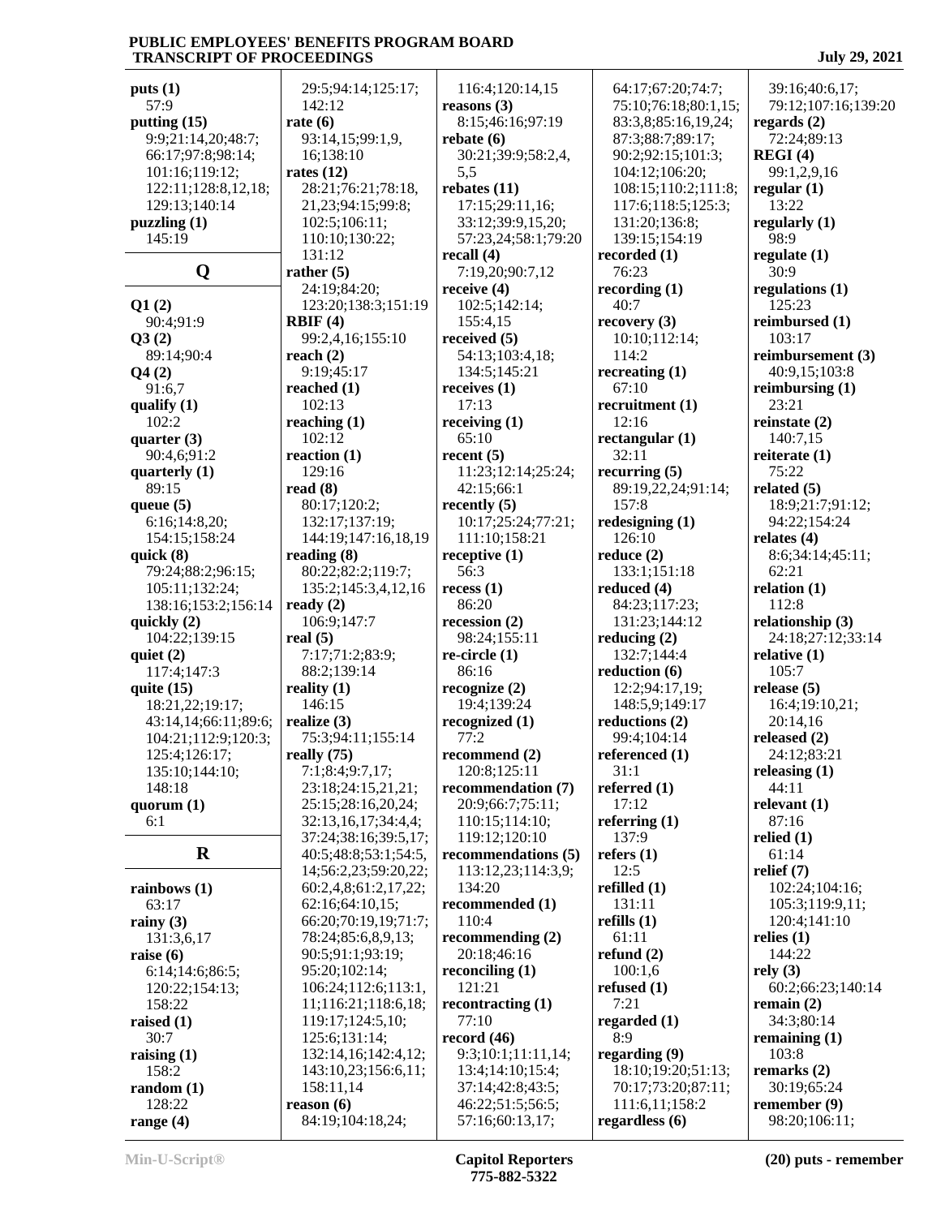**puts (1)**
57:9
**putting (15)**
9:9;21:14,20;48:7;
66:17;97:8;98:14;
101:16;119:12;
122:11;128:8,12,18;
129:13;140:14
**puzzling (1)**
145:19

## Q

**Q1 (2)**
90:4;91:9
**Q3 (2)**
89:14;90:4
**Q4 (2)**
91:6,7
**qualify (1)**
102:2
**quarter (3)**
90:4,6;91:2
**quarterly (1)**
89:15
**queue (5)**
6:16;14:8,20;
154:15;158:24
**quick (8)**
79:24;88:2;96:15;
105:11;132:24;
138:16;153:2;156:14
**quickly (2)**
104:22;139:15
**quiet (2)**
117:4;147:3
**quite (15)**
18:21,22;19:17;
43:14,14;66:11;89:6;
104:21;112:9;120:3;
125:4;126:17;
135:10;144:10;
148:18
**quorum (1)**
6:1

## R

**rainbows (1)**
63:17
**rainy (3)**
131:3,6,17
**raise (6)**
6:14;14:6;86:5;
120:22;154:13;
158:22
**raised (1)**
30:7
**raising (1)**
158:2
**random (1)**
128:22
**range (4)**
29:5;94:14;125:17;
142:12
**rate (6)**
93:14,15;99:1,9,
16;138:10
**rates (12)**
28:21;76:21;78:18,
21,23;94:15;99:8;
102:5;106:11;
110:10;130:22;
131:12
**rather (5)**
24:19;84:20;
123:20;138:3;151:19
**RBIF (4)**
99:2,4,16;155:10
**reach (2)**
9:19;45:17
**reached (1)**
102:13
**reaching (1)**
102:12
**reaction (1)**
129:16
**read (8)**
80:17;120:2;
132:17;137:19;
144:19;147:16,18,19
**reading (8)**
80:22;82:2;119:7;
135:2;145:3,4,12,16
**ready (2)**
106:9;147:7
**real (5)**
7:17;71:2;83:9;
88:2;139:14
**reality (1)**
146:15
**realize (3)**
75:3;94:11;155:14
**really (75)**
7:1;8:4;9:7,17;
23:18;24:15,21,21;
25:15;28:16,20,24;
32:13,16,17;34:4,4;
37:24;38:16;39:5,17;
40:5;48:8;53:1;54:5,
14;56:2,23;59:20,22;
60:2,4,8;61:2,17,22;
62:16;64:10,15;
66:20;70:19,19;71:7;
78:24;85:6,8,9,13;
90:5;91:1;93:19;
95:20;102:14;
106:24;112:6;113:1,
11;116:21;118:6,18;
119:17;124:5,10;
125:6;131:14;
132:14,16;142:4,12;
143:10,23;156:6,11;
158:11,14
**reason (6)**
84:19;104:18,24;
116:4;120:14,15
**reasons (3)**
8:15;46:16;97:19
**rebate (6)**
30:21;39:9;58:2,4,
5,5
**rebates (11)**
17:15;29:11,16;
33:12;39:9,15,20;
57:23,24;58:1;79:20
**recall (4)**
7:19,20;90:7,12
**receive (4)**
102:5;142:14;
155:4,15
**received (5)**
54:13;103:4,18;
134:5;145:21
**receives (1)**
17:13
**receiving (1)**
65:10
**recent (5)**
11:23;12:14;25:24;
42:15;66:1
**recently (5)**
10:17;25:24;77:21;
111:10;158:21
**receptive (1)**
56:3
**recess (1)**
86:20
**recession (2)**
98:24;155:11
**re-circle (1)**
86:16
**recognize (2)**
19:4;139:24
**recognized (1)**
77:2
**recommend (2)**
120:8;125:11
**recommendation (7)**
20:9;66:7;75:11;
110:15;114:10;
119:12;120:10
**recommendations (5)**
113:12,23;114:3,9;
134:20
**recommended (1)**
110:4
**recommending (2)**
20:18;46:16
**reconciling (1)**
121:21
**recontracting (1)**
77:10
**record (46)**
9:3;10:1;11:11,14;
13:4;14:10;15:4;
37:14;42:8;43:5;
46:22;51:5;56:5;
57:16;60:13,17;
64:17;67:20;74:7;
75:10;76:18;80:1,15;
83:3,8;85:16,19,24;
87:3;88:7;89:17;
90:2;92:15;101:3;
104:12;106:20;
108:15;110:2;111:8;
117:6;118:5;125:3;
131:20;136:8;
139:15;154:19
**recorded (1)**
76:23
**recording (1)**
40:7
**recovery (3)**
10:10;112:14;
114:2
**recreating (1)**
67:10
**recruitment (1)**
12:16
**rectangular (1)**
32:11
**recurring (5)**
89:19,22,24;91:14;
157:8
**redesigning (1)**
126:10
**reduce (2)**
133:1;151:18
**reduced (4)**
84:23;117:23;
131:23;144:12
**reducing (2)**
132:7;144:4
**reduction (6)**
12:2;94:17,19;
148:5,9;149:17
**reductions (2)**
99:4;104:14
**referenced (1)**
31:1
**referred (1)**
17:12
**referring (1)**
137:9
**refers (1)**
12:5
**refilled (1)**
131:11
**refills (1)**
61:11
**refund (2)**
100:1,6
**refused (1)**
7:21
**regarded (1)**
8:9
**regarding (9)**
18:10;19:20;51:13;
70:17;73:20;87:11;
111:6,11;158:2
**regardless (6)**
39:16;40:6,17;
79:12;107:16;139:20
**regards (2)**
72:24;89:13
**REGI (4)**
99:1,2,9,16
**regular (1)**
13:22
**regularly (1)**
98:9
**regulate (1)**
30:9
**regulations (1)**
125:23
**reimbursed (1)**
103:17
**reimbursement (3)**
40:9,15;103:8
**reimbursing (1)**
23:21
**reinstate (2)**
140:7,15
**reiterate (1)**
75:22
**related (5)**
18:9;21:7;91:12;
94:22;154:24
**relates (4)**
8:6;34:14;45:11;
62:21
**relation (1)**
112:8
**relationship (3)**
24:18;27:12;33:14
**relative (1)**
105:7
**release (5)**
16:4;19:10,21;
20:14,16
**released (2)**
24:12;83:21
**releasing (1)**
44:11
**relevant (1)**
87:16
**relied (1)**
61:14
**relief (7)**
102:24;104:16;
105:3;119:9,11;
120:4;141:10
**relies (1)**
144:22
**rely (3)**
60:2;66:23;140:14
**remain (2)**
34:3;80:14
**remaining (1)**
103:8
**remarks (2)**
30:19;65:24
**remember (9)**
98:20;106:11;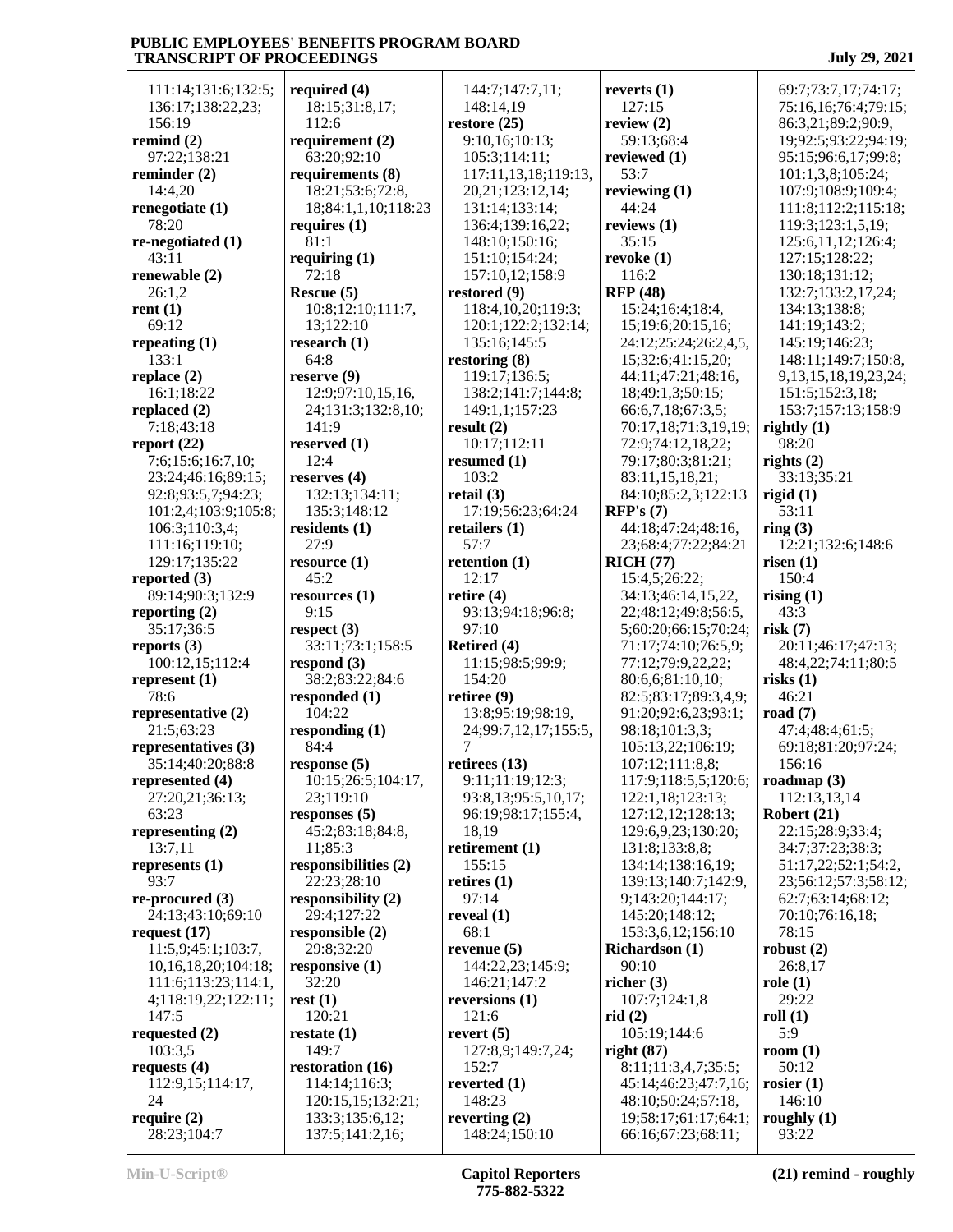111:14;131:6;132:5;
136:17;138:22,23;
156:19

**remind (2)**
97:22;138:21

**reminder (2)**
14:4,20

**renegotiate (1)**
78:20

**re-negotiated (1)**
43:11

**renewable (2)**
26:1,2

**rent (1)**
69:12

**repeating (1)**
133:1

**replace (2)**
16:1;18:22

**replaced (2)**
7:18;43:18

**report (22)**
7:6;15:6;16:7,10;
23:24;46:16;89:15;
92:8;93:5,7;94:23;
101:2,4;103:9;105:8;
106:3;110:3,4;
111:16;119:10;
129:17;135:22

**reported (3)**
89:14;90:3;132:9

**reporting (2)**
35:17;36:5

**reports (3)**
100:12,15;112:4

**represent (1)**
78:6

**representative (2)**
21:5;63:23

**representatives (3)**
35:14;40:20;88:8

**represented (4)**
27:20,21;36:13;
63:23

**representing (2)**
13:7,11

**represents (1)**
93:7

**re-procured (3)**
24:13;43:10;69:10

**request (17)**
11:5,9;45:1;103:7,
10,16,18,20;104:18;
111:6;113:23;114:1,
4;118:19,22;122:11;
147:5

**requested (2)**
103:3,5

**requests (4)**
112:9,15;114:17,
24

**require (2)**
28:23;104:7

**required (4)**
18:15;31:8,17;
112:6

**requirement (2)**
63:20;92:10

**requirements (8)**
18:21;53:6;72:8,
18;84:1,1,10;118:23

**requires (1)**
81:1

**requiring (1)**
72:18

**Rescue (5)**
10:8;12:10;111:7,
13;122:10

**research (1)**
64:8

**reserve (9)**
12:9;97:10,15,16,
24;131:3;132:8,10;
141:9

**reserved (1)**
12:4

**reserves (4)**
132:13;134:11;
135:3;148:12

**residents (1)**
27:9

**resource (1)**
45:2

**resources (1)**
9:15

**respect (3)**
33:11;73:1;158:5

**respond (3)**
38:2;83:22;84:6

**responded (1)**
104:22

**responding (1)**
84:4

**response (5)**
10:15;26:5;104:17,
23;119:10

**responses (5)**
45:2;83:18;84:8,
11;85:3

**responsibilities (2)**
22:23;28:10

**responsibility (2)**
29:4;127:22

**responsible (2)**
29:8;32:20

**responsive (1)**
32:20

**rest (1)**
120:21

**restate (1)**
149:7

**restoration (16)**
114:14;116:3;
120:15,15;132:21;
133:3;135:6,12;
137:5;141:2,16;
144:7;147:7,11;
148:14,19

**restore (25)**
9:10,16;10:13;
105:3;114:11;
117:11,13,18;119:13,
20,21;123:12,14;
131:14;133:14;
136:4;139:16,22;
148:10;150:16;
151:10;154:24;
157:10,12;158:9

**restored (9)**
118:4,10,20;119:3;
120:1;122:2;132:14;
135:16;145:5

**restoring (8)**
119:17;136:5;
138:2;141:7;144:8;
149:1,1;157:23

**result (2)**
10:17;112:11

**resumed (1)**
103:2

**retail (3)**
17:19;56:23;64:24

**retailers (1)**
57:7

**retention (1)**
12:17

**retire (4)**
93:13;94:18;96:8;
97:10

**Retired (4)**
11:15;98:5;99:9;
154:20

**retiree (9)**
13:8;95:19;98:19,
24;99:7,12,17;155:5,
7

**retirees (13)**
9:11;11:19;12:3;
93:8,13;95:5,10,17;
96:19;98:17;155:4,
18,19

**retirement (1)**
155:15

**retires (1)**
97:14

**reveal (1)**
68:1

**revenue (5)**
144:22,23;145:9;
146:21;147:2

**reversions (1)**
121:6

**revert (5)**
127:8,9;149:7,24;
152:7

**reverted (1)**
148:23

**reverting (2)**
148:24;150:10

**reverts (1)**
127:15

**review (2)**
59:13;68:4

**reviewed (1)**
53:7

**reviewing (1)**
44:24

**reviews (1)**
35:15

**revoke (1)**
116:2

**RFP (48)**
15:24;16:4;18:4,
15;19:6;20:15,16;
24:12;25:24;26:2,4,5,
15;32:6;41:15,20;
44:11;47:21;48:16,
18;49:1,3;50:15;
66:6,7,18;67:3,5;
70:17,18;71:3,19,19;
72:9;74:12,18,22;
79:17;80:3;81:21;
83:11,15,18,21;
84:10;85:2,3;122:13

**RFP's (7)**
44:18;47:24;48:16,
23;68:4;77:22;84:21

**RICH (77)**
15:4,5;26:22;
34:13;46:14,15,22,
22;48:12;49:8;56:5,
5;60:20;66:15;70:24;
71:17;74:10;76:5,9;
77:12;79:9,22,22;
80:6,6;81:10,10;
82:5;83:17;89:3,4,9;
91:20;92:6,23;93:1;
98:18;101:3,3;
105:13,22;106:19;
107:12;111:8,8;
117:9;118:5,5;120:6;
122:1,18;123:13;
127:12,12;128:13;
129:6,9,23;130:20;
131:8;133:8,8;
134:14;138:16,19;
139:13;140:7;142:9,
9;143:20;144:17;
145:20;148:12;
153:3,6,12;156:10

**Richardson (1)**
90:10

**richer (3)**
107:7;124:1,8

**rid (2)**
105:19;144:6

**right (87)**
8:11;11:3,4,7;35:5;
45:14;46:23;47:7,16;
48:10;50:24;57:18,
19;58:17;61:17;64:1;
66:16;67:23;68:11;
69:7;73:7,17;74:17;
75:16,16;76:4;79:15;
86:3,21;89:2;90:9,
19;92:5;93:22;94:19;
95:15;96:6,17;99:8;
101:1,3,8;105:24;
107:9;108:9;109:4;
111:8;112:2;115:18;
119:3;123:1,5,19;
125:6,11,12;126:4;
127:15;128:22;
130:18;131:12;
132:7;133:2,17,24;
134:13;138:8;
141:19;143:2;
145:19;146:23;
148:11;149:7;150:8,
9,13,15,18,19,23,24;
151:5;152:3,18;
153:7;157:13;158:9

**rightly (1)**
98:20

**rights (2)**
33:13;35:21

**rigid (1)**
53:11

**ring (3)**
12:21;132:6;148:6

**risen (1)**
150:4

**rising (1)**
43:3

**risk (7)**
20:11;46:17;47:13;
48:4,22;74:11;80:5

**risks (1)**
46:21

**road (7)**
47:4;48:4;61:5;
69:18;81:20;97:24;
156:16

**roadmap (3)**
112:13,13,14

**Robert (21)**
22:15;28:9;33:4;
34:7;37:23;38:3;
51:17,22;52:1;54:2,
23;56:12;57:3;58:12;
62:7;63:14;68:12;
70:10;76:16,18;
78:15

**robust (2)**
26:8,17

**role (1)**
29:22

**roll (1)**
5:9

**room (1)**
50:12

**rosier (1)**
146:10

**roughly (1)**
93:22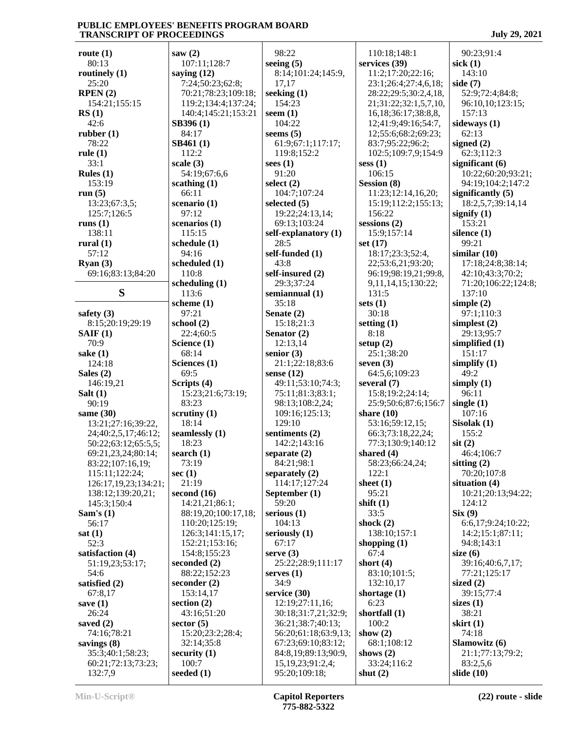**route (1)**
80:13
**routinely (1)**
25:20
**RPEN (2)**
154:21;155:15
**RS (1)**
42:6
**rubber (1)**
78:22
**rule (1)**
33:1
**Rules (1)**
153:19
**run (5)**
13:23;67:3,5;
125:7;126:5
**runs (1)**
138:11
**rural (1)**
57:12
**Ryan (3)**
69:16;83:13;84:20

## S

**safety (3)**
8:15;20:19;29:19
**SAIF (1)**
70:9
**sake (1)**
124:18
**Sales (2)**
146:19,21
**Salt (1)**
90:19
**same (30)**
13:21;27:16;39:22,
24;40:2,5,17;46:12;
50:22;63:12;65:5,5;
69:21,23,24;80:14;
83:22;107:16,19;
115:11;122:24;
126:17,19,23;134:21;
138:12;139:20,21;
145:3;150:4
**Sam's (1)**
56:17
**sat (1)**
52:3
**satisfaction (4)**
51:19,23;53:17;
54:6
**satisfied (2)**
67:8,17
**save (1)**
26:24
**saved (2)**
74:16;78:21
**savings (8)**
35:3;40:1;58:23;
60:21;72:13;73:23;
132:7,9
**saw (2)**
107:11;128:7
**saying (12)**
7:24;50:23;62:8;
70:21;78:23;109:18;
119:2;134:4;137:24;
140:4;145:21;153:21
**SB396 (1)**
84:17
**SB461 (1)**
112:2
**scale (3)**
54:19;67:6,6
**scathing (1)**
66:11
**scenario (1)**
97:12
**scenarios (1)**
115:15
**schedule (1)**
94:16
**scheduled (1)**
110:8
**scheduling (1)**
113:6
**scheme (1)**
97:21
**school (2)**
22:4;60:5
**Science (1)**
68:14
**Sciences (1)**
69:5
**Scripts (4)**
15:23;21:6;73:19;
83:23
**scrutiny (1)**
18:14
**seamlessly (1)**
18:23
**search (1)**
73:19
**sec (1)**
21:19
**second (16)**
14:21,21;86:1;
88:19,20;100:17,18;
110:20;125:19;
126:3;141:15,17;
152:21;153:16;
154:8;155:23
**seconded (2)**
88:22;152:23
**seconder (2)**
153:14,17
**section (2)**
43:16;51:20
**sector (5)**
15:20;23:2;28:4;
32:14;35:8
**security (1)**
100:7
**seeded (1)**
98:22
**seeing (5)**
8:14;101:24;145:9,
17,17
**seeking (1)**
154:23
**seem (1)**
104:22
**seems (5)**
61:9;67:1;117:17;
119:8;152:2
**sees (1)**
91:20
**select (2)**
104:7;107:24
**selected (5)**
19:22;24:13,14;
69:13;103:24
**self-explanatory (1)**
28:5
**self-funded (1)**
43:8
**self-insured (2)**
29:3;37:24
**semiannual (1)**
35:18
**Senate (2)**
15:18;21:3
**Senator (2)**
12:13,14
**senior (3)**
21:1;22:18;83:6
**sense (12)**
49:11;53:10;74:3;
75:11;81:3;83:1;
98:13;108:2,24;
109:16;125:13;
129:10
**sentiments (2)**
142:2;143:16
**separate (2)**
84:21;98:1
**separately (2)**
114:17;127:24
**September (1)**
59:20
**serious (1)**
104:13
**seriously (1)**
67:17
**serve (3)**
25:22;28:9;111:17
**serves (1)**
34:9
**service (30)**
12:19;27:11,16;
30:18;31:7,21;32:9;
36:21;38:7;40:13;
56:20;61:18;63:9,13;
67:23;69:10;83:12;
84:8,19;89:13;90:9,
15,19,23;91:2,4;
95:20;109:18;
110:18;148:1
**services (39)**
11:2;17:20;22:16;
23:1;26:4;27:4,6,18;
28:22;29:5;30:2,4,18,
21;31:22;32:1,5,7,10,
16,18;36:17;38:8,8,
12;41:9;49:16;54:7,
12;55:6;68:2;69:23;
83:7;95:22;96:2;
102:5;109:7,9;154:9
**sess (1)**
106:15
**Session (8)**
11:23;12:14,16,20;
15:19;112:2;155:13;
156:22
**sessions (2)**
15:9;157:14
**set (17)**
18:17;23:3;52:4,
22;53:6,21;93:20;
96:19;98:19,21;99:8,
9,11,14,15;130:22;
131:5
**sets (1)**
30:18
**setting (1)**
8:18
**setup (2)**
25:1;38:20
**seven (3)**
64:5,6;109:23
**several (7)**
15:8;19:2;24:14;
25:9;50:6;87:6;156:7
**share (10)**
53:16;59:12,15;
66:3;73:18,22,24;
77:3;130:9;140:12
**shared (4)**
58:23;66:24,24;
122:1
**sheet (1)**
95:21
**shift (1)**
33:5
**shock (2)**
138:10;157:1
**shopping (1)**
67:4
**short (4)**
83:10;101:5;
132:10,17
**shortage (1)**
6:23
**shortfall (1)**
100:2
**show (2)**
68:1;108:12
**shows (2)**
33:24;116:2
**shut (2)**
90:23;91:4
**sick (1)**
143:10
**side (7)**
52:9;72:4;84:8;
96:10,10;123:15;
157:13
**sideways (1)**
62:13
**signed (2)**
62:3;112:3
**significant (6)**
10:22;60:20;93:21;
94:19;104:2;147:2
**significantly (5)**
18:2,5,7;39:14,14
**signify (1)**
153:21
**silence (1)**
99:21
**similar (10)**
17:18;24:8;38:14;
42:10;43:3;70:2;
71:20;106:22;124:8;
137:10
**simple (2)**
97:1;110:3
**simplest (2)**
29:13;95:7
**simplified (1)**
151:17
**simplify (1)**
49:2
**simply (1)**
96:11
**single (1)**
107:16
**Sisolak (1)**
155:2
**sit (2)**
46:4;106:7
**sitting (2)**
70:20;107:8
**situation (4)**
10:21;20:13;94:22;
124:12
**Six (9)**
6:6,17;9:24;10:22;
14:2;15:1;87:11;
94:8;143:1
**size (6)**
39:16;40:6,7,17;
77:21;125:17
**sized (2)**
39:15;77:4
**sizes (1)**
38:21
**skirt (1)**
74:18
**Slamowitz (6)**
21:1;77:13;79:2;
83:2,5,6
**slide (10)**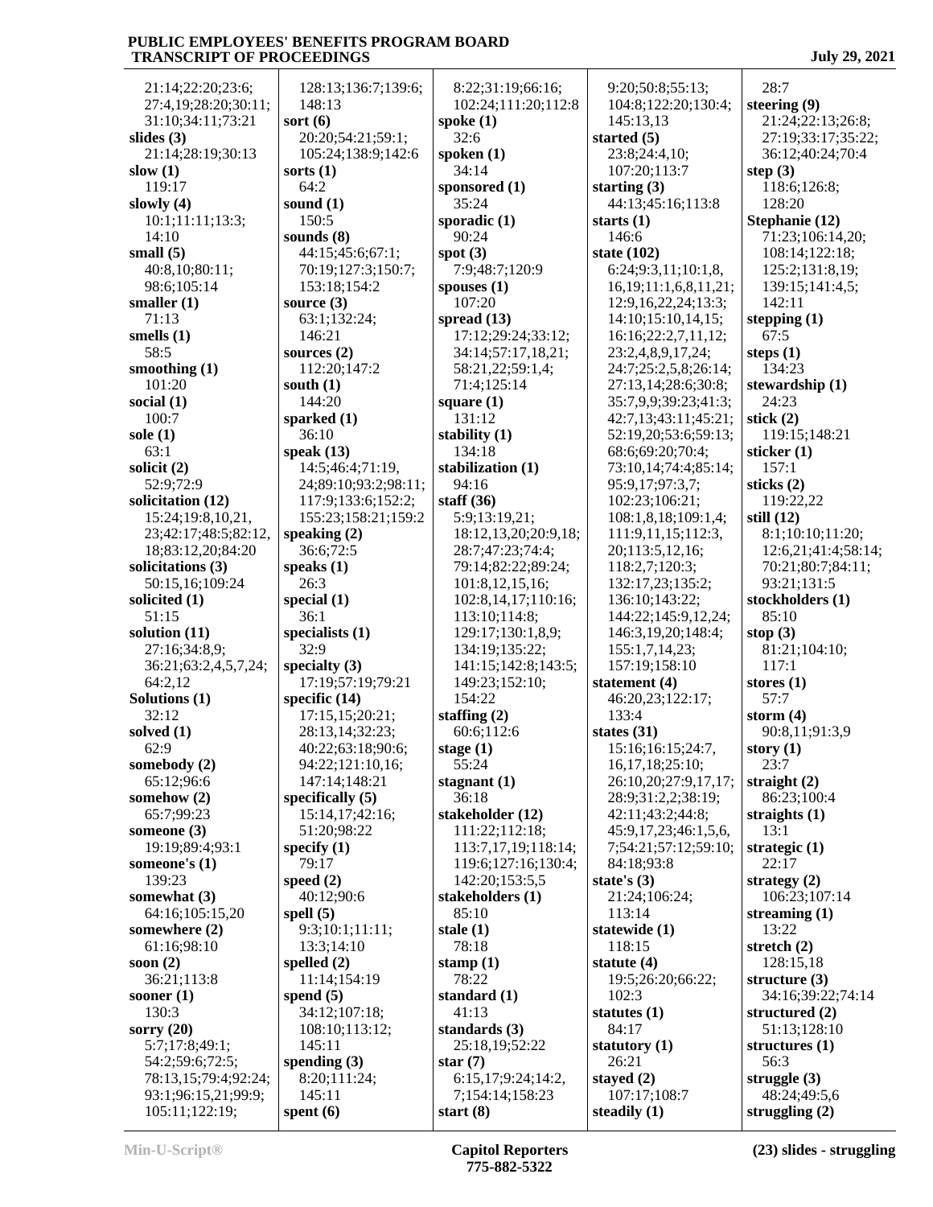21:14;22:20;23:6;
27:4,19;28:20;30:11;
31:10;34:11;73:21
**slides (3)**
21:14;28:19;30:13
**slow (1)**
119:17
**slowly (4)**
10:1;11:11;13:3;
14:10
**small (5)**
40:8,10;80:11;
98:6;105:14
**smaller (1)**
71:13
**smells (1)**
58:5
**smoothing (1)**
101:20
**social (1)**
100:7
**sole (1)**
63:1
**solicit (2)**
52:9;72:9
**solicitation (12)**
15:24;19:8,10,21,
23;42:17;48:5;82:12,
18;83:12,20;84:20
**solicitations (3)**
50:15,16;109:24
**solicited (1)**
51:15
**solution (11)**
27:16;34:8,9;
36:21;63:2,4,5,7,24;
64:2,12
**Solutions (1)**
32:12
**solved (1)**
62:9
**somebody (2)**
65:12;96:6
**somehow (2)**
65:7;99:23
**someone (3)**
19:19;89:4;93:1
**someone's (1)**
139:23
**somewhat (3)**
64:16;105:15,20
**somewhere (2)**
61:16;98:10
**soon (2)**
36:21;113:8
**sooner (1)**
130:3
**sorry (20)**
5:7;17:8;49:1;
54:2;59:6;72:5;
78:13,15;79:4;92:24;
93:1;96:15,21;99:9;
105:11;122:19;
128:13;136:7;139:6;
148:13
**sort (6)**
20:20;54:21;59:1;
105:24;138:9;142:6
**sorts (1)**
64:2
**sound (1)**
150:5
**sounds (8)**
44:15;45:6;67:1;
70:19;127:3;150:7;
153:18;154:2
**source (3)**
63:1;132:24;
146:21
**sources (2)**
112:20;147:2
**south (1)**
144:20
**sparked (1)**
36:10
**speak (13)**
14:5;46:4;71:19,
24;89:10;93:2;98:11;
117:9;133:6;152:2;
155:23;158:21;159:2
**speaking (2)**
36:6;72:5
**speaks (1)**
26:3
**special (1)**
36:1
**specialists (1)**
32:9
**specialty (3)**
17:19;57:19;79:21
**specific (14)**
17:15,15;20:21;
28:13,14;32:23;
40:22;63:18;90:6;
94:22;121:10,16;
147:14;148:21
**specifically (5)**
15:14,17;42:16;
51:20;98:22
**specify (1)**
79:17
**speed (2)**
40:12;90:6
**spell (5)**
9:3;10:1;11:11;
13:3;14:10
**spelled (2)**
11:14;154:19
**spend (5)**
34:12;107:18;
108:10;113:12;
145:11
**spending (3)**
8:20;111:24;
145:11
**spent (6)**
8:22;31:19;66:16;
102:24;111:20;112:8
**spoke (1)**
32:6
**spoken (1)**
34:14
**sponsored (1)**
35:24
**sporadic (1)**
90:24
**spot (3)**
7:9;48:7;120:9
**spouses (1)**
107:20
**spread (13)**
17:12;29:24;33:12;
34:14;57:17,18,21;
58:21,22;59:1,4;
71:4;125:14
**square (1)**
131:12
**stability (1)**
134:18
**stabilization (1)**
94:16
**staff (36)**
5:9;13:19,21;
18:12,13,20;20:9,18;
28:7;47:23;74:4;
79:14;82:22;89:24;
101:8,12,15,16;
102:8,14,17;110:16;
113:10;114:8;
129:17;130:1,8,9;
134:19;135:22;
141:15;142:8;143:5;
149:23;152:10;
154:22
**staffing (2)**
60:6;112:6
**stage (1)**
55:24
**stagnant (1)**
36:18
**stakeholder (12)**
111:22;112:18;
113:7,17,19;118:14;
119:6;127:16;130:4;
142:20;153:5,5
**stakeholders (1)**
85:10
**stale (1)**
78:18
**stamp (1)**
78:22
**standard (1)**
41:13
**standards (3)**
25:18,19;52:22
**star (7)**
6:15,17;9:24;14:2,
7;154:14;158:23
**start (8)**
9:20;50:8;55:13;
104:8;122:20;130:4;
145:13,13
**started (5)**
23:8;24:4,10;
107:20;113:7
**starting (3)**
44:13;45:16;113:8
**starts (1)**
146:6
**state (102)**
6:24;9:3,11;10:1,8,
16,19;11:1,6,8,11,21;
12:9,16,22,24;13:3;
14:10;15:10,14,15;
16:16;22:2,7,11,12;
23:2,4,8,9,17,24;
24:7;25:2,5,8;26:14;
27:13,14;28:6;30:8;
35:7,9,9;39:23;41:3;
42:7,13;43:11;45:21;
52:19,20;53:6;59:13;
68:6;69:20;70:4;
73:10,14;74:4;85:14;
95:9,17;97:3,7;
102:23;106:21;
108:1,8,18;109:1,4;
111:9,11,15;112:3,
20;113:5,12,16;
118:2,7;120:3;
132:17,23;135:2;
136:10;143:22;
144:22;145:9,12,24;
146:3,19,20;148:4;
155:1,7,14,23;
157:19;158:10
**statement (4)**
46:20,23;122:17;
133:4
**states (31)**
15:16;16:15;24:7,
16,17,18;25:10;
26:10,20;27:9,17,17;
28:9;31:2,2;38:19;
42:11;43:2;44:8;
45:9,17,23;46:1,5,6,
7;54:21;57:12;59:10;
84:18;93:8
**state's (3)**
21:24;106:24;
113:14
**statewide (1)**
118:15
**statute (4)**
19:5;26:20;66:22;
102:3
**statutes (1)**
84:17
**statutory (1)**
26:21
**stayed (2)**
107:17;108:7
**steadily (1)**
28:7
**steering (9)**
21:24;22:13;26:8;
27:19;33:17;35:22;
36:12;40:24;70:4
**step (3)**
118:6;126:8;
128:20
**Stephanie (12)**
71:23;106:14,20;
108:14;122:18;
125:2;131:8,19;
139:15;141:4,5;
142:11
**stepping (1)**
67:5
**steps (1)**
134:23
**stewardship (1)**
24:23
**stick (2)**
119:15;148:21
**sticker (1)**
157:1
**sticks (2)**
119:22,22
**still (12)**
8:1;10:10;11:20;
12:6,21;41:4;58:14;
70:21;80:7;84:11;
93:21;131:5
**stockholders (1)**
85:10
**stop (3)**
81:21;104:10;
117:1
**stores (1)**
57:7
**storm (4)**
90:8,11;91:3,9
**story (1)**
23:7
**straight (2)**
86:23;100:4
**straights (1)**
13:1
**strategic (1)**
22:17
**strategy (2)**
106:23;107:14
**streaming (1)**
13:22
**stretch (2)**
128:15,18
**structure (3)**
34:16;39:22;74:14
**structured (2)**
51:13;128:10
**structures (1)**
56:3
**struggle (3)**
48:24;49:5,6
**struggling (2)**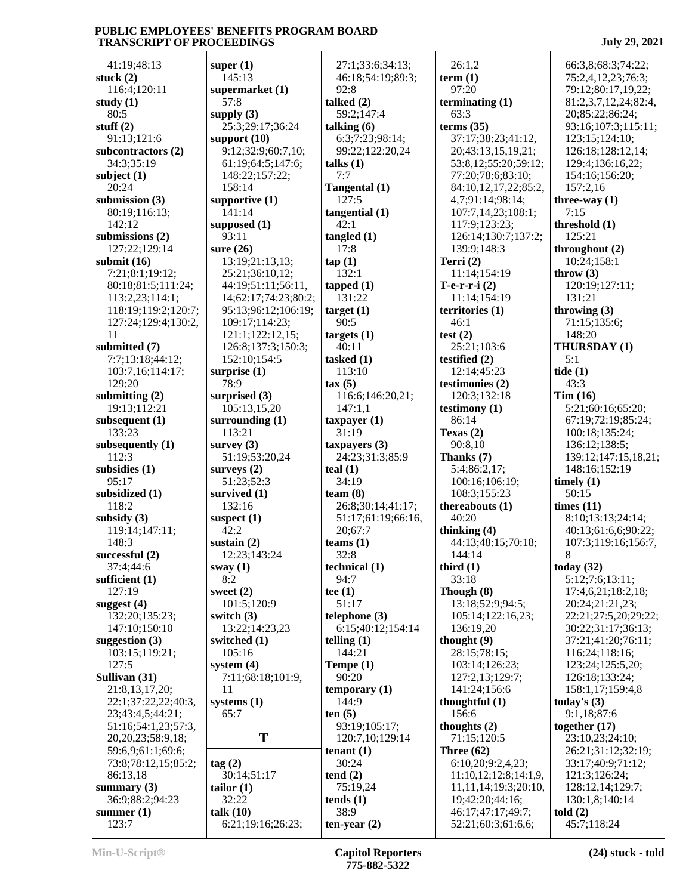41:19;48:13
**stuck (2)**
116:4;120:11
**study (1)**
80:5
**stuff (2)**
91:13;121:6
**subcontractors (2)**
34:3;35:19
**subject (1)**
20:24
**submission (3)**
80:19;116:13;
142:12
**submissions (2)**
127:22;129:14
**submit (16)**
7:21;8:1;19:12;
80:18;81:5;111:24;
113:2,23;114:1;
118:19;119:2;120:7;
127:24;129:4;130:2,
11
**submitted (7)**
7:7;13:18;44:12;
103:7,16;114:17;
129:20
**submitting (2)**
19:13;112:21
**subsequent (1)**
133:23
**subsequently (1)**
112:3
**subsidies (1)**
95:17
**subsidized (1)**
118:2
**subsidy (3)**
119:14;147:11;
148:3
**successful (2)**
37:4;44:6
**sufficient (1)**
127:19
**suggest (4)**
132:20;135:23;
147:10;150:10
**suggestion (3)**
103:15;119:21;
127:5
**Sullivan (31)**
21:8,13,17,20;
22:1;37:22,22;40:3,
23;43:4,5;44:21;
51:16;54:1,23;57:3,
20,20,23;58:9,18;
59:6,9;61:1;69:6;
73:8;78:12,15;85:2;
86:13,18
**summary (3)**
36:9;88:2;94:23
**summer (1)**
123:7

**super (1)**
145:13
**supermarket (1)**
57:8
**supply (3)**
25:3;29:17;36:24
**support (10)**
9:12;32:9;60:7,10;
61:19;64:5;147:6;
148:22;157:22;
158:14
**supportive (1)**
141:14
**supposed (1)**
93:11
**sure (26)**
13:19;21:13,13;
25:21;36:10,12;
44:19;51:11;56:11,
14;62:17;74:23;80:2;
95:13;96:12;106:19;
109:17;114:23;
121:1;122:12,15;
126:8;137:3;150:3;
152:10;154:5
**surprise (1)**
78:9
**surprised (3)**
105:13,15,20
**surrounding (1)**
113:21
**survey (3)**
51:19;53:20,24
**surveys (2)**
51:23;52:3
**survived (1)**
132:16
**suspect (1)**
42:2
**sustain (2)**
12:23;143:24
**sway (1)**
8:2
**sweet (2)**
101:5;120:9
**switch (3)**
13:22;14:23,23
**switched (1)**
105:16
**system (4)**
7:11;68:18;101:9,
11
**systems (1)**
65:7

## T

**tag (2)**
30:14;51:17
**tailor (1)**
32:22
**talk (10)**
6:21;19:16;26:23;
27:1;33:6;34:13;
46:18;54:19;89:3;
92:8
**talked (2)**
59:2;147:4
**talking (6)**
6:3;7:23;98:14;
99:22;122:20,24
**talks (1)**
7:7
**Tangental (1)**
127:5
**tangential (1)**
42:1
**tangled (1)**
17:8
**tap (1)**
132:1
**tapped (1)**
131:22
**target (1)**
90:5
**targets (1)**
40:11
**tasked (1)**
113:10
**tax (5)**
116:6;146:20,21;
147:1,1
**taxpayer (1)**
31:19
**taxpayers (3)**
24:23;31:3;85:9
**teal (1)**
34:19
**team (8)**
26:8;30:14;41:17;
51:17;61:19;66:16,
20;67:7
**teams (1)**
32:8
**technical (1)**
94:7
**tee (1)**
51:17
**telephone (3)**
6:15;40:12;154:14
**telling (1)**
144:21
**Tempe (1)**
90:20
**temporary (1)**
144:9
**ten (5)**
93:19;105:17;
120:7,10;129:14
**tenant (1)**
30:24
**tend (2)**
75:19,24
**tends (1)**
38:9
**ten-year (2)**
26:1,2
**term (1)**
97:20
**terminating (1)**
63:3
**terms (35)**
37:17;38:23;41:12,
20;43:13,15,19,21;
53:8,12;55:20;59:12;
77:20;78:6;83:10;
84:10,12,17,22;85:2,
4,7;91:14;98:14;
107:7,14,23;108:1;
117:9;123:23;
126:14;130:7;137:2;
139:9;148:3
**Terri (2)**
11:14;154:19
**T-e-r-r-i (2)**
11:14;154:19
**territories (1)**
46:1
**test (2)**
25:21;103:6
**testified (2)**
12:14;45:23
**testimonies (2)**
120:3;132:18
**testimony (1)**
86:14
**Texas (2)**
90:8,10
**Thanks (7)**
5:4;86:2,17;
100:16;106:19;
108:3;155:23
**thereabouts (1)**
40:20
**thinking (4)**
44:13;48:15;70:18;
144:14
**third (1)**
33:18
**Though (8)**
13:18;52:9;94:5;
105:14;122:16,23;
136:19,20
**thought (9)**
28:15;78:15;
103:14;126:23;
127:2,13;129:7;
141:24;156:6
**thoughtful (1)**
156:6
**thoughts (2)**
71:15;120:5
**Three (62)**
6:10,20;9:2,4,23;
11:10,12;12:8;14:1,9,
11,11,14;19:3;20:10,
19;42:20;44:16;
46:17;47:17;49:7;
52:21;60:3;61:6,6;
66:3,8;68:3;74:22;
75:2,4,12,23;76:3;
79:12;80:17,19,22;
81:2,3,7,12,24;82:4,
20;85:22;86:24;
93:16;107:3;115:11;
123:15;124:10;
126:18;128:12,14;
129:4;136:16,22;
154:16;156:20;
157:2,16
**three-way (1)**
7:15
**threshold (1)**
125:21
**throughout (2)**
10:24;158:1
**throw (3)**
120:19;127:11;
131:21
**throwing (3)**
71:15;135:6;
148:20
**THURSDAY (1)**
5:1
**tide (1)**
43:3
**Tim (16)**
5:21;60:16;65:20;
67:19;72:19;85:24;
100:18;135:24;
136:12;138:5;
139:12;147:15,18,21;
148:16;152:19
**timely (1)**
50:15
**times (11)**
8:10;13:13;24:14;
40:13;61:6,6;90:22;
107:3;119:16;156:7,
8
**today (32)**
5:12;7:6;13:11;
17:4,6,21;18:2,18;
20:24;21:21,23;
22:21;27:5,20;29:22;
30:22;31:17;36:13;
37:21;41:20;76:11;
116:24;118:16;
123:24;125:5,20;
126:18;133:24;
158:1,17;159:4,8
**today's (3)**
9:1,18;87:6
**together (17)**
23:10,23;24:10;
26:21;31:12;32:19;
33:17;40:9;71:12;
121:3;126:24;
128:12,14;129:7;
130:1,8;140:14
**told (2)**
45:7;118:24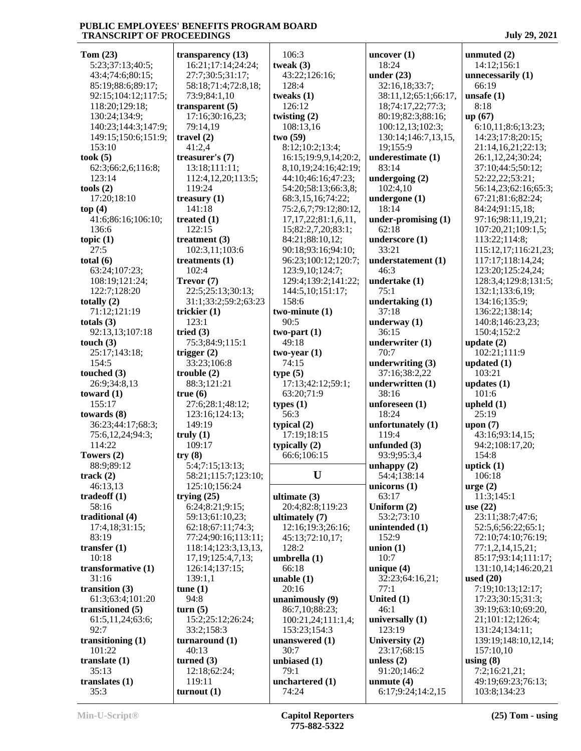**Tom (23)**
5:23;37:13;40:5;
43:4;74:6;80:15;
85:19;88:6;89:17;
92:15;104:12;117:5;
118:20;129:18;
130:24;134:9;
140:23;144:3;147:9;
149:15;150:6;151:9;
153:10

**took (5)**
62:3;66:2,6;116:8;
123:14

**tools (2)**
17:20;18:10

**top (4)**
41:6;86:16;106:10;
136:6

**topic (1)**
27:5

**total (6)**
63:24;107:23;
108:19;121:24;
122:7;128:20

**totally (2)**
71:12;121:19

**totals (3)**
92:13,13;107:18

**touch (3)**
25:17;143:18;
154:5

**touched (3)**
26:9;34:8,13

**toward (1)**
155:17

**towards (8)**
36:23;44:17;68:3;
75:6,12,24;94:3;
114:22

**Towers (2)**
88:9;89:12

**track (2)**
46:13,13

**tradeoff (1)**
58:16

**traditional (4)**
17:4,18;31:15;
83:19

**transfer (1)**
10:18

**transformative (1)**
31:16

**transition (3)**
61:3;63:4;101:20

**transitioned (5)**
61:5,11,24;63:6;
92:7

**transitioning (1)**
101:22

**translate (1)**
35:13

**translates (1)**
35:3

**transparency (13)**
16:21;17:14;24:24;
27:7;30:5;31:17;
58:18;71:4;72:8,18;
73:9;84:1,10

**transparent (5)**
17:16;30:16,23;
79:14,19

**travel (2)**
41:2,4

**treasurer's (7)**
13:18;111:11;
112:4,12,20;113:5;
119:24

**treasury (1)**
141:18

**treated (1)**
122:15

**treatment (3)**
102:3,11;103:6

**treatments (1)**
102:4

**Trevor (7)**
22:5;25:13;30:13;
31:1;33:2;59:2;63:23

**trickier (1)**
123:1

**tried (3)**
75:3;84:9;115:1

**trigger (2)**
33:23;106:8

**trouble (2)**
88:3;121:21

**true (6)**
27:6;28:1;48:12;
123:16;124:13;
149:19

**truly (1)**
109:17

**try (8)**
5:4;7:15;13:13;
58:21;115:7;123:10;
125:10;156:24

**trying (25)**
6:24;8:21;9:15;
59:13;61:10,23;
62:18;67:11;74:3;
77:24;90:16;113:11;
118:14;123:3,13,13,
17,19;125:4,7,13;
126:14;137:15;
139:1,1

**tune (1)**
94:8

**turn (5)**
15:2;25:12;26:24;
33:2;158:3

**turnaround (1)**
40:13

**turned (3)**
12:18;62:24;
119:11

**turnout (1)**
106:3

**tweak (3)**
43:22;126:16;
128:4

**tweaks (1)**
126:12

**twisting (2)**
108:13,16

**two (59)**
8:12;10:2;13:4;
16:15;19:9,9,14;20:2,
8,10,19;24:16;42:19;
44:10;46:16;47:23;
54:20;58:13;66:3,8;
68:3,15,16;74:22;
75:2,6,7;79:12;80:12,
17,17,22;81:1,6,11,
15;82:2,7,20;83:1;
84:21;88:10,12;
90:18;93:16;94:10;
96:23;100:12;120:7;
123:9,10;124:7;
129:4;139:2;141:22;
144:5,10;151:17;
158:6

**two-minute (1)**
90:5

**two-part (1)**
49:18

**two-year (1)**
74:15

**type (5)**
17:13;42:12;59:1;
63:20;71:9

**types (1)**
56:3

**typical (2)**
17:19;18:15

**typically (2)**
66:6;106:15

## U

**ultimate (3)**
20:4;82:8;119:23

**ultimately (7)**
12:16;19:3;26:16;
45:13;72:10,17;
128:2

**umbrella (1)**
66:18

**unable (1)**
20:16

**unanimously (9)**
86:7,10;88:23;
100:21,24;111:1,4;
153:23;154:3

**unanswered (1)**
30:7

**unbiased (1)**
79:1

**unchartered (1)**
74:24

**uncover (1)**
18:24

**under (23)**
32:16,18;33:7;
38:11,12;65:1;66:17,
18;74:17,22;77:3;
80:19;82:3;88:16;
100:12,13;102:3;
130:14;146:7,13,15,
19;155:9

**underestimate (1)**
83:14

**undergoing (2)**
102:4,10

**undergone (1)**
18:14

**under-promising (1)**
62:18

**underscore (1)**
33:21

**understatement (1)**
46:3

**undertake (1)**
75:1

**undertaking (1)**
37:18

**underway (1)**
36:15

**underwriter (1)**
70:7

**underwriting (3)**
37:16;38:2,22

**underwritten (1)**
38:16

**unforeseen (1)**
18:24

**unfortunately (1)**
119:4

**unfunded (3)**
93:9;95:3,4

**unhappy (2)**
54:4;138:14

**unicorns (1)**
63:17

**Uniform (2)**
53:2;73:10

**unintended (1)**
152:9

**union (1)**
10:7

**unique (4)**
32:23;64:16,21;
77:1

**United (1)**
46:1

**universally (1)**
123:19

**University (2)**
23:17;68:15

**unless (2)**
91:20;146:2

**unmute (4)**
6:17;9:24;14:2,15

**unmuted (2)**
14:12;156:1

**unnecessarily (1)**
66:19

**unsafe (1)**
8:18

**up (67)**
6:10,11;8:6;13:23;
14:23;17:8;20:15;
21:14,16,21;22:13;
26:1,12,24;30:24;
37:10;44:5;50:12;
52:22,22;53:21;
56:14,23;62:16;65:3;
67:21;81:6;82:24;
84:24;91:15,18;
97:16;98:11,19,21;
107:20,21;109:1,5;
113:22;114:8;
115:12,17;116:21,23;
117:17;118:14,24;
123:20;125:24,24;
128:3,4;129:8;131:5;
132:1;133:6,19;
134:16;135:9;
136:22;138:14;
140:8;146:23,23;
150:4;152:2

**update (2)**
102:21;111:9

**updated (1)**
103:21

**updates (1)**
101:6

**upheld (1)**
25:19

**upon (7)**
43:16;93:14,15;
94:2;108:17,20;
154:8

**uptick (1)**
106:18

**urge (2)**
11:3;145:1

**use (22)**
23:11;38:7;47:6;
52:5,6;56:22;65:1;
72:10;74:10;76:19;
77:1,2,14,15,21;
85:17;93:14;111:17;
131:10,14;146:20,21

**used (20)**
7:19;10:13;12:17;
17:23;30:15;31:3;
39:19;63:10;69:20,
21;101:12;126:4;
131:24;134:11;
139:19;148:10,12,14;
157:10,10

**using (8)**
7:2;16:21,21;
49:19;69:23;76:13;
103:8;134:23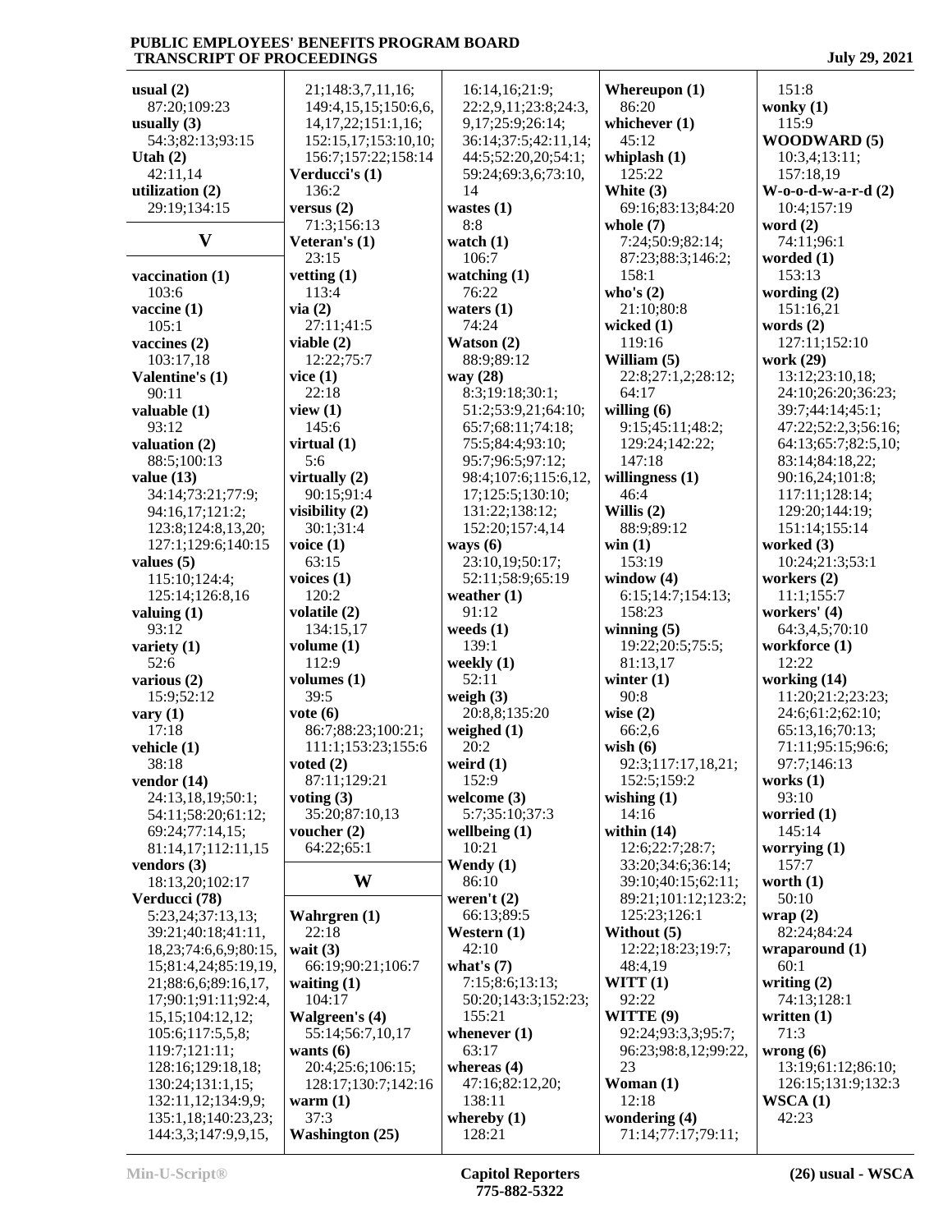usual (2)
87:20;109:23
usually (3)
54:3;82:13;93:15
Utah (2)
42:11,14
utilization (2)
29:19;134:15

## V

vaccination (1)
103:6
vaccine (1)
105:1
vaccines (2)
103:17,18
Valentine's (1)
90:11
valuable (1)
93:12
valuation (2)
88:5;100:13
value (13)
34:14;73:21;77:9;
94:16,17;121:2;
123:8;124:8,13,20;
127:1;129:6;140:15
values (5)
115:10;124:4;
125:14;126:8,16
valuing (1)
93:12
variety (1)
52:6
various (2)
15:9;52:12
vary (1)
17:18
vehicle (1)
38:18
vendor (14)
24:13,18,19;50:1;
54:11;58:20;61:12;
69:24;77:14,15;
81:14,17;112:11,15
vendors (3)
18:13,20;102:17
Verducci (78)
5:23,24;37:13,13;
39:21;40:18;41:11,
18,23;74:6,6,9;80:15,
15;81:4,24;85:19,19,
21;88:6,6;89:16,17,
17;90:1;91:11;92:4,
15,15;104:12,12;
105:6;117:5,5,8;
119:7;121:11;
128:16;129:18,18;
130:24;131:1,15;
132:11,12;134:9,9;
135:1,18;140:23,23;
144:3,3;147:9,9,15,
21;148:3,7,11,16;
149:4,15,15;150:6,6,
14,17,22;151:1,16;
152:15,17;153:10,10;
156:7;157:22;158:14
Verducci's (1)
136:2
versus (2)
71:3;156:13
Veteran's (1)
23:15
vetting (1)
113:4
via (2)
27:11;41:5
viable (2)
12:22;75:7
vice (1)
22:18
view (1)
145:6
virtual (1)
5:6
virtually (2)
90:15;91:4
visibility (2)
30:1;31:4
voice (1)
63:15
voices (1)
120:2
volatile (2)
134:15,17
volume (1)
112:9
volumes (1)
39:5
vote (6)
86:7;88:23;100:21;
111:1;153:23;155:6
voted (2)
87:11;129:21
voting (3)
35:20;87:10,13
voucher (2)
64:22;65:1

## W

Wahrgren (1)
22:18
wait (3)
66:19;90:21;106:7
waiting (1)
104:17
Walgreen's (4)
55:14;56:7,10,17
wants (6)
20:4;25:6;106:15;
128:17;130:7;142:16
warm (1)
37:3
Washington (25)
16:14,16;21:9;
22:2,9,11;23:8;24:3,
9,17;25:9;26:14;
36:14;37:5;42:11,14;
44:5;52:20,20;54:1;
59:24;69:3,6;73:10,
14
wastes (1)
8:8
watch (1)
106:7
watching (1)
76:22
waters (1)
74:24
Watson (2)
88:9;89:12
way (28)
8:3;19:18;30:1;
51:2;53:9,21;64:10;
65:7;68:11;74:18;
75:5;84:4;93:10;
95:7;96:5;97:12;
98:4;107:6;115:6,12,
17;125:5;130:10;
131:22;138:12;
152:20;157:4,14
ways (6)
23:10,19;50:17;
52:11;58:9;65:19
weather (1)
91:12
weeds (1)
139:1
weekly (1)
52:11
weigh (3)
20:8,8;135:20
weighed (1)
20:2
weird (1)
152:9
welcome (3)
5:7;35:10;37:3
wellbeing (1)
10:21
Wendy (1)
86:10
weren't (2)
66:13;89:5
Western (1)
42:10
what's (7)
7:15;8:6;13:13;
50:20;143:3;152:23;
155:21
whenever (1)
63:17
whereas (4)
47:16;82:12,20;
138:11
whereby (1)
128:21
Whereupon (1)
86:20
whichever (1)
45:12
whiplash (1)
125:22
White (3)
69:16;83:13;84:20
whole (7)
7:24;50:9;82:14;
87:23;88:3;146:2;
158:1
who's (2)
21:10;80:8
wicked (1)
119:16
William (5)
22:8;27:1,2;28:12;
64:17
willing (6)
9:15;45:11;48:2;
129:24;142:22;
147:18
willingness (1)
46:4
Willis (2)
88:9;89:12
win (1)
153:19
window (4)
6:15;14:7;154:13;
158:23
winning (5)
19:22;20:5;75:5;
81:13,17
winter (1)
90:8
wise (2)
66:2,6
wish (6)
92:3;117:17,18,21;
152:5;159:2
wishing (1)
14:16
within (14)
12:6;22:7;28:7;
33:20;34:6;36:14;
39:10;40:15;62:11;
89:21;101:12;123:2;
125:23;126:1
Without (5)
12:22;18:23;19:7;
48:4,19
WITT (1)
92:22
WITTE (9)
92:24;93:3,3;95:7;
96:23;98:8,12;99:22,
23
Woman (1)
12:18
wondering (4)
71:14;77:17;79:11;
151:8
wonky (1)
115:9
WOODWARD (5)
10:3,4;13:11;
157:18,19
W-o-o-d-w-a-r-d (2)
10:4;157:19
word (2)
74:11;96:1
worded (1)
153:13
wording (2)
151:16,21
words (2)
127:11;152:10
work (29)
13:12;23:10,18;
24:10;26:20;36:23;
39:7;44:14;45:1;
47:22;52:2,3;56:16;
64:13;65:7;82:5,10;
83:14;84:18,22;
90:16,24;101:8;
117:11;128:14;
129:20;144:19;
151:14;155:14
worked (3)
10:24;21:3;53:1
workers (2)
11:1;155:7
workers' (4)
64:3,4,5;70:10
workforce (1)
12:22
working (14)
11:20;21:2;23:23;
24:6;61:2;62:10;
65:13,16;70:13;
71:11;95:15;96:6;
97:7;146:13
works (1)
93:10
worried (1)
145:14
worrying (1)
157:7
worth (1)
50:10
wrap (2)
82:24;84:24
wraparound (1)
60:1
writing (2)
74:13;128:1
written (1)
71:3
wrong (6)
13:19;61:12;86:10;
126:15;131:9;132:3
WSCA (1)
42:23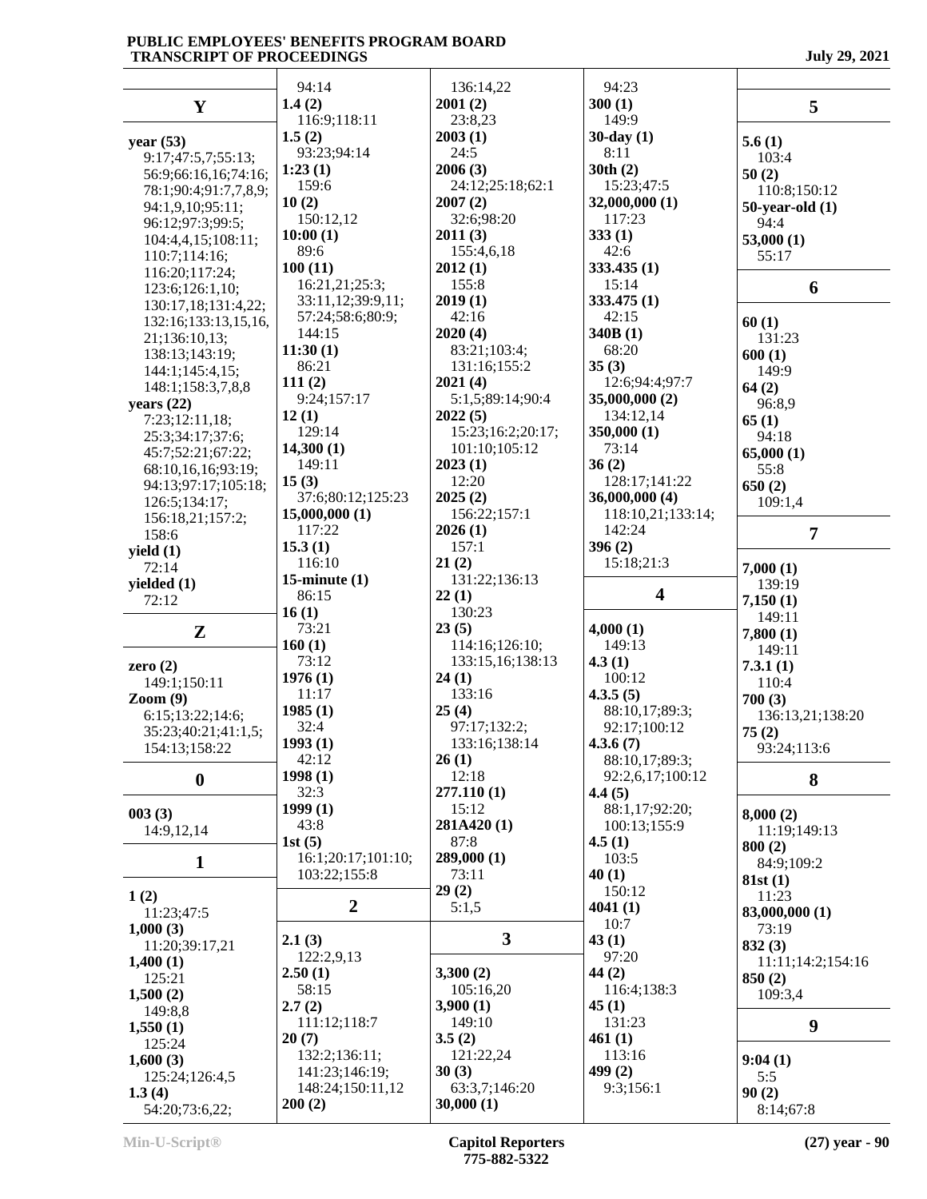## Y

**year (53)**
9:17;47:5,7;55:13;56:9;66:16,16;74:16;78:1;90:4;91:7,7,8,9;94:1,9,10;95:11;96:12;97:3;99:5;104:4,4,15;108:11;110:7;114:16;116:20;117:24;123:6;126:1,10;130:17,18;131:4,22;132:16;133:13,15,16,21;136:10,13;138:13;143:19;144:1;145:4,15;148:1;158:3,7,8,8

**years (22)**
7:23;12:11,18;25:3;34:17;37:6;45:7;52:21;67:22;68:10,16,16;93:19;94:13;97:17;105:18;126:5;134:17;156:18,21;157:2;158:6

**yield (1)**
72:14

**yielded (1)**
72:12

## Z

**zero (2)**
149:1;150:11

**Zoom (9)**
6:15;13:22;14:6;35:23;40:21;41:1,5;154:13;158:22

## 0

**003 (3)**
14:9,12,14

## 1

**1 (2)**
11:23;47:5

**1,000 (3)**
11:20;39:17,21

**1,400 (1)**
125:21

**1,500 (2)**
149:8,8

**1,550 (1)**
125:24

**1,600 (3)**
125:24;126:4,5

**1.3 (4)**
54:20;73:6,22;94:14

**1.4 (2)**
116:9;118:11

**1.5 (2)**
93:23;94:14

**1:23 (1)**
159:6

**10 (2)**
150:12,12

**10:00 (1)**
89:6

**100 (11)**
16:21,21;25:3;33:11,12;39:9,11;57:24;58:6;80:9;144:15

**11:30 (1)**
86:21

**111 (2)**
9:24;157:17

**12 (1)**
129:14

**14,300 (1)**
149:11

**15 (3)**
37:6;80:12;125:23

**15,000,000 (1)**
117:22

**15.3 (1)**
116:10

**15-minute (1)**
86:15

**16 (1)**
73:21

**160 (1)**
73:12

**1976 (1)**
11:17

**1985 (1)**
32:4

**1993 (1)**
42:12

**1998 (1)**
32:3

**1999 (1)**
43:8

**1st (5)**
16:1;20:17;101:10;103:22;155:8

## 2

**2.1 (3)**
122:2,9,13

**2.50 (1)**
58:15

**2.7 (2)**
111:12;118:7

**20 (7)**
132:2;136:11;141:23;146:19;148:24;150:11,12

**200 (2)**
136:14,22

**2001 (2)**
23:8,23

**2003 (1)**
24:5

**2006 (3)**
24:12;25:18;62:1

**2007 (2)**
32:6;98:20

**2011 (3)**
155:4,6,18

**2012 (1)**
155:8

**2019 (1)**
42:16

**2020 (4)**
83:21;103:4;131:16;155:2

**2021 (4)**
5:1,5;89:14;90:4

**2022 (5)**
15:23;16:2;20:17;101:10;105:12

**2023 (1)**
12:20

**2025 (2)**
156:22;157:1

**2026 (1)**
157:1

**21 (2)**
131:22;136:13

**22 (1)**
130:23

**23 (5)**
114:16;126:10;133:15,16;138:13

**24 (1)**
133:16

**25 (4)**
97:17;132:2;133:16;138:14

**26 (1)**
12:18

**277.110 (1)**
15:12

**281A420 (1)**
87:8

**289,000 (1)**
73:11

**29 (2)**
5:1,5

## 3

**3,300 (2)**
105:16,20

**3,900 (1)**
149:10

**3.5 (2)**
121:22,24

**30 (3)**
63:3,7;146:20

**30,000 (1)**
94:23

**300 (1)**
149:9

**30-day (1)**
8:11

**30th (2)**
15:23;47:5

**32,000,000 (1)**
117:23

**333 (1)**
42:6

**333.435 (1)**
15:14

**333.475 (1)**
42:15

**340B (1)**
68:20

**35 (3)**
12:6;94:4;97:7

**35,000,000 (2)**
134:12,14

**350,000 (1)**
73:14

**36 (2)**
128:17;141:22

**36,000,000 (4)**
118:10,21;133:14;142:24

**396 (2)**
15:18;21:3

## 4

**4,000 (1)**
149:13

**4.3 (1)**
100:12

**4.3.5 (5)**
88:10,17;89:3;92:17;100:12

**4.3.6 (7)**
88:10,17;89:3;92:2,6,17;100:12

**4.4 (5)**
88:1,17;92:20;100:13;155:9

**4.5 (1)**
103:5

**40 (1)**
150:12

**4041 (1)**
10:7

**43 (1)**
97:20

**44 (2)**
116:4;138:3

**45 (1)**
131:23

**461 (1)**
113:16

**499 (2)**
9:3;156:1

## 5

**5.6 (1)**
103:4

**50 (2)**
110:8;150:12

**50-year-old (1)**
94:4

**53,000 (1)**
55:17

## 6

**60 (1)**
131:23

**600 (1)**
149:9

**64 (2)**
96:8,9

**65 (1)**
94:18

**65,000 (1)**
55:8

**650 (2)**
109:1,4

## 7

**7,000 (1)**
139:19

**7,150 (1)**
149:11

**7,800 (1)**
149:11

**7.3.1 (1)**
110:4

**700 (3)**
136:13,21;138:20

**75 (2)**
93:24;113:6

## 8

**8,000 (2)**
11:19;149:13

**800 (2)**
84:9;109:2

**81st (1)**
11:23

**83,000,000 (1)**
73:19

**832 (3)**
11:11;14:2;154:16

**850 (2)**
109:3,4

## 9

**9:04 (1)**
5:5

**90 (2)**
8:14;67:8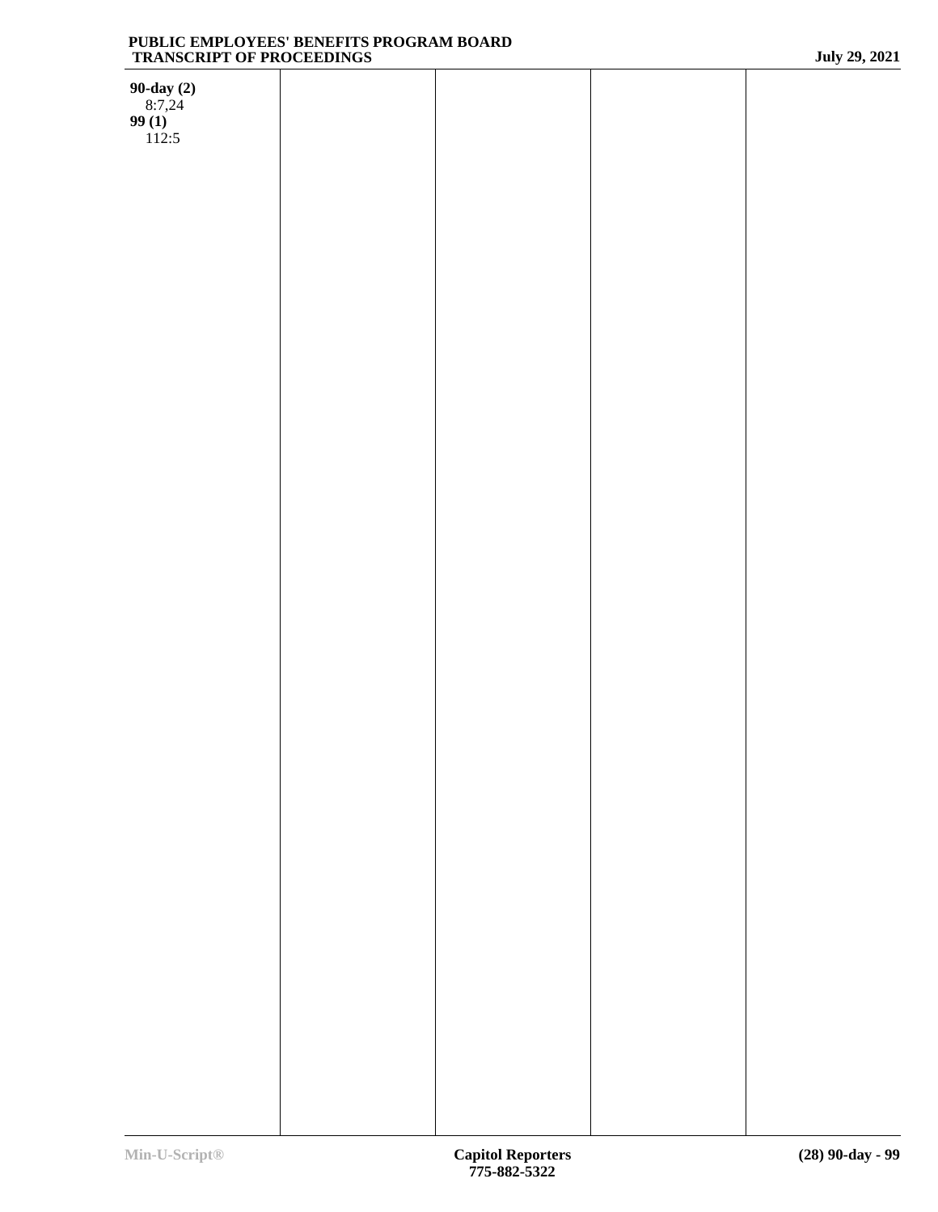**90-day (2)**
8:7,24
**99 (1)**
112:5